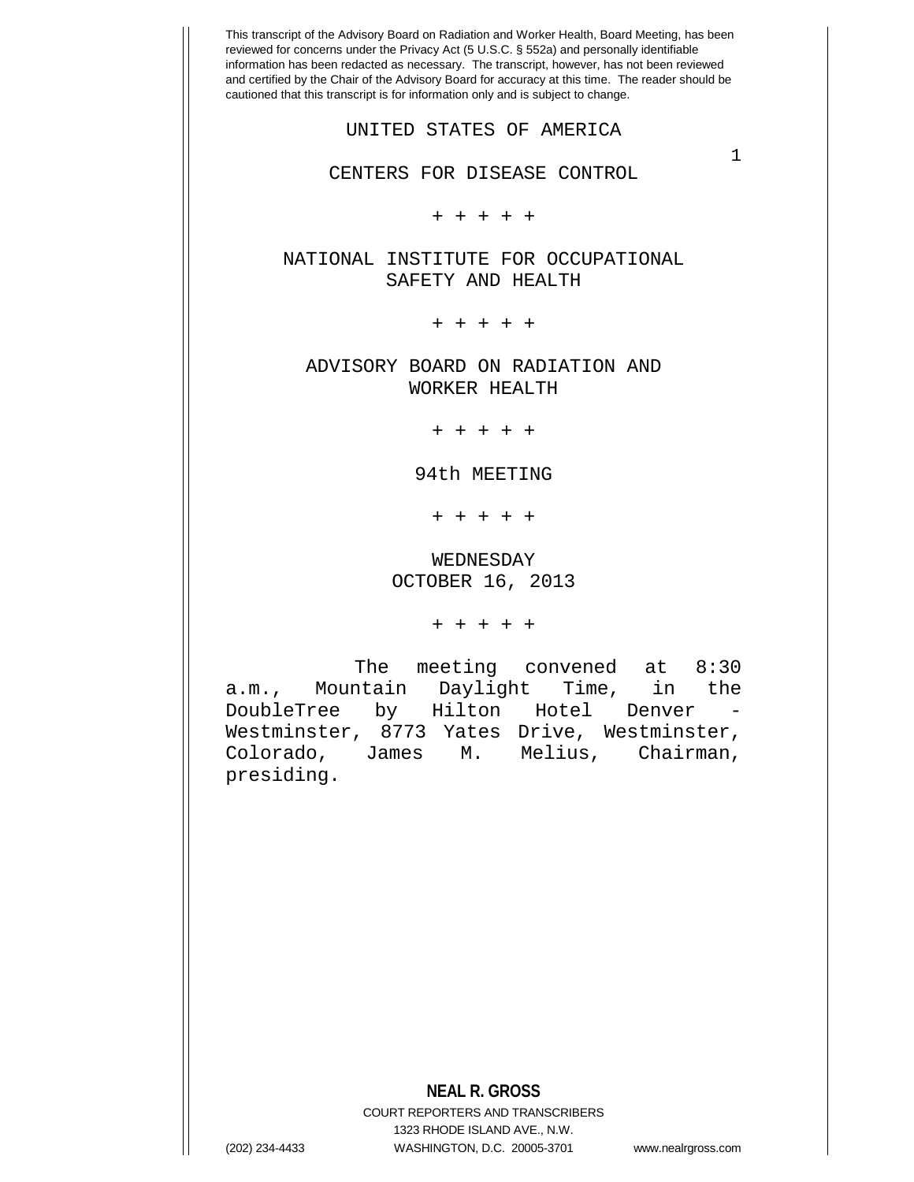This transcript of the Advisory Board on Radiation and Worker Health, Board Meeting, has been reviewed for concerns under the Privacy Act (5 U.S.C. § 552a) and personally identifiable information has been redacted as necessary. The transcript, however, has not been reviewed and certified by the Chair of the Advisory Board for accuracy at this time. The reader should be cautioned that this transcript is for information only and is subject to change.

UNITED STATES OF AMERICA

CENTERS FOR DISEASE CONTROL

+ + + + +

NATIONAL INSTITUTE FOR OCCUPATIONAL SAFETY AND HEALTH

+ + + + +

ADVISORY BOARD ON RADIATION AND WORKER HEALTH

+ + + + +

94th MEETING

+ + + + +

WEDNESDAY
OCTOBER 16, 2013

+ + + + +

The meeting convened at 8:30 a.m., Mountain Daylight Time, in the DoubleTree by Hilton Hotel Denver - Westminster, 8773 Yates Drive, Westminster, Colorado, James M. Melius, Chairman, presiding.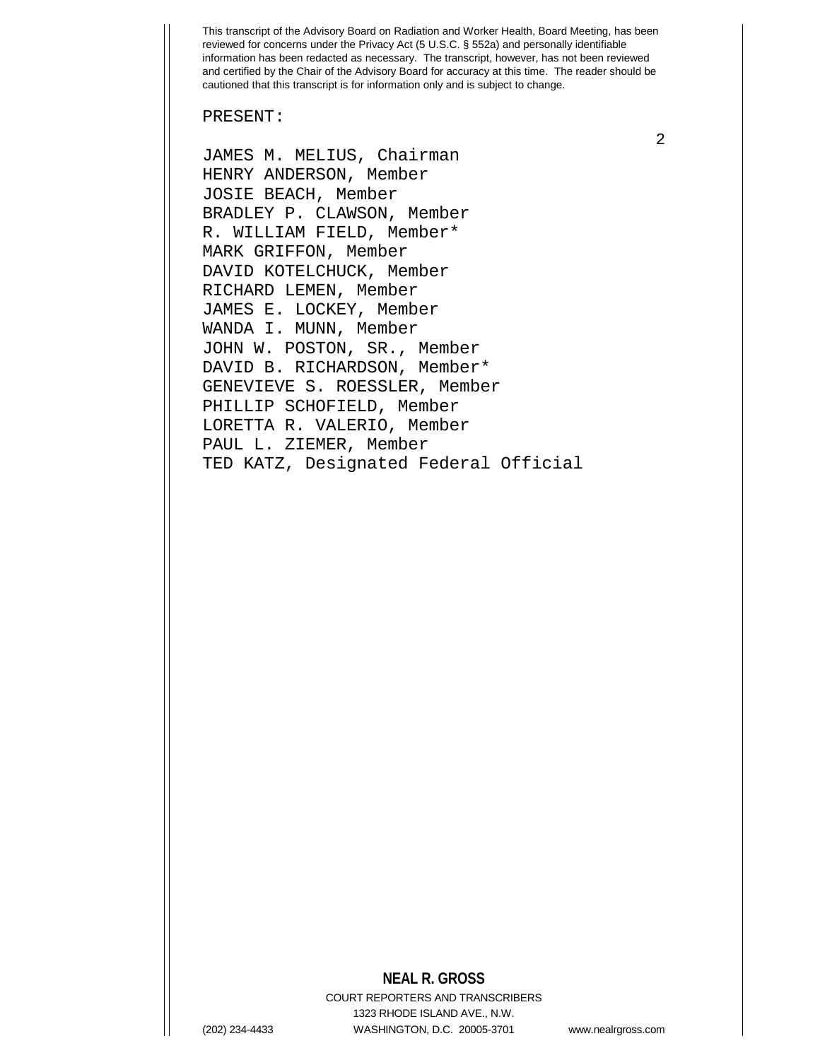PRESENT:

JAMES M. MELIUS, Chairman
HENRY ANDERSON, Member
JOSIE BEACH, Member
BRADLEY P. CLAWSON, Member
R. WILLIAM FIELD, Member*
MARK GRIFFON, Member
DAVID KOTELCHUCK, Member
RICHARD LEMEN, Member
JAMES E. LOCKEY, Member
WANDA I. MUNN, Member
JOHN W. POSTON, SR., Member
DAVID B. RICHARDSON, Member*
GENEVIEVE S. ROESSLER, Member
PHILLIP SCHOFIELD, Member
LORETTA R. VALERIO, Member
PAUL L. ZIEMER, Member
TED KATZ, Designated Federal Official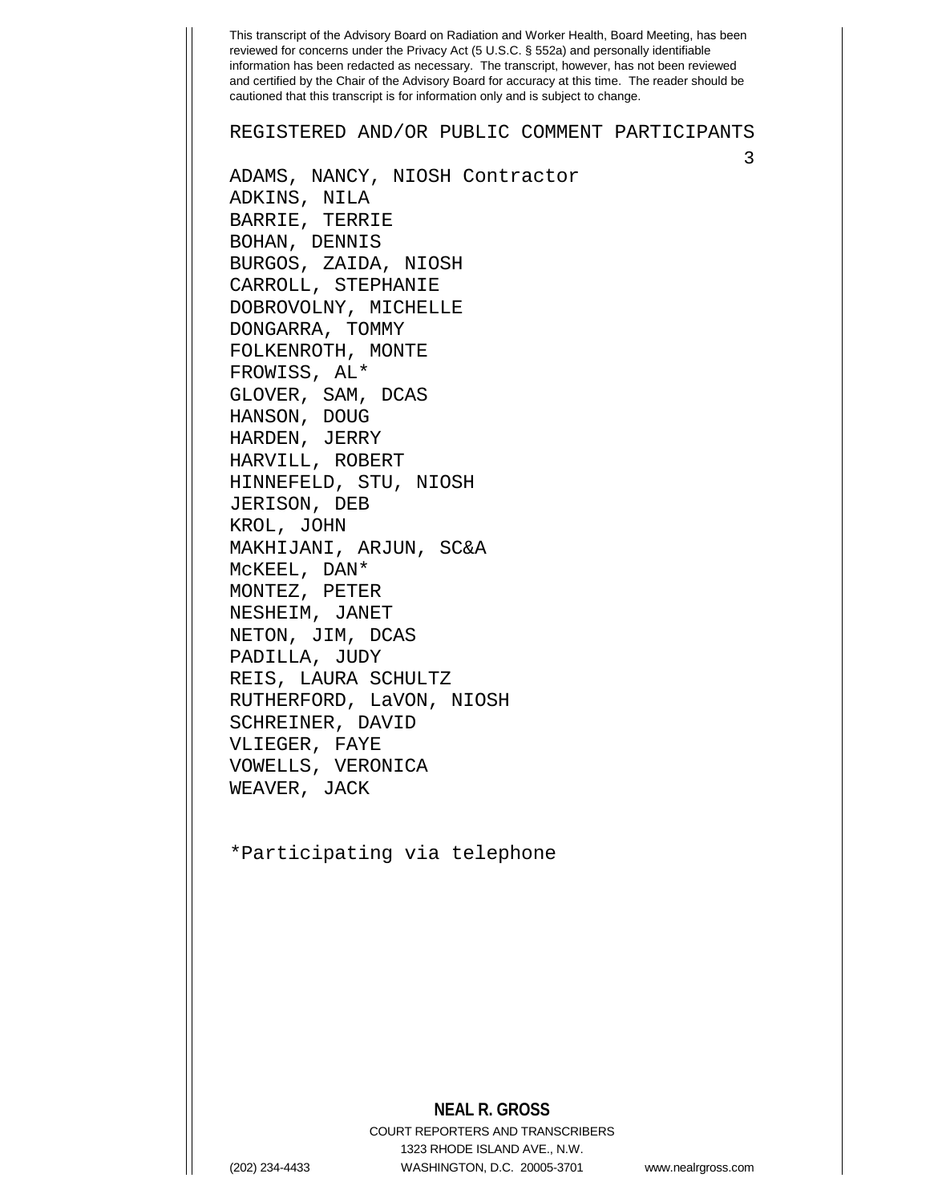REGISTERED AND/OR PUBLIC COMMENT PARTICIPANTS

ADAMS, NANCY, NIOSH Contractor
ADKINS, NILA
BARRIE, TERRIE
BOHAN, DENNIS
BURGOS, ZAIDA, NIOSH
CARROLL, STEPHANIE
DOBROVOLNY, MICHELLE
DONGARRA, TOMMY
FOLKENROTH, MONTE
FROWISS, AL*
GLOVER, SAM, DCAS
HANSON, DOUG
HARDEN, JERRY
HARVILL, ROBERT
HINNEFELD, STU, NIOSH
JERISON, DEB
KROL, JOHN
MAKHIJANI, ARJUN, SC&A
McKEEL, DAN*
MONTEZ, PETER
NESHEIM, JANET
NETON, JIM, DCAS
PADILLA, JUDY
REIS, LAURA SCHULTZ
RUTHERFORD, LaVON, NIOSH
SCHREINER, DAVID
VLIEGER, FAYE
VOWELLS, VERONICA
WEAVER, JACK

*Participating via telephone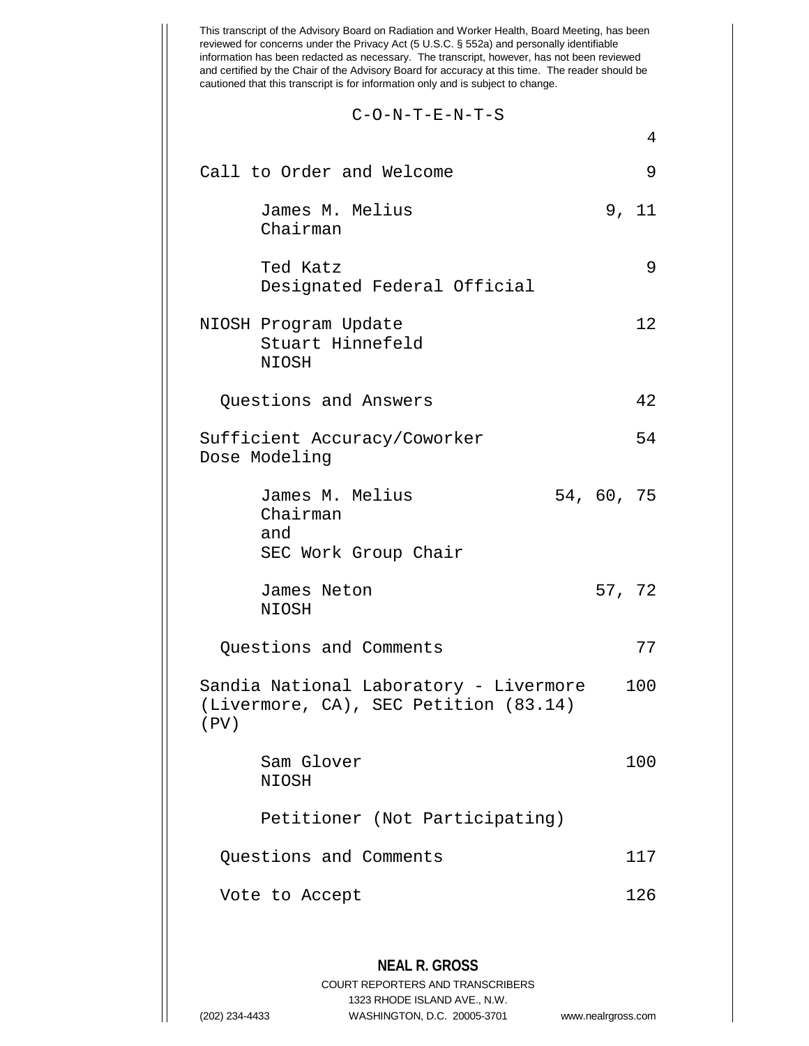This transcript of the Advisory Board on Radiation and Worker Health, Board Meeting, has been reviewed for concerns under the Privacy Act (5 U.S.C. § 552a) and personally identifiable information has been redacted as necessary. The transcript, however, has not been reviewed and certified by the Chair of the Advisory Board for accuracy at this time. The reader should be cautioned that this transcript is for information only and is subject to change.

C-O-N-T-E-N-T-S

| | |
|---|---|
| Call to Order and Welcome | 9 |
| James M. Melius<br>Chairman | 9, 11 |
| Ted Katz<br>Designated Federal Official | 9 |
| NIOSH Program Update<br>Stuart Hinnefeld<br>NIOSH | 12 |
| Questions and Answers | 42 |
| Sufficient Accuracy/Coworker Dose Modeling | 54 |
| James M. Melius<br>Chairman<br>and<br>SEC Work Group Chair | 54, 60, 75 |
| James Neton<br>NIOSH | 57, 72 |
| Questions and Comments | 77 |
| Sandia National Laboratory - Livermore (Livermore, CA), SEC Petition (83.14) (PV) | 100 |
| Sam Glover<br>NIOSH | 100 |
| Petitioner (Not Participating) | |
| Questions and Comments | 117 |
| Vote to Accept | 126 |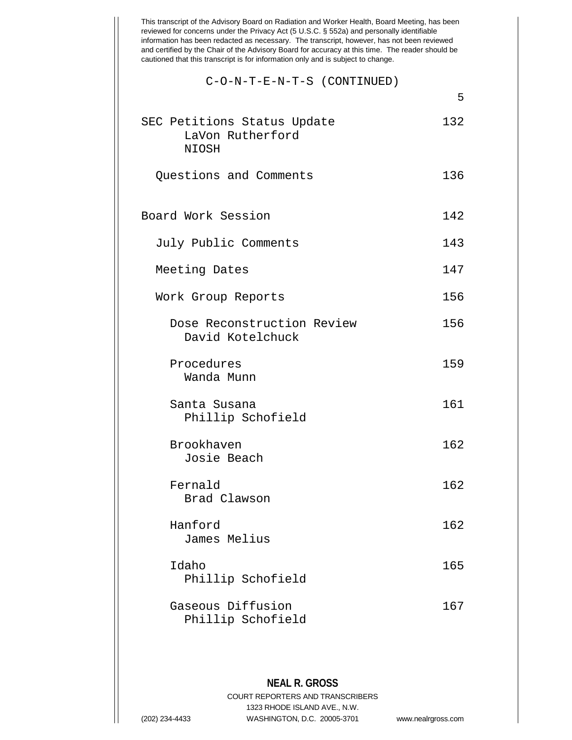This transcript of the Advisory Board on Radiation and Worker Health, Board Meeting, has been reviewed for concerns under the Privacy Act (5 U.S.C. § 552a) and personally identifiable information has been redacted as necessary. The transcript, however, has not been reviewed and certified by the Chair of the Advisory Board for accuracy at this time. The reader should be cautioned that this transcript is for information only and is subject to change.

C-O-N-T-E-N-T-S (CONTINUED)

| | |
|---|---|
| SEC Petitions Status Update<br>LaVon Rutherford<br>NIOSH | 132 |
| Questions and Comments | 136 |
| Board Work Session | 142 |
| July Public Comments | 143 |
| Meeting Dates | 147 |
| Work Group Reports | 156 |
| Dose Reconstruction Review<br>David Kotelchuck | 156 |
| Procedures<br>Wanda Munn | 159 |
| Santa Susana<br>Phillip Schofield | 161 |
| Brookhaven<br>Josie Beach | 162 |
| Fernald<br>Brad Clawson | 162 |
| Hanford<br>James Melius | 162 |
| Idaho<br>Phillip Schofield | 165 |
| Gaseous Diffusion<br>Phillip Schofield | 167 |

**NEAL R. GROSS**
COURT REPORTERS AND TRANSCRIBERS
1323 RHODE ISLAND AVE., N.W.
(202) 234-4433 WASHINGTON, D.C. 20005-3701 www.nealrgross.com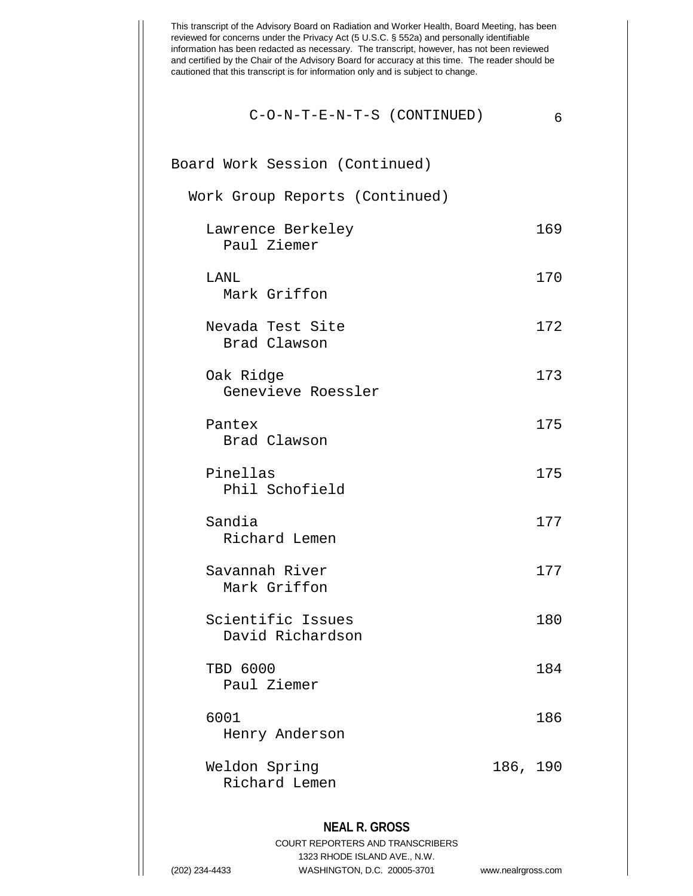This transcript of the Advisory Board on Radiation and Worker Health, Board Meeting, has been reviewed for concerns under the Privacy Act (5 U.S.C. § 552a) and personally identifiable information has been redacted as necessary. The transcript, however, has not been reviewed and certified by the Chair of the Advisory Board for accuracy at this time. The reader should be cautioned that this transcript is for information only and is subject to change.

C-O-N-T-E-N-T-S (CONTINUED)

Board Work Session (Continued)

Work Group Reports (Continued)

| | |
|---|---|
| Lawrence Berkeley<br>Paul Ziemer | 169 |
| LANL<br>Mark Griffon | 170 |
| Nevada Test Site<br>Brad Clawson | 172 |
| Oak Ridge<br>Genevieve Roessler | 173 |
| Pantex<br>Brad Clawson | 175 |
| Pinellas<br>Phil Schofield | 175 |
| Sandia<br>Richard Lemen | 177 |
| Savannah River<br>Mark Griffon | 177 |
| Scientific Issues<br>David Richardson | 180 |
| TBD 6000<br>Paul Ziemer | 184 |
| 6001<br>Henry Anderson | 186 |
| Weldon Spring<br>Richard Lemen | 186, 190 |

**NEAL R. GROSS**
COURT REPORTERS AND TRANSCRIBERS
1323 RHODE ISLAND AVE., N.W.
(202) 234-4433 WASHINGTON, D.C. 20005-3701 www.nealrgross.com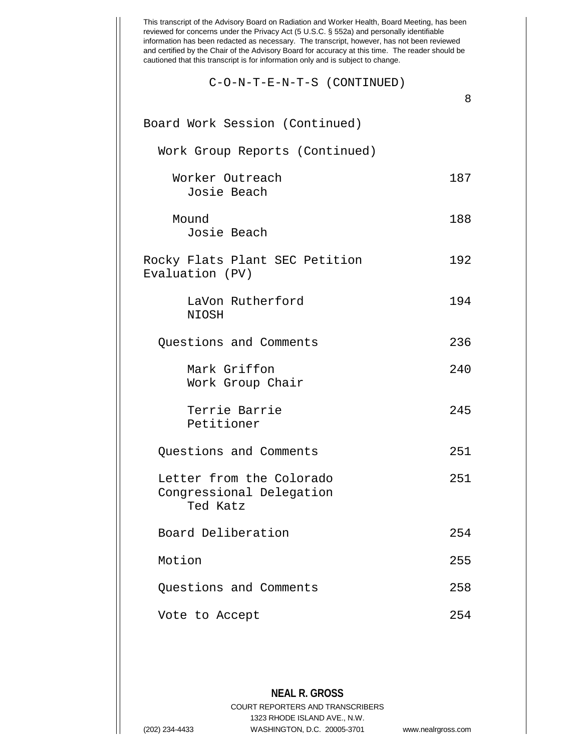This transcript of the Advisory Board on Radiation and Worker Health, Board Meeting, has been reviewed for concerns under the Privacy Act (5 U.S.C. § 552a) and personally identifiable information has been redacted as necessary. The transcript, however, has not been reviewed and certified by the Chair of the Advisory Board for accuracy at this time. The reader should be cautioned that this transcript is for information only and is subject to change.

C-O-N-T-E-N-T-S (CONTINUED)

| | |
|---|---|
| Board Work Session (Continued) | |
| Work Group Reports (Continued) | |
| Worker Outreach<br>Josie Beach | 187 |
| Mound<br>Josie Beach | 188 |
| Rocky Flats Plant SEC Petition Evaluation (PV) | 192 |
| LaVon Rutherford<br>NIOSH | 194 |
| Questions and Comments | 236 |
| Mark Griffon<br>Work Group Chair | 240 |
| Terrie Barrie<br>Petitioner | 245 |
| Questions and Comments | 251 |
| Letter from the Colorado Congressional Delegation<br>Ted Katz | 251 |
| Board Deliberation | 254 |
| Motion | 255 |
| Questions and Comments | 258 |
| Vote to Accept | 254 |

**NEAL R. GROSS**
COURT REPORTERS AND TRANSCRIBERS
1323 RHODE ISLAND AVE., N.W.
(202) 234-4433 WASHINGTON, D.C. 20005-3701 www.nealrgross.com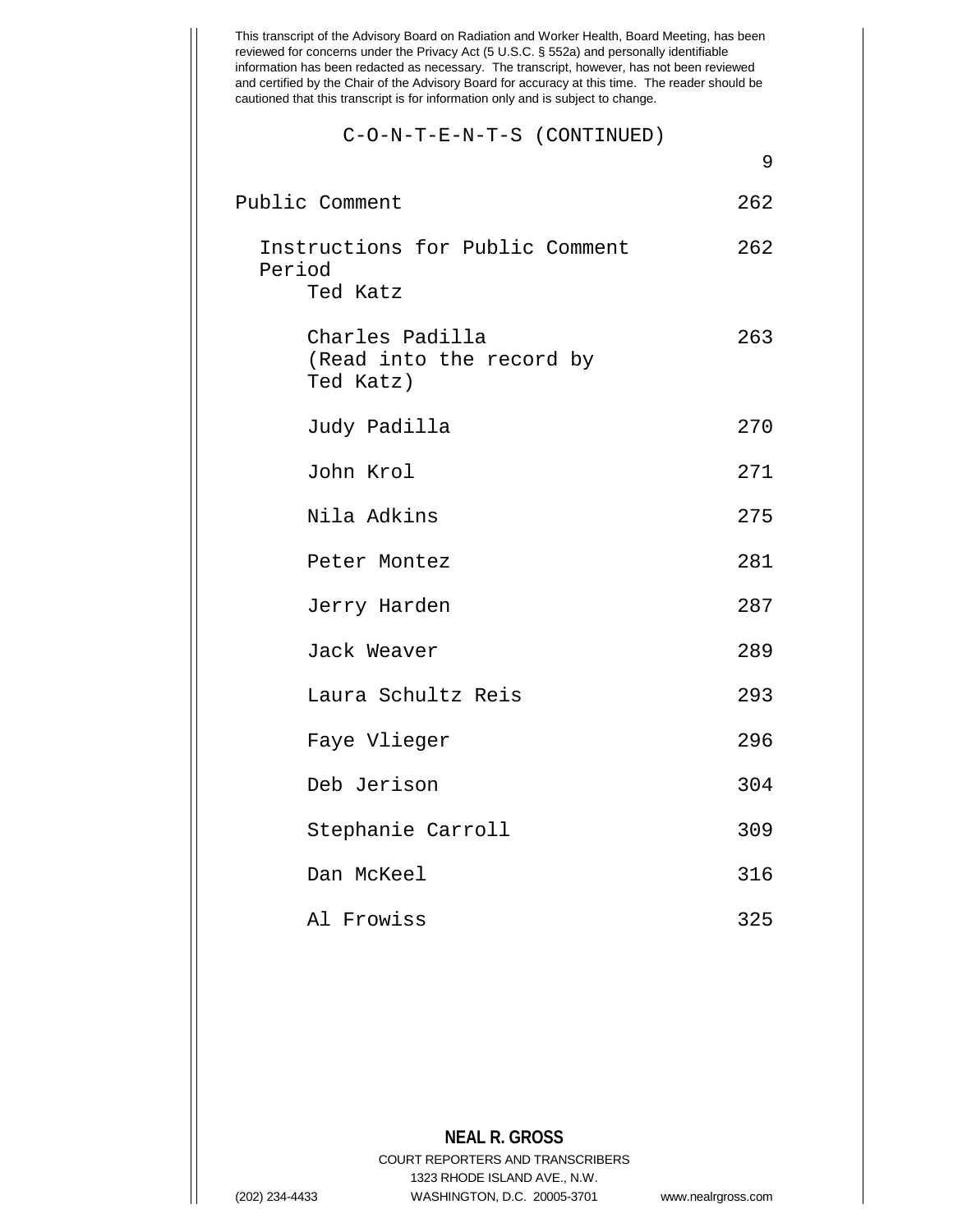This transcript of the Advisory Board on Radiation and Worker Health, Board Meeting, has been reviewed for concerns under the Privacy Act (5 U.S.C. § 552a) and personally identifiable information has been redacted as necessary. The transcript, however, has not been reviewed and certified by the Chair of the Advisory Board for accuracy at this time. The reader should be cautioned that this transcript is for information only and is subject to change.

C-O-N-T-E-N-T-S (CONTINUED)

| | |
|---|---|
| Public Comment | 262 |
| Instructions for Public Comment Period<br>Ted Katz | 262 |
| Charles Padilla<br>(Read into the record by Ted Katz) | 263 |
| Judy Padilla | 270 |
| John Krol | 271 |
| Nila Adkins | 275 |
| Peter Montez | 281 |
| Jerry Harden | 287 |
| Jack Weaver | 289 |
| Laura Schultz Reis | 293 |
| Faye Vlieger | 296 |
| Deb Jerison | 304 |
| Stephanie Carroll | 309 |
| Dan McKeel | 316 |
| Al Frowiss | 325 |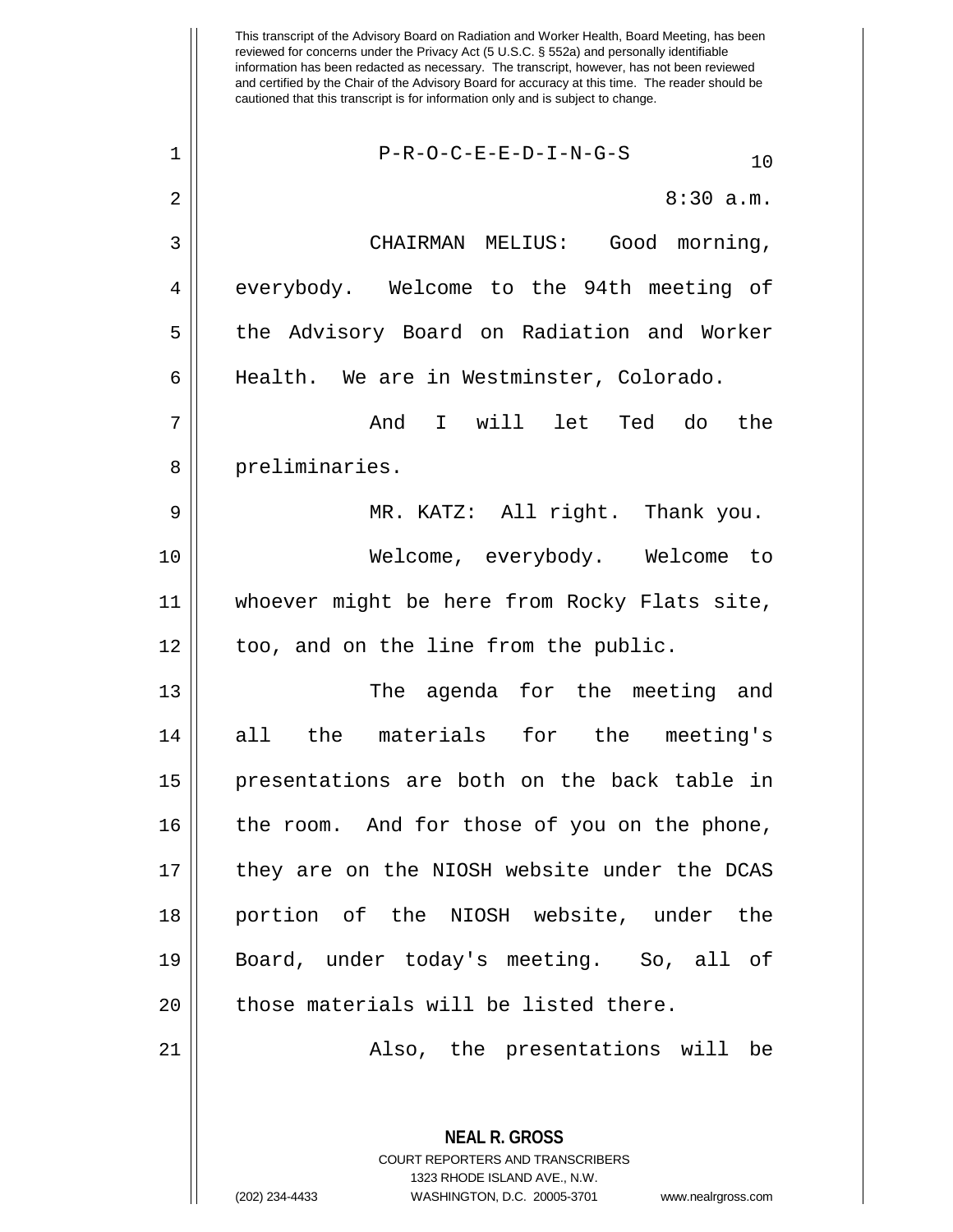This transcript of the Advisory Board on Radiation and Worker Health, Board Meeting, has been reviewed for concerns under the Privacy Act (5 U.S.C. § 552a) and personally identifiable information has been redacted as necessary. The transcript, however, has not been reviewed and certified by the Chair of the Advisory Board for accuracy at this time. The reader should be cautioned that this transcript is for information only and is subject to change.

P-R-O-C-E-E-D-I-N-G-S

8:30 a.m.

CHAIRMAN MELIUS: Good morning, everybody. Welcome to the 94th meeting of the Advisory Board on Radiation and Worker Health. We are in Westminster, Colorado.

And I will let Ted do the preliminaries.

MR. KATZ: All right. Thank you.

Welcome, everybody. Welcome to whoever might be here from Rocky Flats site, too, and on the line from the public.

The agenda for the meeting and all the materials for the meeting's presentations are both on the back table in the room. And for those of you on the phone, they are on the NIOSH website under the DCAS portion of the NIOSH website, under the Board, under today's meeting. So, all of those materials will be listed there.

Also, the presentations will be

**NEAL R. GROSS**
COURT REPORTERS AND TRANSCRIBERS
1323 RHODE ISLAND AVE., N.W.
(202) 234-4433 WASHINGTON, D.C. 20005-3701 www.nealrgross.com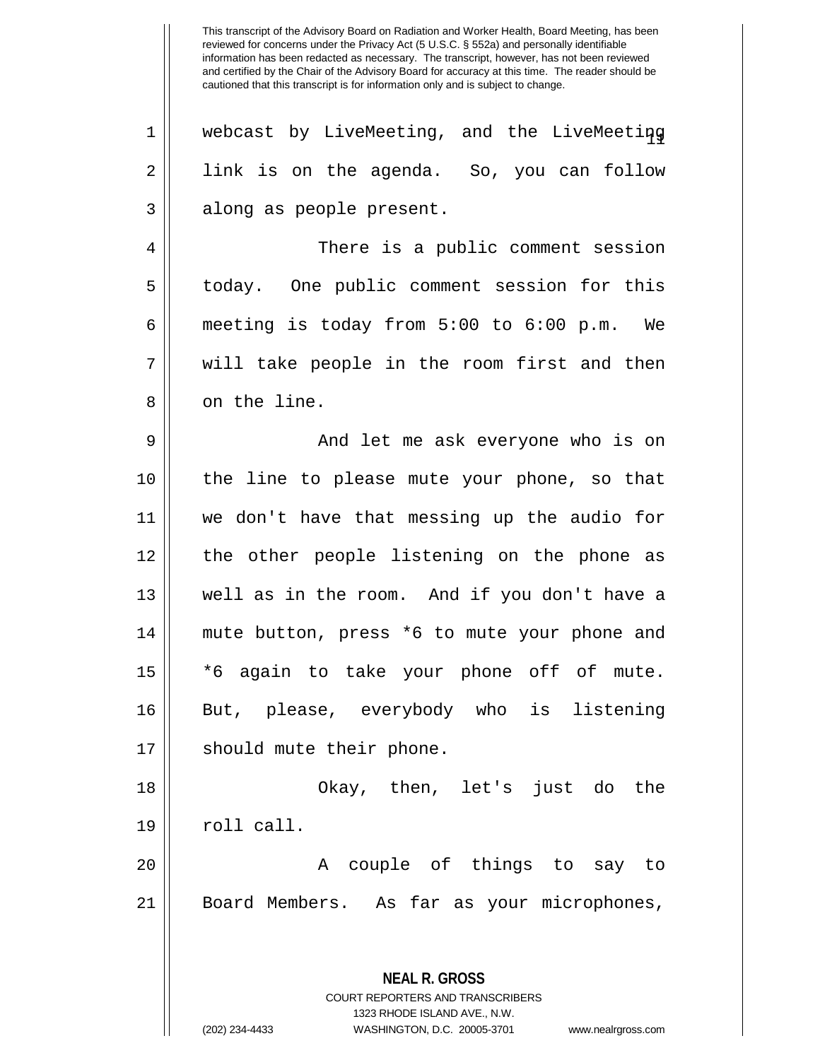webcast by LiveMeeting, and the LiveMeeting link is on the agenda. So, you can follow along as people present.

There is a public comment session today. One public comment session for this meeting is today from 5:00 to 6:00 p.m. We will take people in the room first and then on the line.

And let me ask everyone who is on the line to please mute your phone, so that we don't have that messing up the audio for the other people listening on the phone as well as in the room. And if you don't have a mute button, press *6 to mute your phone and *6 again to take your phone off of mute. But, please, everybody who is listening should mute their phone.

Okay, then, let's just do the roll call.

A couple of things to say to Board Members. As far as your microphones,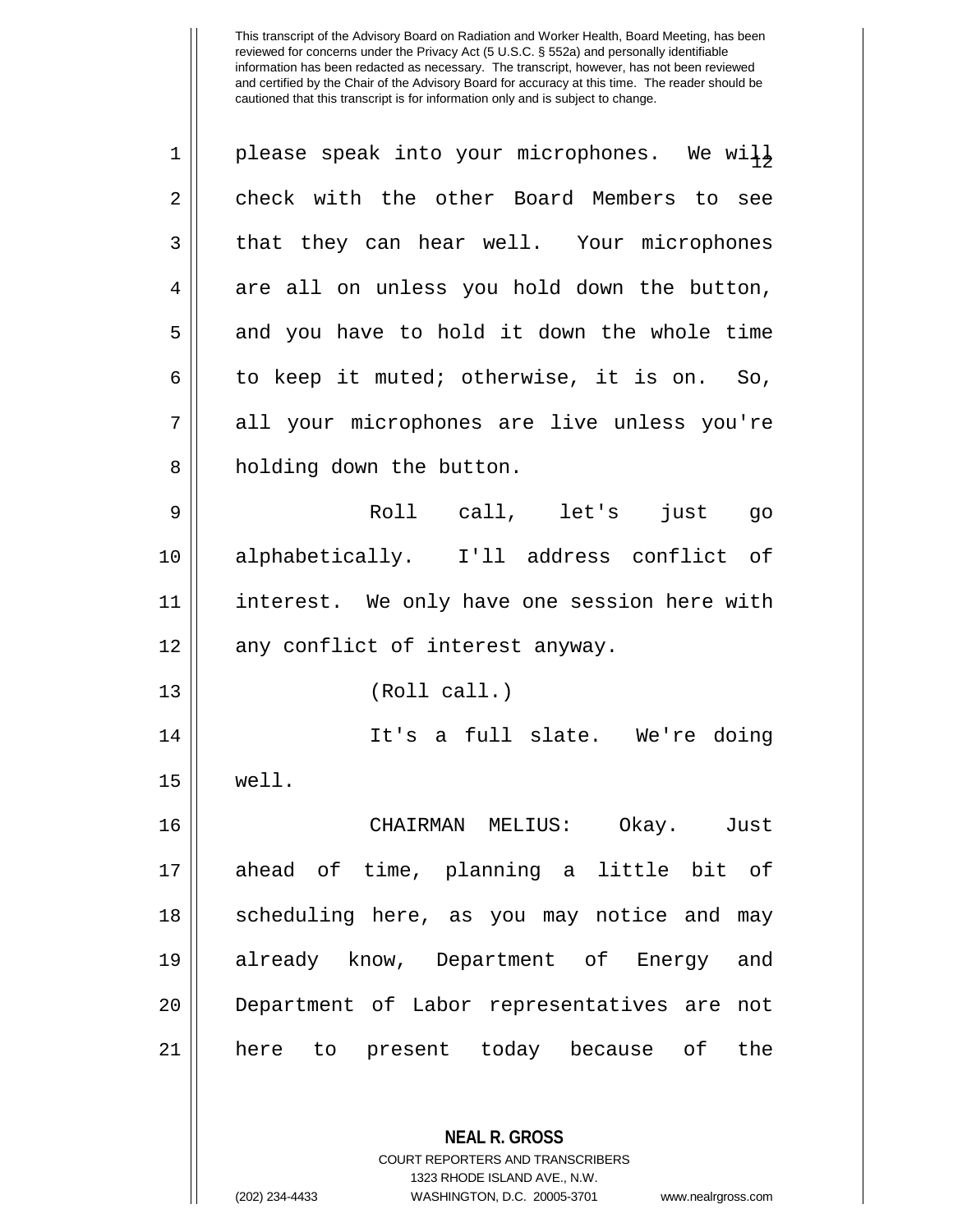please speak into your microphones. We will check with the other Board Members to see that they can hear well. Your microphones are all on unless you hold down the button, and you have to hold it down the whole time to keep it muted; otherwise, it is on. So, all your microphones are live unless you're holding down the button.

Roll call, let's just go alphabetically. I'll address conflict of interest. We only have one session here with any conflict of interest anyway.

(Roll call.)

It's a full slate. We're doing well.

CHAIRMAN MELIUS: Okay. Just ahead of time, planning a little bit of scheduling here, as you may notice and may already know, Department of Energy and Department of Labor representatives are not here to present today because of the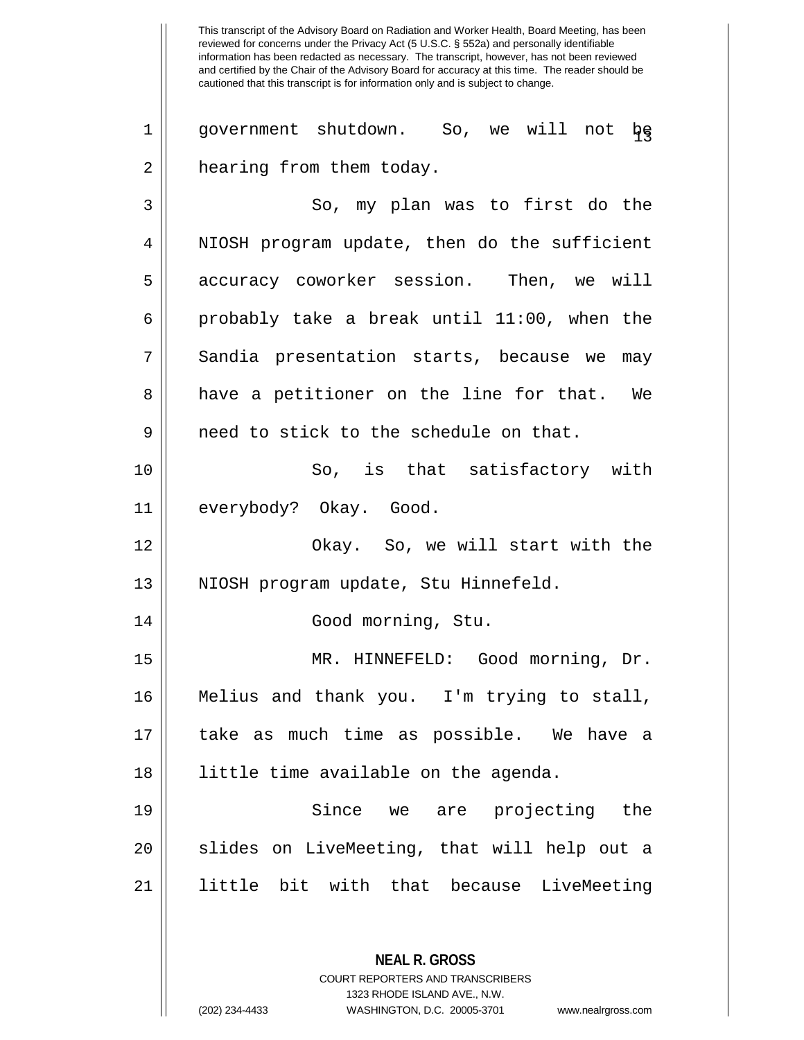government shutdown. So, we will not be hearing from them today.

So, my plan was to first do the NIOSH program update, then do the sufficient accuracy coworker session. Then, we will probably take a break until 11:00, when the Sandia presentation starts, because we may have a petitioner on the line for that. We need to stick to the schedule on that.

So, is that satisfactory with everybody? Okay. Good.

Okay. So, we will start with the NIOSH program update, Stu Hinnefeld.

Good morning, Stu.

MR. HINNEFELD: Good morning, Dr. Melius and thank you. I'm trying to stall, take as much time as possible. We have a little time available on the agenda.

Since we are projecting the slides on LiveMeeting, that will help out a little bit with that because LiveMeeting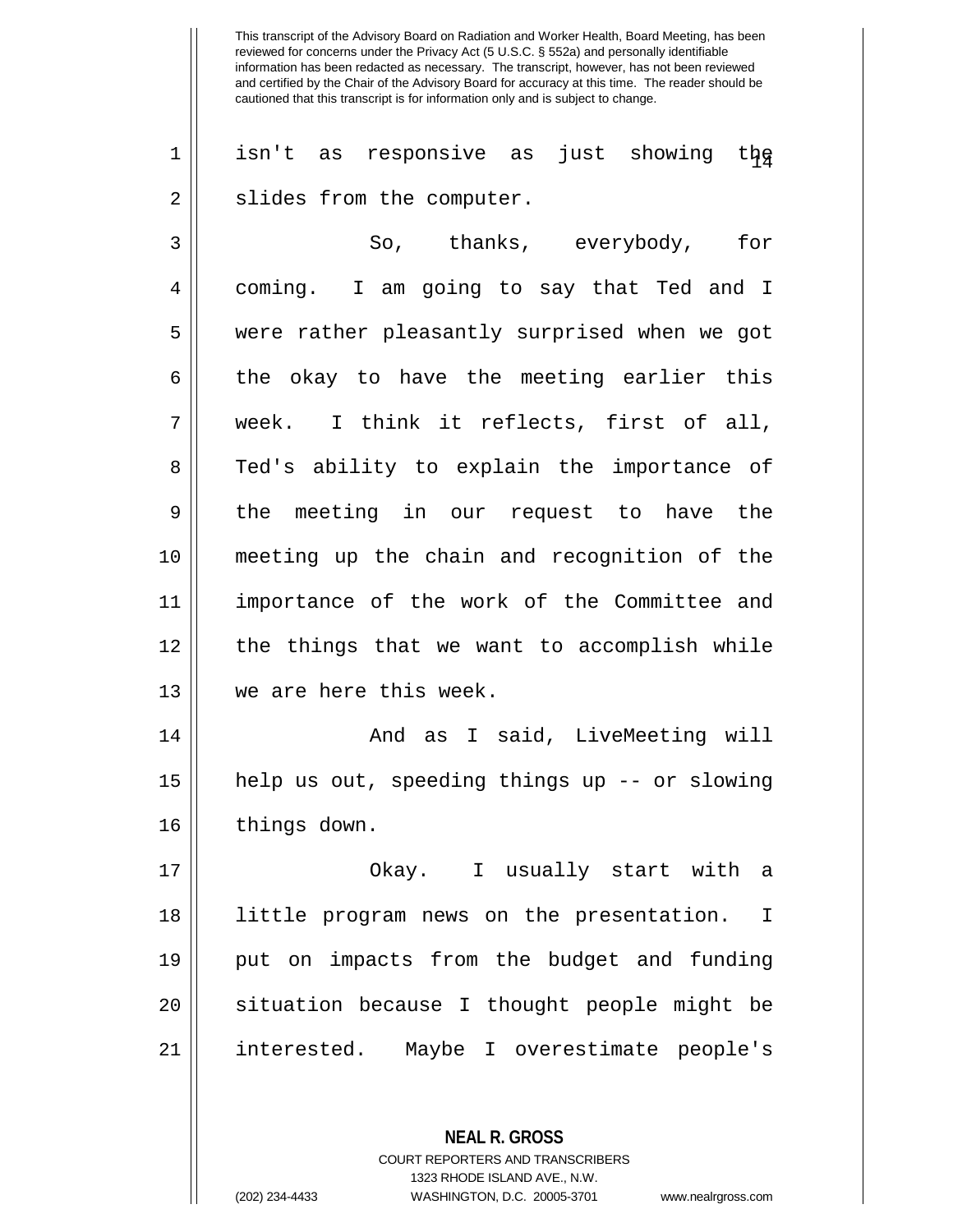isn't as responsive as just showing the slides from the computer.

So, thanks, everybody, for coming. I am going to say that Ted and I were rather pleasantly surprised when we got the okay to have the meeting earlier this week. I think it reflects, first of all, Ted's ability to explain the importance of the meeting in our request to have the meeting up the chain and recognition of the importance of the work of the Committee and the things that we want to accomplish while we are here this week.

And as I said, LiveMeeting will help us out, speeding things up -- or slowing things down.

Okay. I usually start with a little program news on the presentation. I put on impacts from the budget and funding situation because I thought people might be interested. Maybe I overestimate people's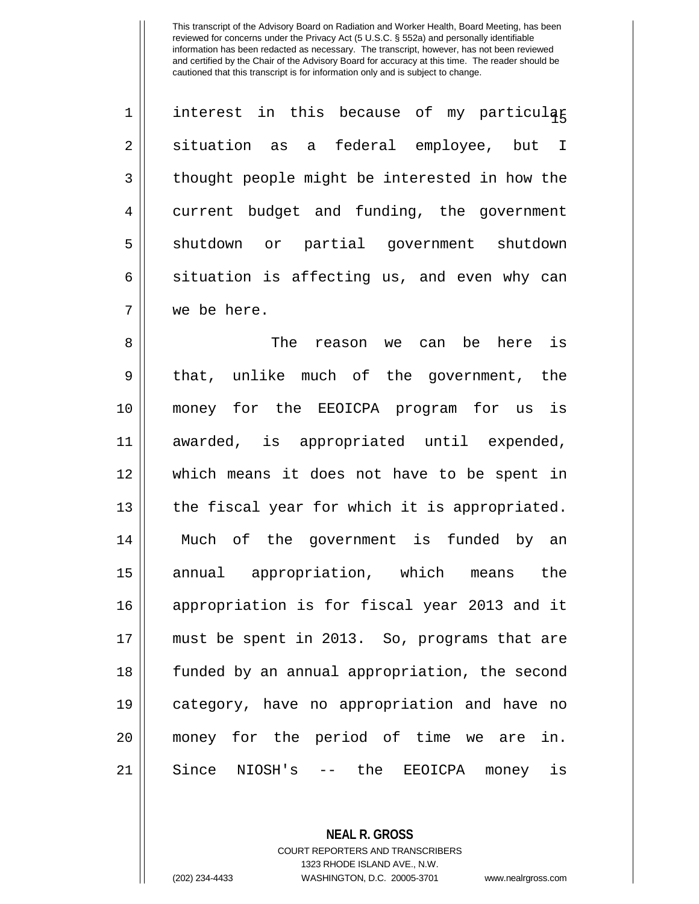interest in this because of my particular situation as a federal employee, but I thought people might be interested in how the current budget and funding, the government shutdown or partial government shutdown situation is affecting us, and even why can we be here.

The reason we can be here is that, unlike much of the government, the money for the EEOICPA program for us is awarded, is appropriated until expended, which means it does not have to be spent in the fiscal year for which it is appropriated. Much of the government is funded by an annual appropriation, which means the appropriation is for fiscal year 2013 and it must be spent in 2013. So, programs that are funded by an annual appropriation, the second category, have no appropriation and have no money for the period of time we are in. Since NIOSH's -- the EEOICPA money is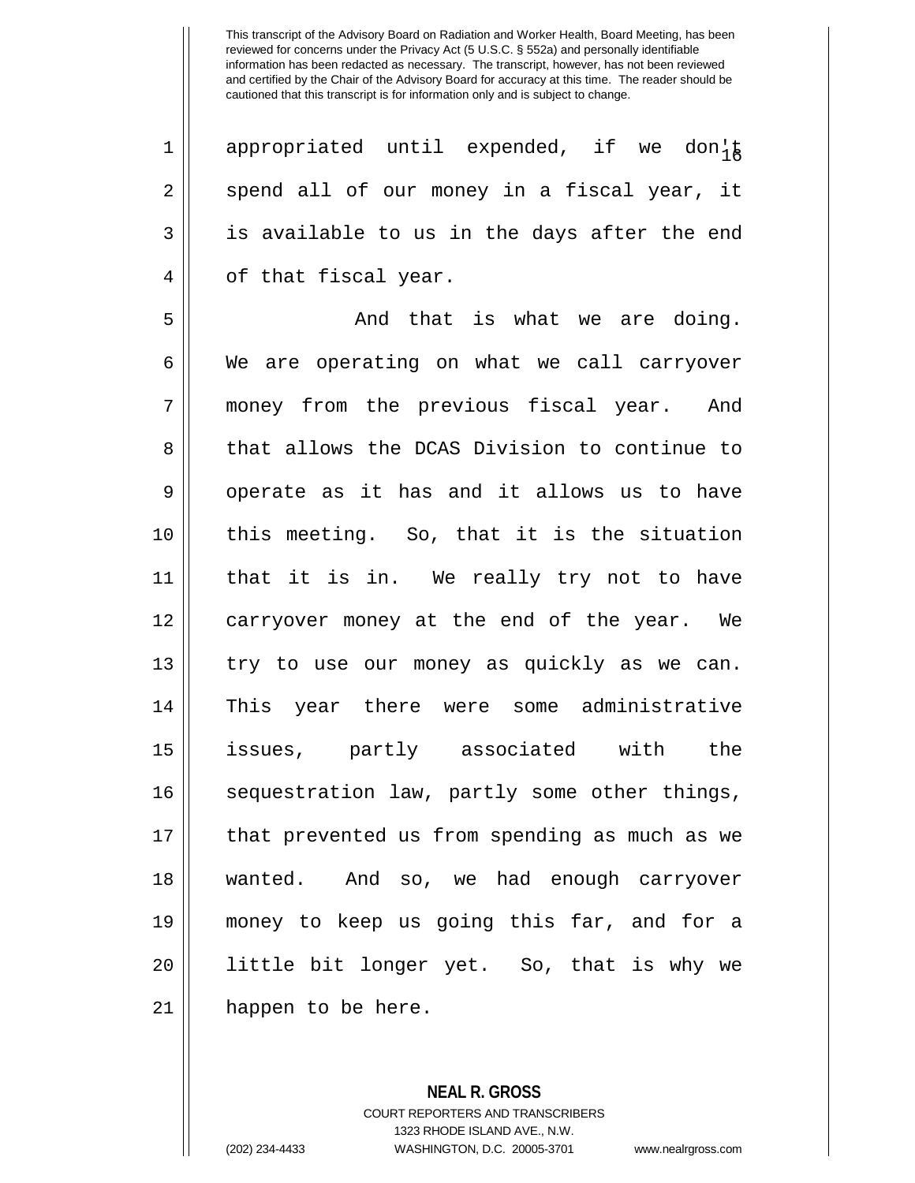appropriated until expended, if we don't spend all of our money in a fiscal year, it is available to us in the days after the end of that fiscal year.

And that is what we are doing. We are operating on what we call carryover money from the previous fiscal year. And that allows the DCAS Division to continue to operate as it has and it allows us to have this meeting. So, that it is the situation that it is in. We really try not to have carryover money at the end of the year. We try to use our money as quickly as we can. This year there were some administrative issues, partly associated with the sequestration law, partly some other things, that prevented us from spending as much as we wanted. And so, we had enough carryover money to keep us going this far, and for a little bit longer yet. So, that is why we happen to be here.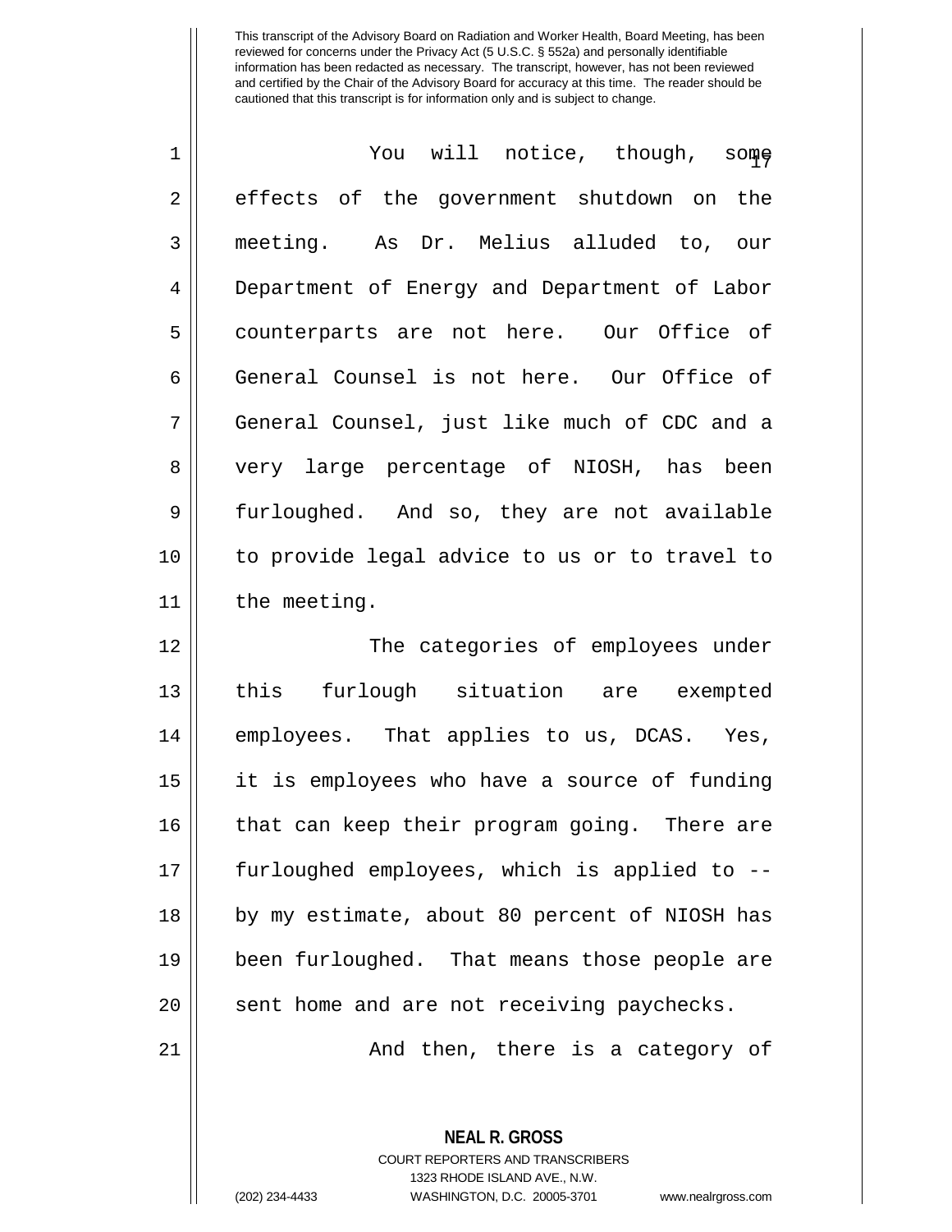You will notice, though, some effects of the government shutdown on the meeting. As Dr. Melius alluded to, our Department of Energy and Department of Labor counterparts are not here. Our Office of General Counsel is not here. Our Office of General Counsel, just like much of CDC and a very large percentage of NIOSH, has been furloughed. And so, they are not available to provide legal advice to us or to travel to the meeting.

The categories of employees under this furlough situation are exempted employees. That applies to us, DCAS. Yes, it is employees who have a source of funding that can keep their program going. There are furloughed employees, which is applied to -- by my estimate, about 80 percent of NIOSH has been furloughed. That means those people are sent home and are not receiving paychecks.

And then, there is a category of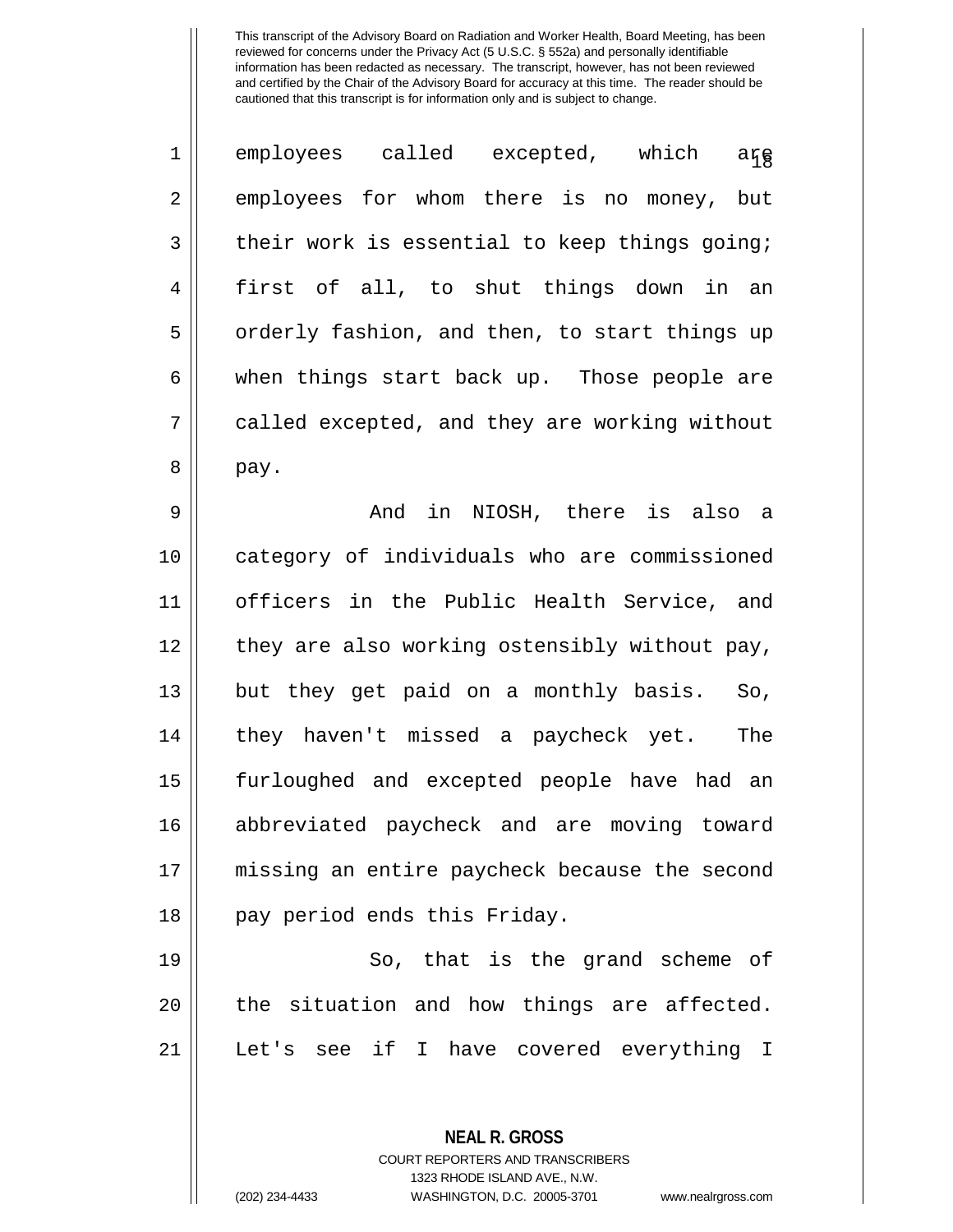employees called excepted, which are employees for whom there is no money, but their work is essential to keep things going; first of all, to shut things down in an orderly fashion, and then, to start things up when things start back up. Those people are called excepted, and they are working without pay.

And in NIOSH, there is also a category of individuals who are commissioned officers in the Public Health Service, and they are also working ostensibly without pay, but they get paid on a monthly basis. So, they haven't missed a paycheck yet. The furloughed and excepted people have had an abbreviated paycheck and are moving toward missing an entire paycheck because the second pay period ends this Friday.

So, that is the grand scheme of the situation and how things are affected. Let's see if I have covered everything I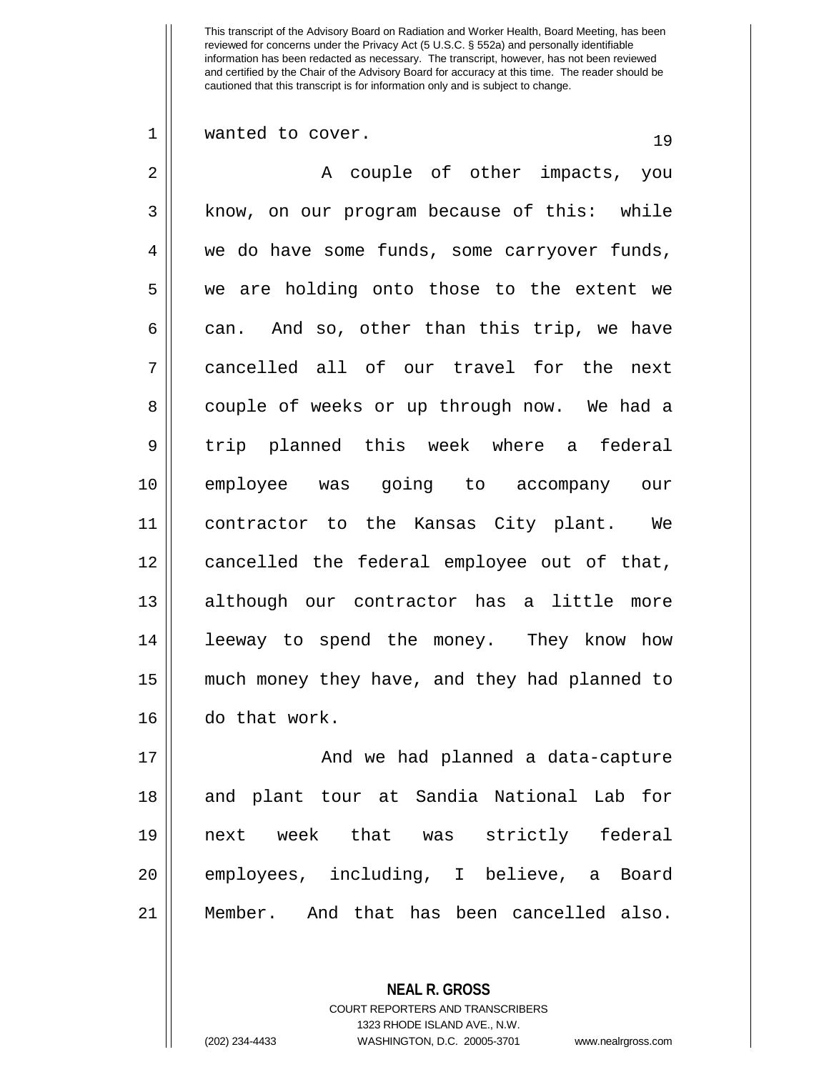wanted to cover.

A couple of other impacts, you know, on our program because of this: while we do have some funds, some carryover funds, we are holding onto those to the extent we can. And so, other than this trip, we have cancelled all of our travel for the next couple of weeks or up through now. We had a trip planned this week where a federal employee was going to accompany our contractor to the Kansas City plant. We cancelled the federal employee out of that, although our contractor has a little more leeway to spend the money. They know how much money they have, and they had planned to do that work.

And we had planned a data-capture and plant tour at Sandia National Lab for next week that was strictly federal employees, including, I believe, a Board Member. And that has been cancelled also.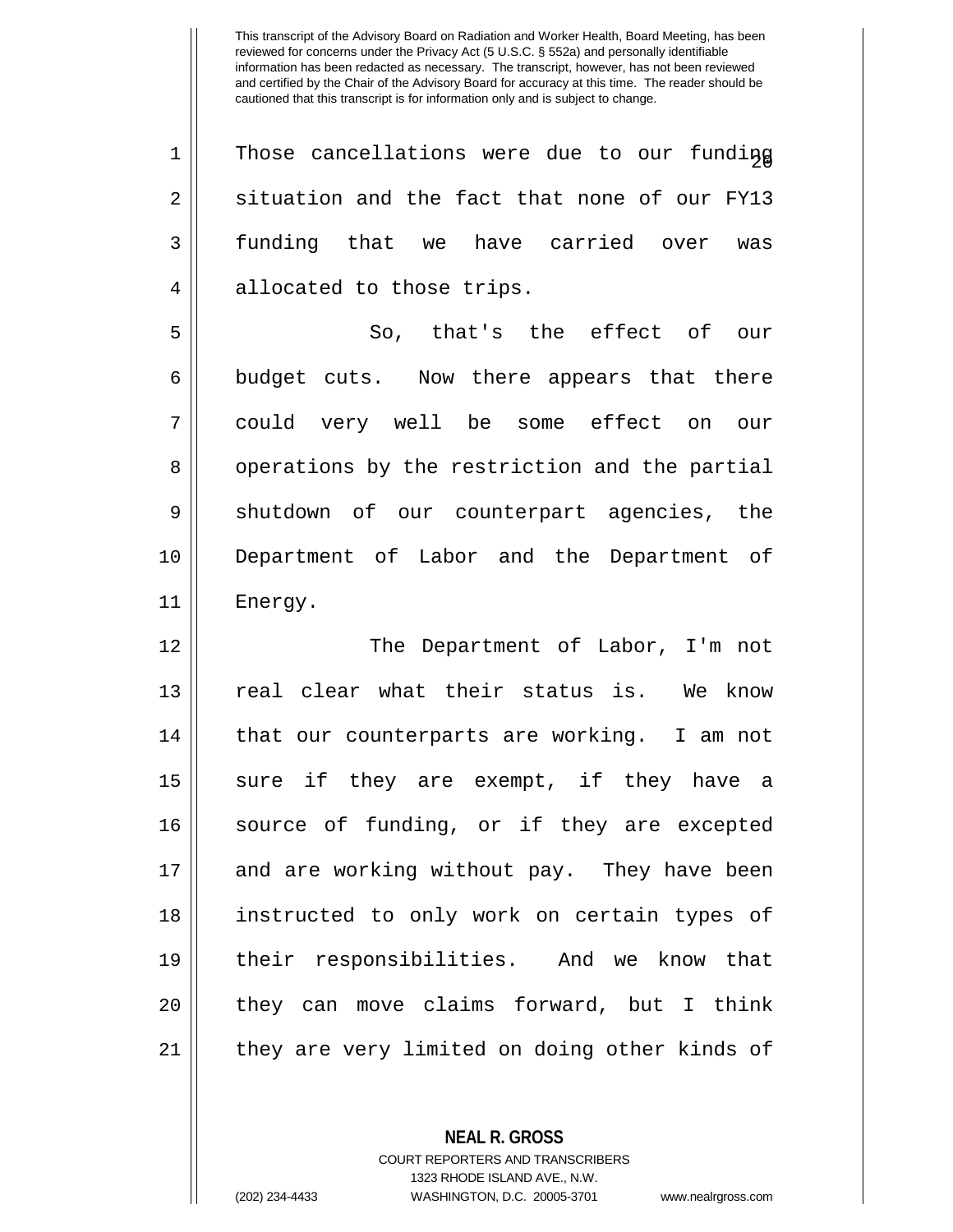Those cancellations were due to our funding situation and the fact that none of our FY13 funding that we have carried over was allocated to those trips.

So, that's the effect of our budget cuts. Now there appears that there could very well be some effect on our operations by the restriction and the partial shutdown of our counterpart agencies, the Department of Labor and the Department of Energy.

The Department of Labor, I'm not real clear what their status is. We know that our counterparts are working. I am not sure if they are exempt, if they have a source of funding, or if they are excepted and are working without pay. They have been instructed to only work on certain types of their responsibilities. And we know that they can move claims forward, but I think they are very limited on doing other kinds of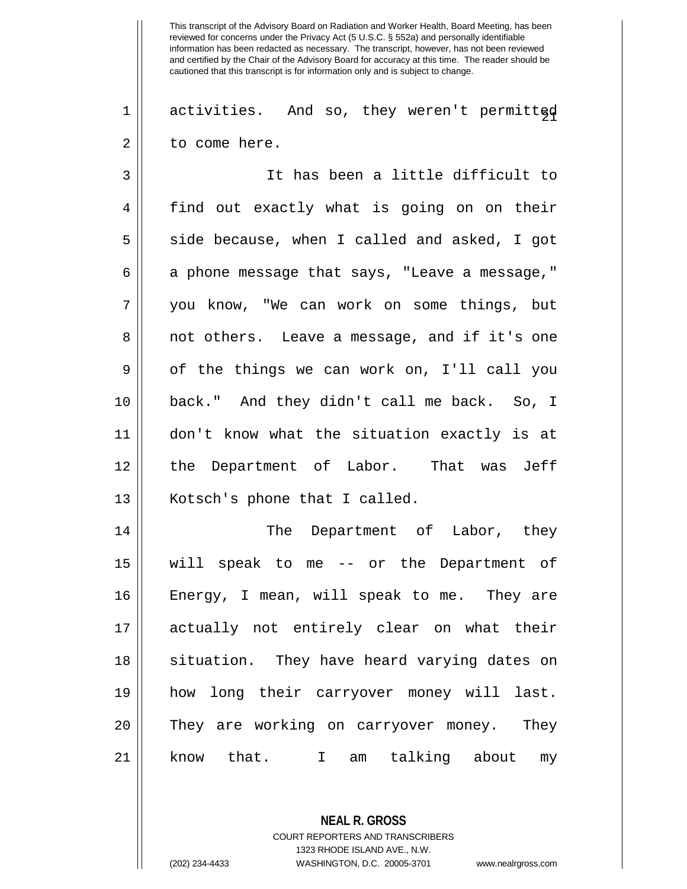activities. And so, they weren't permitted to come here.

It has been a little difficult to find out exactly what is going on on their side because, when I called and asked, I got a phone message that says, "Leave a message," you know, "We can work on some things, but not others. Leave a message, and if it's one of the things we can work on, I'll call you back." And they didn't call me back. So, I don't know what the situation exactly is at the Department of Labor. That was Jeff Kotsch's phone that I called.

The Department of Labor, they will speak to me -- or the Department of Energy, I mean, will speak to me. They are actually not entirely clear on what their situation. They have heard varying dates on how long their carryover money will last. They are working on carryover money. They know that. I am talking about my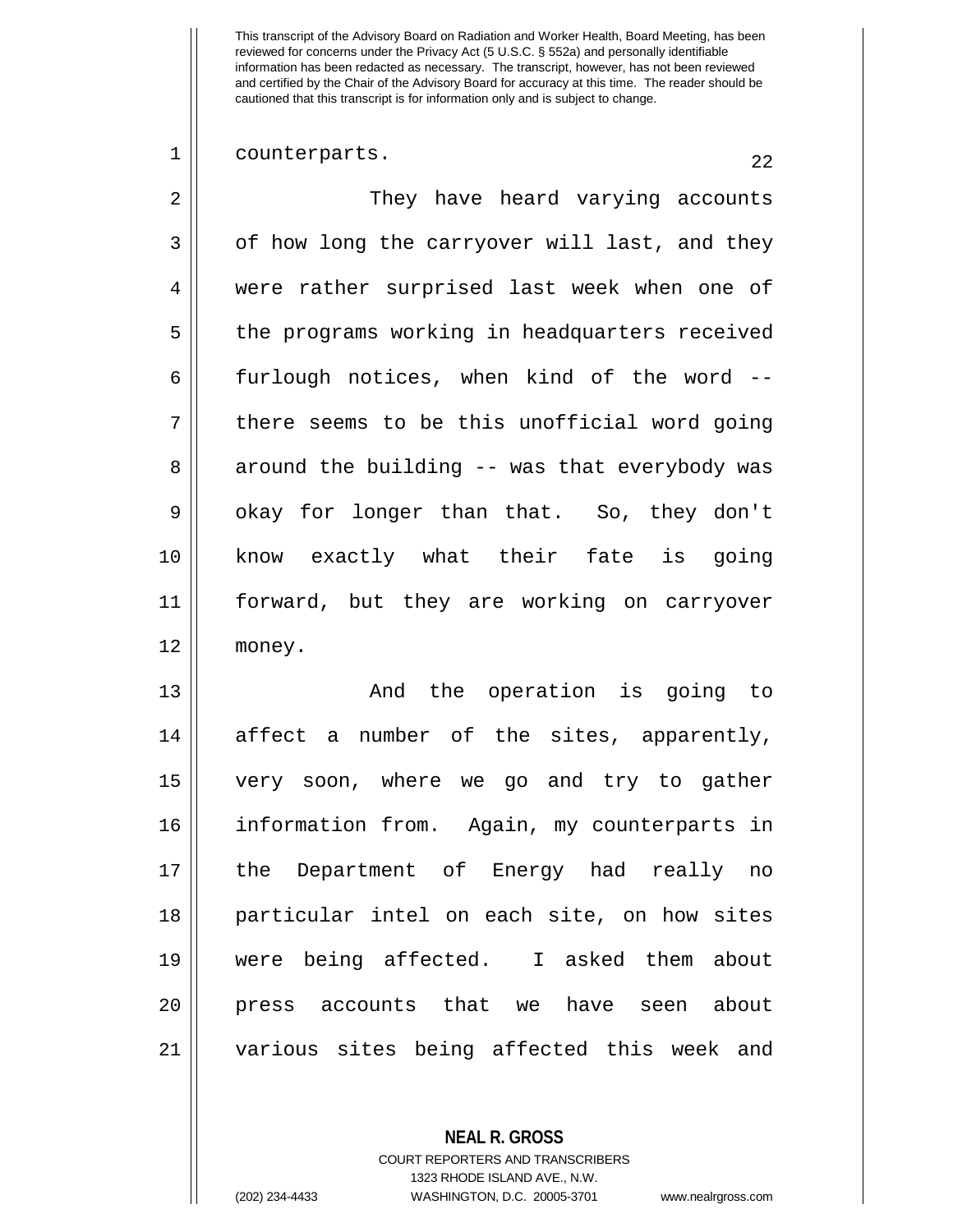counterparts.

They have heard varying accounts of how long the carryover will last, and they were rather surprised last week when one of the programs working in headquarters received furlough notices, when kind of the word -- there seems to be this unofficial word going around the building -- was that everybody was okay for longer than that. So, they don't know exactly what their fate is going forward, but they are working on carryover money.

And the operation is going to affect a number of the sites, apparently, very soon, where we go and try to gather information from. Again, my counterparts in the Department of Energy had really no particular intel on each site, on how sites were being affected. I asked them about press accounts that we have seen about various sites being affected this week and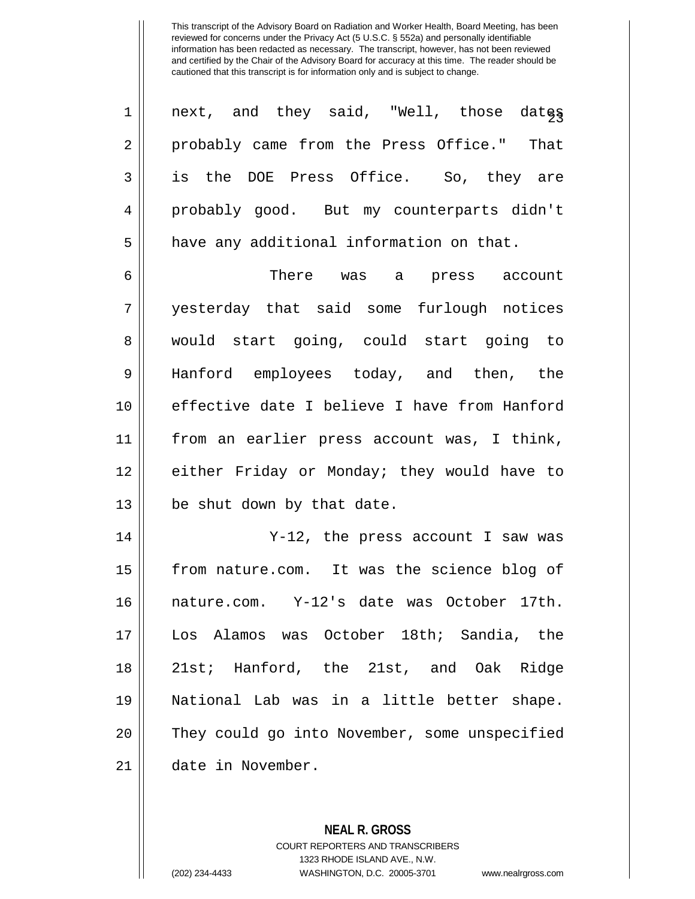next, and they said, "Well, those dates probably came from the Press Office." That is the DOE Press Office. So, they are probably good. But my counterparts didn't have any additional information on that.

There was a press account yesterday that said some furlough notices would start going, could start going to Hanford employees today, and then, the effective date I believe I have from Hanford from an earlier press account was, I think, either Friday or Monday; they would have to be shut down by that date.

Y-12, the press account I saw was from nature.com. It was the science blog of nature.com. Y-12's date was October 17th. Los Alamos was October 18th; Sandia, the 21st; Hanford, the 21st, and Oak Ridge National Lab was in a little better shape. They could go into November, some unspecified date in November.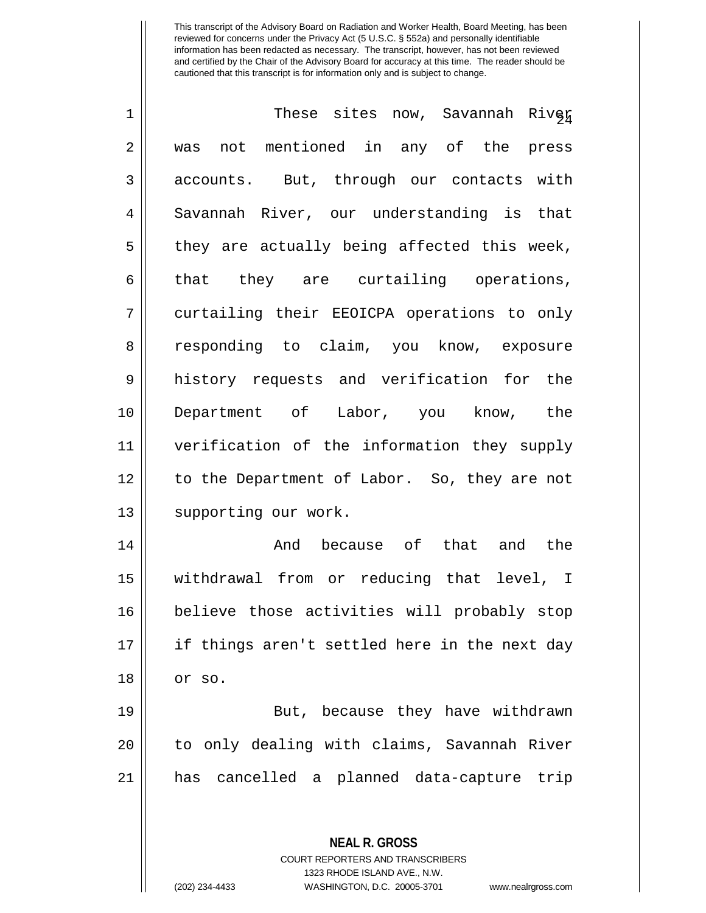This transcript of the Advisory Board on Radiation and Worker Health, Board Meeting, has been reviewed for concerns under the Privacy Act (5 U.S.C. § 552a) and personally identifiable information has been redacted as necessary. The transcript, however, has not been reviewed and certified by the Chair of the Advisory Board for accuracy at this time. The reader should be cautioned that this transcript is for information only and is subject to change.

These sites now, Savannah River was not mentioned in any of the press accounts. But, through our contacts with Savannah River, our understanding is that they are actually being affected this week, that they are curtailing operations, curtailing their EEOICPA operations to only responding to claim, you know, exposure history requests and verification for the Department of Labor, you know, the verification of the information they supply to the Department of Labor. So, they are not supporting our work.

And because of that and the withdrawal from or reducing that level, I believe those activities will probably stop if things aren't settled here in the next day or so.

But, because they have withdrawn to only dealing with claims, Savannah River has cancelled a planned data-capture trip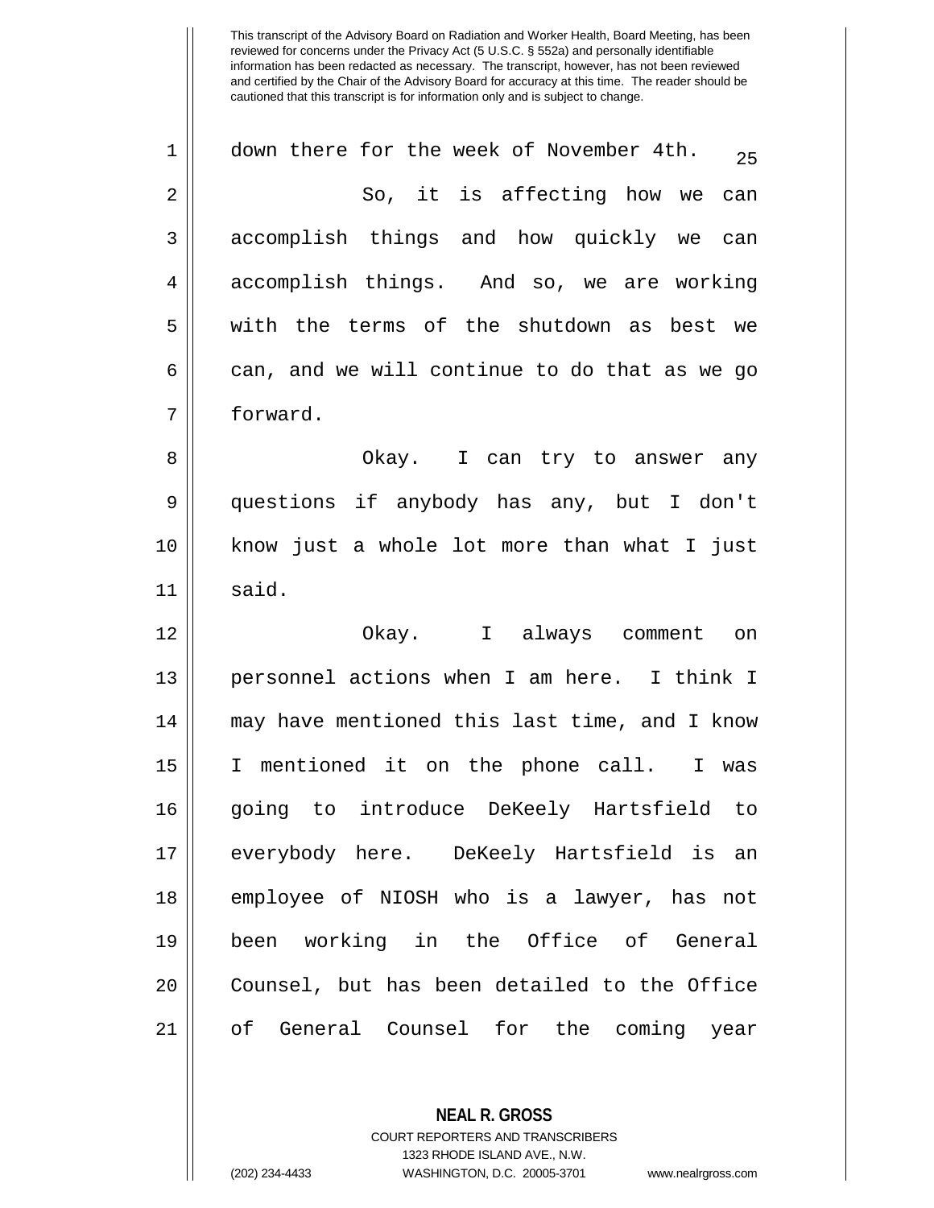down there for the week of November 4th.

So, it is affecting how we can accomplish things and how quickly we can accomplish things. And so, we are working with the terms of the shutdown as best we can, and we will continue to do that as we go forward.

Okay. I can try to answer any questions if anybody has any, but I don't know just a whole lot more than what I just said.

Okay. I always comment on personnel actions when I am here. I think I may have mentioned this last time, and I know I mentioned it on the phone call. I was going to introduce DeKeely Hartsfield to everybody here. DeKeely Hartsfield is an employee of NIOSH who is a lawyer, has not been working in the Office of General Counsel, but has been detailed to the Office of General Counsel for the coming year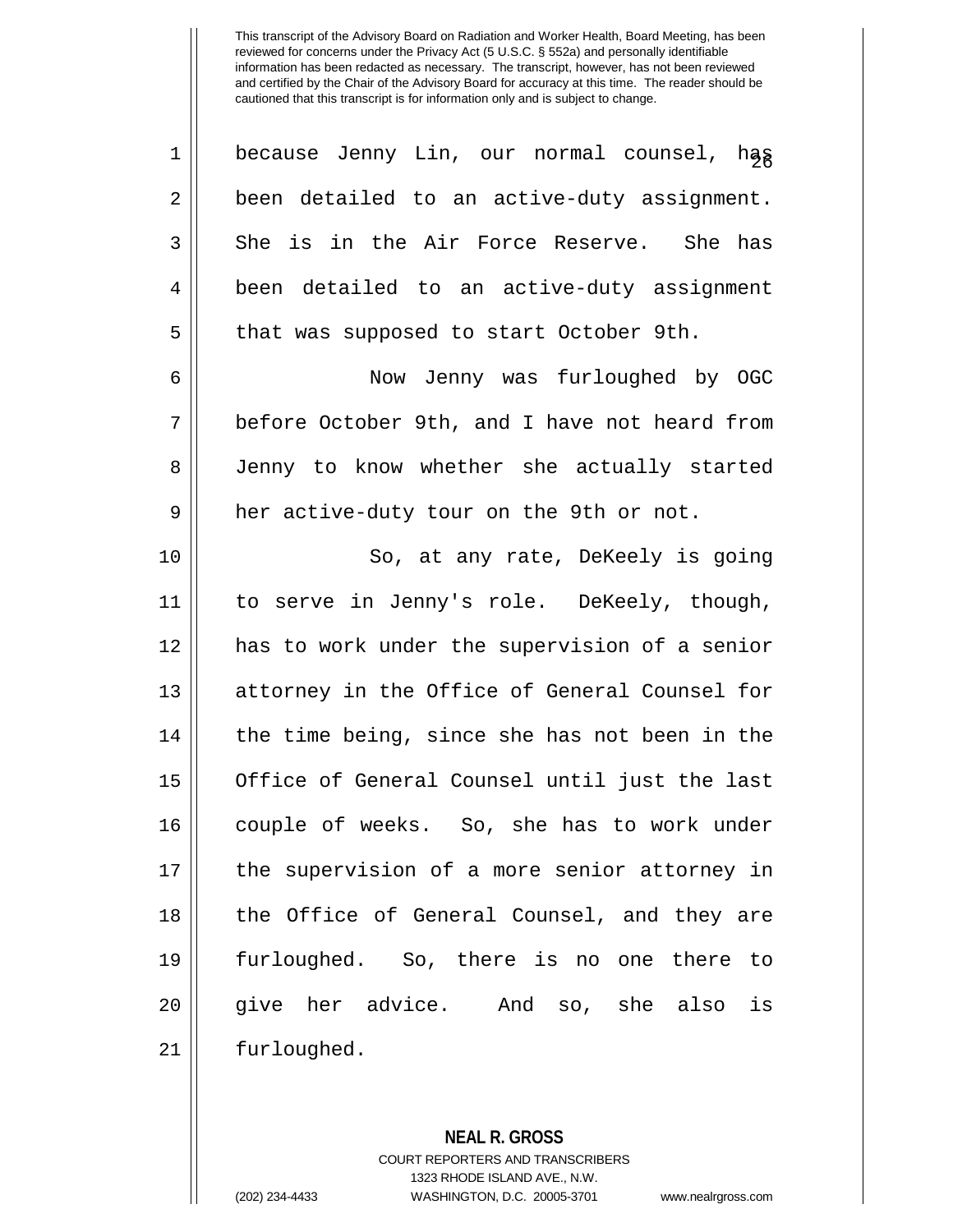because Jenny Lin, our normal counsel, has been detailed to an active-duty assignment. She is in the Air Force Reserve. She has been detailed to an active-duty assignment that was supposed to start October 9th.

Now Jenny was furloughed by OGC before October 9th, and I have not heard from Jenny to know whether she actually started her active-duty tour on the 9th or not.

So, at any rate, DeKeely is going to serve in Jenny's role. DeKeely, though, has to work under the supervision of a senior attorney in the Office of General Counsel for the time being, since she has not been in the Office of General Counsel until just the last couple of weeks. So, she has to work under the supervision of a more senior attorney in the Office of General Counsel, and they are furloughed. So, there is no one there to give her advice. And so, she also is furloughed.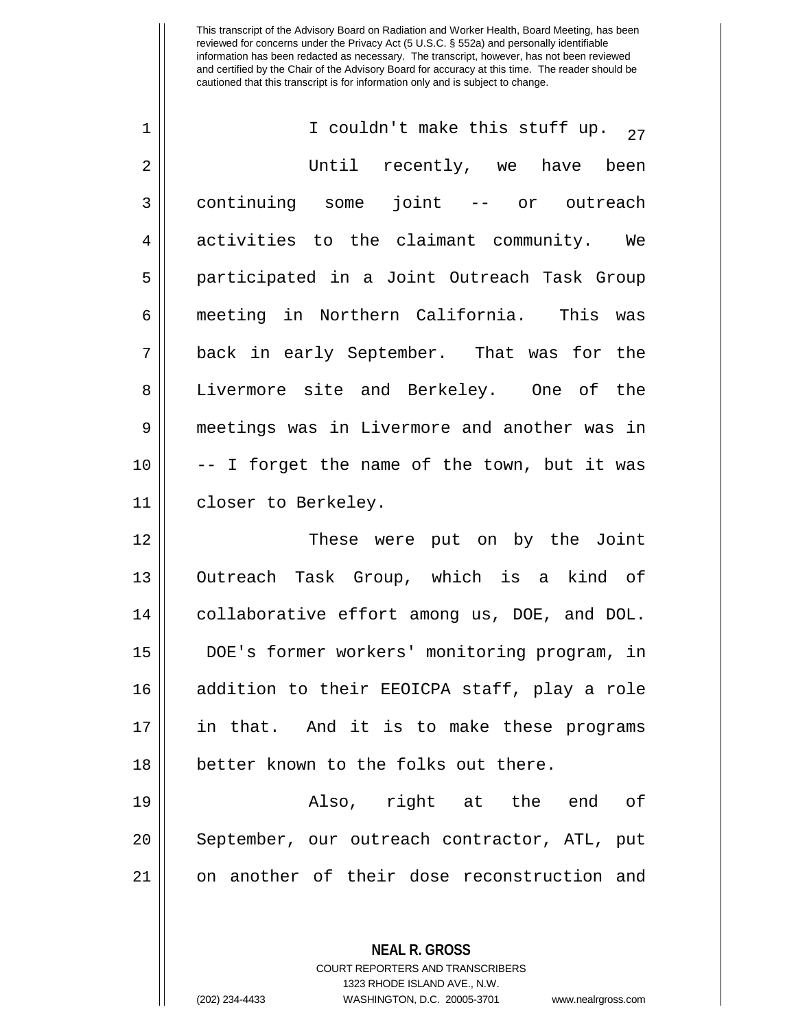I couldn't make this stuff up.

Until recently, we have been continuing some joint -- or outreach activities to the claimant community. We participated in a Joint Outreach Task Group meeting in Northern California. This was back in early September. That was for the Livermore site and Berkeley. One of the meetings was in Livermore and another was in -- I forget the name of the town, but it was closer to Berkeley.

These were put on by the Joint Outreach Task Group, which is a kind of collaborative effort among us, DOE, and DOL. DOE's former workers' monitoring program, in addition to their EEOICPA staff, play a role in that. And it is to make these programs better known to the folks out there.

Also, right at the end of September, our outreach contractor, ATL, put on another of their dose reconstruction and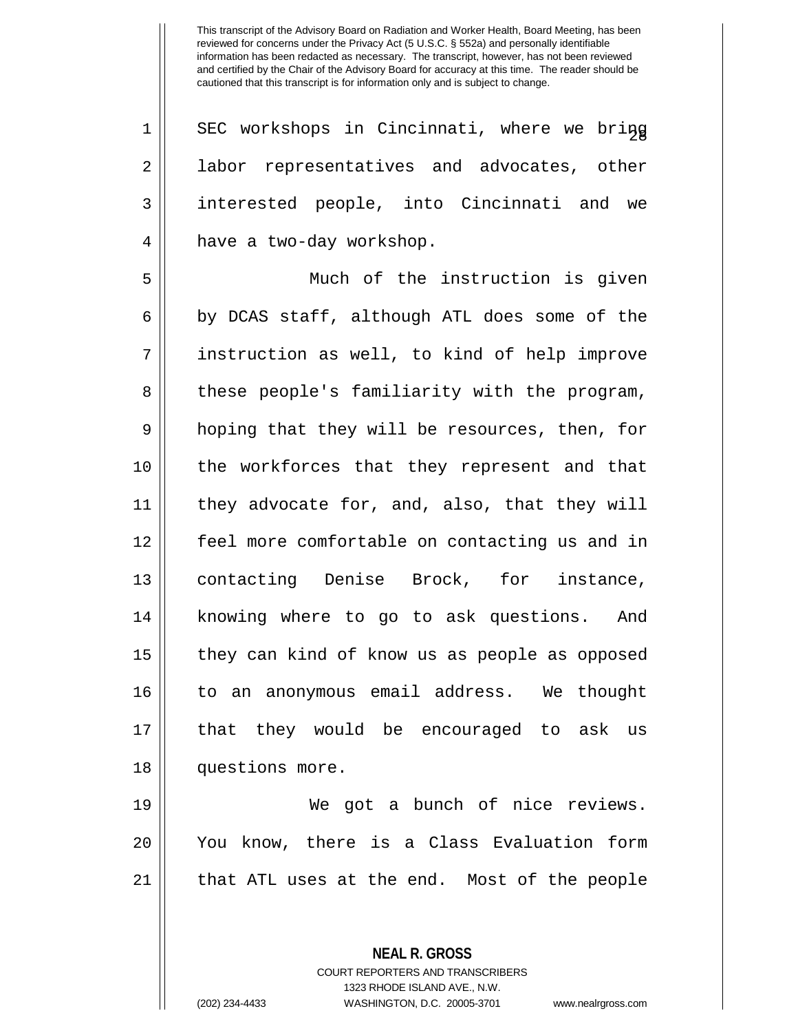SEC workshops in Cincinnati, where we bring labor representatives and advocates, other interested people, into Cincinnati and we have a two-day workshop.

Much of the instruction is given by DCAS staff, although ATL does some of the instruction as well, to kind of help improve these people's familiarity with the program, hoping that they will be resources, then, for the workforces that they represent and that they advocate for, and, also, that they will feel more comfortable on contacting us and in contacting Denise Brock, for instance, knowing where to go to ask questions. And they can kind of know us as people as opposed to an anonymous email address. We thought that they would be encouraged to ask us questions more.

We got a bunch of nice reviews. You know, there is a Class Evaluation form that ATL uses at the end. Most of the people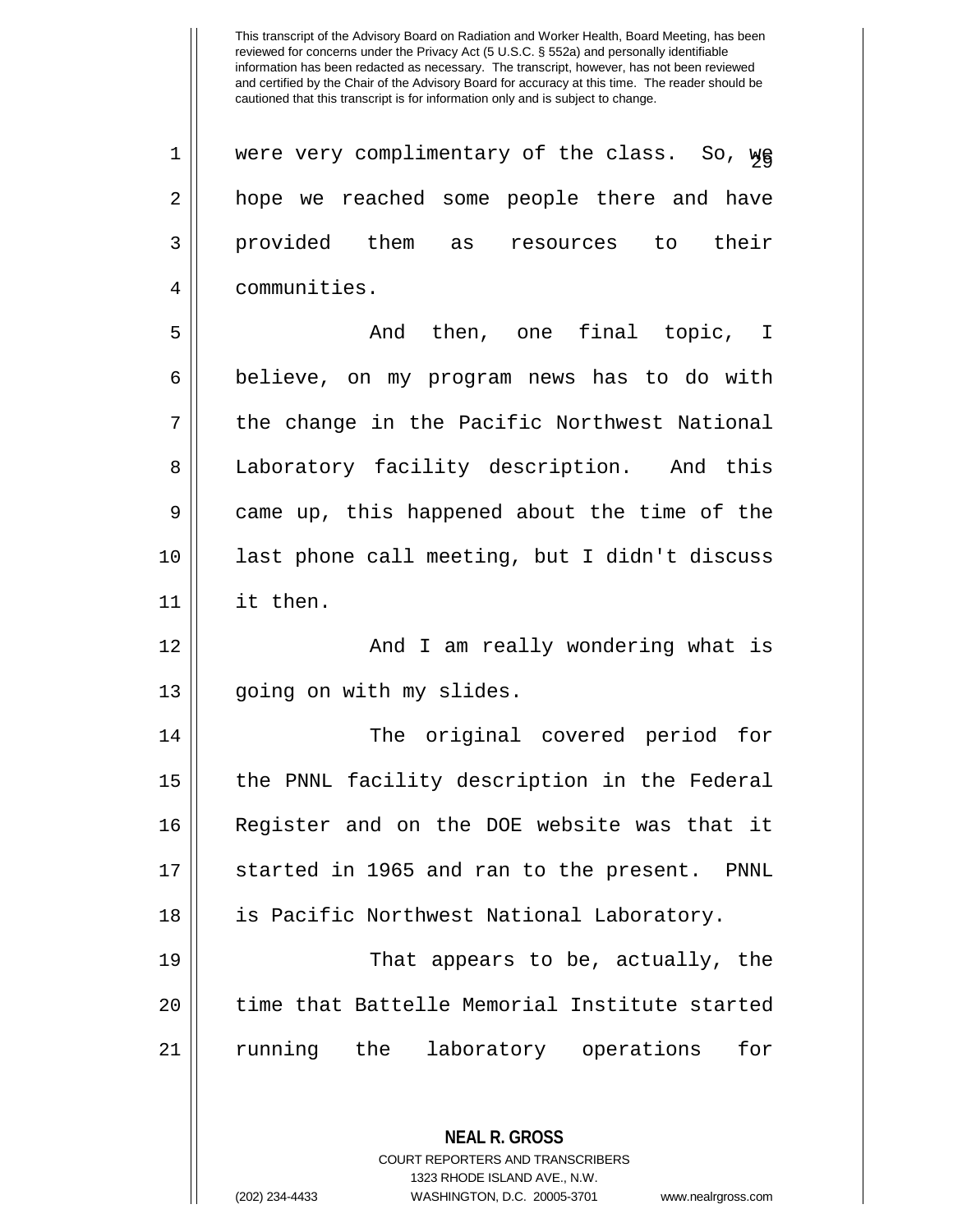were very complimentary of the class. So, we hope we reached some people there and have provided them as resources to their communities.

And then, one final topic, I believe, on my program news has to do with the change in the Pacific Northwest National Laboratory facility description. And this came up, this happened about the time of the last phone call meeting, but I didn't discuss it then.

And I am really wondering what is going on with my slides.

The original covered period for the PNNL facility description in the Federal Register and on the DOE website was that it started in 1965 and ran to the present. PNNL is Pacific Northwest National Laboratory.

That appears to be, actually, the time that Battelle Memorial Institute started running the laboratory operations for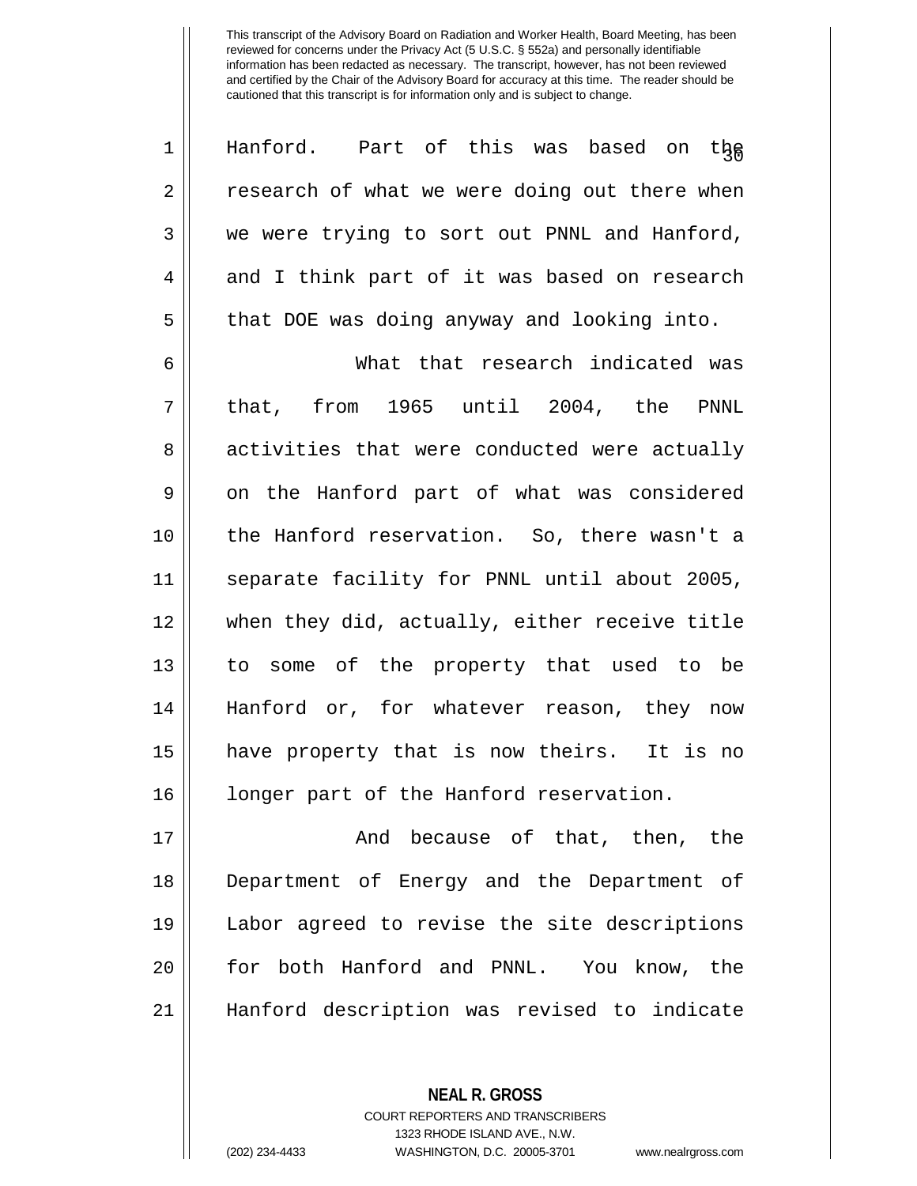Hanford. Part of this was based on the research of what we were doing out there when we were trying to sort out PNNL and Hanford, and I think part of it was based on research that DOE was doing anyway and looking into.

What that research indicated was that, from 1965 until 2004, the PNNL activities that were conducted were actually on the Hanford part of what was considered the Hanford reservation. So, there wasn't a separate facility for PNNL until about 2005, when they did, actually, either receive title to some of the property that used to be Hanford or, for whatever reason, they now have property that is now theirs. It is no longer part of the Hanford reservation.

And because of that, then, the Department of Energy and the Department of Labor agreed to revise the site descriptions for both Hanford and PNNL. You know, the Hanford description was revised to indicate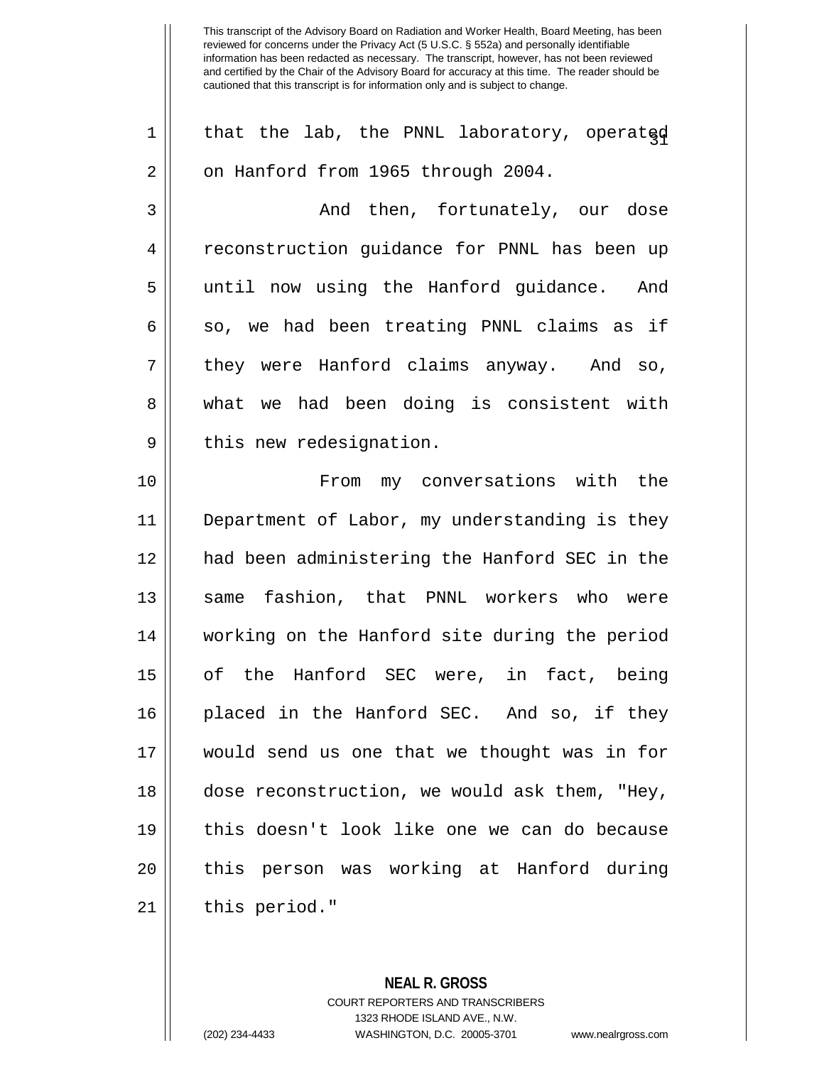that the lab, the PNNL laboratory, operated on Hanford from 1965 through 2004.

And then, fortunately, our dose reconstruction guidance for PNNL has been up until now using the Hanford guidance. And so, we had been treating PNNL claims as if they were Hanford claims anyway. And so, what we had been doing is consistent with this new redesignation.

From my conversations with the Department of Labor, my understanding is they had been administering the Hanford SEC in the same fashion, that PNNL workers who were working on the Hanford site during the period of the Hanford SEC were, in fact, being placed in the Hanford SEC. And so, if they would send us one that we thought was in for dose reconstruction, we would ask them, "Hey, this doesn't look like one we can do because this person was working at Hanford during this period."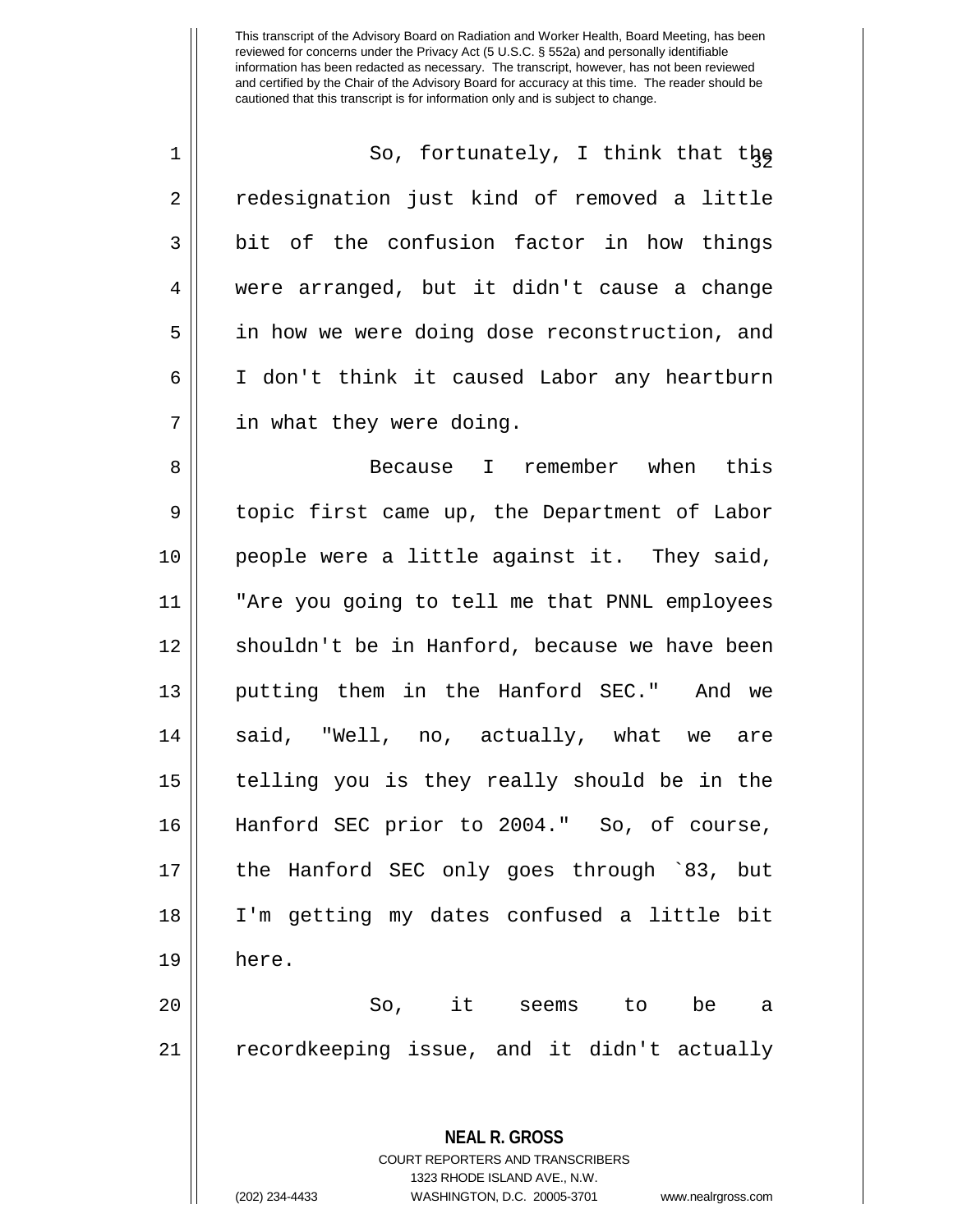So, fortunately, I think that the redesignation just kind of removed a little bit of the confusion factor in how things were arranged, but it didn't cause a change in how we were doing dose reconstruction, and I don't think it caused Labor any heartburn in what they were doing.

Because I remember when this topic first came up, the Department of Labor people were a little against it. They said, "Are you going to tell me that PNNL employees shouldn't be in Hanford, because we have been putting them in the Hanford SEC." And we said, "Well, no, actually, what we are telling you is they really should be in the Hanford SEC prior to 2004." So, of course, the Hanford SEC only goes through `83, but I'm getting my dates confused a little bit here.

So, it seems to be a recordkeeping issue, and it didn't actually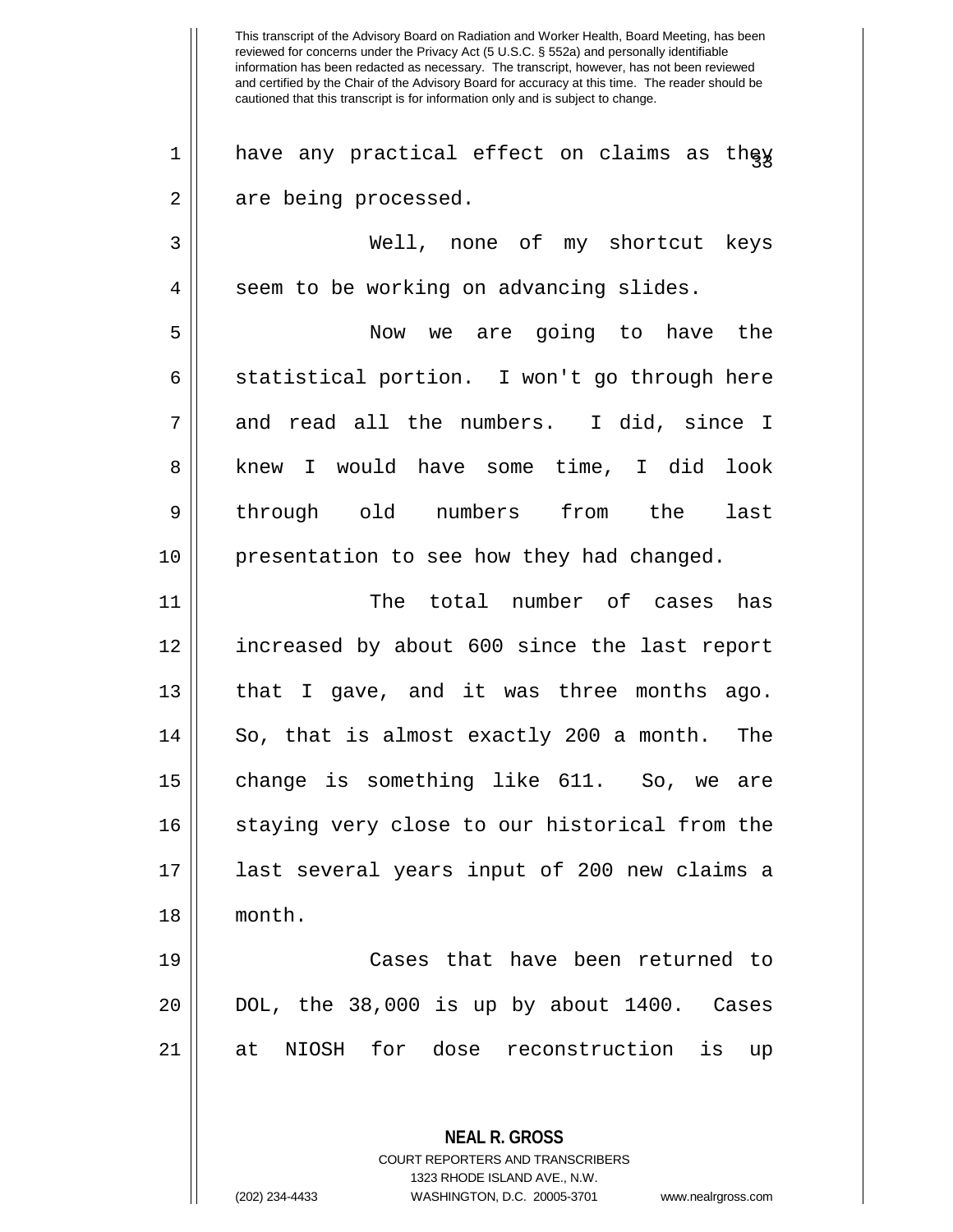have any practical effect on claims as they are being processed.

Well, none of my shortcut keys seem to be working on advancing slides.

Now we are going to have the statistical portion. I won't go through here and read all the numbers. I did, since I knew I would have some time, I did look through old numbers from the last presentation to see how they had changed.

The total number of cases has increased by about 600 since the last report that I gave, and it was three months ago. So, that is almost exactly 200 a month. The change is something like 611. So, we are staying very close to our historical from the last several years input of 200 new claims a month.

Cases that have been returned to DOL, the 38,000 is up by about 1400. Cases at NIOSH for dose reconstruction is up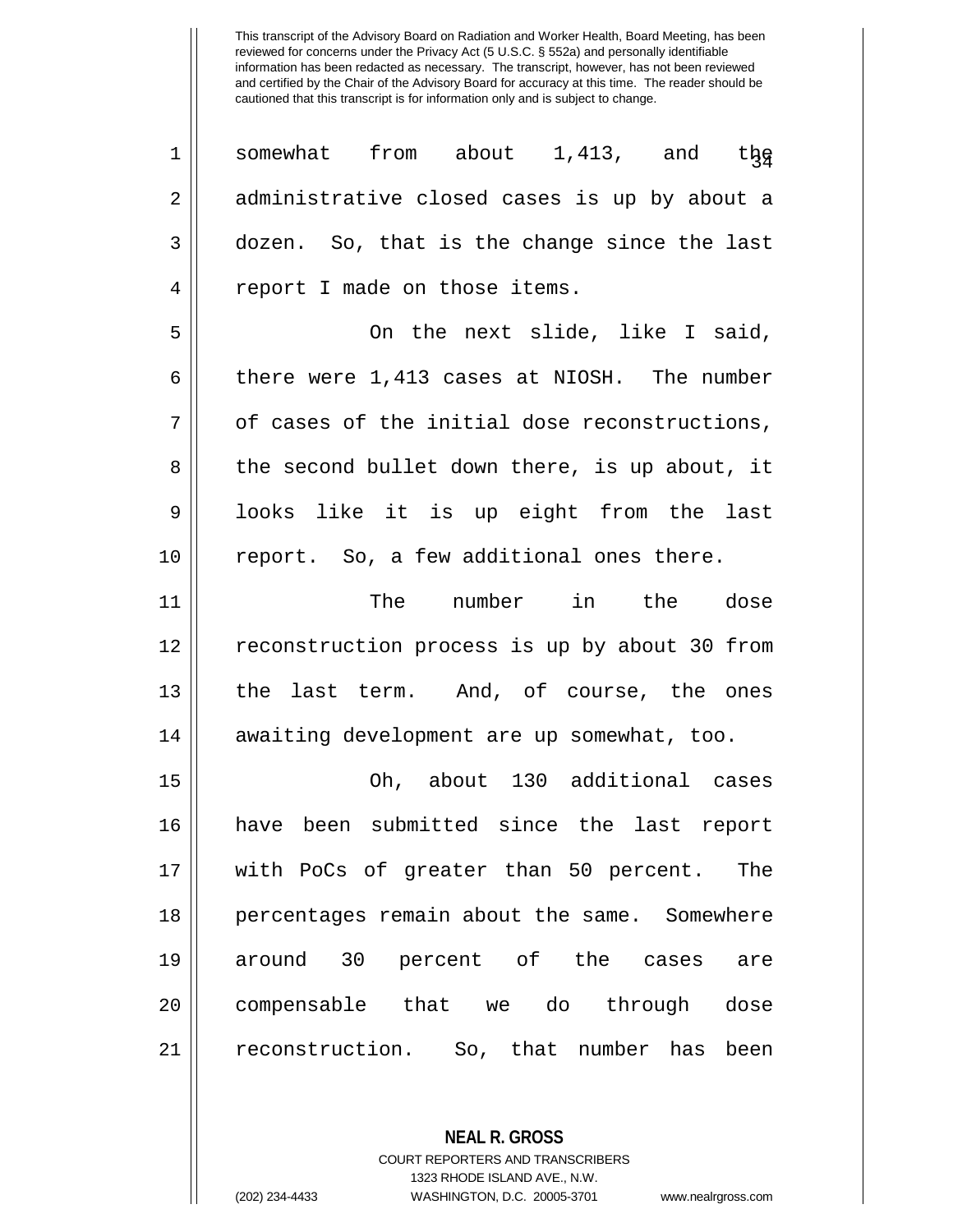This transcript of the Advisory Board on Radiation and Worker Health, Board Meeting, has been reviewed for concerns under the Privacy Act (5 U.S.C. § 552a) and personally identifiable information has been redacted as necessary. The transcript, however, has not been reviewed and certified by the Chair of the Advisory Board for accuracy at this time. The reader should be cautioned that this transcript is for information only and is subject to change.

somewhat from about 1,413, and the administrative closed cases is up by about a dozen. So, that is the change since the last report I made on those items.

On the next slide, like I said, there were 1,413 cases at NIOSH. The number of cases of the initial dose reconstructions, the second bullet down there, is up about, it looks like it is up eight from the last report. So, a few additional ones there.

The number in the dose reconstruction process is up by about 30 from the last term. And, of course, the ones awaiting development are up somewhat, too.

Oh, about 130 additional cases have been submitted since the last report with PoCs of greater than 50 percent. The percentages remain about the same. Somewhere around 30 percent of the cases are compensable that we do through dose reconstruction. So, that number has been

**NEAL R. GROSS**
COURT REPORTERS AND TRANSCRIBERS
1323 RHODE ISLAND AVE., N.W.
(202) 234-4433 WASHINGTON, D.C. 20005-3701 www.nealrgross.com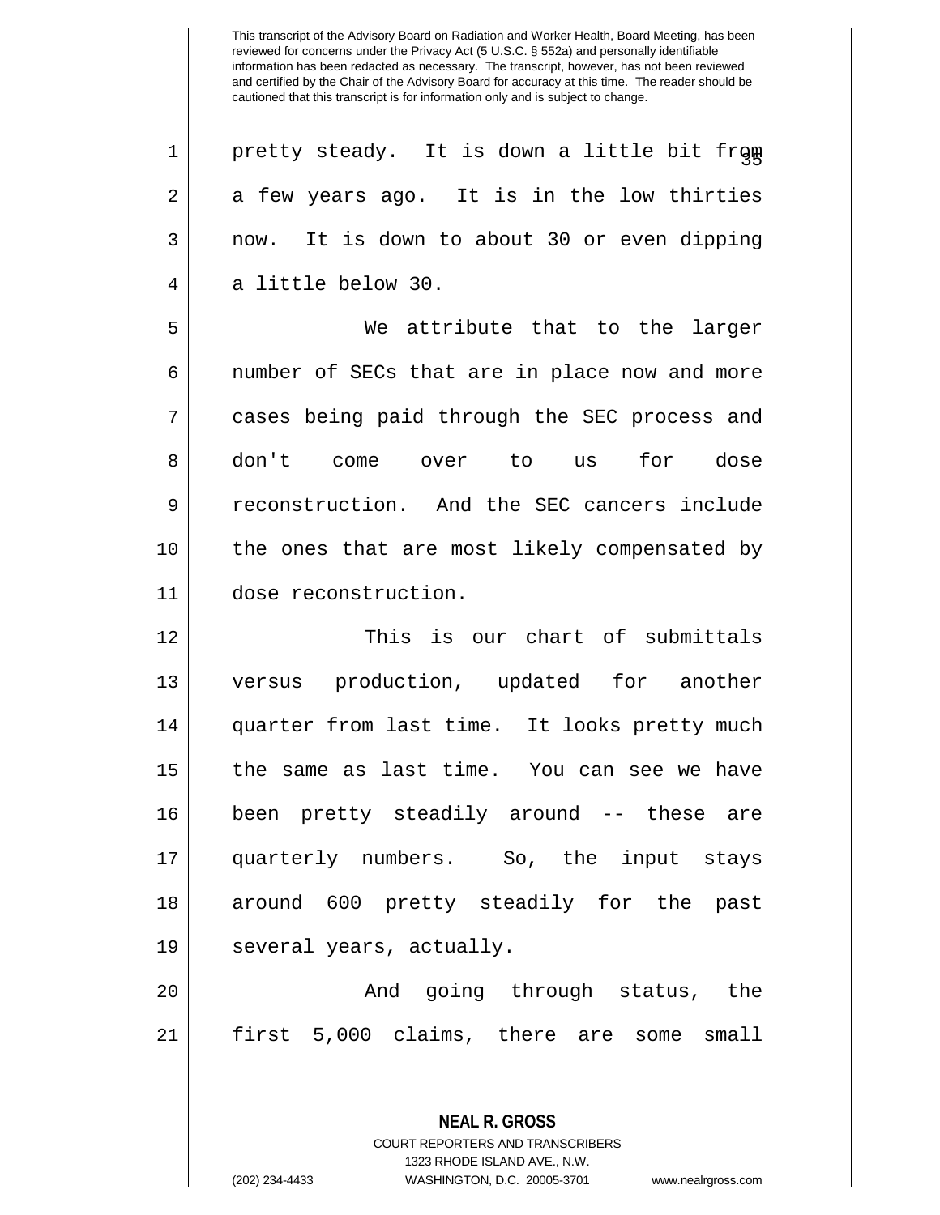pretty steady. It is down a little bit from a few years ago. It is in the low thirties now. It is down to about 30 or even dipping a little below 30.

We attribute that to the larger number of SECs that are in place now and more cases being paid through the SEC process and don't come over to us for dose reconstruction. And the SEC cancers include the ones that are most likely compensated by dose reconstruction.

This is our chart of submittals versus production, updated for another quarter from last time. It looks pretty much the same as last time. You can see we have been pretty steadily around -- these are quarterly numbers. So, the input stays around 600 pretty steadily for the past several years, actually.

And going through status, the first 5,000 claims, there are some small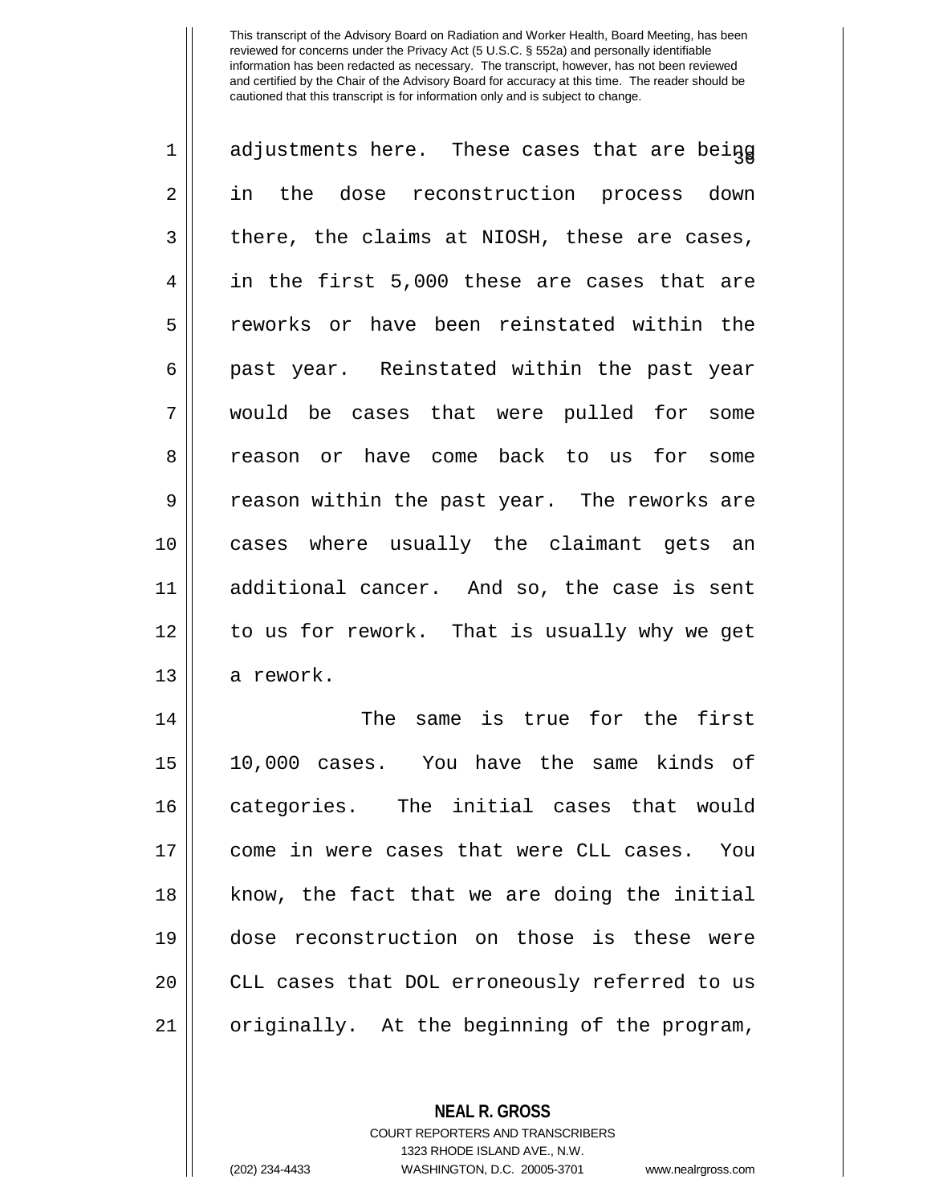adjustments here. These cases that are being in the dose reconstruction process down there, the claims at NIOSH, these are cases, in the first 5,000 these are cases that are reworks or have been reinstated within the past year. Reinstated within the past year would be cases that were pulled for some reason or have come back to us for some reason within the past year. The reworks are cases where usually the claimant gets an additional cancer. And so, the case is sent to us for rework. That is usually why we get a rework.

The same is true for the first 10,000 cases. You have the same kinds of categories. The initial cases that would come in were cases that were CLL cases. You know, the fact that we are doing the initial dose reconstruction on those is these were CLL cases that DOL erroneously referred to us originally. At the beginning of the program,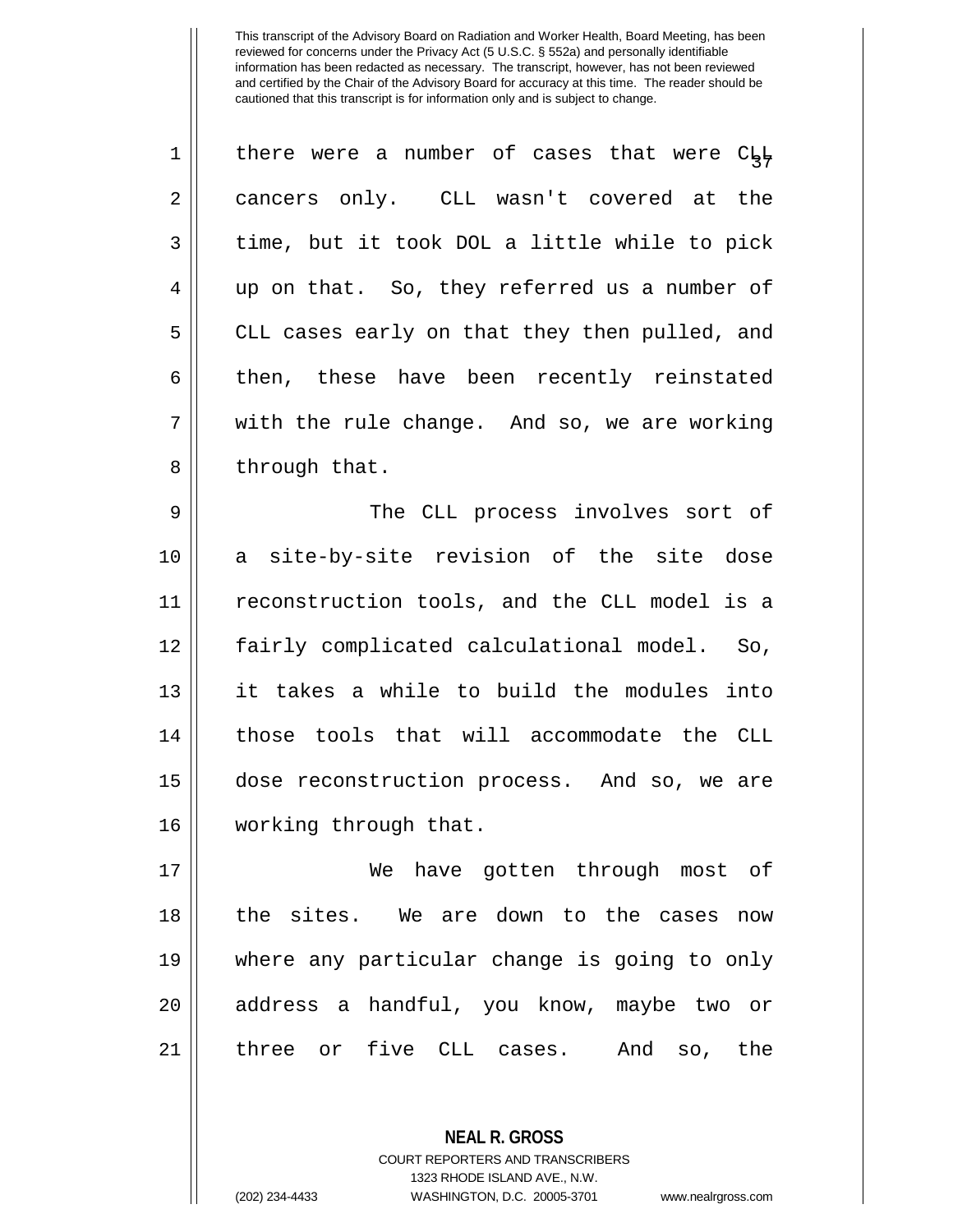there were a number of cases that were CLL cancers only. CLL wasn't covered at the time, but it took DOL a little while to pick up on that. So, they referred us a number of CLL cases early on that they then pulled, and then, these have been recently reinstated with the rule change. And so, we are working through that.

The CLL process involves sort of a site-by-site revision of the site dose reconstruction tools, and the CLL model is a fairly complicated calculational model. So, it takes a while to build the modules into those tools that will accommodate the CLL dose reconstruction process. And so, we are working through that.

We have gotten through most of the sites. We are down to the cases now where any particular change is going to only address a handful, you know, maybe two or three or five CLL cases. And so, the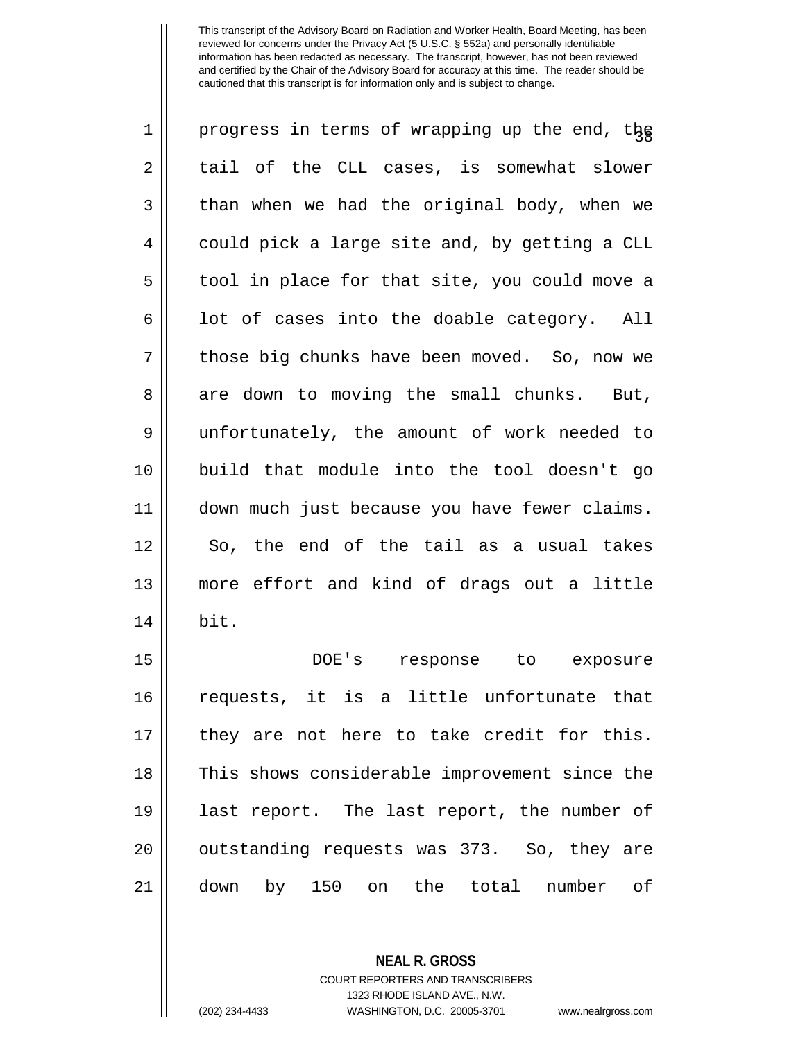progress in terms of wrapping up the end, the tail of the CLL cases, is somewhat slower than when we had the original body, when we could pick a large site and, by getting a CLL tool in place for that site, you could move a lot of cases into the doable category. All those big chunks have been moved. So, now we are down to moving the small chunks. But, unfortunately, the amount of work needed to build that module into the tool doesn't go down much just because you have fewer claims. So, the end of the tail as a usual takes more effort and kind of drags out a little bit.

DOE's response to exposure requests, it is a little unfortunate that they are not here to take credit for this. This shows considerable improvement since the last report. The last report, the number of outstanding requests was 373. So, they are down by 150 on the total number of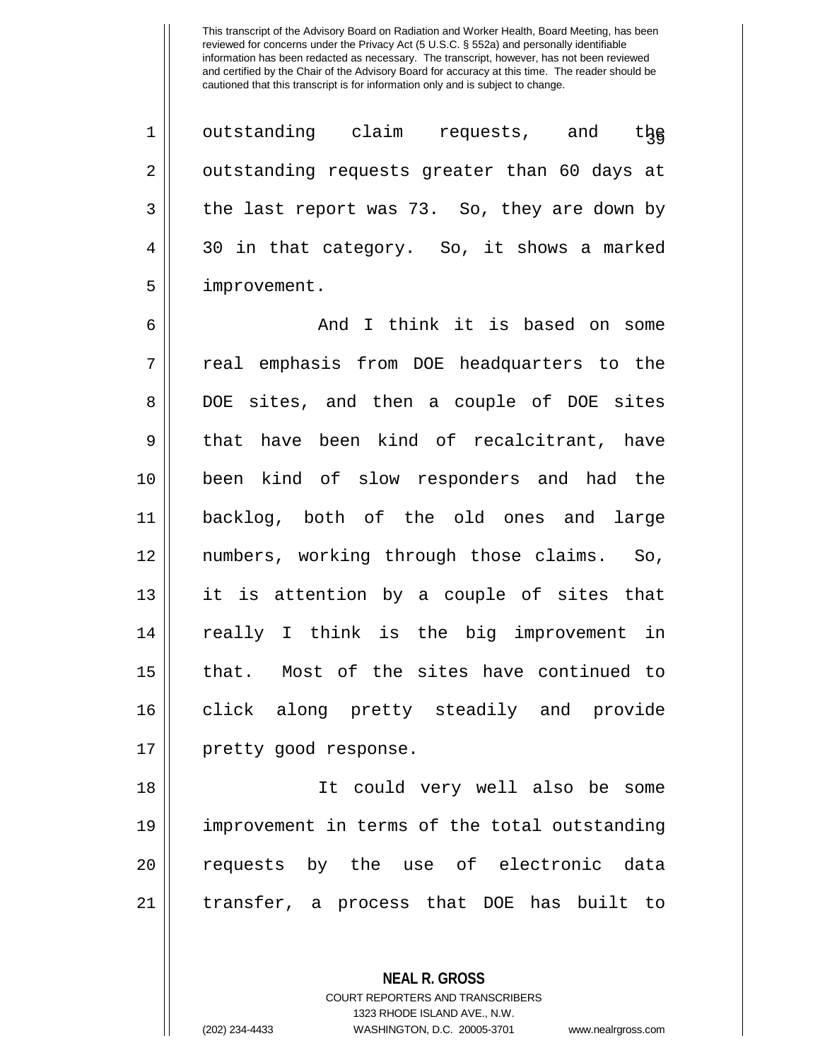outstanding claim requests, and the outstanding requests greater than 60 days at the last report was 73. So, they are down by 30 in that category. So, it shows a marked improvement.

And I think it is based on some real emphasis from DOE headquarters to the DOE sites, and then a couple of DOE sites that have been kind of recalcitrant, have been kind of slow responders and had the backlog, both of the old ones and large numbers, working through those claims. So, it is attention by a couple of sites that really I think is the big improvement in that. Most of the sites have continued to click along pretty steadily and provide pretty good response.

It could very well also be some improvement in terms of the total outstanding requests by the use of electronic data transfer, a process that DOE has built to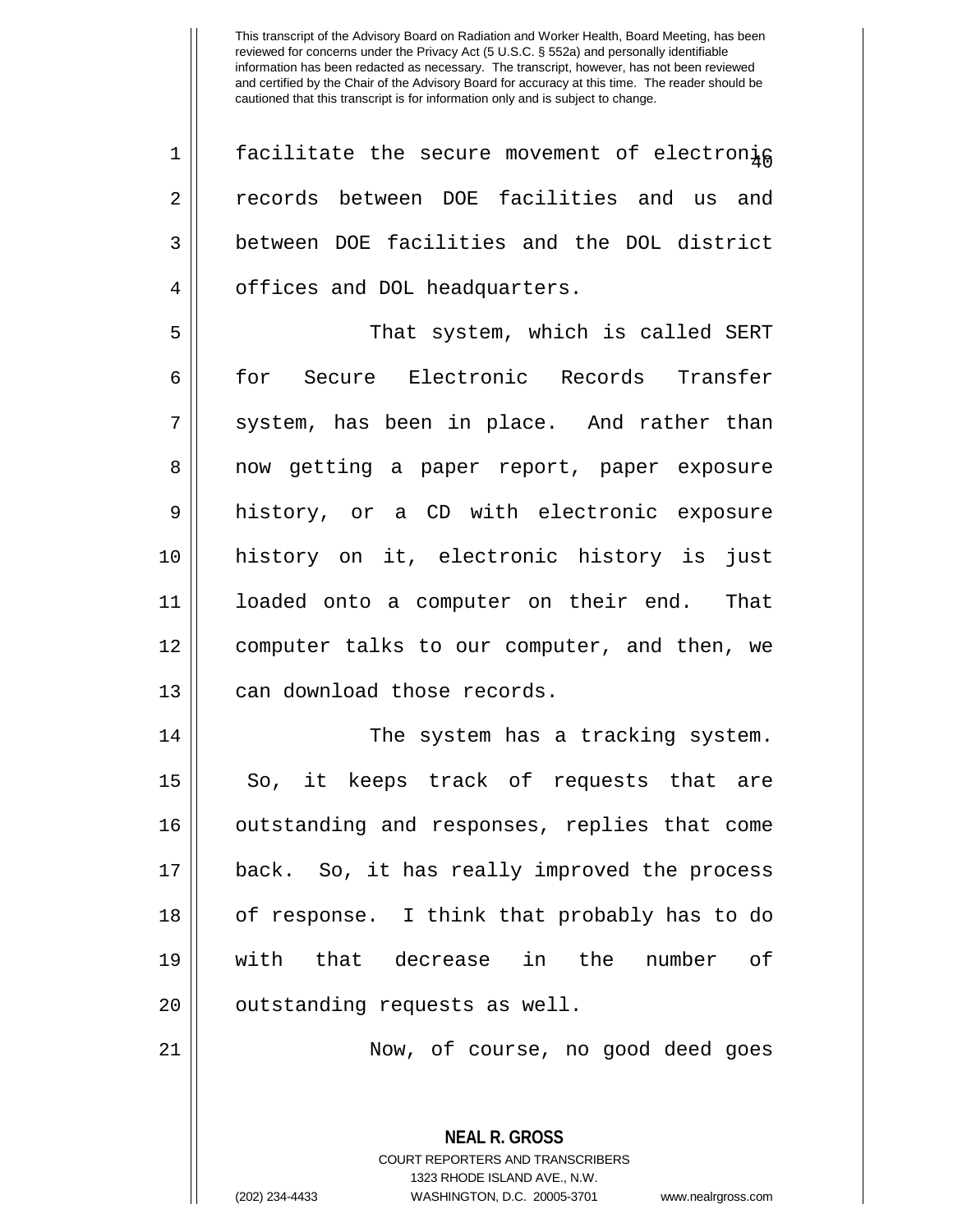facilitate the secure movement of electronic records between DOE facilities and us and between DOE facilities and the DOL district offices and DOL headquarters.

That system, which is called SERT for Secure Electronic Records Transfer system, has been in place. And rather than now getting a paper report, paper exposure history, or a CD with electronic exposure history on it, electronic history is just loaded onto a computer on their end. That computer talks to our computer, and then, we can download those records.

The system has a tracking system. So, it keeps track of requests that are outstanding and responses, replies that come back. So, it has really improved the process of response. I think that probably has to do with that decrease in the number of outstanding requests as well.

Now, of course, no good deed goes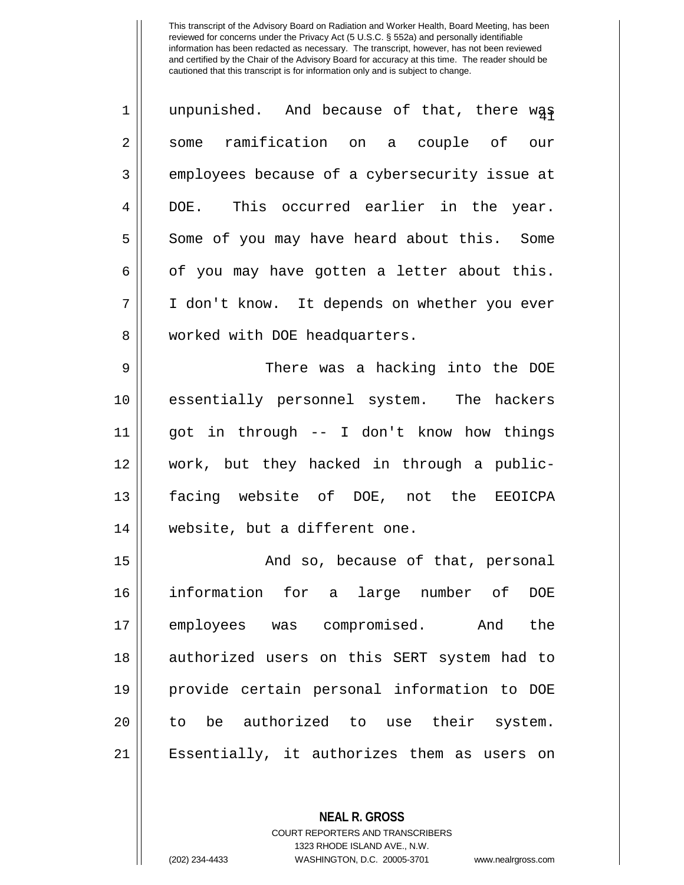unpunished. And because of that, there was some ramification on a couple of our employees because of a cybersecurity issue at DOE. This occurred earlier in the year. Some of you may have heard about this. Some of you may have gotten a letter about this. I don't know. It depends on whether you ever worked with DOE headquarters.

There was a hacking into the DOE essentially personnel system. The hackers got in through -- I don't know how things work, but they hacked in through a public-facing website of DOE, not the EEOICPA website, but a different one.

And so, because of that, personal information for a large number of DOE employees was compromised. And the authorized users on this SERT system had to provide certain personal information to DOE to be authorized to use their system. Essentially, it authorizes them as users on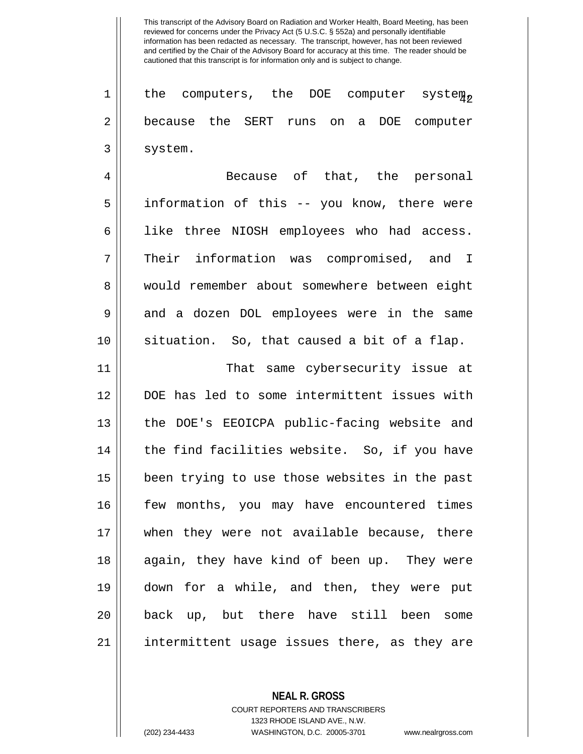the computers, the DOE computer system, because the SERT runs on a DOE computer system.

Because of that, the personal information of this -- you know, there were like three NIOSH employees who had access. Their information was compromised, and I would remember about somewhere between eight and a dozen DOL employees were in the same situation. So, that caused a bit of a flap.

That same cybersecurity issue at DOE has led to some intermittent issues with the DOE's EEOICPA public-facing website and the find facilities website. So, if you have been trying to use those websites in the past few months, you may have encountered times when they were not available because, there again, they have kind of been up. They were down for a while, and then, they were put back up, but there have still been some intermittent usage issues there, as they are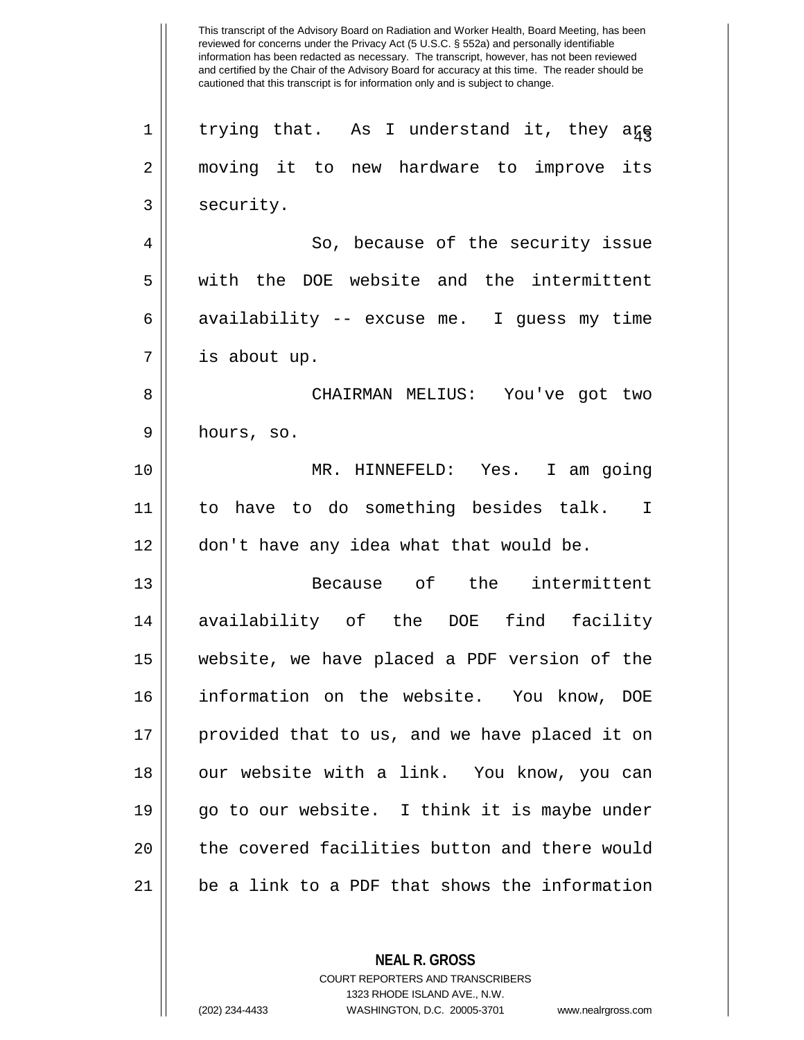trying that. As I understand it, they are moving it to new hardware to improve its security.

So, because of the security issue with the DOE website and the intermittent availability -- excuse me. I guess my time is about up.

CHAIRMAN MELIUS: You've got two hours, so.

MR. HINNEFELD: Yes. I am going to have to do something besides talk. I don't have any idea what that would be.

Because of the intermittent availability of the DOE find facility website, we have placed a PDF version of the information on the website. You know, DOE provided that to us, and we have placed it on our website with a link. You know, you can go to our website. I think it is maybe under the covered facilities button and there would be a link to a PDF that shows the information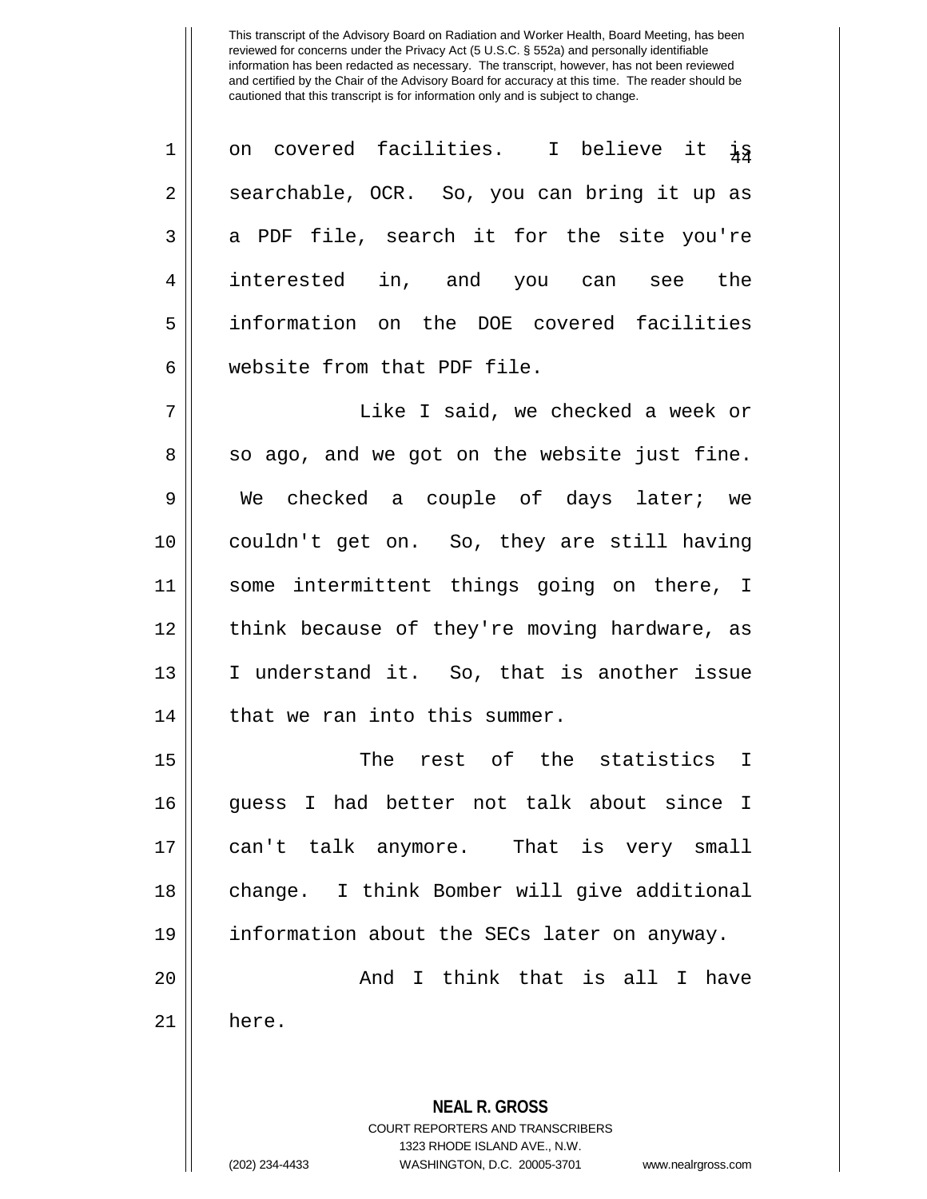on covered facilities. I believe it is searchable, OCR. So, you can bring it up as a PDF file, search it for the site you're interested in, and you can see the information on the DOE covered facilities website from that PDF file.

Like I said, we checked a week or so ago, and we got on the website just fine. We checked a couple of days later; we couldn't get on. So, they are still having some intermittent things going on there, I think because of they're moving hardware, as I understand it. So, that is another issue that we ran into this summer.

The rest of the statistics I guess I had better not talk about since I can't talk anymore. That is very small change. I think Bomber will give additional information about the SECs later on anyway.

And I think that is all I have here.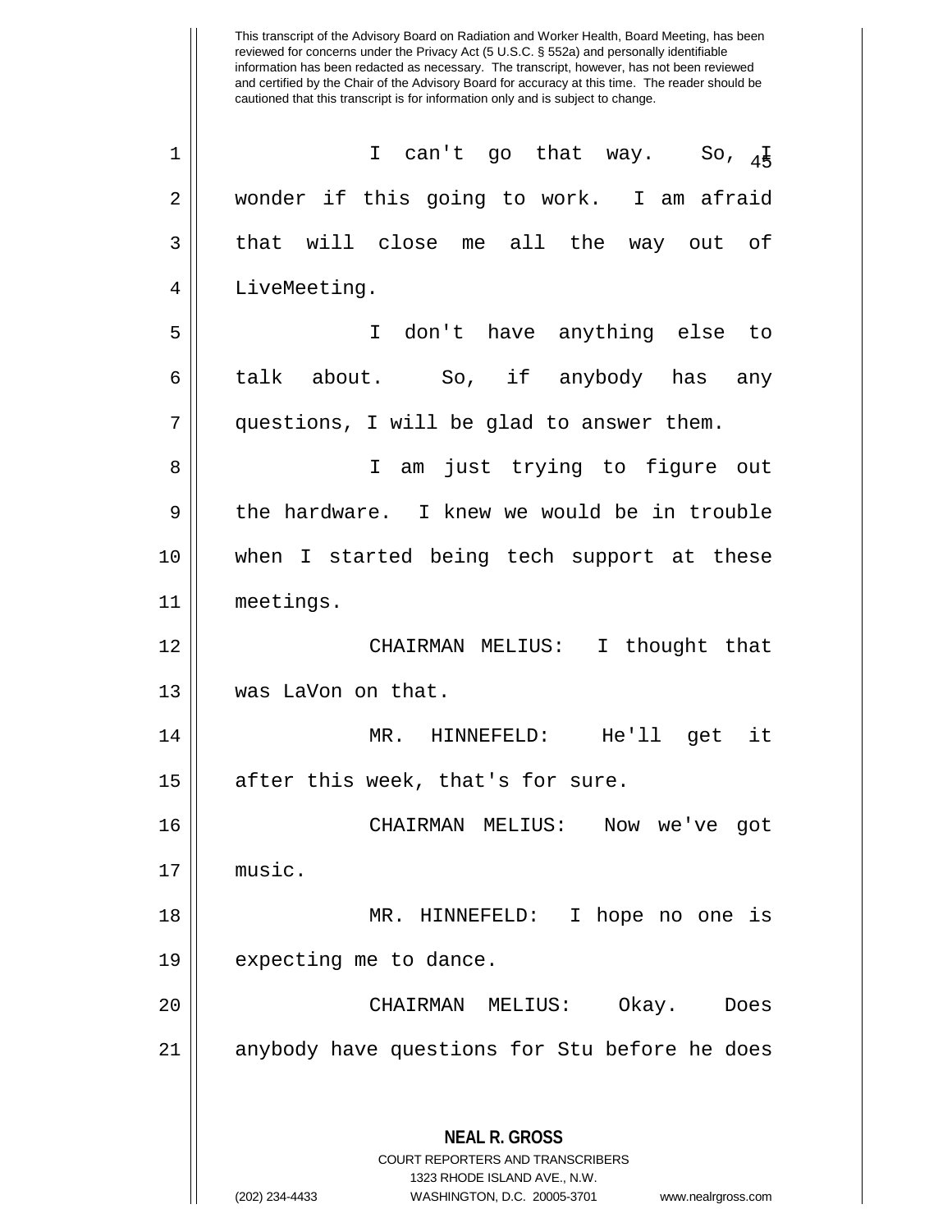I can't go that way. So, I wonder if this going to work. I am afraid that will close me all the way out of LiveMeeting.

I don't have anything else to talk about. So, if anybody has any questions, I will be glad to answer them.

I am just trying to figure out the hardware. I knew we would be in trouble when I started being tech support at these meetings.

CHAIRMAN MELIUS: I thought that was LaVon on that.

MR. HINNEFELD: He'll get it after this week, that's for sure.

CHAIRMAN MELIUS: Now we've got music.

MR. HINNEFELD: I hope no one is expecting me to dance.

CHAIRMAN MELIUS: Okay. Does anybody have questions for Stu before he does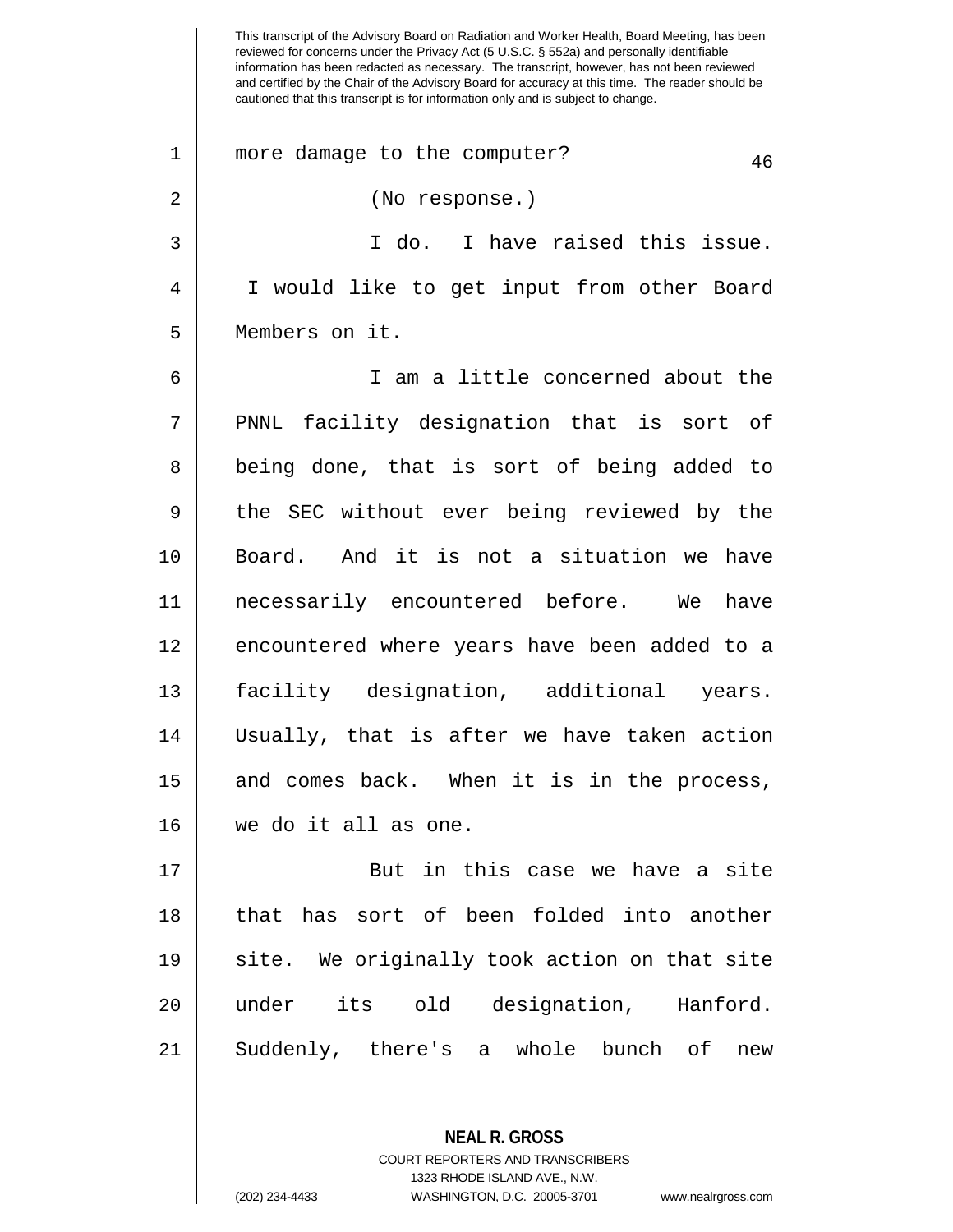more damage to the computer?

(No response.)

I do. I have raised this issue. I would like to get input from other Board Members on it.

I am a little concerned about the PNNL facility designation that is sort of being done, that is sort of being added to the SEC without ever being reviewed by the Board. And it is not a situation we have necessarily encountered before. We have encountered where years have been added to a facility designation, additional years. Usually, that is after we have taken action and comes back. When it is in the process, we do it all as one.

But in this case we have a site that has sort of been folded into another site. We originally took action on that site under its old designation, Hanford. Suddenly, there's a whole bunch of new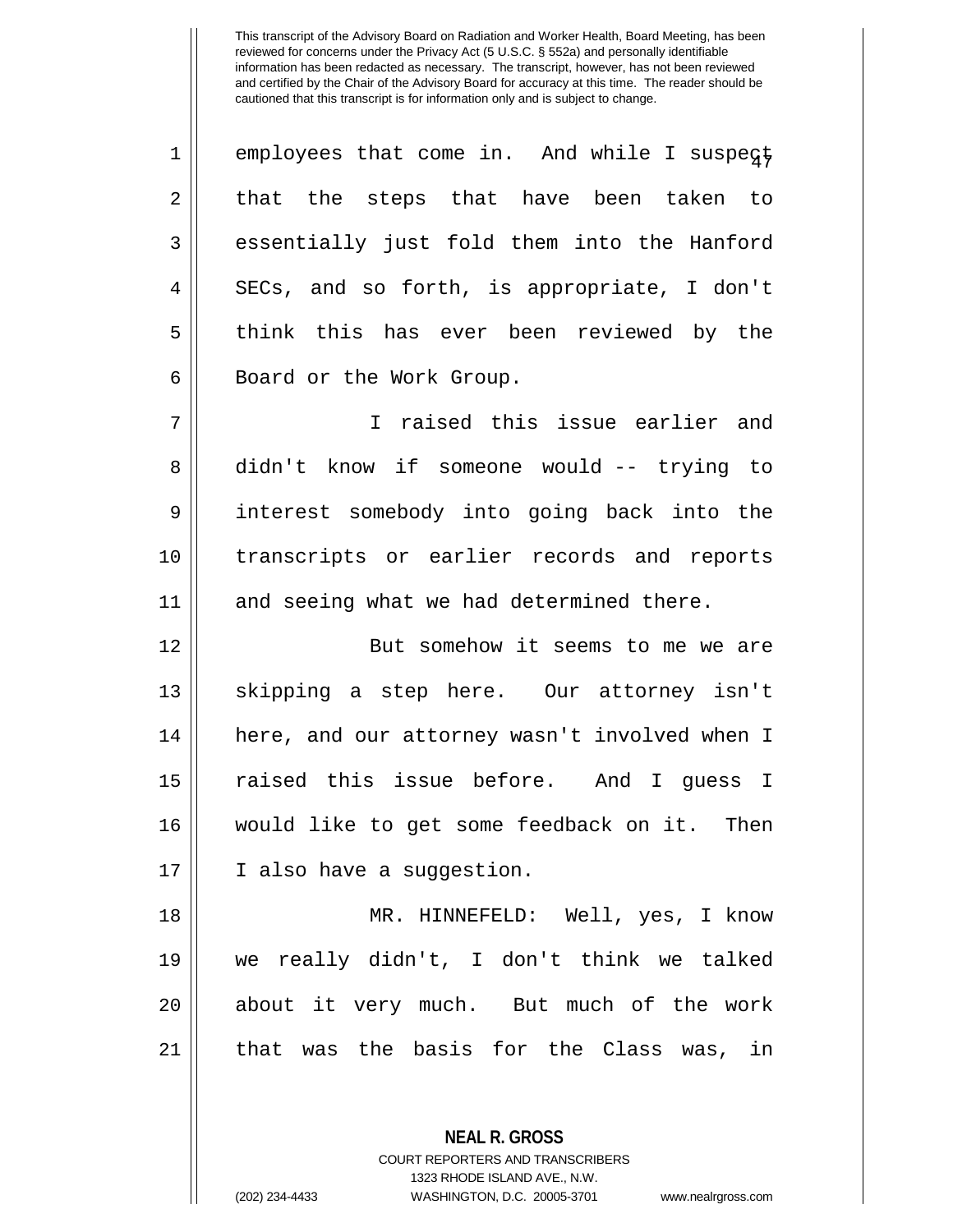employees that come in. And while I suspect that the steps that have been taken to essentially just fold them into the Hanford SECs, and so forth, is appropriate, I don't think this has ever been reviewed by the Board or the Work Group.

I raised this issue earlier and didn't know if someone would -- trying to interest somebody into going back into the transcripts or earlier records and reports and seeing what we had determined there.

But somehow it seems to me we are skipping a step here. Our attorney isn't here, and our attorney wasn't involved when I raised this issue before. And I guess I would like to get some feedback on it. Then I also have a suggestion.

MR. HINNEFELD: Well, yes, I know we really didn't, I don't think we talked about it very much. But much of the work that was the basis for the Class was, in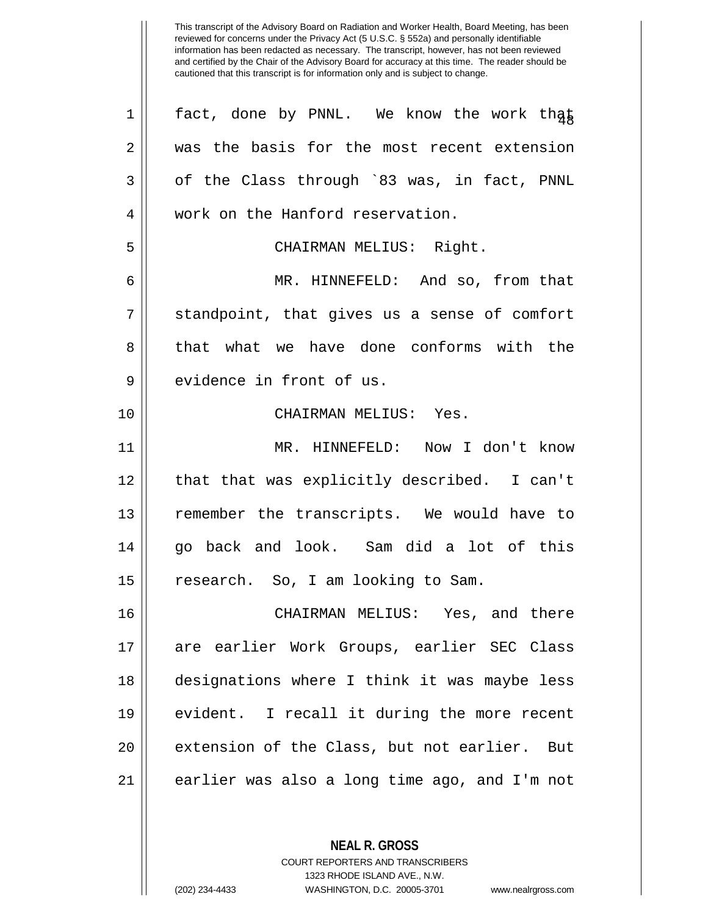This transcript of the Advisory Board on Radiation and Worker Health, Board Meeting, has been reviewed for concerns under the Privacy Act (5 U.S.C. § 552a) and personally identifiable information has been redacted as necessary. The transcript, however, has not been reviewed and certified by the Chair of the Advisory Board for accuracy at this time. The reader should be cautioned that this transcript is for information only and is subject to change.

fact, done by PNNL. We know the work that was the basis for the most recent extension of the Class through `83 was, in fact, PNNL work on the Hanford reservation.

CHAIRMAN MELIUS: Right.

MR. HINNEFELD: And so, from that standpoint, that gives us a sense of comfort that what we have done conforms with the evidence in front of us.

CHAIRMAN MELIUS: Yes.

MR. HINNEFELD: Now I don't know that that was explicitly described. I can't remember the transcripts. We would have to go back and look. Sam did a lot of this research. So, I am looking to Sam.

CHAIRMAN MELIUS: Yes, and there are earlier Work Groups, earlier SEC Class designations where I think it was maybe less evident. I recall it during the more recent extension of the Class, but not earlier. But earlier was also a long time ago, and I'm not

**NEAL R. GROSS**
COURT REPORTERS AND TRANSCRIBERS
1323 RHODE ISLAND AVE., N.W.
(202) 234-4433 WASHINGTON, D.C. 20005-3701 www.nealrgross.com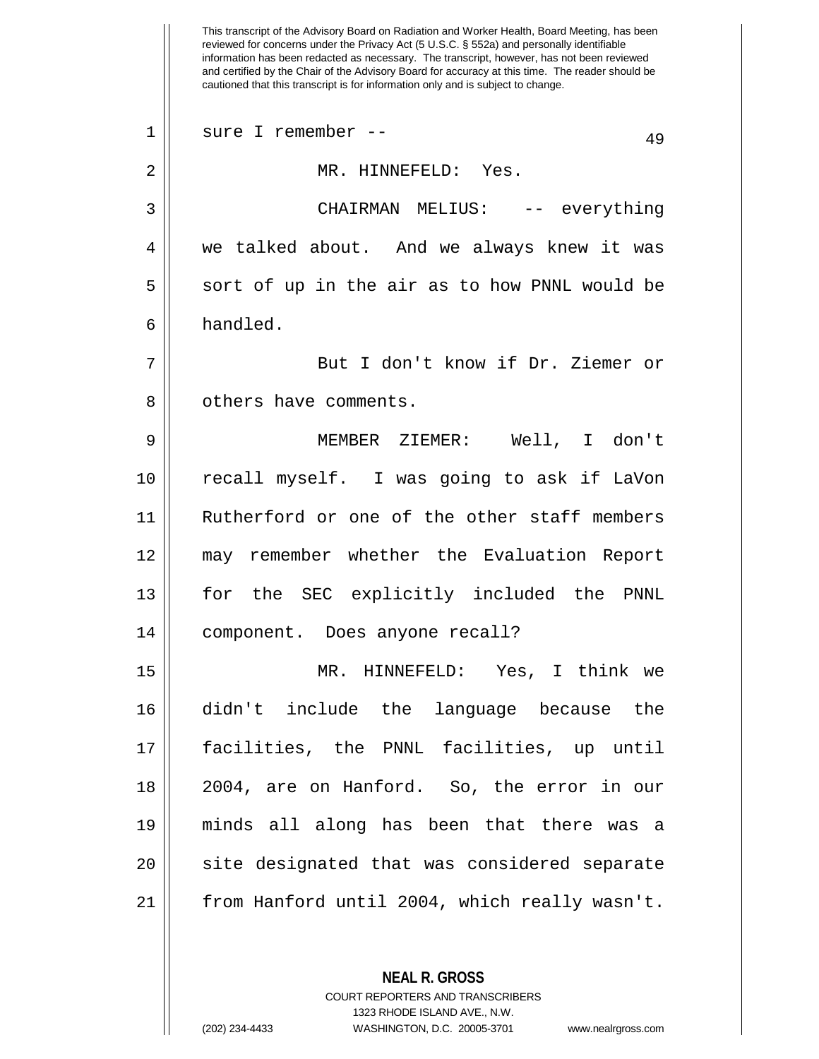sure I remember --

MR. HINNEFELD: Yes.

CHAIRMAN MELIUS: -- everything we talked about. And we always knew it was sort of up in the air as to how PNNL would be handled.

But I don't know if Dr. Ziemer or others have comments.

MEMBER ZIEMER: Well, I don't recall myself. I was going to ask if LaVon Rutherford or one of the other staff members may remember whether the Evaluation Report for the SEC explicitly included the PNNL component. Does anyone recall?

MR. HINNEFELD: Yes, I think we didn't include the language because the facilities, the PNNL facilities, up until 2004, are on Hanford. So, the error in our minds all along has been that there was a site designated that was considered separate from Hanford until 2004, which really wasn't.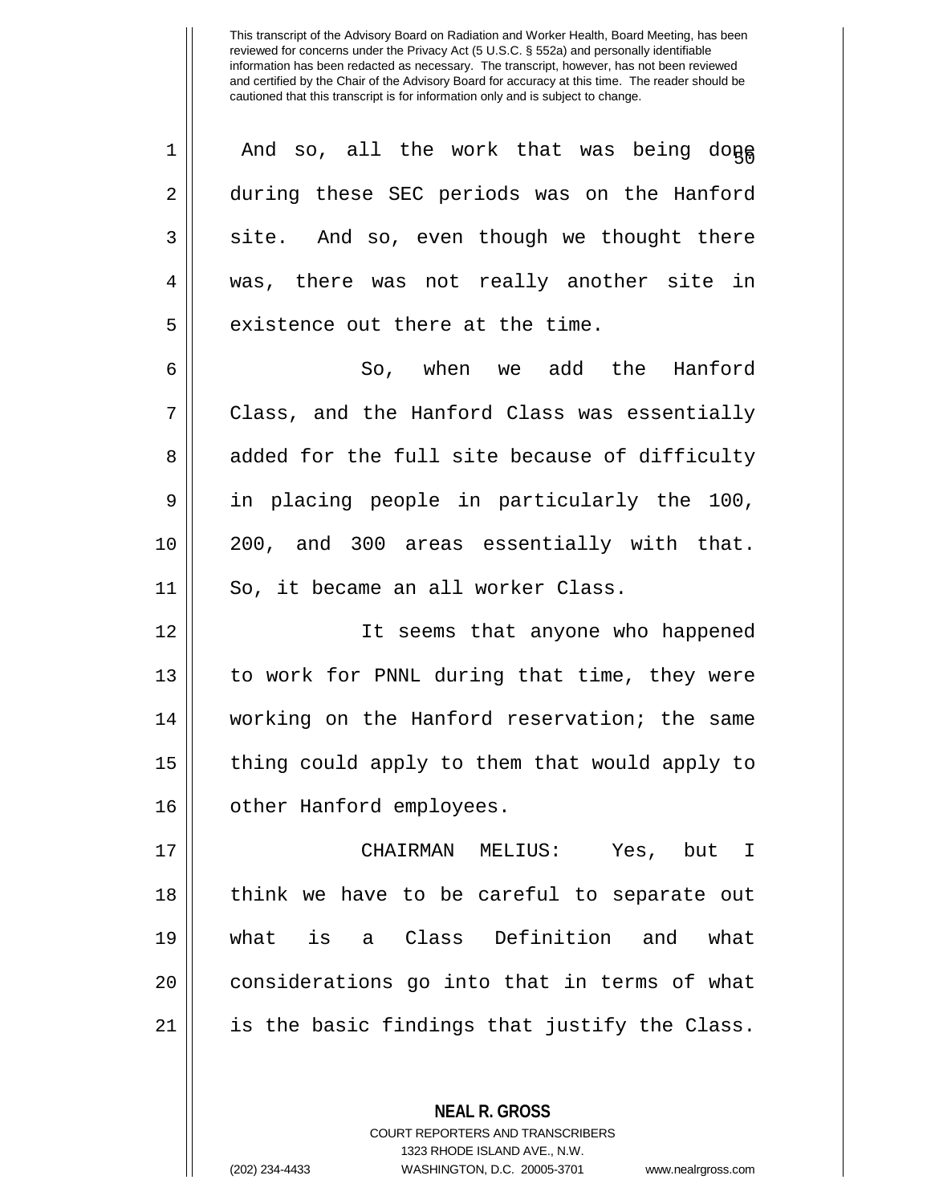And so, all the work that was being done during these SEC periods was on the Hanford site. And so, even though we thought there was, there was not really another site in existence out there at the time.

So, when we add the Hanford Class, and the Hanford Class was essentially added for the full site because of difficulty in placing people in particularly the 100, 200, and 300 areas essentially with that. So, it became an all worker Class.

It seems that anyone who happened to work for PNNL during that time, they were working on the Hanford reservation; the same thing could apply to them that would apply to other Hanford employees.

CHAIRMAN MELIUS: Yes, but I think we have to be careful to separate out what is a Class Definition and what considerations go into that in terms of what is the basic findings that justify the Class.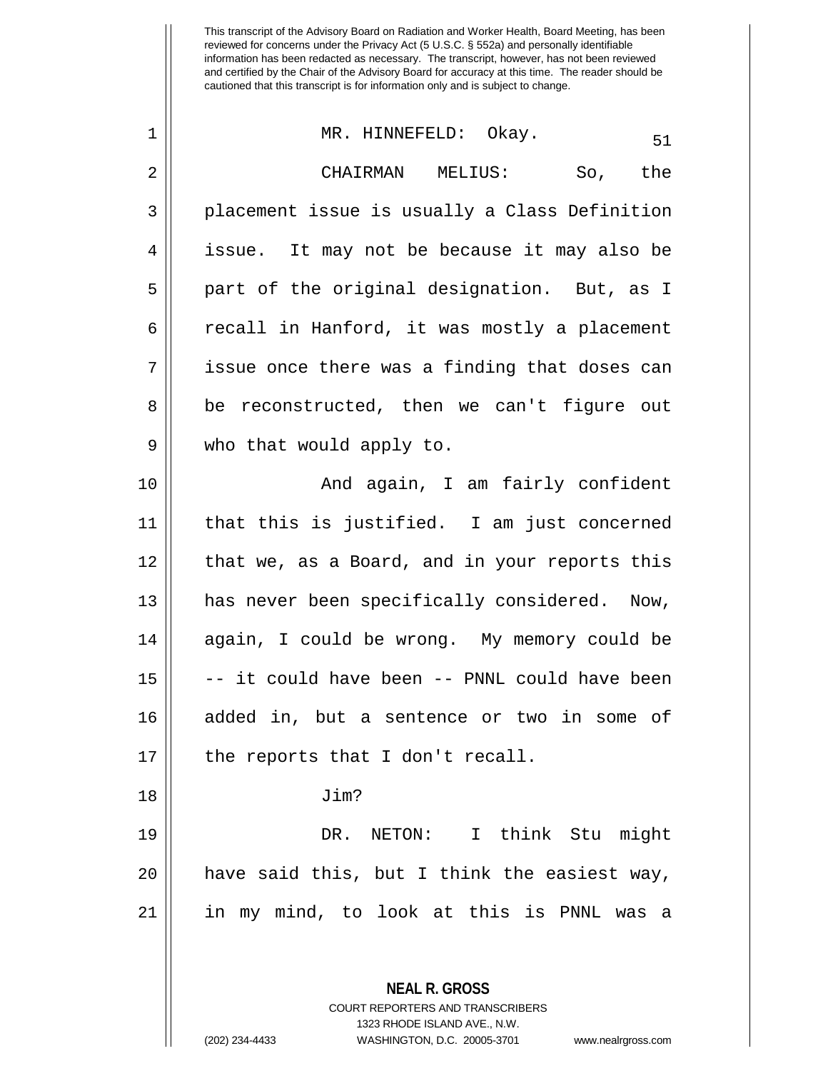This transcript of the Advisory Board on Radiation and Worker Health, Board Meeting, has been reviewed for concerns under the Privacy Act (5 U.S.C. § 552a) and personally identifiable information has been redacted as necessary. The transcript, however, has not been reviewed and certified by the Chair of the Advisory Board for accuracy at this time. The reader should be cautioned that this transcript is for information only and is subject to change.

MR. HINNEFELD: Okay.

CHAIRMAN MELIUS: So, the placement issue is usually a Class Definition issue. It may not be because it may also be part of the original designation. But, as I recall in Hanford, it was mostly a placement issue once there was a finding that doses can be reconstructed, then we can't figure out who that would apply to.

And again, I am fairly confident that this is justified. I am just concerned that we, as a Board, and in your reports this has never been specifically considered. Now, again, I could be wrong. My memory could be -- it could have been -- PNNL could have been added in, but a sentence or two in some of the reports that I don't recall.

Jim?

DR. NETON: I think Stu might have said this, but I think the easiest way, in my mind, to look at this is PNNL was a

**NEAL R. GROSS**
COURT REPORTERS AND TRANSCRIBERS
1323 RHODE ISLAND AVE., N.W.
(202) 234-4433 WASHINGTON, D.C. 20005-3701 www.nealrgross.com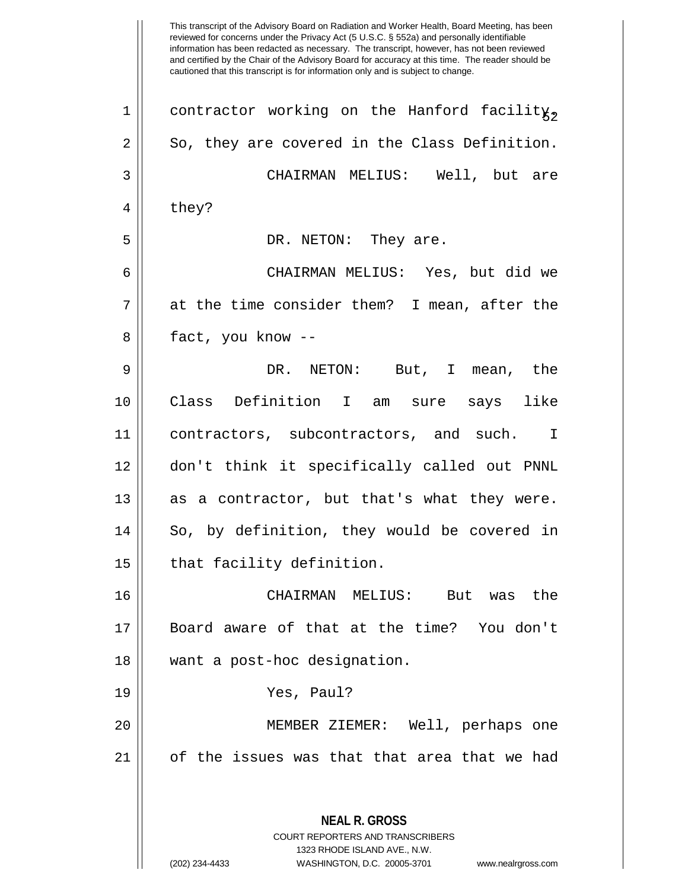This transcript of the Advisory Board on Radiation and Worker Health, Board Meeting, has been reviewed for concerns under the Privacy Act (5 U.S.C. § 552a) and personally identifiable information has been redacted as necessary. The transcript, however, has not been reviewed and certified by the Chair of the Advisory Board for accuracy at this time. The reader should be cautioned that this transcript is for information only and is subject to change.

contractor working on the Hanford facility. So, they are covered in the Class Definition.

CHAIRMAN MELIUS: Well, but are they?

DR. NETON: They are.

CHAIRMAN MELIUS: Yes, but did we at the time consider them? I mean, after the fact, you know --

DR. NETON: But, I mean, the Class Definition I am sure says like contractors, subcontractors, and such. I don't think it specifically called out PNNL as a contractor, but that's what they were. So, by definition, they would be covered in that facility definition.

CHAIRMAN MELIUS: But was the Board aware of that at the time? You don't want a post-hoc designation.

Yes, Paul?

MEMBER ZIEMER: Well, perhaps one of the issues was that that area that we had

**NEAL R. GROSS**
COURT REPORTERS AND TRANSCRIBERS
1323 RHODE ISLAND AVE., N.W.
(202) 234-4433 WASHINGTON, D.C. 20005-3701 www.nealrgross.com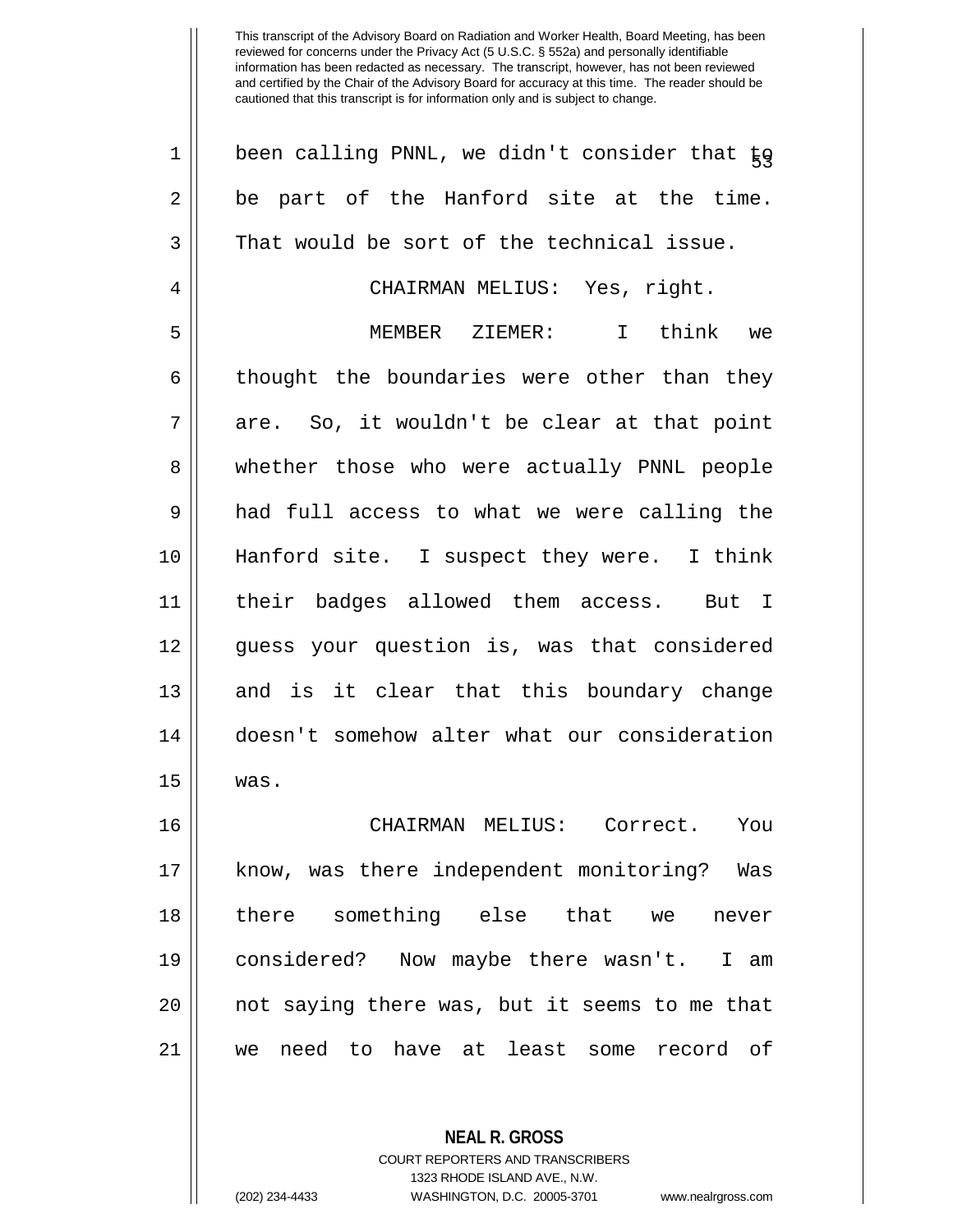been calling PNNL, we didn't consider that to be part of the Hanford site at the time. That would be sort of the technical issue.

CHAIRMAN MELIUS: Yes, right.

MEMBER ZIEMER: I think we thought the boundaries were other than they are. So, it wouldn't be clear at that point whether those who were actually PNNL people had full access to what we were calling the Hanford site. I suspect they were. I think their badges allowed them access. But I guess your question is, was that considered and is it clear that this boundary change doesn't somehow alter what our consideration was.

CHAIRMAN MELIUS: Correct. You know, was there independent monitoring? Was there something else that we never considered? Now maybe there wasn't. I am not saying there was, but it seems to me that we need to have at least some record of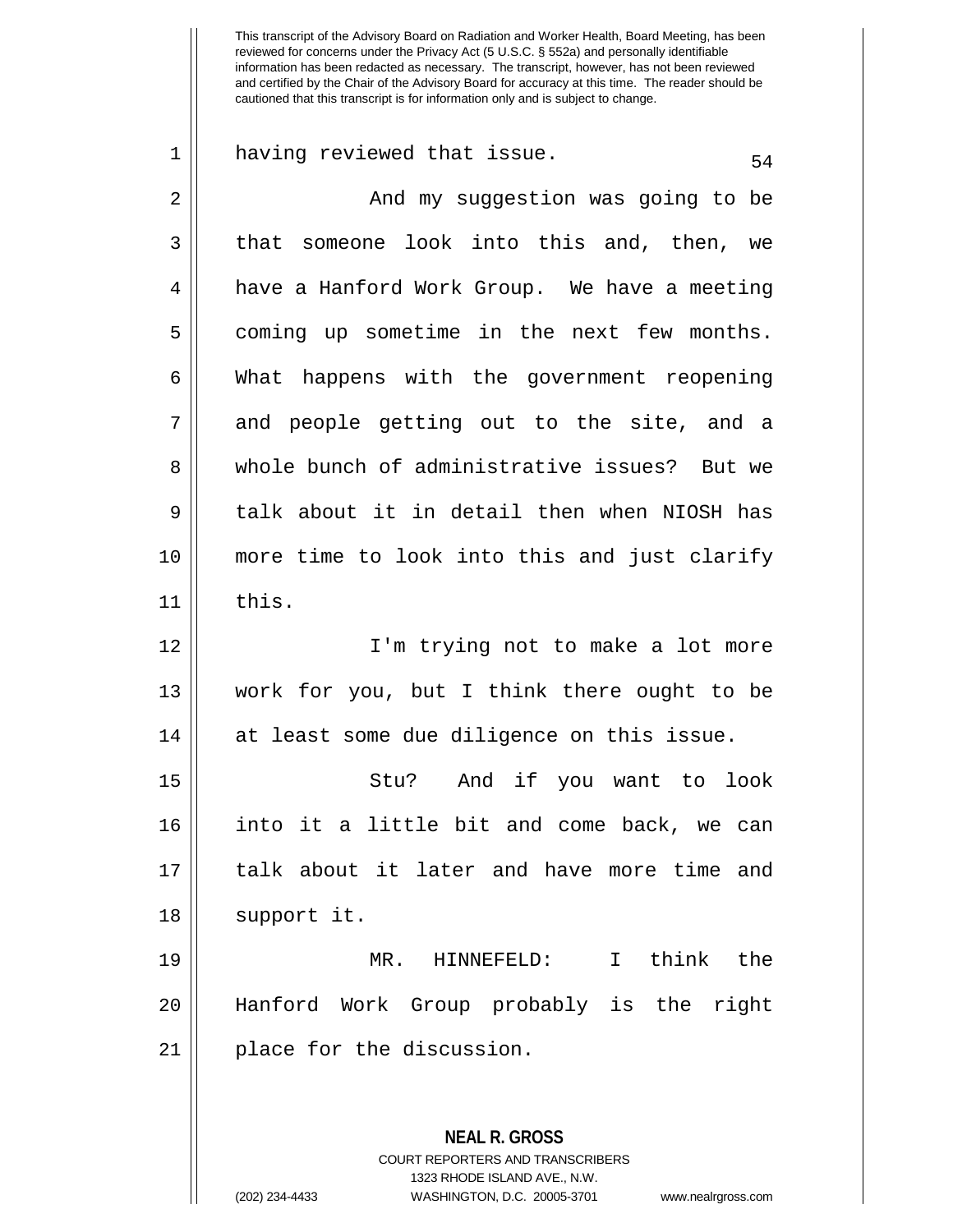having reviewed that issue.

And my suggestion was going to be that someone look into this and, then, we have a Hanford Work Group. We have a meeting coming up sometime in the next few months. What happens with the government reopening and people getting out to the site, and a whole bunch of administrative issues? But we talk about it in detail then when NIOSH has more time to look into this and just clarify this.

I'm trying not to make a lot more work for you, but I think there ought to be at least some due diligence on this issue.

Stu? And if you want to look into it a little bit and come back, we can talk about it later and have more time and support it.

MR. HINNEFELD: I think the Hanford Work Group probably is the right place for the discussion.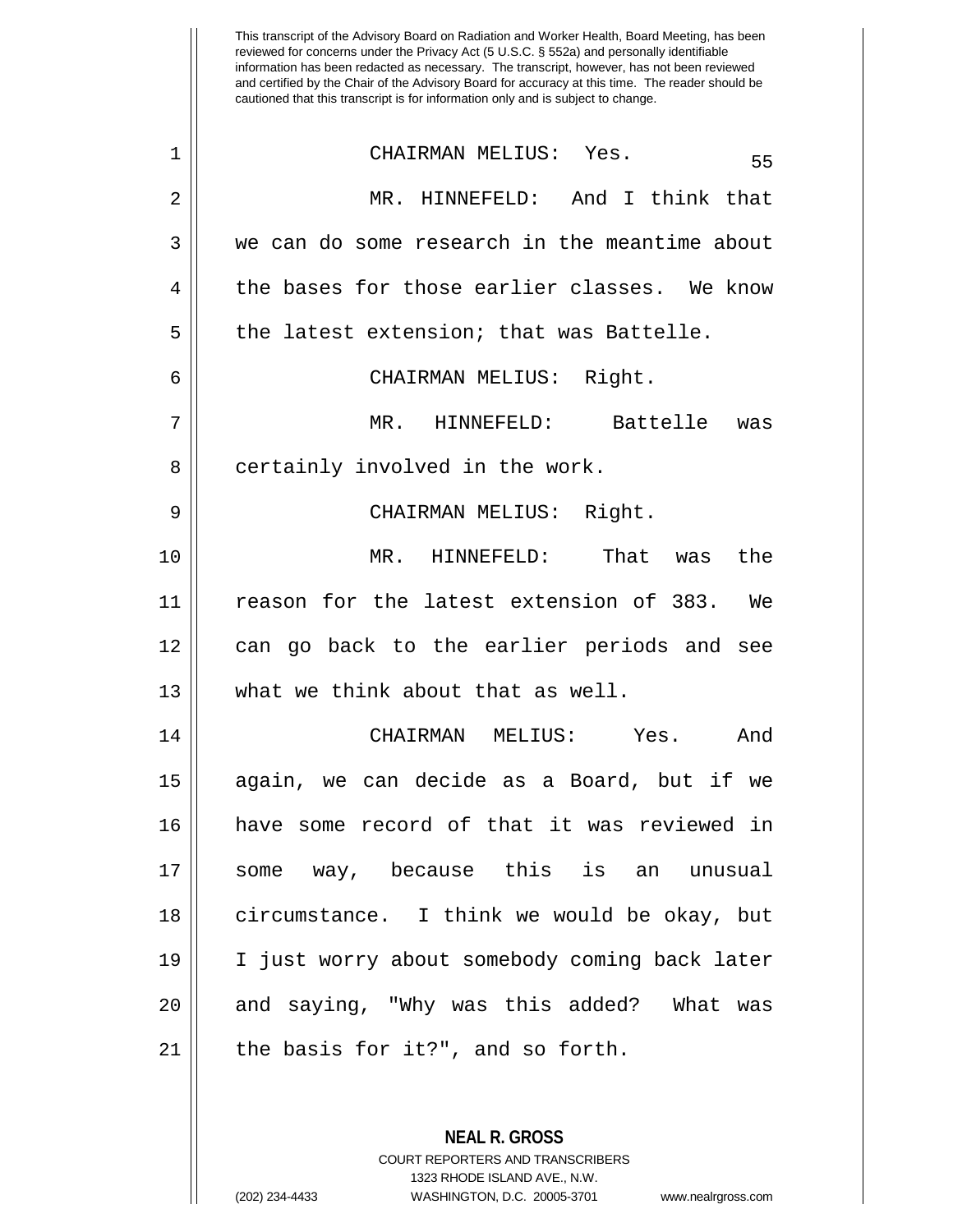This transcript of the Advisory Board on Radiation and Worker Health, Board Meeting, has been reviewed for concerns under the Privacy Act (5 U.S.C. § 552a) and personally identifiable information has been redacted as necessary. The transcript, however, has not been reviewed and certified by the Chair of the Advisory Board for accuracy at this time. The reader should be cautioned that this transcript is for information only and is subject to change.

CHAIRMAN MELIUS: Yes.

MR. HINNEFELD: And I think that we can do some research in the meantime about the bases for those earlier classes. We know the latest extension; that was Battelle.

CHAIRMAN MELIUS: Right.

MR. HINNEFELD: Battelle was certainly involved in the work.

CHAIRMAN MELIUS: Right.

MR. HINNEFELD: That was the reason for the latest extension of 383. We can go back to the earlier periods and see what we think about that as well.

CHAIRMAN MELIUS: Yes. And again, we can decide as a Board, but if we have some record of that it was reviewed in some way, because this is an unusual circumstance. I think we would be okay, but I just worry about somebody coming back later and saying, "Why was this added? What was the basis for it?", and so forth.

**NEAL R. GROSS**
COURT REPORTERS AND TRANSCRIBERS
1323 RHODE ISLAND AVE., N.W.
(202) 234-4433 WASHINGTON, D.C. 20005-3701 www.nealrgross.com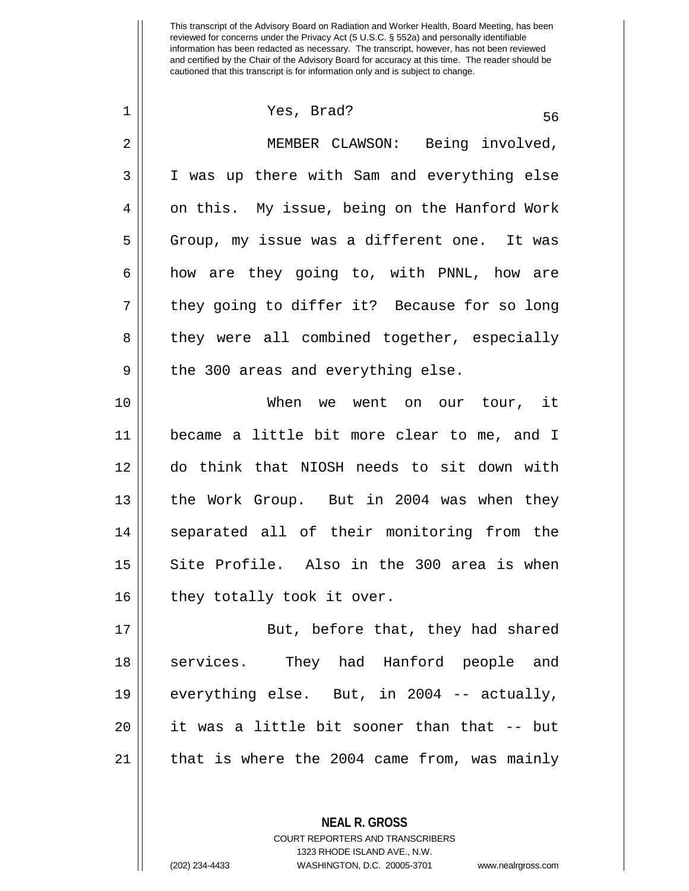Yes, Brad?

MEMBER CLAWSON: Being involved, I was up there with Sam and everything else on this. My issue, being on the Hanford Work Group, my issue was a different one. It was how are they going to, with PNNL, how are they going to differ it? Because for so long they were all combined together, especially the 300 areas and everything else.

When we went on our tour, it became a little bit more clear to me, and I do think that NIOSH needs to sit down with the Work Group. But in 2004 was when they separated all of their monitoring from the Site Profile. Also in the 300 area is when they totally took it over.

But, before that, they had shared services. They had Hanford people and everything else. But, in 2004 -- actually, it was a little bit sooner than that -- but that is where the 2004 came from, was mainly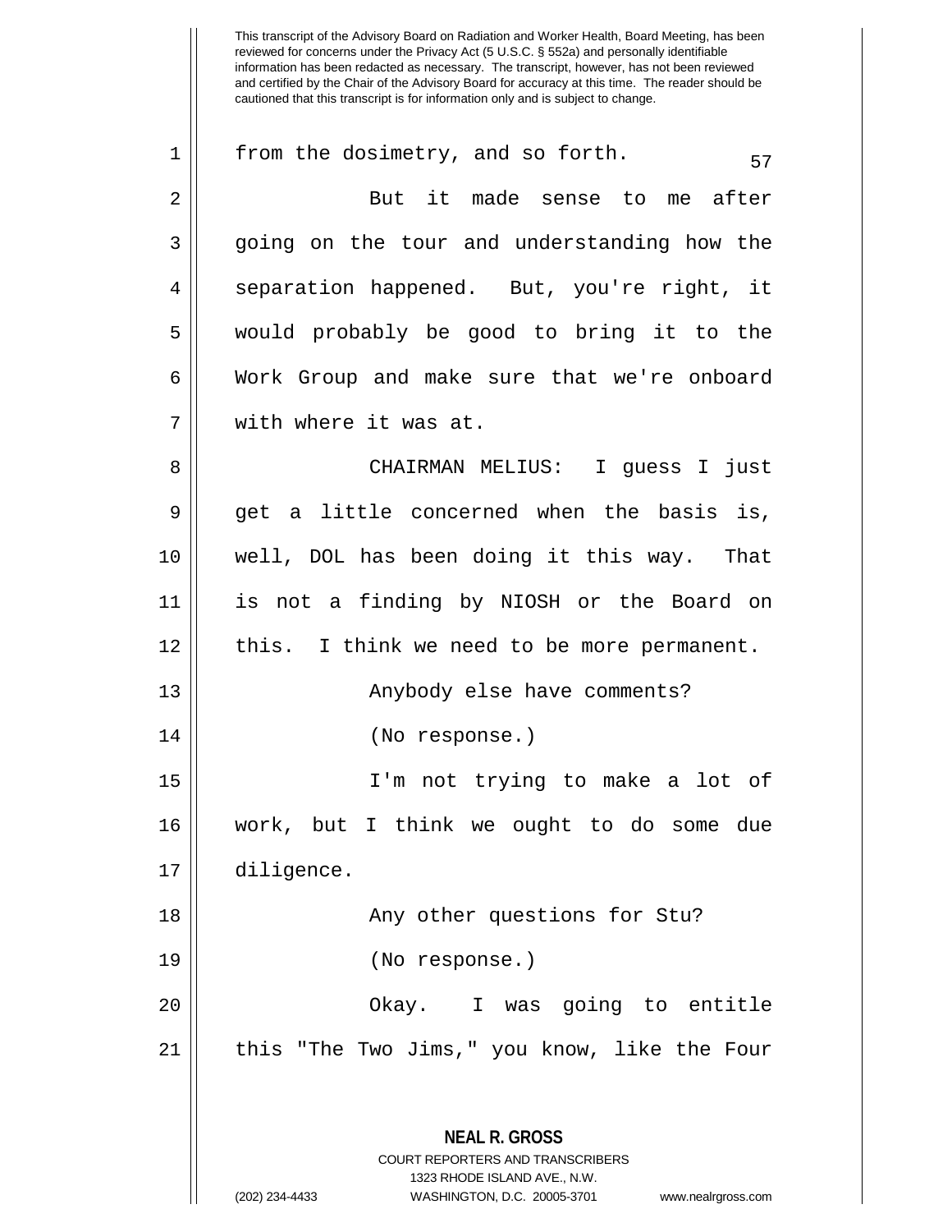from the dosimetry, and so forth.

But it made sense to me after going on the tour and understanding how the separation happened. But, you're right, it would probably be good to bring it to the Work Group and make sure that we're onboard with where it was at.

CHAIRMAN MELIUS: I guess I just get a little concerned when the basis is, well, DOL has been doing it this way. That is not a finding by NIOSH or the Board on this. I think we need to be more permanent.

Anybody else have comments?

(No response.)

I'm not trying to make a lot of work, but I think we ought to do some due diligence.

Any other questions for Stu?

(No response.)

Okay. I was going to entitle this "The Two Jims," you know, like the Four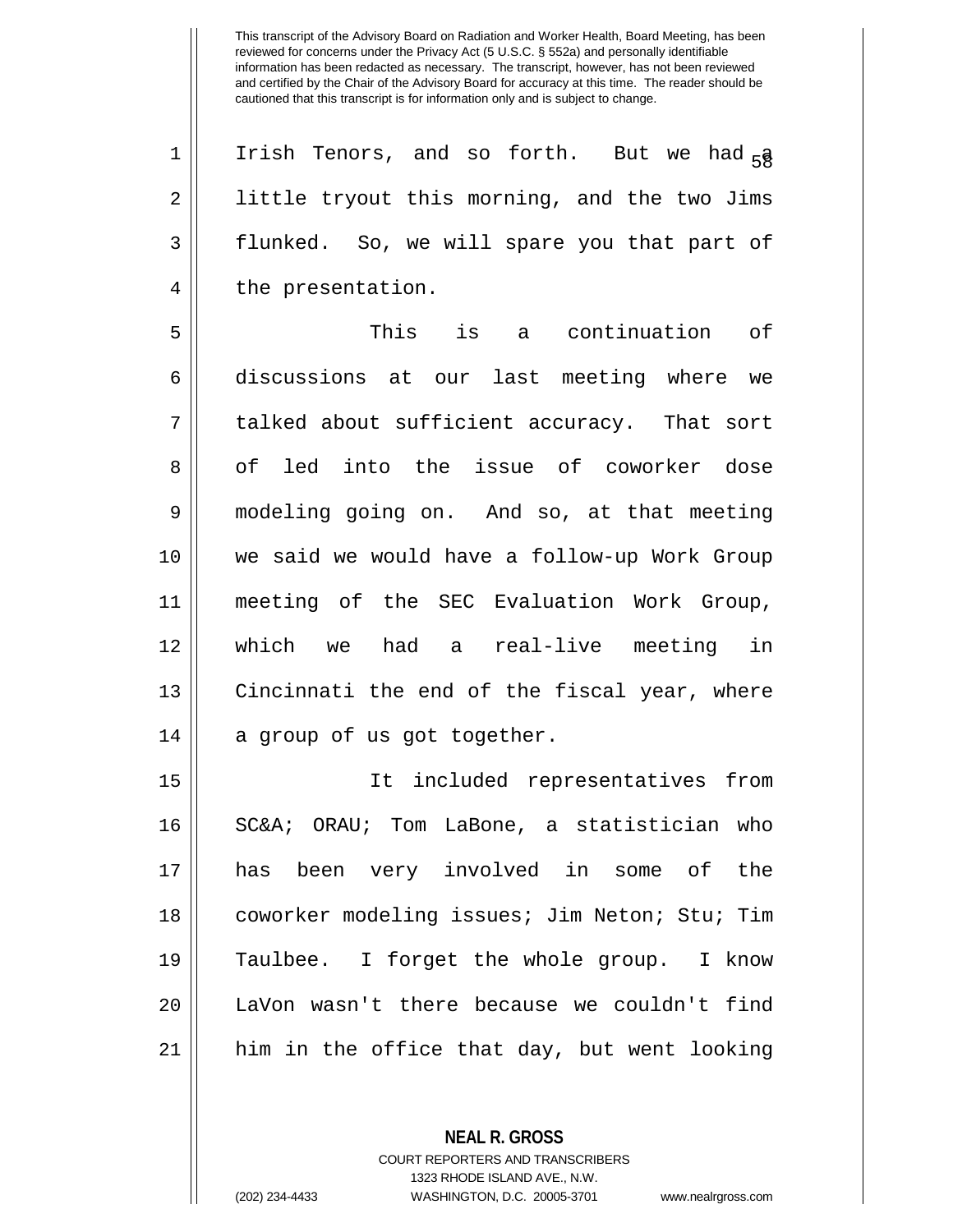Irish Tenors, and so forth. But we had a little tryout this morning, and the two Jims flunked. So, we will spare you that part of the presentation.

This is a continuation of discussions at our last meeting where we talked about sufficient accuracy. That sort of led into the issue of coworker dose modeling going on. And so, at that meeting we said we would have a follow-up Work Group meeting of the SEC Evaluation Work Group, which we had a real-live meeting in Cincinnati the end of the fiscal year, where a group of us got together.

It included representatives from SC&A; ORAU; Tom LaBone, a statistician who has been very involved in some of the coworker modeling issues; Jim Neton; Stu; Tim Taulbee. I forget the whole group. I know LaVon wasn't there because we couldn't find him in the office that day, but went looking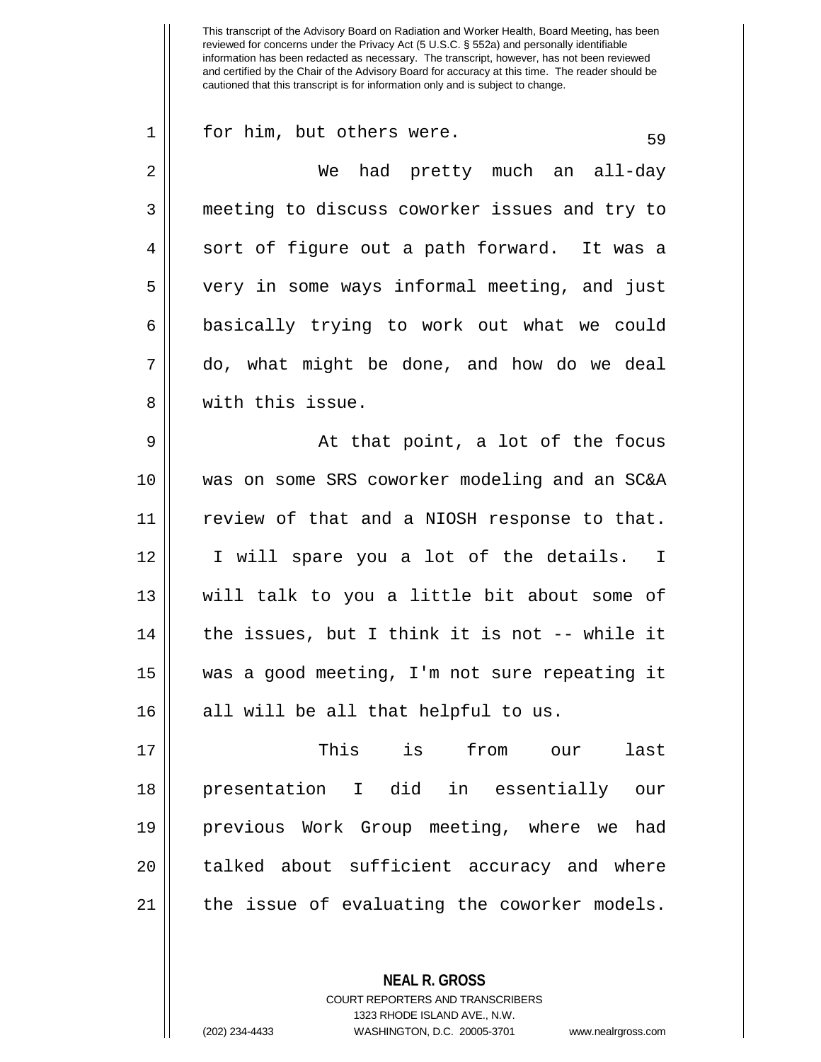for him, but others were.

We had pretty much an all-day meeting to discuss coworker issues and try to sort of figure out a path forward. It was a very in some ways informal meeting, and just basically trying to work out what we could do, what might be done, and how do we deal with this issue.

At that point, a lot of the focus was on some SRS coworker modeling and an SC&A review of that and a NIOSH response to that. I will spare you a lot of the details. I will talk to you a little bit about some of the issues, but I think it is not -- while it was a good meeting, I'm not sure repeating it all will be all that helpful to us.

This is from our last presentation I did in essentially our previous Work Group meeting, where we had talked about sufficient accuracy and where the issue of evaluating the coworker models.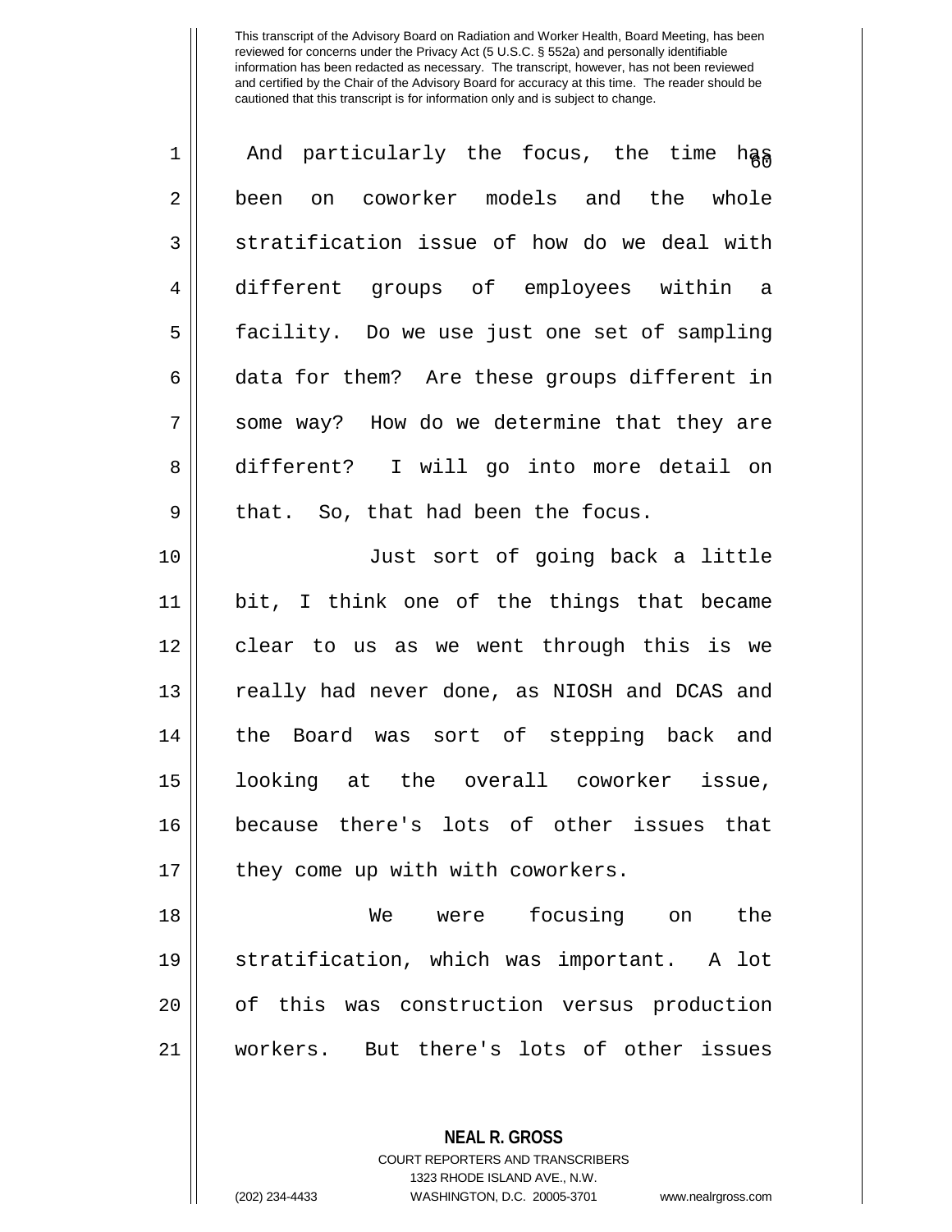And particularly the focus, the time has been on coworker models and the whole stratification issue of how do we deal with different groups of employees within a facility. Do we use just one set of sampling data for them? Are these groups different in some way? How do we determine that they are different? I will go into more detail on that. So, that had been the focus.

Just sort of going back a little bit, I think one of the things that became clear to us as we went through this is we really had never done, as NIOSH and DCAS and the Board was sort of stepping back and looking at the overall coworker issue, because there's lots of other issues that they come up with with coworkers.

We were focusing on the stratification, which was important. A lot of this was construction versus production workers. But there's lots of other issues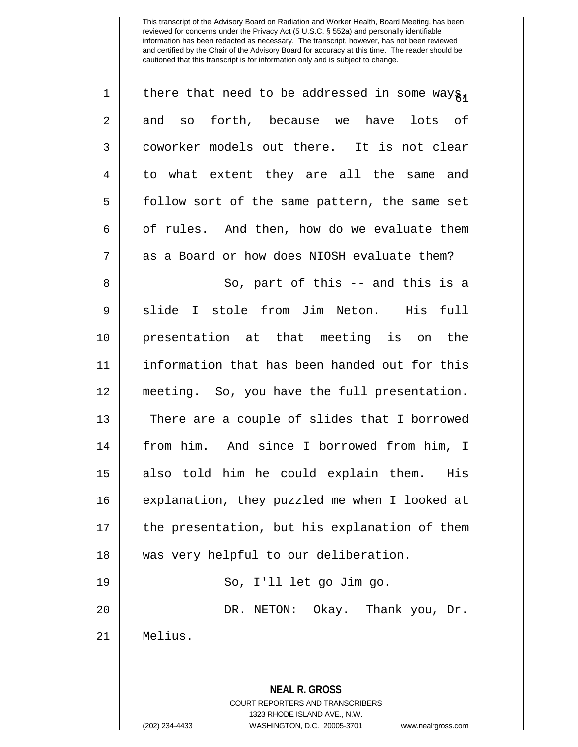This transcript of the Advisory Board on Radiation and Worker Health, Board Meeting, has been reviewed for concerns under the Privacy Act (5 U.S.C. § 552a) and personally identifiable information has been redacted as necessary. The transcript, however, has not been reviewed and certified by the Chair of the Advisory Board for accuracy at this time. The reader should be cautioned that this transcript is for information only and is subject to change.

there that need to be addressed in some ways, and so forth, because we have lots of coworker models out there. It is not clear to what extent they are all the same and follow sort of the same pattern, the same set of rules. And then, how do we evaluate them as a Board or how does NIOSH evaluate them?

So, part of this -- and this is a slide I stole from Jim Neton. His full presentation at that meeting is on the information that has been handed out for this meeting. So, you have the full presentation. There are a couple of slides that I borrowed from him. And since I borrowed from him, I also told him he could explain them. His explanation, they puzzled me when I looked at the presentation, but his explanation of them was very helpful to our deliberation.

So, I'll let go Jim go.

DR. NETON: Okay. Thank you, Dr. Melius.

**NEAL R. GROSS**
COURT REPORTERS AND TRANSCRIBERS
1323 RHODE ISLAND AVE., N.W.
(202) 234-4433 WASHINGTON, D.C. 20005-3701 www.nealrgross.com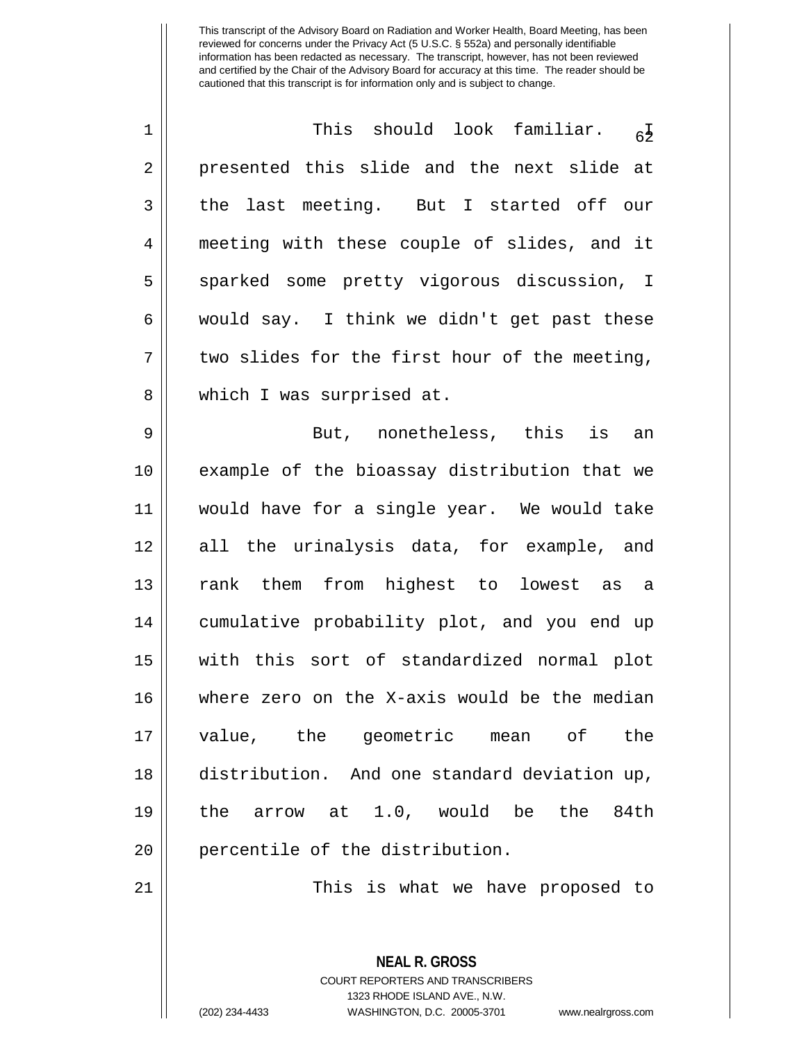This should look familiar. I presented this slide and the next slide at the last meeting. But I started off our meeting with these couple of slides, and it sparked some pretty vigorous discussion, I would say. I think we didn't get past these two slides for the first hour of the meeting, which I was surprised at.

But, nonetheless, this is an example of the bioassay distribution that we would have for a single year. We would take all the urinalysis data, for example, and rank them from highest to lowest as a cumulative probability plot, and you end up with this sort of standardized normal plot where zero on the X-axis would be the median value, the geometric mean of the distribution. And one standard deviation up, the arrow at 1.0, would be the 84th percentile of the distribution.

This is what we have proposed to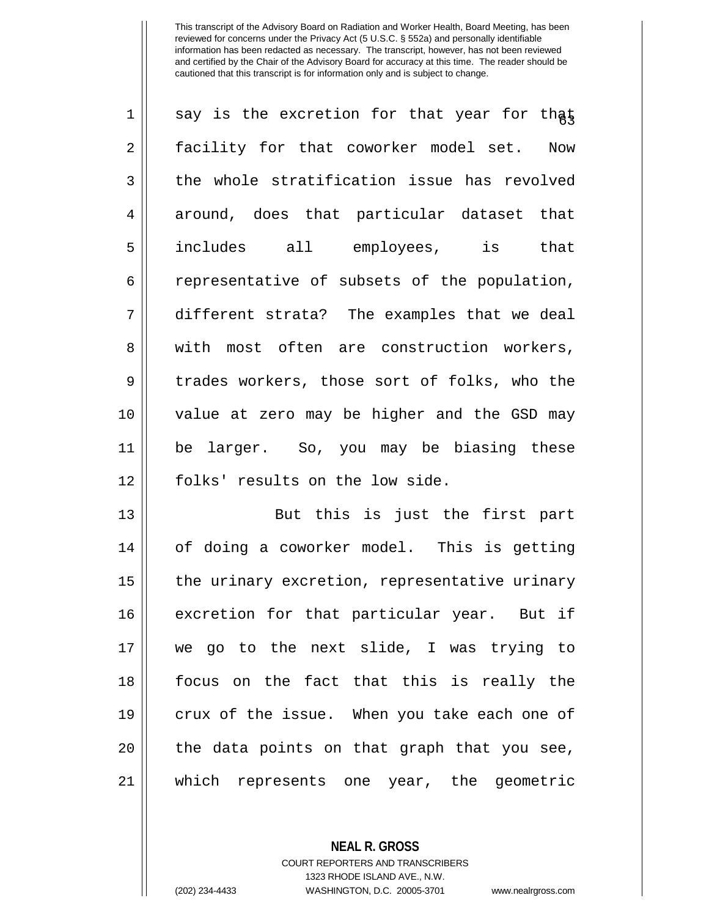say is the excretion for that year for that facility for that coworker model set. Now the whole stratification issue has revolved around, does that particular dataset that includes all employees, is that representative of subsets of the population, different strata? The examples that we deal with most often are construction workers, trades workers, those sort of folks, who the value at zero may be higher and the GSD may be larger. So, you may be biasing these folks' results on the low side.

But this is just the first part of doing a coworker model. This is getting the urinary excretion, representative urinary excretion for that particular year. But if we go to the next slide, I was trying to focus on the fact that this is really the crux of the issue. When you take each one of the data points on that graph that you see, which represents one year, the geometric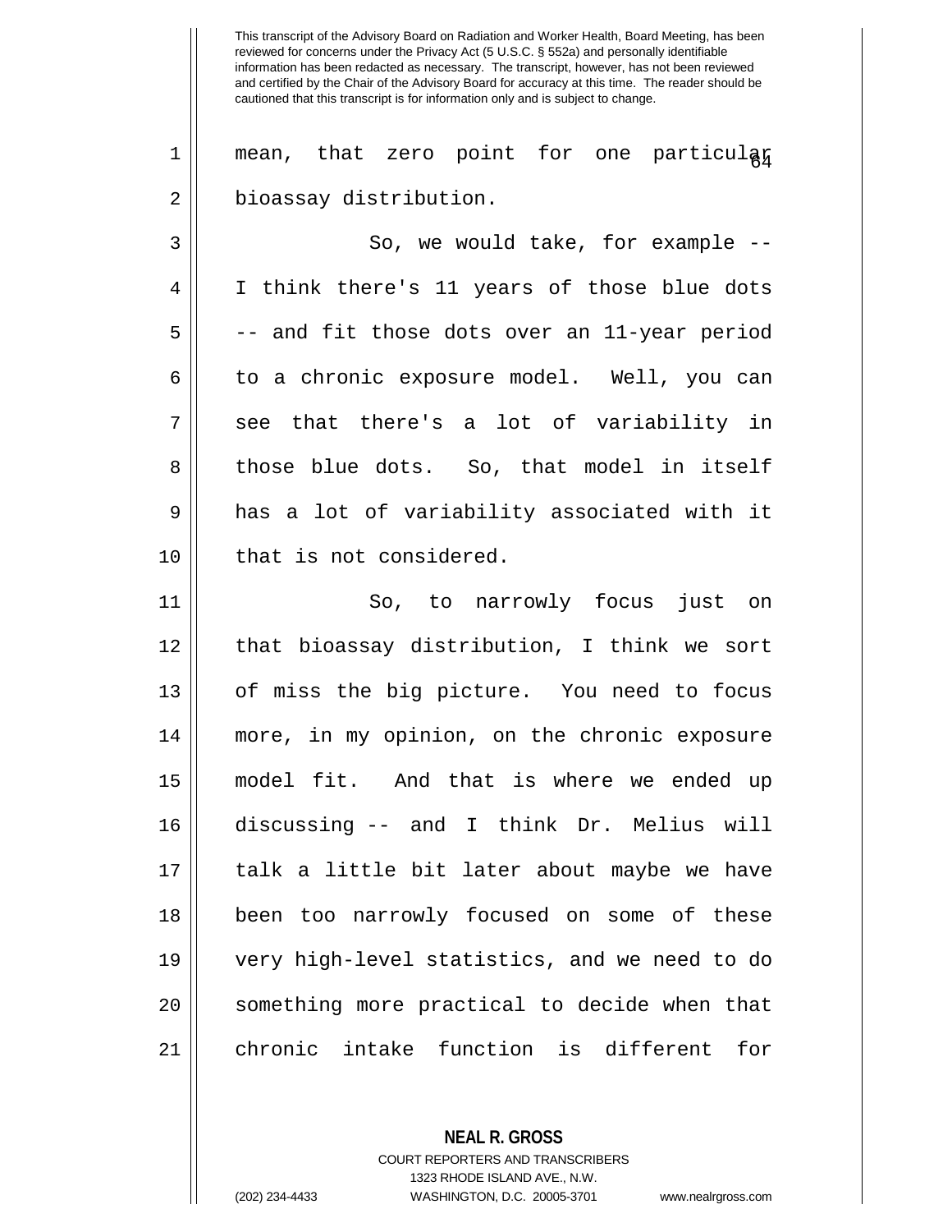mean, that zero point for one particular bioassay distribution.

So, we would take, for example -- I think there's 11 years of those blue dots -- and fit those dots over an 11-year period to a chronic exposure model. Well, you can see that there's a lot of variability in those blue dots. So, that model in itself has a lot of variability associated with it that is not considered.

So, to narrowly focus just on that bioassay distribution, I think we sort of miss the big picture. You need to focus more, in my opinion, on the chronic exposure model fit. And that is where we ended up discussing -- and I think Dr. Melius will talk a little bit later about maybe we have been too narrowly focused on some of these very high-level statistics, and we need to do something more practical to decide when that chronic intake function is different for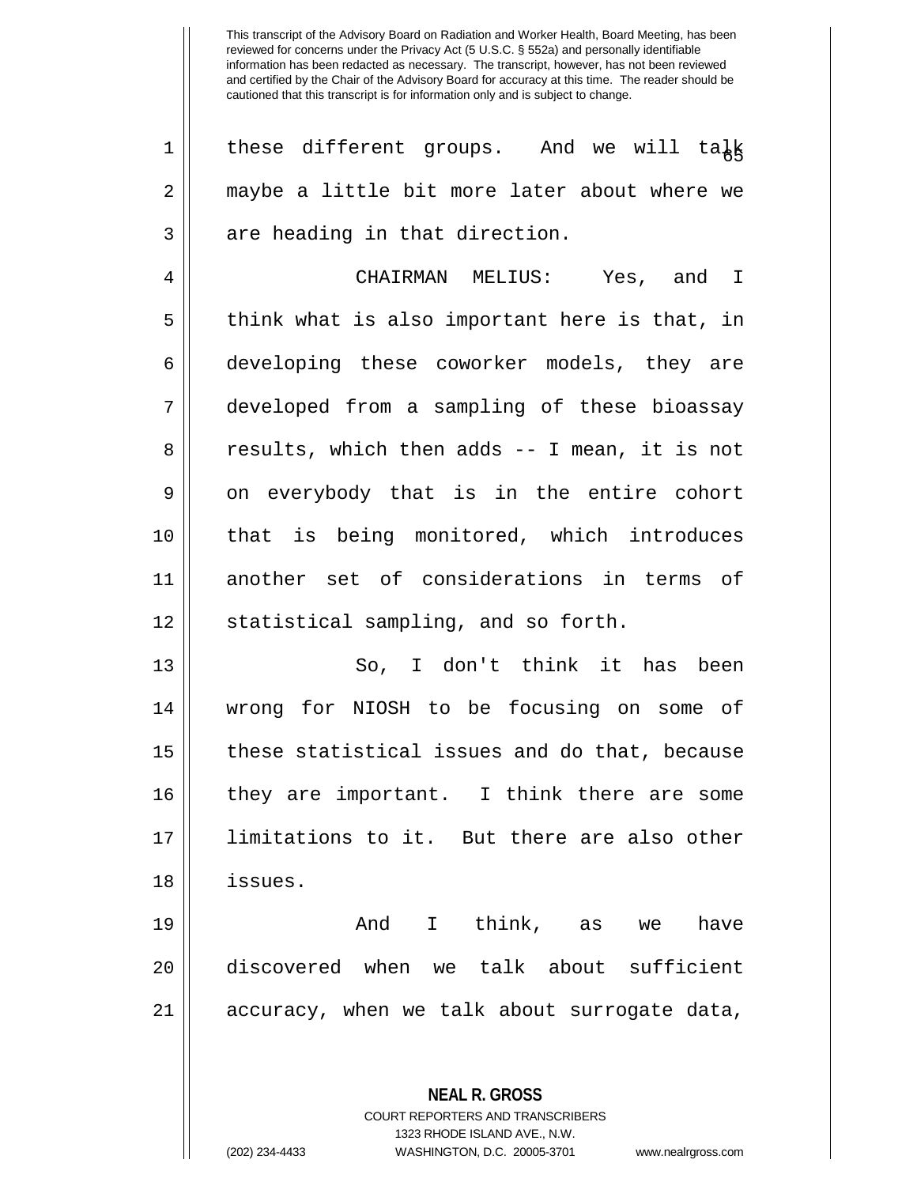these different groups. And we will talk maybe a little bit more later about where we are heading in that direction.

CHAIRMAN MELIUS: Yes, and I think what is also important here is that, in developing these coworker models, they are developed from a sampling of these bioassay results, which then adds -- I mean, it is not on everybody that is in the entire cohort that is being monitored, which introduces another set of considerations in terms of statistical sampling, and so forth.

So, I don't think it has been wrong for NIOSH to be focusing on some of these statistical issues and do that, because they are important. I think there are some limitations to it. But there are also other issues.

And I think, as we have discovered when we talk about sufficient accuracy, when we talk about surrogate data,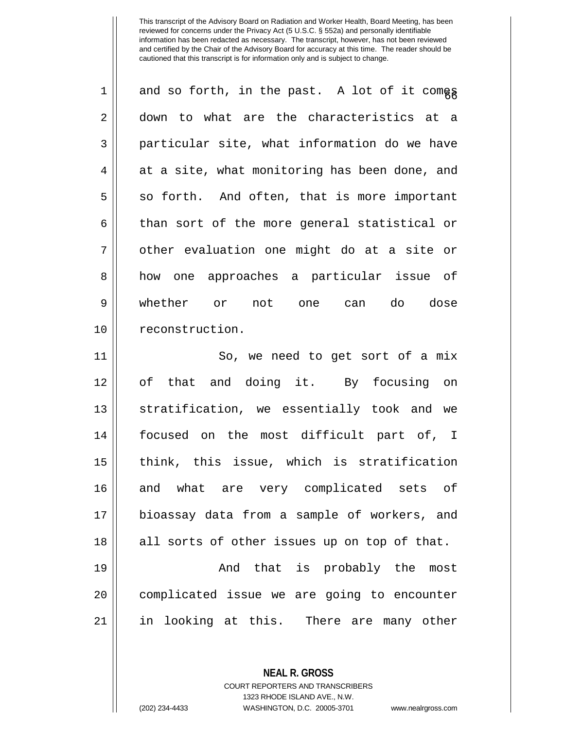and so forth, in the past. A lot of it comes down to what are the characteristics at a particular site, what information do we have at a site, what monitoring has been done, and so forth. And often, that is more important than sort of the more general statistical or other evaluation one might do at a site or how one approaches a particular issue of whether or not one can do dose reconstruction.

So, we need to get sort of a mix of that and doing it. By focusing on stratification, we essentially took and we focused on the most difficult part of, I think, this issue, which is stratification and what are very complicated sets of bioassay data from a sample of workers, and all sorts of other issues up on top of that.

And that is probably the most complicated issue we are going to encounter in looking at this. There are many other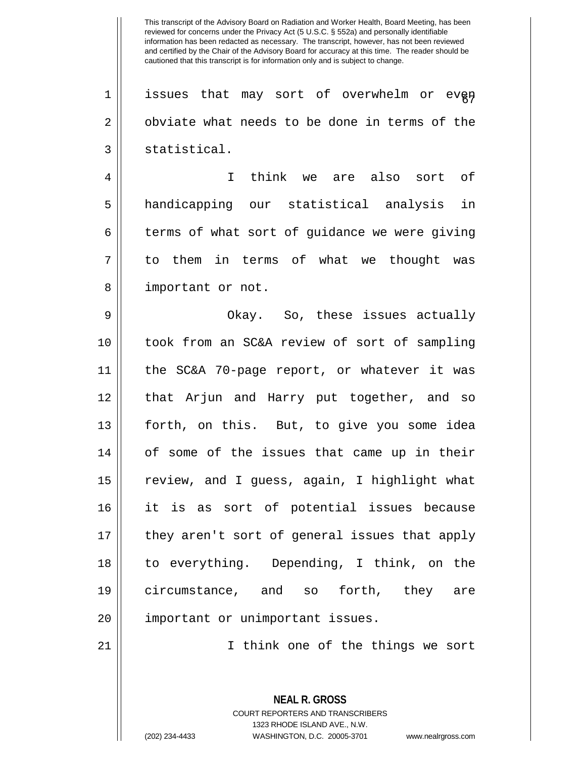issues that may sort of overwhelm or even obviate what needs to be done in terms of the statistical.

I think we are also sort of handicapping our statistical analysis in terms of what sort of guidance we were giving to them in terms of what we thought was important or not.

Okay. So, these issues actually took from an SC&A review of sort of sampling the SC&A 70-page report, or whatever it was that Arjun and Harry put together, and so forth, on this. But, to give you some idea of some of the issues that came up in their review, and I guess, again, I highlight what it is as sort of potential issues because they aren't sort of general issues that apply to everything. Depending, I think, on the circumstance, and so forth, they are important or unimportant issues.

I think one of the things we sort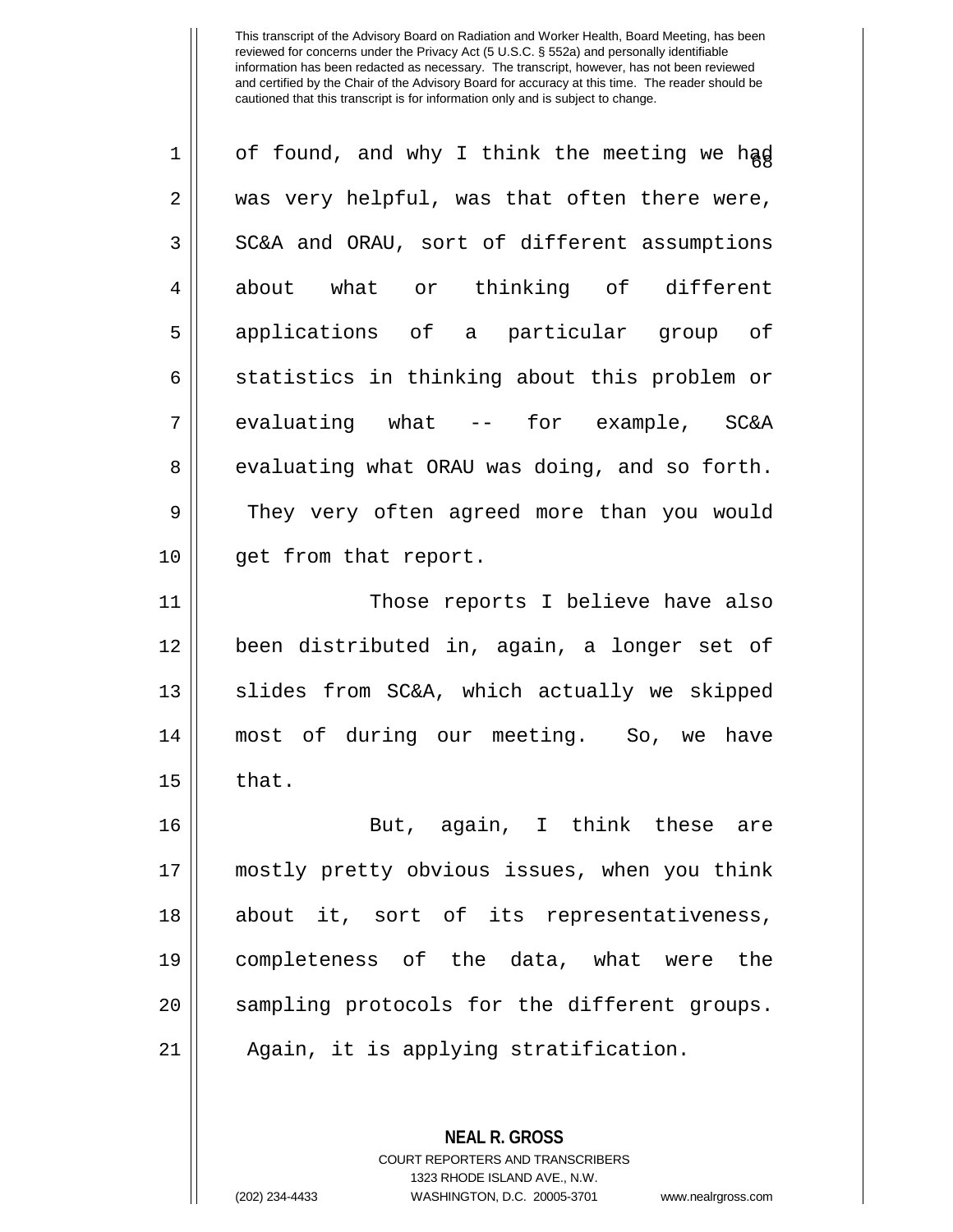This transcript of the Advisory Board on Radiation and Worker Health, Board Meeting, has been reviewed for concerns under the Privacy Act (5 U.S.C. § 552a) and personally identifiable information has been redacted as necessary. The transcript, however, has not been reviewed and certified by the Chair of the Advisory Board for accuracy at this time. The reader should be cautioned that this transcript is for information only and is subject to change.

of found, and why I think the meeting we had was very helpful, was that often there were, SC&A and ORAU, sort of different assumptions about what or thinking of different applications of a particular group of statistics in thinking about this problem or evaluating what -- for example, SC&A evaluating what ORAU was doing, and so forth. They very often agreed more than you would get from that report.

Those reports I believe have also been distributed in, again, a longer set of slides from SC&A, which actually we skipped most of during our meeting. So, we have that.

But, again, I think these are mostly pretty obvious issues, when you think about it, sort of its representativeness, completeness of the data, what were the sampling protocols for the different groups. Again, it is applying stratification.

**NEAL R. GROSS**
COURT REPORTERS AND TRANSCRIBERS
1323 RHODE ISLAND AVE., N.W.
(202) 234-4433 WASHINGTON, D.C. 20005-3701 www.nealrgross.com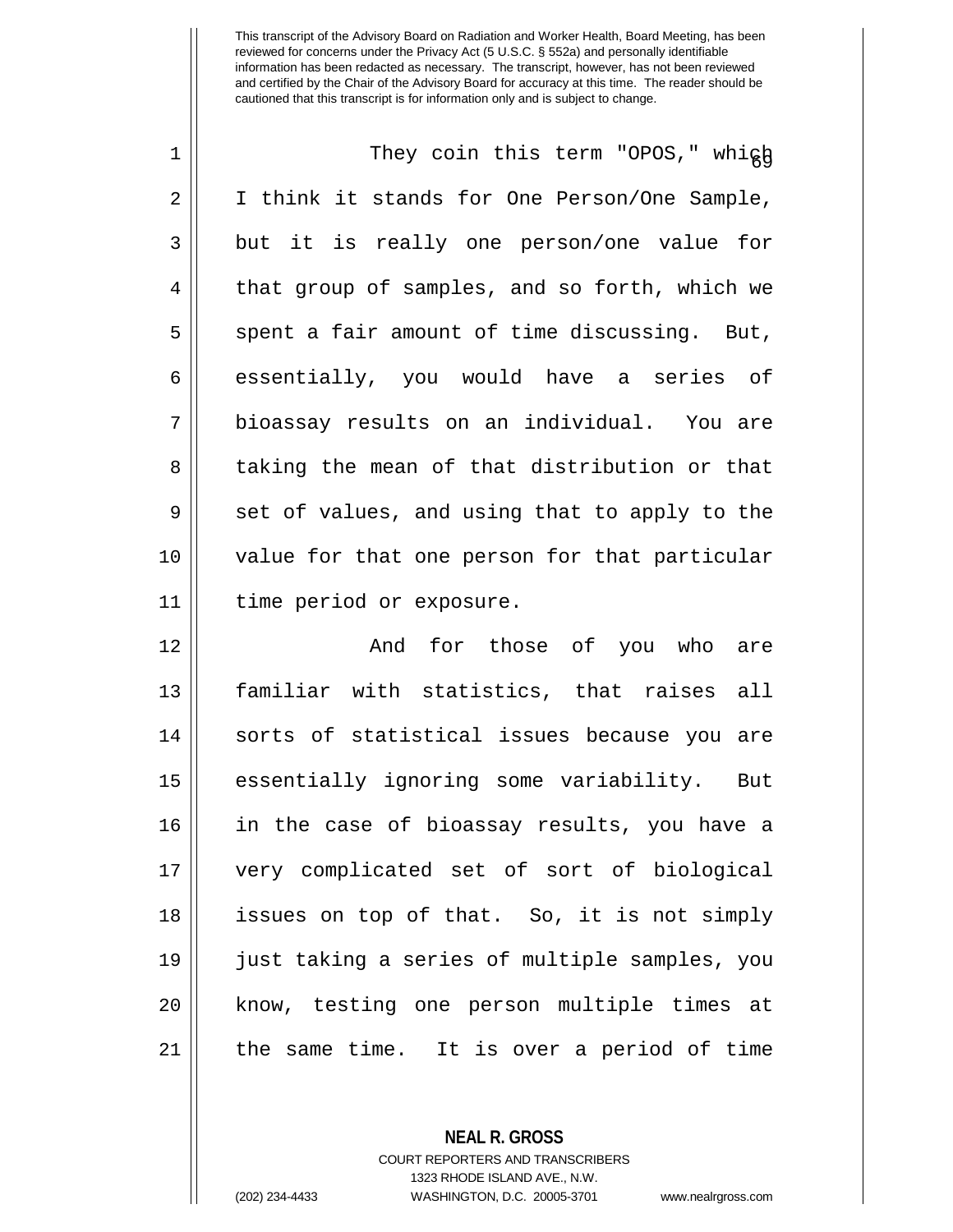They coin this term "OPOS," which I think it stands for One Person/One Sample, but it is really one person/one value for that group of samples, and so forth, which we spent a fair amount of time discussing. But, essentially, you would have a series of bioassay results on an individual. You are taking the mean of that distribution or that set of values, and using that to apply to the value for that one person for that particular time period or exposure.

And for those of you who are familiar with statistics, that raises all sorts of statistical issues because you are essentially ignoring some variability. But in the case of bioassay results, you have a very complicated set of sort of biological issues on top of that. So, it is not simply just taking a series of multiple samples, you know, testing one person multiple times at the same time. It is over a period of time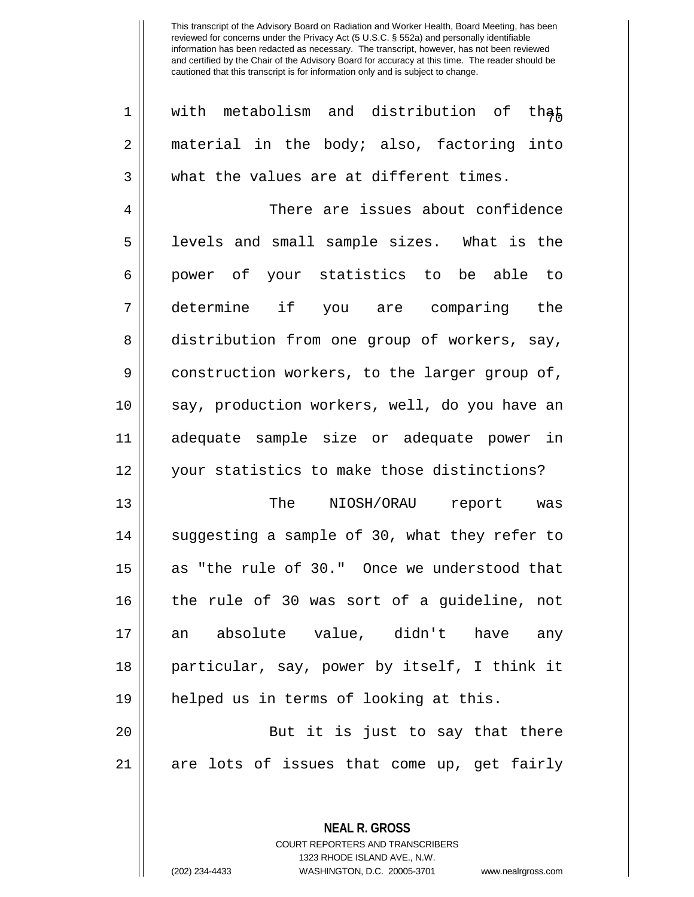with metabolism and distribution of that material in the body; also, factoring into what the values are at different times.

There are issues about confidence levels and small sample sizes. What is the power of your statistics to be able to determine if you are comparing the distribution from one group of workers, say, construction workers, to the larger group of, say, production workers, well, do you have an adequate sample size or adequate power in your statistics to make those distinctions?

The NIOSH/ORAU report was suggesting a sample of 30, what they refer to as "the rule of 30." Once we understood that the rule of 30 was sort of a guideline, not an absolute value, didn't have any particular, say, power by itself, I think it helped us in terms of looking at this.

But it is just to say that there are lots of issues that come up, get fairly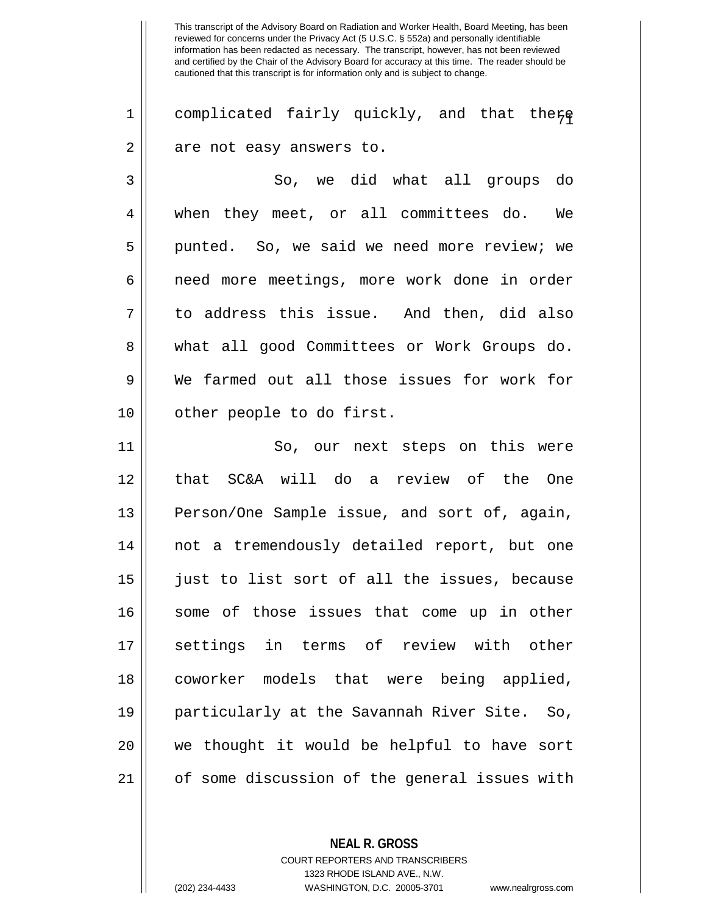complicated fairly quickly, and that there are not easy answers to.

So, we did what all groups do when they meet, or all committees do. We punted. So, we said we need more review; we need more meetings, more work done in order to address this issue. And then, did also what all good Committees or Work Groups do. We farmed out all those issues for work for other people to do first.

So, our next steps on this were that SC&A will do a review of the One Person/One Sample issue, and sort of, again, not a tremendously detailed report, but one just to list sort of all the issues, because some of those issues that come up in other settings in terms of review with other coworker models that were being applied, particularly at the Savannah River Site. So, we thought it would be helpful to have sort of some discussion of the general issues with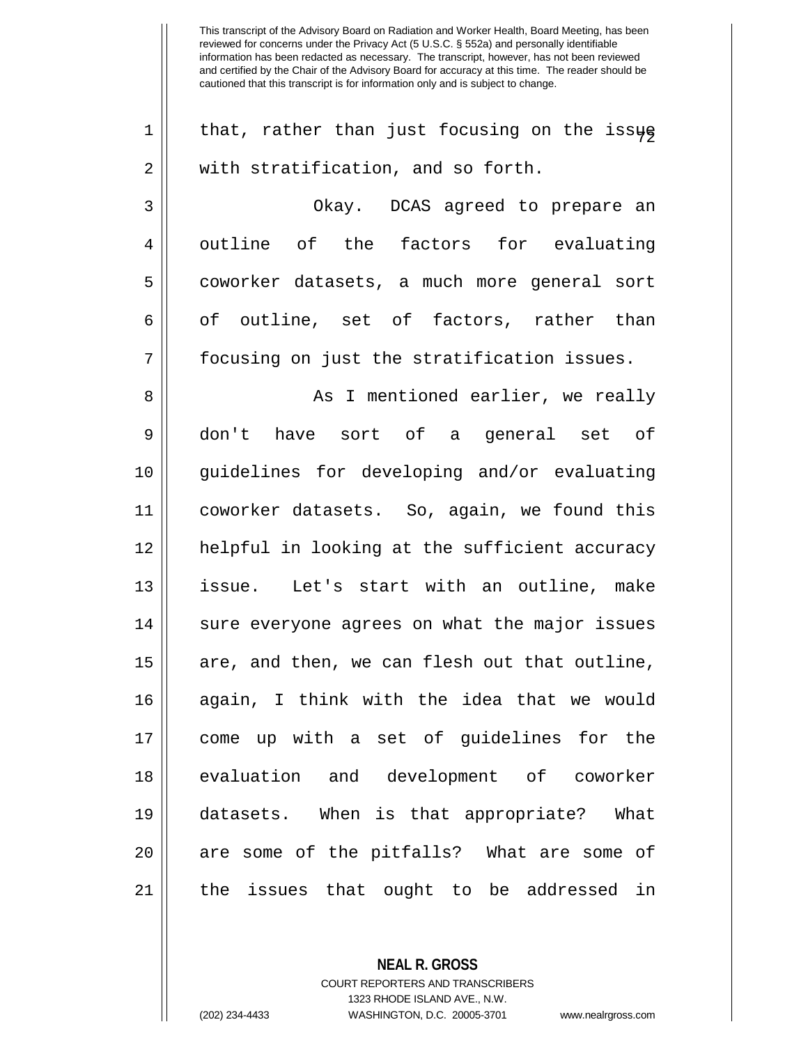that, rather than just focusing on the issue with stratification, and so forth.

Okay. DCAS agreed to prepare an outline of the factors for evaluating coworker datasets, a much more general sort of outline, set of factors, rather than focusing on just the stratification issues.

As I mentioned earlier, we really don't have sort of a general set of guidelines for developing and/or evaluating coworker datasets. So, again, we found this helpful in looking at the sufficient accuracy issue. Let's start with an outline, make sure everyone agrees on what the major issues are, and then, we can flesh out that outline, again, I think with the idea that we would come up with a set of guidelines for the evaluation and development of coworker datasets. When is that appropriate? What are some of the pitfalls? What are some of the issues that ought to be addressed in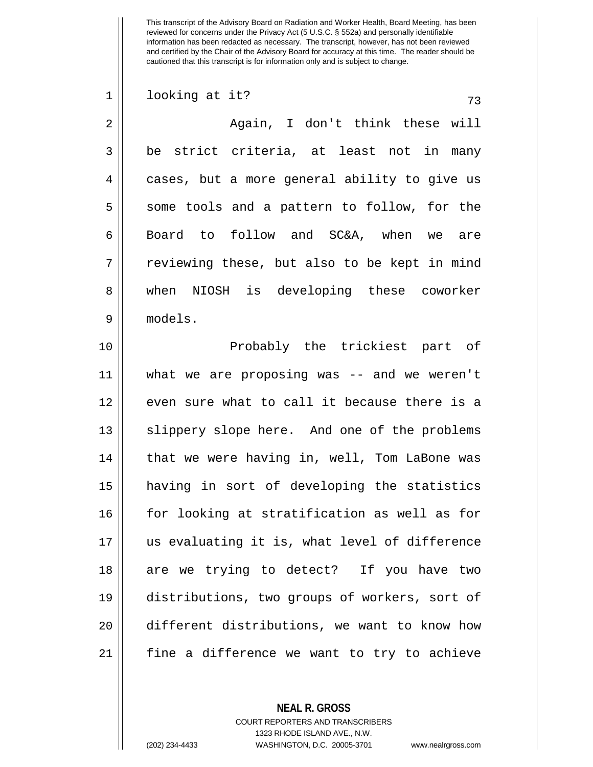looking at it?

Again, I don't think these will be strict criteria, at least not in many cases, but a more general ability to give us some tools and a pattern to follow, for the Board to follow and SC&A, when we are reviewing these, but also to be kept in mind when NIOSH is developing these coworker models.

Probably the trickiest part of what we are proposing was -- and we weren't even sure what to call it because there is a slippery slope here. And one of the problems that we were having in, well, Tom LaBone was having in sort of developing the statistics for looking at stratification as well as for us evaluating it is, what level of difference are we trying to detect? If you have two distributions, two groups of workers, sort of different distributions, we want to know how fine a difference we want to try to achieve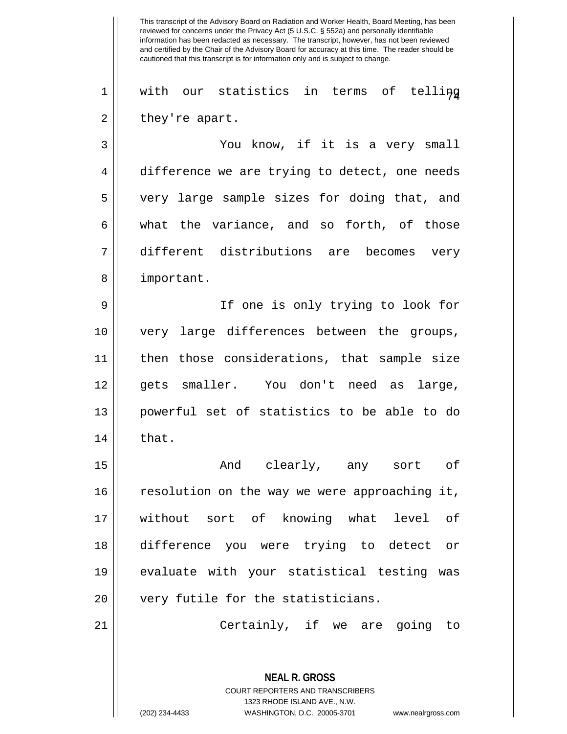with our statistics in terms of telling they're apart.

You know, if it is a very small difference we are trying to detect, one needs very large sample sizes for doing that, and what the variance, and so forth, of those different distributions are becomes very important.

If one is only trying to look for very large differences between the groups, then those considerations, that sample size gets smaller. You don't need as large, powerful set of statistics to be able to do that.

And clearly, any sort of resolution on the way we were approaching it, without sort of knowing what level of difference you were trying to detect or evaluate with your statistical testing was very futile for the statisticians.

Certainly, if we are going to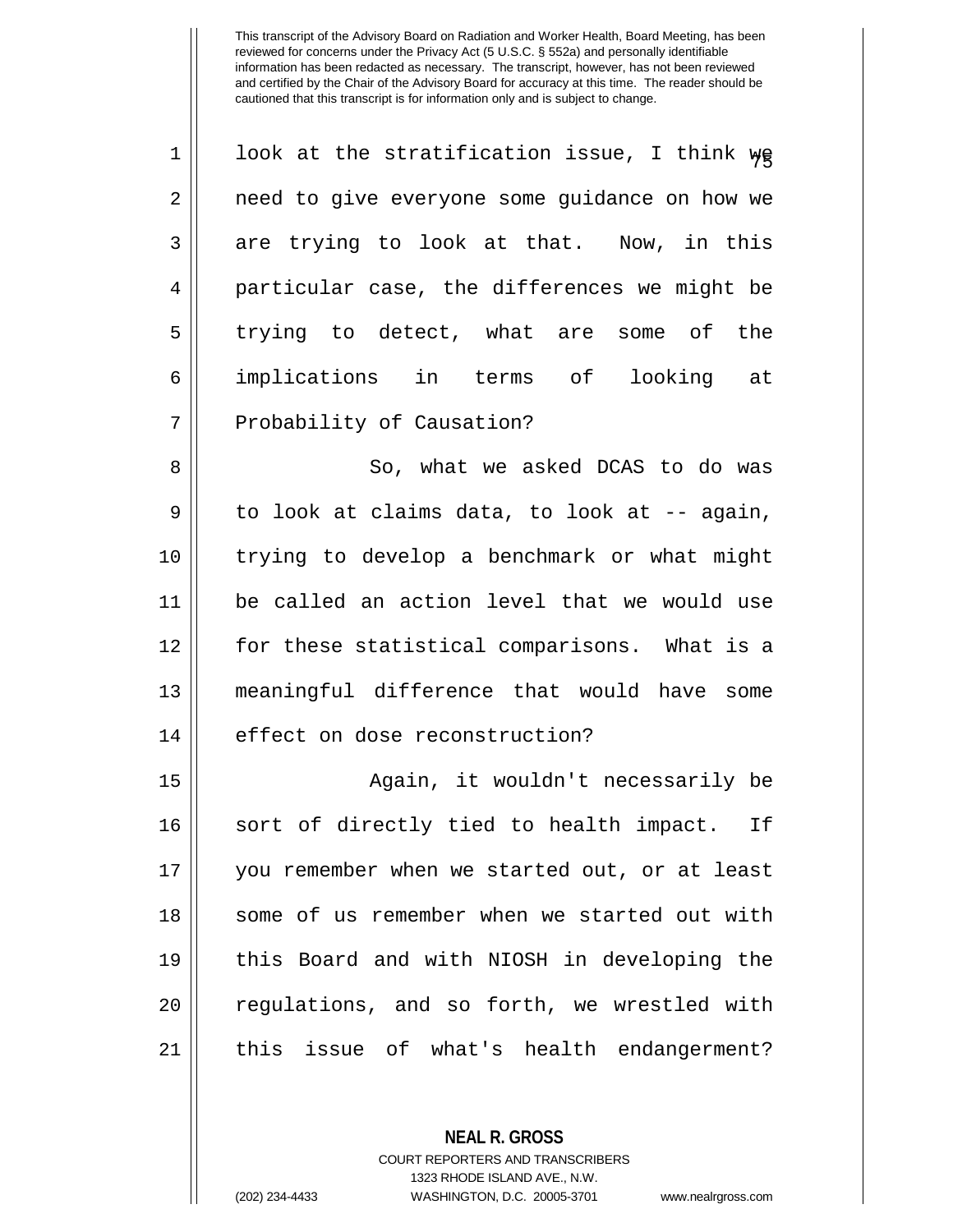This transcript of the Advisory Board on Radiation and Worker Health, Board Meeting, has been reviewed for concerns under the Privacy Act (5 U.S.C. § 552a) and personally identifiable information has been redacted as necessary. The transcript, however, has not been reviewed and certified by the Chair of the Advisory Board for accuracy at this time. The reader should be cautioned that this transcript is for information only and is subject to change.

look at the stratification issue, I think we need to give everyone some guidance on how we are trying to look at that. Now, in this particular case, the differences we might be trying to detect, what are some of the implications in terms of looking at Probability of Causation?

So, what we asked DCAS to do was to look at claims data, to look at -- again, trying to develop a benchmark or what might be called an action level that we would use for these statistical comparisons. What is a meaningful difference that would have some effect on dose reconstruction?

Again, it wouldn't necessarily be sort of directly tied to health impact. If you remember when we started out, or at least some of us remember when we started out with this Board and with NIOSH in developing the regulations, and so forth, we wrestled with this issue of what's health endangerment?

**NEAL R. GROSS**
COURT REPORTERS AND TRANSCRIBERS
1323 RHODE ISLAND AVE., N.W.
(202) 234-4433 WASHINGTON, D.C. 20005-3701 www.nealrgross.com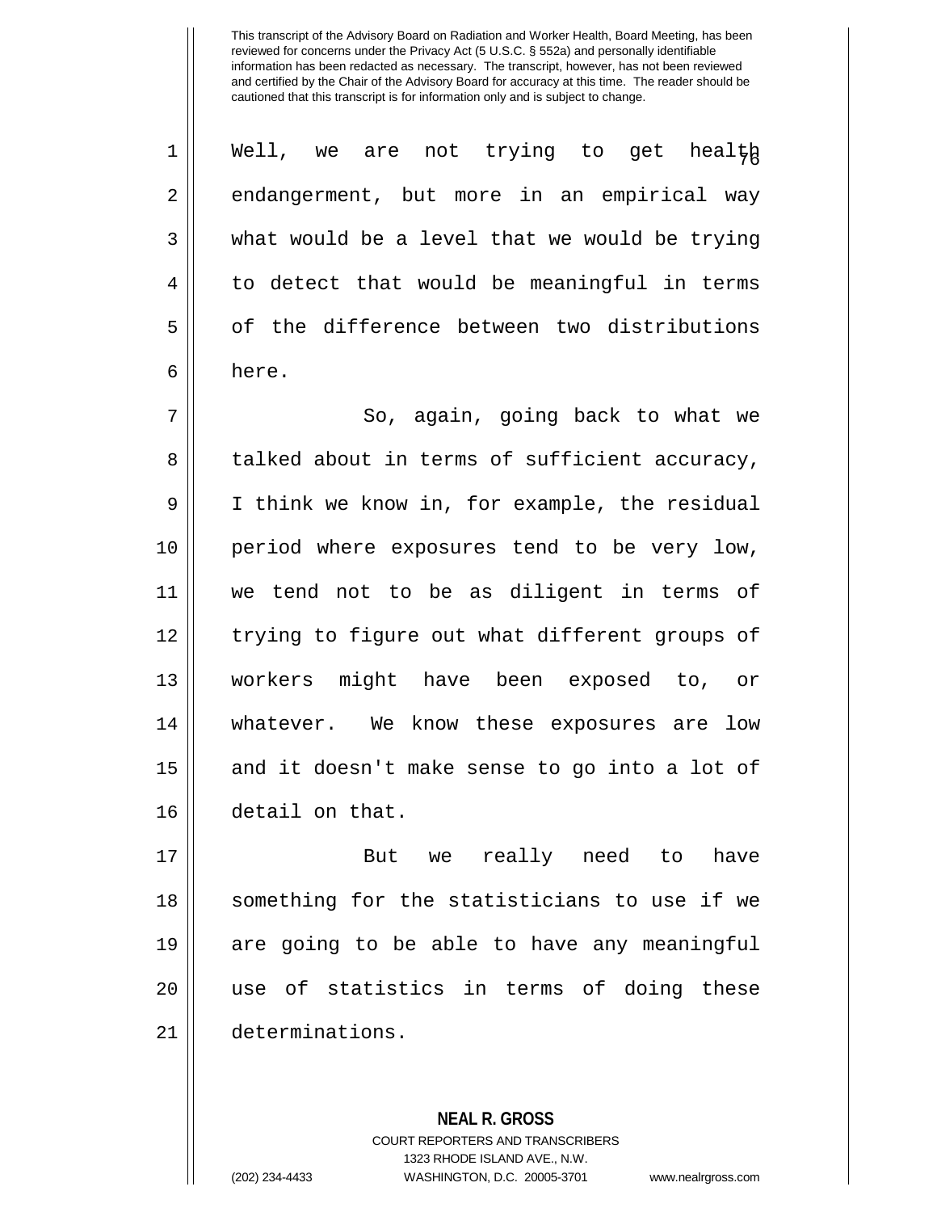Well, we are not trying to get health endangerment, but more in an empirical way what would be a level that we would be trying to detect that would be meaningful in terms of the difference between two distributions here.

So, again, going back to what we talked about in terms of sufficient accuracy, I think we know in, for example, the residual period where exposures tend to be very low, we tend not to be as diligent in terms of trying to figure out what different groups of workers might have been exposed to, or whatever. We know these exposures are low and it doesn't make sense to go into a lot of detail on that.

But we really need to have something for the statisticians to use if we are going to be able to have any meaningful use of statistics in terms of doing these determinations.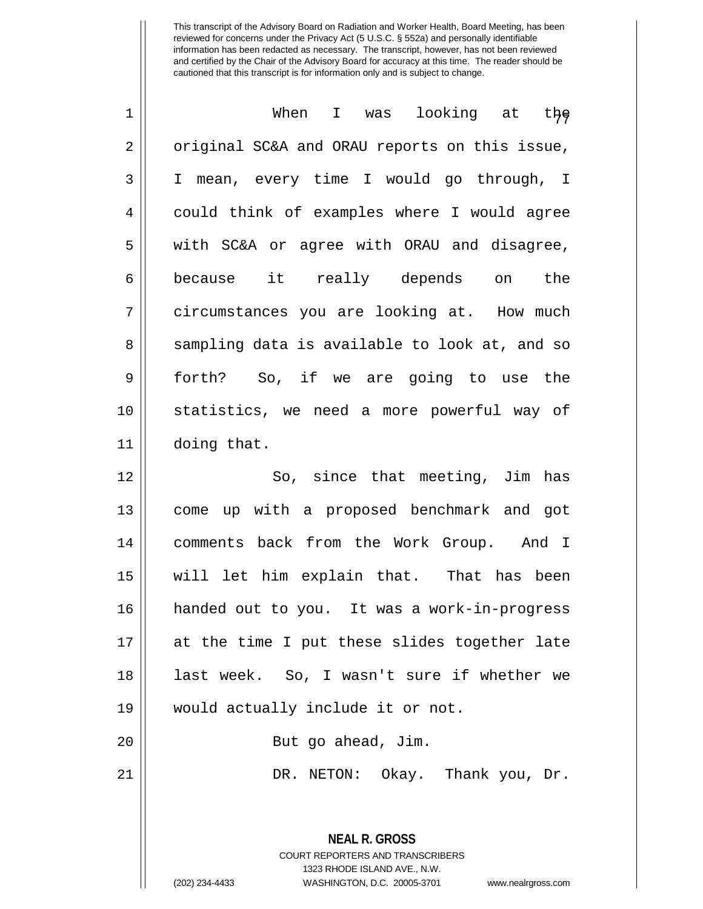When I was looking at the original SC&A and ORAU reports on this issue, I mean, every time I would go through, I could think of examples where I would agree with SC&A or agree with ORAU and disagree, because it really depends on the circumstances you are looking at. How much sampling data is available to look at, and so forth? So, if we are going to use the statistics, we need a more powerful way of doing that.

So, since that meeting, Jim has come up with a proposed benchmark and got comments back from the Work Group. And I will let him explain that. That has been handed out to you. It was a work-in-progress at the time I put these slides together late last week. So, I wasn't sure if whether we would actually include it or not.

But go ahead, Jim.

DR. NETON: Okay. Thank you, Dr.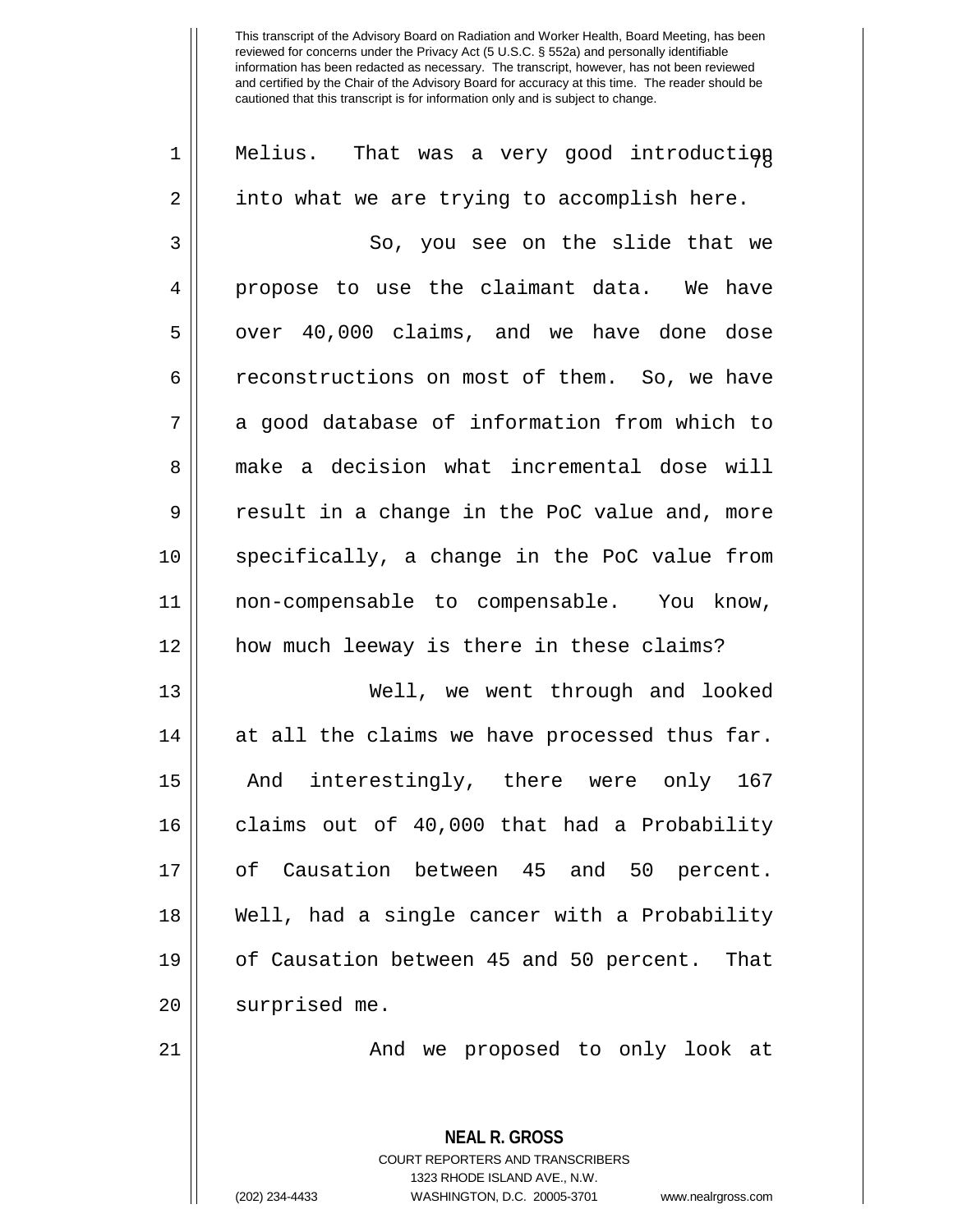Melius. That was a very good introduction into what we are trying to accomplish here.

So, you see on the slide that we propose to use the claimant data. We have over 40,000 claims, and we have done dose reconstructions on most of them. So, we have a good database of information from which to make a decision what incremental dose will result in a change in the PoC value and, more specifically, a change in the PoC value from non-compensable to compensable. You know, how much leeway is there in these claims?

Well, we went through and looked at all the claims we have processed thus far. And interestingly, there were only 167 claims out of 40,000 that had a Probability of Causation between 45 and 50 percent. Well, had a single cancer with a Probability of Causation between 45 and 50 percent. That surprised me.

And we proposed to only look at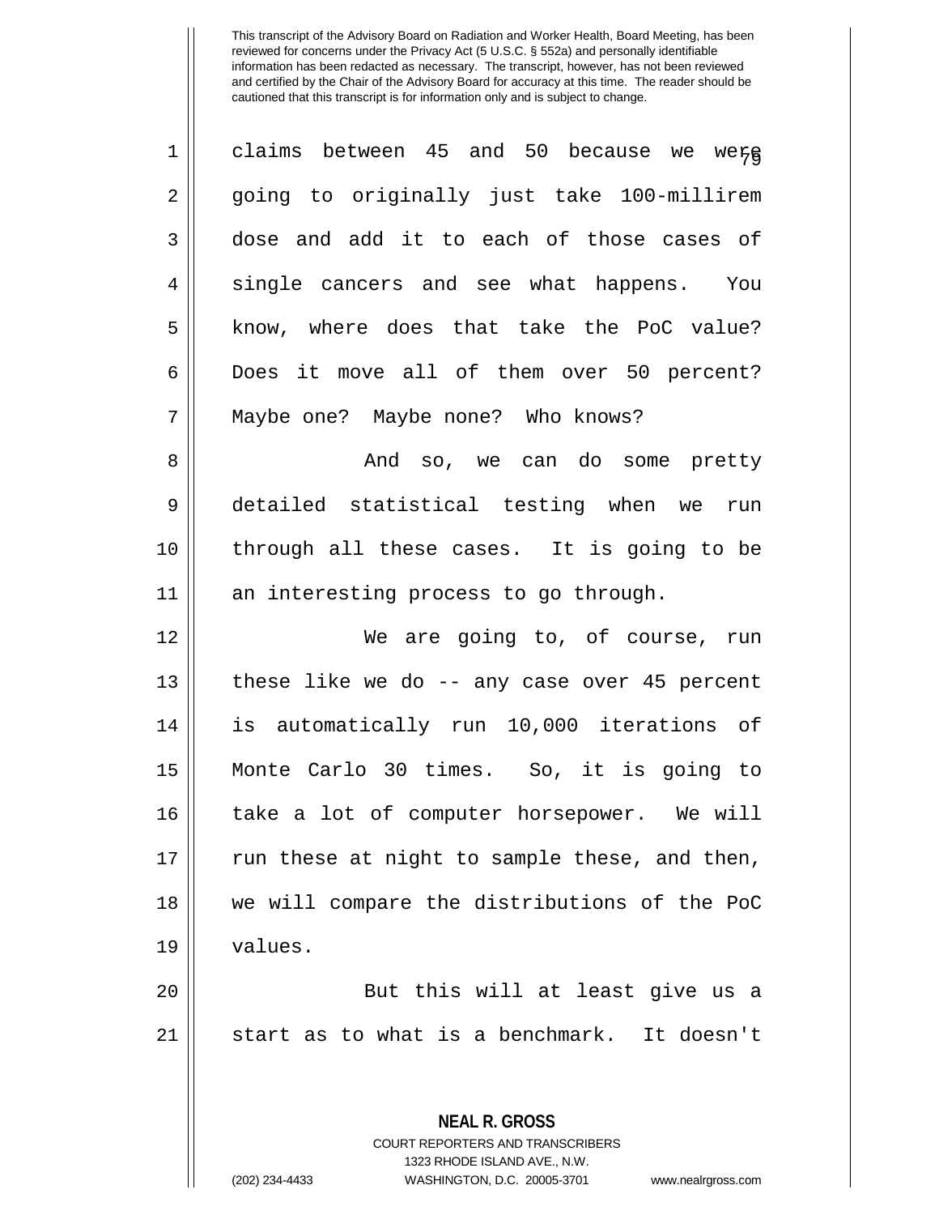claims between 45 and 50 because we were going to originally just take 100-millirem dose and add it to each of those cases of single cancers and see what happens. You know, where does that take the PoC value? Does it move all of them over 50 percent? Maybe one? Maybe none? Who knows?

And so, we can do some pretty detailed statistical testing when we run through all these cases. It is going to be an interesting process to go through.

We are going to, of course, run these like we do -- any case over 45 percent is automatically run 10,000 iterations of Monte Carlo 30 times. So, it is going to take a lot of computer horsepower. We will run these at night to sample these, and then, we will compare the distributions of the PoC values.

But this will at least give us a start as to what is a benchmark. It doesn't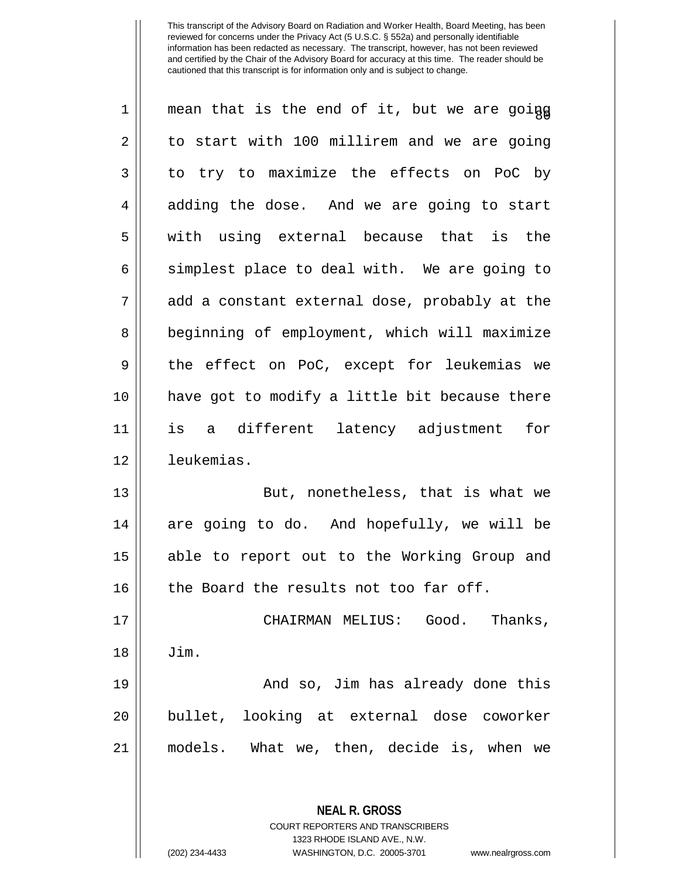mean that is the end of it, but we are going to start with 100 millirem and we are going to try to maximize the effects on PoC by adding the dose. And we are going to start with using external because that is the simplest place to deal with. We are going to add a constant external dose, probably at the beginning of employment, which will maximize the effect on PoC, except for leukemias we have got to modify a little bit because there is a different latency adjustment for leukemias.

But, nonetheless, that is what we are going to do. And hopefully, we will be able to report out to the Working Group and the Board the results not too far off.

CHAIRMAN MELIUS: Good. Thanks, Jim.

And so, Jim has already done this bullet, looking at external dose coworker models. What we, then, decide is, when we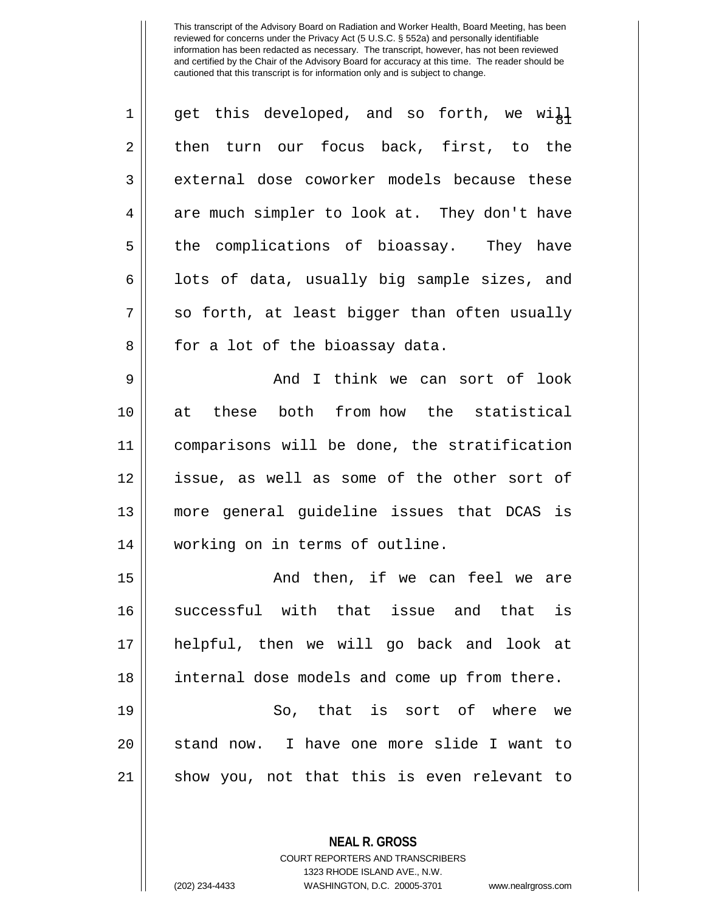get this developed, and so forth, we will then turn our focus back, first, to the external dose coworker models because these are much simpler to look at. They don't have the complications of bioassay. They have lots of data, usually big sample sizes, and so forth, at least bigger than often usually for a lot of the bioassay data.

And I think we can sort of look at these both from how the statistical comparisons will be done, the stratification issue, as well as some of the other sort of more general guideline issues that DCAS is working on in terms of outline.

And then, if we can feel we are successful with that issue and that is helpful, then we will go back and look at internal dose models and come up from there.

So, that is sort of where we stand now. I have one more slide I want to show you, not that this is even relevant to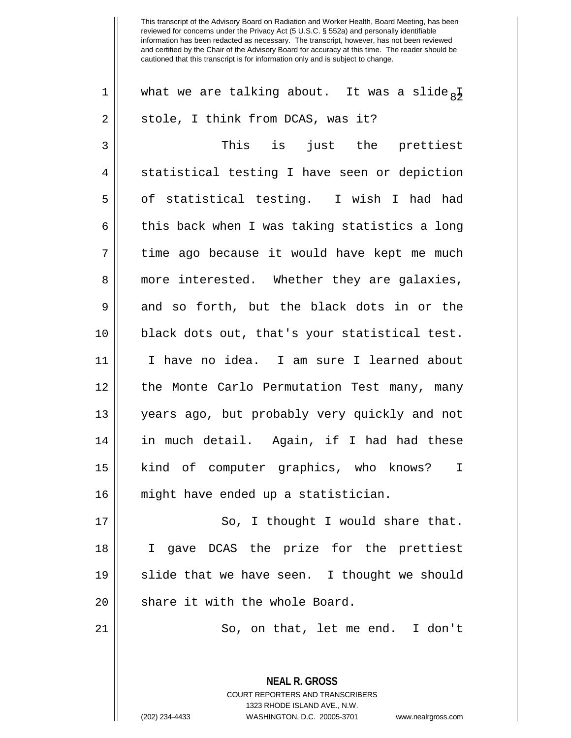This transcript of the Advisory Board on Radiation and Worker Health, Board Meeting, has been reviewed for concerns under the Privacy Act (5 U.S.C. § 552a) and personally identifiable information has been redacted as necessary. The transcript, however, has not been reviewed and certified by the Chair of the Advisory Board for accuracy at this time. The reader should be cautioned that this transcript is for information only and is subject to change.

what we are talking about. It was a slide I stole, I think from DCAS, was it?

This is just the prettiest statistical testing I have seen or depiction of statistical testing. I wish I had had this back when I was taking statistics a long time ago because it would have kept me much more interested. Whether they are galaxies, and so forth, but the black dots in or the black dots out, that's your statistical test. I have no idea. I am sure I learned about the Monte Carlo Permutation Test many, many years ago, but probably very quickly and not in much detail. Again, if I had had these kind of computer graphics, who knows? I might have ended up a statistician.

So, I thought I would share that. I gave DCAS the prize for the prettiest slide that we have seen. I thought we should share it with the whole Board.

So, on that, let me end. I don't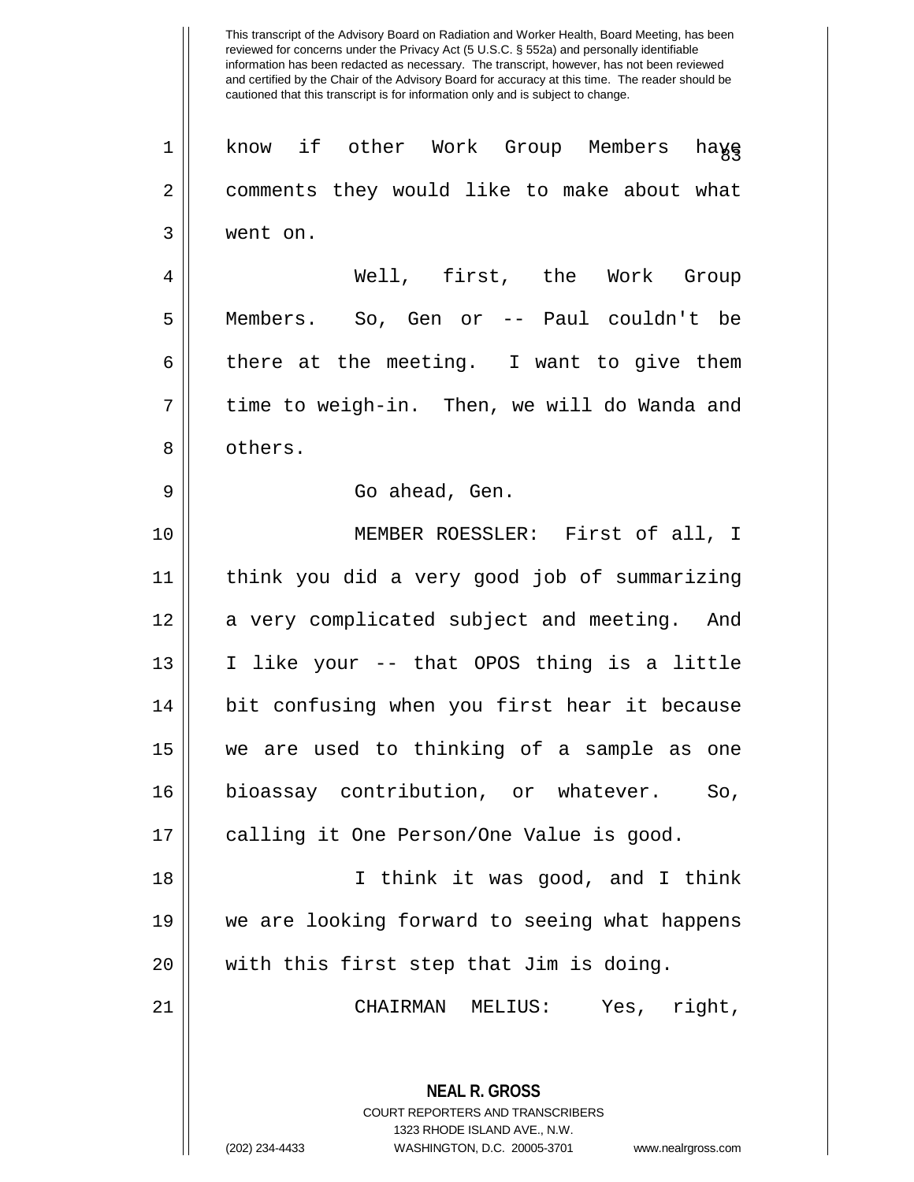know if other Work Group Members have comments they would like to make about what went on.

Well, first, the Work Group Members. So, Gen or -- Paul couldn't be there at the meeting. I want to give them time to weigh-in. Then, we will do Wanda and others.

Go ahead, Gen.

MEMBER ROESSLER: First of all, I think you did a very good job of summarizing a very complicated subject and meeting. And I like your -- that OPOS thing is a little bit confusing when you first hear it because we are used to thinking of a sample as one bioassay contribution, or whatever. So, calling it One Person/One Value is good.

I think it was good, and I think we are looking forward to seeing what happens with this first step that Jim is doing.

CHAIRMAN MELIUS: Yes, right,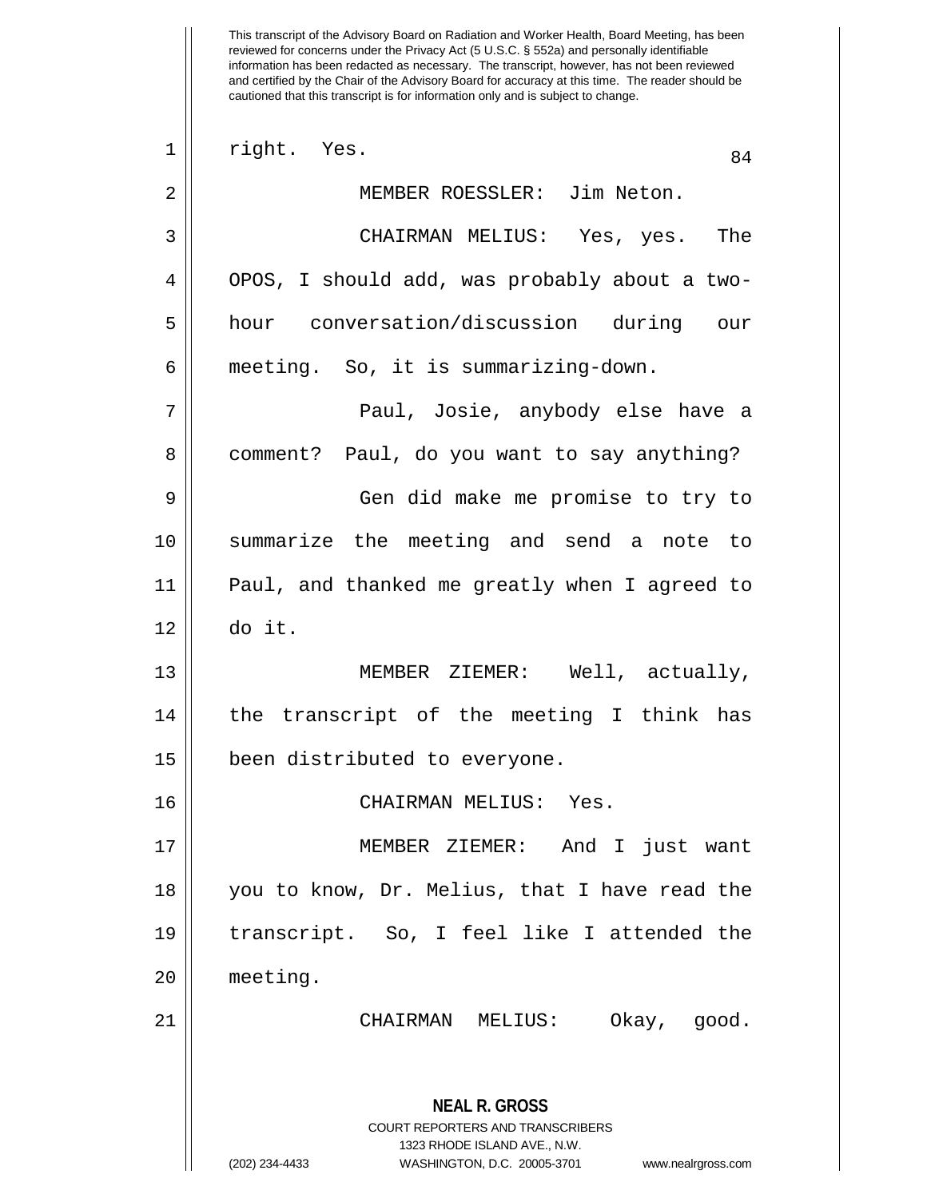right. Yes.

MEMBER ROESSLER: Jim Neton.

CHAIRMAN MELIUS: Yes, yes. The OPOS, I should add, was probably about a two-hour conversation/discussion during our meeting. So, it is summarizing-down.

Paul, Josie, anybody else have a comment? Paul, do you want to say anything?

Gen did make me promise to try to summarize the meeting and send a note to Paul, and thanked me greatly when I agreed to do it.

MEMBER ZIEMER: Well, actually, the transcript of the meeting I think has been distributed to everyone.

CHAIRMAN MELIUS: Yes.

MEMBER ZIEMER: And I just want you to know, Dr. Melius, that I have read the transcript. So, I feel like I attended the meeting.

CHAIRMAN MELIUS: Okay, good.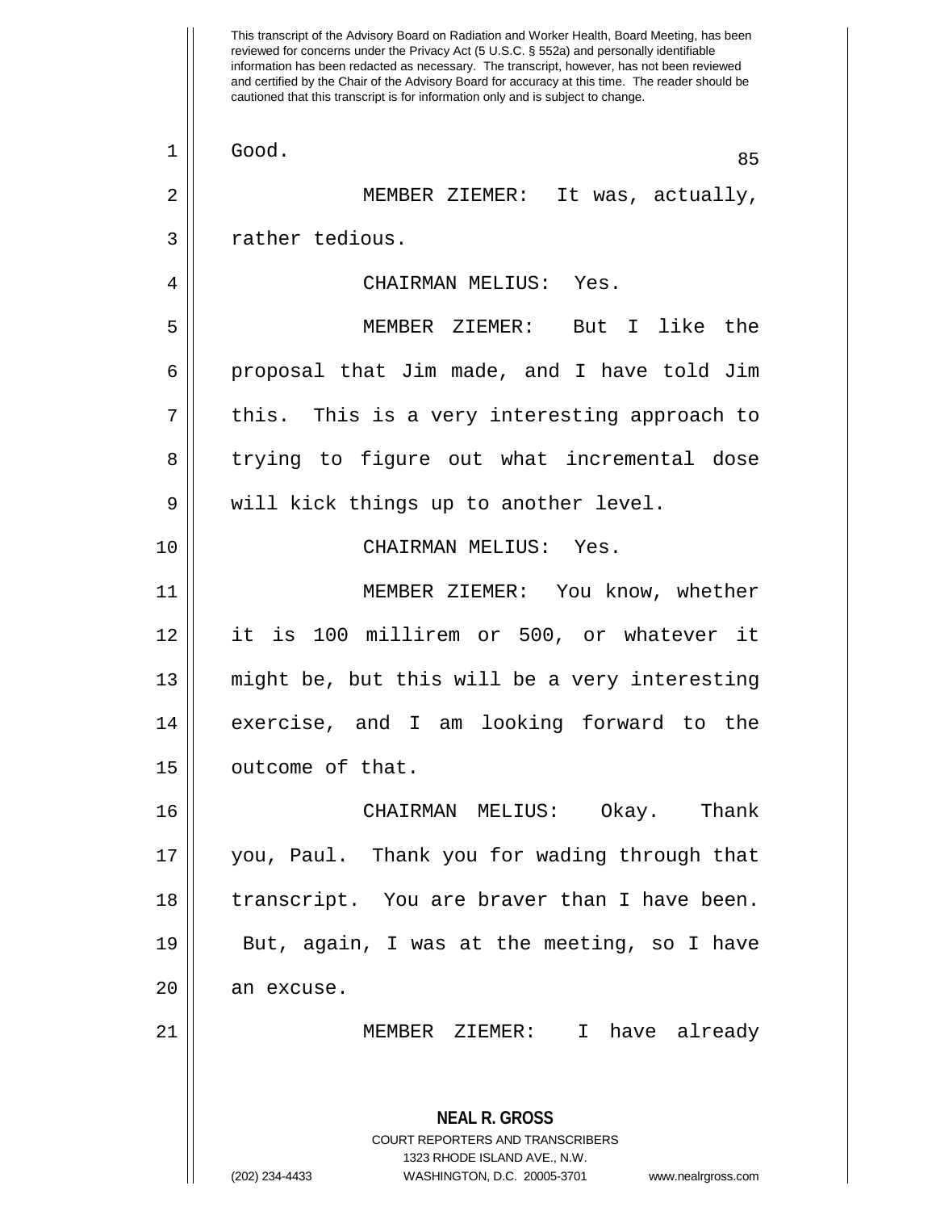This transcript of the Advisory Board on Radiation and Worker Health, Board Meeting, has been reviewed for concerns under the Privacy Act (5 U.S.C. § 552a) and personally identifiable information has been redacted as necessary. The transcript, however, has not been reviewed and certified by the Chair of the Advisory Board for accuracy at this time. The reader should be cautioned that this transcript is for information only and is subject to change.

Good.

MEMBER ZIEMER: It was, actually, rather tedious.

CHAIRMAN MELIUS: Yes.

MEMBER ZIEMER: But I like the proposal that Jim made, and I have told Jim this. This is a very interesting approach to trying to figure out what incremental dose will kick things up to another level.

CHAIRMAN MELIUS: Yes.

MEMBER ZIEMER: You know, whether it is 100 millirem or 500, or whatever it might be, but this will be a very interesting exercise, and I am looking forward to the outcome of that.

CHAIRMAN MELIUS: Okay. Thank you, Paul. Thank you for wading through that transcript. You are braver than I have been. But, again, I was at the meeting, so I have an excuse.

MEMBER ZIEMER: I have already

**NEAL R. GROSS**
COURT REPORTERS AND TRANSCRIBERS
1323 RHODE ISLAND AVE., N.W.
(202) 234-4433 WASHINGTON, D.C. 20005-3701 www.nealrgross.com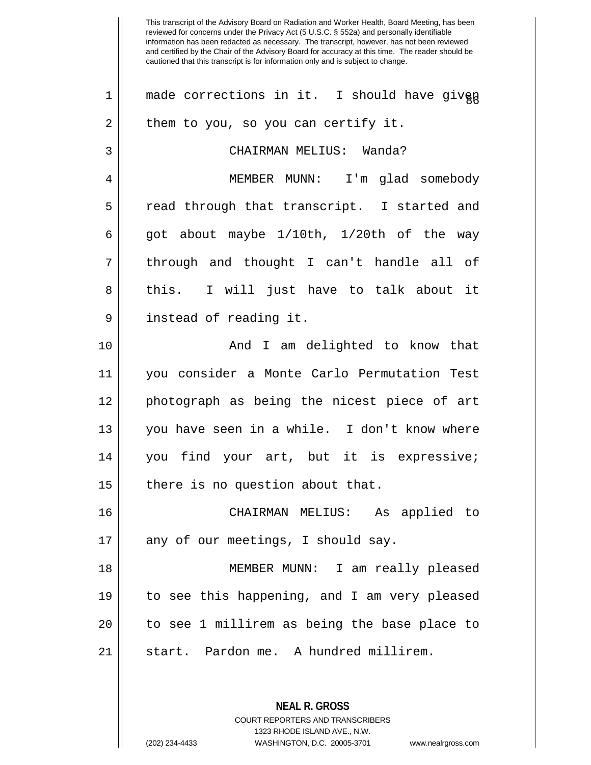This transcript of the Advisory Board on Radiation and Worker Health, Board Meeting, has been reviewed for concerns under the Privacy Act (5 U.S.C. § 552a) and personally identifiable information has been redacted as necessary. The transcript, however, has not been reviewed and certified by the Chair of the Advisory Board for accuracy at this time. The reader should be cautioned that this transcript is for information only and is subject to change.

made corrections in it. I should have given them to you, so you can certify it.

CHAIRMAN MELIUS: Wanda?

MEMBER MUNN: I'm glad somebody read through that transcript. I started and got about maybe 1/10th, 1/20th of the way through and thought I can't handle all of this. I will just have to talk about it instead of reading it.

And I am delighted to know that you consider a Monte Carlo Permutation Test photograph as being the nicest piece of art you have seen in a while. I don't know where you find your art, but it is expressive; there is no question about that.

CHAIRMAN MELIUS: As applied to any of our meetings, I should say.

MEMBER MUNN: I am really pleased to see this happening, and I am very pleased to see 1 millirem as being the base place to start. Pardon me. A hundred millirem.

**NEAL R. GROSS**
COURT REPORTERS AND TRANSCRIBERS
1323 RHODE ISLAND AVE., N.W.
(202) 234-4433 WASHINGTON, D.C. 20005-3701 www.nealrgross.com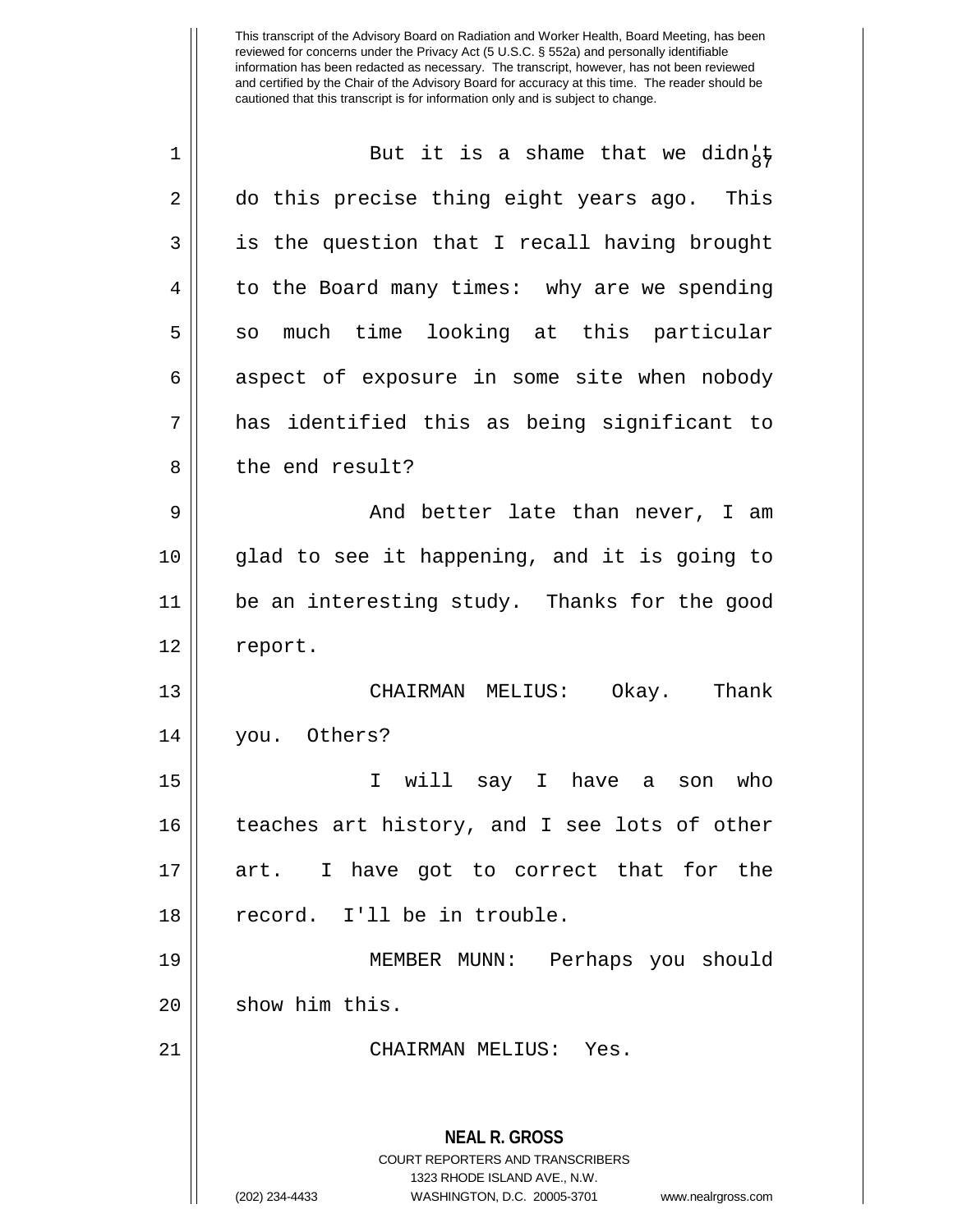But it is a shame that we didn't do this precise thing eight years ago. This is the question that I recall having brought to the Board many times: why are we spending so much time looking at this particular aspect of exposure in some site when nobody has identified this as being significant to the end result?

And better late than never, I am glad to see it happening, and it is going to be an interesting study. Thanks for the good report.

CHAIRMAN MELIUS: Okay. Thank you. Others?

I will say I have a son who teaches art history, and I see lots of other art. I have got to correct that for the record. I'll be in trouble.

MEMBER MUNN: Perhaps you should show him this.

CHAIRMAN MELIUS: Yes.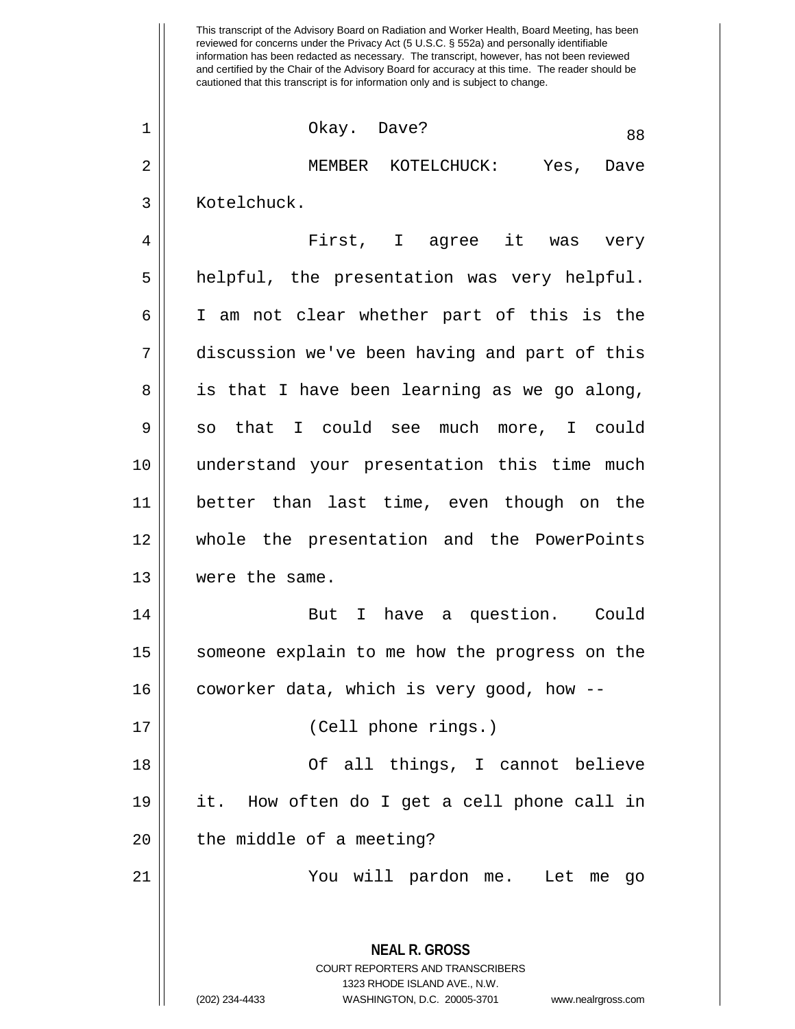This transcript of the Advisory Board on Radiation and Worker Health, Board Meeting, has been reviewed for concerns under the Privacy Act (5 U.S.C. § 552a) and personally identifiable information has been redacted as necessary. The transcript, however, has not been reviewed and certified by the Chair of the Advisory Board for accuracy at this time. The reader should be cautioned that this transcript is for information only and is subject to change.

Okay. Dave?

MEMBER KOTELCHUCK: Yes, Dave Kotelchuck.

First, I agree it was very helpful, the presentation was very helpful. I am not clear whether part of this is the discussion we've been having and part of this is that I have been learning as we go along, so that I could see much more, I could understand your presentation this time much better than last time, even though on the whole the presentation and the PowerPoints were the same.

But I have a question. Could someone explain to me how the progress on the coworker data, which is very good, how --

(Cell phone rings.)

Of all things, I cannot believe it. How often do I get a cell phone call in the middle of a meeting?

You will pardon me. Let me go

**NEAL R. GROSS**
COURT REPORTERS AND TRANSCRIBERS
1323 RHODE ISLAND AVE., N.W.
(202) 234-4433 WASHINGTON, D.C. 20005-3701 www.nealrgross.com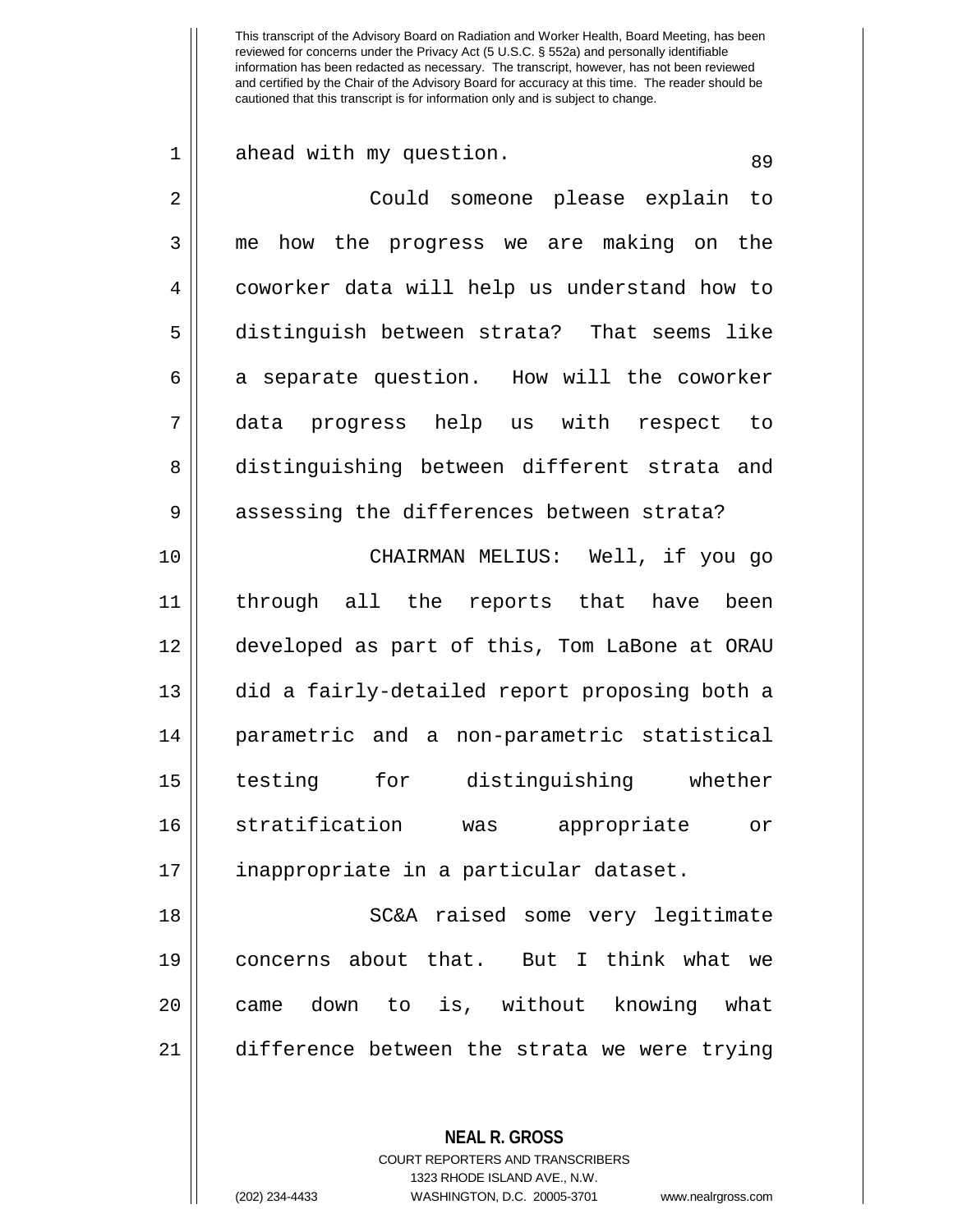ahead with my question.

Could someone please explain to me how the progress we are making on the coworker data will help us understand how to distinguish between strata? That seems like a separate question. How will the coworker data progress help us with respect to distinguishing between different strata and assessing the differences between strata?

CHAIRMAN MELIUS: Well, if you go through all the reports that have been developed as part of this, Tom LaBone at ORAU did a fairly-detailed report proposing both a parametric and a non-parametric statistical testing for distinguishing whether stratification was appropriate or inappropriate in a particular dataset.

SC&A raised some very legitimate concerns about that. But I think what we came down to is, without knowing what difference between the strata we were trying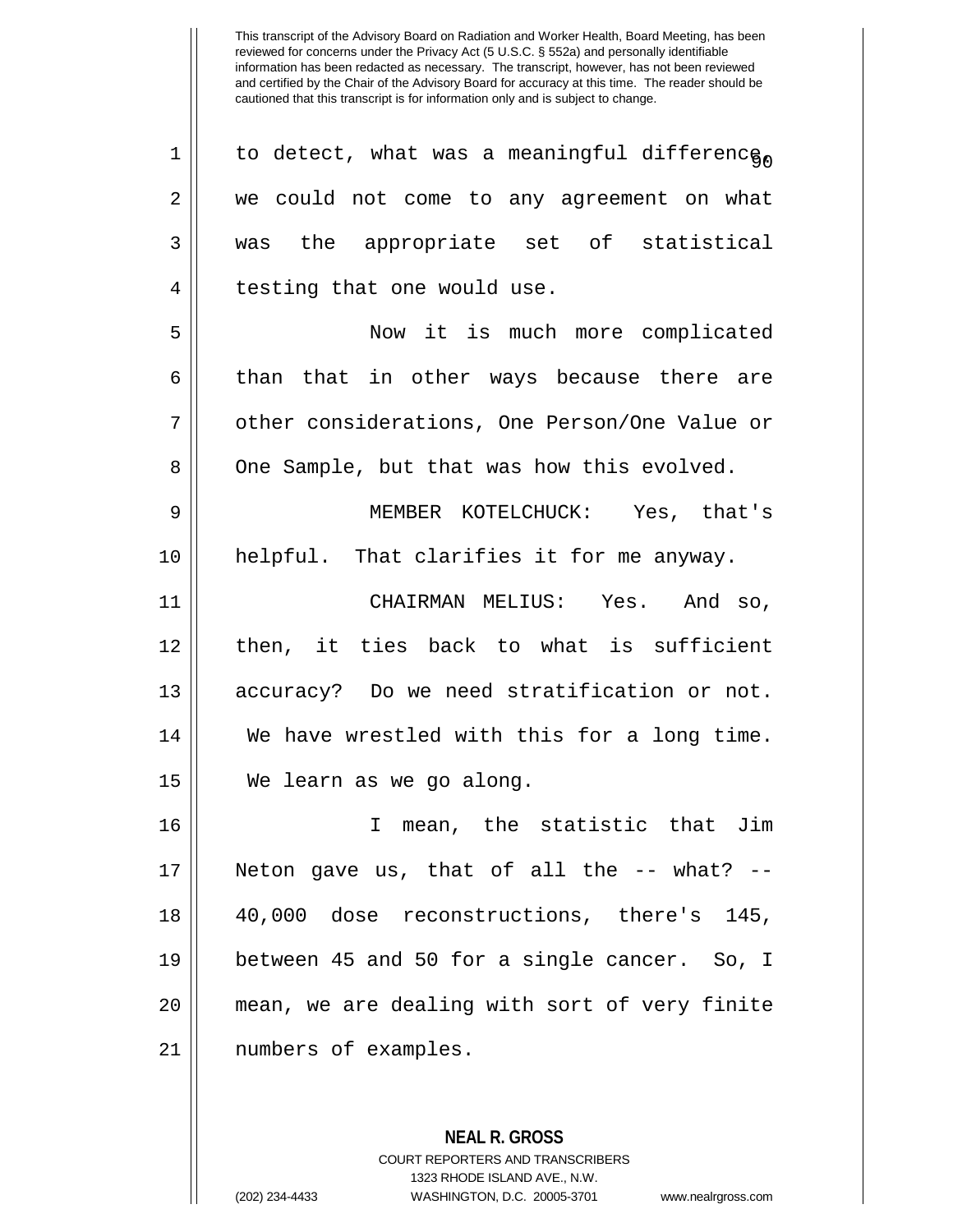to detect, what was a meaningful difference, we could not come to any agreement on what was the appropriate set of statistical testing that one would use.

Now it is much more complicated than that in other ways because there are other considerations, One Person/One Value or One Sample, but that was how this evolved.

MEMBER KOTELCHUCK: Yes, that's helpful. That clarifies it for me anyway.

CHAIRMAN MELIUS: Yes. And so, then, it ties back to what is sufficient accuracy? Do we need stratification or not. We have wrestled with this for a long time. We learn as we go along.

I mean, the statistic that Jim Neton gave us, that of all the -- what? -- 40,000 dose reconstructions, there's 145, between 45 and 50 for a single cancer. So, I mean, we are dealing with sort of very finite numbers of examples.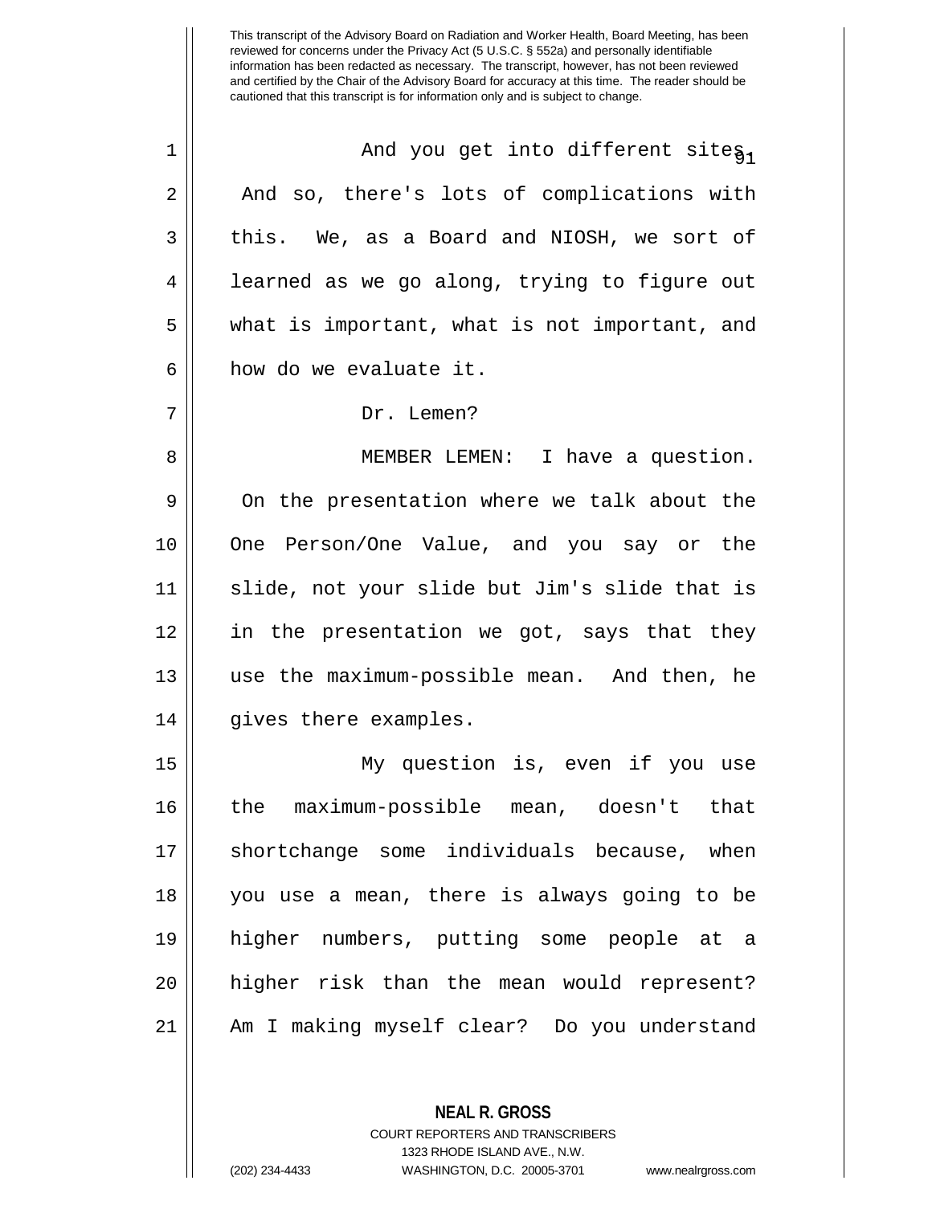This transcript of the Advisory Board on Radiation and Worker Health, Board Meeting, has been reviewed for concerns under the Privacy Act (5 U.S.C. § 552a) and personally identifiable information has been redacted as necessary. The transcript, however, has not been reviewed and certified by the Chair of the Advisory Board for accuracy at this time. The reader should be cautioned that this transcript is for information only and is subject to change.

And you get into different sites. And so, there's lots of complications with this. We, as a Board and NIOSH, we sort of learned as we go along, trying to figure out what is important, what is not important, and how do we evaluate it.

Dr. Lemen?

MEMBER LEMEN: I have a question. On the presentation where we talk about the One Person/One Value, and you say or the slide, not your slide but Jim's slide that is in the presentation we got, says that they use the maximum-possible mean. And then, he gives there examples.

My question is, even if you use the maximum-possible mean, doesn't that shortchange some individuals because, when you use a mean, there is always going to be higher numbers, putting some people at a higher risk than the mean would represent? Am I making myself clear? Do you understand

**NEAL R. GROSS**
COURT REPORTERS AND TRANSCRIBERS
1323 RHODE ISLAND AVE., N.W.
(202) 234-4433 WASHINGTON, D.C. 20005-3701 www.nealrgross.com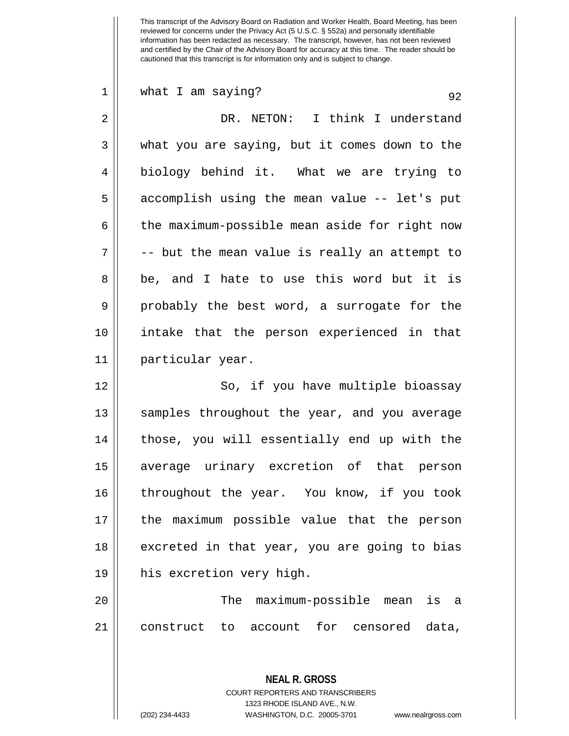what I am saying?

DR. NETON: I think I understand what you are saying, but it comes down to the biology behind it. What we are trying to accomplish using the mean value -- let's put the maximum-possible mean aside for right now -- but the mean value is really an attempt to be, and I hate to use this word but it is probably the best word, a surrogate for the intake that the person experienced in that particular year.

So, if you have multiple bioassay samples throughout the year, and you average those, you will essentially end up with the average urinary excretion of that person throughout the year. You know, if you took the maximum possible value that the person excreted in that year, you are going to bias his excretion very high.

The maximum-possible mean is a construct to account for censored data,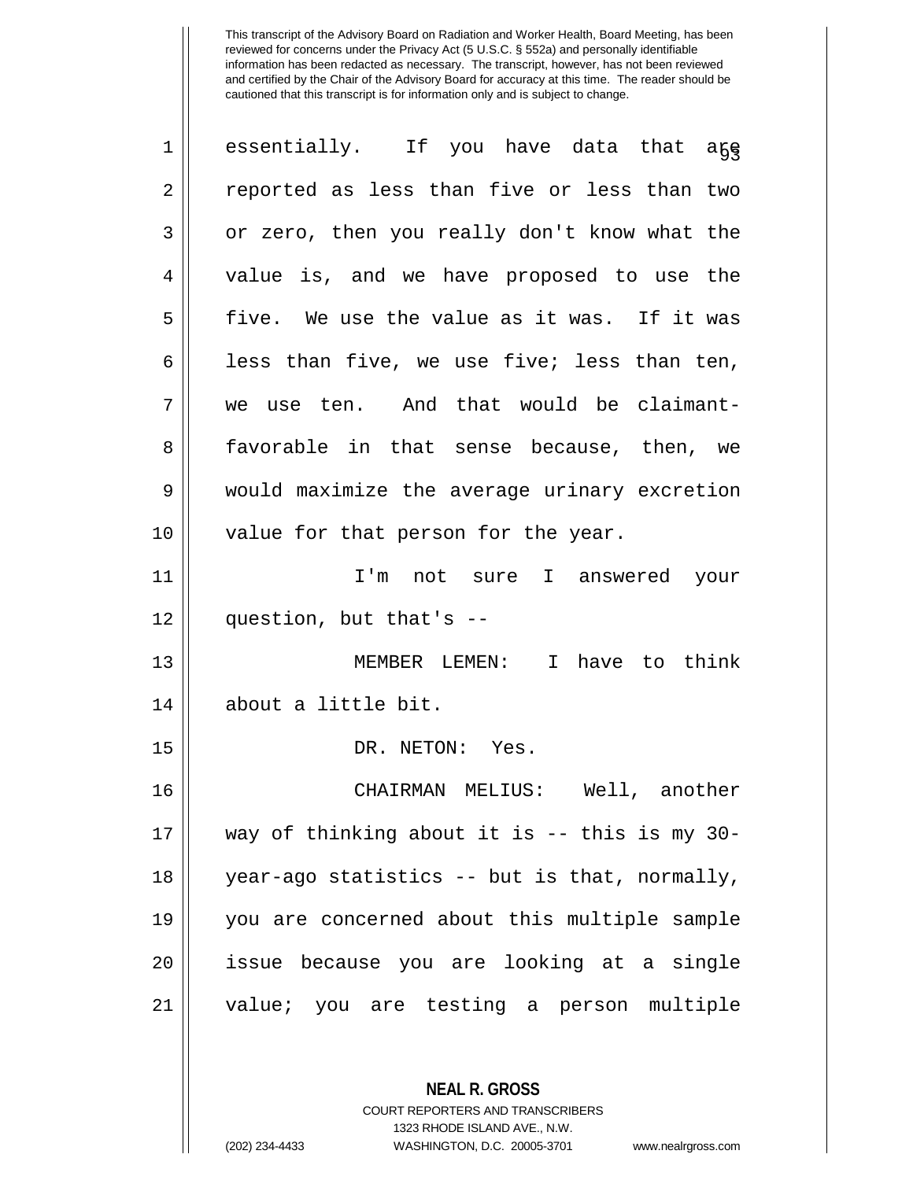essentially. If you have data that are reported as less than five or less than two or zero, then you really don't know what the value is, and we have proposed to use the five. We use the value as it was. If it was less than five, we use five; less than ten, we use ten. And that would be claimant-favorable in that sense because, then, we would maximize the average urinary excretion value for that person for the year.

I'm not sure I answered your question, but that's --

MEMBER LEMEN: I have to think about a little bit.

DR. NETON: Yes.

CHAIRMAN MELIUS: Well, another way of thinking about it is -- this is my 30-year-ago statistics -- but is that, normally, you are concerned about this multiple sample issue because you are looking at a single value; you are testing a person multiple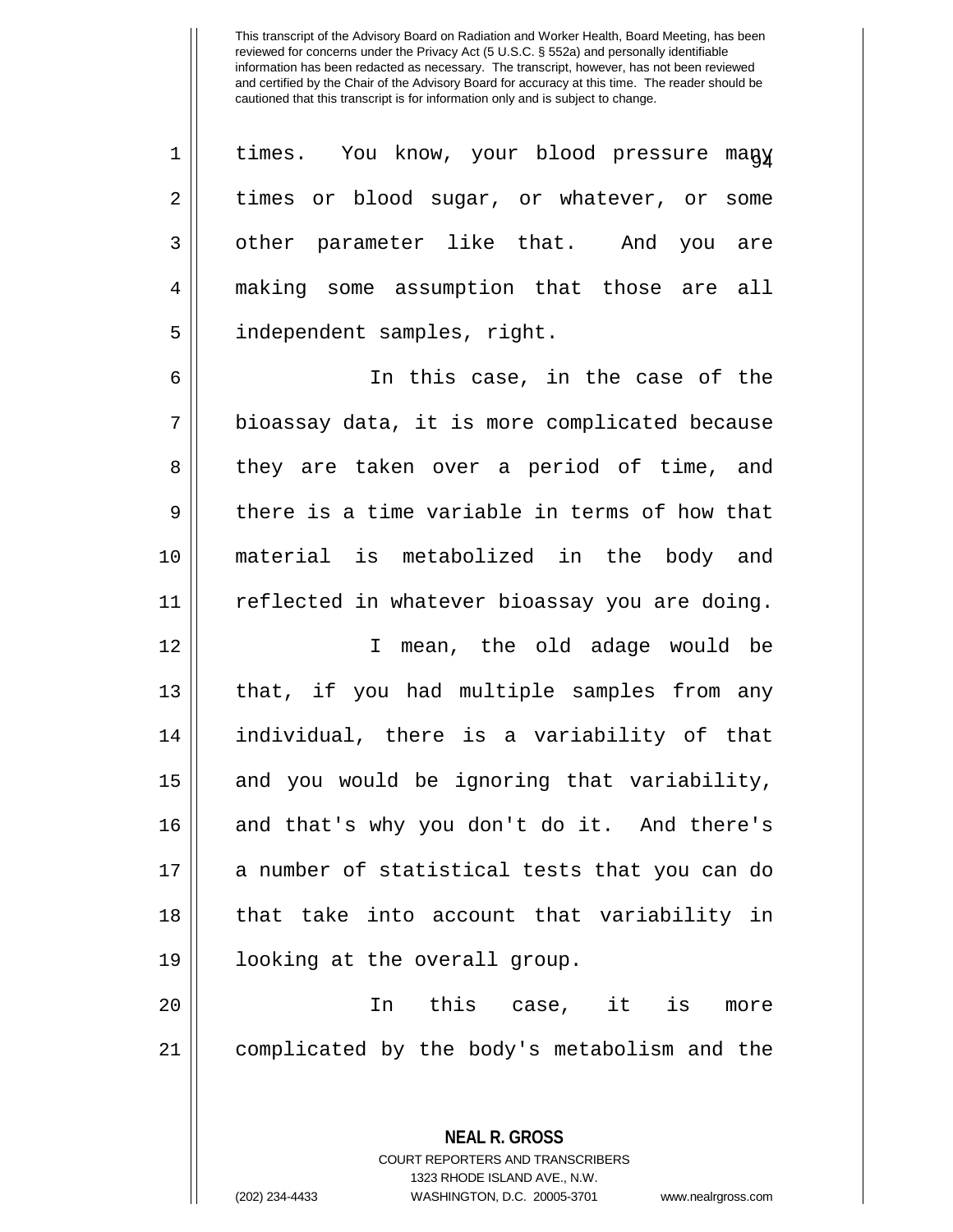times. You know, your blood pressure many times or blood sugar, or whatever, or some other parameter like that. And you are making some assumption that those are all independent samples, right.

In this case, in the case of the bioassay data, it is more complicated because they are taken over a period of time, and there is a time variable in terms of how that material is metabolized in the body and reflected in whatever bioassay you are doing.

I mean, the old adage would be that, if you had multiple samples from any individual, there is a variability of that and you would be ignoring that variability, and that's why you don't do it. And there's a number of statistical tests that you can do that take into account that variability in looking at the overall group.

In this case, it is more complicated by the body's metabolism and the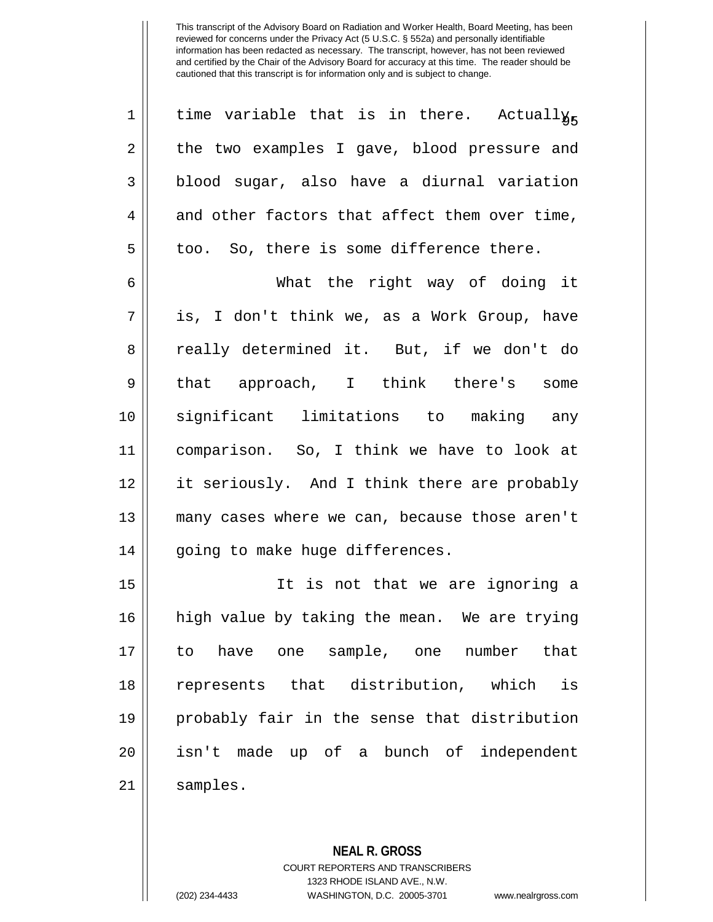time variable that is in there. Actually, the two examples I gave, blood pressure and blood sugar, also have a diurnal variation and other factors that affect them over time, too. So, there is some difference there.

What the right way of doing it is, I don't think we, as a Work Group, have really determined it. But, if we don't do that approach, I think there's some significant limitations to making any comparison. So, I think we have to look at it seriously. And I think there are probably many cases where we can, because those aren't going to make huge differences.

It is not that we are ignoring a high value by taking the mean. We are trying to have one sample, one number that represents that distribution, which is probably fair in the sense that distribution isn't made up of a bunch of independent samples.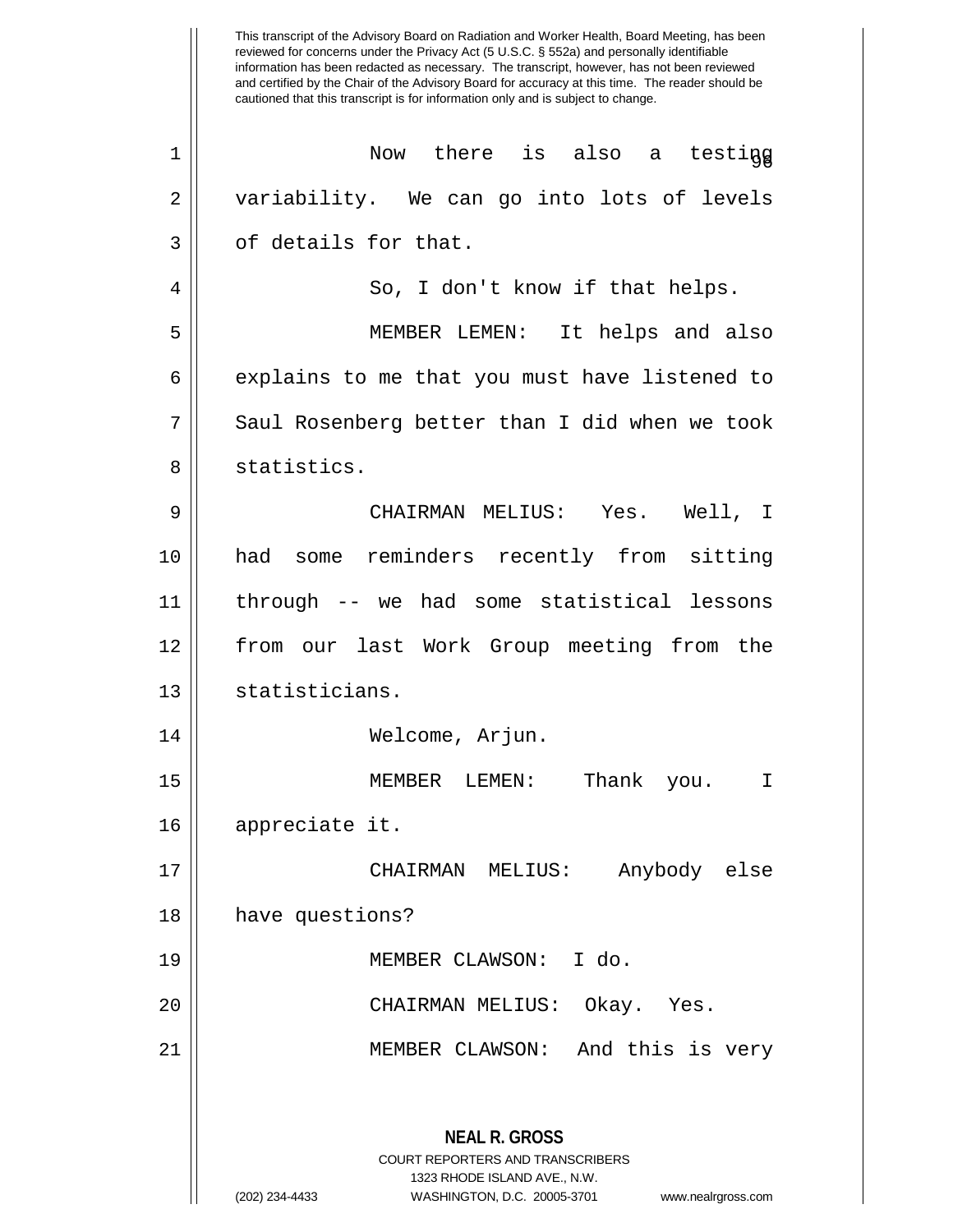This transcript of the Advisory Board on Radiation and Worker Health, Board Meeting, has been reviewed for concerns under the Privacy Act (5 U.S.C. § 552a) and personally identifiable information has been redacted as necessary. The transcript, however, has not been reviewed and certified by the Chair of the Advisory Board for accuracy at this time. The reader should be cautioned that this transcript is for information only and is subject to change.

Now there is also a testing variability. We can go into lots of levels of details for that.

So, I don't know if that helps.

MEMBER LEMEN: It helps and also explains to me that you must have listened to Saul Rosenberg better than I did when we took statistics.

CHAIRMAN MELIUS: Yes. Well, I had some reminders recently from sitting through -- we had some statistical lessons from our last Work Group meeting from the statisticians.

Welcome, Arjun.

MEMBER LEMEN: Thank you. I appreciate it.

CHAIRMAN MELIUS: Anybody else have questions?

MEMBER CLAWSON: I do.

CHAIRMAN MELIUS: Okay. Yes.

MEMBER CLAWSON: And this is very

**NEAL R. GROSS**
COURT REPORTERS AND TRANSCRIBERS
1323 RHODE ISLAND AVE., N.W.
(202) 234-4433 WASHINGTON, D.C. 20005-3701 www.nealrgross.com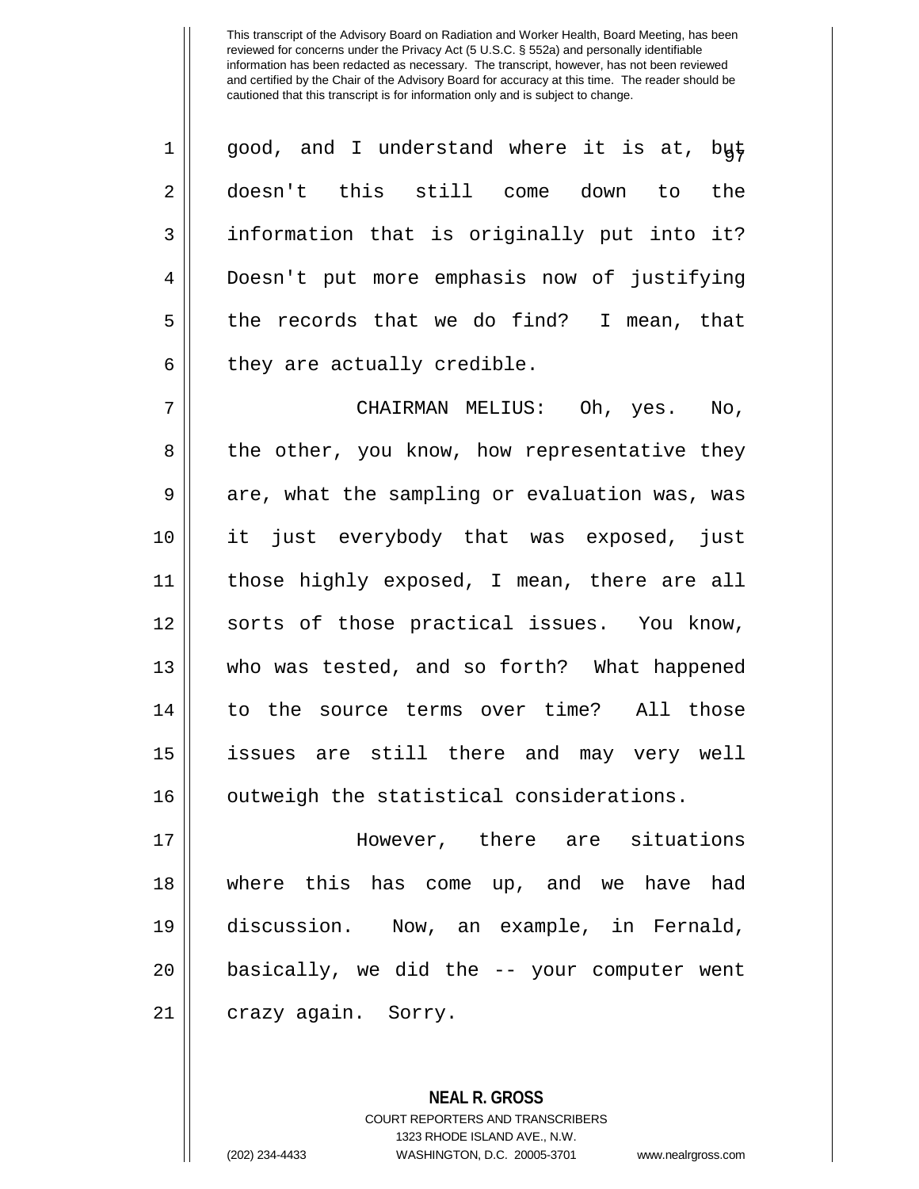good, and I understand where it is at, but doesn't this still come down to the information that is originally put into it? Doesn't put more emphasis now of justifying the records that we do find? I mean, that they are actually credible.

CHAIRMAN MELIUS: Oh, yes. No, the other, you know, how representative they are, what the sampling or evaluation was, was it just everybody that was exposed, just those highly exposed, I mean, there are all sorts of those practical issues. You know, who was tested, and so forth? What happened to the source terms over time? All those issues are still there and may very well outweigh the statistical considerations.

However, there are situations where this has come up, and we have had discussion. Now, an example, in Fernald, basically, we did the -- your computer went crazy again. Sorry.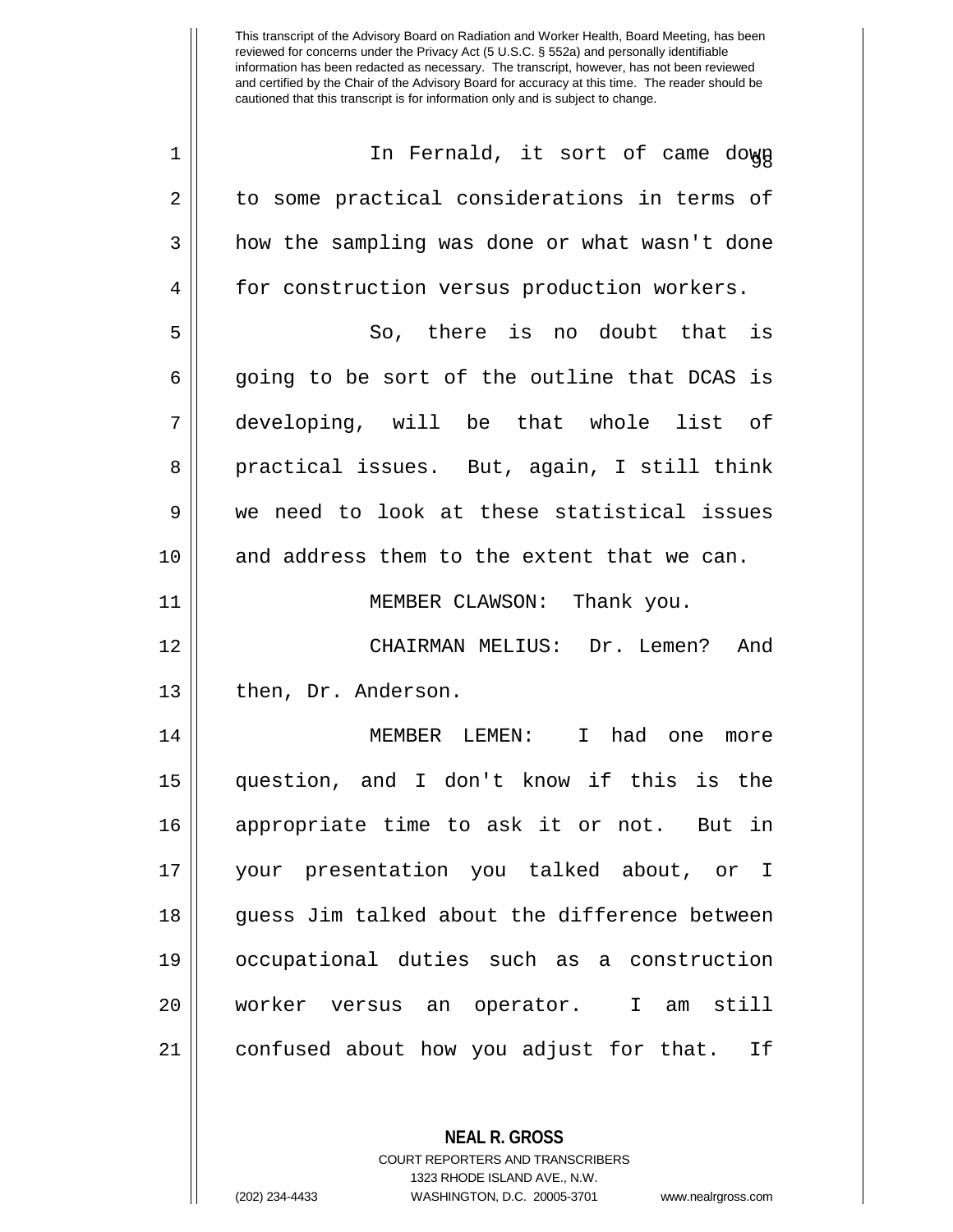In Fernald, it sort of came down to some practical considerations in terms of how the sampling was done or what wasn't done for construction versus production workers.

So, there is no doubt that is going to be sort of the outline that DCAS is developing, will be that whole list of practical issues. But, again, I still think we need to look at these statistical issues and address them to the extent that we can.

MEMBER CLAWSON: Thank you.

CHAIRMAN MELIUS: Dr. Lemen? And then, Dr. Anderson.

MEMBER LEMEN: I had one more question, and I don't know if this is the appropriate time to ask it or not. But in your presentation you talked about, or I guess Jim talked about the difference between occupational duties such as a construction worker versus an operator. I am still confused about how you adjust for that. If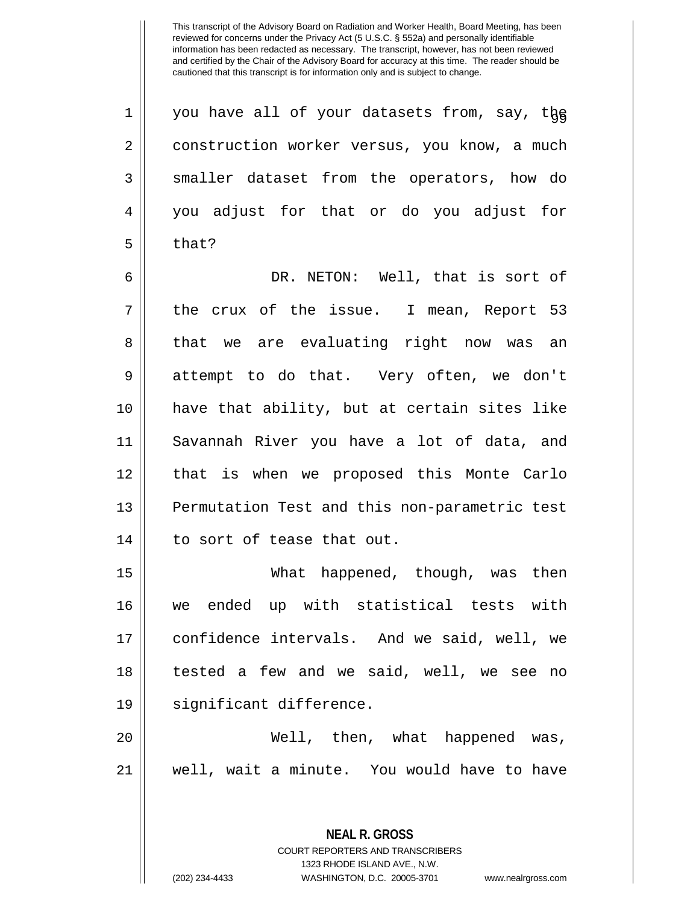This transcript of the Advisory Board on Radiation and Worker Health, Board Meeting, has been reviewed for concerns under the Privacy Act (5 U.S.C. § 552a) and personally identifiable information has been redacted as necessary. The transcript, however, has not been reviewed and certified by the Chair of the Advisory Board for accuracy at this time. The reader should be cautioned that this transcript is for information only and is subject to change.

1 you have all of your datasets from, say, the
2 construction worker versus, you know, a much
3 smaller dataset from the operators, how do
4 you adjust for that or do you adjust for
5 that?

6 DR. NETON: Well, that is sort of
7 the crux of the issue. I mean, Report 53
8 that we are evaluating right now was an
9 attempt to do that. Very often, we don't
10 have that ability, but at certain sites like
11 Savannah River you have a lot of data, and
12 that is when we proposed this Monte Carlo
13 Permutation Test and this non-parametric test
14 to sort of tease that out.

15 What happened, though, was then
16 we ended up with statistical tests with
17 confidence intervals. And we said, well, we
18 tested a few and we said, well, we see no
19 significant difference.

20 Well, then, what happened was,
21 well, wait a minute. You would have to have

**NEAL R. GROSS**
COURT REPORTERS AND TRANSCRIBERS
1323 RHODE ISLAND AVE., N.W.
(202) 234-4433 WASHINGTON, D.C. 20005-3701 www.nealrgross.com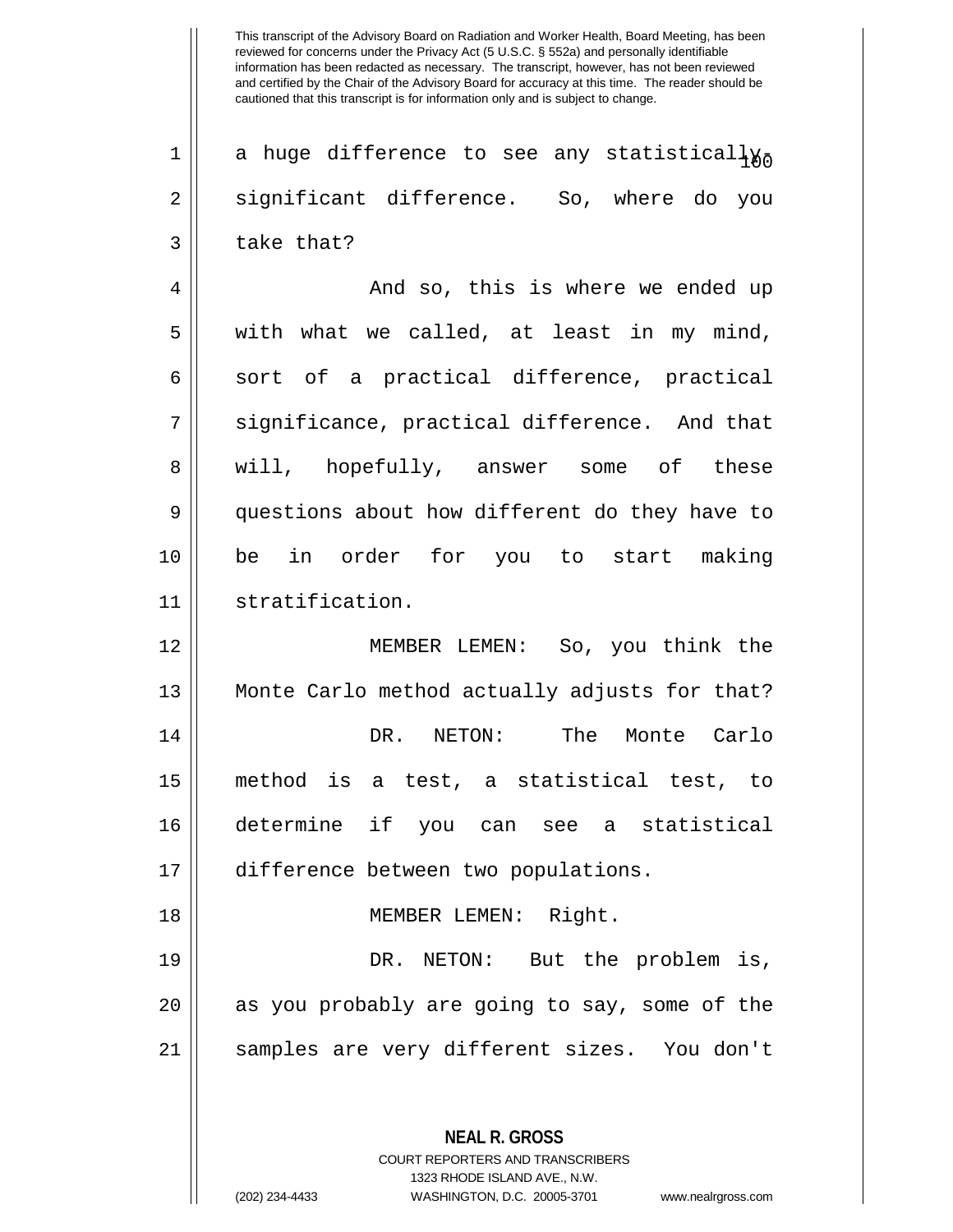This transcript of the Advisory Board on Radiation and Worker Health, Board Meeting, has been reviewed for concerns under the Privacy Act (5 U.S.C. § 552a) and personally identifiable information has been redacted as necessary. The transcript, however, has not been reviewed and certified by the Chair of the Advisory Board for accuracy at this time. The reader should be cautioned that this transcript is for information only and is subject to change.

a huge difference to see any statistically-significant difference. So, where do you take that?

And so, this is where we ended up with what we called, at least in my mind, sort of a practical difference, practical significance, practical difference. And that will, hopefully, answer some of these questions about how different do they have to be in order for you to start making stratification.

MEMBER LEMEN: So, you think the Monte Carlo method actually adjusts for that?

DR. NETON: The Monte Carlo method is a test, a statistical test, to determine if you can see a statistical difference between two populations.

MEMBER LEMEN: Right.

DR. NETON: But the problem is, as you probably are going to say, some of the samples are very different sizes. You don't

**NEAL R. GROSS**
COURT REPORTERS AND TRANSCRIBERS
1323 RHODE ISLAND AVE., N.W.
(202) 234-4433 WASHINGTON, D.C. 20005-3701 www.nealrgross.com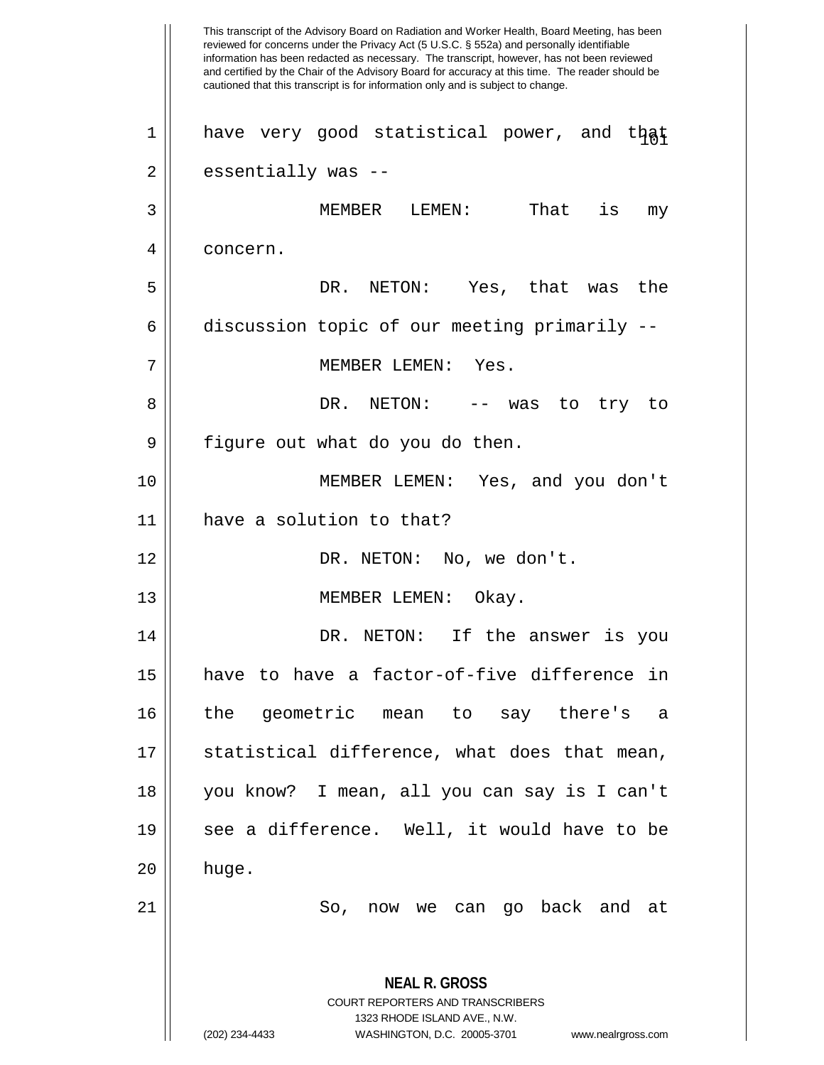have very good statistical power, and that essentially was --

MEMBER LEMEN: That is my concern.

DR. NETON: Yes, that was the discussion topic of our meeting primarily --

MEMBER LEMEN: Yes.

DR. NETON: -- was to try to figure out what do you do then.

MEMBER LEMEN: Yes, and you don't have a solution to that?

DR. NETON: No, we don't.

MEMBER LEMEN: Okay.

DR. NETON: If the answer is you have to have a factor-of-five difference in the geometric mean to say there's a statistical difference, what does that mean, you know? I mean, all you can say is I can't see a difference. Well, it would have to be huge.

So, now we can go back and at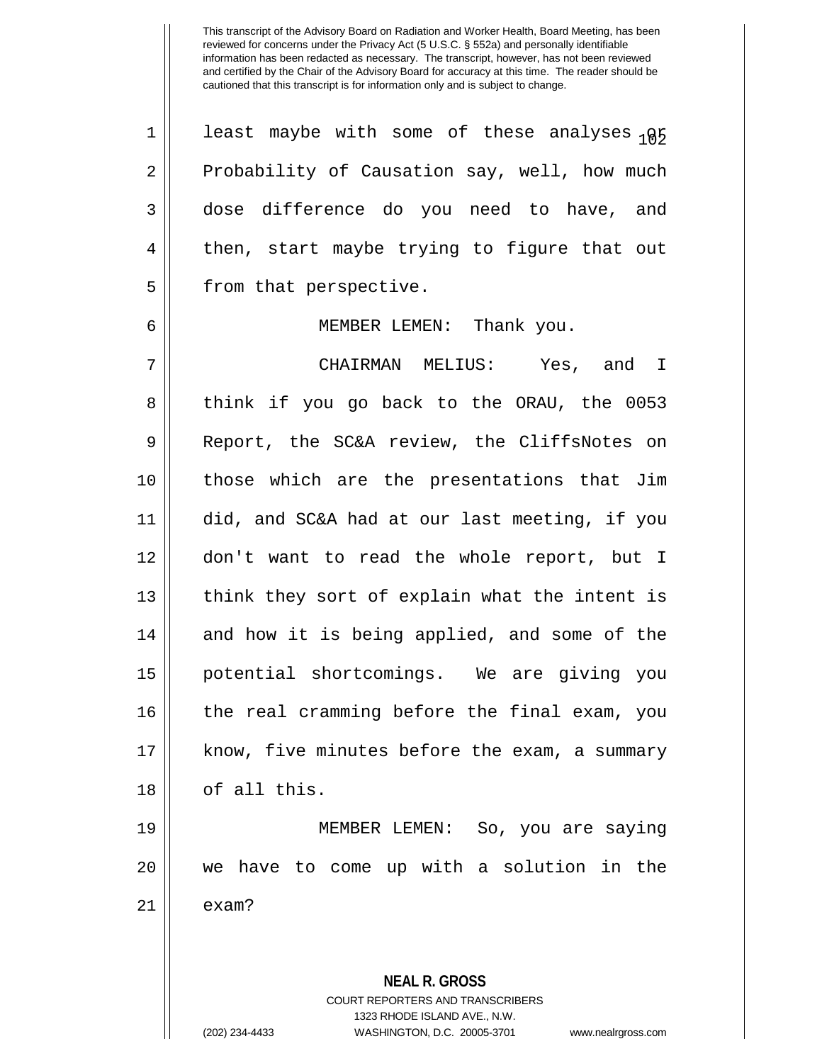This transcript of the Advisory Board on Radiation and Worker Health, Board Meeting, has been reviewed for concerns under the Privacy Act (5 U.S.C. § 552a) and personally identifiable information has been redacted as necessary. The transcript, however, has not been reviewed and certified by the Chair of the Advisory Board for accuracy at this time. The reader should be cautioned that this transcript is for information only and is subject to change.

least maybe with some of these analyses or Probability of Causation say, well, how much dose difference do you need to have, and then, start maybe trying to figure that out from that perspective.

MEMBER LEMEN: Thank you.

CHAIRMAN MELIUS: Yes, and I think if you go back to the ORAU, the 0053 Report, the SC&A review, the CliffsNotes on those which are the presentations that Jim did, and SC&A had at our last meeting, if you don't want to read the whole report, but I think they sort of explain what the intent is and how it is being applied, and some of the potential shortcomings. We are giving you the real cramming before the final exam, you know, five minutes before the exam, a summary of all this.

MEMBER LEMEN: So, you are saying we have to come up with a solution in the exam?

**NEAL R. GROSS**
COURT REPORTERS AND TRANSCRIBERS
1323 RHODE ISLAND AVE., N.W.
(202) 234-4433 WASHINGTON, D.C. 20005-3701 www.nealrgross.com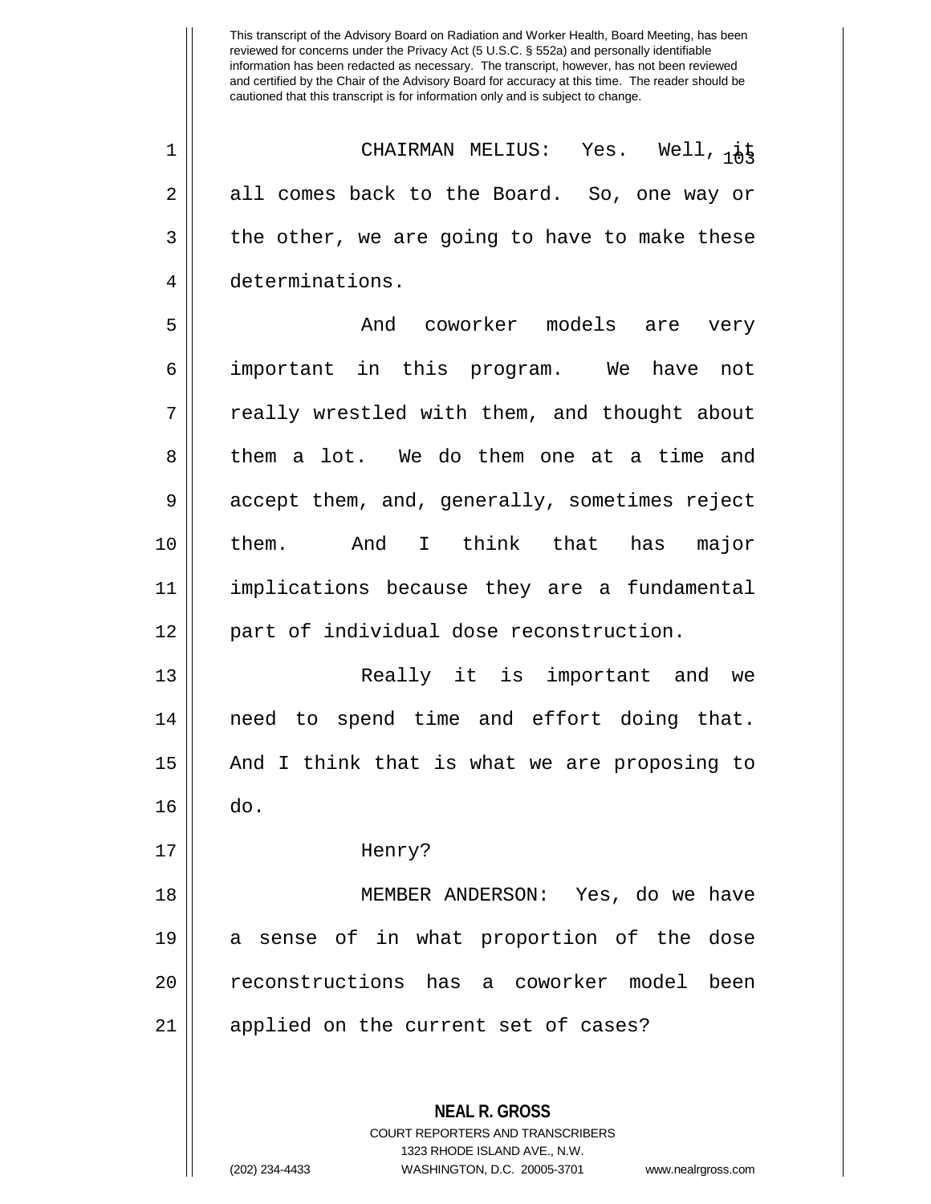This transcript of the Advisory Board on Radiation and Worker Health, Board Meeting, has been reviewed for concerns under the Privacy Act (5 U.S.C. § 552a) and personally identifiable information has been redacted as necessary. The transcript, however, has not been reviewed and certified by the Chair of the Advisory Board for accuracy at this time. The reader should be cautioned that this transcript is for information only and is subject to change.

CHAIRMAN MELIUS: Yes. Well, it all comes back to the Board. So, one way or the other, we are going to have to make these determinations.

And coworker models are very important in this program. We have not really wrestled with them, and thought about them a lot. We do them one at a time and accept them, and, generally, sometimes reject them. And I think that has major implications because they are a fundamental part of individual dose reconstruction.

Really it is important and we need to spend time and effort doing that. And I think that is what we are proposing to do.

Henry?

MEMBER ANDERSON: Yes, do we have a sense of in what proportion of the dose reconstructions has a coworker model been applied on the current set of cases?

**NEAL R. GROSS**
COURT REPORTERS AND TRANSCRIBERS
1323 RHODE ISLAND AVE., N.W.
(202) 234-4433 WASHINGTON, D.C. 20005-3701 www.nealrgross.com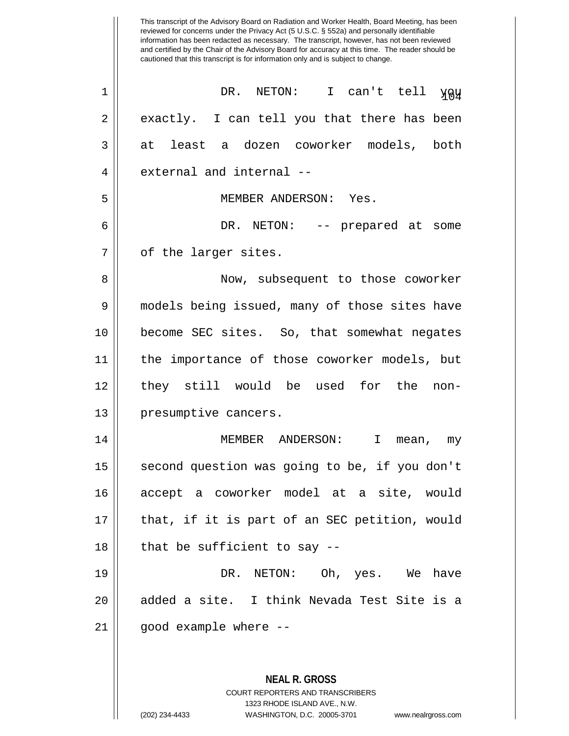DR. NETON: I can't tell you exactly. I can tell you that there has been at least a dozen coworker models, both external and internal --

MEMBER ANDERSON: Yes.

DR. NETON: -- prepared at some of the larger sites.

Now, subsequent to those coworker models being issued, many of those sites have become SEC sites. So, that somewhat negates the importance of those coworker models, but they still would be used for the non-presumptive cancers.

MEMBER ANDERSON: I mean, my second question was going to be, if you don't accept a coworker model at a site, would that, if it is part of an SEC petition, would that be sufficient to say --

DR. NETON: Oh, yes. We have added a site. I think Nevada Test Site is a good example where --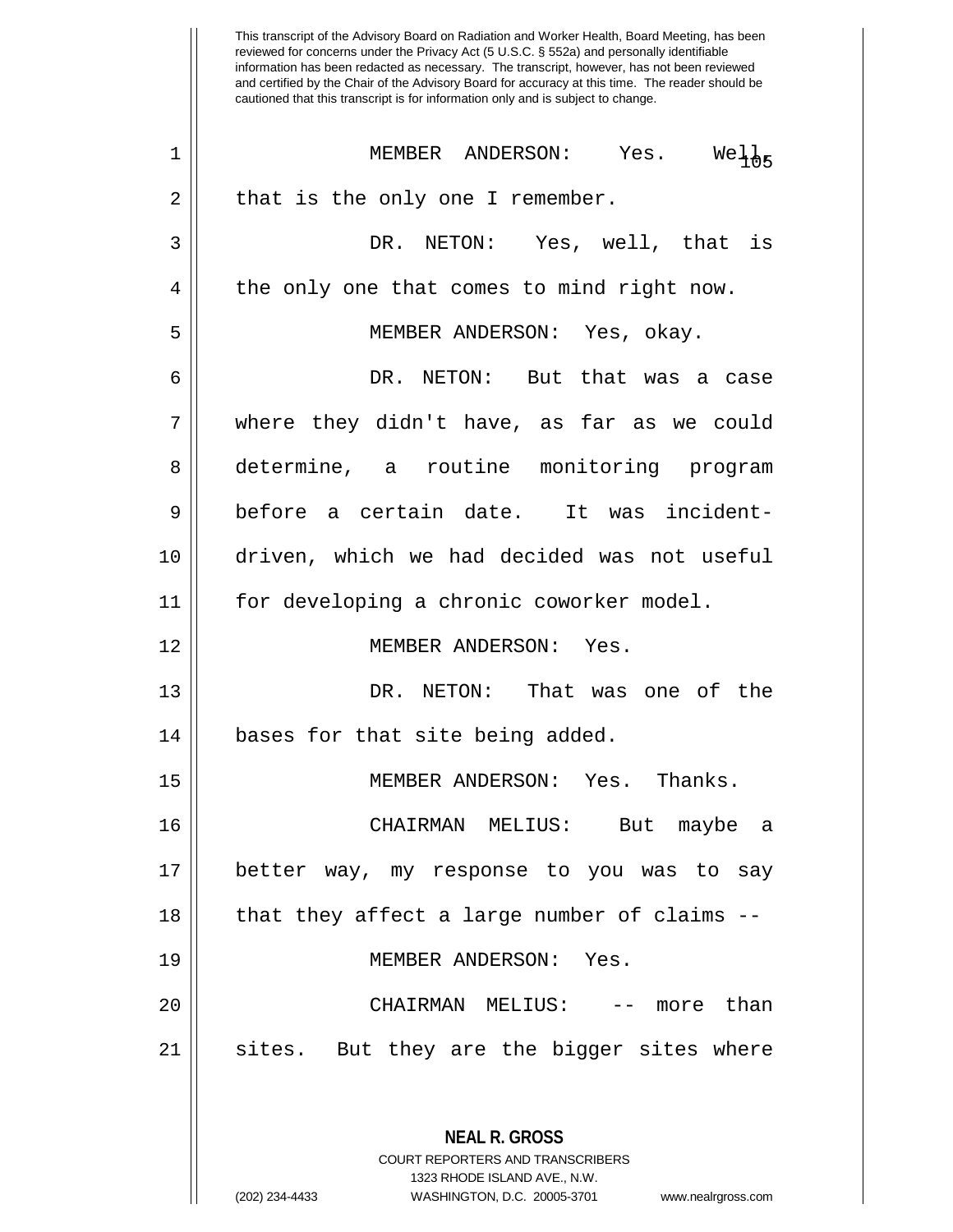This transcript of the Advisory Board on Radiation and Worker Health, Board Meeting, has been reviewed for concerns under the Privacy Act (5 U.S.C. § 552a) and personally identifiable information has been redacted as necessary. The transcript, however, has not been reviewed and certified by the Chair of the Advisory Board for accuracy at this time. The reader should be cautioned that this transcript is for information only and is subject to change.

MEMBER ANDERSON: Yes. Well, that is the only one I remember.

DR. NETON: Yes, well, that is the only one that comes to mind right now.

MEMBER ANDERSON: Yes, okay.

DR. NETON: But that was a case where they didn't have, as far as we could determine, a routine monitoring program before a certain date. It was incident-driven, which we had decided was not useful for developing a chronic coworker model.

MEMBER ANDERSON: Yes.

DR. NETON: That was one of the bases for that site being added.

MEMBER ANDERSON: Yes. Thanks.

CHAIRMAN MELIUS: But maybe a better way, my response to you was to say that they affect a large number of claims --

MEMBER ANDERSON: Yes.

CHAIRMAN MELIUS: -- more than sites. But they are the bigger sites where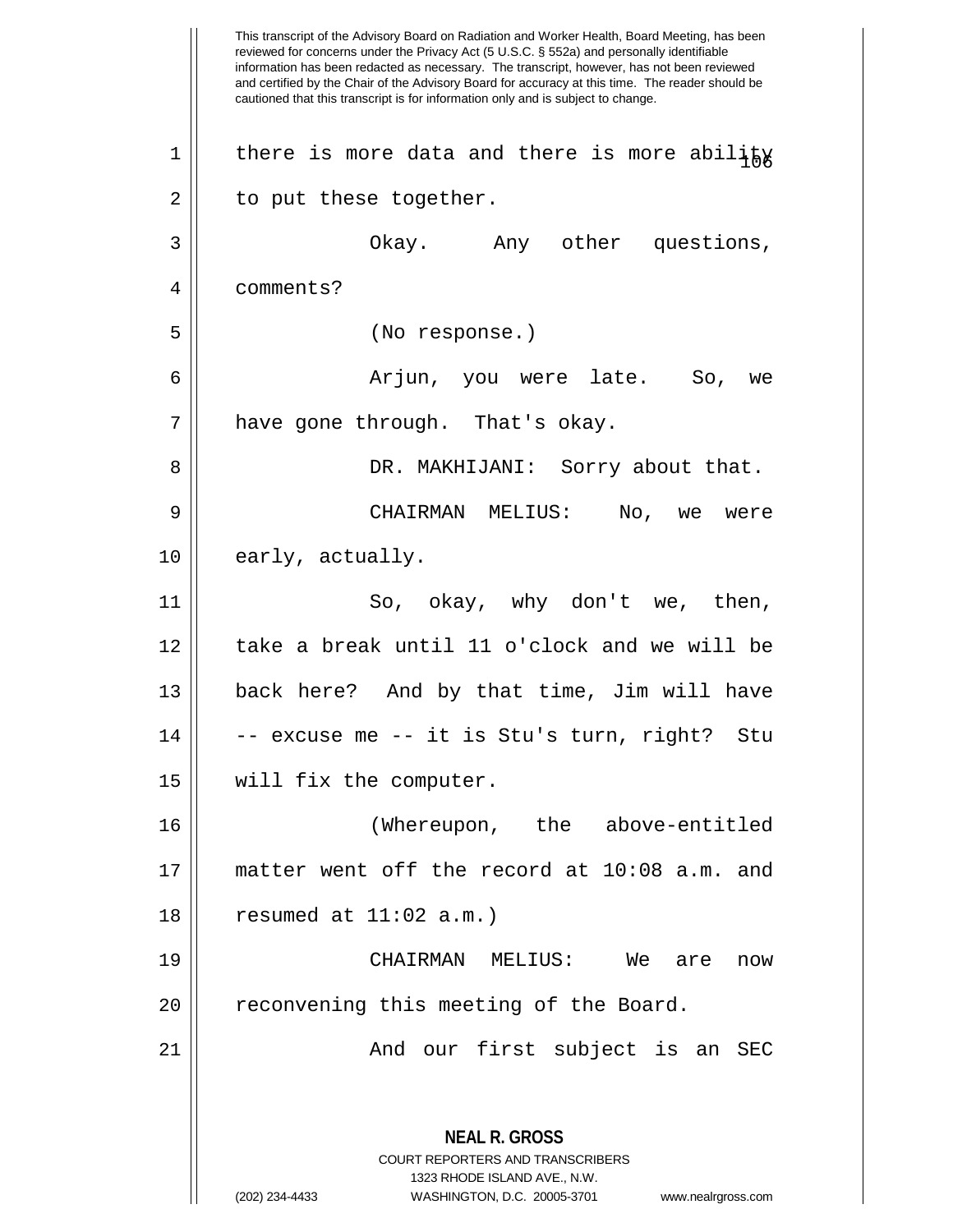there is more data and there is more ability to put these together.

Okay. Any other questions, comments?

(No response.)

Arjun, you were late. So, we have gone through. That's okay.

DR. MAKHIJANI: Sorry about that.

CHAIRMAN MELIUS: No, we were early, actually.

So, okay, why don't we, then, take a break until 11 o'clock and we will be back here? And by that time, Jim will have -- excuse me -- it is Stu's turn, right? Stu will fix the computer.

(Whereupon, the above-entitled matter went off the record at 10:08 a.m. and resumed at 11:02 a.m.)

CHAIRMAN MELIUS: We are now reconvening this meeting of the Board.

And our first subject is an SEC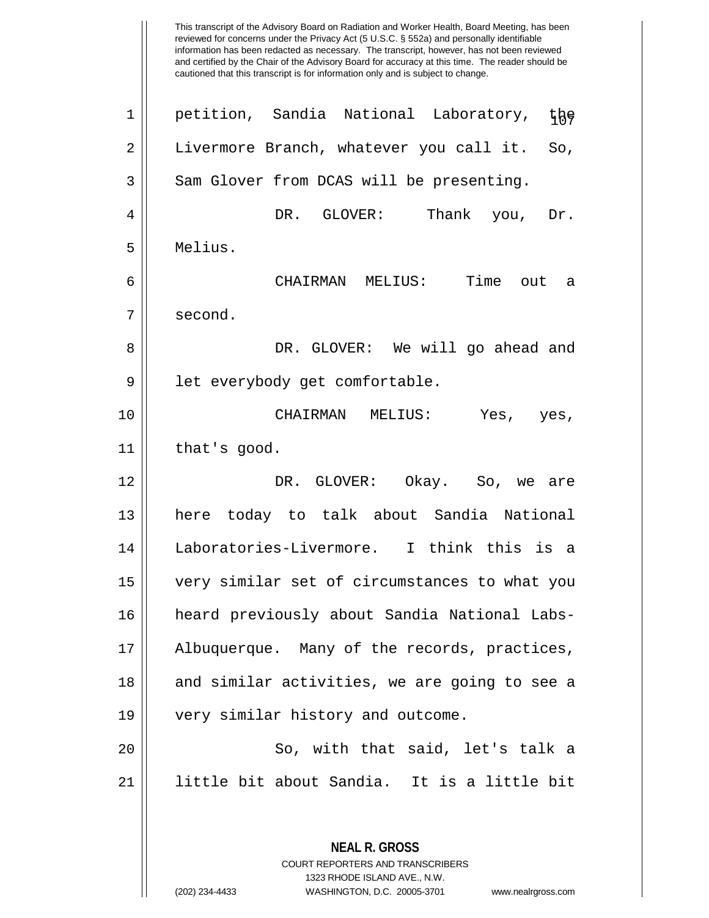petition, Sandia National Laboratory, the Livermore Branch, whatever you call it. So, Sam Glover from DCAS will be presenting.

DR. GLOVER: Thank you, Dr. Melius.

CHAIRMAN MELIUS: Time out a second.

DR. GLOVER: We will go ahead and let everybody get comfortable.

CHAIRMAN MELIUS: Yes, yes, that's good.

DR. GLOVER: Okay. So, we are here today to talk about Sandia National Laboratories-Livermore. I think this is a very similar set of circumstances to what you heard previously about Sandia National Labs-Albuquerque. Many of the records, practices, and similar activities, we are going to see a very similar history and outcome.

So, with that said, let's talk a little bit about Sandia. It is a little bit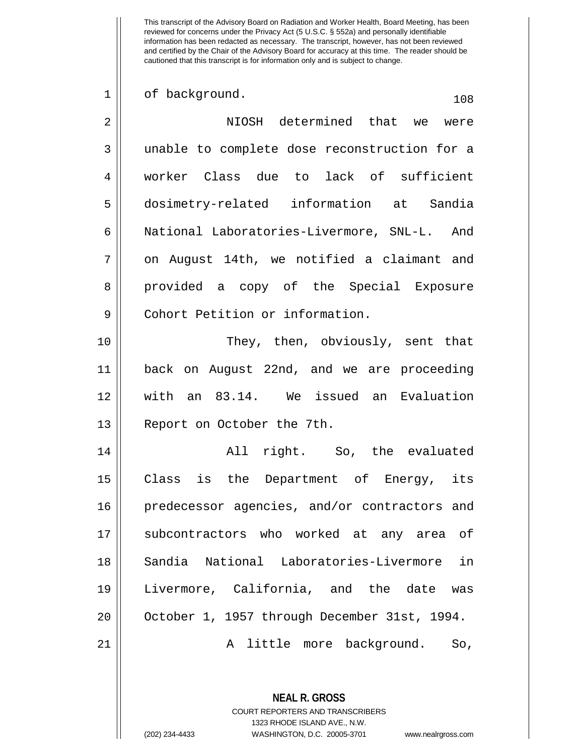of background.

NIOSH determined that we were unable to complete dose reconstruction for a worker Class due to lack of sufficient dosimetry-related information at Sandia National Laboratories-Livermore, SNL-L. And on August 14th, we notified a claimant and provided a copy of the Special Exposure Cohort Petition or information.

They, then, obviously, sent that back on August 22nd, and we are proceeding with an 83.14. We issued an Evaluation Report on October the 7th.

All right. So, the evaluated Class is the Department of Energy, its predecessor agencies, and/or contractors and subcontractors who worked at any area of Sandia National Laboratories-Livermore in Livermore, California, and the date was October 1, 1957 through December 31st, 1994.

A little more background. So,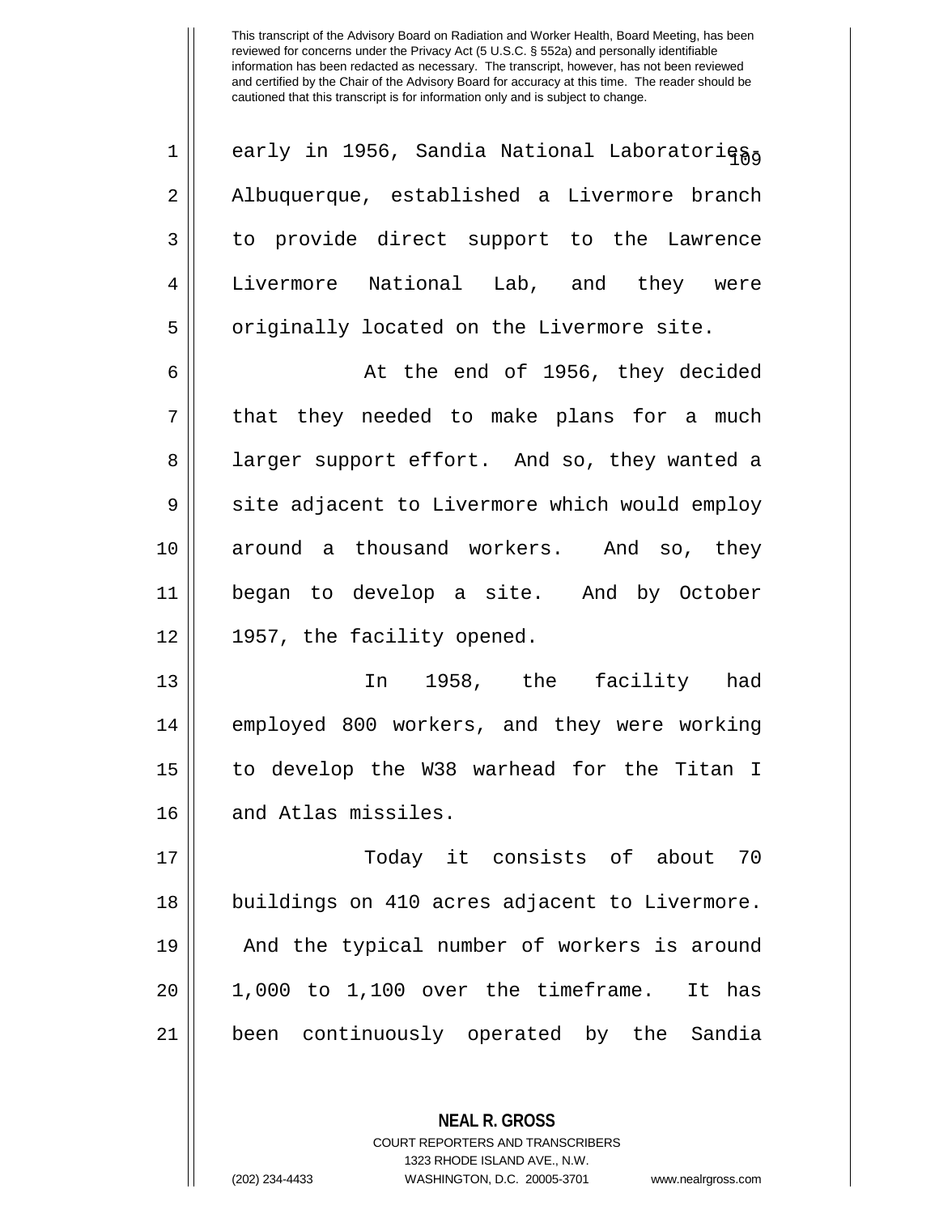early in 1956, Sandia National Laboratories, Albuquerque, established a Livermore branch to provide direct support to the Lawrence Livermore National Lab, and they were originally located on the Livermore site.

At the end of 1956, they decided that they needed to make plans for a much larger support effort. And so, they wanted a site adjacent to Livermore which would employ around a thousand workers. And so, they began to develop a site. And by October 1957, the facility opened.

In 1958, the facility had employed 800 workers, and they were working to develop the W38 warhead for the Titan I and Atlas missiles.

Today it consists of about 70 buildings on 410 acres adjacent to Livermore. And the typical number of workers is around 1,000 to 1,100 over the timeframe. It has been continuously operated by the Sandia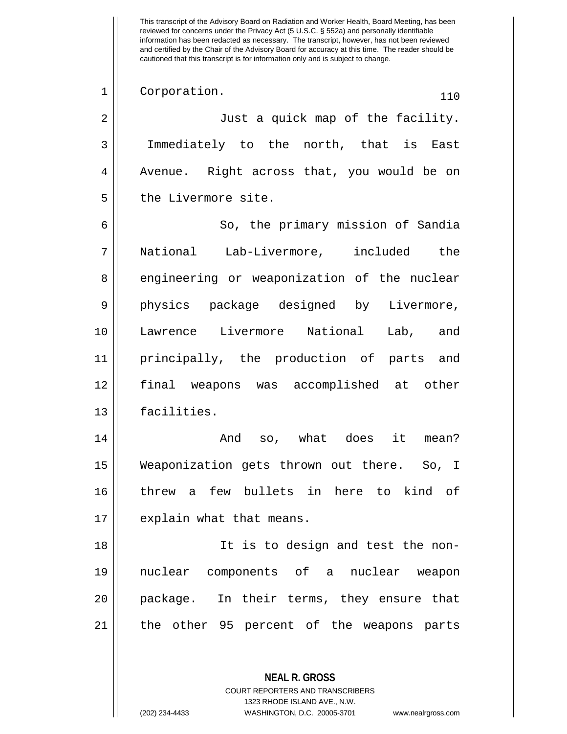Corporation.

Just a quick map of the facility. Immediately to the north, that is East Avenue. Right across that, you would be on the Livermore site.

So, the primary mission of Sandia National Lab-Livermore, included the engineering or weaponization of the nuclear physics package designed by Livermore, Lawrence Livermore National Lab, and principally, the production of parts and final weapons was accomplished at other facilities.

And so, what does it mean? Weaponization gets thrown out there. So, I threw a few bullets in here to kind of explain what that means.

It is to design and test the non-nuclear components of a nuclear weapon package. In their terms, they ensure that the other 95 percent of the weapons parts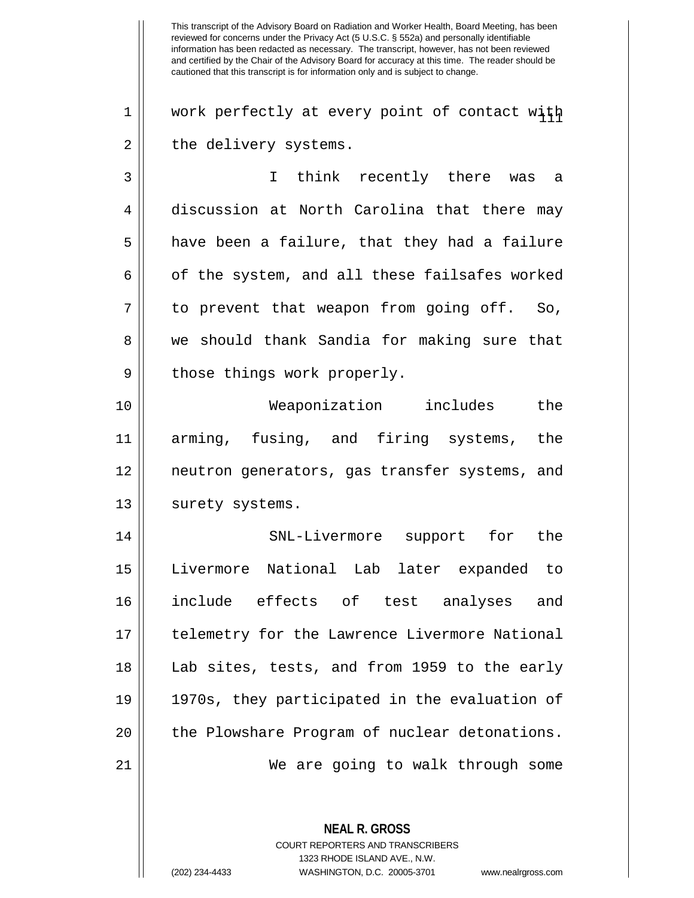work perfectly at every point of contact with the delivery systems.

I think recently there was a discussion at North Carolina that there may have been a failure, that they had a failure of the system, and all these failsafes worked to prevent that weapon from going off. So, we should thank Sandia for making sure that those things work properly.

Weaponization includes the arming, fusing, and firing systems, the neutron generators, gas transfer systems, and surety systems.

SNL-Livermore support for the Livermore National Lab later expanded to include effects of test analyses and telemetry for the Lawrence Livermore National Lab sites, tests, and from 1959 to the early 1970s, they participated in the evaluation of the Plowshare Program of nuclear detonations.

We are going to walk through some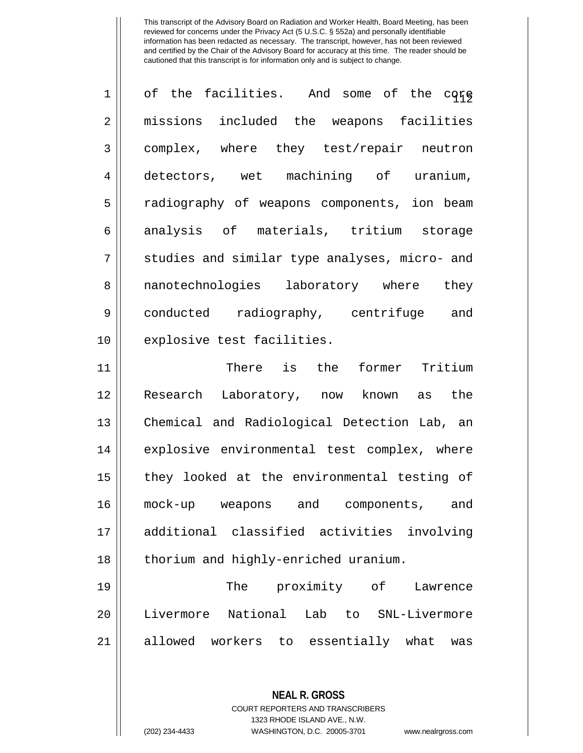of the facilities. And some of the core missions included the weapons facilities complex, where they test/repair neutron detectors, wet machining of uranium, radiography of weapons components, ion beam analysis of materials, tritium storage studies and similar type analyses, micro- and nanotechnologies laboratory where they conducted radiography, centrifuge and explosive test facilities.

There is the former Tritium Research Laboratory, now known as the Chemical and Radiological Detection Lab, an explosive environmental test complex, where they looked at the environmental testing of mock-up weapons and components, and additional classified activities involving thorium and highly-enriched uranium.

The proximity of Lawrence Livermore National Lab to SNL-Livermore allowed workers to essentially what was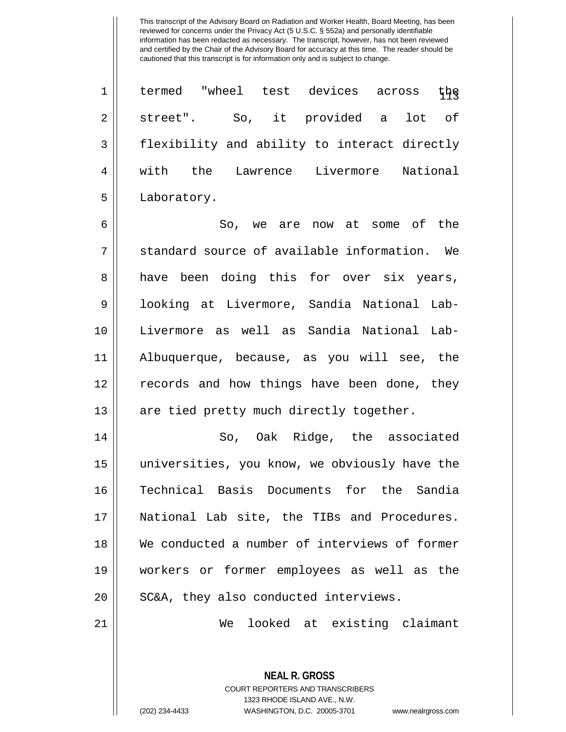termed "wheel test devices across the street". So, it provided a lot of flexibility and ability to interact directly with the Lawrence Livermore National Laboratory.

So, we are now at some of the standard source of available information. We have been doing this for over six years, looking at Livermore, Sandia National Lab-Livermore as well as Sandia National Lab-Albuquerque, because, as you will see, the records and how things have been done, they are tied pretty much directly together.

So, Oak Ridge, the associated universities, you know, we obviously have the Technical Basis Documents for the Sandia National Lab site, the TIBs and Procedures. We conducted a number of interviews of former workers or former employees as well as the SC&A, they also conducted interviews.

We looked at existing claimant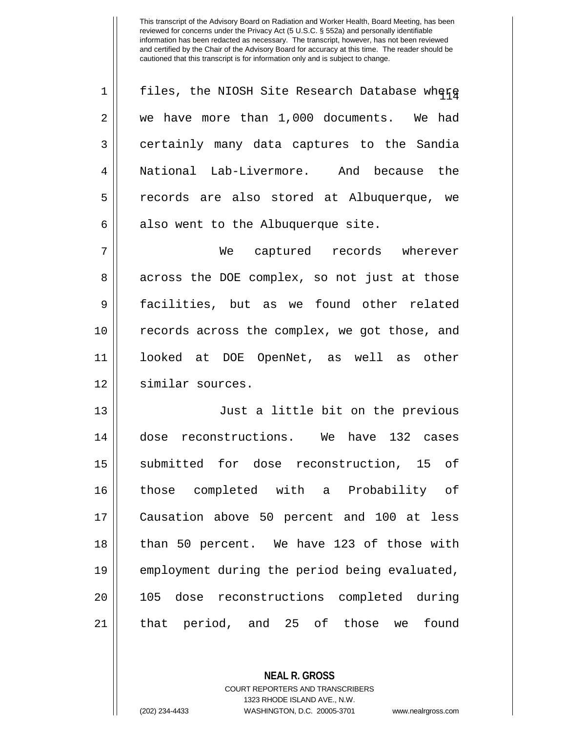files, the NIOSH Site Research Database where we have more than 1,000 documents. We had certainly many data captures to the Sandia National Lab-Livermore. And because the records are also stored at Albuquerque, we also went to the Albuquerque site.

We captured records wherever across the DOE complex, so not just at those facilities, but as we found other related records across the complex, we got those, and looked at DOE OpenNet, as well as other similar sources.

Just a little bit on the previous dose reconstructions. We have 132 cases submitted for dose reconstruction, 15 of those completed with a Probability of Causation above 50 percent and 100 at less than 50 percent. We have 123 of those with employment during the period being evaluated, 105 dose reconstructions completed during that period, and 25 of those we found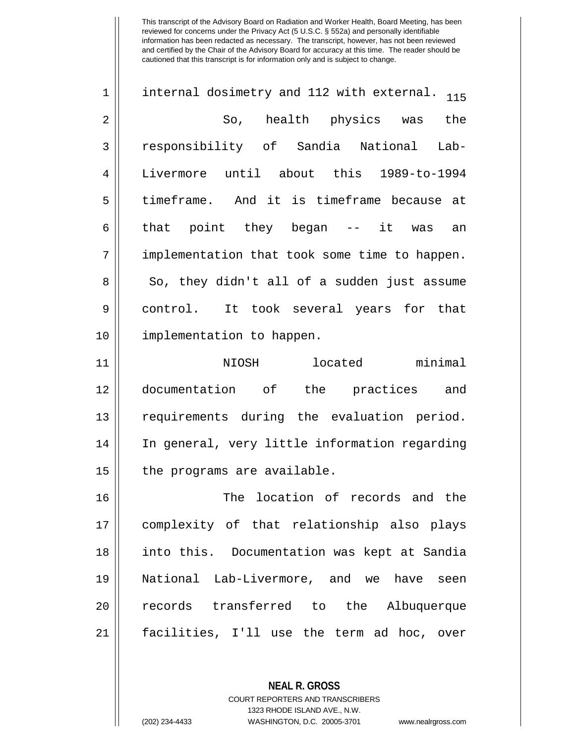internal dosimetry and 112 with external.

So, health physics was the responsibility of Sandia National Lab-Livermore until about this 1989-to-1994 timeframe. And it is timeframe because at that point they began -- it was an implementation that took some time to happen. So, they didn't all of a sudden just assume control. It took several years for that implementation to happen.

NIOSH located minimal documentation of the practices and requirements during the evaluation period. In general, very little information regarding the programs are available.

The location of records and the complexity of that relationship also plays into this. Documentation was kept at Sandia National Lab-Livermore, and we have seen records transferred to the Albuquerque facilities, I'll use the term ad hoc, over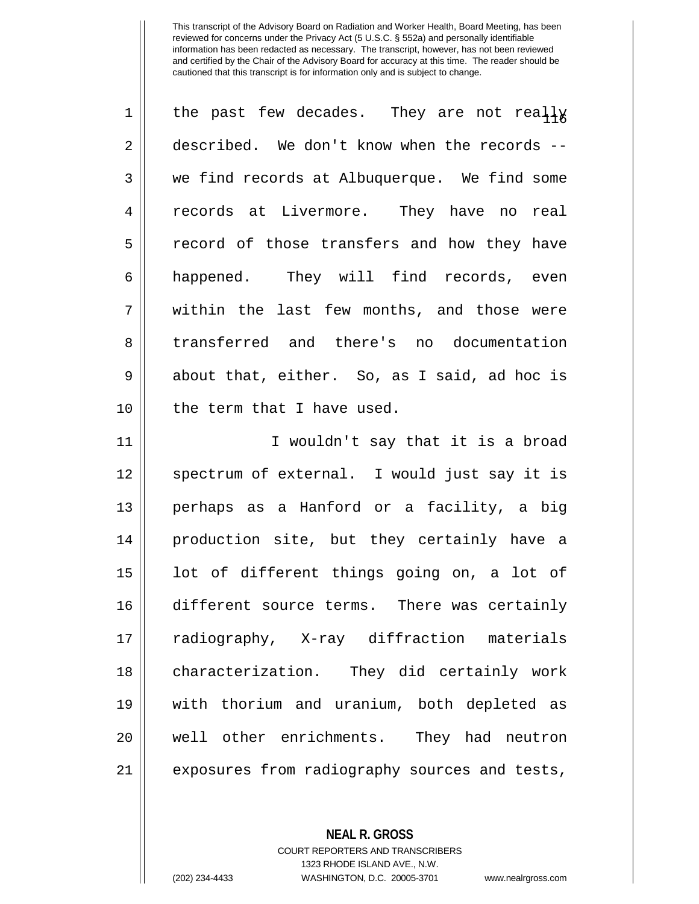the past few decades. They are not really described. We don't know when the records -- we find records at Albuquerque. We find some records at Livermore. They have no real record of those transfers and how they have happened. They will find records, even within the last few months, and those were transferred and there's no documentation about that, either. So, as I said, ad hoc is the term that I have used.

I wouldn't say that it is a broad spectrum of external. I would just say it is perhaps as a Hanford or a facility, a big production site, but they certainly have a lot of different things going on, a lot of different source terms. There was certainly radiography, X-ray diffraction materials characterization. They did certainly work with thorium and uranium, both depleted as well other enrichments. They had neutron exposures from radiography sources and tests,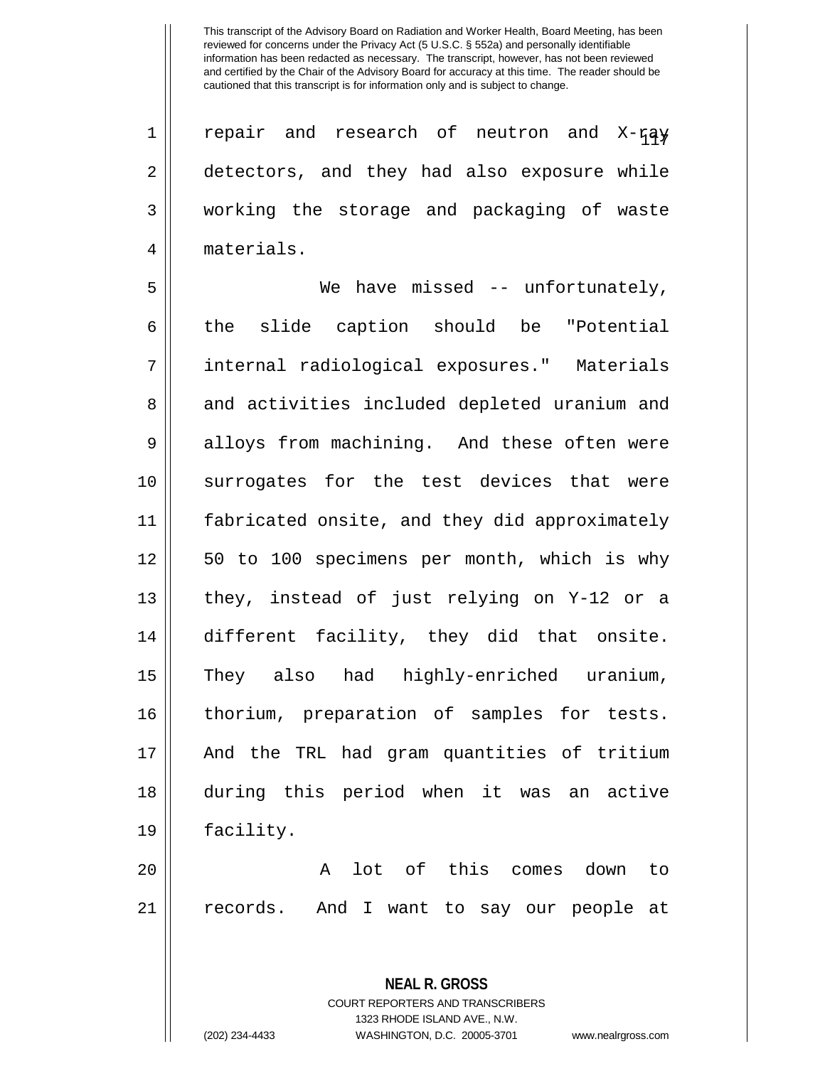repair and research of neutron and X-ray detectors, and they had also exposure while working the storage and packaging of waste materials.

We have missed -- unfortunately, the slide caption should be "Potential internal radiological exposures." Materials and activities included depleted uranium and alloys from machining. And these often were surrogates for the test devices that were fabricated onsite, and they did approximately 50 to 100 specimens per month, which is why they, instead of just relying on Y-12 or a different facility, they did that onsite. They also had highly-enriched uranium, thorium, preparation of samples for tests. And the TRL had gram quantities of tritium during this period when it was an active facility.

A lot of this comes down to records. And I want to say our people at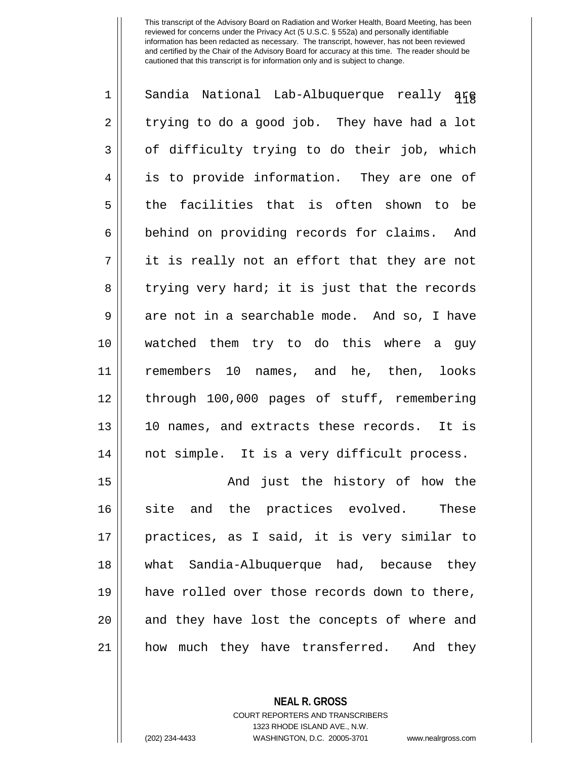Sandia National Lab-Albuquerque really are trying to do a good job. They have had a lot of difficulty trying to do their job, which is to provide information. They are one of the facilities that is often shown to be behind on providing records for claims. And it is really not an effort that they are not trying very hard; it is just that the records are not in a searchable mode. And so, I have watched them try to do this where a guy remembers 10 names, and he, then, looks through 100,000 pages of stuff, remembering 10 names, and extracts these records. It is not simple. It is a very difficult process.

And just the history of how the site and the practices evolved. These practices, as I said, it is very similar to what Sandia-Albuquerque had, because they have rolled over those records down to there, and they have lost the concepts of where and how much they have transferred. And they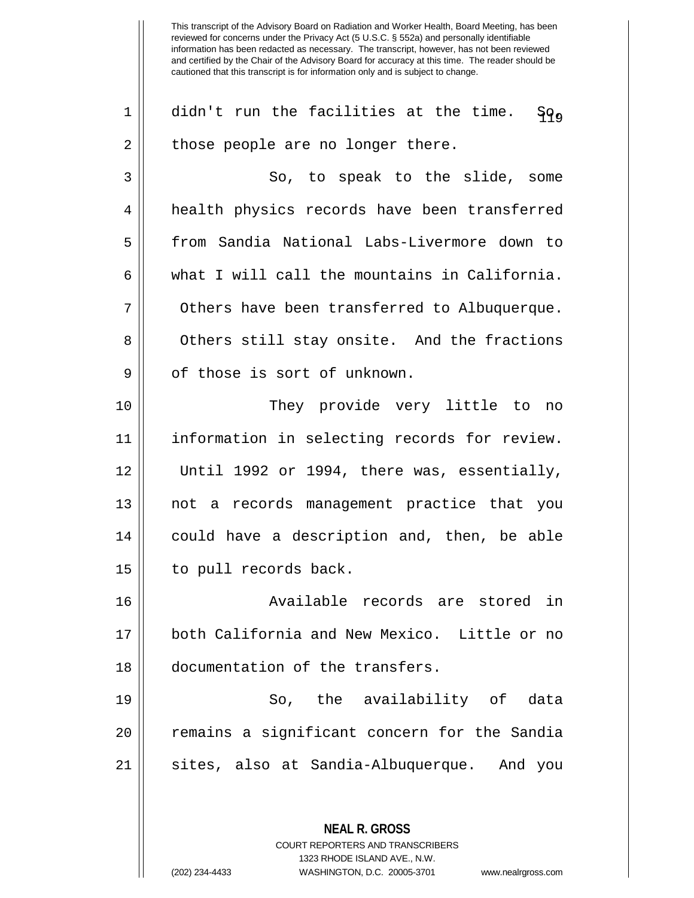didn't run the facilities at the time. So, those people are no longer there.

So, to speak to the slide, some health physics records have been transferred from Sandia National Labs-Livermore down to what I will call the mountains in California. Others have been transferred to Albuquerque. Others still stay onsite. And the fractions of those is sort of unknown.

They provide very little to no information in selecting records for review. Until 1992 or 1994, there was, essentially, not a records management practice that you could have a description and, then, be able to pull records back.

Available records are stored in both California and New Mexico. Little or no documentation of the transfers.

So, the availability of data remains a significant concern for the Sandia sites, also at Sandia-Albuquerque. And you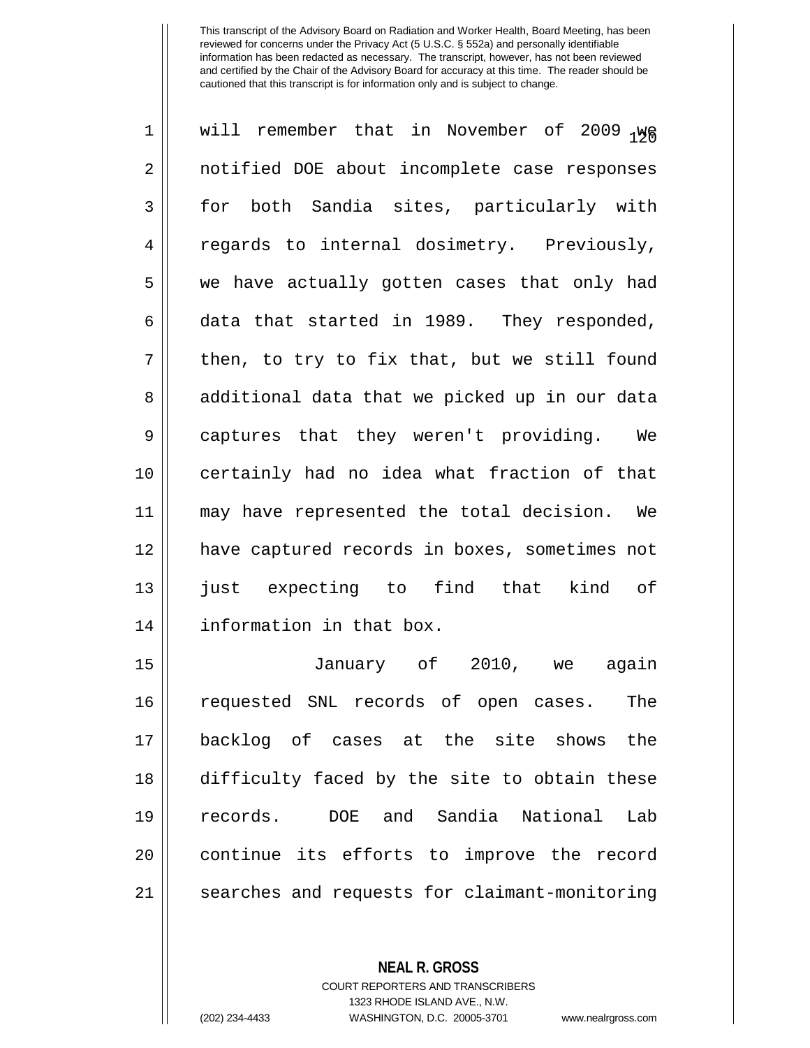will remember that in November of 2009 we notified DOE about incomplete case responses for both Sandia sites, particularly with regards to internal dosimetry. Previously, we have actually gotten cases that only had data that started in 1989. They responded, then, to try to fix that, but we still found additional data that we picked up in our data captures that they weren't providing. We certainly had no idea what fraction of that may have represented the total decision. We have captured records in boxes, sometimes not just expecting to find that kind of information in that box.

January of 2010, we again requested SNL records of open cases. The backlog of cases at the site shows the difficulty faced by the site to obtain these records. DOE and Sandia National Lab continue its efforts to improve the record searches and requests for claimant-monitoring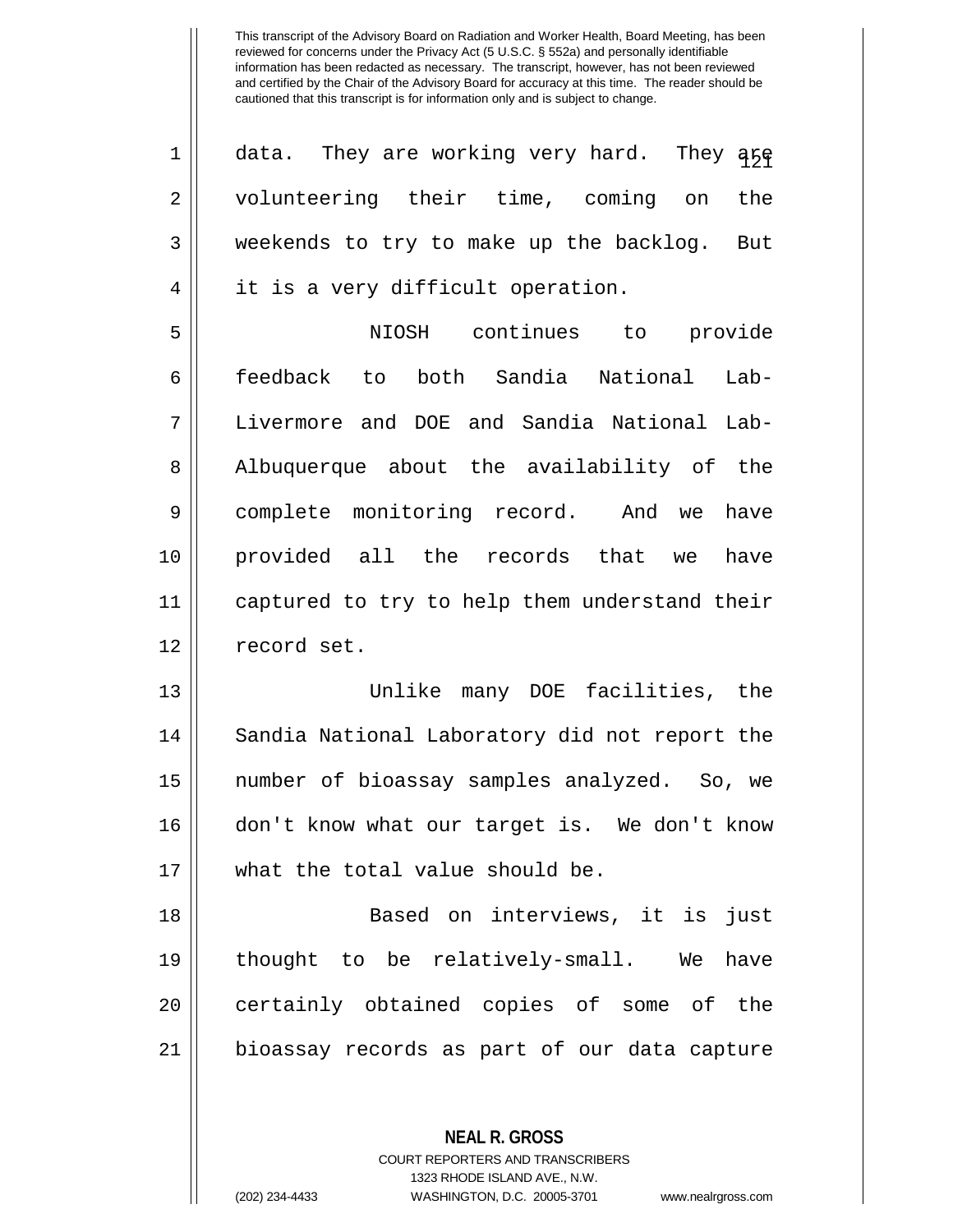This transcript of the Advisory Board on Radiation and Worker Health, Board Meeting, has been reviewed for concerns under the Privacy Act (5 U.S.C. § 552a) and personally identifiable information has been redacted as necessary. The transcript, however, has not been reviewed and certified by the Chair of the Advisory Board for accuracy at this time. The reader should be cautioned that this transcript is for information only and is subject to change.

data. They are working very hard. They are volunteering their time, coming on the weekends to try to make up the backlog. But it is a very difficult operation.

NIOSH continues to provide feedback to both Sandia National Lab-Livermore and DOE and Sandia National Lab-Albuquerque about the availability of the complete monitoring record. And we have provided all the records that we have captured to try to help them understand their record set.

Unlike many DOE facilities, the Sandia National Laboratory did not report the number of bioassay samples analyzed. So, we don't know what our target is. We don't know what the total value should be.

Based on interviews, it is just thought to be relatively-small. We have certainly obtained copies of some of the bioassay records as part of our data capture

**NEAL R. GROSS**
COURT REPORTERS AND TRANSCRIBERS
1323 RHODE ISLAND AVE., N.W.
(202) 234-4433 WASHINGTON, D.C. 20005-3701 www.nealrgross.com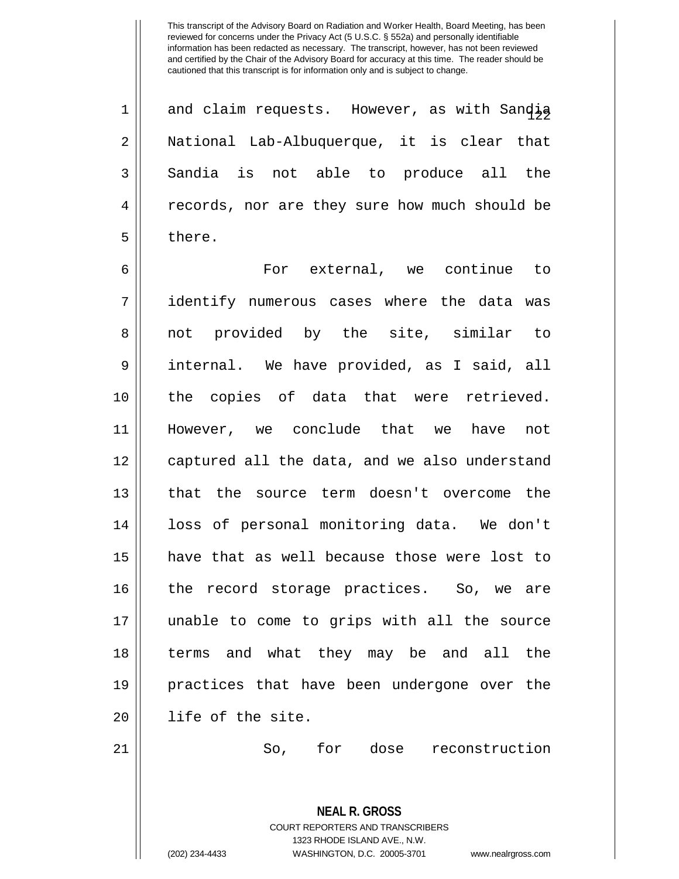and claim requests. However, as with Sandia National Lab-Albuquerque, it is clear that Sandia is not able to produce all the records, nor are they sure how much should be there.

For external, we continue to identify numerous cases where the data was not provided by the site, similar to internal. We have provided, as I said, all the copies of data that were retrieved. However, we conclude that we have not captured all the data, and we also understand that the source term doesn't overcome the loss of personal monitoring data. We don't have that as well because those were lost to the record storage practices. So, we are unable to come to grips with all the source terms and what they may be and all the practices that have been undergone over the life of the site.

So, for dose reconstruction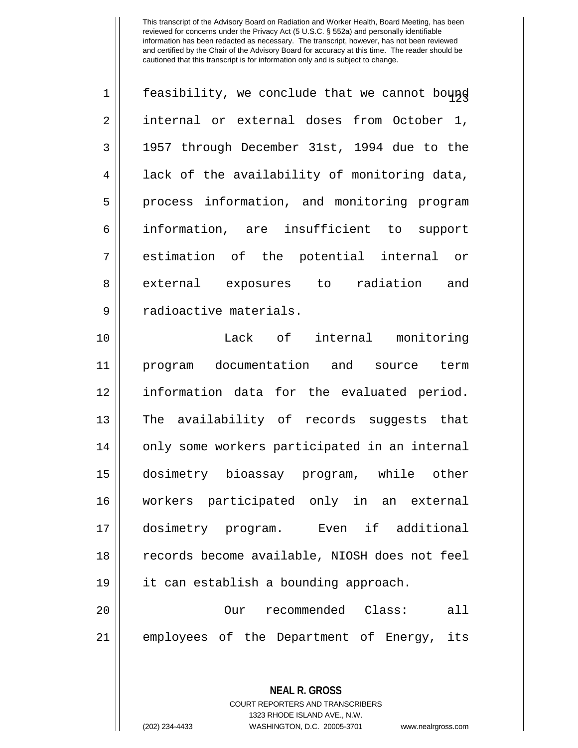feasibility, we conclude that we cannot bound internal or external doses from October 1, 1957 through December 31st, 1994 due to the lack of the availability of monitoring data, process information, and monitoring program information, are insufficient to support estimation of the potential internal or external exposures to radiation and radioactive materials.

Lack of internal monitoring program documentation and source term information data for the evaluated period. The availability of records suggests that only some workers participated in an internal dosimetry bioassay program, while other workers participated only in an external dosimetry program. Even if additional records become available, NIOSH does not feel it can establish a bounding approach.

Our recommended Class: all employees of the Department of Energy, its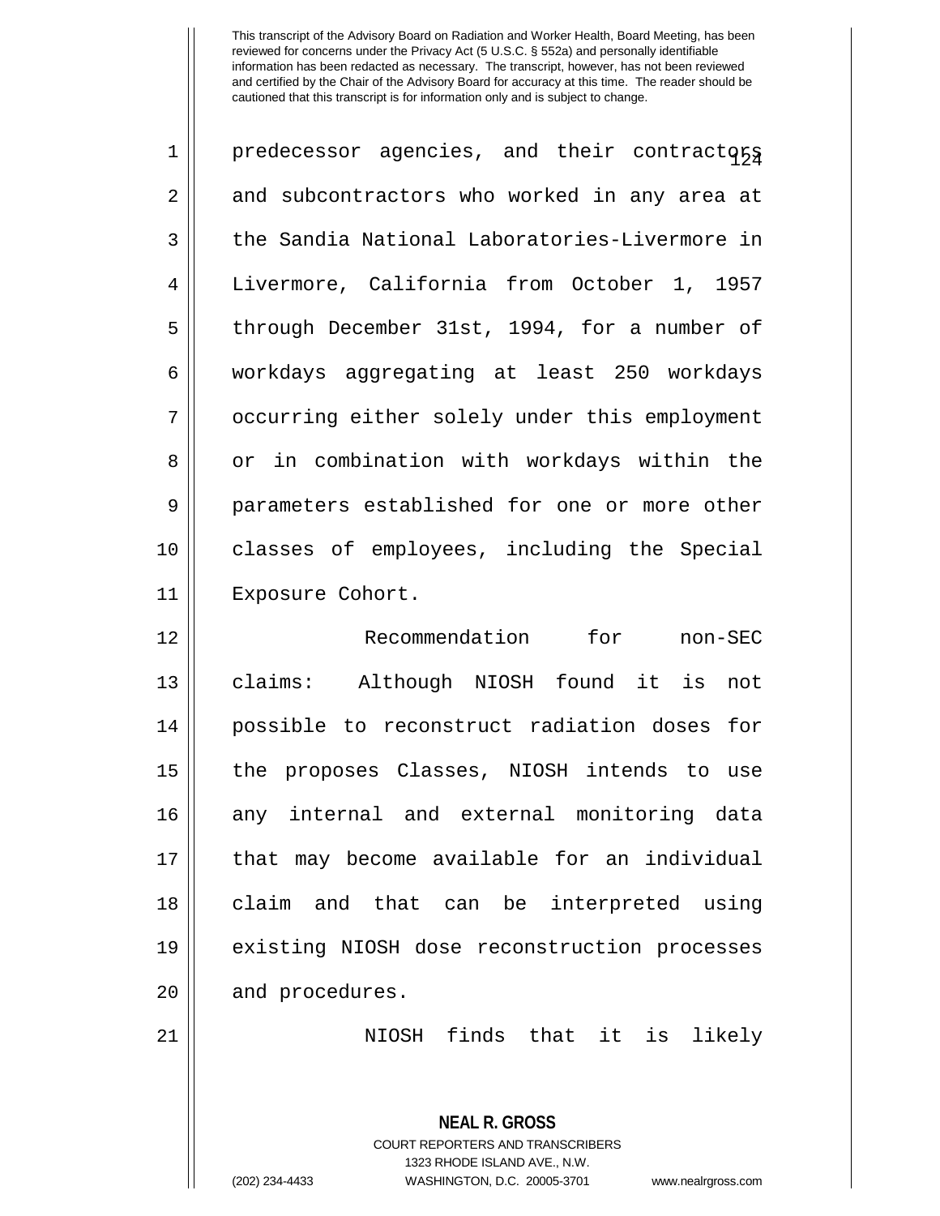predecessor agencies, and their contractors and subcontractors who worked in any area at the Sandia National Laboratories-Livermore in Livermore, California from October 1, 1957 through December 31st, 1994, for a number of workdays aggregating at least 250 workdays occurring either solely under this employment or in combination with workdays within the parameters established for one or more other classes of employees, including the Special Exposure Cohort.

Recommendation for non-SEC claims: Although NIOSH found it is not possible to reconstruct radiation doses for the proposes Classes, NIOSH intends to use any internal and external monitoring data that may become available for an individual claim and that can be interpreted using existing NIOSH dose reconstruction processes and procedures.

NIOSH finds that it is likely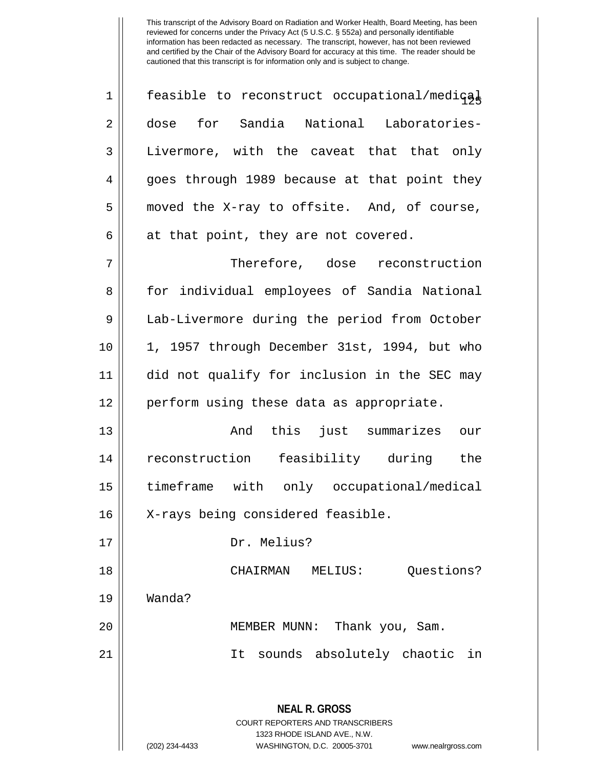feasible to reconstruct occupational/medical dose for Sandia National Laboratories-Livermore, with the caveat that that only goes through 1989 because at that point they moved the X-ray to offsite. And, of course, at that point, they are not covered.

Therefore, dose reconstruction for individual employees of Sandia National Lab-Livermore during the period from October 1, 1957 through December 31st, 1994, but who did not qualify for inclusion in the SEC may perform using these data as appropriate.

And this just summarizes our reconstruction feasibility during the timeframe with only occupational/medical X-rays being considered feasible.

Dr. Melius?

CHAIRMAN MELIUS: Questions? Wanda?

MEMBER MUNN: Thank you, Sam.

It sounds absolutely chaotic in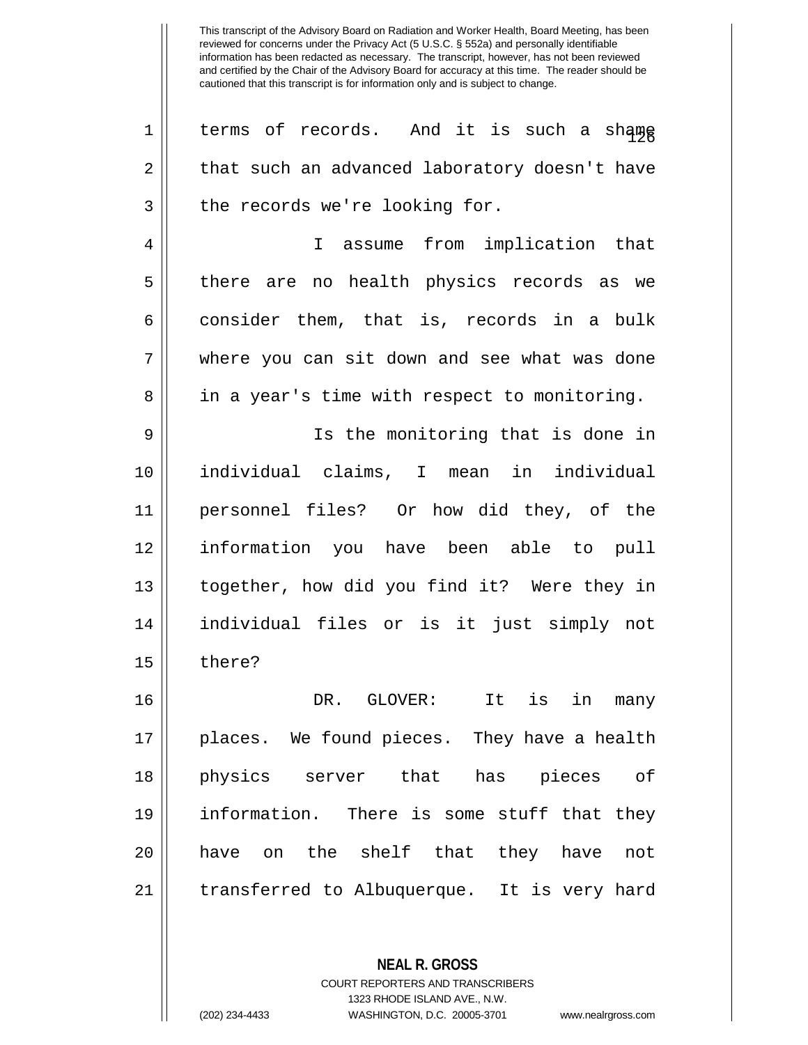terms of records. And it is such a shame that such an advanced laboratory doesn't have the records we're looking for.

I assume from implication that there are no health physics records as we consider them, that is, records in a bulk where you can sit down and see what was done in a year's time with respect to monitoring.

Is the monitoring that is done in individual claims, I mean in individual personnel files? Or how did they, of the information you have been able to pull together, how did you find it? Were they in individual files or is it just simply not there?

DR. GLOVER: It is in many places. We found pieces. They have a health physics server that has pieces of information. There is some stuff that they have on the shelf that they have not transferred to Albuquerque. It is very hard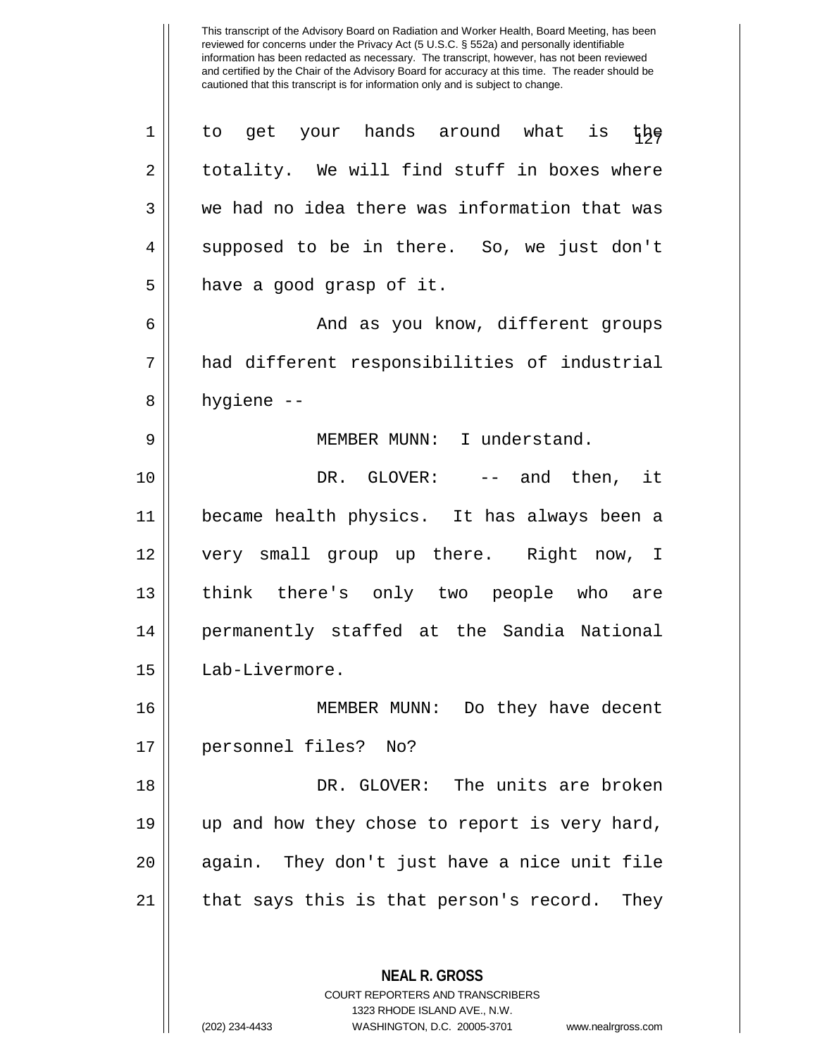to get your hands around what is the totality. We will find stuff in boxes where we had no idea there was information that was supposed to be in there. So, we just don't have a good grasp of it.

And as you know, different groups had different responsibilities of industrial hygiene --

MEMBER MUNN: I understand.

DR. GLOVER: -- and then, it became health physics. It has always been a very small group up there. Right now, I think there's only two people who are permanently staffed at the Sandia National Lab-Livermore.

MEMBER MUNN: Do they have decent personnel files? No?

DR. GLOVER: The units are broken up and how they chose to report is very hard, again. They don't just have a nice unit file that says this is that person's record. They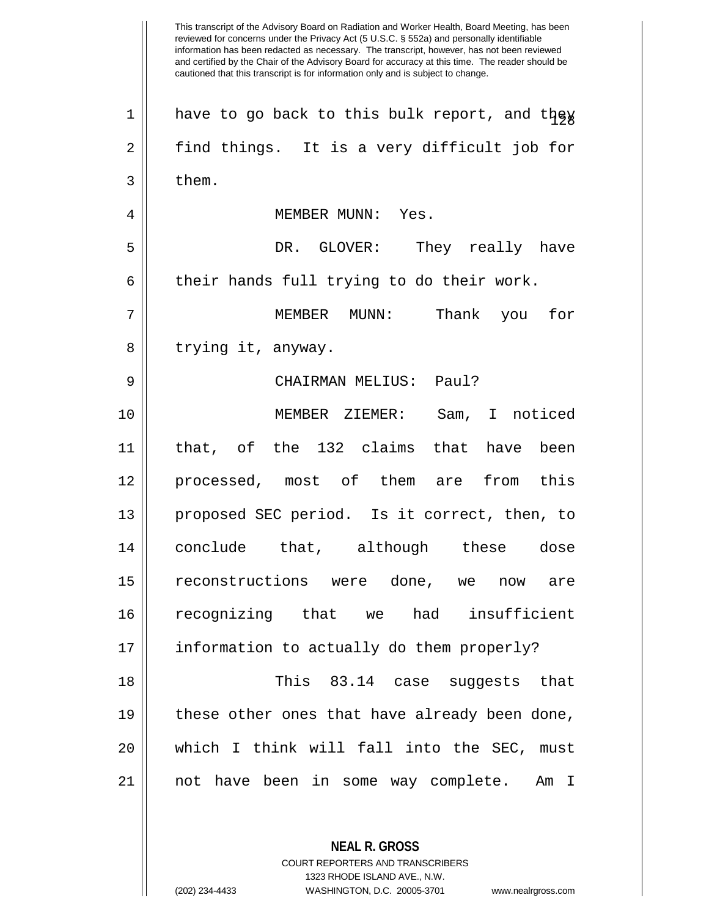have to go back to this bulk report, and they find things. It is a very difficult job for them.

MEMBER MUNN: Yes.

DR. GLOVER: They really have their hands full trying to do their work.

MEMBER MUNN: Thank you for trying it, anyway.

CHAIRMAN MELIUS: Paul?

MEMBER ZIEMER: Sam, I noticed that, of the 132 claims that have been processed, most of them are from this proposed SEC period. Is it correct, then, to conclude that, although these dose reconstructions were done, we now are recognizing that we had insufficient information to actually do them properly?

This 83.14 case suggests that these other ones that have already been done, which I think will fall into the SEC, must not have been in some way complete. Am I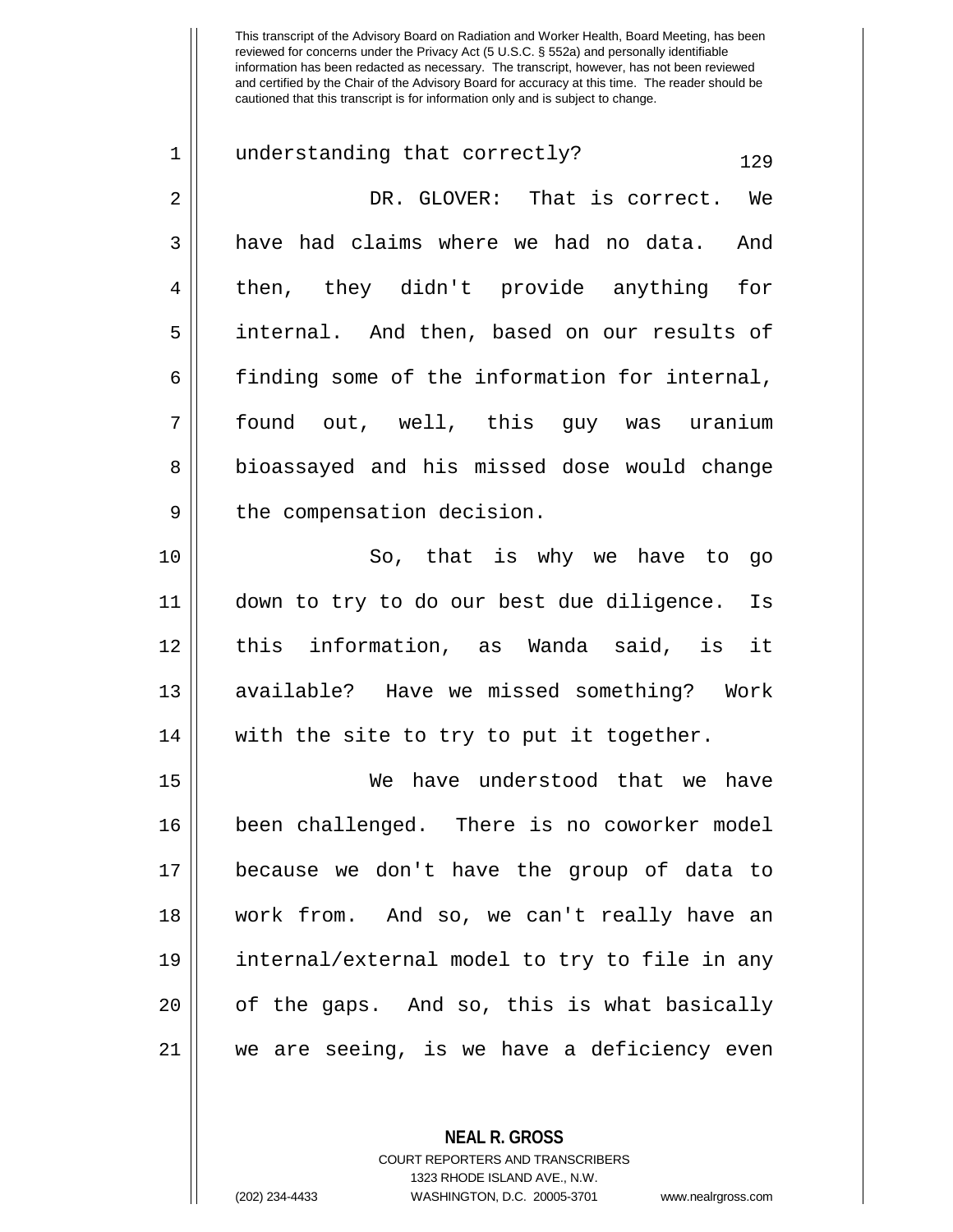This transcript of the Advisory Board on Radiation and Worker Health, Board Meeting, has been reviewed for concerns under the Privacy Act (5 U.S.C. § 552a) and personally identifiable information has been redacted as necessary. The transcript, however, has not been reviewed and certified by the Chair of the Advisory Board for accuracy at this time. The reader should be cautioned that this transcript is for information only and is subject to change.

understanding that correctly?

DR. GLOVER: That is correct. We have had claims where we had no data. And then, they didn't provide anything for internal. And then, based on our results of finding some of the information for internal, found out, well, this guy was uranium bioassayed and his missed dose would change the compensation decision.

So, that is why we have to go down to try to do our best due diligence. Is this information, as Wanda said, is it available? Have we missed something? Work with the site to try to put it together.

We have understood that we have been challenged. There is no coworker model because we don't have the group of data to work from. And so, we can't really have an internal/external model to try to file in any of the gaps. And so, this is what basically we are seeing, is we have a deficiency even

**NEAL R. GROSS**
COURT REPORTERS AND TRANSCRIBERS
1323 RHODE ISLAND AVE., N.W.
(202) 234-4433 WASHINGTON, D.C. 20005-3701 www.nealrgross.com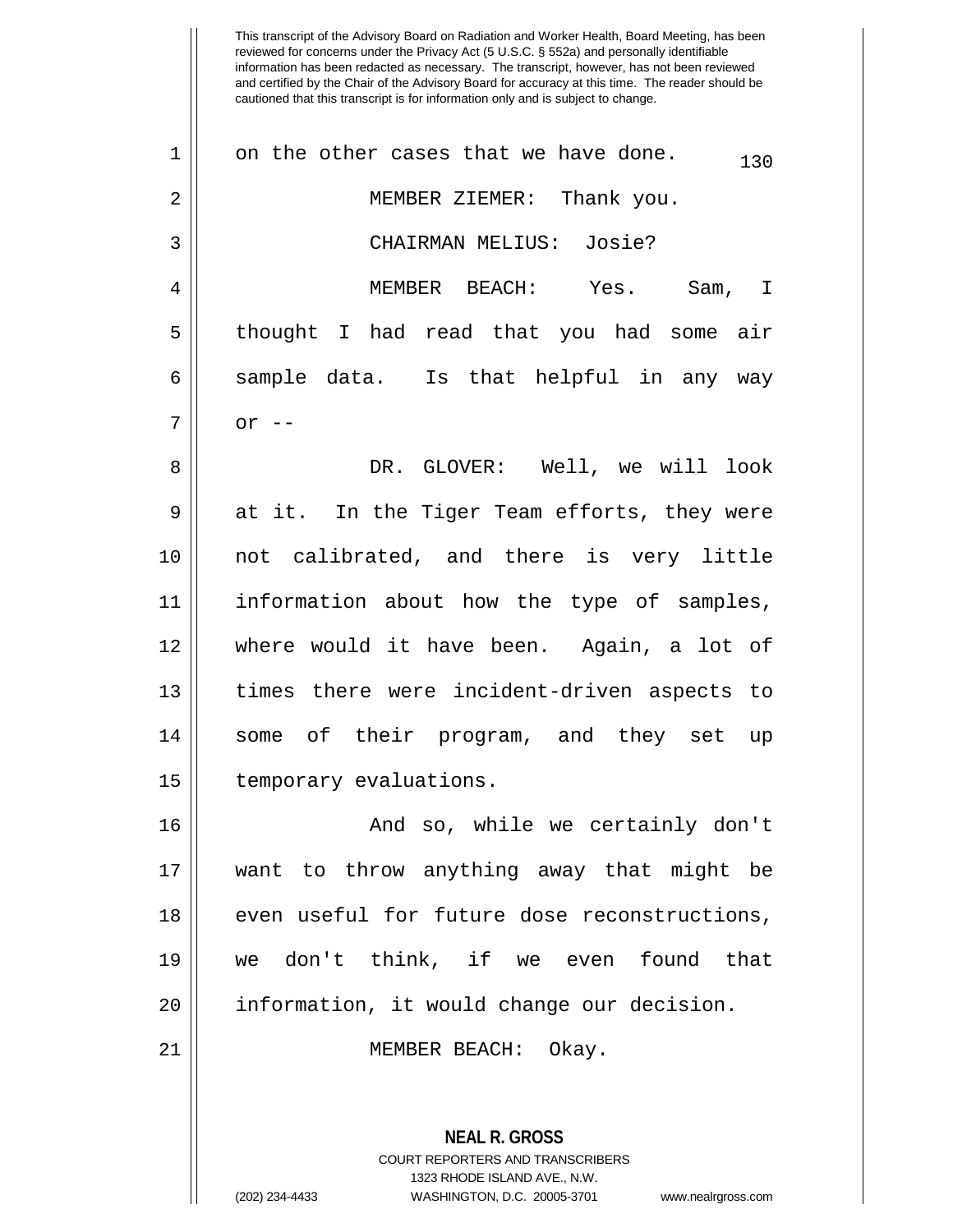on the other cases that we have done.

MEMBER ZIEMER: Thank you.

CHAIRMAN MELIUS: Josie?

MEMBER BEACH: Yes. Sam, I thought I had read that you had some air sample data. Is that helpful in any way or --

DR. GLOVER: Well, we will look at it. In the Tiger Team efforts, they were not calibrated, and there is very little information about how the type of samples, where would it have been. Again, a lot of times there were incident-driven aspects to some of their program, and they set up temporary evaluations.

And so, while we certainly don't want to throw anything away that might be even useful for future dose reconstructions, we don't think, if we even found that information, it would change our decision.

MEMBER BEACH: Okay.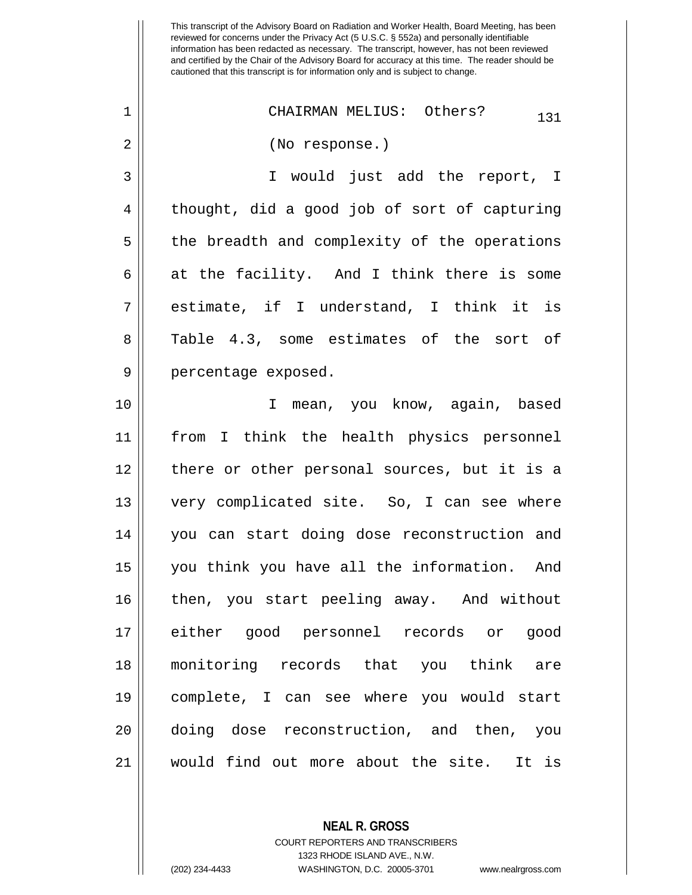This transcript of the Advisory Board on Radiation and Worker Health, Board Meeting, has been reviewed for concerns under the Privacy Act (5 U.S.C. § 552a) and personally identifiable information has been redacted as necessary. The transcript, however, has not been reviewed and certified by the Chair of the Advisory Board for accuracy at this time. The reader should be cautioned that this transcript is for information only and is subject to change.

CHAIRMAN MELIUS: Others?

(No response.)

I would just add the report, I thought, did a good job of sort of capturing the breadth and complexity of the operations at the facility. And I think there is some estimate, if I understand, I think it is Table 4.3, some estimates of the sort of percentage exposed.

I mean, you know, again, based from I think the health physics personnel there or other personal sources, but it is a very complicated site. So, I can see where you can start doing dose reconstruction and you think you have all the information. And then, you start peeling away. And without either good personnel records or good monitoring records that you think are complete, I can see where you would start doing dose reconstruction, and then, you would find out more about the site. It is

**NEAL R. GROSS**
COURT REPORTERS AND TRANSCRIBERS
1323 RHODE ISLAND AVE., N.W.
(202) 234-4433 WASHINGTON, D.C. 20005-3701 www.nealrgross.com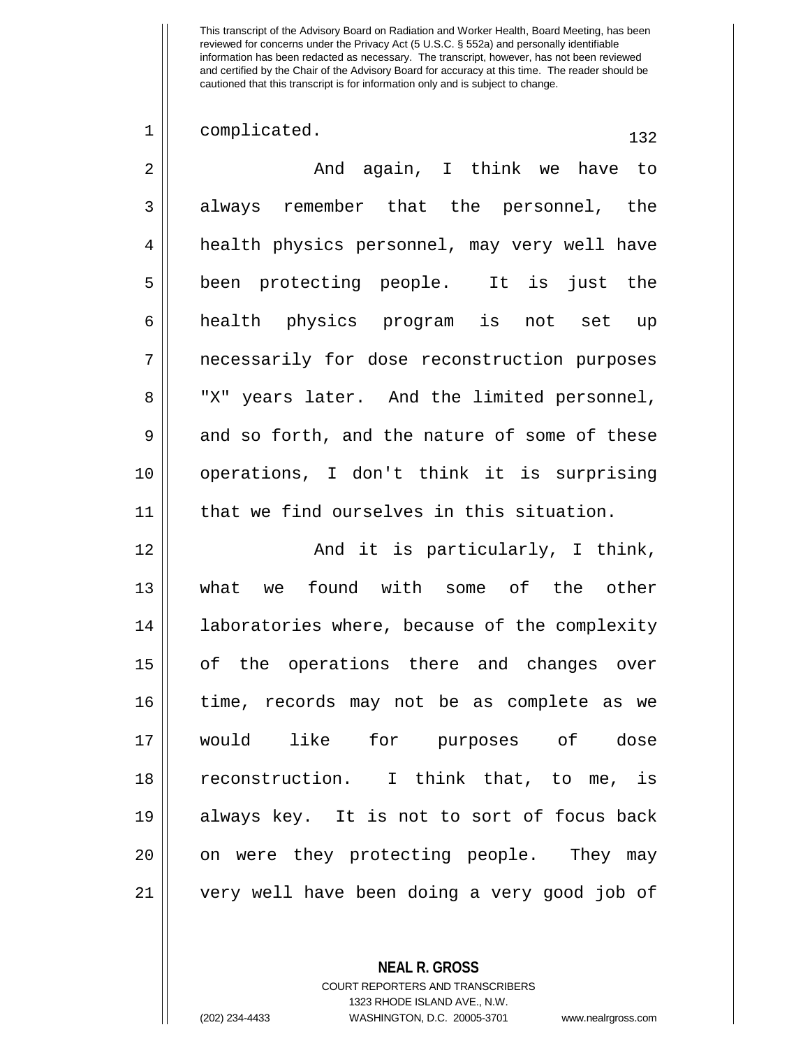complicated.

And again, I think we have to always remember that the personnel, the health physics personnel, may very well have been protecting people. It is just the health physics program is not set up necessarily for dose reconstruction purposes "X" years later. And the limited personnel, and so forth, and the nature of some of these operations, I don't think it is surprising that we find ourselves in this situation.

And it is particularly, I think, what we found with some of the other laboratories where, because of the complexity of the operations there and changes over time, records may not be as complete as we would like for purposes of dose reconstruction. I think that, to me, is always key. It is not to sort of focus back on were they protecting people. They may very well have been doing a very good job of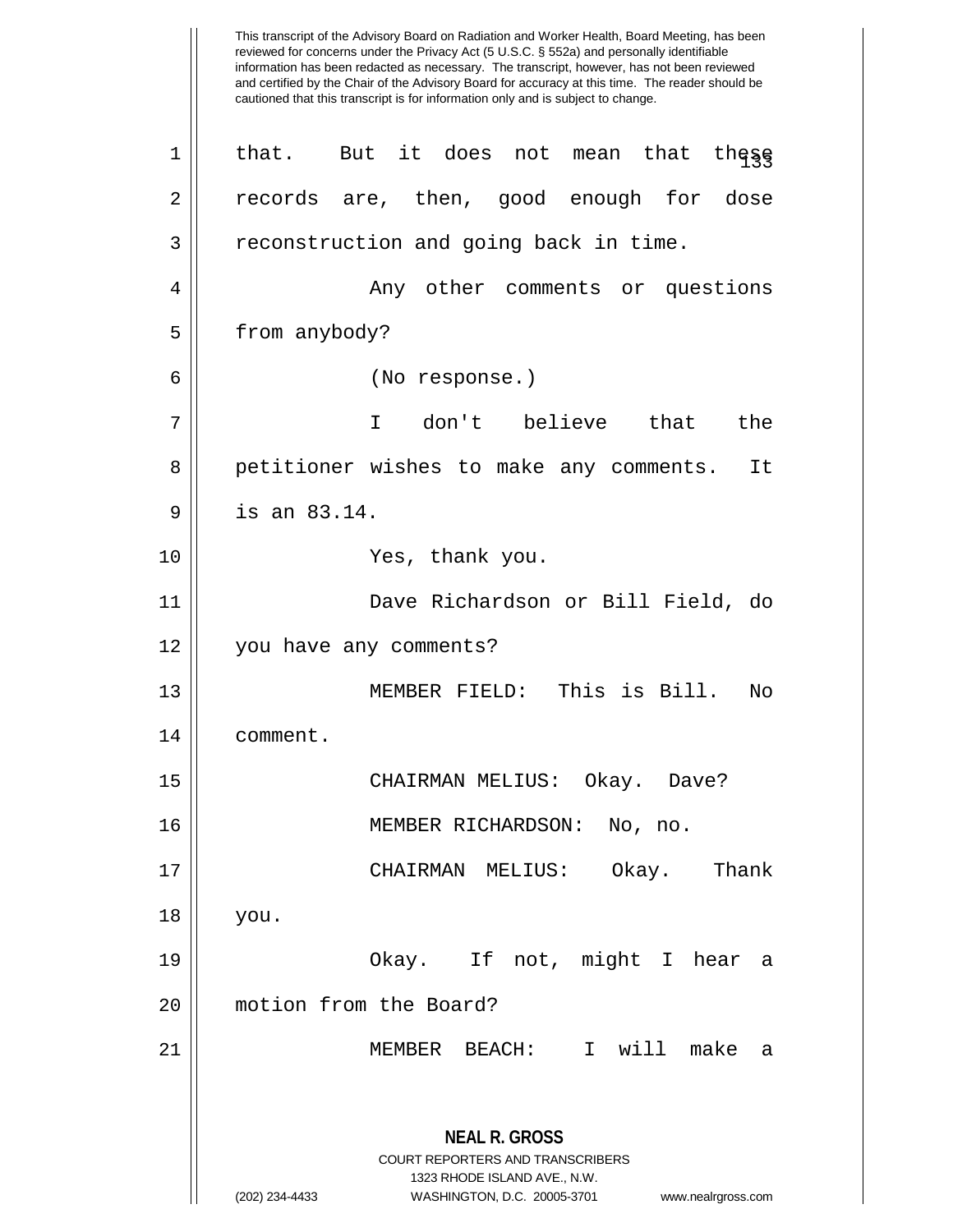that. But it does not mean that these records are, then, good enough for dose reconstruction and going back in time.

Any other comments or questions from anybody?

(No response.)

I don't believe that the petitioner wishes to make any comments. It is an 83.14.

Yes, thank you.

Dave Richardson or Bill Field, do you have any comments?

MEMBER FIELD: This is Bill. No comment.

CHAIRMAN MELIUS: Okay. Dave?

MEMBER RICHARDSON: No, no.

CHAIRMAN MELIUS: Okay. Thank you.

Okay. If not, might I hear a motion from the Board?

MEMBER BEACH: I will make a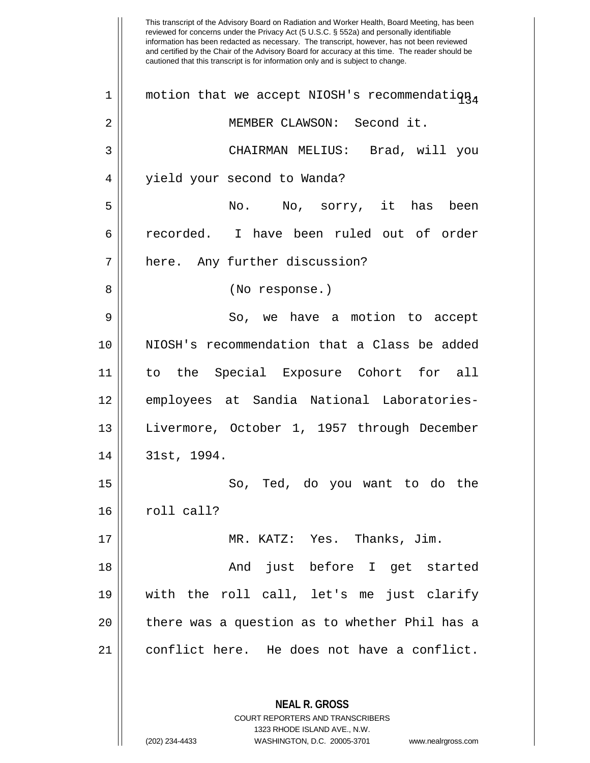This transcript of the Advisory Board on Radiation and Worker Health, Board Meeting, has been reviewed for concerns under the Privacy Act (5 U.S.C. § 552a) and personally identifiable information has been redacted as necessary. The transcript, however, has not been reviewed and certified by the Chair of the Advisory Board for accuracy at this time. The reader should be cautioned that this transcript is for information only and is subject to change.

motion that we accept NIOSH's recommendation.

MEMBER CLAWSON: Second it.

CHAIRMAN MELIUS: Brad, will you yield your second to Wanda?

No. No, sorry, it has been recorded. I have been ruled out of order here. Any further discussion?

(No response.)

So, we have a motion to accept NIOSH's recommendation that a Class be added to the Special Exposure Cohort for all employees at Sandia National Laboratories-Livermore, October 1, 1957 through December 31st, 1994.

So, Ted, do you want to do the roll call?

MR. KATZ: Yes. Thanks, Jim.

And just before I get started with the roll call, let's me just clarify there was a question as to whether Phil has a conflict here. He does not have a conflict.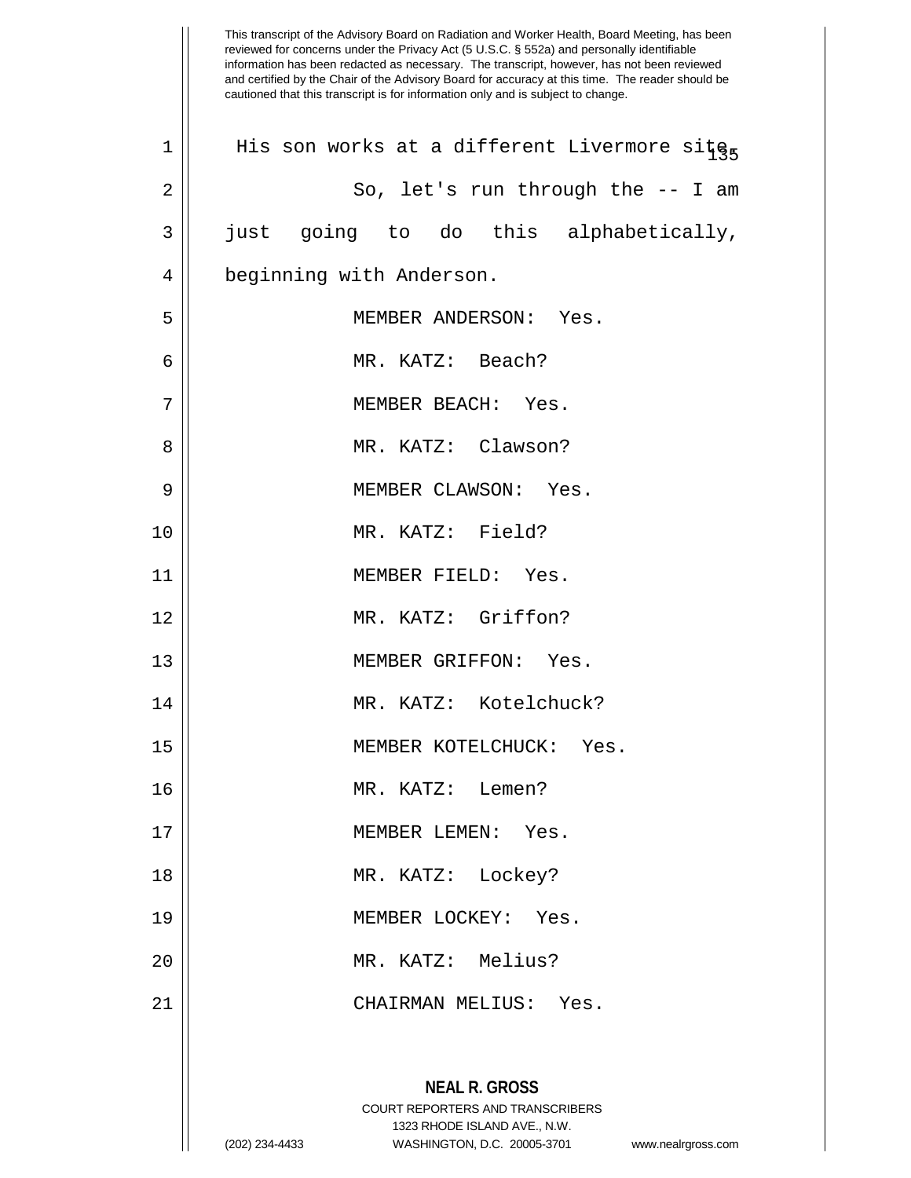His son works at a different Livermore site.

So, let's run through the -- I am just going to do this alphabetically, beginning with Anderson.

MEMBER ANDERSON: Yes.

MR. KATZ: Beach?

MEMBER BEACH: Yes.

MR. KATZ: Clawson?

MEMBER CLAWSON: Yes.

MR. KATZ: Field?

MEMBER FIELD: Yes.

MR. KATZ: Griffon?

MEMBER GRIFFON: Yes.

MR. KATZ: Kotelchuck?

MEMBER KOTELCHUCK: Yes.

MR. KATZ: Lemen?

MEMBER LEMEN: Yes.

MR. KATZ: Lockey?

MEMBER LOCKEY: Yes.

MR. KATZ: Melius?

CHAIRMAN MELIUS: Yes.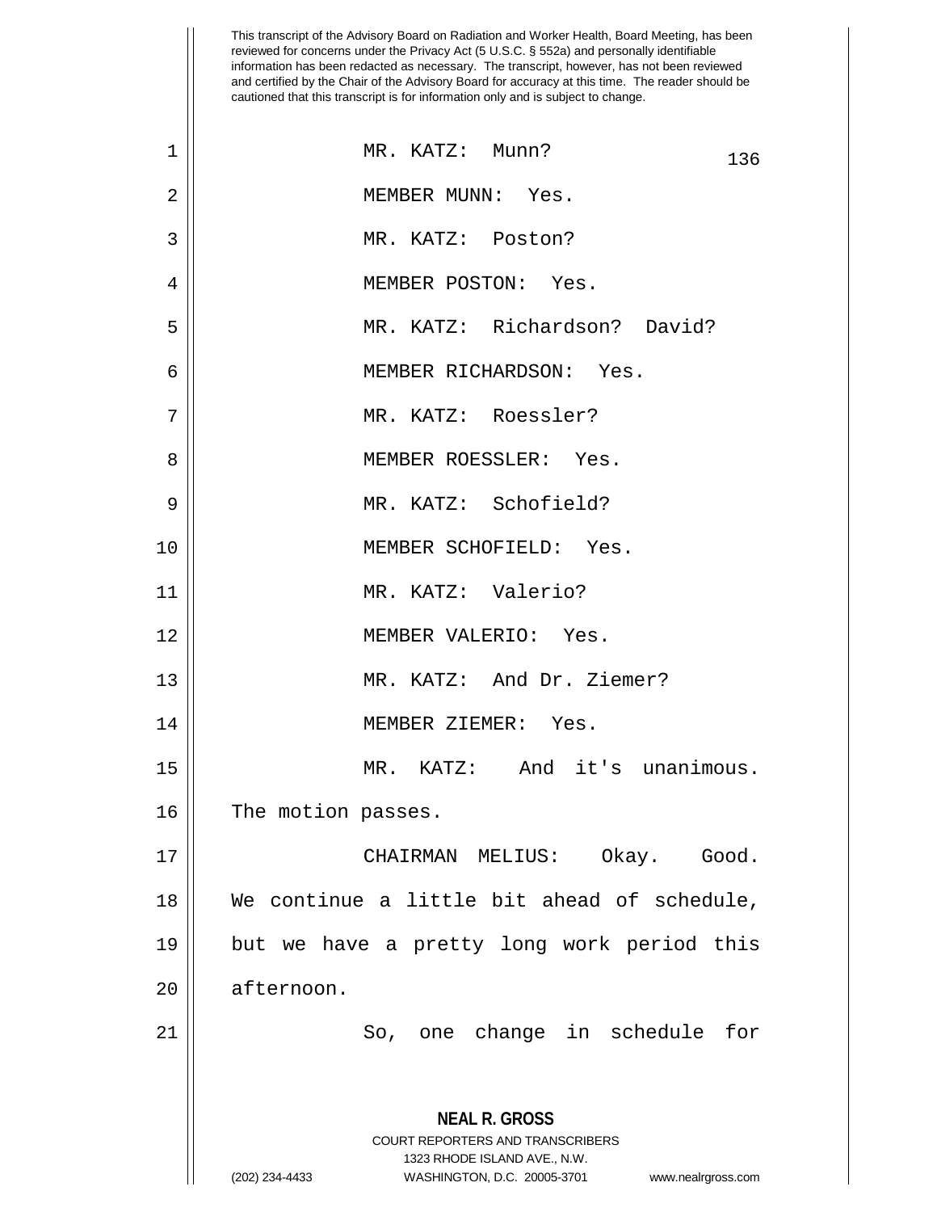MR. KATZ: Munn?

MEMBER MUNN: Yes.

MR. KATZ: Poston?

MEMBER POSTON: Yes.

MR. KATZ: Richardson? David?

MEMBER RICHARDSON: Yes.

MR. KATZ: Roessler?

MEMBER ROESSLER: Yes.

MR. KATZ: Schofield?

MEMBER SCHOFIELD: Yes.

MR. KATZ: Valerio?

MEMBER VALERIO: Yes.

MR. KATZ: And Dr. Ziemer?

MEMBER ZIEMER: Yes.

MR. KATZ: And it's unanimous. The motion passes.

CHAIRMAN MELIUS: Okay. Good. We continue a little bit ahead of schedule, but we have a pretty long work period this afternoon.

So, one change in schedule for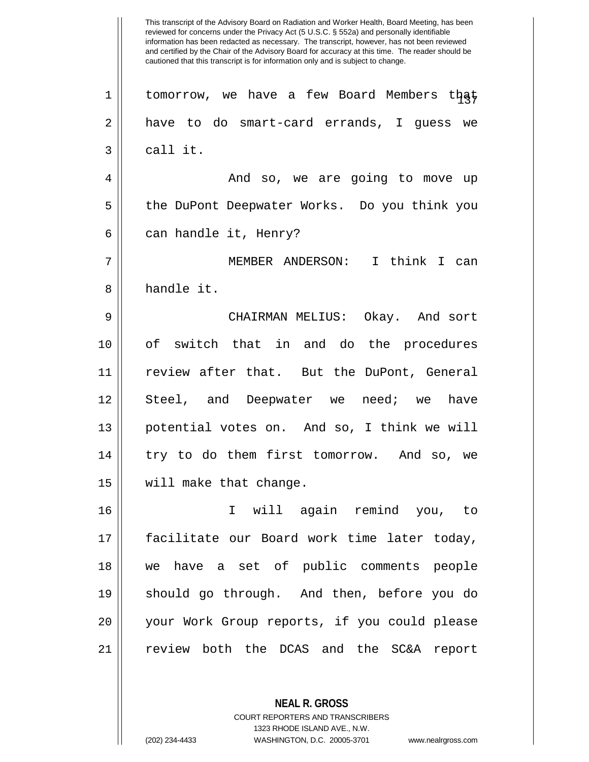tomorrow, we have a few Board Members that have to do smart-card errands, I guess we call it.

And so, we are going to move up the DuPont Deepwater Works. Do you think you can handle it, Henry?

MEMBER ANDERSON: I think I can handle it.

CHAIRMAN MELIUS: Okay. And sort of switch that in and do the procedures review after that. But the DuPont, General Steel, and Deepwater we need; we have potential votes on. And so, I think we will try to do them first tomorrow. And so, we will make that change.

I will again remind you, to facilitate our Board work time later today, we have a set of public comments people should go through. And then, before you do your Work Group reports, if you could please review both the DCAS and the SC&A report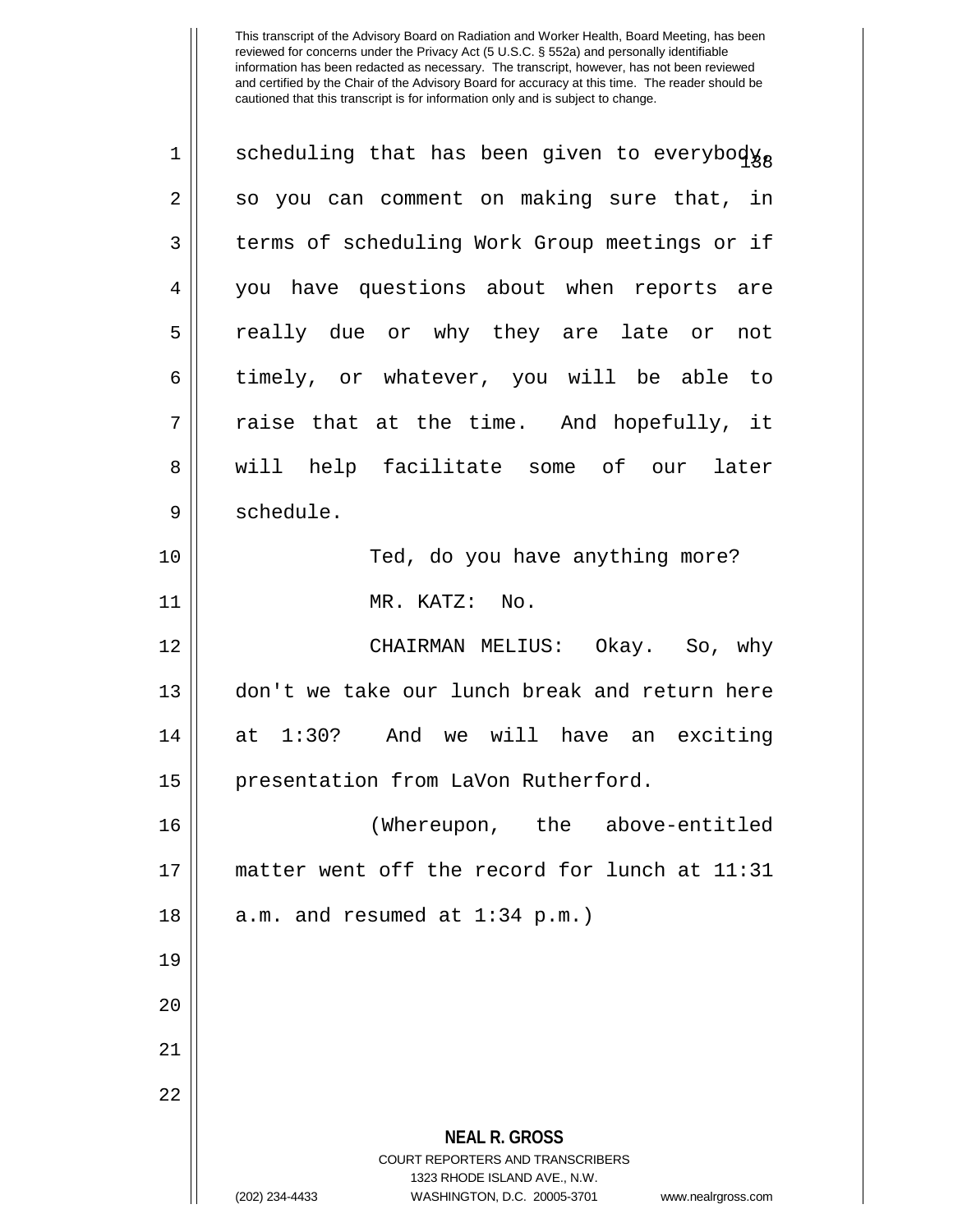This transcript of the Advisory Board on Radiation and Worker Health, Board Meeting, has been reviewed for concerns under the Privacy Act (5 U.S.C. § 552a) and personally identifiable information has been redacted as necessary. The transcript, however, has not been reviewed and certified by the Chair of the Advisory Board for accuracy at this time. The reader should be cautioned that this transcript is for information only and is subject to change.

scheduling that has been given to everybody, so you can comment on making sure that, in terms of scheduling Work Group meetings or if you have questions about when reports are really due or why they are late or not timely, or whatever, you will be able to raise that at the time. And hopefully, it will help facilitate some of our later schedule.

Ted, do you have anything more?

MR. KATZ: No.

CHAIRMAN MELIUS: Okay. So, why don't we take our lunch break and return here at 1:30? And we will have an exciting presentation from LaVon Rutherford.

(Whereupon, the above-entitled matter went off the record for lunch at 11:31 a.m. and resumed at 1:34 p.m.)

**NEAL R. GROSS**
COURT REPORTERS AND TRANSCRIBERS
1323 RHODE ISLAND AVE., N.W.
(202) 234-4433 WASHINGTON, D.C. 20005-3701 www.nealrgross.com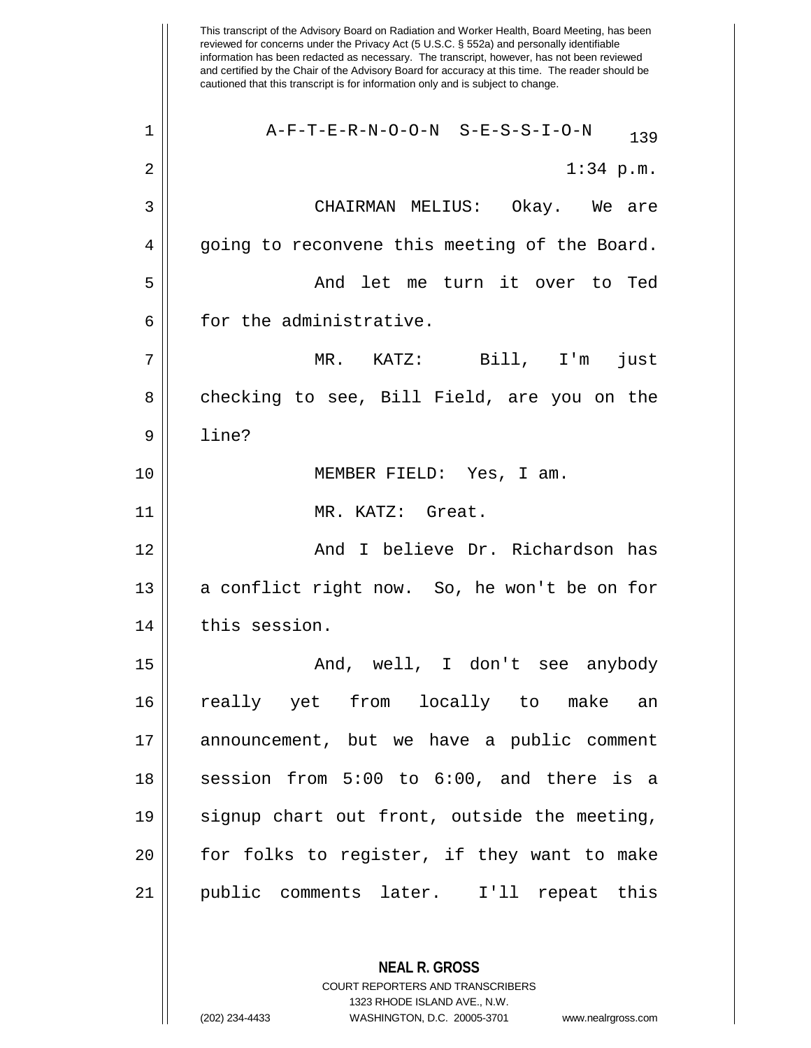This transcript of the Advisory Board on Radiation and Worker Health, Board Meeting, has been reviewed for concerns under the Privacy Act (5 U.S.C. § 552a) and personally identifiable information has been redacted as necessary. The transcript, however, has not been reviewed and certified by the Chair of the Advisory Board for accuracy at this time. The reader should be cautioned that this transcript is for information only and is subject to change.

A-F-T-E-R-N-O-O-N S-E-S-S-I-O-N

1:34 p.m.

CHAIRMAN MELIUS: Okay. We are going to reconvene this meeting of the Board.

And let me turn it over to Ted for the administrative.

MR. KATZ: Bill, I'm just checking to see, Bill Field, are you on the line?

MEMBER FIELD: Yes, I am.

MR. KATZ: Great.

And I believe Dr. Richardson has a conflict right now. So, he won't be on for this session.

And, well, I don't see anybody really yet from locally to make an announcement, but we have a public comment session from 5:00 to 6:00, and there is a signup chart out front, outside the meeting, for folks to register, if they want to make public comments later. I'll repeat this

**NEAL R. GROSS**
COURT REPORTERS AND TRANSCRIBERS
1323 RHODE ISLAND AVE., N.W.
(202) 234-4433 WASHINGTON, D.C. 20005-3701 www.nealrgross.com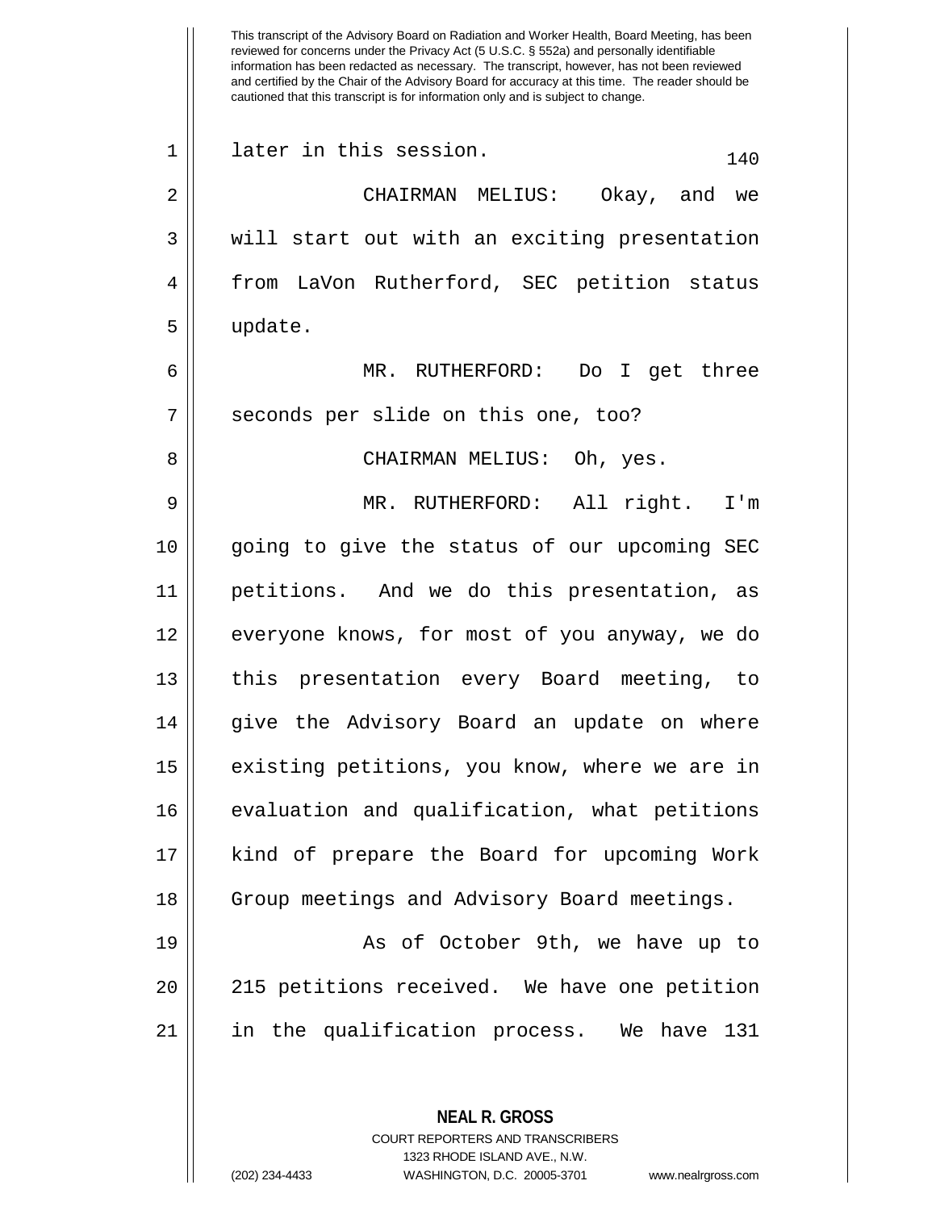later in this session.

CHAIRMAN MELIUS: Okay, and we will start out with an exciting presentation from LaVon Rutherford, SEC petition status update.

MR. RUTHERFORD: Do I get three seconds per slide on this one, too?

CHAIRMAN MELIUS: Oh, yes.

MR. RUTHERFORD: All right. I'm going to give the status of our upcoming SEC petitions. And we do this presentation, as everyone knows, for most of you anyway, we do this presentation every Board meeting, to give the Advisory Board an update on where existing petitions, you know, where we are in evaluation and qualification, what petitions kind of prepare the Board for upcoming Work Group meetings and Advisory Board meetings.

As of October 9th, we have up to 215 petitions received. We have one petition in the qualification process. We have 131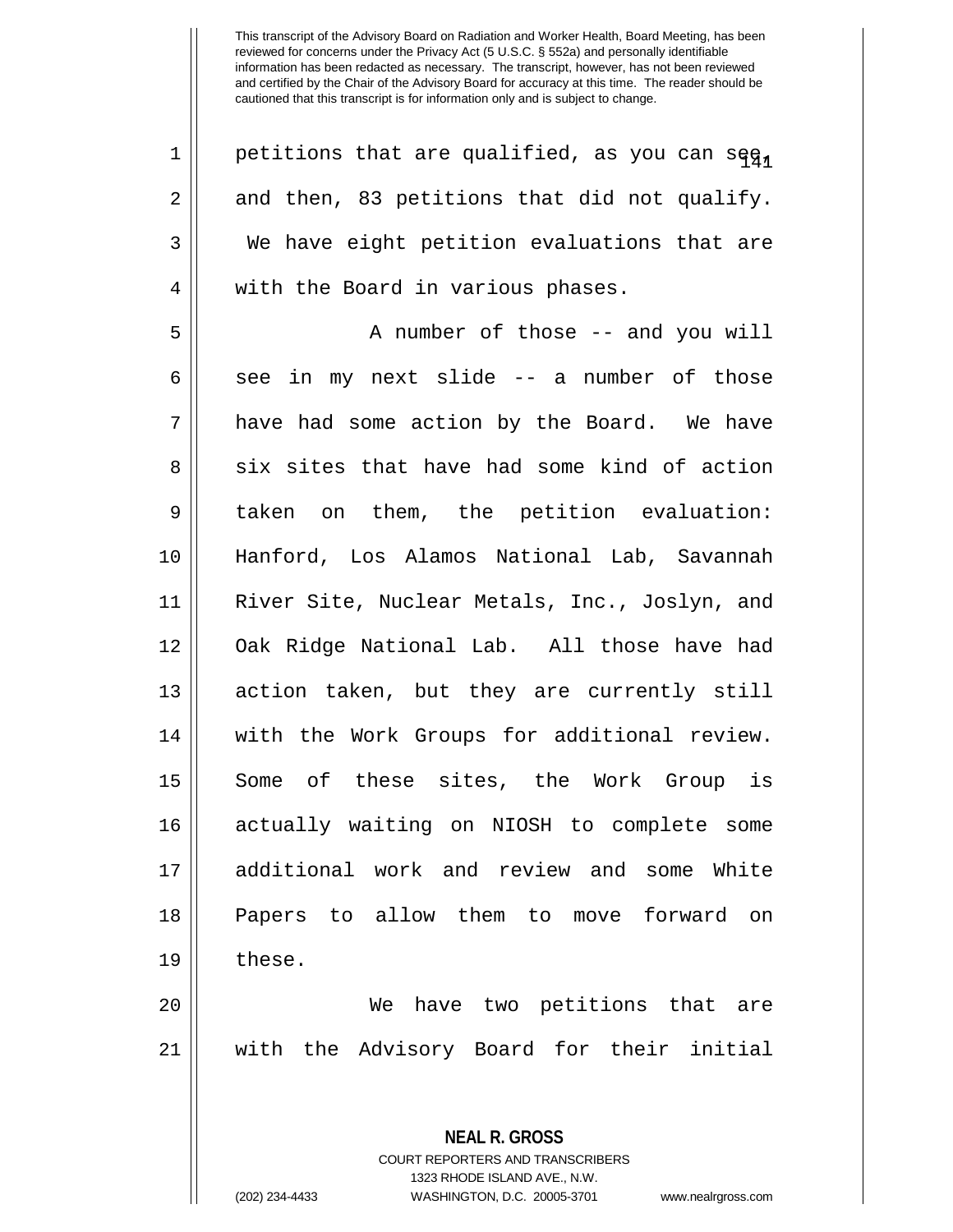petitions that are qualified, as you can see, and then, 83 petitions that did not qualify. We have eight petition evaluations that are with the Board in various phases.

A number of those -- and you will see in my next slide -- a number of those have had some action by the Board. We have six sites that have had some kind of action taken on them, the petition evaluation: Hanford, Los Alamos National Lab, Savannah River Site, Nuclear Metals, Inc., Joslyn, and Oak Ridge National Lab. All those have had action taken, but they are currently still with the Work Groups for additional review. Some of these sites, the Work Group is actually waiting on NIOSH to complete some additional work and review and some White Papers to allow them to move forward on these.

We have two petitions that are with the Advisory Board for their initial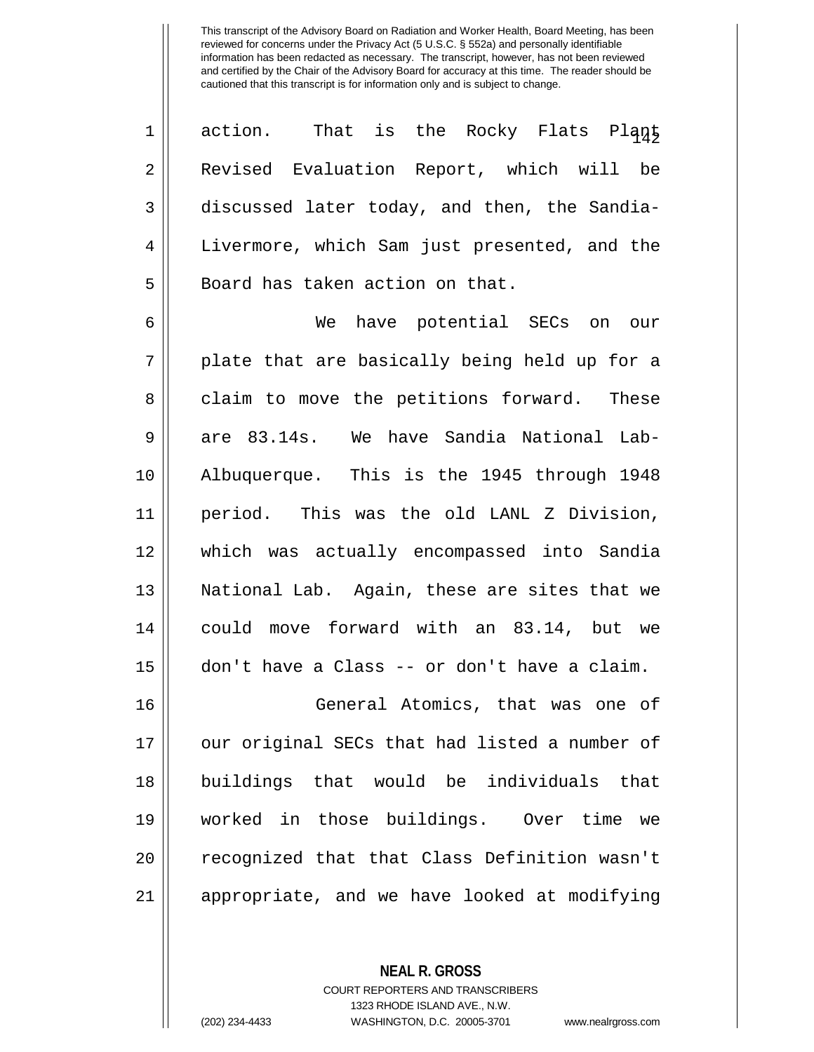action. That is the Rocky Flats Plant Revised Evaluation Report, which will be discussed later today, and then, the Sandia-Livermore, which Sam just presented, and the Board has taken action on that.

We have potential SECs on our plate that are basically being held up for a claim to move the petitions forward. These are 83.14s. We have Sandia National Lab-Albuquerque. This is the 1945 through 1948 period. This was the old LANL Z Division, which was actually encompassed into Sandia National Lab. Again, these are sites that we could move forward with an 83.14, but we don't have a Class -- or don't have a claim.

General Atomics, that was one of our original SECs that had listed a number of buildings that would be individuals that worked in those buildings. Over time we recognized that that Class Definition wasn't appropriate, and we have looked at modifying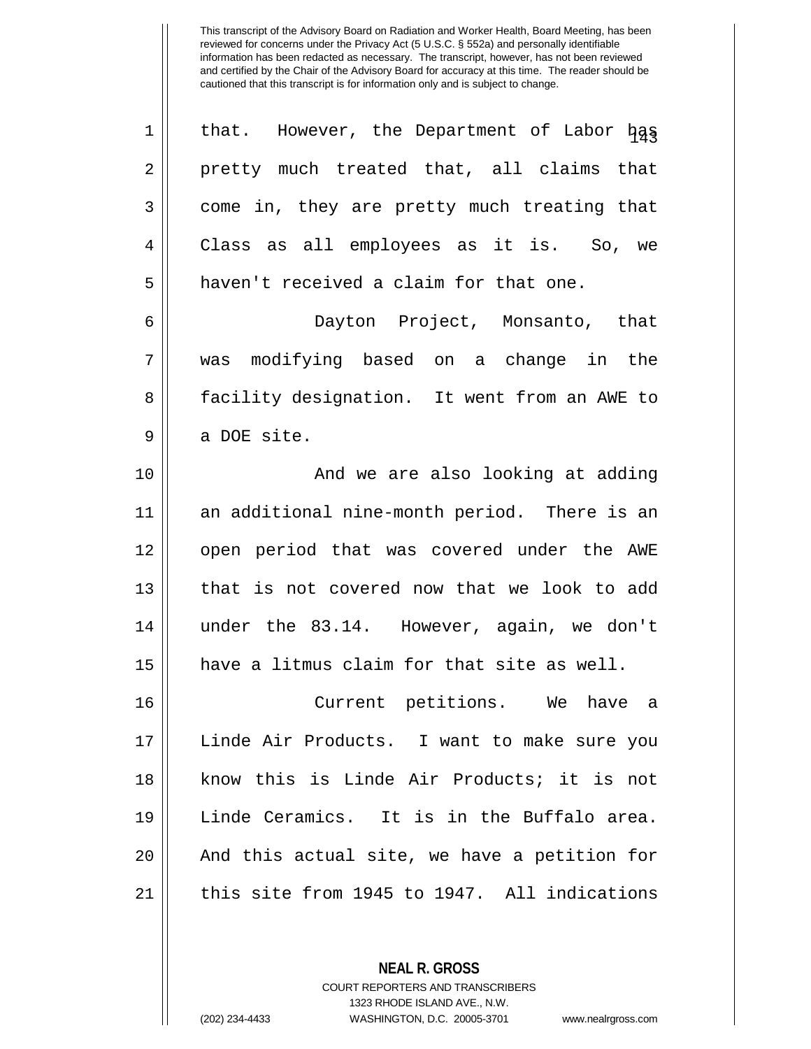that. However, the Department of Labor has pretty much treated that, all claims that come in, they are pretty much treating that Class as all employees as it is. So, we haven't received a claim for that one.

Dayton Project, Monsanto, that was modifying based on a change in the facility designation. It went from an AWE to a DOE site.

And we are also looking at adding an additional nine-month period. There is an open period that was covered under the AWE that is not covered now that we look to add under the 83.14. However, again, we don't have a litmus claim for that site as well.

Current petitions. We have a Linde Air Products. I want to make sure you know this is Linde Air Products; it is not Linde Ceramics. It is in the Buffalo area. And this actual site, we have a petition for this site from 1945 to 1947. All indications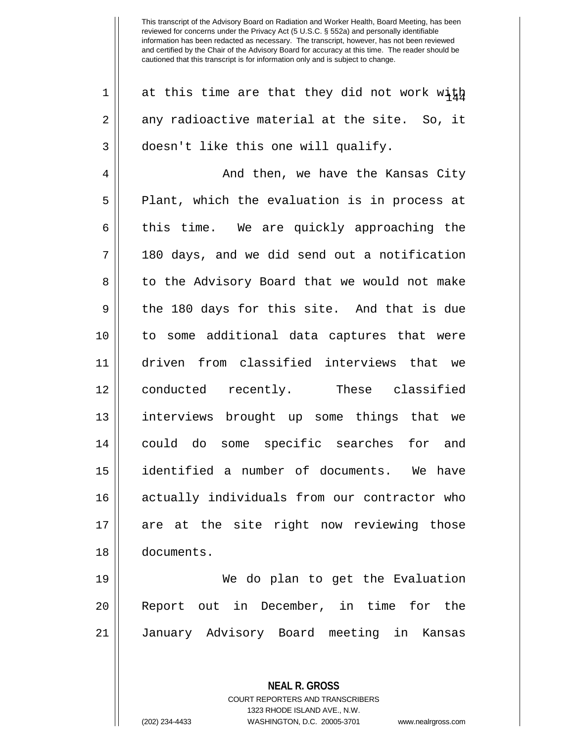at this time are that they did not work with any radioactive material at the site. So, it doesn't like this one will qualify.

And then, we have the Kansas City Plant, which the evaluation is in process at this time. We are quickly approaching the 180 days, and we did send out a notification to the Advisory Board that we would not make the 180 days for this site. And that is due to some additional data captures that were driven from classified interviews that we conducted recently. These classified interviews brought up some things that we could do some specific searches for and identified a number of documents. We have actually individuals from our contractor who are at the site right now reviewing those documents.

We do plan to get the Evaluation Report out in December, in time for the January Advisory Board meeting in Kansas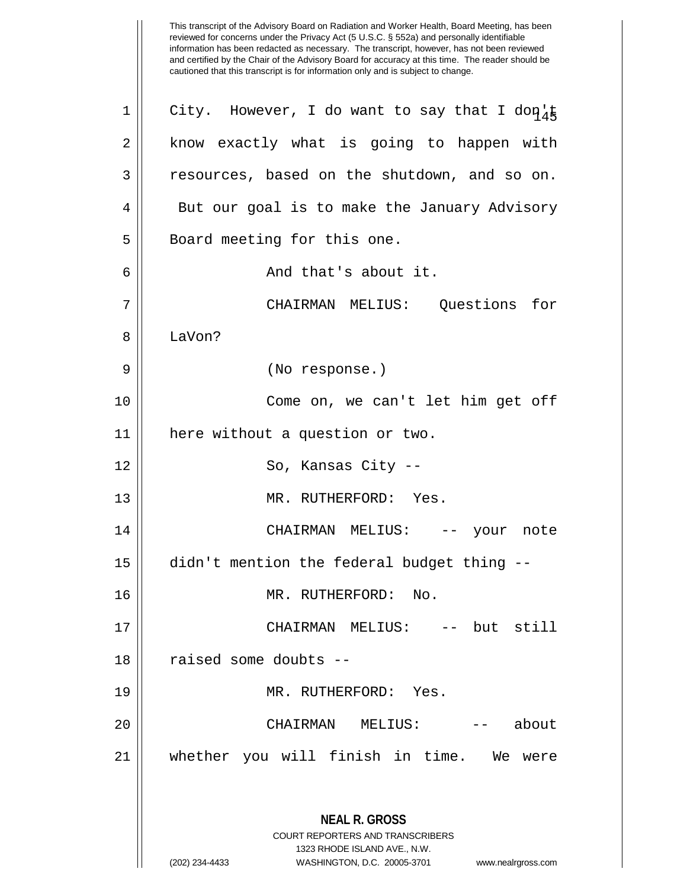City. However, I do want to say that I don't know exactly what is going to happen with resources, based on the shutdown, and so on. But our goal is to make the January Advisory Board meeting for this one.

And that's about it.

CHAIRMAN MELIUS: Questions for LaVon?

(No response.)

Come on, we can't let him get off here without a question or two.

So, Kansas City --

MR. RUTHERFORD: Yes.

CHAIRMAN MELIUS: -- your note didn't mention the federal budget thing --

MR. RUTHERFORD: No.

CHAIRMAN MELIUS: -- but still raised some doubts --

MR. RUTHERFORD: Yes.

CHAIRMAN MELIUS: -- about whether you will finish in time. We were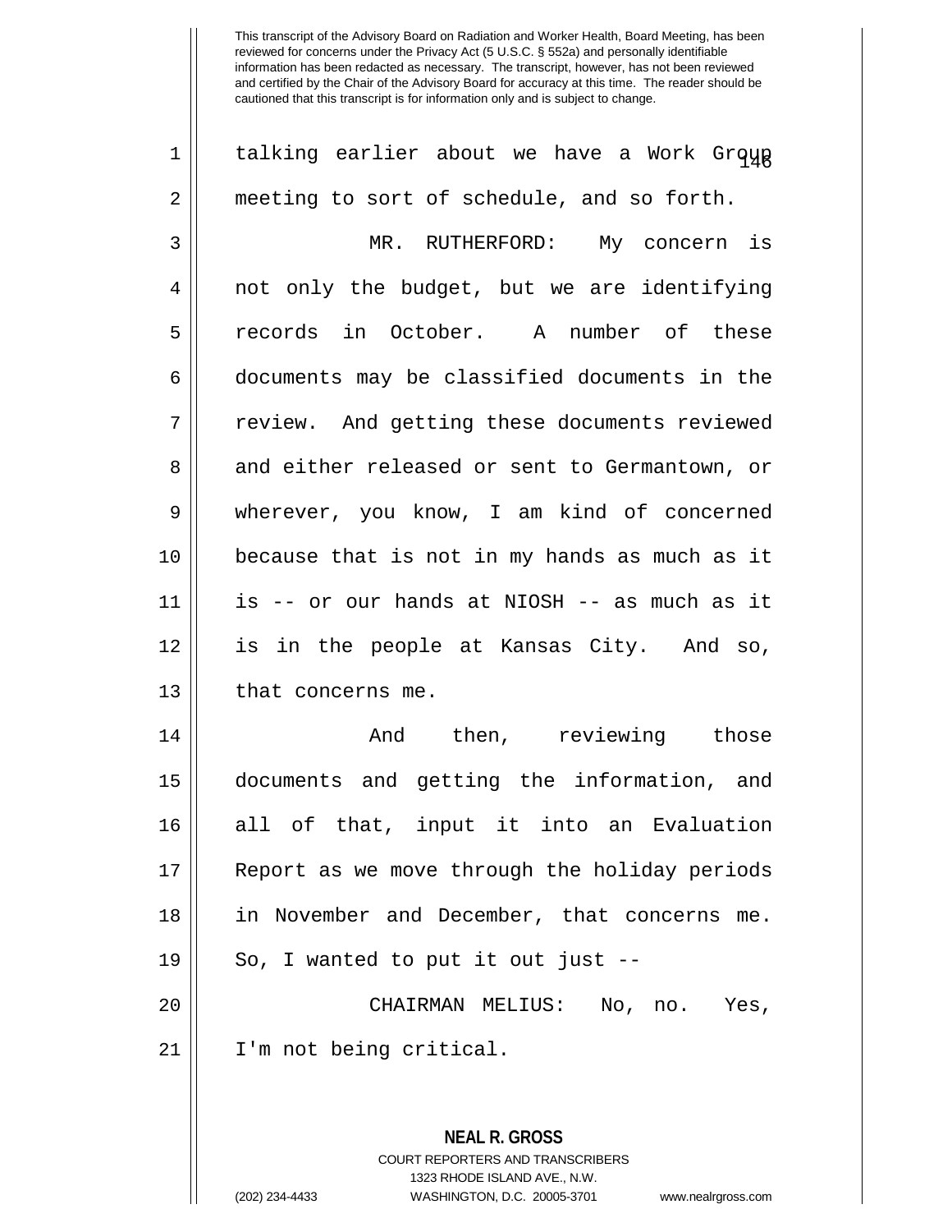talking earlier about we have a Work Group meeting to sort of schedule, and so forth.

MR. RUTHERFORD: My concern is not only the budget, but we are identifying records in October. A number of these documents may be classified documents in the review. And getting these documents reviewed and either released or sent to Germantown, or wherever, you know, I am kind of concerned because that is not in my hands as much as it is -- or our hands at NIOSH -- as much as it is in the people at Kansas City. And so, that concerns me.

And then, reviewing those documents and getting the information, and all of that, input it into an Evaluation Report as we move through the holiday periods in November and December, that concerns me. So, I wanted to put it out just --

CHAIRMAN MELIUS: No, no. Yes, I'm not being critical.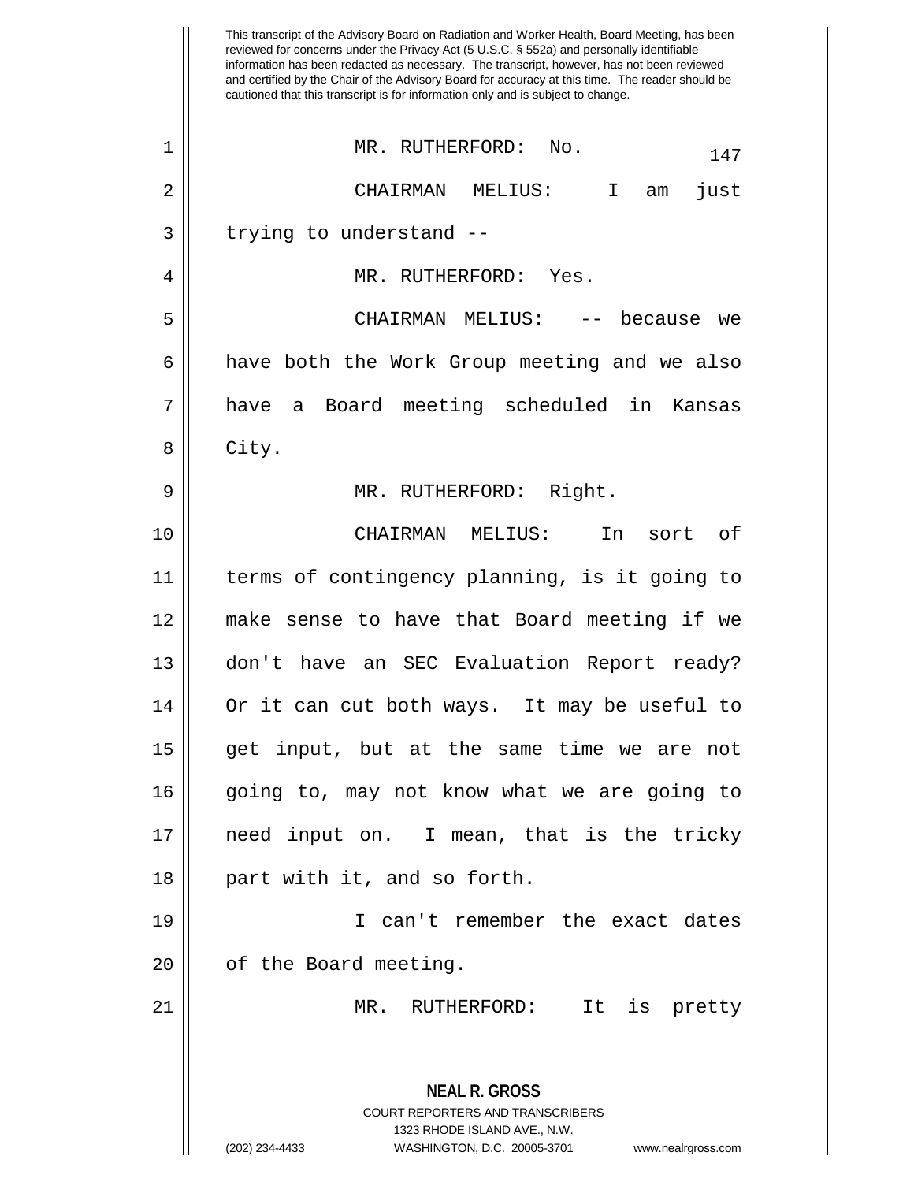MR. RUTHERFORD: No.

CHAIRMAN MELIUS: I am just trying to understand --

MR. RUTHERFORD: Yes.

CHAIRMAN MELIUS: -- because we have both the Work Group meeting and we also have a Board meeting scheduled in Kansas City.

MR. RUTHERFORD: Right.

CHAIRMAN MELIUS: In sort of terms of contingency planning, is it going to make sense to have that Board meeting if we don't have an SEC Evaluation Report ready? Or it can cut both ways. It may be useful to get input, but at the same time we are not going to, may not know what we are going to need input on. I mean, that is the tricky part with it, and so forth.

I can't remember the exact dates of the Board meeting.

MR. RUTHERFORD: It is pretty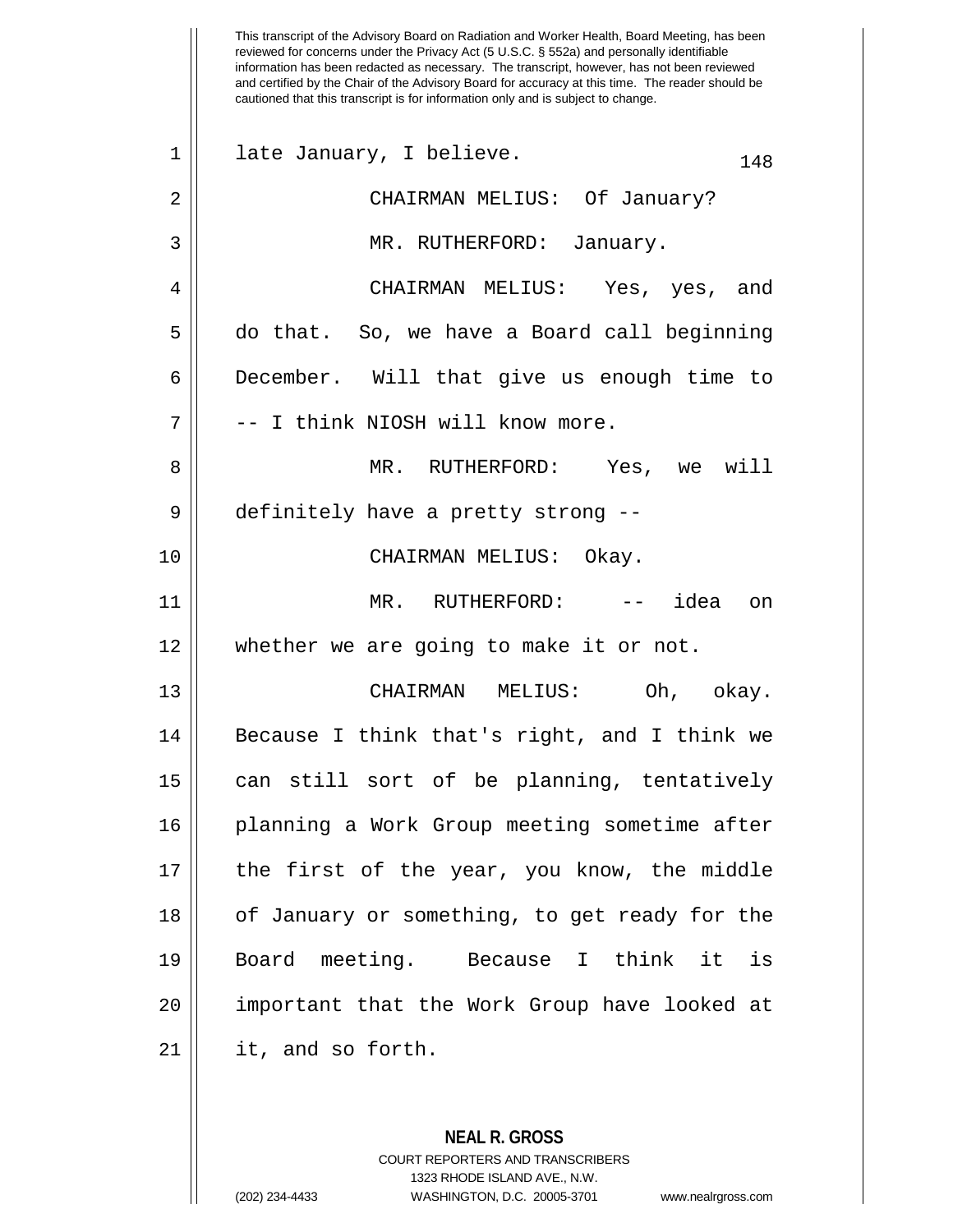late January, I believe.

CHAIRMAN MELIUS: Of January?

MR. RUTHERFORD: January.

CHAIRMAN MELIUS: Yes, yes, and do that. So, we have a Board call beginning December. Will that give us enough time to -- I think NIOSH will know more.

MR. RUTHERFORD: Yes, we will definitely have a pretty strong --

CHAIRMAN MELIUS: Okay.

MR. RUTHERFORD: -- idea on whether we are going to make it or not.

CHAIRMAN MELIUS: Oh, okay. Because I think that's right, and I think we can still sort of be planning, tentatively planning a Work Group meeting sometime after the first of the year, you know, the middle of January or something, to get ready for the Board meeting. Because I think it is important that the Work Group have looked at it, and so forth.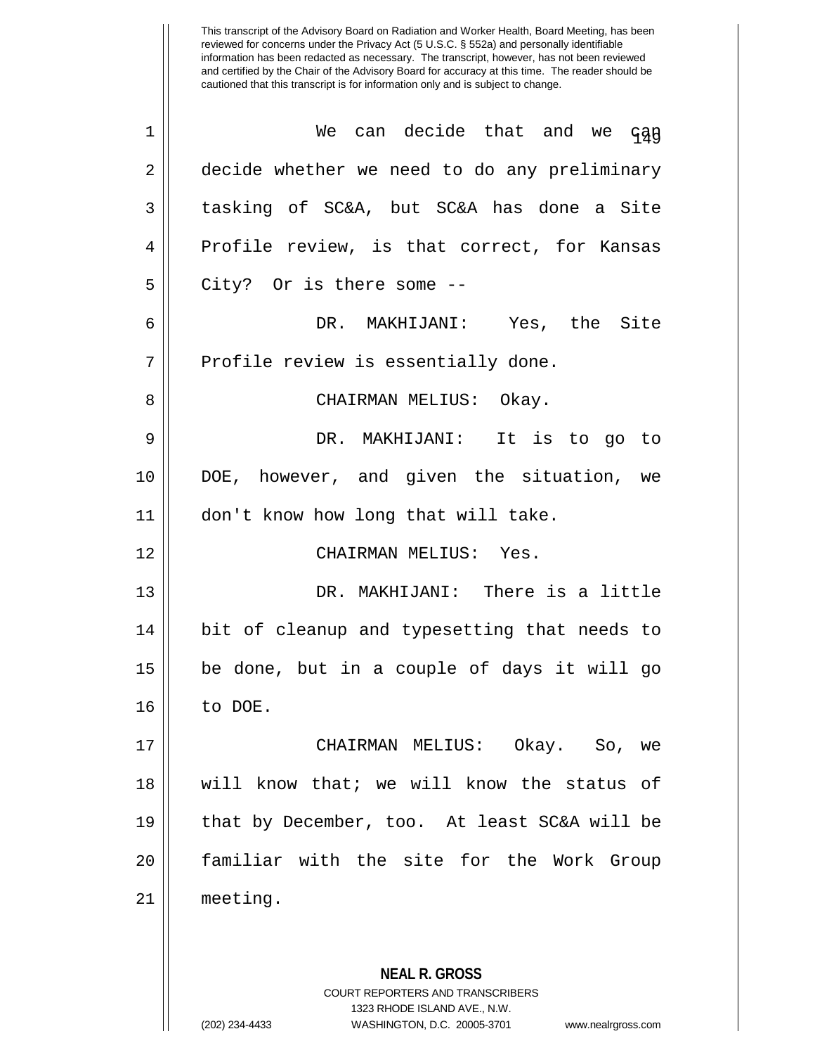This transcript of the Advisory Board on Radiation and Worker Health, Board Meeting, has been reviewed for concerns under the Privacy Act (5 U.S.C. § 552a) and personally identifiable information has been redacted as necessary. The transcript, however, has not been reviewed and certified by the Chair of the Advisory Board for accuracy at this time. The reader should be cautioned that this transcript is for information only and is subject to change.

We can decide that and we can decide whether we need to do any preliminary tasking of SC&A, but SC&A has done a Site Profile review, is that correct, for Kansas City? Or is there some --

DR. MAKHIJANI: Yes, the Site Profile review is essentially done.

CHAIRMAN MELIUS: Okay.

DR. MAKHIJANI: It is to go to DOE, however, and given the situation, we don't know how long that will take.

CHAIRMAN MELIUS: Yes.

DR. MAKHIJANI: There is a little bit of cleanup and typesetting that needs to be done, but in a couple of days it will go to DOE.

CHAIRMAN MELIUS: Okay. So, we will know that; we will know the status of that by December, too. At least SC&A will be familiar with the site for the Work Group meeting.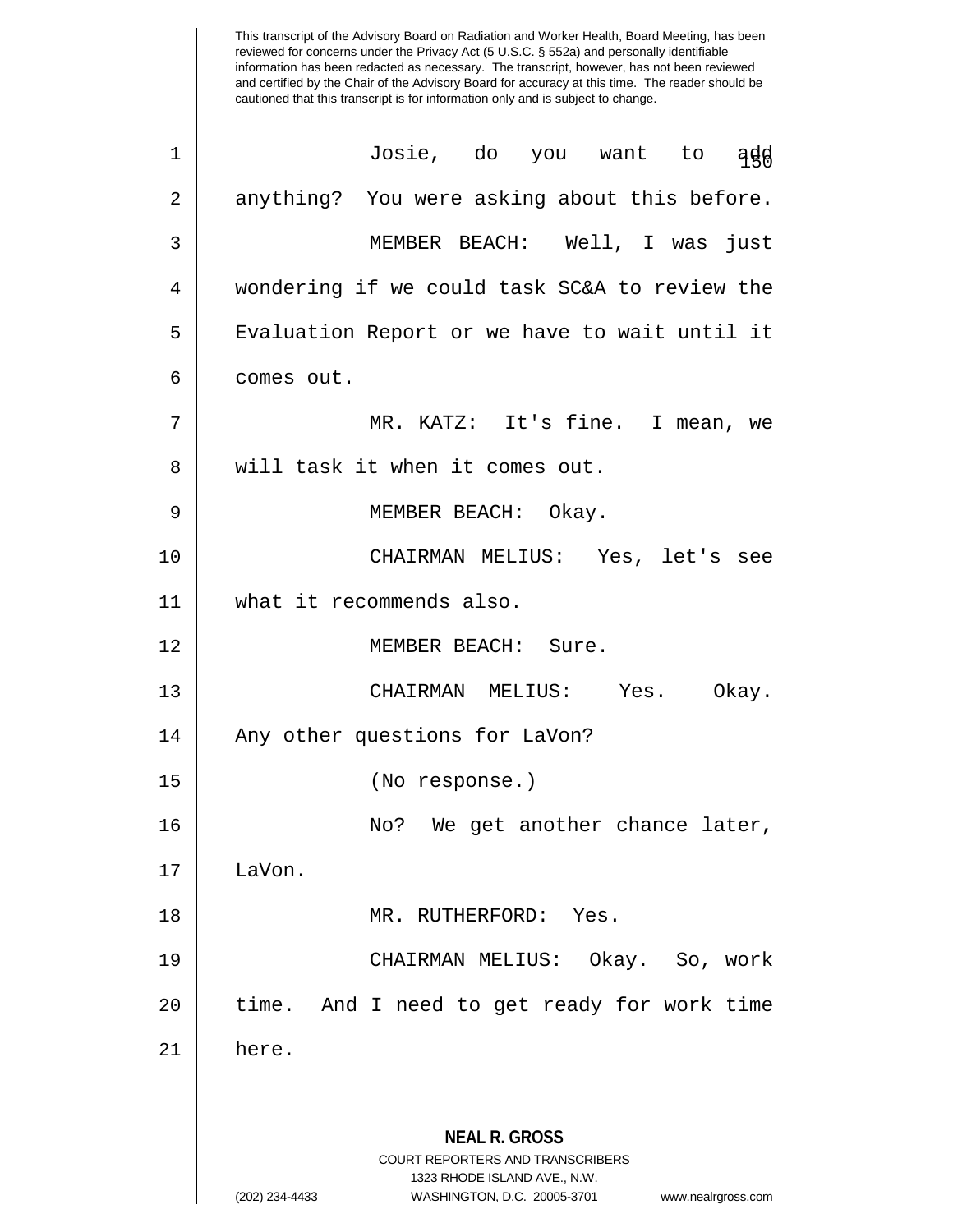This transcript of the Advisory Board on Radiation and Worker Health, Board Meeting, has been reviewed for concerns under the Privacy Act (5 U.S.C. § 552a) and personally identifiable information has been redacted as necessary. The transcript, however, has not been reviewed and certified by the Chair of the Advisory Board for accuracy at this time. The reader should be cautioned that this transcript is for information only and is subject to change.

Josie, do you want to add anything? You were asking about this before.

MEMBER BEACH: Well, I was just wondering if we could task SC&A to review the Evaluation Report or we have to wait until it comes out.

MR. KATZ: It's fine. I mean, we will task it when it comes out.

MEMBER BEACH: Okay.

CHAIRMAN MELIUS: Yes, let's see what it recommends also.

MEMBER BEACH: Sure.

CHAIRMAN MELIUS: Yes. Okay. Any other questions for LaVon?

(No response.)

No? We get another chance later, LaVon.

MR. RUTHERFORD: Yes.

CHAIRMAN MELIUS: Okay. So, work time. And I need to get ready for work time here.

**NEAL R. GROSS**
COURT REPORTERS AND TRANSCRIBERS
1323 RHODE ISLAND AVE., N.W.
(202) 234-4433 WASHINGTON, D.C. 20005-3701 www.nealrgross.com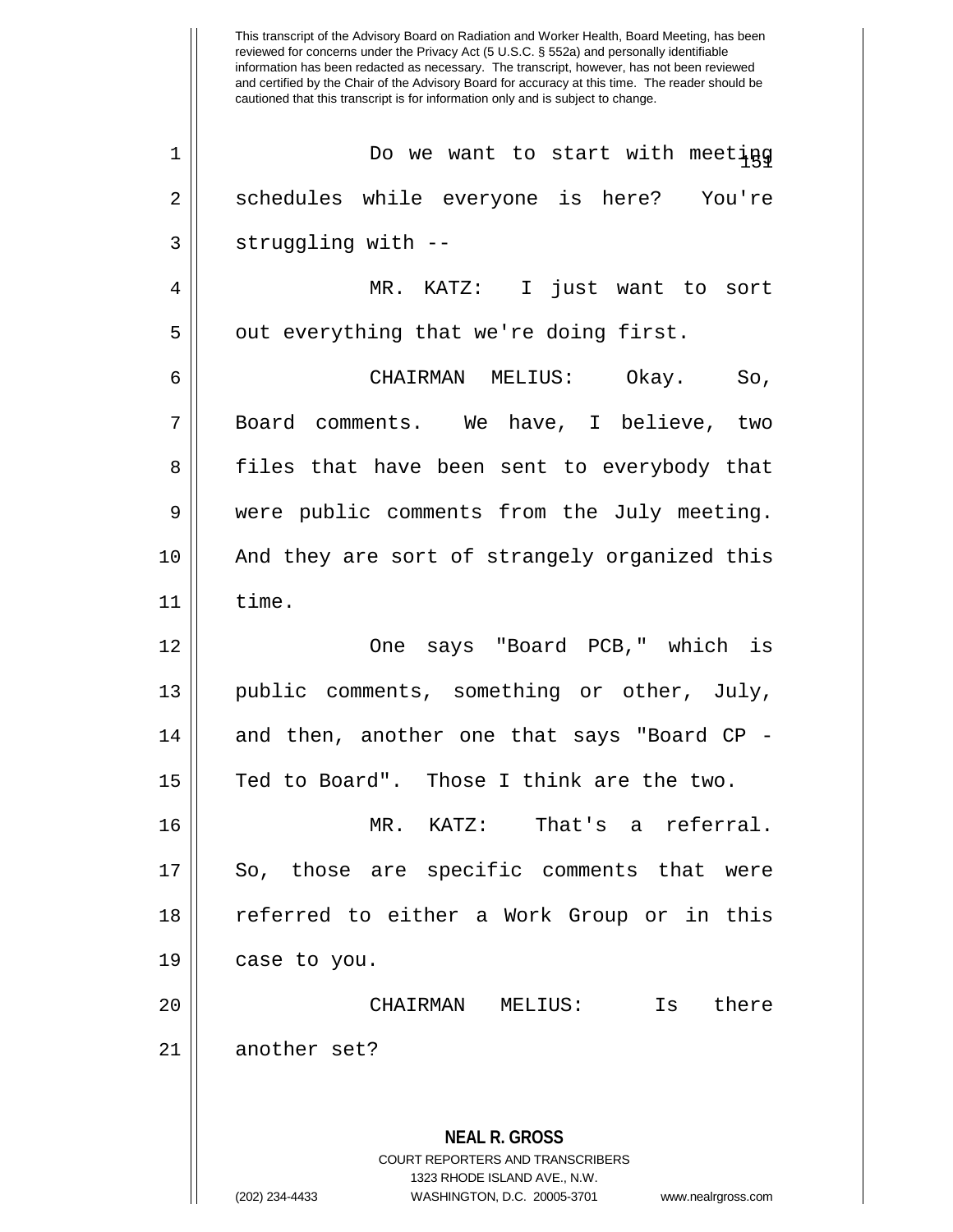Do we want to start with meeting schedules while everyone is here? You're struggling with --

MR. KATZ: I just want to sort out everything that we're doing first.

CHAIRMAN MELIUS: Okay. So, Board comments. We have, I believe, two files that have been sent to everybody that were public comments from the July meeting. And they are sort of strangely organized this time.

One says "Board PCB," which is public comments, something or other, July, and then, another one that says "Board CP - Ted to Board". Those I think are the two.

MR. KATZ: That's a referral. So, those are specific comments that were referred to either a Work Group or in this case to you.

CHAIRMAN MELIUS: Is there another set?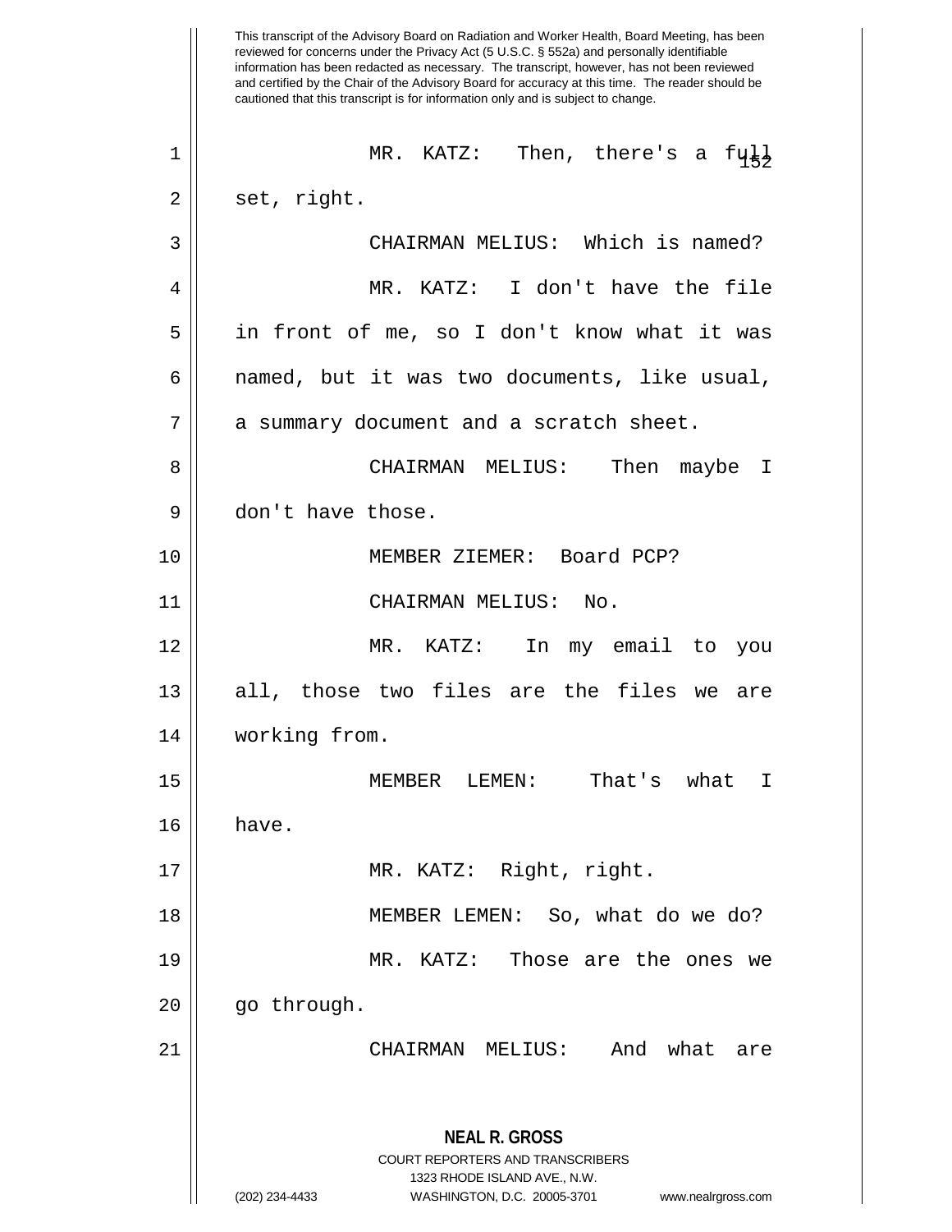This transcript of the Advisory Board on Radiation and Worker Health, Board Meeting, has been reviewed for concerns under the Privacy Act (5 U.S.C. § 552a) and personally identifiable information has been redacted as necessary. The transcript, however, has not been reviewed and certified by the Chair of the Advisory Board for accuracy at this time. The reader should be cautioned that this transcript is for information only and is subject to change.

MR. KATZ: Then, there's a full set, right.

CHAIRMAN MELIUS: Which is named?

MR. KATZ: I don't have the file in front of me, so I don't know what it was named, but it was two documents, like usual, a summary document and a scratch sheet.

CHAIRMAN MELIUS: Then maybe I don't have those.

MEMBER ZIEMER: Board PCP?

CHAIRMAN MELIUS: No.

MR. KATZ: In my email to you all, those two files are the files we are working from.

MEMBER LEMEN: That's what I have.

MR. KATZ: Right, right.

MEMBER LEMEN: So, what do we do?

MR. KATZ: Those are the ones we go through.

CHAIRMAN MELIUS: And what are

**NEAL R. GROSS**
COURT REPORTERS AND TRANSCRIBERS
1323 RHODE ISLAND AVE., N.W.
(202) 234-4433 WASHINGTON, D.C. 20005-3701 www.nealrgross.com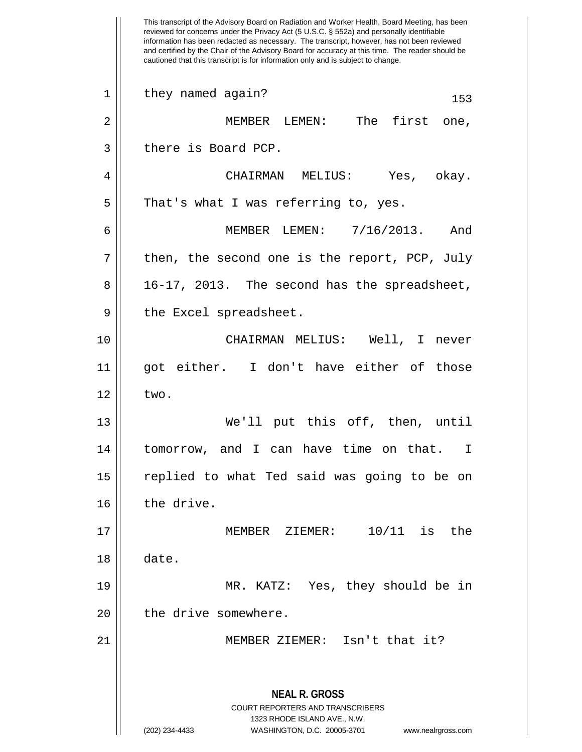This transcript of the Advisory Board on Radiation and Worker Health, Board Meeting, has been reviewed for concerns under the Privacy Act (5 U.S.C. § 552a) and personally identifiable information has been redacted as necessary. The transcript, however, has not been reviewed and certified by the Chair of the Advisory Board for accuracy at this time. The reader should be cautioned that this transcript is for information only and is subject to change.

they named again?

MEMBER LEMEN: The first one, there is Board PCP.

CHAIRMAN MELIUS: Yes, okay. That's what I was referring to, yes.

MEMBER LEMEN: 7/16/2013. And then, the second one is the report, PCP, July 16-17, 2013. The second has the spreadsheet, the Excel spreadsheet.

CHAIRMAN MELIUS: Well, I never got either. I don't have either of those two.

We'll put this off, then, until tomorrow, and I can have time on that. I replied to what Ted said was going to be on the drive.

MEMBER ZIEMER: 10/11 is the date.

MR. KATZ: Yes, they should be in the drive somewhere.

MEMBER ZIEMER: Isn't that it?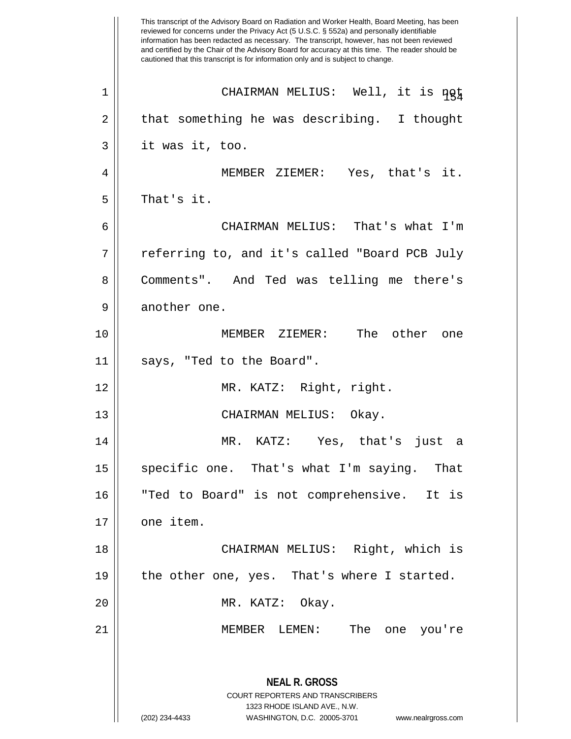This transcript of the Advisory Board on Radiation and Worker Health, Board Meeting, has been reviewed for concerns under the Privacy Act (5 U.S.C. § 552a) and personally identifiable information has been redacted as necessary. The transcript, however, has not been reviewed and certified by the Chair of the Advisory Board for accuracy at this time. The reader should be cautioned that this transcript is for information only and is subject to change.

CHAIRMAN MELIUS: Well, it is not that something he was describing. I thought it was it, too.

MEMBER ZIEMER: Yes, that's it. That's it.

CHAIRMAN MELIUS: That's what I'm referring to, and it's called "Board PCB July Comments". And Ted was telling me there's another one.

MEMBER ZIEMER: The other one says, "Ted to the Board".

MR. KATZ: Right, right.

CHAIRMAN MELIUS: Okay.

MR. KATZ: Yes, that's just a specific one. That's what I'm saying. That "Ted to Board" is not comprehensive. It is one item.

CHAIRMAN MELIUS: Right, which is the other one, yes. That's where I started.

MR. KATZ: Okay.

MEMBER LEMEN: The one you're

**NEAL R. GROSS**
COURT REPORTERS AND TRANSCRIBERS
1323 RHODE ISLAND AVE., N.W.
(202) 234-4433 WASHINGTON, D.C. 20005-3701 www.nealrgross.com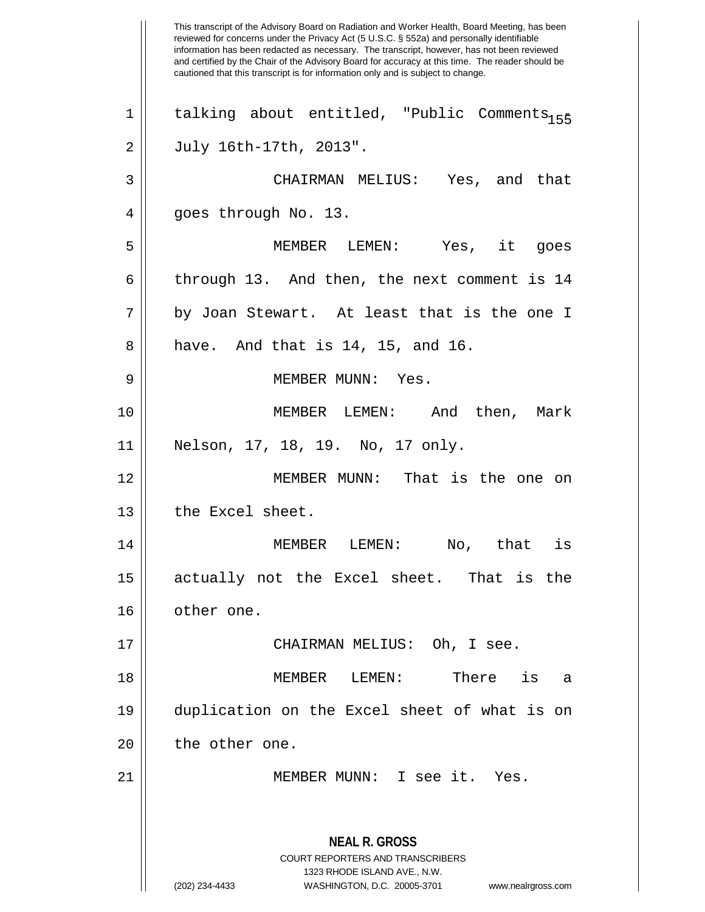talking about entitled, "Public Comments - July 16th-17th, 2013".

CHAIRMAN MELIUS: Yes, and that goes through No. 13.

MEMBER LEMEN: Yes, it goes through 13. And then, the next comment is 14 by Joan Stewart. At least that is the one I have. And that is 14, 15, and 16.

MEMBER MUNN: Yes.

MEMBER LEMEN: And then, Mark Nelson, 17, 18, 19. No, 17 only.

MEMBER MUNN: That is the one on the Excel sheet.

MEMBER LEMEN: No, that is actually not the Excel sheet. That is the other one.

CHAIRMAN MELIUS: Oh, I see.

MEMBER LEMEN: There is a duplication on the Excel sheet of what is on the other one.

MEMBER MUNN: I see it. Yes.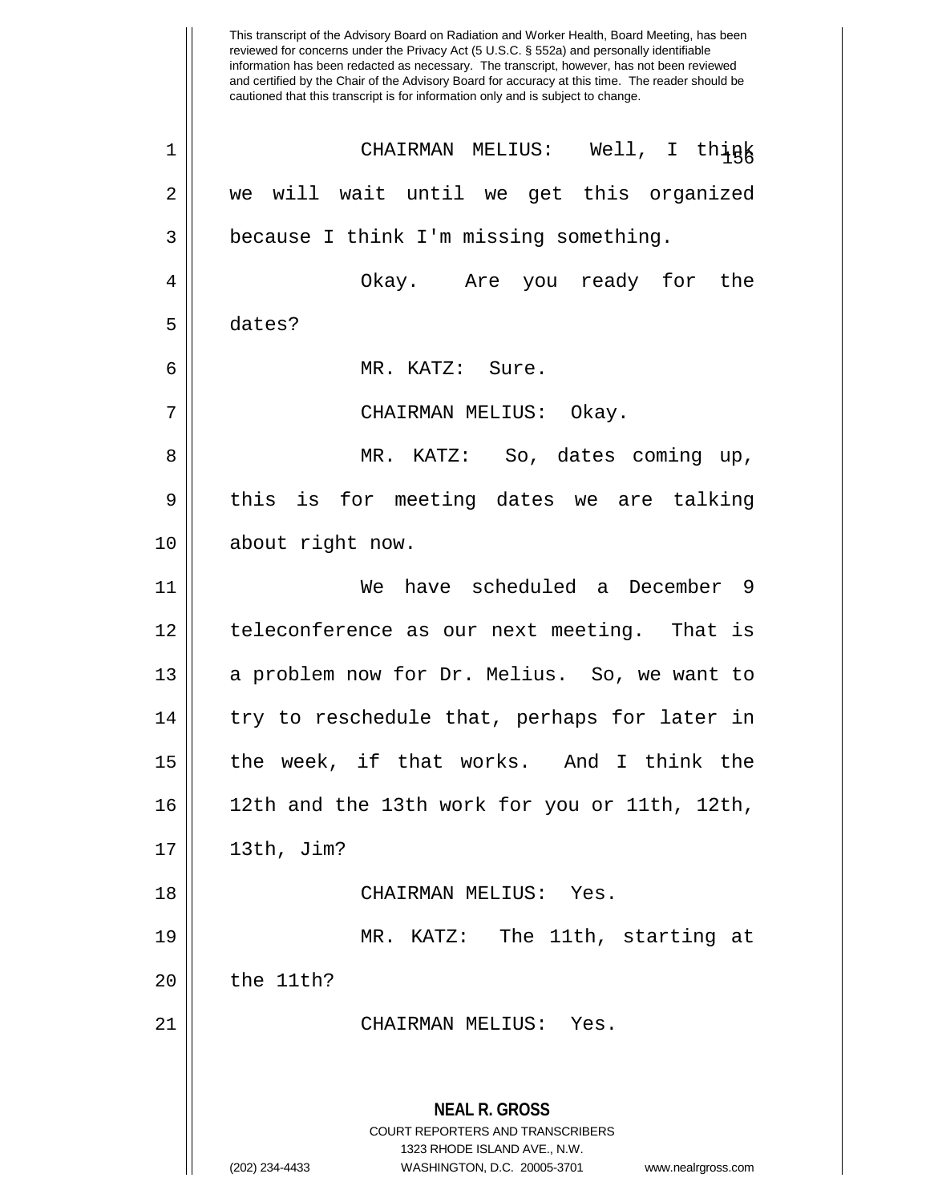This transcript of the Advisory Board on Radiation and Worker Health, Board Meeting, has been reviewed for concerns under the Privacy Act (5 U.S.C. § 552a) and personally identifiable information has been redacted as necessary. The transcript, however, has not been reviewed and certified by the Chair of the Advisory Board for accuracy at this time. The reader should be cautioned that this transcript is for information only and is subject to change.

CHAIRMAN MELIUS: Well, I think we will wait until we get this organized because I think I'm missing something.

Okay. Are you ready for the dates?

MR. KATZ: Sure.

CHAIRMAN MELIUS: Okay.

MR. KATZ: So, dates coming up, this is for meeting dates we are talking about right now.

We have scheduled a December 9 teleconference as our next meeting. That is a problem now for Dr. Melius. So, we want to try to reschedule that, perhaps for later in the week, if that works. And I think the 12th and the 13th work for you or 11th, 12th, 13th, Jim?

CHAIRMAN MELIUS: Yes.

MR. KATZ: The 11th, starting at the 11th?

CHAIRMAN MELIUS: Yes.

**NEAL R. GROSS**
COURT REPORTERS AND TRANSCRIBERS
1323 RHODE ISLAND AVE., N.W.
(202) 234-4433 WASHINGTON, D.C. 20005-3701 www.nealrgross.com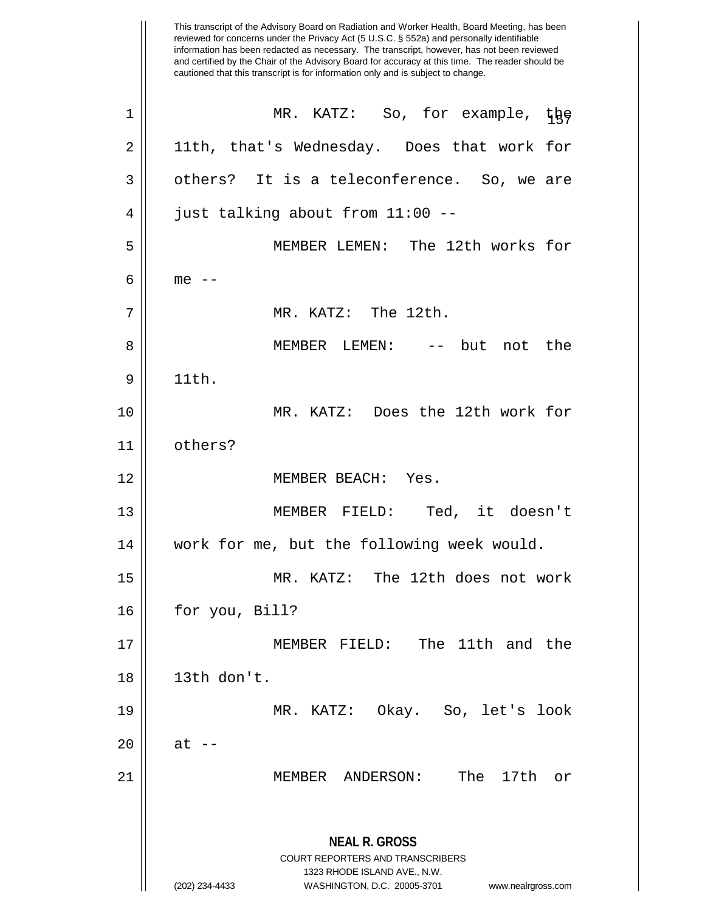This transcript of the Advisory Board on Radiation and Worker Health, Board Meeting, has been reviewed for concerns under the Privacy Act (5 U.S.C. § 552a) and personally identifiable information has been redacted as necessary. The transcript, however, has not been reviewed and certified by the Chair of the Advisory Board for accuracy at this time. The reader should be cautioned that this transcript is for information only and is subject to change.

MR. KATZ: So, for example, the 11th, that's Wednesday. Does that work for others? It is a teleconference. So, we are just talking about from 11:00 --

MEMBER LEMEN: The 12th works for me --

MR. KATZ: The 12th.

MEMBER LEMEN: -- but not the 11th.

MR. KATZ: Does the 12th work for others?

MEMBER BEACH: Yes.

MEMBER FIELD: Ted, it doesn't work for me, but the following week would.

MR. KATZ: The 12th does not work for you, Bill?

MEMBER FIELD: The 11th and the 13th don't.

MR. KATZ: Okay. So, let's look at --

MEMBER ANDERSON: The 17th or

**NEAL R. GROSS**
COURT REPORTERS AND TRANSCRIBERS
1323 RHODE ISLAND AVE., N.W.
(202) 234-4433 WASHINGTON, D.C. 20005-3701 www.nealrgross.com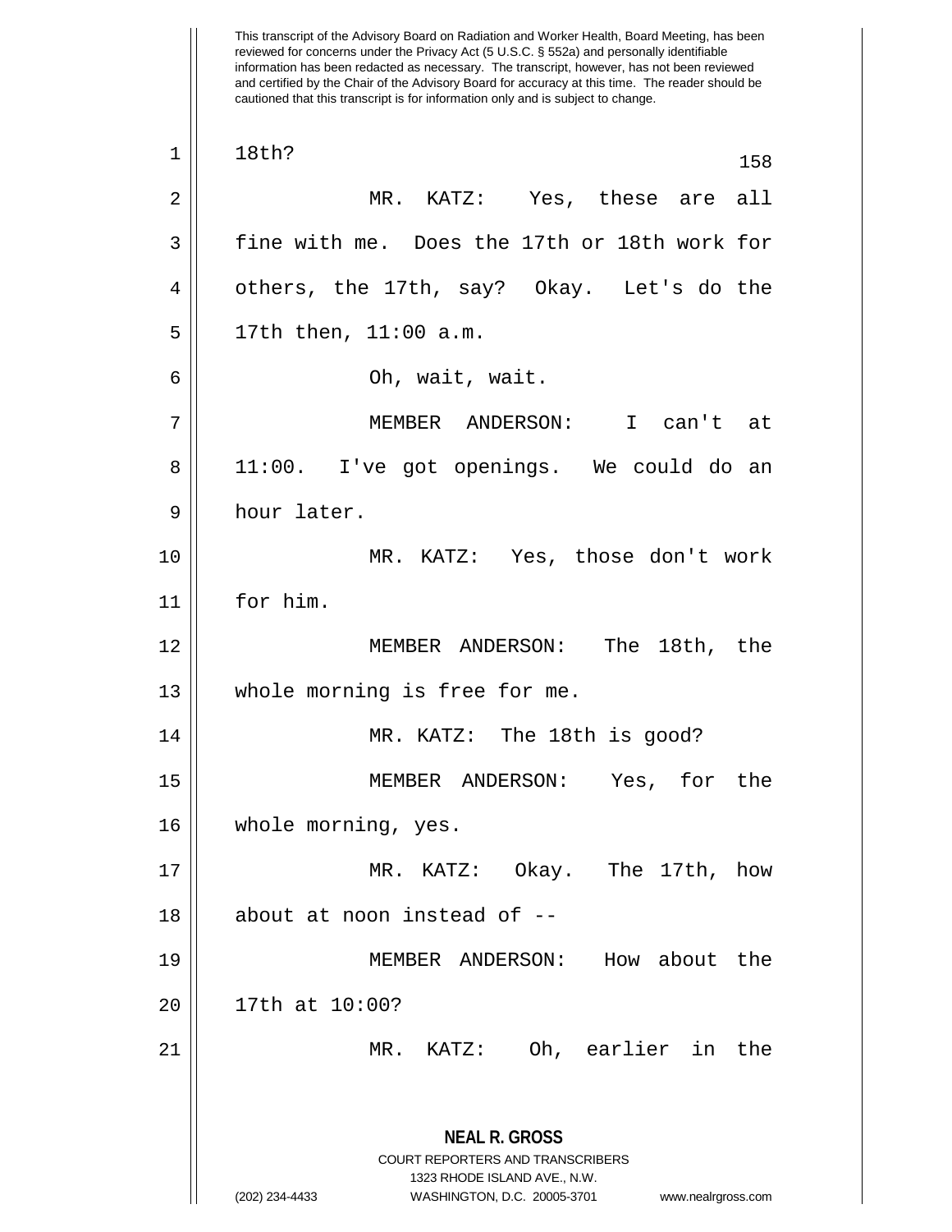This transcript of the Advisory Board on Radiation and Worker Health, Board Meeting, has been reviewed for concerns under the Privacy Act (5 U.S.C. § 552a) and personally identifiable information has been redacted as necessary. The transcript, however, has not been reviewed and certified by the Chair of the Advisory Board for accuracy at this time. The reader should be cautioned that this transcript is for information only and is subject to change.

18th?

MR. KATZ: Yes, these are all fine with me. Does the 17th or 18th work for others, the 17th, say? Okay. Let's do the 17th then, 11:00 a.m.

Oh, wait, wait.

MEMBER ANDERSON: I can't at 11:00. I've got openings. We could do an hour later.

MR. KATZ: Yes, those don't work for him.

MEMBER ANDERSON: The 18th, the whole morning is free for me.

MR. KATZ: The 18th is good?

MEMBER ANDERSON: Yes, for the whole morning, yes.

MR. KATZ: Okay. The 17th, how about at noon instead of --

MEMBER ANDERSON: How about the 17th at 10:00?

MR. KATZ: Oh, earlier in the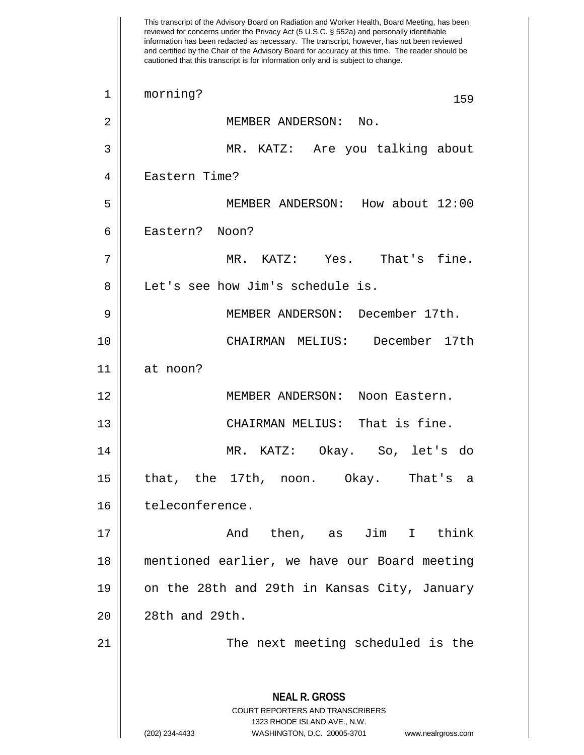This transcript of the Advisory Board on Radiation and Worker Health, Board Meeting, has been reviewed for concerns under the Privacy Act (5 U.S.C. § 552a) and personally identifiable information has been redacted as necessary. The transcript, however, has not been reviewed and certified by the Chair of the Advisory Board for accuracy at this time. The reader should be cautioned that this transcript is for information only and is subject to change.

morning?

MEMBER ANDERSON: No.

MR. KATZ: Are you talking about Eastern Time?

MEMBER ANDERSON: How about 12:00 Eastern? Noon?

MR. KATZ: Yes. That's fine. Let's see how Jim's schedule is.

MEMBER ANDERSON: December 17th.

CHAIRMAN MELIUS: December 17th at noon?

MEMBER ANDERSON: Noon Eastern.

CHAIRMAN MELIUS: That is fine.

MR. KATZ: Okay. So, let's do that, the 17th, noon. Okay. That's a teleconference.

And then, as Jim I think mentioned earlier, we have our Board meeting on the 28th and 29th in Kansas City, January 28th and 29th.

The next meeting scheduled is the

**NEAL R. GROSS**
COURT REPORTERS AND TRANSCRIBERS
1323 RHODE ISLAND AVE., N.W.
(202) 234-4433 WASHINGTON, D.C. 20005-3701 www.nealrgross.com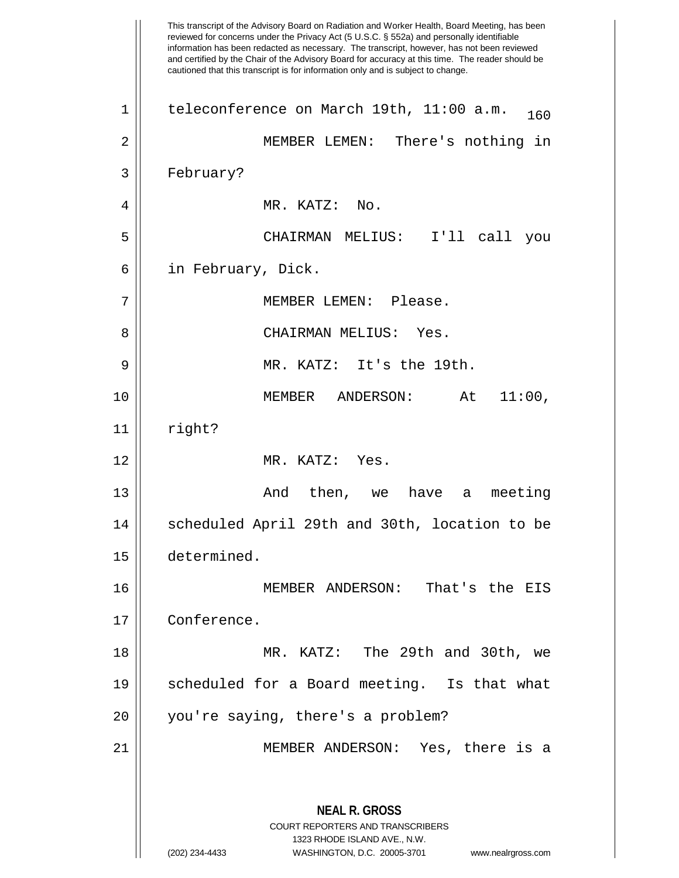teleconference on March 19th, 11:00 a.m.

MEMBER LEMEN: There's nothing in February?

MR. KATZ: No.

CHAIRMAN MELIUS: I'll call you in February, Dick.

MEMBER LEMEN: Please.

CHAIRMAN MELIUS: Yes.

MR. KATZ: It's the 19th.

MEMBER ANDERSON: At 11:00, right?

MR. KATZ: Yes.

And then, we have a meeting scheduled April 29th and 30th, location to be determined.

MEMBER ANDERSON: That's the EIS Conference.

MR. KATZ: The 29th and 30th, we scheduled for a Board meeting. Is that what you're saying, there's a problem?

MEMBER ANDERSON: Yes, there is a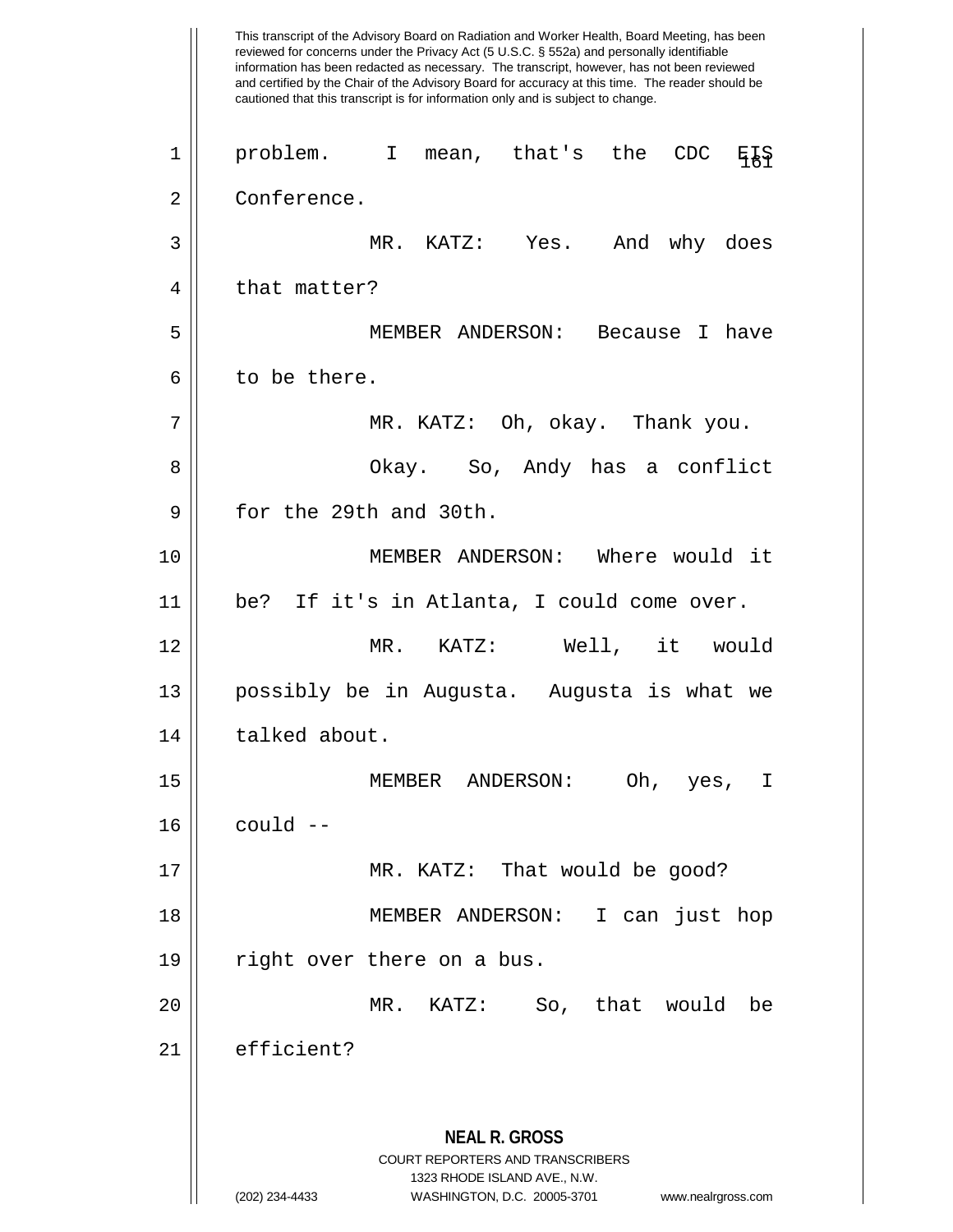This transcript of the Advisory Board on Radiation and Worker Health, Board Meeting, has been reviewed for concerns under the Privacy Act (5 U.S.C. § 552a) and personally identifiable information has been redacted as necessary. The transcript, however, has not been reviewed and certified by the Chair of the Advisory Board for accuracy at this time. The reader should be cautioned that this transcript is for information only and is subject to change.

problem. I mean, that's the CDC EIS Conference.

MR. KATZ: Yes. And why does that matter?

MEMBER ANDERSON: Because I have to be there.

MR. KATZ: Oh, okay. Thank you.

Okay. So, Andy has a conflict for the 29th and 30th.

MEMBER ANDERSON: Where would it be? If it's in Atlanta, I could come over.

MR. KATZ: Well, it would possibly be in Augusta. Augusta is what we talked about.

MEMBER ANDERSON: Oh, yes, I could --

MR. KATZ: That would be good?

MEMBER ANDERSON: I can just hop right over there on a bus.

MR. KATZ: So, that would be efficient?

**NEAL R. GROSS**
COURT REPORTERS AND TRANSCRIBERS
1323 RHODE ISLAND AVE., N.W.
(202) 234-4433 WASHINGTON, D.C. 20005-3701 www.nealrgross.com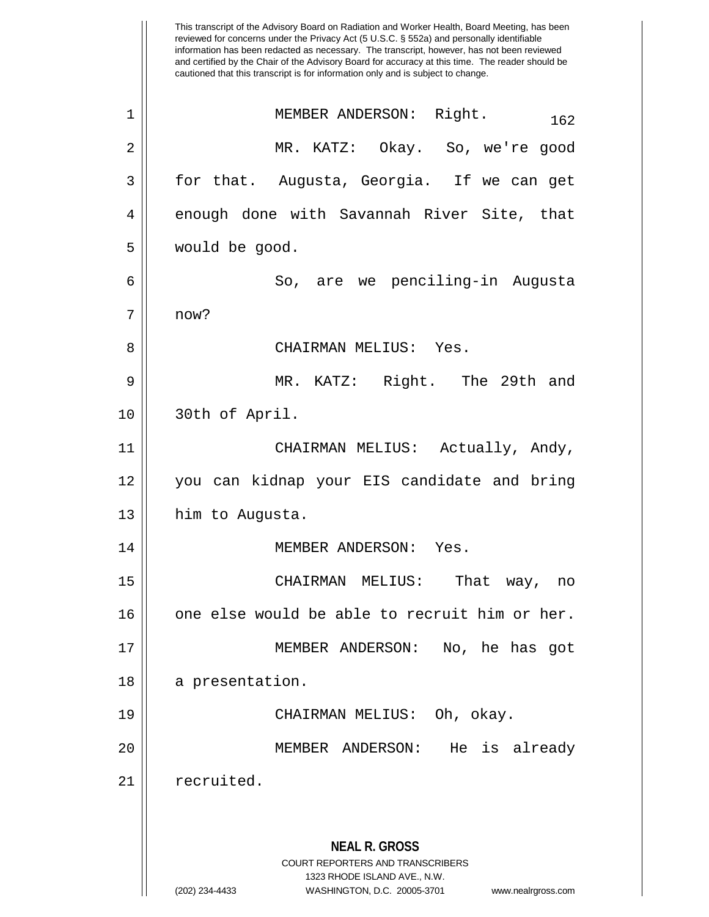MEMBER ANDERSON: Right.

MR. KATZ: Okay. So, we're good for that. Augusta, Georgia. If we can get enough done with Savannah River Site, that would be good.

So, are we penciling-in Augusta now?

CHAIRMAN MELIUS: Yes.

MR. KATZ: Right. The 29th and 30th of April.

CHAIRMAN MELIUS: Actually, Andy, you can kidnap your EIS candidate and bring him to Augusta.

MEMBER ANDERSON: Yes.

CHAIRMAN MELIUS: That way, no one else would be able to recruit him or her.

MEMBER ANDERSON: No, he has got a presentation.

CHAIRMAN MELIUS: Oh, okay.

MEMBER ANDERSON: He is already recruited.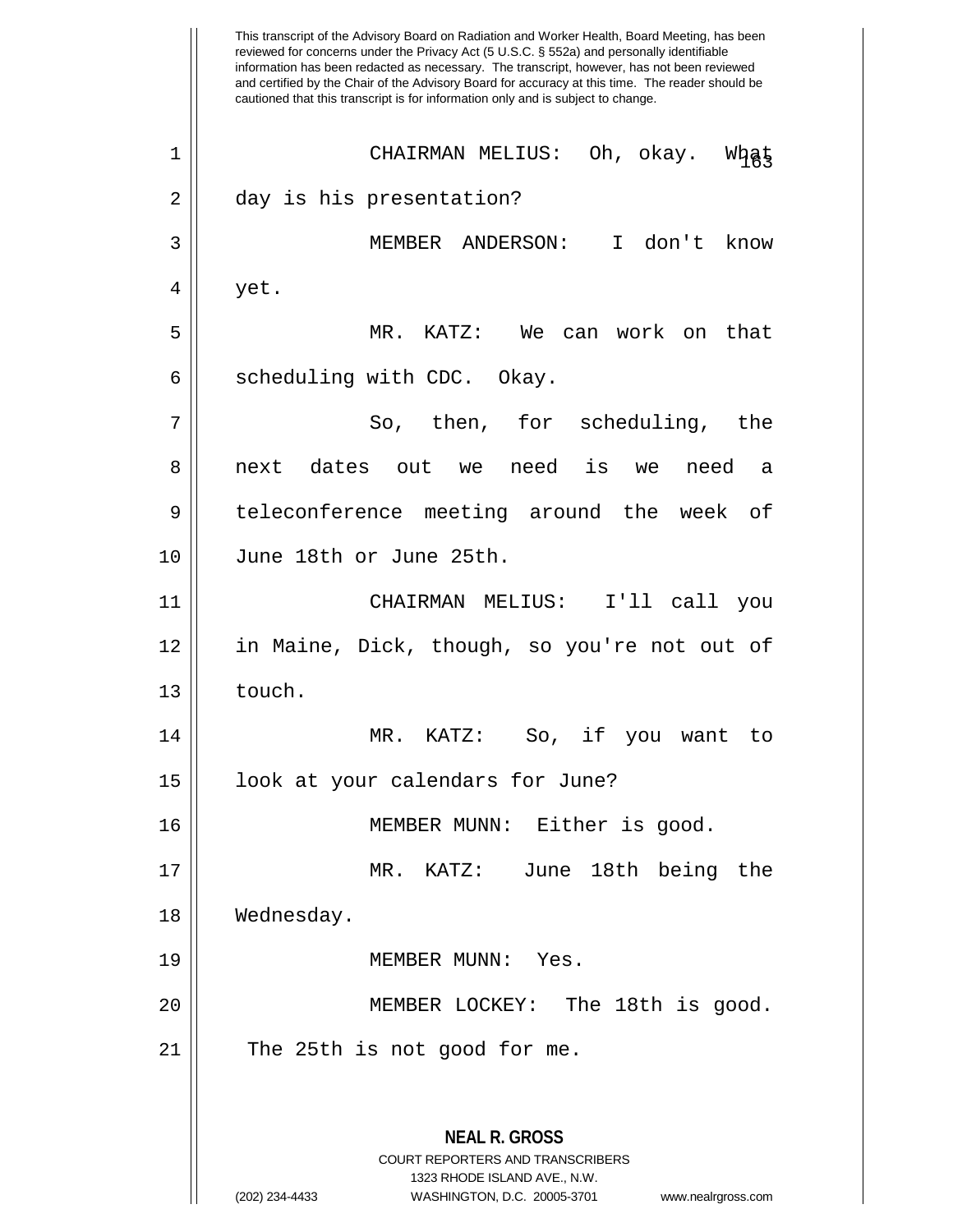This transcript of the Advisory Board on Radiation and Worker Health, Board Meeting, has been reviewed for concerns under the Privacy Act (5 U.S.C. § 552a) and personally identifiable information has been redacted as necessary. The transcript, however, has not been reviewed and certified by the Chair of the Advisory Board for accuracy at this time. The reader should be cautioned that this transcript is for information only and is subject to change.

CHAIRMAN MELIUS: Oh, okay. What day is his presentation?

MEMBER ANDERSON: I don't know yet.

MR. KATZ: We can work on that scheduling with CDC. Okay.

So, then, for scheduling, the next dates out we need is we need a teleconference meeting around the week of June 18th or June 25th.

CHAIRMAN MELIUS: I'll call you in Maine, Dick, though, so you're not out of touch.

MR. KATZ: So, if you want to look at your calendars for June?

MEMBER MUNN: Either is good.

MR. KATZ: June 18th being the Wednesday.

MEMBER MUNN: Yes.

MEMBER LOCKEY: The 18th is good. The 25th is not good for me.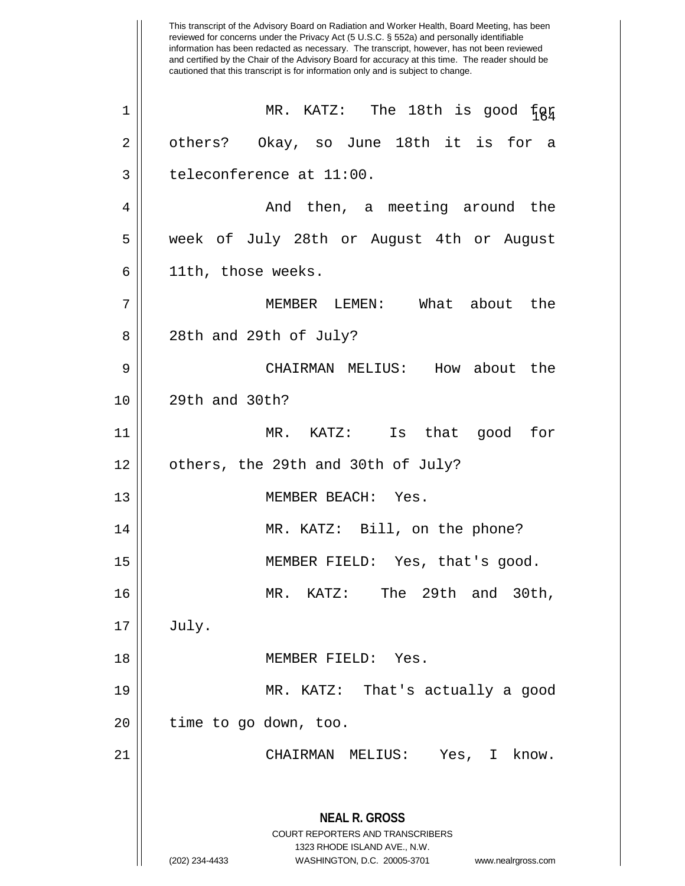This transcript of the Advisory Board on Radiation and Worker Health, Board Meeting, has been reviewed for concerns under the Privacy Act (5 U.S.C. § 552a) and personally identifiable information has been redacted as necessary. The transcript, however, has not been reviewed and certified by the Chair of the Advisory Board for accuracy at this time. The reader should be cautioned that this transcript is for information only and is subject to change.

MR. KATZ: The 18th is good for others? Okay, so June 18th it is for a teleconference at 11:00.

And then, a meeting around the week of July 28th or August 4th or August 11th, those weeks.

MEMBER LEMEN: What about the 28th and 29th of July?

CHAIRMAN MELIUS: How about the 29th and 30th?

MR. KATZ: Is that good for others, the 29th and 30th of July?

MEMBER BEACH: Yes.

MR. KATZ: Bill, on the phone?

MEMBER FIELD: Yes, that's good.

MR. KATZ: The 29th and 30th, July.

MEMBER FIELD: Yes.

MR. KATZ: That's actually a good time to go down, too.

CHAIRMAN MELIUS: Yes, I know.

**NEAL R. GROSS**
COURT REPORTERS AND TRANSCRIBERS
1323 RHODE ISLAND AVE., N.W.
(202) 234-4433 WASHINGTON, D.C. 20005-3701 www.nealrgross.com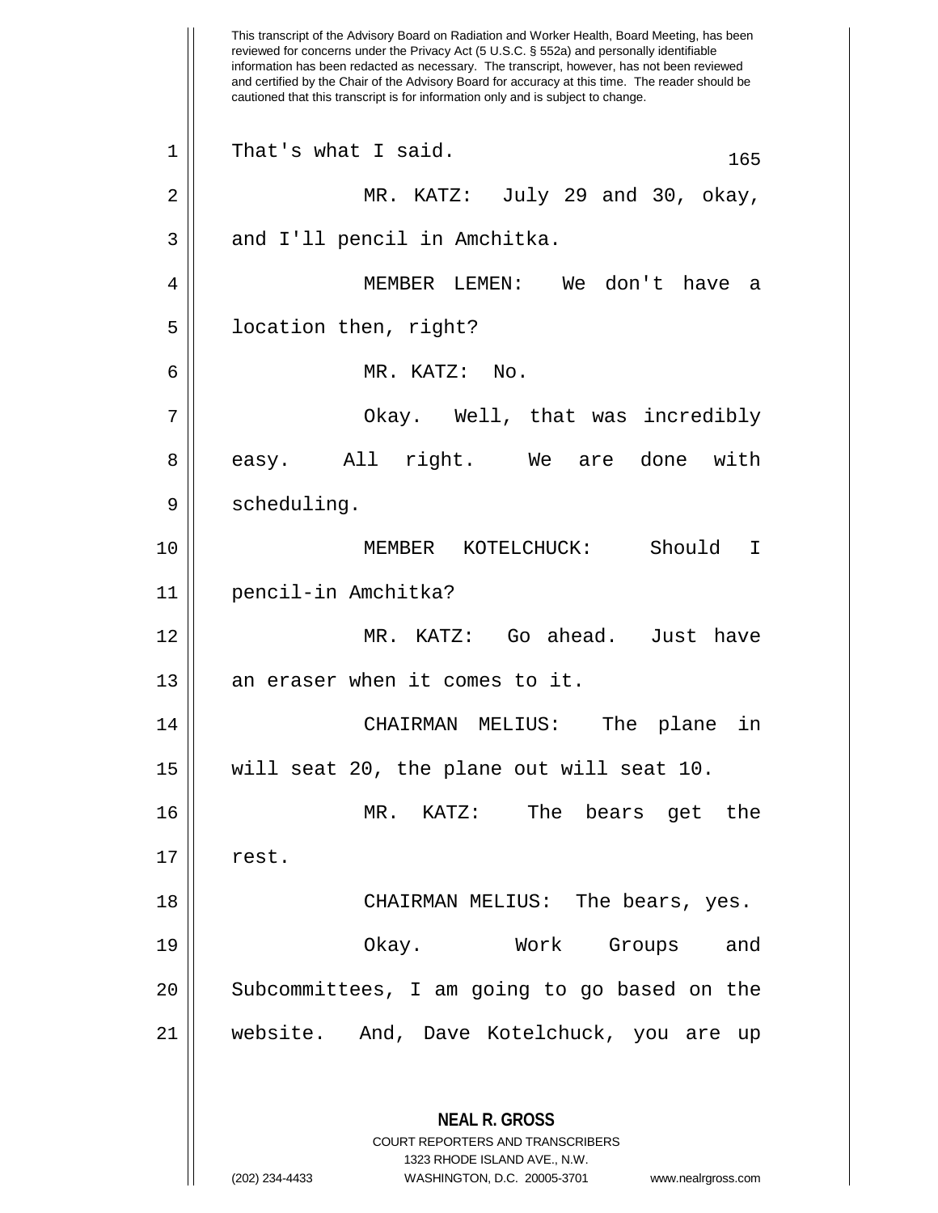That's what I said.

MR. KATZ: July 29 and 30, okay, and I'll pencil in Amchitka.

MEMBER LEMEN: We don't have a location then, right?

MR. KATZ: No.

Okay. Well, that was incredibly easy. All right. We are done with scheduling.

MEMBER KOTELCHUCK: Should I pencil-in Amchitka?

MR. KATZ: Go ahead. Just have an eraser when it comes to it.

CHAIRMAN MELIUS: The plane in will seat 20, the plane out will seat 10.

MR. KATZ: The bears get the rest.

CHAIRMAN MELIUS: The bears, yes.

Okay. Work Groups and Subcommittees, I am going to go based on the website. And, Dave Kotelchuck, you are up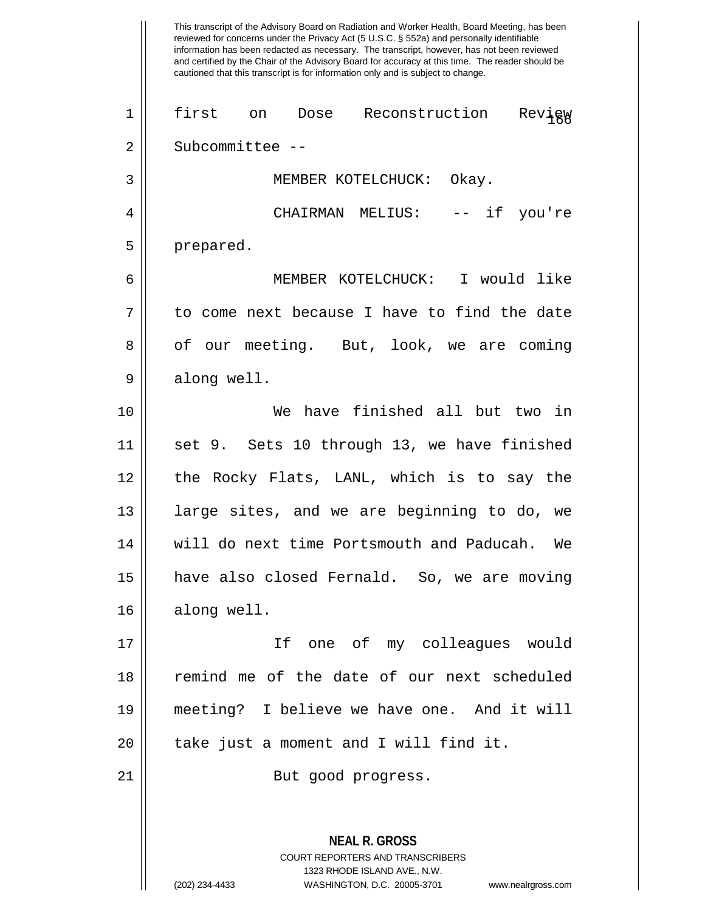first on Dose Reconstruction Review Subcommittee --

MEMBER KOTELCHUCK: Okay.

CHAIRMAN MELIUS: -- if you're prepared.

MEMBER KOTELCHUCK: I would like to come next because I have to find the date of our meeting. But, look, we are coming along well.

We have finished all but two in set 9. Sets 10 through 13, we have finished the Rocky Flats, LANL, which is to say the large sites, and we are beginning to do, we will do next time Portsmouth and Paducah. We have also closed Fernald. So, we are moving along well.

If one of my colleagues would remind me of the date of our next scheduled meeting? I believe we have one. And it will take just a moment and I will find it.

But good progress.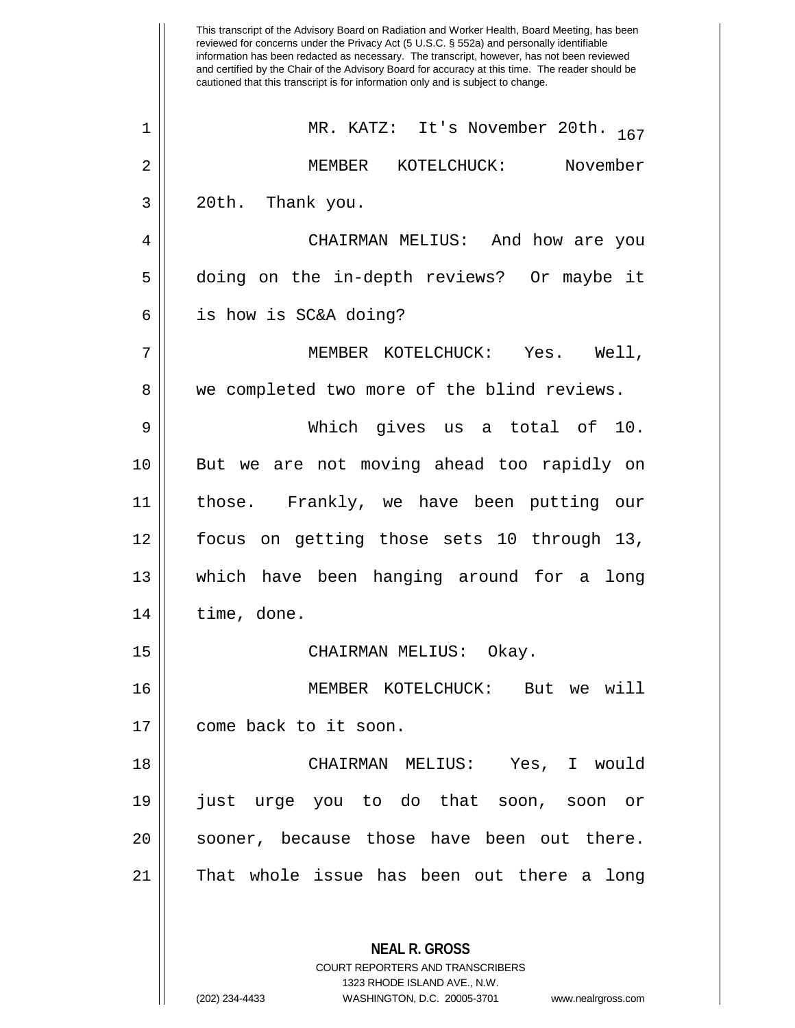This transcript of the Advisory Board on Radiation and Worker Health, Board Meeting, has been reviewed for concerns under the Privacy Act (5 U.S.C. § 552a) and personally identifiable information has been redacted as necessary. The transcript, however, has not been reviewed and certified by the Chair of the Advisory Board for accuracy at this time. The reader should be cautioned that this transcript is for information only and is subject to change.

MR. KATZ: It's November 20th.

MEMBER KOTELCHUCK: November 20th. Thank you.

CHAIRMAN MELIUS: And how are you doing on the in-depth reviews? Or maybe it is how is SC&A doing?

MEMBER KOTELCHUCK: Yes. Well, we completed two more of the blind reviews.

Which gives us a total of 10. But we are not moving ahead too rapidly on those. Frankly, we have been putting our focus on getting those sets 10 through 13, which have been hanging around for a long time, done.

CHAIRMAN MELIUS: Okay.

MEMBER KOTELCHUCK: But we will come back to it soon.

CHAIRMAN MELIUS: Yes, I would just urge you to do that soon, soon or sooner, because those have been out there. That whole issue has been out there a long

**NEAL R. GROSS**
COURT REPORTERS AND TRANSCRIBERS
1323 RHODE ISLAND AVE., N.W.
(202) 234-4433 WASHINGTON, D.C. 20005-3701 www.nealrgross.com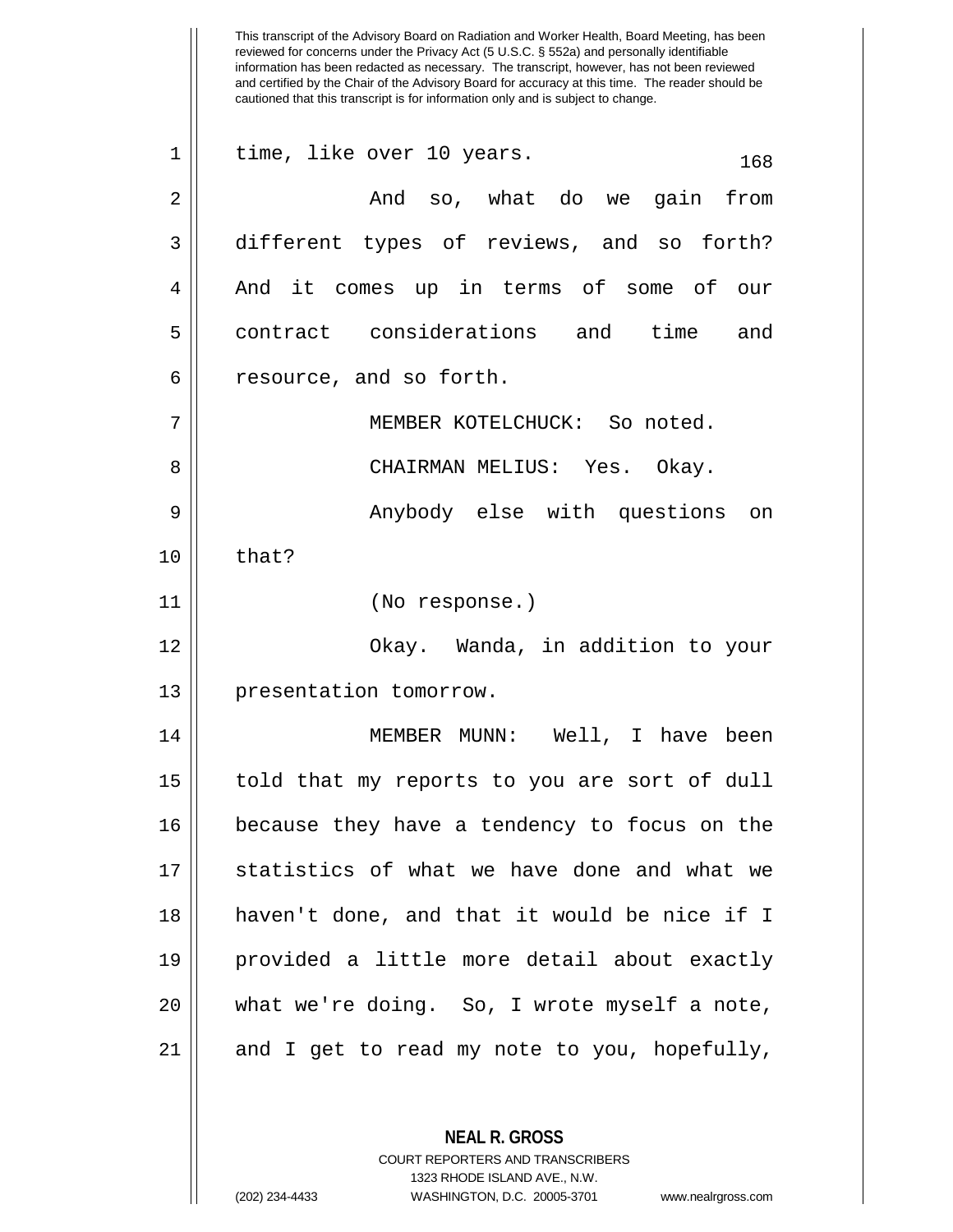time, like over 10 years.

And so, what do we gain from different types of reviews, and so forth? And it comes up in terms of some of our contract considerations and time and resource, and so forth.

MEMBER KOTELCHUCK: So noted.

CHAIRMAN MELIUS: Yes. Okay.

Anybody else with questions on that?

(No response.)

Okay. Wanda, in addition to your presentation tomorrow.

MEMBER MUNN: Well, I have been told that my reports to you are sort of dull because they have a tendency to focus on the statistics of what we have done and what we haven't done, and that it would be nice if I provided a little more detail about exactly what we're doing. So, I wrote myself a note, and I get to read my note to you, hopefully,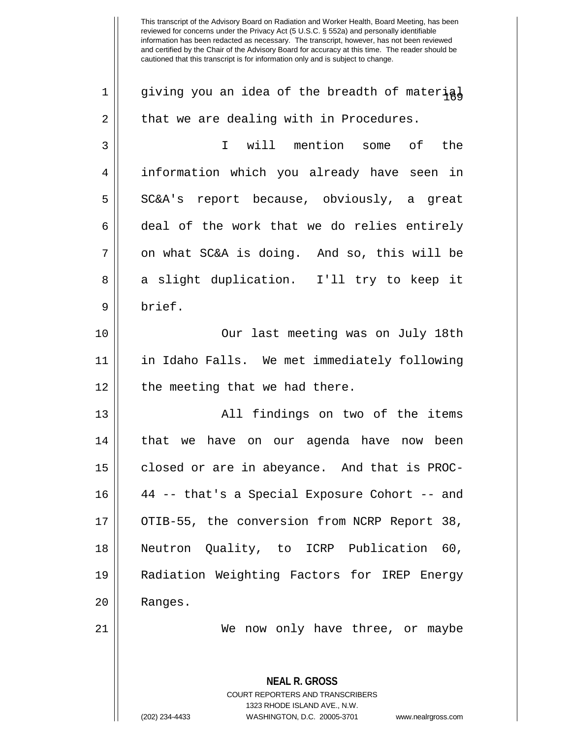giving you an idea of the breadth of material that we are dealing with in Procedures.

I will mention some of the information which you already have seen in SC&A's report because, obviously, a great deal of the work that we do relies entirely on what SC&A is doing. And so, this will be a slight duplication. I'll try to keep it brief.

Our last meeting was on July 18th in Idaho Falls. We met immediately following the meeting that we had there.

All findings on two of the items that we have on our agenda have now been closed or are in abeyance. And that is PROC-44 -- that's a Special Exposure Cohort -- and OTIB-55, the conversion from NCRP Report 38, Neutron Quality, to ICRP Publication 60, Radiation Weighting Factors for IREP Energy Ranges.

We now only have three, or maybe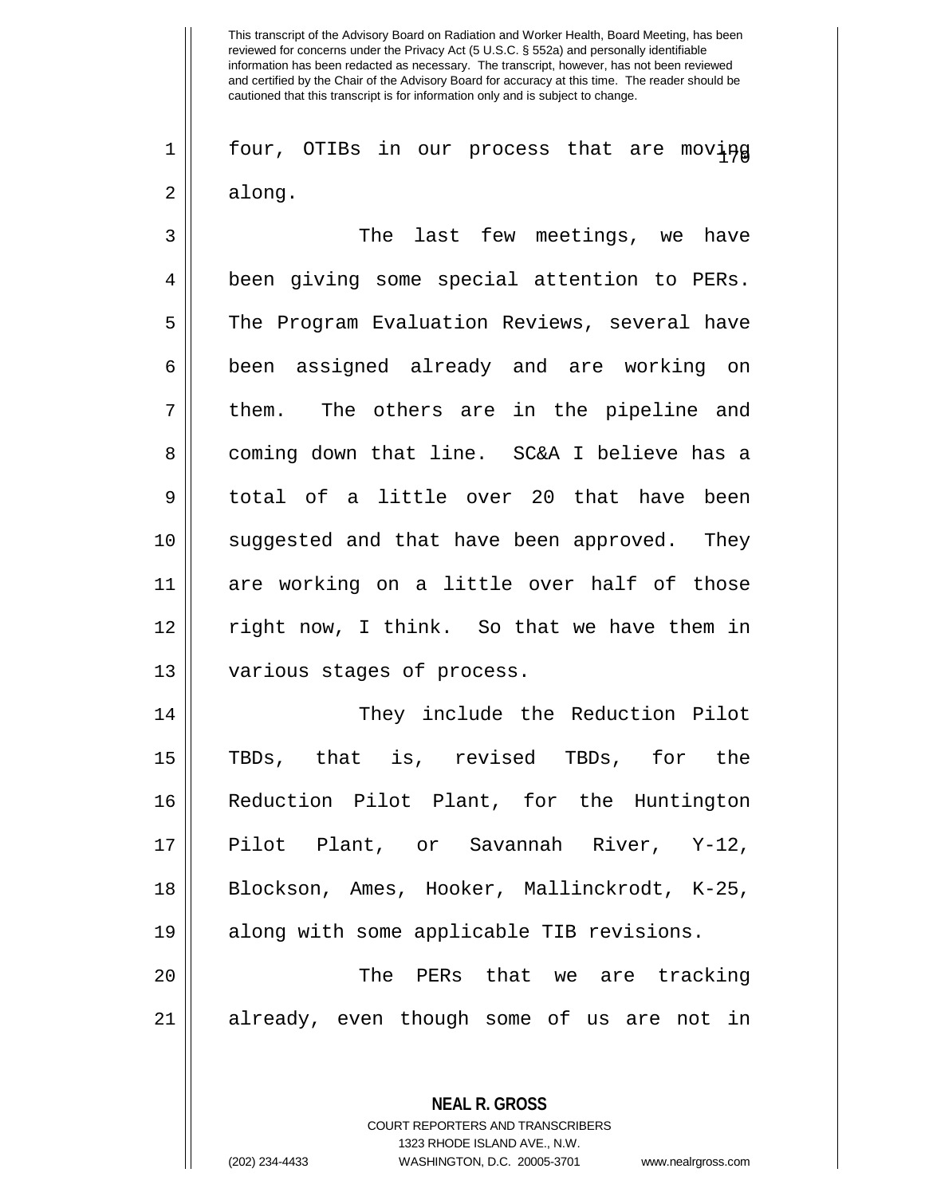four, OTIBs in our process that are moving along.

The last few meetings, we have been giving some special attention to PERs. The Program Evaluation Reviews, several have been assigned already and are working on them. The others are in the pipeline and coming down that line. SC&A I believe has a total of a little over 20 that have been suggested and that have been approved. They are working on a little over half of those right now, I think. So that we have them in various stages of process.

They include the Reduction Pilot TBDs, that is, revised TBDs, for the Reduction Pilot Plant, for the Huntington Pilot Plant, or Savannah River, Y-12, Blockson, Ames, Hooker, Mallinckrodt, K-25, along with some applicable TIB revisions.

The PERs that we are tracking already, even though some of us are not in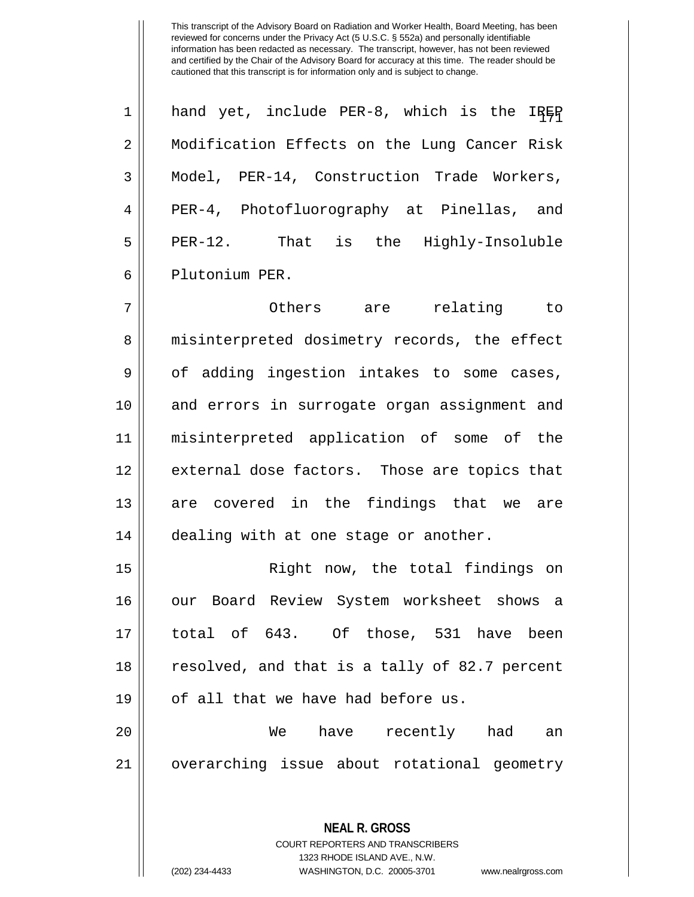hand yet, include PER-8, which is the IREP Modification Effects on the Lung Cancer Risk Model, PER-14, Construction Trade Workers, PER-4, Photofluorography at Pinellas, and PER-12. That is the Highly-Insoluble Plutonium PER.

Others are relating to misinterpreted dosimetry records, the effect of adding ingestion intakes to some cases, and errors in surrogate organ assignment and misinterpreted application of some of the external dose factors. Those are topics that are covered in the findings that we are dealing with at one stage or another.

Right now, the total findings on our Board Review System worksheet shows a total of 643. Of those, 531 have been resolved, and that is a tally of 82.7 percent of all that we have had before us.

We have recently had an overarching issue about rotational geometry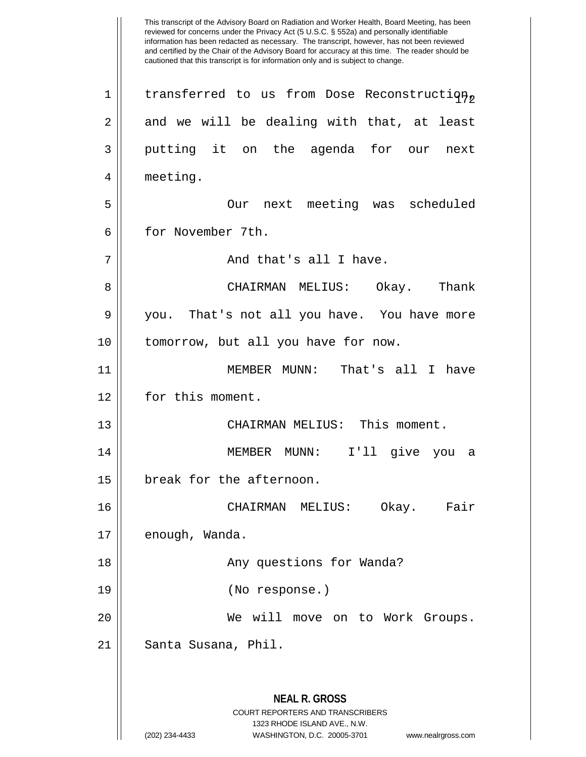transferred to us from Dose Reconstruction, and we will be dealing with that, at least putting it on the agenda for our next meeting.

Our next meeting was scheduled for November 7th.

And that's all I have.

CHAIRMAN MELIUS: Okay. Thank you. That's not all you have. You have more tomorrow, but all you have for now.

MEMBER MUNN: That's all I have for this moment.

CHAIRMAN MELIUS: This moment.

MEMBER MUNN: I'll give you a break for the afternoon.

CHAIRMAN MELIUS: Okay. Fair enough, Wanda.

Any questions for Wanda?

(No response.)

We will move on to Work Groups. Santa Susana, Phil.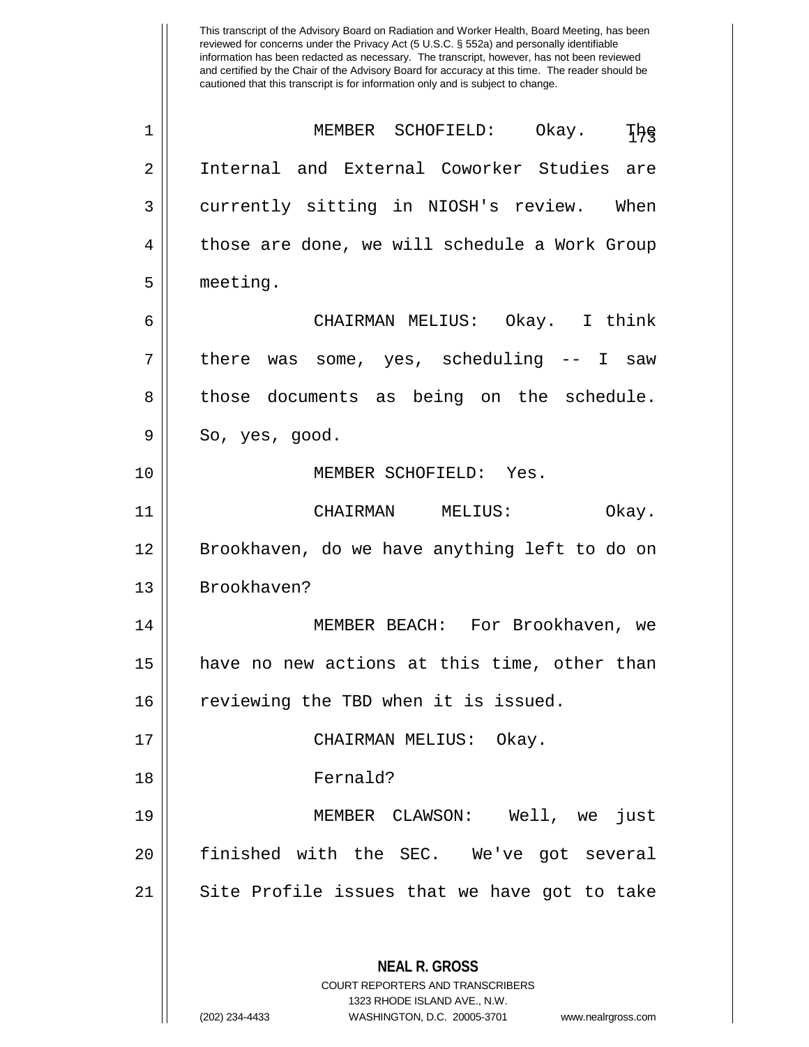This transcript of the Advisory Board on Radiation and Worker Health, Board Meeting, has been reviewed for concerns under the Privacy Act (5 U.S.C. § 552a) and personally identifiable information has been redacted as necessary. The transcript, however, has not been reviewed and certified by the Chair of the Advisory Board for accuracy at this time. The reader should be cautioned that this transcript is for information only and is subject to change.

MEMBER SCHOFIELD: Okay. The Internal and External Coworker Studies are currently sitting in NIOSH's review. When those are done, we will schedule a Work Group meeting.

CHAIRMAN MELIUS: Okay. I think there was some, yes, scheduling -- I saw those documents as being on the schedule. So, yes, good.

MEMBER SCHOFIELD: Yes.

CHAIRMAN MELIUS: Okay. Brookhaven, do we have anything left to do on Brookhaven?

MEMBER BEACH: For Brookhaven, we have no new actions at this time, other than reviewing the TBD when it is issued.

CHAIRMAN MELIUS: Okay.

Fernald?

MEMBER CLAWSON: Well, we just finished with the SEC. We've got several Site Profile issues that we have got to take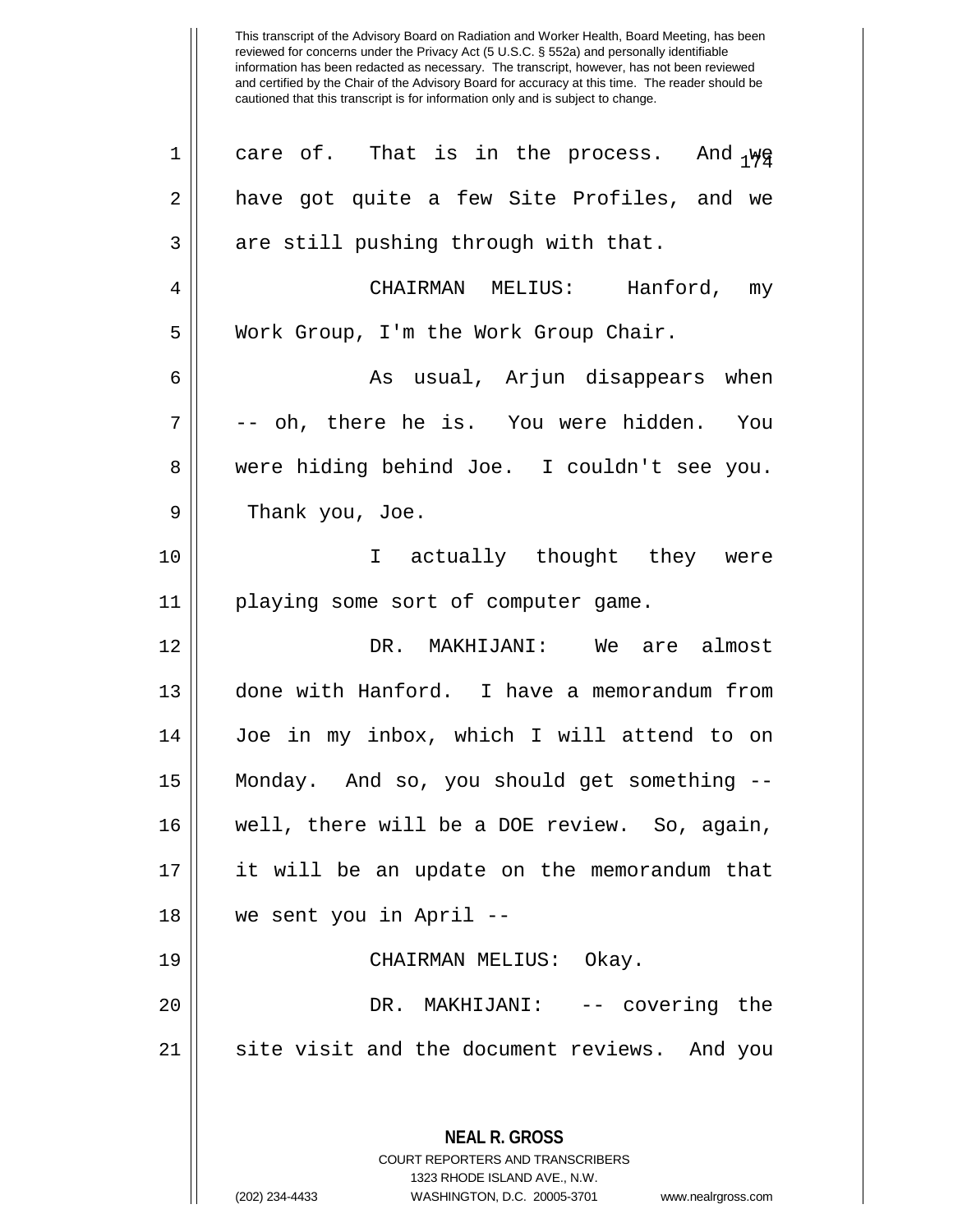This transcript of the Advisory Board on Radiation and Worker Health, Board Meeting, has been reviewed for concerns under the Privacy Act (5 U.S.C. § 552a) and personally identifiable information has been redacted as necessary. The transcript, however, has not been reviewed and certified by the Chair of the Advisory Board for accuracy at this time. The reader should be cautioned that this transcript is for information only and is subject to change.

care of. That is in the process. And we have got quite a few Site Profiles, and we are still pushing through with that.

CHAIRMAN MELIUS: Hanford, my Work Group, I'm the Work Group Chair.

As usual, Arjun disappears when -- oh, there he is. You were hidden. You were hiding behind Joe. I couldn't see you. Thank you, Joe.

I actually thought they were playing some sort of computer game.

DR. MAKHIJANI: We are almost done with Hanford. I have a memorandum from Joe in my inbox, which I will attend to on Monday. And so, you should get something -- well, there will be a DOE review. So, again, it will be an update on the memorandum that we sent you in April --

CHAIRMAN MELIUS: Okay.

DR. MAKHIJANI: -- covering the site visit and the document reviews. And you

**NEAL R. GROSS**
COURT REPORTERS AND TRANSCRIBERS
1323 RHODE ISLAND AVE., N.W.
(202) 234-4433 WASHINGTON, D.C. 20005-3701 www.nealrgross.com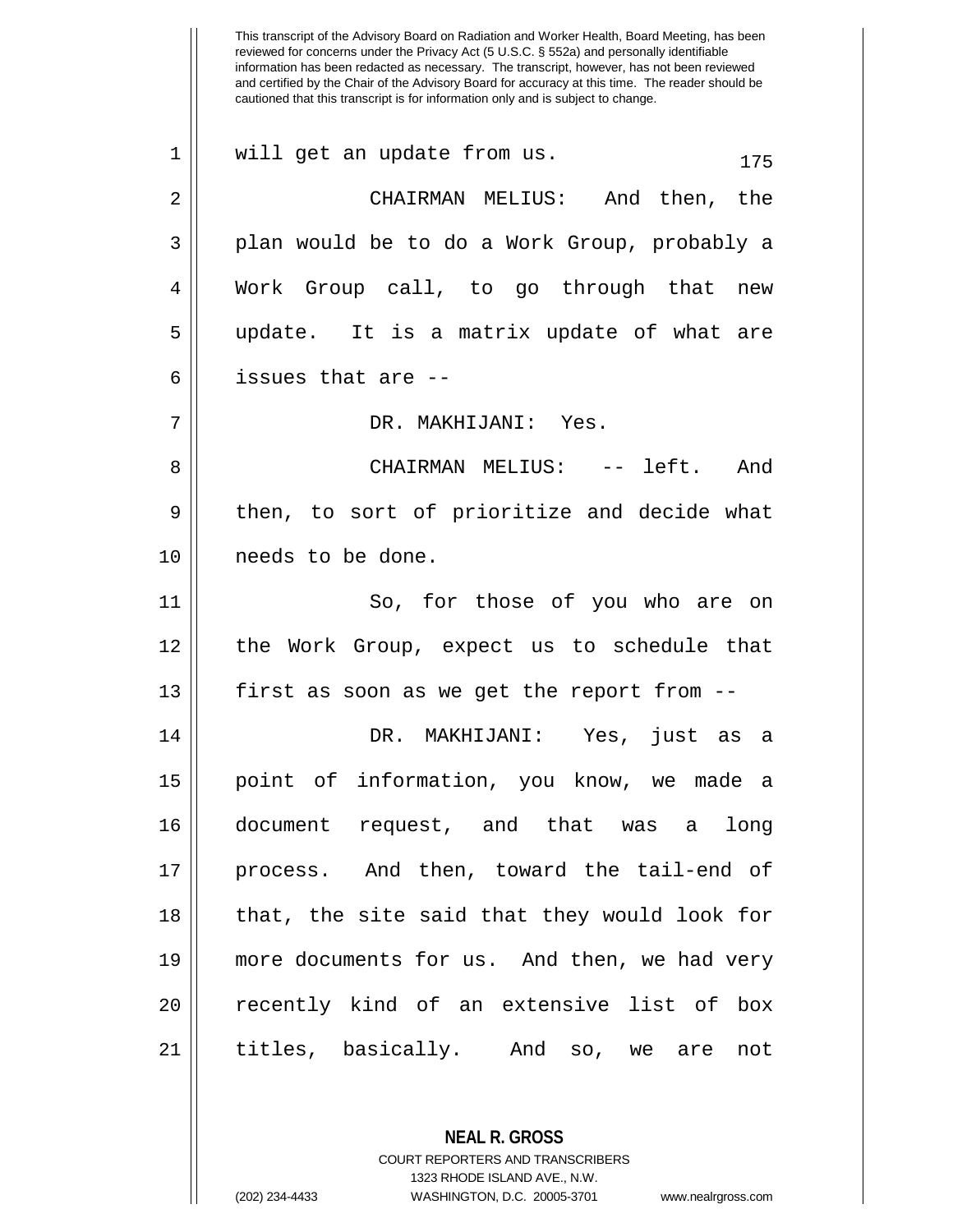will get an update from us.

CHAIRMAN MELIUS: And then, the plan would be to do a Work Group, probably a Work Group call, to go through that new update. It is a matrix update of what are issues that are --

DR. MAKHIJANI: Yes.

CHAIRMAN MELIUS: -- left. And then, to sort of prioritize and decide what needs to be done.

So, for those of you who are on the Work Group, expect us to schedule that first as soon as we get the report from --

DR. MAKHIJANI: Yes, just as a point of information, you know, we made a document request, and that was a long process. And then, toward the tail-end of that, the site said that they would look for more documents for us. And then, we had very recently kind of an extensive list of box titles, basically. And so, we are not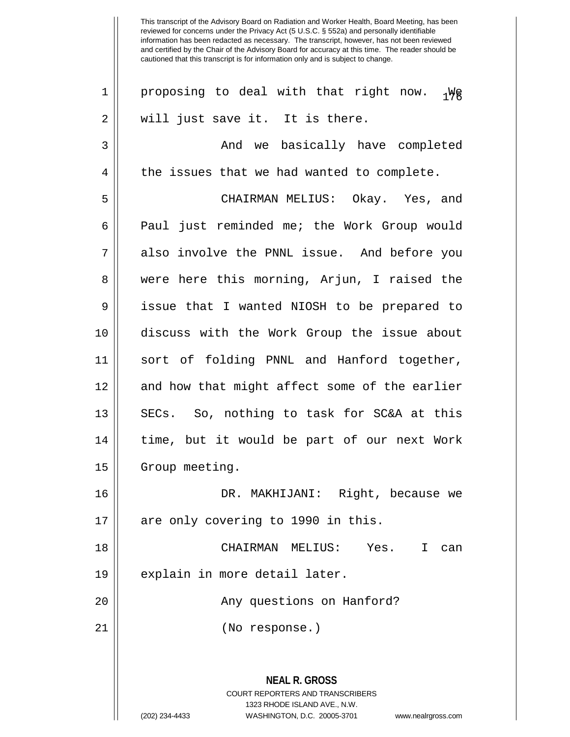proposing to deal with that right now. We will just save it. It is there.

And we basically have completed the issues that we had wanted to complete.

CHAIRMAN MELIUS: Okay. Yes, and Paul just reminded me; the Work Group would also involve the PNNL issue. And before you were here this morning, Arjun, I raised the issue that I wanted NIOSH to be prepared to discuss with the Work Group the issue about sort of folding PNNL and Hanford together, and how that might affect some of the earlier SECs. So, nothing to task for SC&A at this time, but it would be part of our next Work Group meeting.

DR. MAKHIJANI: Right, because we are only covering to 1990 in this.

CHAIRMAN MELIUS: Yes. I can explain in more detail later.

Any questions on Hanford?

(No response.)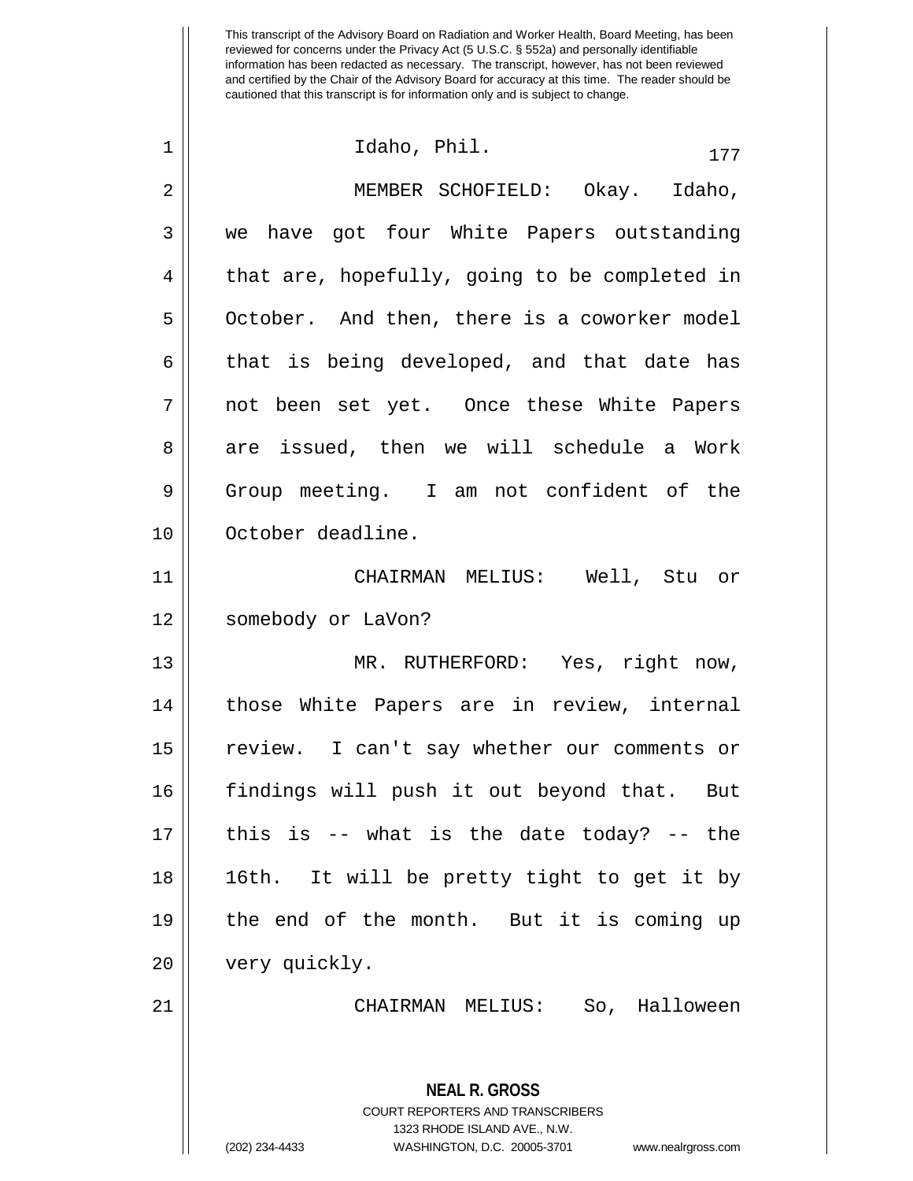This transcript of the Advisory Board on Radiation and Worker Health, Board Meeting, has been reviewed for concerns under the Privacy Act (5 U.S.C. § 552a) and personally identifiable information has been redacted as necessary. The transcript, however, has not been reviewed and certified by the Chair of the Advisory Board for accuracy at this time. The reader should be cautioned that this transcript is for information only and is subject to change.

1 Idaho, Phil.

2 MEMBER SCHOFIELD: Okay. Idaho,
3 we have got four White Papers outstanding
4 that are, hopefully, going to be completed in
5 October. And then, there is a coworker model
6 that is being developed, and that date has
7 not been set yet. Once these White Papers
8 are issued, then we will schedule a Work
9 Group meeting. I am not confident of the
10 October deadline.

11 CHAIRMAN MELIUS: Well, Stu or
12 somebody or LaVon?

13 MR. RUTHERFORD: Yes, right now,
14 those White Papers are in review, internal
15 review. I can't say whether our comments or
16 findings will push it out beyond that. But
17 this is -- what is the date today? -- the
18 16th. It will be pretty tight to get it by
19 the end of the month. But it is coming up
20 very quickly.

21 CHAIRMAN MELIUS: So, Halloween

**NEAL R. GROSS**
COURT REPORTERS AND TRANSCRIBERS
1323 RHODE ISLAND AVE., N.W.
(202) 234-4433 WASHINGTON, D.C. 20005-3701 www.nealrgross.com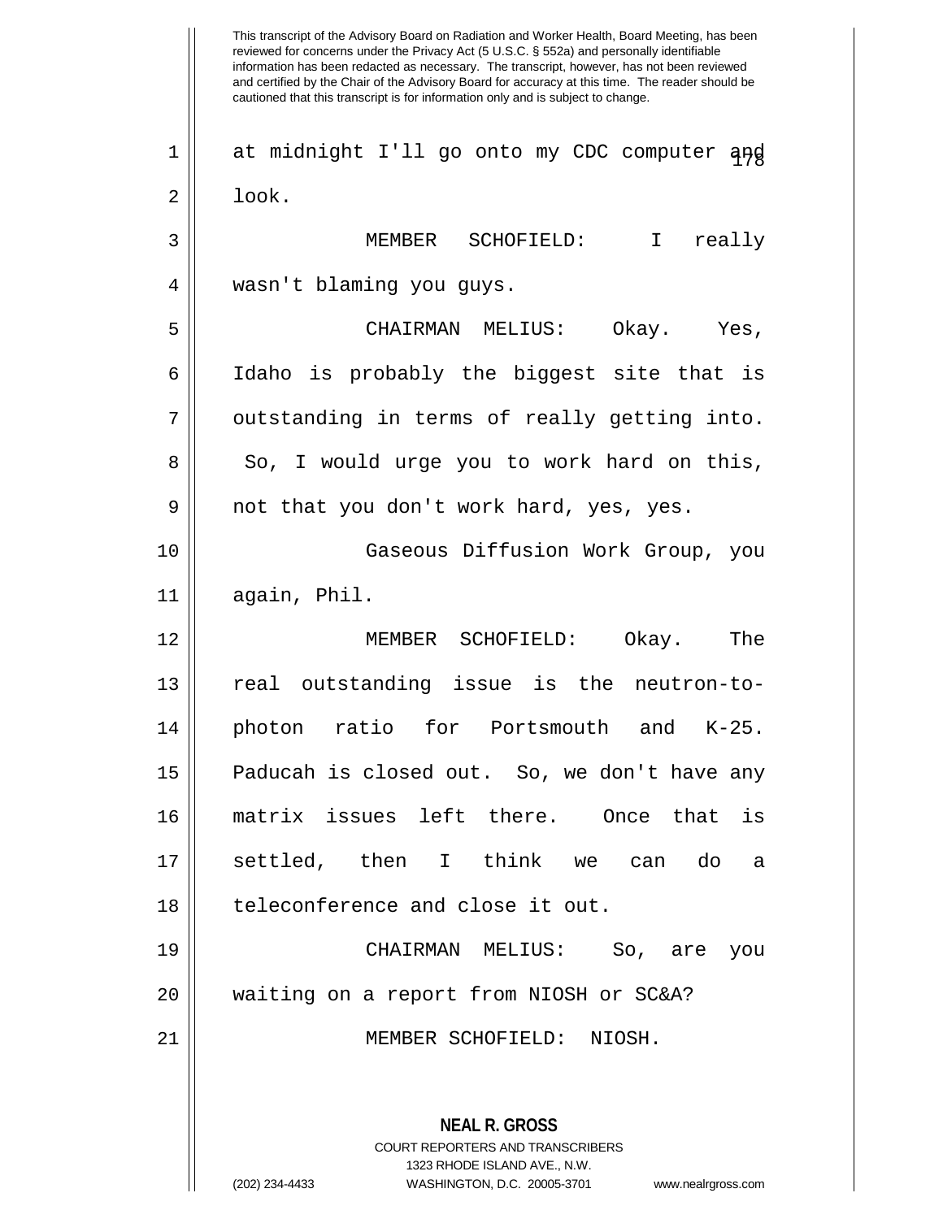This transcript of the Advisory Board on Radiation and Worker Health, Board Meeting, has been reviewed for concerns under the Privacy Act (5 U.S.C. § 552a) and personally identifiable information has been redacted as necessary. The transcript, however, has not been reviewed and certified by the Chair of the Advisory Board for accuracy at this time. The reader should be cautioned that this transcript is for information only and is subject to change.

at midnight I'll go onto my CDC computer and look.

MEMBER SCHOFIELD: I really wasn't blaming you guys.

CHAIRMAN MELIUS: Okay. Yes, Idaho is probably the biggest site that is outstanding in terms of really getting into. So, I would urge you to work hard on this, not that you don't work hard, yes, yes.

Gaseous Diffusion Work Group, you again, Phil.

MEMBER SCHOFIELD: Okay. The real outstanding issue is the neutron-to-photon ratio for Portsmouth and K-25. Paducah is closed out. So, we don't have any matrix issues left there. Once that is settled, then I think we can do a teleconference and close it out.

CHAIRMAN MELIUS: So, are you waiting on a report from NIOSH or SC&A?

MEMBER SCHOFIELD: NIOSH.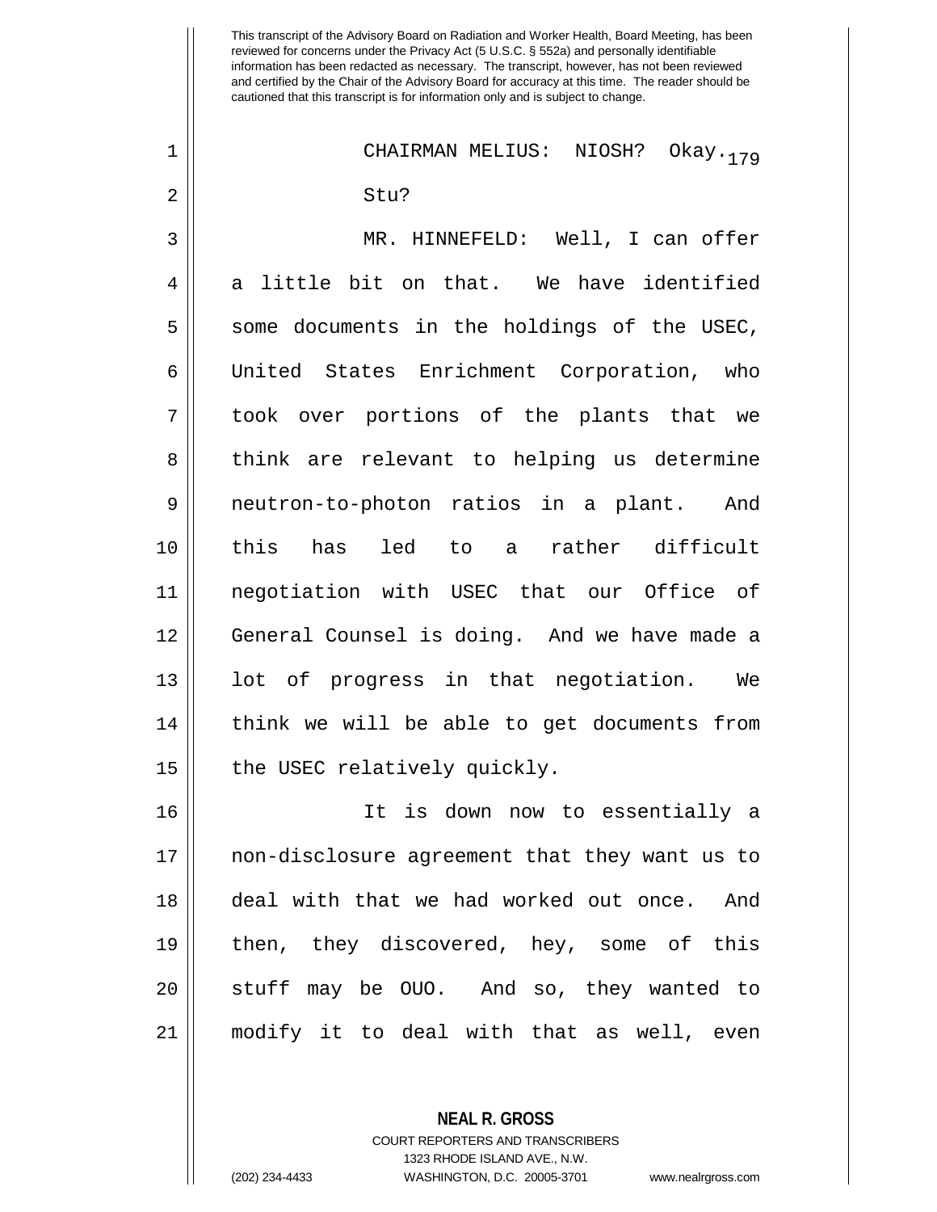CHAIRMAN MELIUS: NIOSH? Okay. Stu?

MR. HINNEFELD: Well, I can offer a little bit on that. We have identified some documents in the holdings of the USEC, United States Enrichment Corporation, who took over portions of the plants that we think are relevant to helping us determine neutron-to-photon ratios in a plant. And this has led to a rather difficult negotiation with USEC that our Office of General Counsel is doing. And we have made a lot of progress in that negotiation. We think we will be able to get documents from the USEC relatively quickly.

It is down now to essentially a non-disclosure agreement that they want us to deal with that we had worked out once. And then, they discovered, hey, some of this stuff may be OUO. And so, they wanted to modify it to deal with that as well, even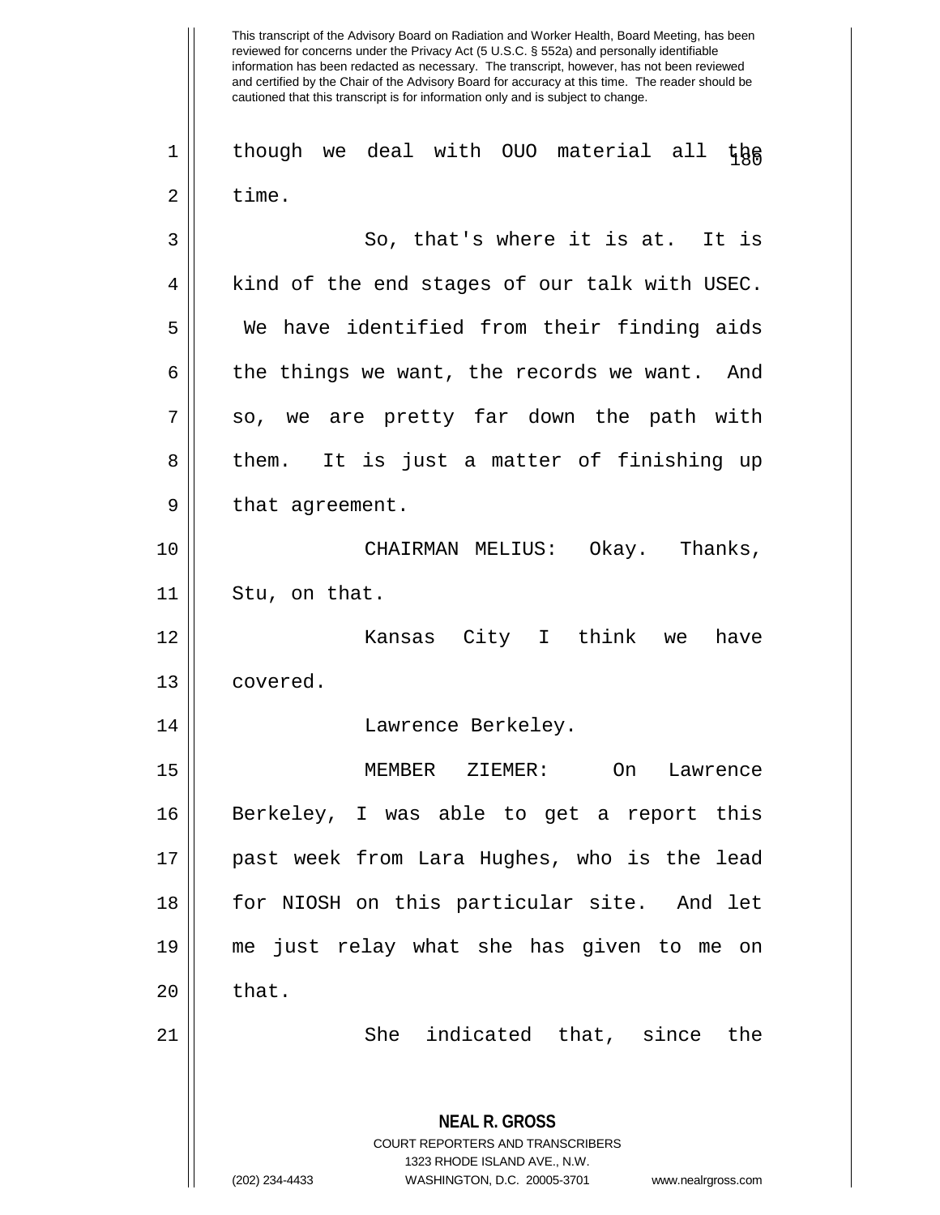though we deal with OUO material all the time.

So, that's where it is at. It is kind of the end stages of our talk with USEC. We have identified from their finding aids the things we want, the records we want. And so, we are pretty far down the path with them. It is just a matter of finishing up that agreement.

CHAIRMAN MELIUS: Okay. Thanks, Stu, on that.

Kansas City I think we have covered.

Lawrence Berkeley.

MEMBER ZIEMER: On Lawrence Berkeley, I was able to get a report this past week from Lara Hughes, who is the lead for NIOSH on this particular site. And let me just relay what she has given to me on that.

She indicated that, since the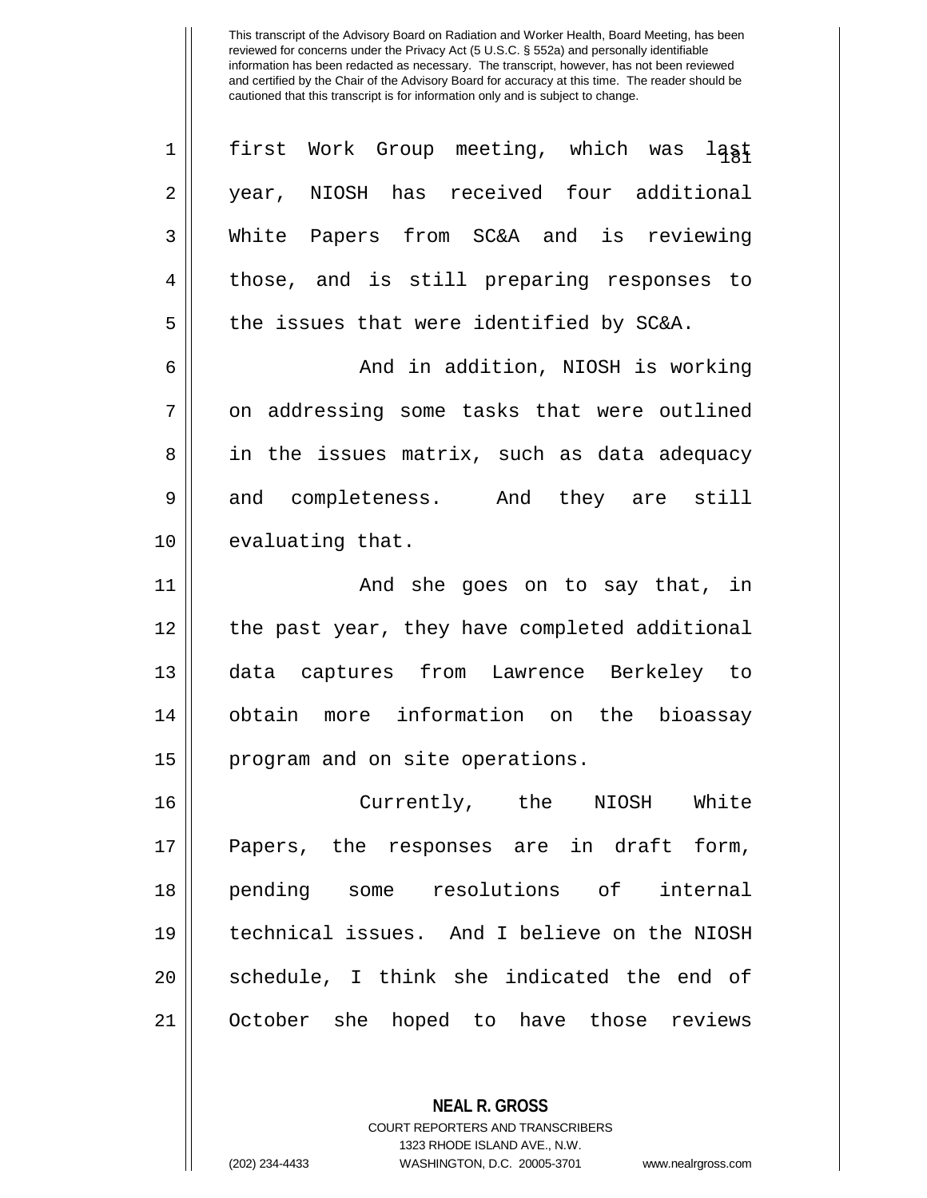first Work Group meeting, which was last year, NIOSH has received four additional White Papers from SC&A and is reviewing those, and is still preparing responses to the issues that were identified by SC&A.

And in addition, NIOSH is working on addressing some tasks that were outlined in the issues matrix, such as data adequacy and completeness. And they are still evaluating that.

And she goes on to say that, in the past year, they have completed additional data captures from Lawrence Berkeley to obtain more information on the bioassay program and on site operations.

Currently, the NIOSH White Papers, the responses are in draft form, pending some resolutions of internal technical issues. And I believe on the NIOSH schedule, I think she indicated the end of October she hoped to have those reviews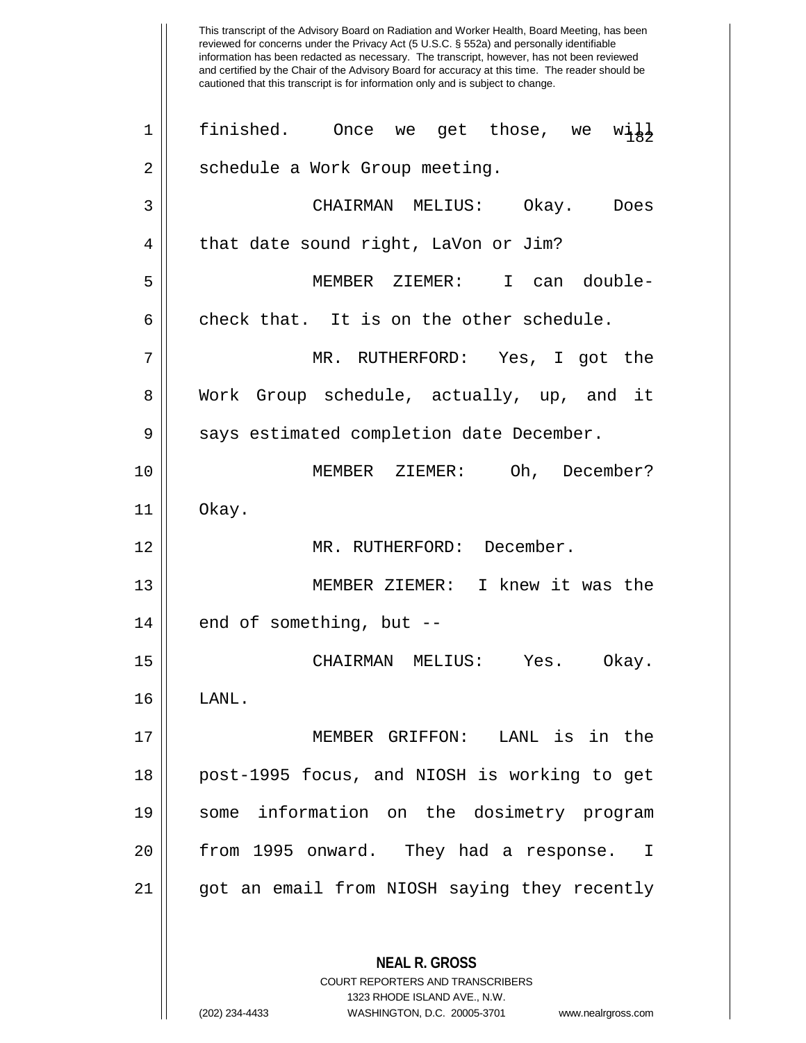finished. Once we get those, we will schedule a Work Group meeting.

CHAIRMAN MELIUS: Okay. Does that date sound right, LaVon or Jim?

MEMBER ZIEMER: I can double-check that. It is on the other schedule.

MR. RUTHERFORD: Yes, I got the Work Group schedule, actually, up, and it says estimated completion date December.

MEMBER ZIEMER: Oh, December? Okay.

MR. RUTHERFORD: December.

MEMBER ZIEMER: I knew it was the end of something, but --

CHAIRMAN MELIUS: Yes. Okay. LANL.

MEMBER GRIFFON: LANL is in the post-1995 focus, and NIOSH is working to get some information on the dosimetry program from 1995 onward. They had a response. I got an email from NIOSH saying they recently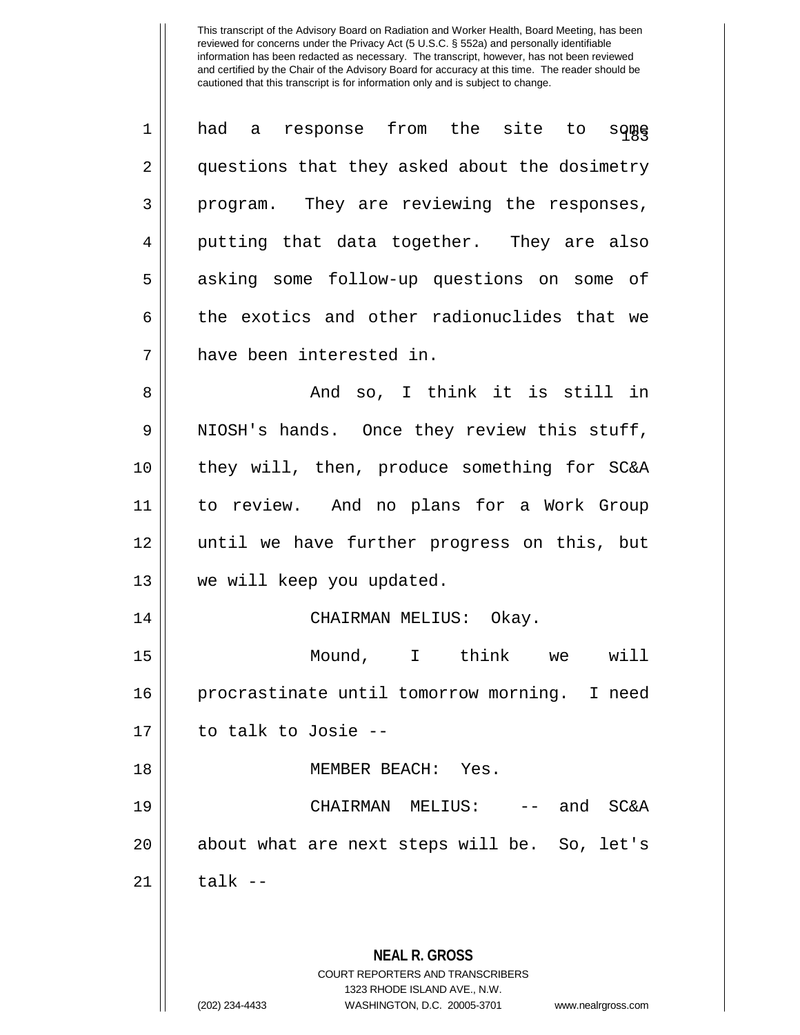had a response from the site to some questions that they asked about the dosimetry program. They are reviewing the responses, putting that data together. They are also asking some follow-up questions on some of the exotics and other radionuclides that we have been interested in.

And so, I think it is still in NIOSH's hands. Once they review this stuff, they will, then, produce something for SC&A to review. And no plans for a Work Group until we have further progress on this, but we will keep you updated.

CHAIRMAN MELIUS: Okay.

Mound, I think we will procrastinate until tomorrow morning. I need to talk to Josie --

MEMBER BEACH: Yes.

CHAIRMAN MELIUS: -- and SC&A about what are next steps will be. So, let's talk --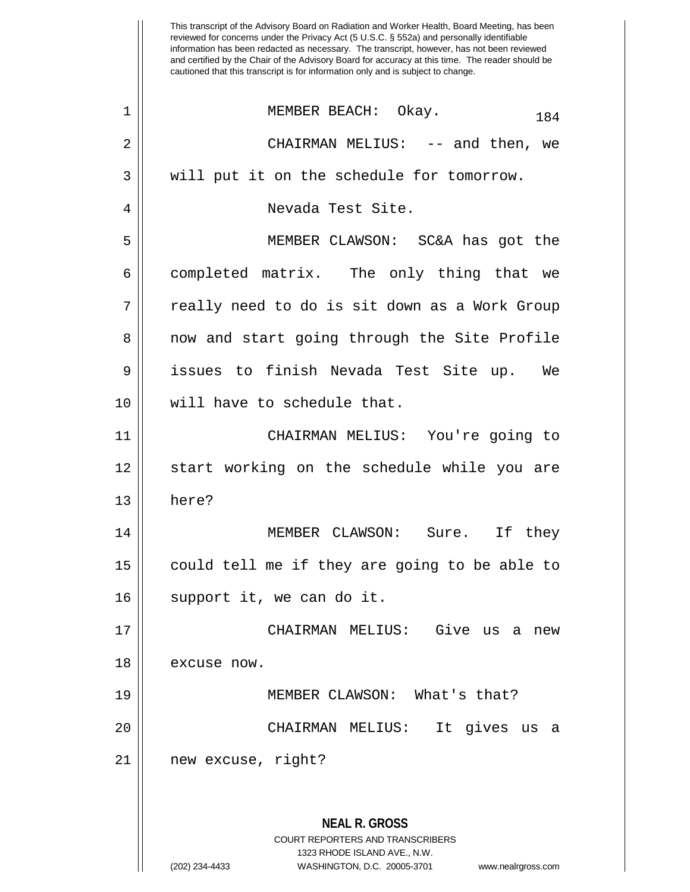MEMBER BEACH: Okay.

CHAIRMAN MELIUS: -- and then, we will put it on the schedule for tomorrow.

Nevada Test Site.

MEMBER CLAWSON: SC&A has got the completed matrix. The only thing that we really need to do is sit down as a Work Group now and start going through the Site Profile issues to finish Nevada Test Site up. We will have to schedule that.

CHAIRMAN MELIUS: You're going to start working on the schedule while you are here?

MEMBER CLAWSON: Sure. If they could tell me if they are going to be able to support it, we can do it.

CHAIRMAN MELIUS: Give us a new excuse now.

MEMBER CLAWSON: What's that?

CHAIRMAN MELIUS: It gives us a new excuse, right?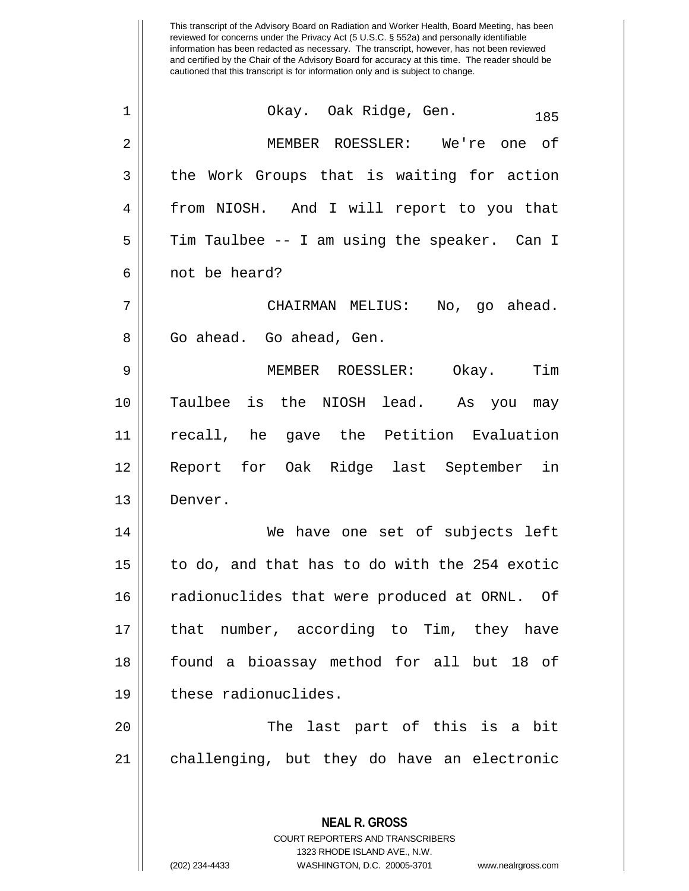This transcript of the Advisory Board on Radiation and Worker Health, Board Meeting, has been reviewed for concerns under the Privacy Act (5 U.S.C. § 552a) and personally identifiable information has been redacted as necessary. The transcript, however, has not been reviewed and certified by the Chair of the Advisory Board for accuracy at this time. The reader should be cautioned that this transcript is for information only and is subject to change.

Okay. Oak Ridge, Gen.

MEMBER ROESSLER: We're one of the Work Groups that is waiting for action from NIOSH. And I will report to you that Tim Taulbee -- I am using the speaker. Can I not be heard?

CHAIRMAN MELIUS: No, go ahead. Go ahead. Go ahead, Gen.

MEMBER ROESSLER: Okay. Tim Taulbee is the NIOSH lead. As you may recall, he gave the Petition Evaluation Report for Oak Ridge last September in Denver.

We have one set of subjects left to do, and that has to do with the 254 exotic radionuclides that were produced at ORNL. Of that number, according to Tim, they have found a bioassay method for all but 18 of these radionuclides.

The last part of this is a bit challenging, but they do have an electronic

**NEAL R. GROSS**
COURT REPORTERS AND TRANSCRIBERS
1323 RHODE ISLAND AVE., N.W.
(202) 234-4433 WASHINGTON, D.C. 20005-3701 www.nealrgross.com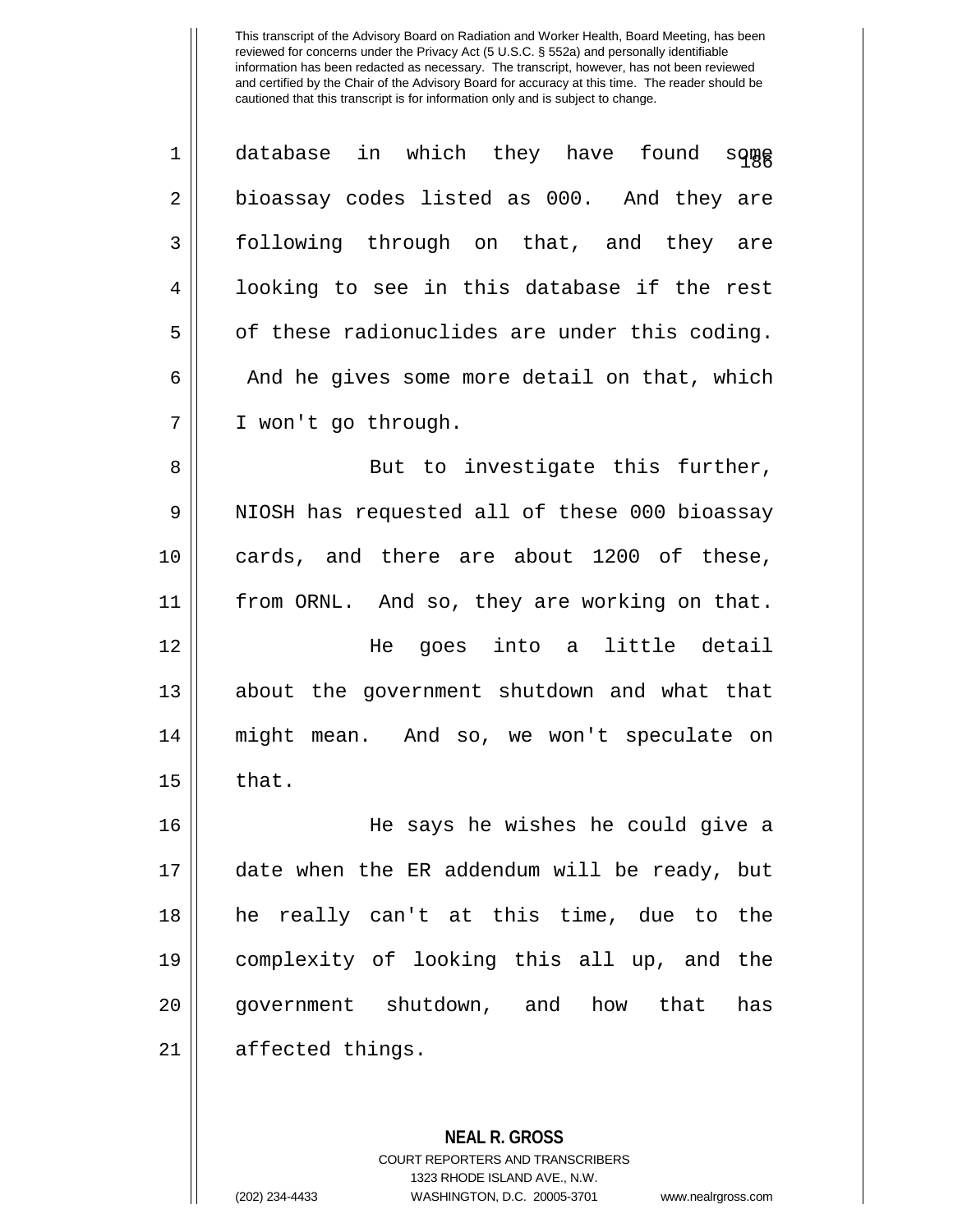This transcript of the Advisory Board on Radiation and Worker Health, Board Meeting, has been reviewed for concerns under the Privacy Act (5 U.S.C. § 552a) and personally identifiable information has been redacted as necessary. The transcript, however, has not been reviewed and certified by the Chair of the Advisory Board for accuracy at this time. The reader should be cautioned that this transcript is for information only and is subject to change.

database in which they have found some bioassay codes listed as 000. And they are following through on that, and they are looking to see in this database if the rest of these radionuclides are under this coding. And he gives some more detail on that, which I won't go through.

But to investigate this further, NIOSH has requested all of these 000 bioassay cards, and there are about 1200 of these, from ORNL. And so, they are working on that.

He goes into a little detail about the government shutdown and what that might mean. And so, we won't speculate on that.

He says he wishes he could give a date when the ER addendum will be ready, but he really can't at this time, due to the complexity of looking this all up, and the government shutdown, and how that has affected things.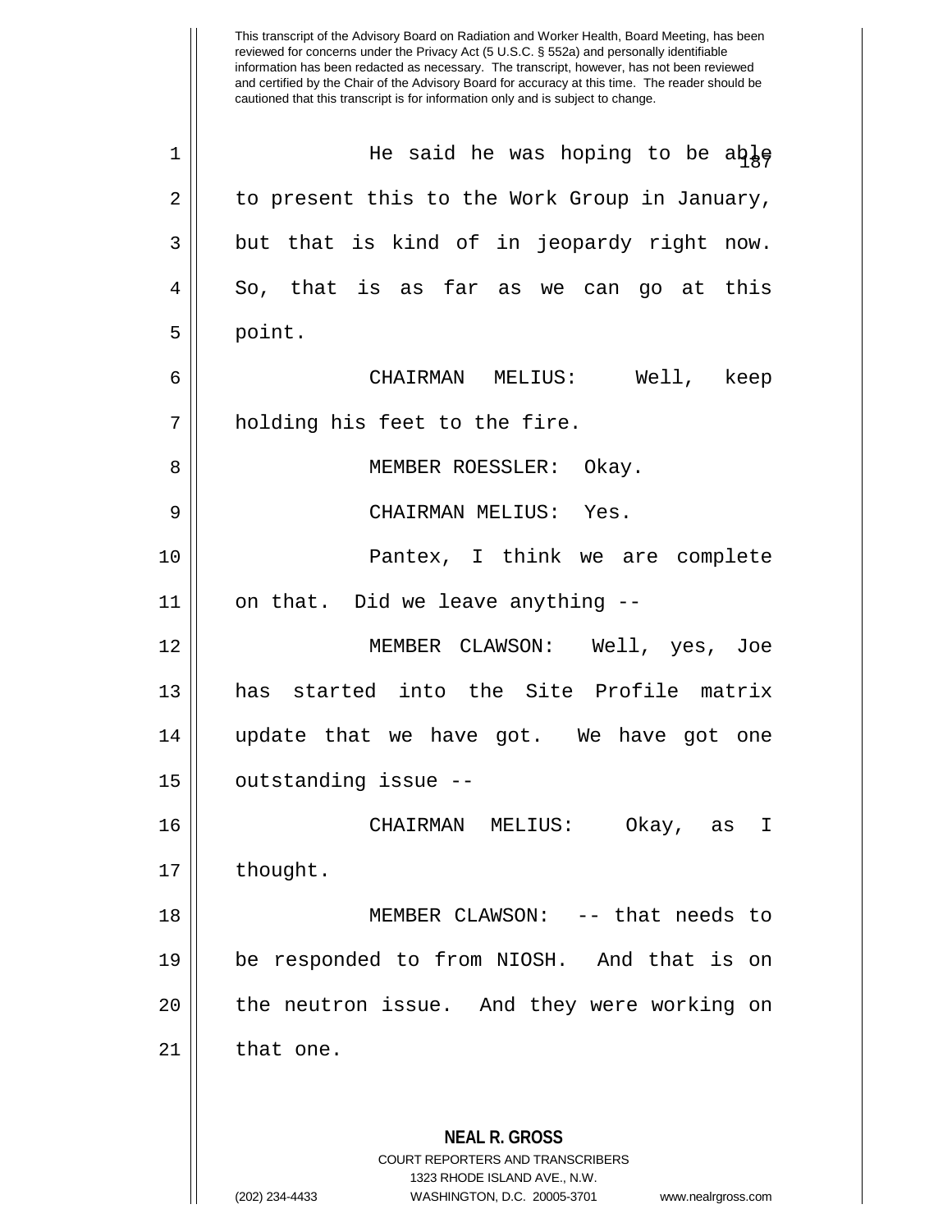This transcript of the Advisory Board on Radiation and Worker Health, Board Meeting, has been reviewed for concerns under the Privacy Act (5 U.S.C. § 552a) and personally identifiable information has been redacted as necessary. The transcript, however, has not been reviewed and certified by the Chair of the Advisory Board for accuracy at this time. The reader should be cautioned that this transcript is for information only and is subject to change.

He said he was hoping to be able to present this to the Work Group in January, but that is kind of in jeopardy right now. So, that is as far as we can go at this point.

CHAIRMAN MELIUS: Well, keep holding his feet to the fire.

MEMBER ROESSLER: Okay.

CHAIRMAN MELIUS: Yes.

Pantex, I think we are complete on that. Did we leave anything --

MEMBER CLAWSON: Well, yes, Joe has started into the Site Profile matrix update that we have got. We have got one outstanding issue --

CHAIRMAN MELIUS: Okay, as I thought.

MEMBER CLAWSON: -- that needs to be responded to from NIOSH. And that is on the neutron issue. And they were working on that one.

**NEAL R. GROSS**
COURT REPORTERS AND TRANSCRIBERS
1323 RHODE ISLAND AVE., N.W.
(202) 234-4433 WASHINGTON, D.C. 20005-3701 www.nealrgross.com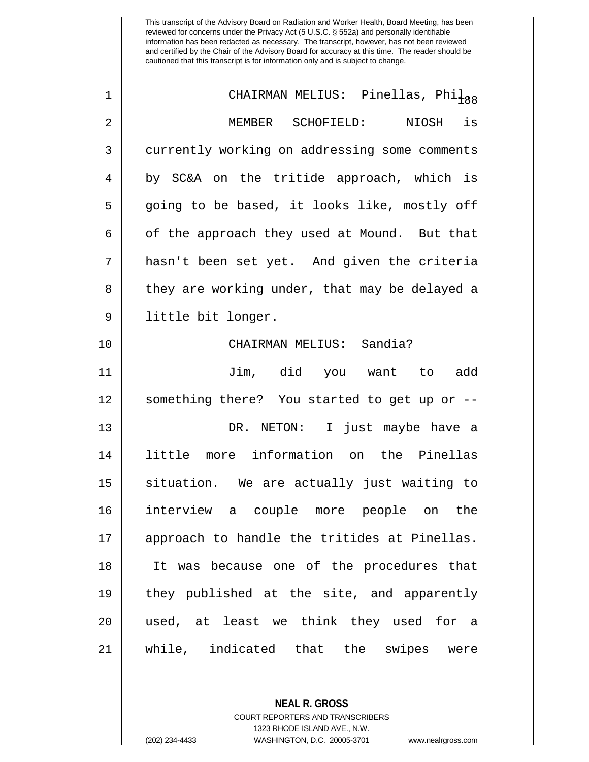CHAIRMAN MELIUS: Pinellas, Phil.

MEMBER SCHOFIELD: NIOSH is currently working on addressing some comments by SC&A on the tritide approach, which is going to be based, it looks like, mostly off of the approach they used at Mound. But that hasn't been set yet. And given the criteria they are working under, that may be delayed a little bit longer.

CHAIRMAN MELIUS: Sandia?

Jim, did you want to add something there? You started to get up or --

DR. NETON: I just maybe have a little more information on the Pinellas situation. We are actually just waiting to interview a couple more people on the approach to handle the tritides at Pinellas. It was because one of the procedures that they published at the site, and apparently used, at least we think they used for a while, indicated that the swipes were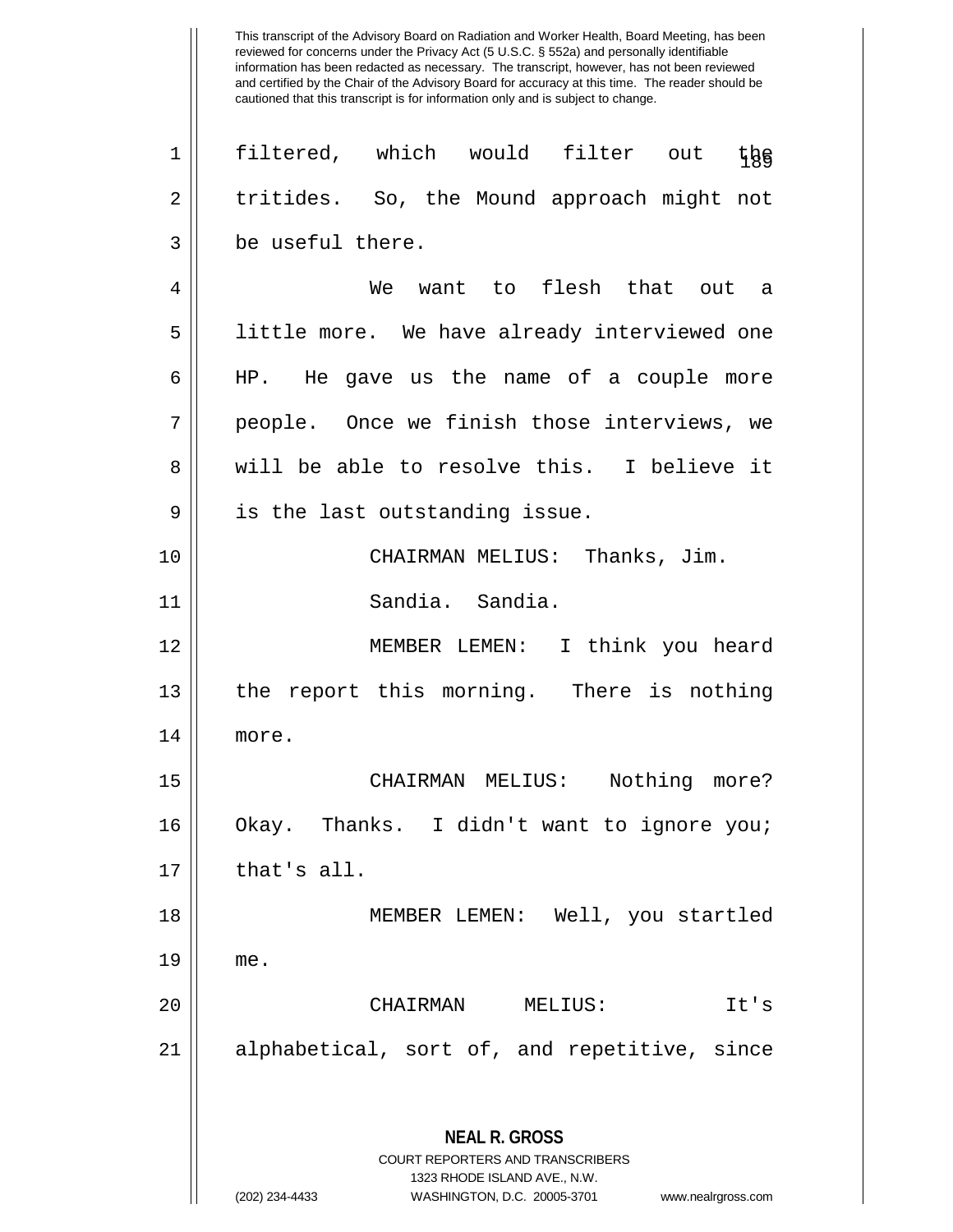This transcript of the Advisory Board on Radiation and Worker Health, Board Meeting, has been reviewed for concerns under the Privacy Act (5 U.S.C. § 552a) and personally identifiable information has been redacted as necessary. The transcript, however, has not been reviewed and certified by the Chair of the Advisory Board for accuracy at this time. The reader should be cautioned that this transcript is for information only and is subject to change.

1 filtered, which would filter out the
2 tritides. So, the Mound approach might not
3 be useful there.
4 We want to flesh that out a
5 little more. We have already interviewed one
6 HP. He gave us the name of a couple more
7 people. Once we finish those interviews, we
8 will be able to resolve this. I believe it
9 is the last outstanding issue.
10 CHAIRMAN MELIUS: Thanks, Jim.
11 Sandia. Sandia.
12 MEMBER LEMEN: I think you heard
13 the report this morning. There is nothing
14 more.
15 CHAIRMAN MELIUS: Nothing more?
16 Okay. Thanks. I didn't want to ignore you;
17 that's all.
18 MEMBER LEMEN: Well, you startled
19 me.
20 CHAIRMAN MELIUS: It's
21 alphabetical, sort of, and repetitive, since

**NEAL R. GROSS**
COURT REPORTERS AND TRANSCRIBERS
1323 RHODE ISLAND AVE., N.W.
(202) 234-4433 WASHINGTON, D.C. 20005-3701 www.nealrgross.com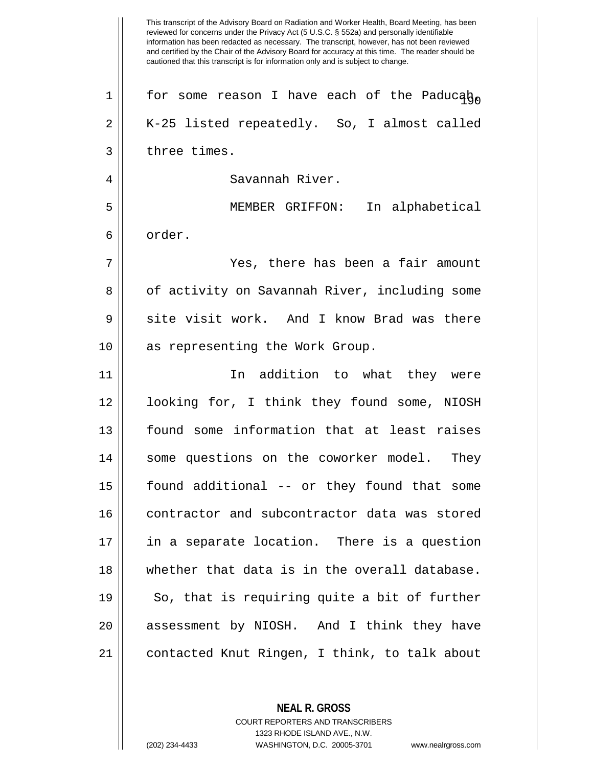for some reason I have each of the Paducah, K-25 listed repeatedly. So, I almost called three times.

Savannah River.

MEMBER GRIFFON: In alphabetical order.

Yes, there has been a fair amount of activity on Savannah River, including some site visit work. And I know Brad was there as representing the Work Group.

In addition to what they were looking for, I think they found some, NIOSH found some information that at least raises some questions on the coworker model. They found additional -- or they found that some contractor and subcontractor data was stored in a separate location. There is a question whether that data is in the overall database. So, that is requiring quite a bit of further assessment by NIOSH. And I think they have contacted Knut Ringen, I think, to talk about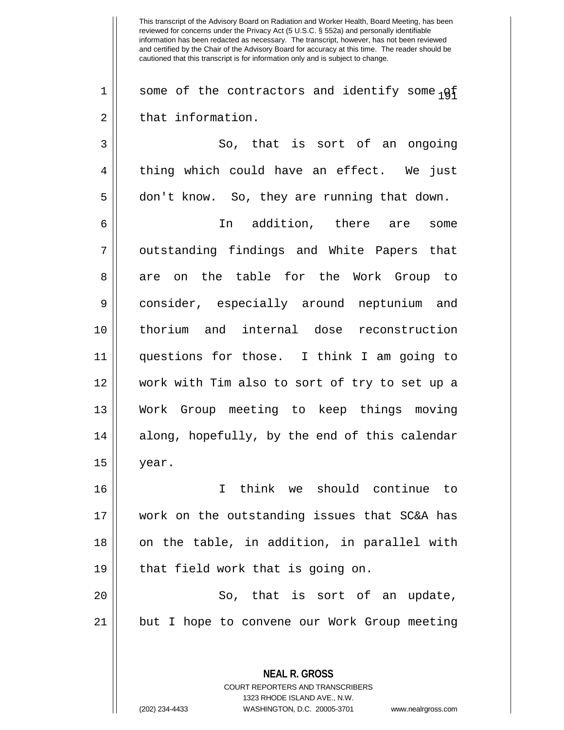some of the contractors and identify some of that information.

So, that is sort of an ongoing thing which could have an effect. We just don't know. So, they are running that down.

In addition, there are some outstanding findings and White Papers that are on the table for the Work Group to consider, especially around neptunium and thorium and internal dose reconstruction questions for those. I think I am going to work with Tim also to sort of try to set up a Work Group meeting to keep things moving along, hopefully, by the end of this calendar year.

I think we should continue to work on the outstanding issues that SC&A has on the table, in addition, in parallel with that field work that is going on.

So, that is sort of an update, but I hope to convene our Work Group meeting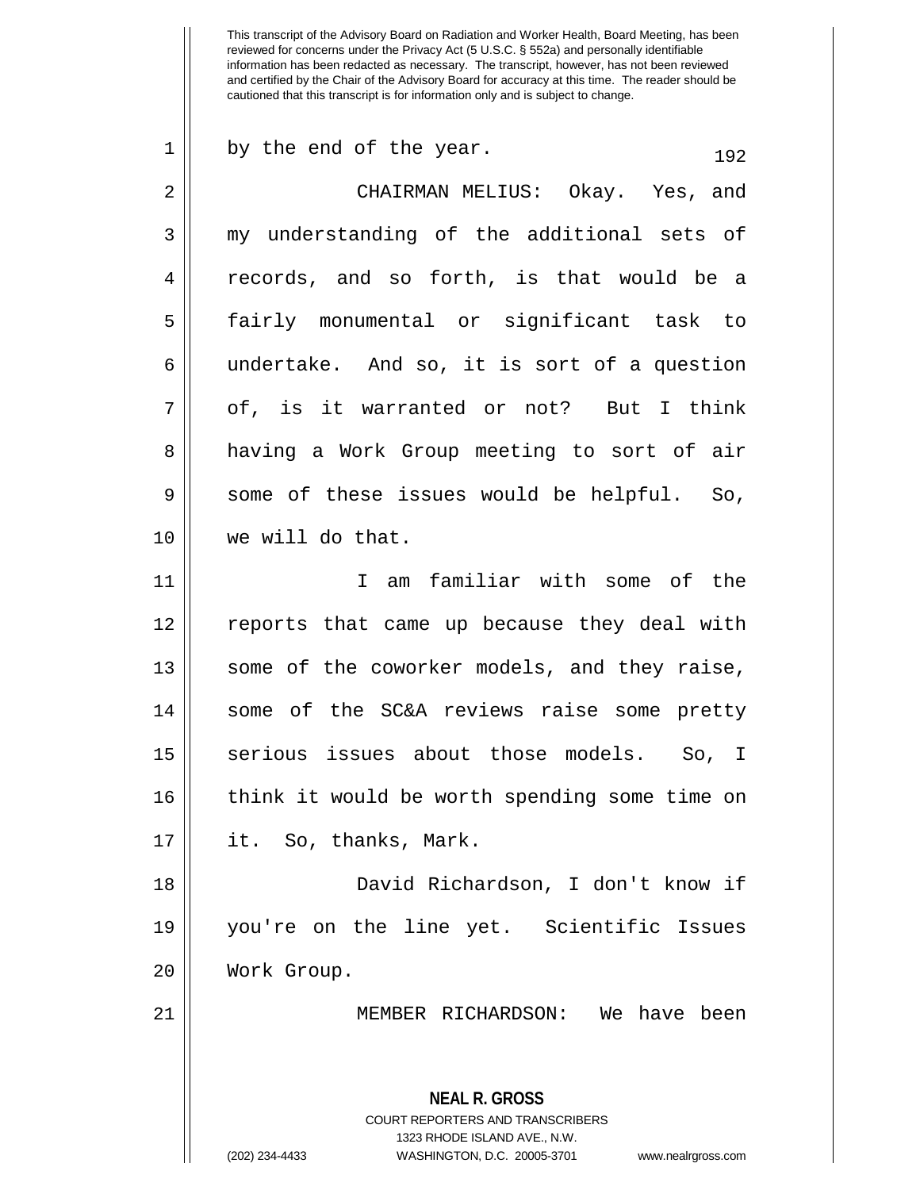This transcript of the Advisory Board on Radiation and Worker Health, Board Meeting, has been reviewed for concerns under the Privacy Act (5 U.S.C. § 552a) and personally identifiable information has been redacted as necessary. The transcript, however, has not been reviewed and certified by the Chair of the Advisory Board for accuracy at this time. The reader should be cautioned that this transcript is for information only and is subject to change.

by the end of the year.

CHAIRMAN MELIUS: Okay. Yes, and my understanding of the additional sets of records, and so forth, is that would be a fairly monumental or significant task to undertake. And so, it is sort of a question of, is it warranted or not? But I think having a Work Group meeting to sort of air some of these issues would be helpful. So, we will do that.

I am familiar with some of the reports that came up because they deal with some of the coworker models, and they raise, some of the SC&A reviews raise some pretty serious issues about those models. So, I think it would be worth spending some time on it. So, thanks, Mark.

David Richardson, I don't know if you're on the line yet. Scientific Issues Work Group.

MEMBER RICHARDSON: We have been

**NEAL R. GROSS**
COURT REPORTERS AND TRANSCRIBERS
1323 RHODE ISLAND AVE., N.W.
(202) 234-4433 WASHINGTON, D.C. 20005-3701 www.nealrgross.com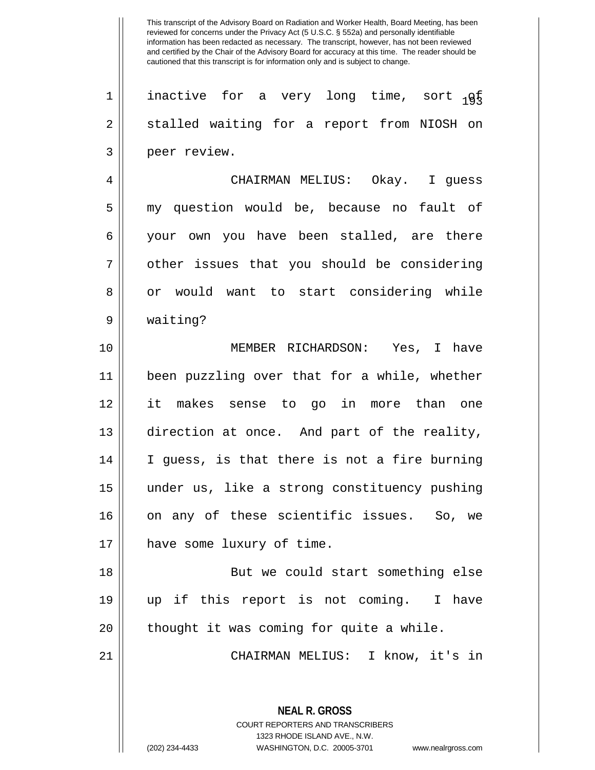inactive for a very long time, sort of stalled waiting for a report from NIOSH on peer review.

CHAIRMAN MELIUS: Okay. I guess my question would be, because no fault of your own you have been stalled, are there other issues that you should be considering or would want to start considering while waiting?

MEMBER RICHARDSON: Yes, I have been puzzling over that for a while, whether it makes sense to go in more than one direction at once. And part of the reality, I guess, is that there is not a fire burning under us, like a strong constituency pushing on any of these scientific issues. So, we have some luxury of time.

But we could start something else up if this report is not coming. I have thought it was coming for quite a while.

CHAIRMAN MELIUS: I know, it's in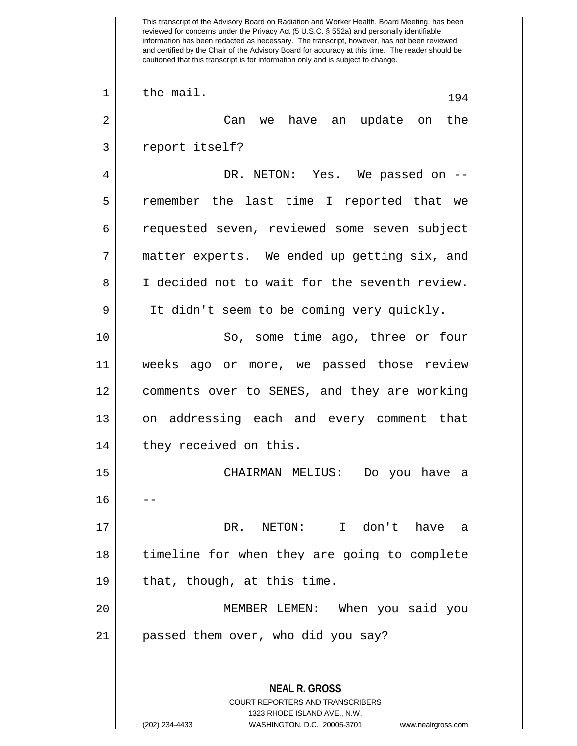This transcript of the Advisory Board on Radiation and Worker Health, Board Meeting, has been reviewed for concerns under the Privacy Act (5 U.S.C. § 552a) and personally identifiable information has been redacted as necessary. The transcript, however, has not been reviewed and certified by the Chair of the Advisory Board for accuracy at this time. The reader should be cautioned that this transcript is for information only and is subject to change.

the mail.

Can we have an update on the report itself?

DR. NETON: Yes. We passed on -- remember the last time I reported that we requested seven, reviewed some seven subject matter experts. We ended up getting six, and I decided not to wait for the seventh review. It didn't seem to be coming very quickly.

So, some time ago, three or four weeks ago or more, we passed those review comments over to SENES, and they are working on addressing each and every comment that they received on this.

CHAIRMAN MELIUS: Do you have a --

DR. NETON: I don't have a timeline for when they are going to complete that, though, at this time.

MEMBER LEMEN: When you said you passed them over, who did you say?

**NEAL R. GROSS**
COURT REPORTERS AND TRANSCRIBERS
1323 RHODE ISLAND AVE., N.W.
(202) 234-4433 WASHINGTON, D.C. 20005-3701 www.nealrgross.com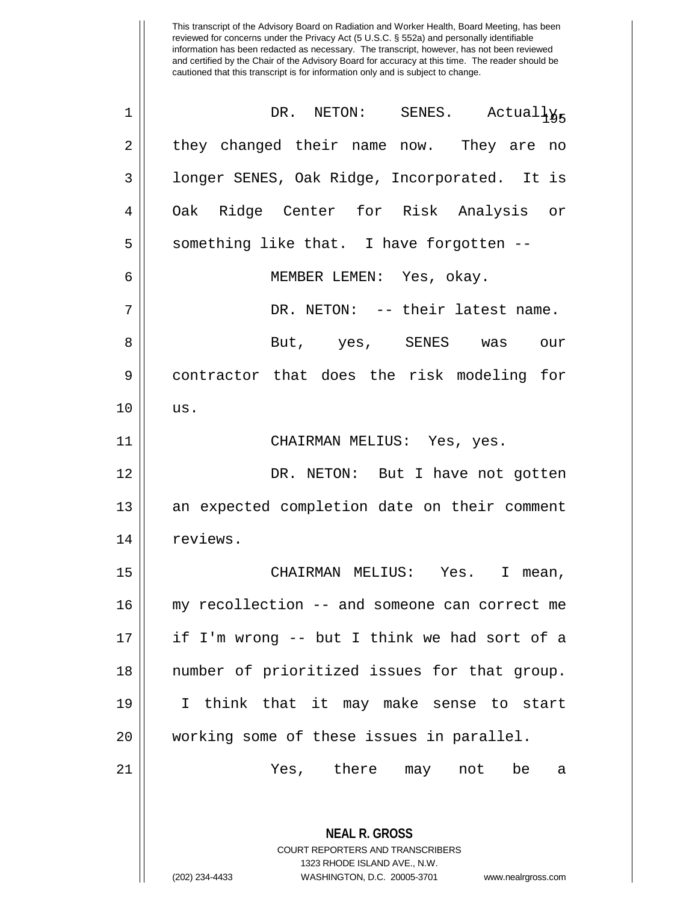DR. NETON: SENES. Actually, they changed their name now. They are no longer SENES, Oak Ridge, Incorporated. It is Oak Ridge Center for Risk Analysis or something like that. I have forgotten --

MEMBER LEMEN: Yes, okay.

DR. NETON: -- their latest name.

But, yes, SENES was our contractor that does the risk modeling for us.

CHAIRMAN MELIUS: Yes, yes.

DR. NETON: But I have not gotten an expected completion date on their comment reviews.

CHAIRMAN MELIUS: Yes. I mean, my recollection -- and someone can correct me if I'm wrong -- but I think we had sort of a number of prioritized issues for that group. I think that it may make sense to start working some of these issues in parallel.

Yes, there may not be a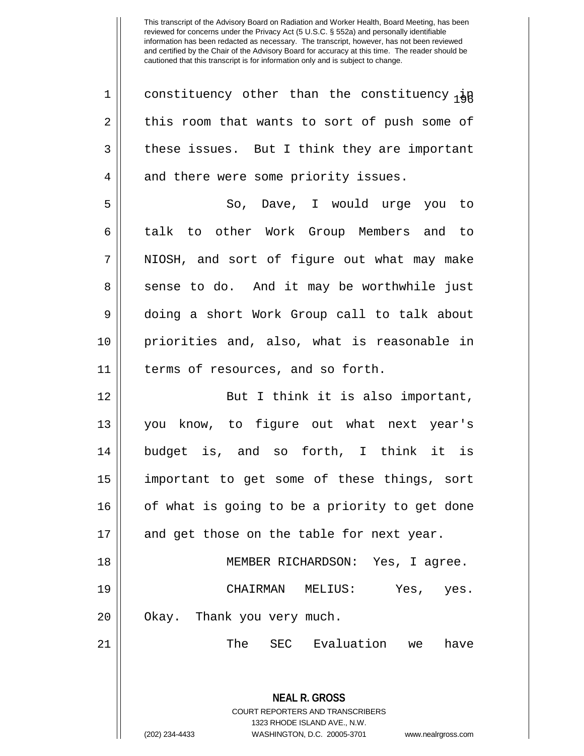constituency other than the constituency in this room that wants to sort of push some of these issues. But I think they are important and there were some priority issues.

So, Dave, I would urge you to talk to other Work Group Members and to NIOSH, and sort of figure out what may make sense to do. And it may be worthwhile just doing a short Work Group call to talk about priorities and, also, what is reasonable in terms of resources, and so forth.

But I think it is also important, you know, to figure out what next year's budget is, and so forth, I think it is important to get some of these things, sort of what is going to be a priority to get done and get those on the table for next year.

MEMBER RICHARDSON: Yes, I agree.

CHAIRMAN MELIUS: Yes, yes. Okay. Thank you very much.

The SEC Evaluation we have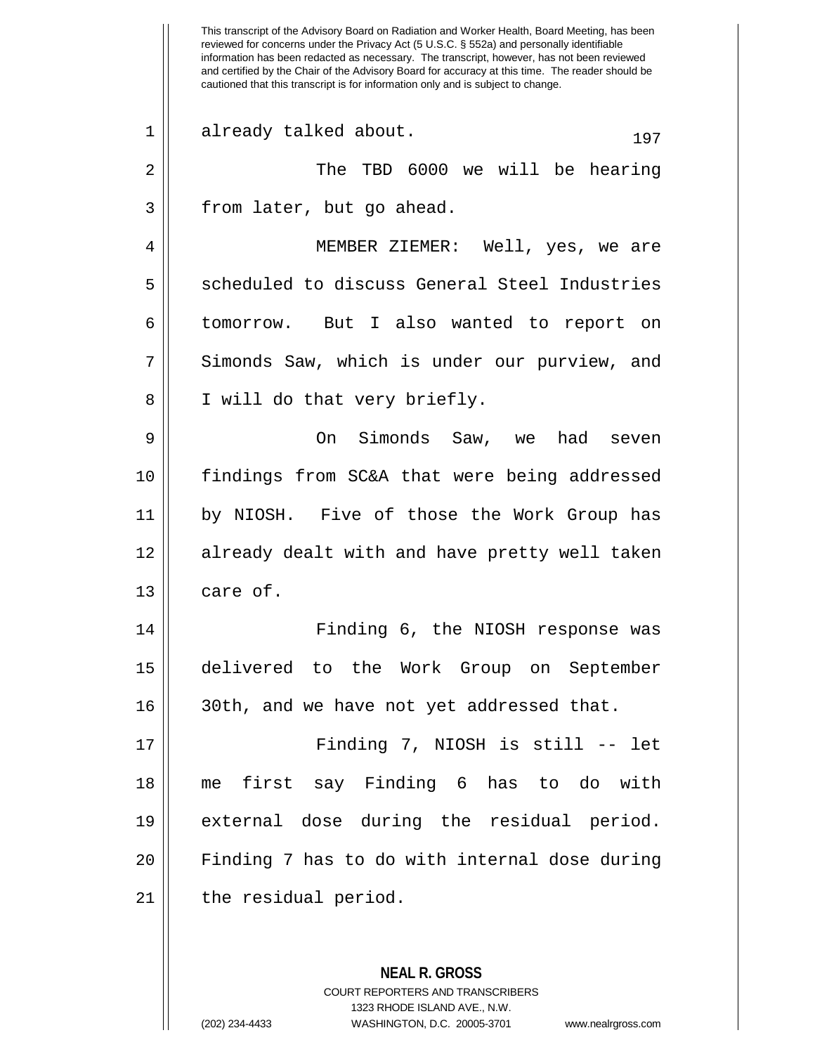This transcript of the Advisory Board on Radiation and Worker Health, Board Meeting, has been reviewed for concerns under the Privacy Act (5 U.S.C. § 552a) and personally identifiable information has been redacted as necessary. The transcript, however, has not been reviewed and certified by the Chair of the Advisory Board for accuracy at this time. The reader should be cautioned that this transcript is for information only and is subject to change.

already talked about.

The TBD 6000 we will be hearing from later, but go ahead.

MEMBER ZIEMER: Well, yes, we are scheduled to discuss General Steel Industries tomorrow. But I also wanted to report on Simonds Saw, which is under our purview, and I will do that very briefly.

On Simonds Saw, we had seven findings from SC&A that were being addressed by NIOSH. Five of those the Work Group has already dealt with and have pretty well taken care of.

Finding 6, the NIOSH response was delivered to the Work Group on September 30th, and we have not yet addressed that.

Finding 7, NIOSH is still -- let me first say Finding 6 has to do with external dose during the residual period. Finding 7 has to do with internal dose during the residual period.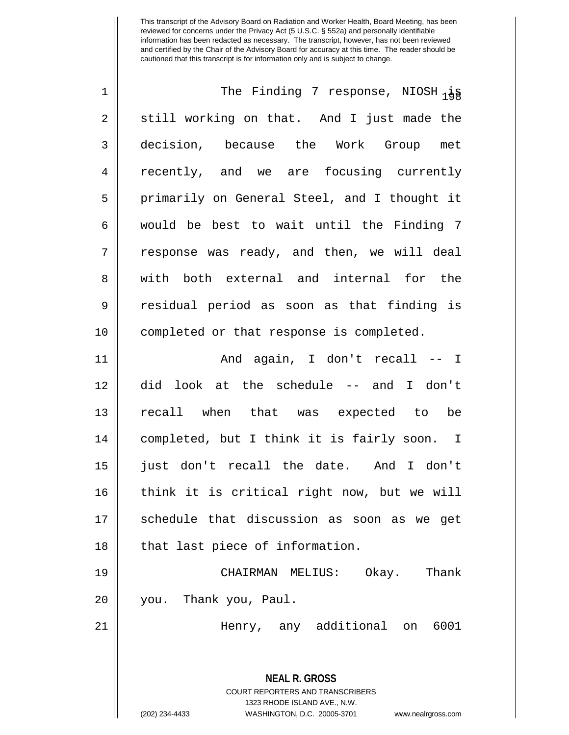This transcript of the Advisory Board on Radiation and Worker Health, Board Meeting, has been reviewed for concerns under the Privacy Act (5 U.S.C. § 552a) and personally identifiable information has been redacted as necessary. The transcript, however, has not been reviewed and certified by the Chair of the Advisory Board for accuracy at this time. The reader should be cautioned that this transcript is for information only and is subject to change.

The Finding 7 response, NIOSH is still working on that. And I just made the decision, because the Work Group met recently, and we are focusing currently primarily on General Steel, and I thought it would be best to wait until the Finding 7 response was ready, and then, we will deal with both external and internal for the residual period as soon as that finding is completed or that response is completed.

And again, I don't recall -- I did look at the schedule -- and I don't recall when that was expected to be completed, but I think it is fairly soon. I just don't recall the date. And I don't think it is critical right now, but we will schedule that discussion as soon as we get that last piece of information.

CHAIRMAN MELIUS: Okay. Thank you. Thank you, Paul.

Henry, any additional on 6001

**NEAL R. GROSS**
COURT REPORTERS AND TRANSCRIBERS
1323 RHODE ISLAND AVE., N.W.
(202) 234-4433 WASHINGTON, D.C. 20005-3701 www.nealrgross.com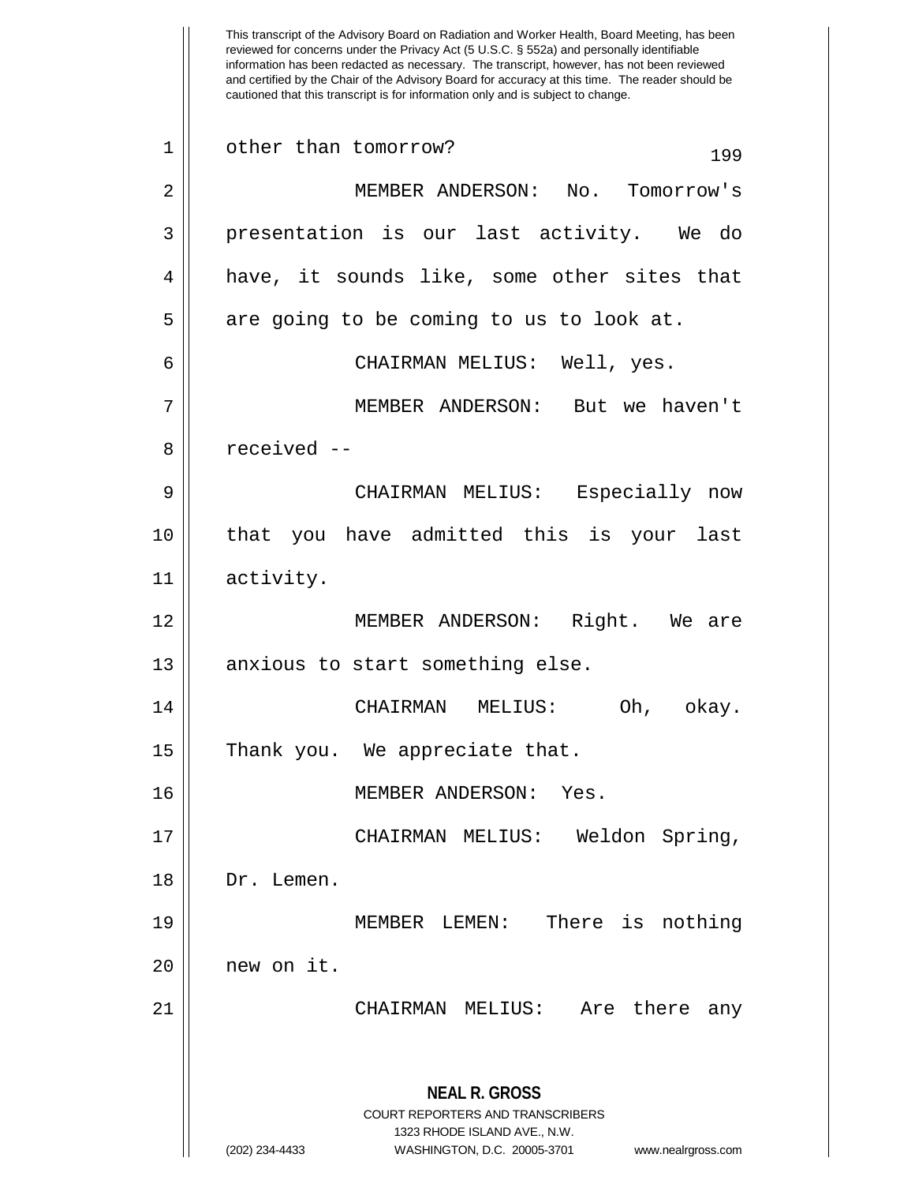This transcript of the Advisory Board on Radiation and Worker Health, Board Meeting, has been reviewed for concerns under the Privacy Act (5 U.S.C. § 552a) and personally identifiable information has been redacted as necessary. The transcript, however, has not been reviewed and certified by the Chair of the Advisory Board for accuracy at this time. The reader should be cautioned that this transcript is for information only and is subject to change.

other than tomorrow?

MEMBER ANDERSON: No. Tomorrow's presentation is our last activity. We do have, it sounds like, some other sites that are going to be coming to us to look at.

CHAIRMAN MELIUS: Well, yes.

MEMBER ANDERSON: But we haven't received --

CHAIRMAN MELIUS: Especially now that you have admitted this is your last activity.

MEMBER ANDERSON: Right. We are anxious to start something else.

CHAIRMAN MELIUS: Oh, okay. Thank you. We appreciate that.

MEMBER ANDERSON: Yes.

CHAIRMAN MELIUS: Weldon Spring, Dr. Lemen.

MEMBER LEMEN: There is nothing new on it.

CHAIRMAN MELIUS: Are there any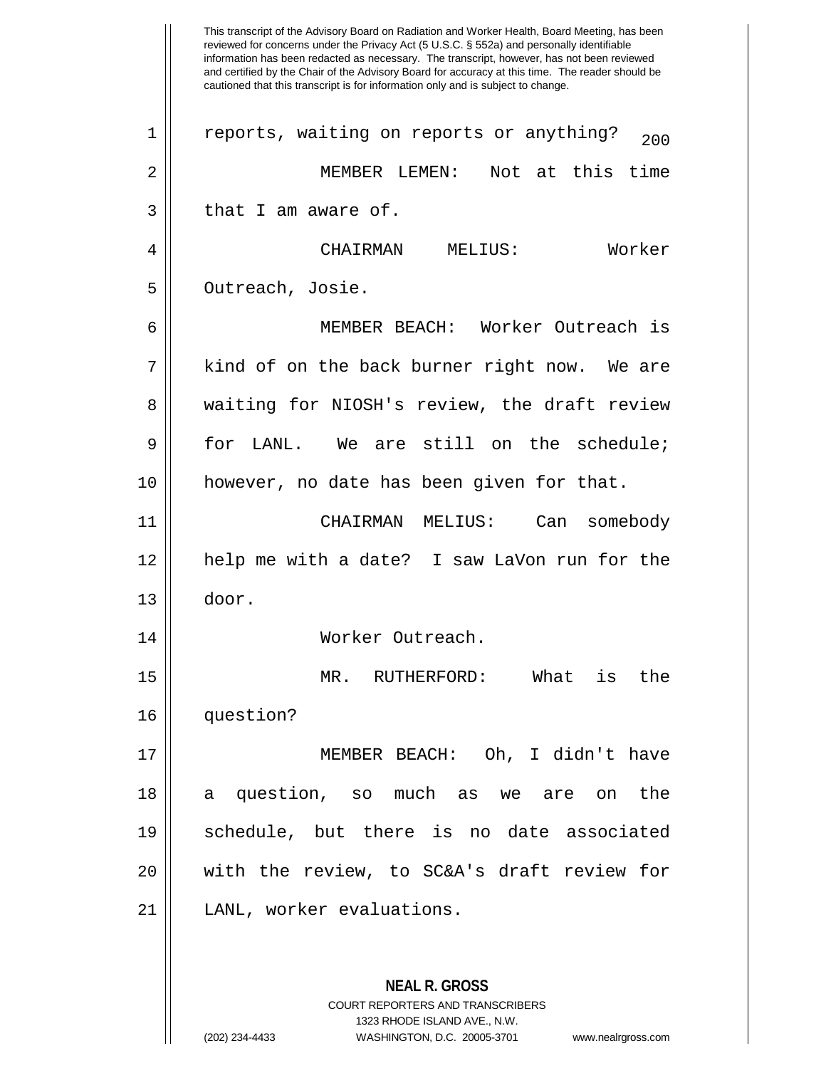reports, waiting on reports or anything?

MEMBER LEMEN: Not at this time that I am aware of.

CHAIRMAN MELIUS: Worker Outreach, Josie.

MEMBER BEACH: Worker Outreach is kind of on the back burner right now. We are waiting for NIOSH's review, the draft review for LANL. We are still on the schedule; however, no date has been given for that.

CHAIRMAN MELIUS: Can somebody help me with a date? I saw LaVon run for the door.

Worker Outreach.

MR. RUTHERFORD: What is the question?

MEMBER BEACH: Oh, I didn't have a question, so much as we are on the schedule, but there is no date associated with the review, to SC&A's draft review for LANL, worker evaluations.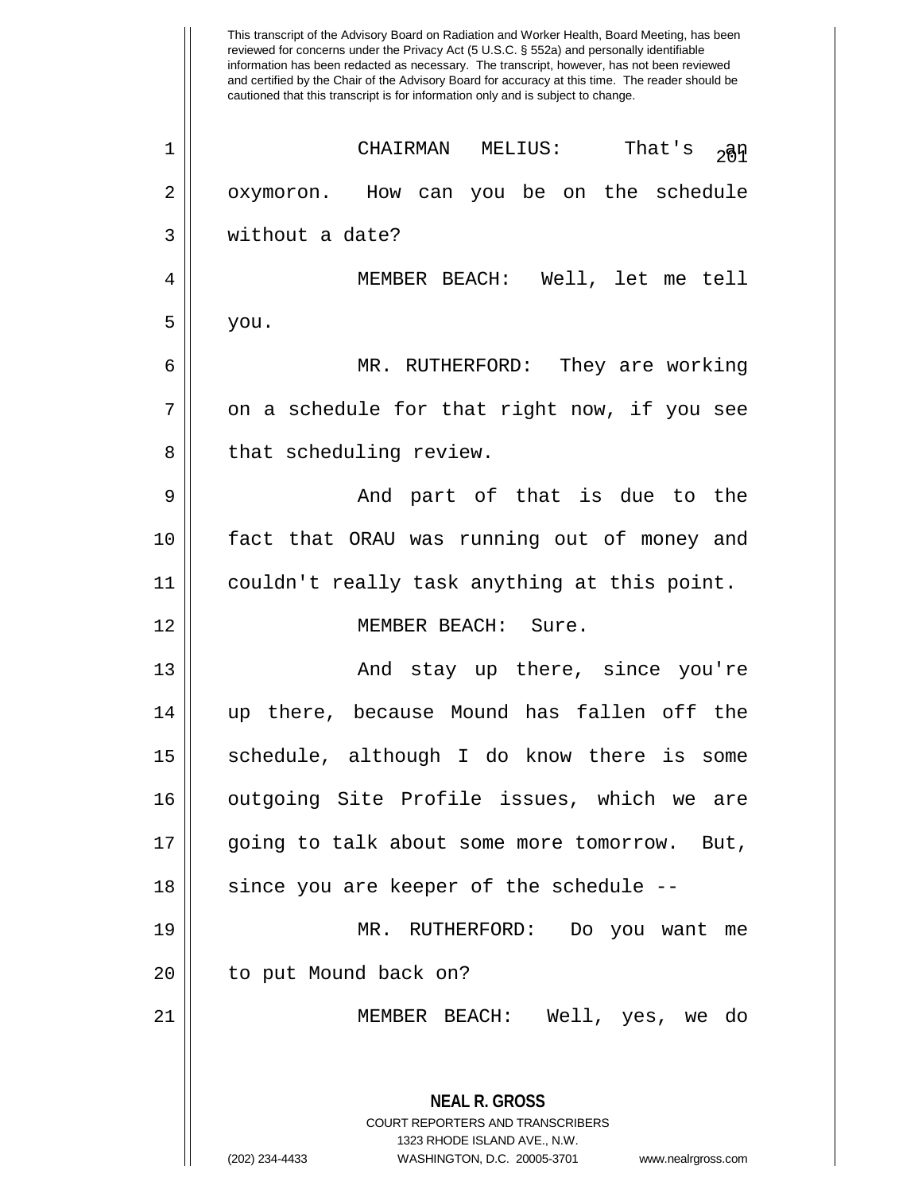This transcript of the Advisory Board on Radiation and Worker Health, Board Meeting, has been reviewed for concerns under the Privacy Act (5 U.S.C. § 552a) and personally identifiable information has been redacted as necessary. The transcript, however, has not been reviewed and certified by the Chair of the Advisory Board for accuracy at this time. The reader should be cautioned that this transcript is for information only and is subject to change.

CHAIRMAN MELIUS: That's an oxymoron. How can you be on the schedule without a date?

MEMBER BEACH: Well, let me tell you.

MR. RUTHERFORD: They are working on a schedule for that right now, if you see that scheduling review.

And part of that is due to the fact that ORAU was running out of money and couldn't really task anything at this point.

MEMBER BEACH: Sure.

And stay up there, since you're up there, because Mound has fallen off the schedule, although I do know there is some outgoing Site Profile issues, which we are going to talk about some more tomorrow. But, since you are keeper of the schedule --

MR. RUTHERFORD: Do you want me to put Mound back on?

MEMBER BEACH: Well, yes, we do

**NEAL R. GROSS**
COURT REPORTERS AND TRANSCRIBERS
1323 RHODE ISLAND AVE., N.W.
(202) 234-4433 WASHINGTON, D.C. 20005-3701 www.nealrgross.com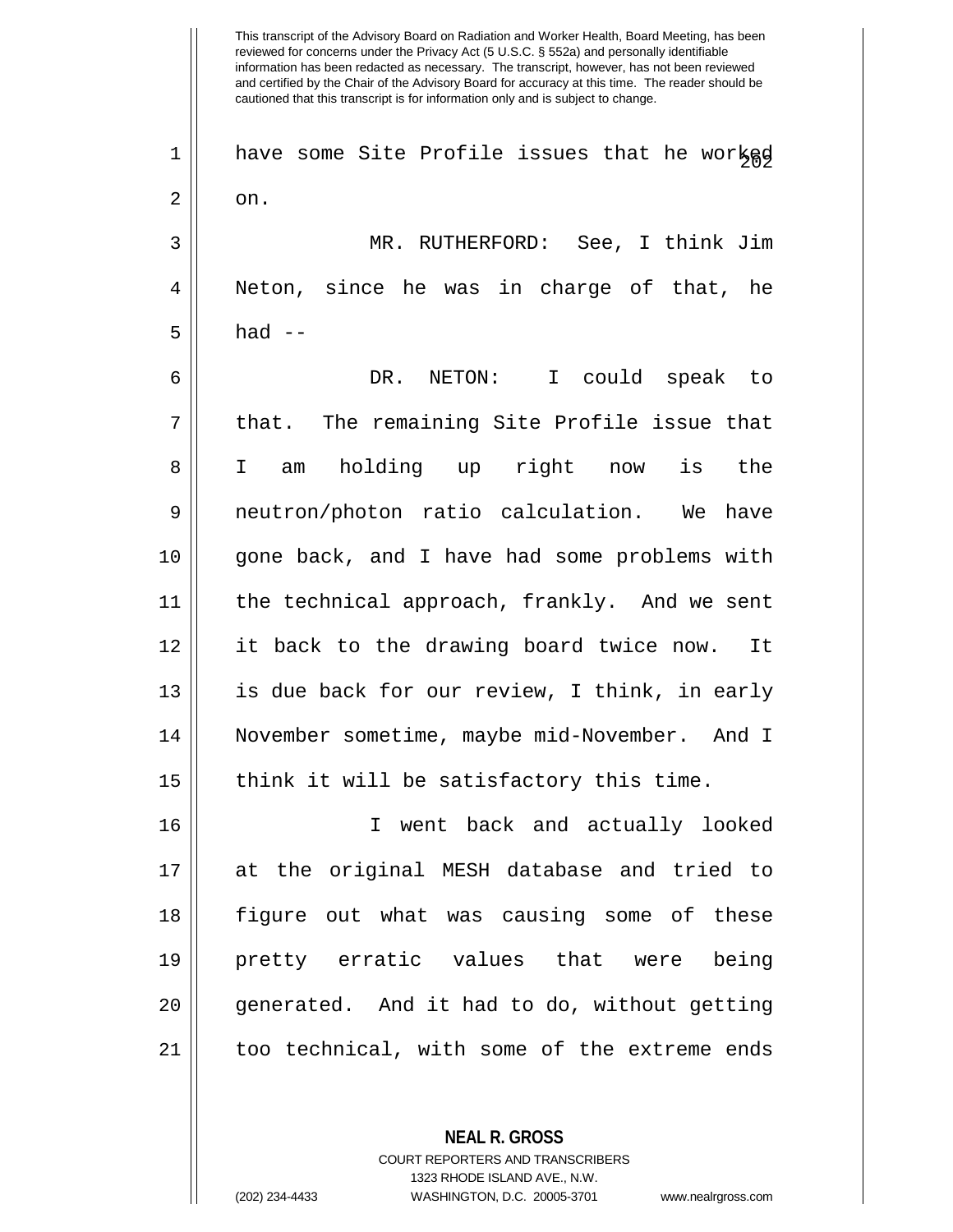have some Site Profile issues that he worked on.

MR. RUTHERFORD: See, I think Jim Neton, since he was in charge of that, he had --

DR. NETON: I could speak to that. The remaining Site Profile issue that I am holding up right now is the neutron/photon ratio calculation. We have gone back, and I have had some problems with the technical approach, frankly. And we sent it back to the drawing board twice now. It is due back for our review, I think, in early November sometime, maybe mid-November. And I think it will be satisfactory this time.

I went back and actually looked at the original MESH database and tried to figure out what was causing some of these pretty erratic values that were being generated. And it had to do, without getting too technical, with some of the extreme ends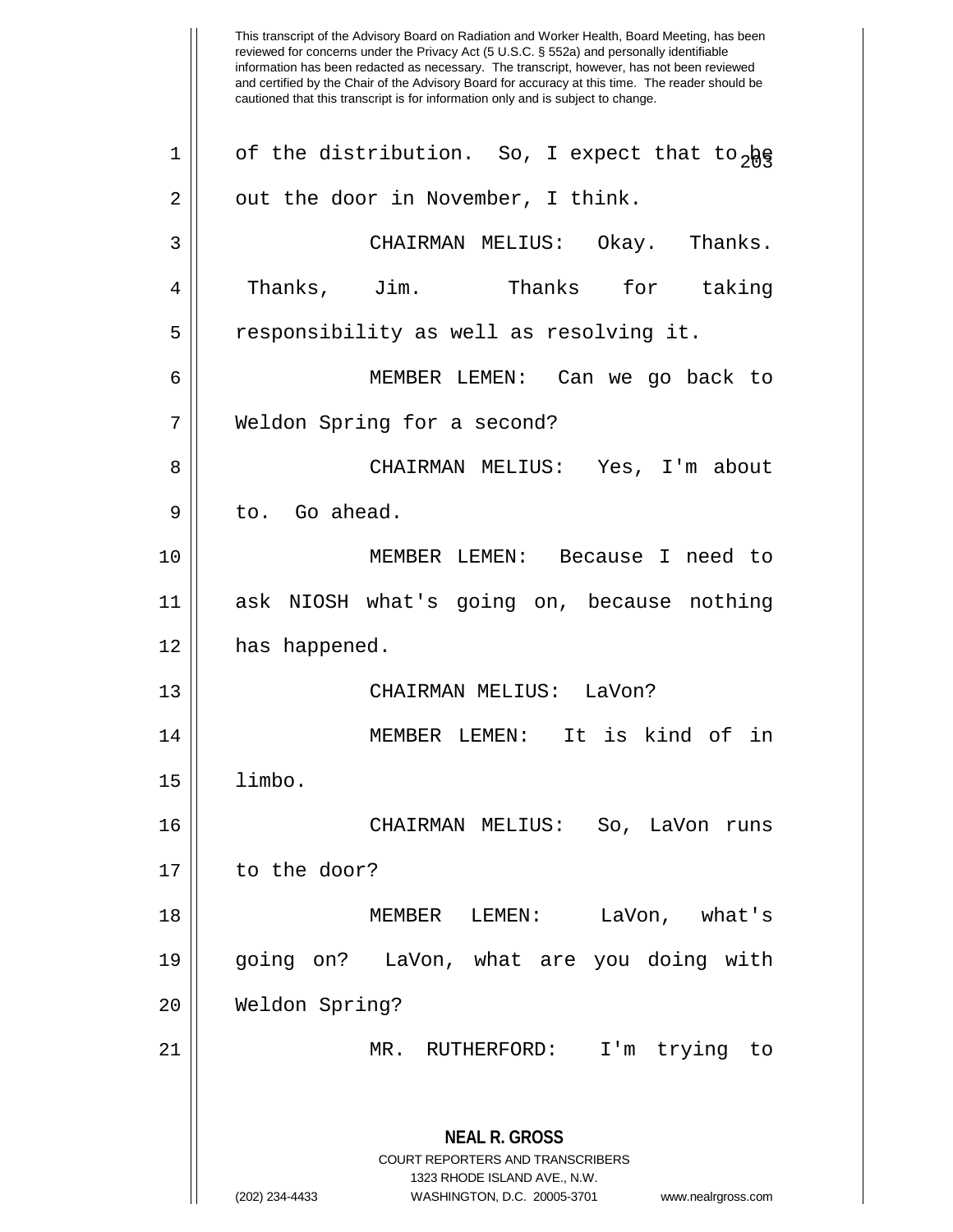of the distribution. So, I expect that to be out the door in November, I think.

CHAIRMAN MELIUS: Okay. Thanks. Thanks, Jim. Thanks for taking responsibility as well as resolving it.

MEMBER LEMEN: Can we go back to Weldon Spring for a second?

CHAIRMAN MELIUS: Yes, I'm about to. Go ahead.

MEMBER LEMEN: Because I need to ask NIOSH what's going on, because nothing has happened.

CHAIRMAN MELIUS: LaVon?

MEMBER LEMEN: It is kind of in limbo.

CHAIRMAN MELIUS: So, LaVon runs to the door?

MEMBER LEMEN: LaVon, what's going on? LaVon, what are you doing with Weldon Spring?

MR. RUTHERFORD: I'm trying to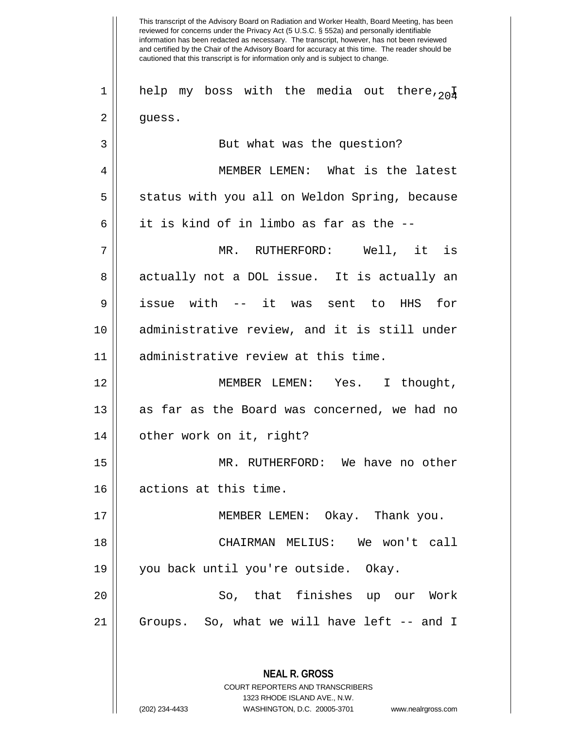help my boss with the media out there, I guess.

But what was the question?

MEMBER LEMEN: What is the latest status with you all on Weldon Spring, because it is kind of in limbo as far as the --

MR. RUTHERFORD: Well, it is actually not a DOL issue. It is actually an issue with -- it was sent to HHS for administrative review, and it is still under administrative review at this time.

MEMBER LEMEN: Yes. I thought, as far as the Board was concerned, we had no other work on it, right?

MR. RUTHERFORD: We have no other actions at this time.

MEMBER LEMEN: Okay. Thank you.

CHAIRMAN MELIUS: We won't call you back until you're outside. Okay.

So, that finishes up our Work Groups. So, what we will have left -- and I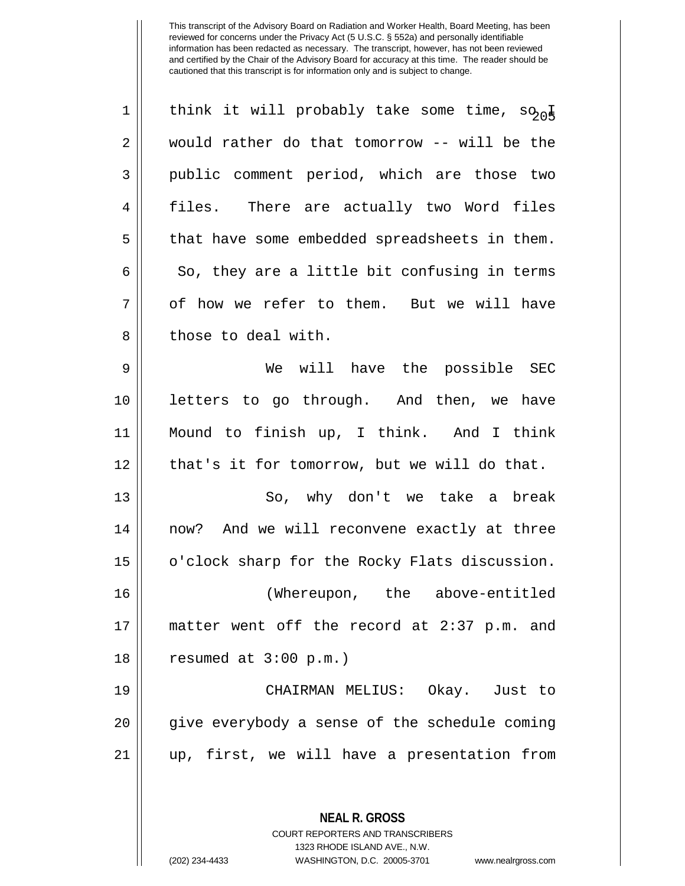think it will probably take some time, so I would rather do that tomorrow -- will be the public comment period, which are those two files. There are actually two Word files that have some embedded spreadsheets in them. So, they are a little bit confusing in terms of how we refer to them. But we will have those to deal with.

We will have the possible SEC letters to go through. And then, we have Mound to finish up, I think. And I think that's it for tomorrow, but we will do that.

So, why don't we take a break now? And we will reconvene exactly at three o'clock sharp for the Rocky Flats discussion.

(Whereupon, the above-entitled matter went off the record at 2:37 p.m. and resumed at 3:00 p.m.)

CHAIRMAN MELIUS: Okay. Just to give everybody a sense of the schedule coming up, first, we will have a presentation from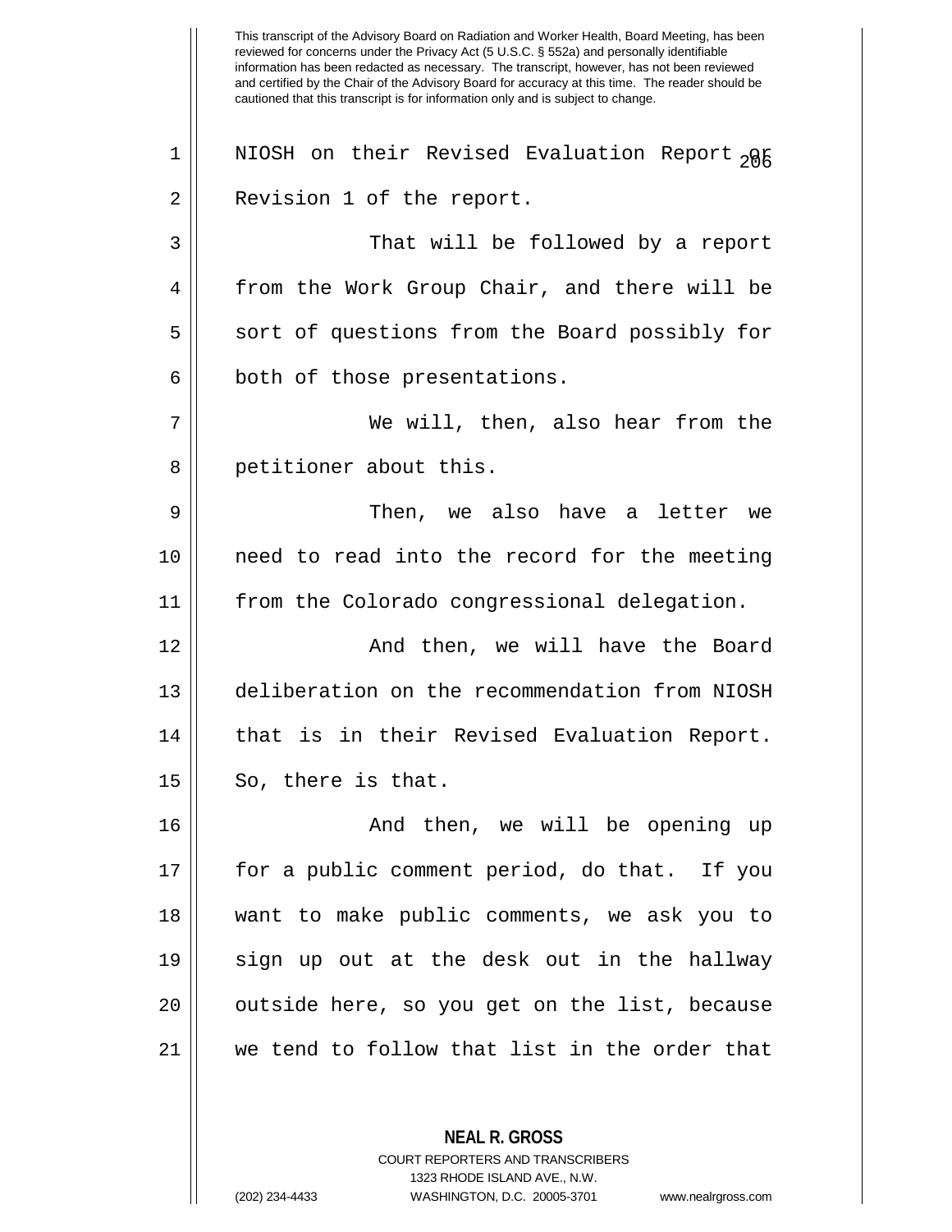This transcript of the Advisory Board on Radiation and Worker Health, Board Meeting, has been reviewed for concerns under the Privacy Act (5 U.S.C. § 552a) and personally identifiable information has been redacted as necessary. The transcript, however, has not been reviewed and certified by the Chair of the Advisory Board for accuracy at this time. The reader should be cautioned that this transcript is for information only and is subject to change.

NIOSH on their Revised Evaluation Report or Revision 1 of the report.

That will be followed by a report from the Work Group Chair, and there will be sort of questions from the Board possibly for both of those presentations.

We will, then, also hear from the petitioner about this.

Then, we also have a letter we need to read into the record for the meeting from the Colorado congressional delegation.

And then, we will have the Board deliberation on the recommendation from NIOSH that is in their Revised Evaluation Report. So, there is that.

And then, we will be opening up for a public comment period, do that. If you want to make public comments, we ask you to sign up out at the desk out in the hallway outside here, so you get on the list, because we tend to follow that list in the order that

**NEAL R. GROSS**
COURT REPORTERS AND TRANSCRIBERS
1323 RHODE ISLAND AVE., N.W.
(202) 234-4433 WASHINGTON, D.C. 20005-3701 www.nealrgross.com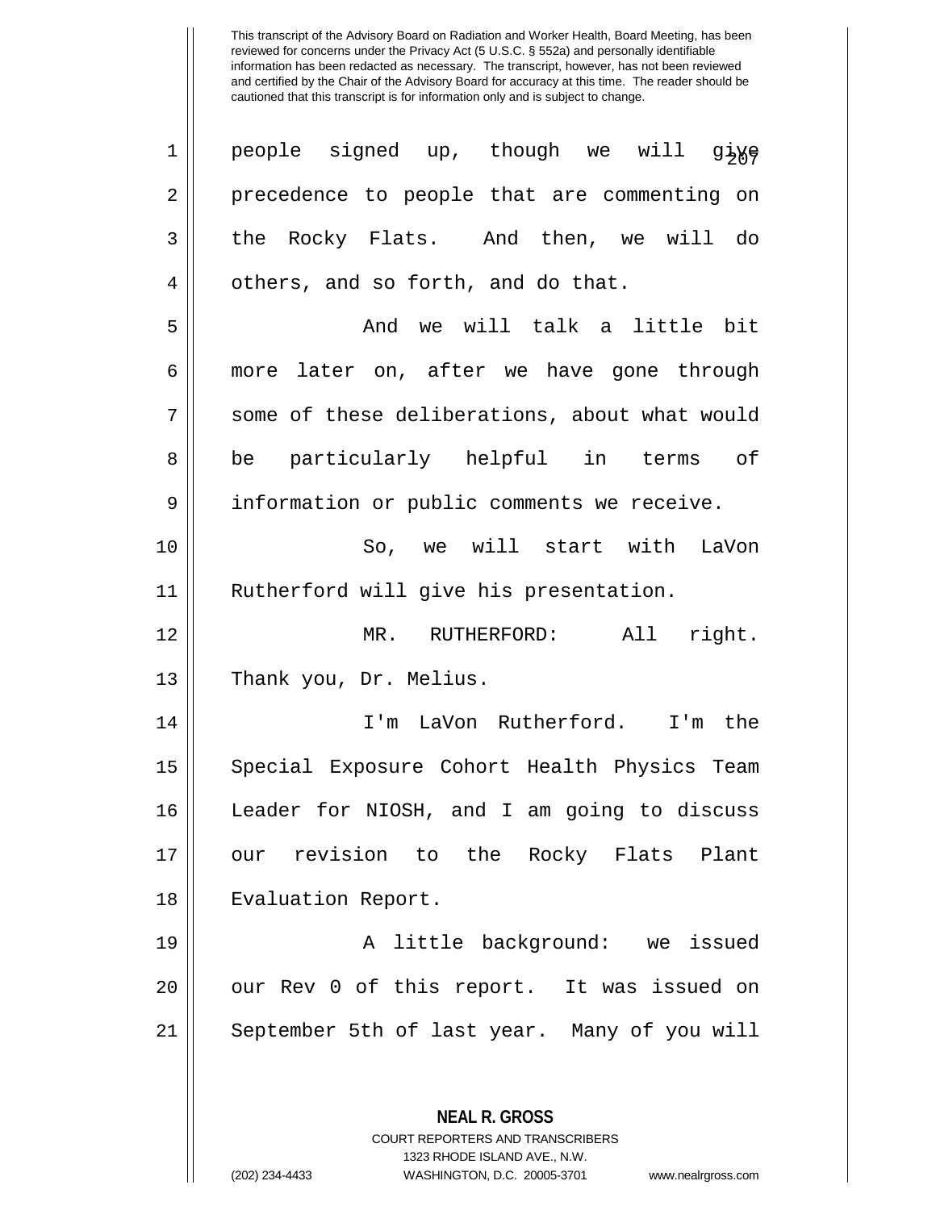people signed up, though we will give precedence to people that are commenting on the Rocky Flats. And then, we will do others, and so forth, and do that.

And we will talk a little bit more later on, after we have gone through some of these deliberations, about what would be particularly helpful in terms of information or public comments we receive.

So, we will start with LaVon Rutherford will give his presentation.

MR. RUTHERFORD: All right. Thank you, Dr. Melius.

I'm LaVon Rutherford. I'm the Special Exposure Cohort Health Physics Team Leader for NIOSH, and I am going to discuss our revision to the Rocky Flats Plant Evaluation Report.

A little background: we issued our Rev 0 of this report. It was issued on September 5th of last year. Many of you will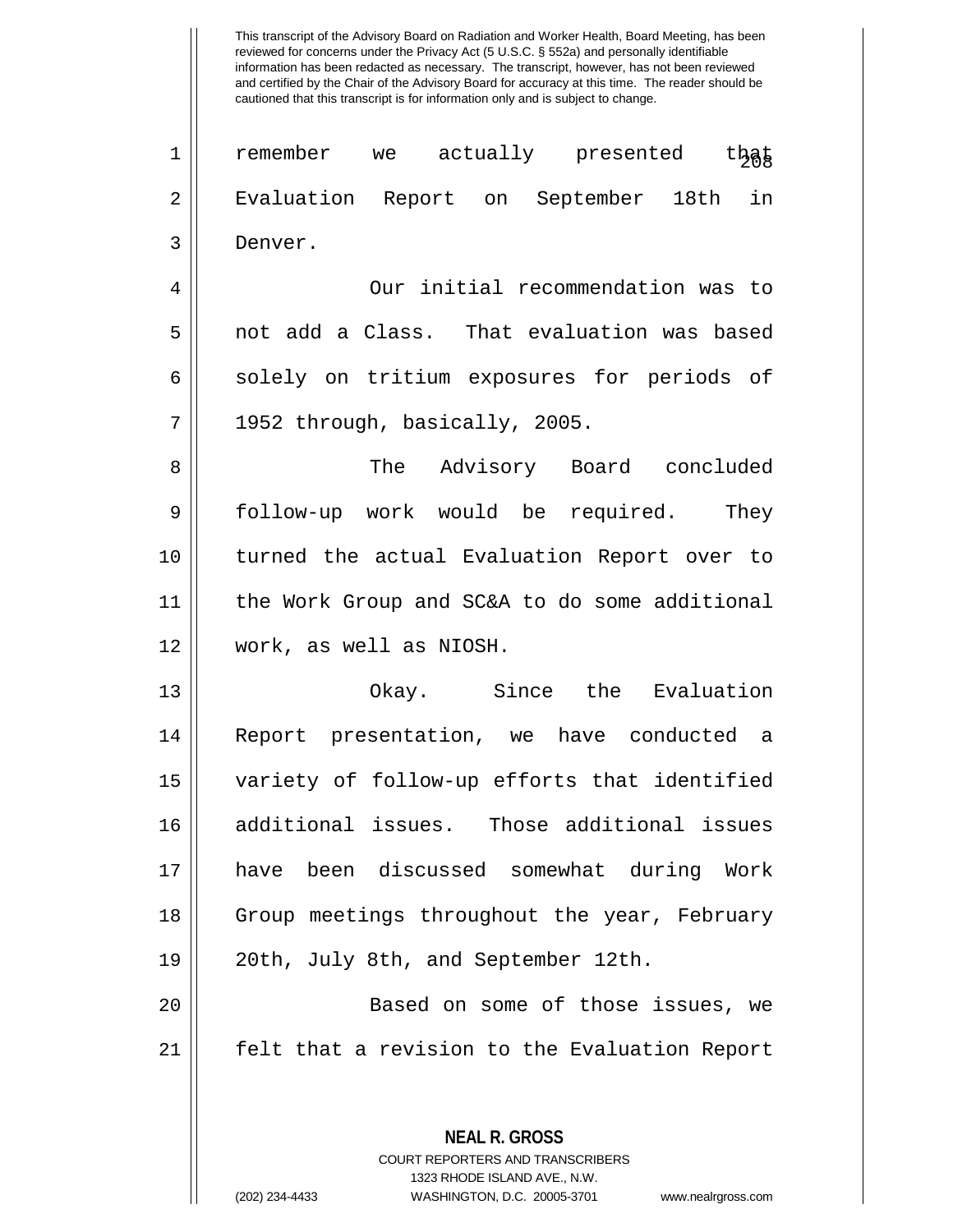This transcript of the Advisory Board on Radiation and Worker Health, Board Meeting, has been reviewed for concerns under the Privacy Act (5 U.S.C. § 552a) and personally identifiable information has been redacted as necessary. The transcript, however, has not been reviewed and certified by the Chair of the Advisory Board for accuracy at this time. The reader should be cautioned that this transcript is for information only and is subject to change.

remember we actually presented that Evaluation Report on September 18th in Denver.

Our initial recommendation was to not add a Class. That evaluation was based solely on tritium exposures for periods of 1952 through, basically, 2005.

The Advisory Board concluded follow-up work would be required. They turned the actual Evaluation Report over to the Work Group and SC&A to do some additional work, as well as NIOSH.

Okay. Since the Evaluation Report presentation, we have conducted a variety of follow-up efforts that identified additional issues. Those additional issues have been discussed somewhat during Work Group meetings throughout the year, February 20th, July 8th, and September 12th.

Based on some of those issues, we felt that a revision to the Evaluation Report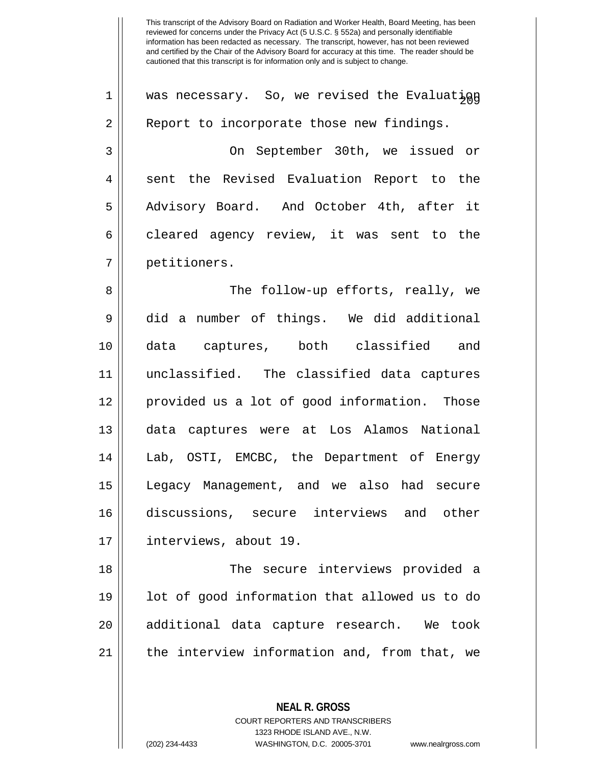was necessary. So, we revised the Evaluation Report to incorporate those new findings.

On September 30th, we issued or sent the Revised Evaluation Report to the Advisory Board. And October 4th, after it cleared agency review, it was sent to the petitioners.

The follow-up efforts, really, we did a number of things. We did additional data captures, both classified and unclassified. The classified data captures provided us a lot of good information. Those data captures were at Los Alamos National Lab, OSTI, EMCBC, the Department of Energy Legacy Management, and we also had secure discussions, secure interviews and other interviews, about 19.

The secure interviews provided a lot of good information that allowed us to do additional data capture research. We took the interview information and, from that, we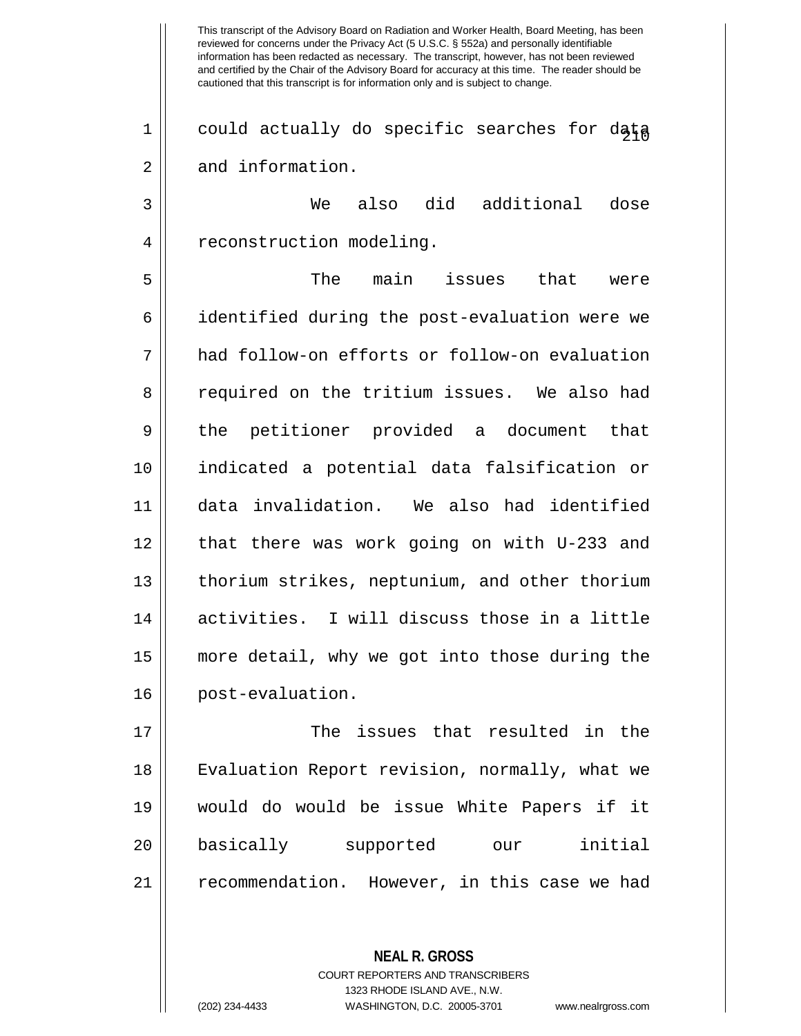This transcript of the Advisory Board on Radiation and Worker Health, Board Meeting, has been reviewed for concerns under the Privacy Act (5 U.S.C. § 552a) and personally identifiable information has been redacted as necessary. The transcript, however, has not been reviewed and certified by the Chair of the Advisory Board for accuracy at this time. The reader should be cautioned that this transcript is for information only and is subject to change.

could actually do specific searches for data and information.

We also did additional dose reconstruction modeling.

The main issues that were identified during the post-evaluation were we had follow-on efforts or follow-on evaluation required on the tritium issues. We also had the petitioner provided a document that indicated a potential data falsification or data invalidation. We also had identified that there was work going on with U-233 and thorium strikes, neptunium, and other thorium activities. I will discuss those in a little more detail, why we got into those during the post-evaluation.

The issues that resulted in the Evaluation Report revision, normally, what we would do would be issue White Papers if it basically supported our initial recommendation. However, in this case we had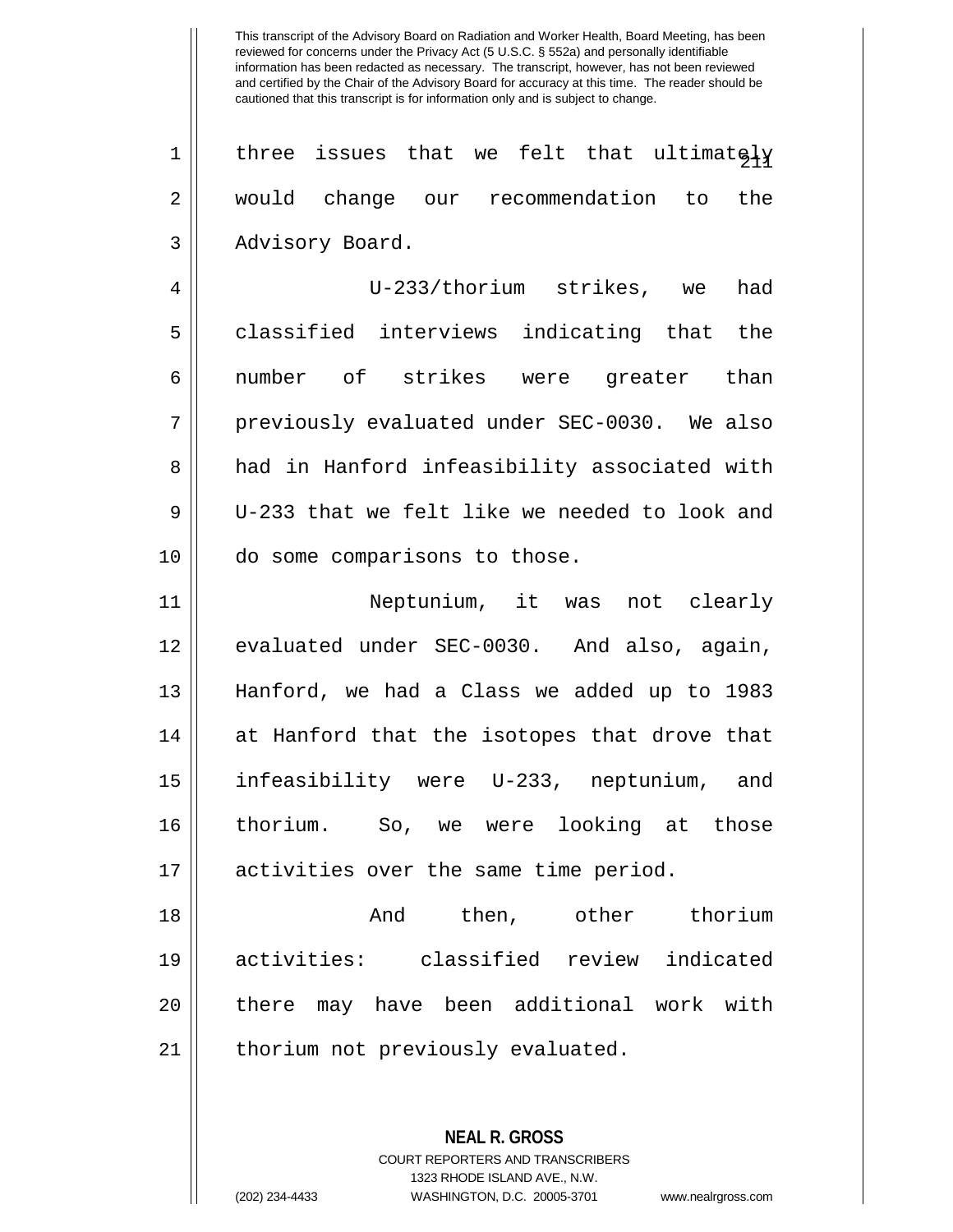three issues that we felt that ultimately would change our recommendation to the Advisory Board.

U-233/thorium strikes, we had classified interviews indicating that the number of strikes were greater than previously evaluated under SEC-0030. We also had in Hanford infeasibility associated with U-233 that we felt like we needed to look and do some comparisons to those.

Neptunium, it was not clearly evaluated under SEC-0030. And also, again, Hanford, we had a Class we added up to 1983 at Hanford that the isotopes that drove that infeasibility were U-233, neptunium, and thorium. So, we were looking at those activities over the same time period.

And then, other thorium activities: classified review indicated there may have been additional work with thorium not previously evaluated.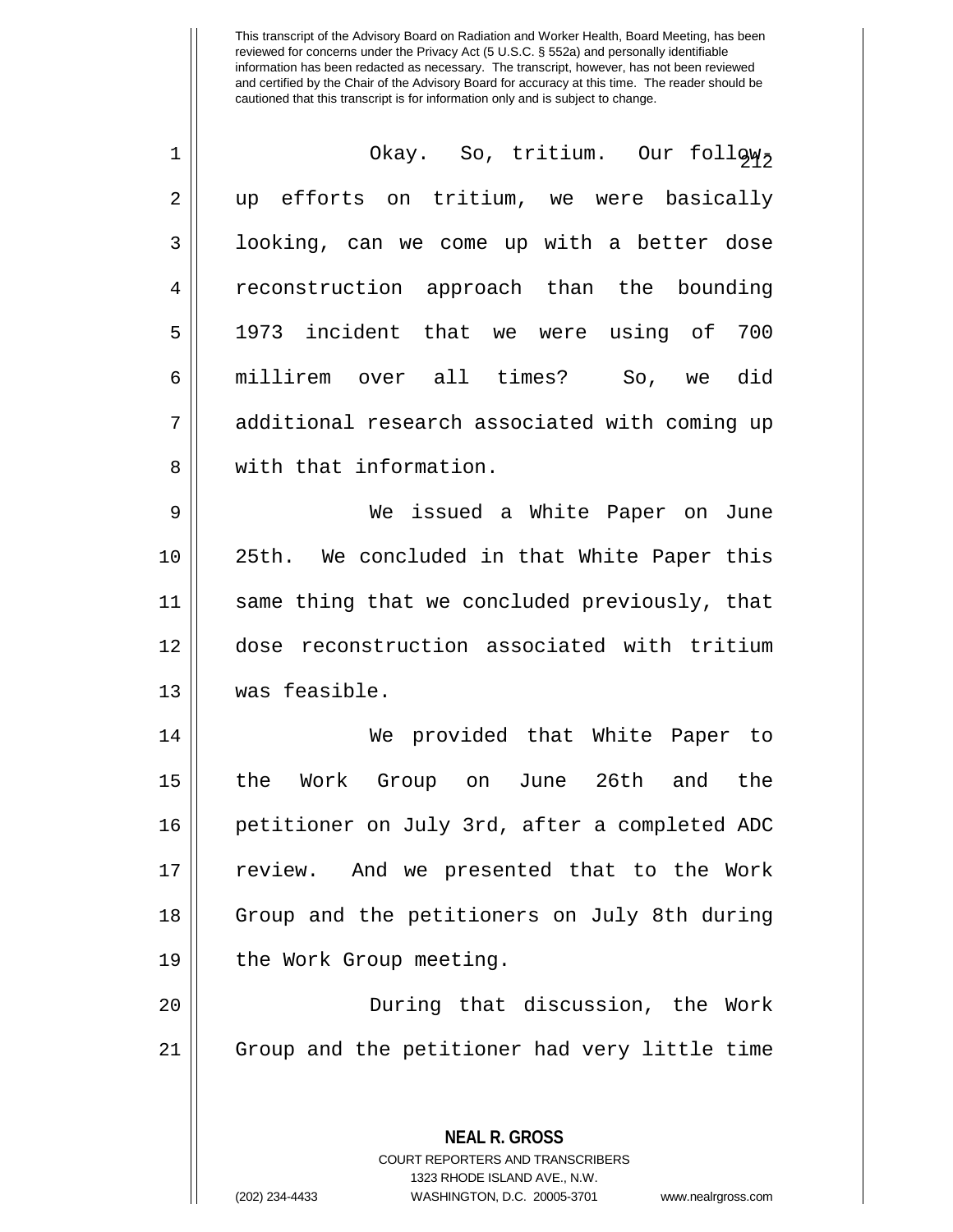This transcript of the Advisory Board on Radiation and Worker Health, Board Meeting, has been reviewed for concerns under the Privacy Act (5 U.S.C. § 552a) and personally identifiable information has been redacted as necessary. The transcript, however, has not been reviewed and certified by the Chair of the Advisory Board for accuracy at this time. The reader should be cautioned that this transcript is for information only and is subject to change.

Okay. So, tritium. Our follow-up efforts on tritium, we were basically looking, can we come up with a better dose reconstruction approach than the bounding 1973 incident that we were using of 700 millirem over all times? So, we did additional research associated with coming up with that information.

We issued a White Paper on June 25th. We concluded in that White Paper this same thing that we concluded previously, that dose reconstruction associated with tritium was feasible.

We provided that White Paper to the Work Group on June 26th and the petitioner on July 3rd, after a completed ADC review. And we presented that to the Work Group and the petitioners on July 8th during the Work Group meeting.

During that discussion, the Work Group and the petitioner had very little time

**NEAL R. GROSS**
COURT REPORTERS AND TRANSCRIBERS
1323 RHODE ISLAND AVE., N.W.
(202) 234-4433 WASHINGTON, D.C. 20005-3701 www.nealrgross.com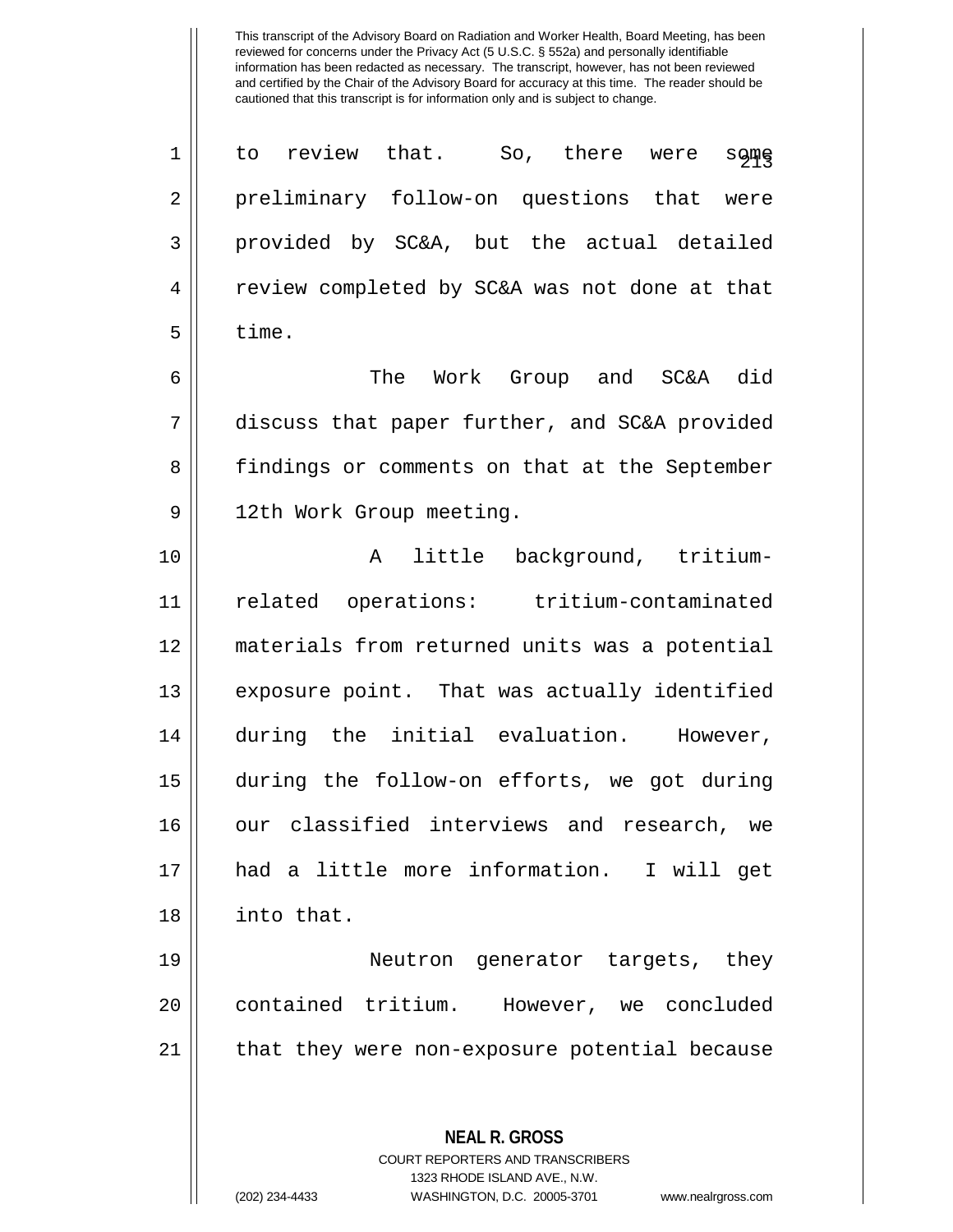to review that. So, there were some preliminary follow-on questions that were provided by SC&A, but the actual detailed review completed by SC&A was not done at that time.

The Work Group and SC&A did discuss that paper further, and SC&A provided findings or comments on that at the September 12th Work Group meeting.

A little background, tritium-related operations: tritium-contaminated materials from returned units was a potential exposure point. That was actually identified during the initial evaluation. However, during the follow-on efforts, we got during our classified interviews and research, we had a little more information. I will get into that.

Neutron generator targets, they contained tritium. However, we concluded that they were non-exposure potential because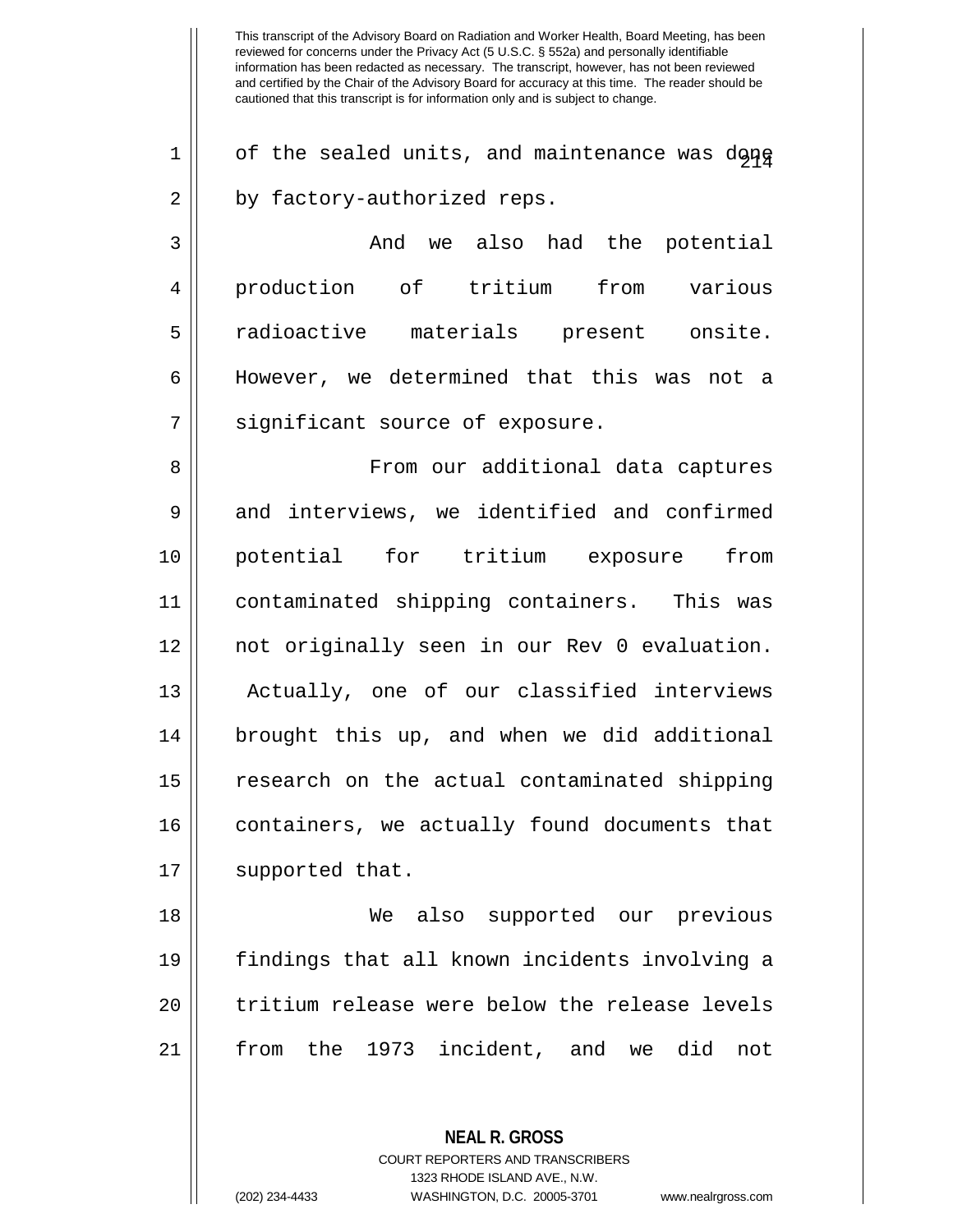of the sealed units, and maintenance was done by factory-authorized reps.

And we also had the potential production of tritium from various radioactive materials present onsite. However, we determined that this was not a significant source of exposure.

From our additional data captures and interviews, we identified and confirmed potential for tritium exposure from contaminated shipping containers. This was not originally seen in our Rev 0 evaluation. Actually, one of our classified interviews brought this up, and when we did additional research on the actual contaminated shipping containers, we actually found documents that supported that.

We also supported our previous findings that all known incidents involving a tritium release were below the release levels from the 1973 incident, and we did not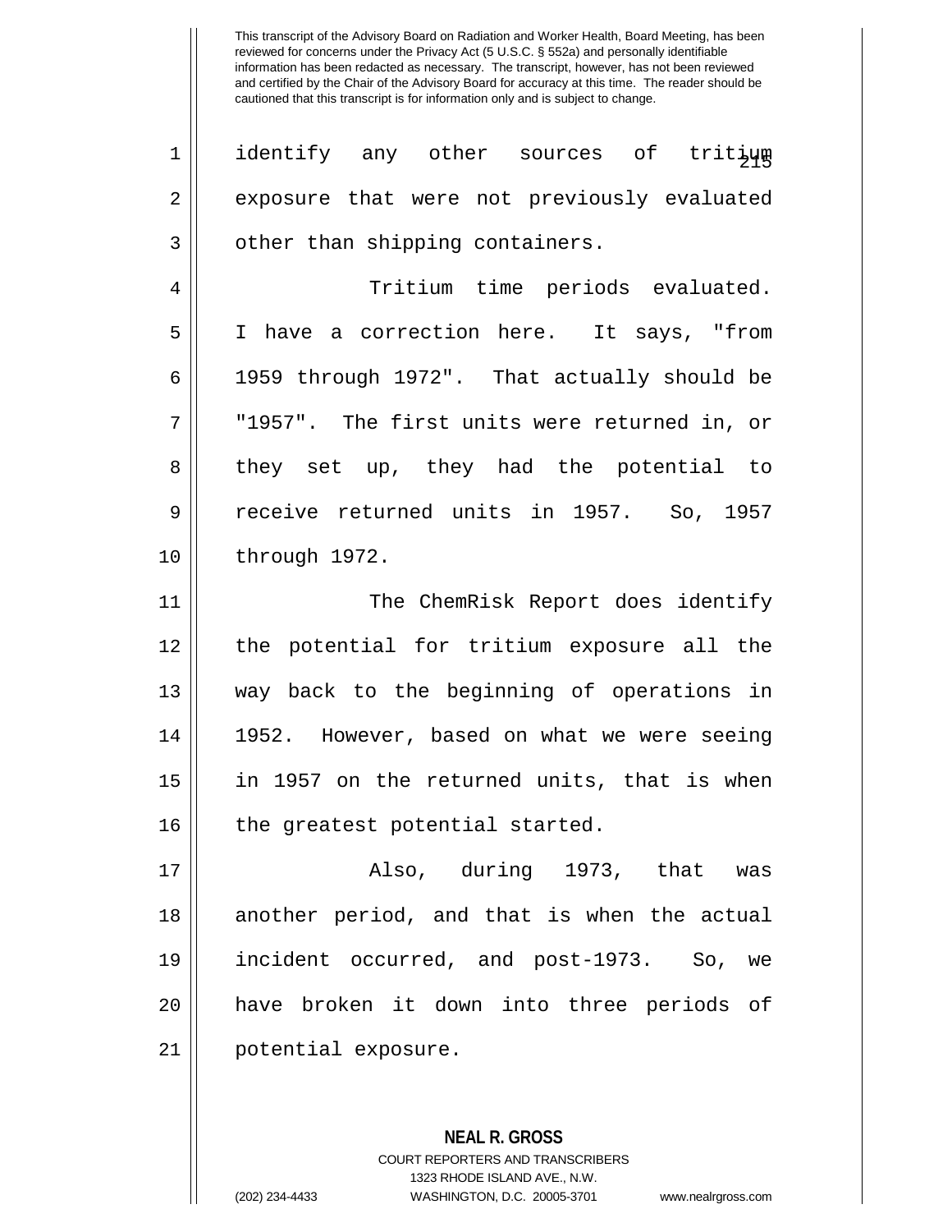identify any other sources of tritium exposure that were not previously evaluated other than shipping containers.

Tritium time periods evaluated. I have a correction here. It says, "from 1959 through 1972". That actually should be "1957". The first units were returned in, or they set up, they had the potential to receive returned units in 1957. So, 1957 through 1972.

The ChemRisk Report does identify the potential for tritium exposure all the way back to the beginning of operations in 1952. However, based on what we were seeing in 1957 on the returned units, that is when the greatest potential started.

Also, during 1973, that was another period, and that is when the actual incident occurred, and post-1973. So, we have broken it down into three periods of potential exposure.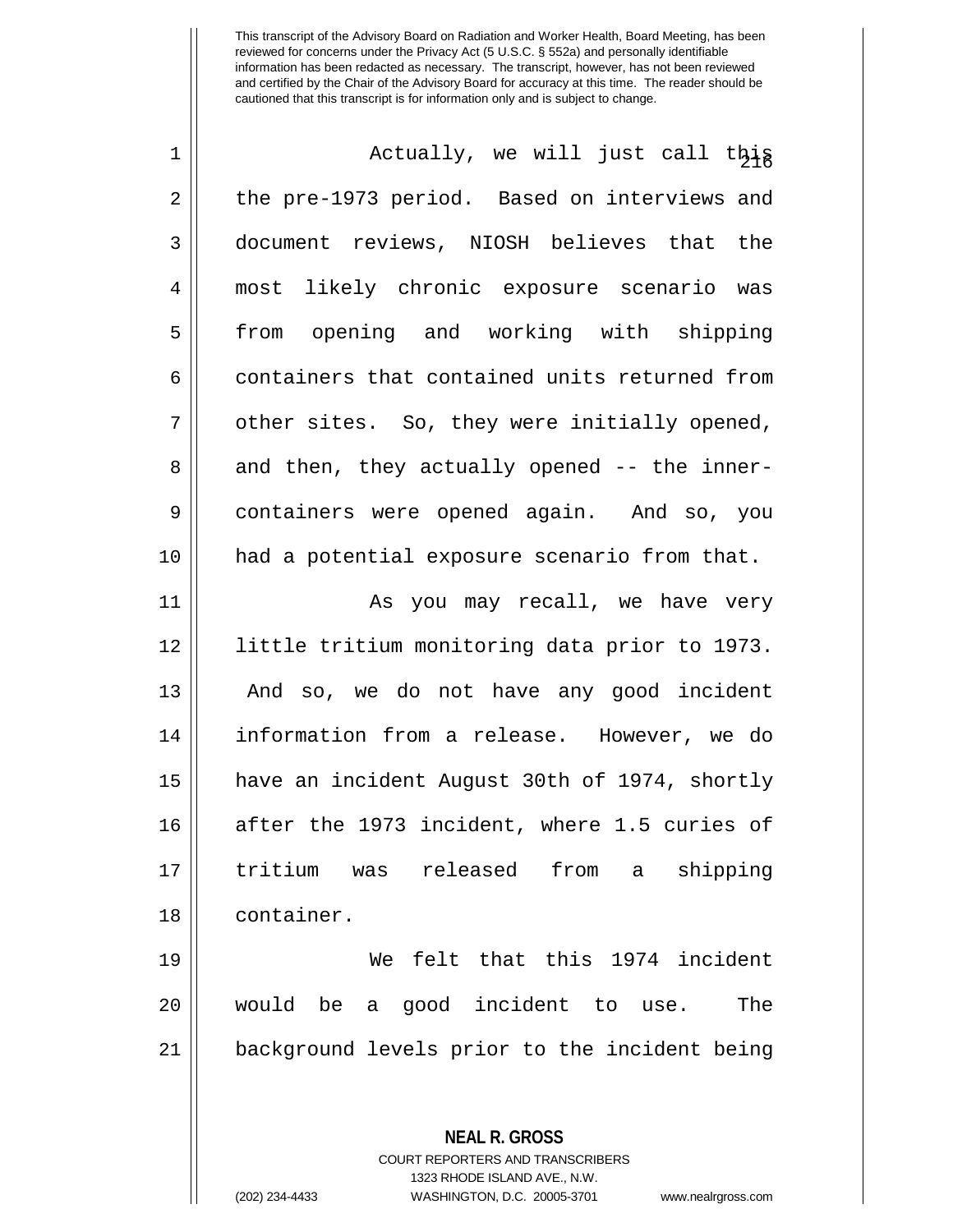This transcript of the Advisory Board on Radiation and Worker Health, Board Meeting, has been reviewed for concerns under the Privacy Act (5 U.S.C. § 552a) and personally identifiable information has been redacted as necessary. The transcript, however, has not been reviewed and certified by the Chair of the Advisory Board for accuracy at this time. The reader should be cautioned that this transcript is for information only and is subject to change.

Actually, we will just call this the pre-1973 period. Based on interviews and document reviews, NIOSH believes that the most likely chronic exposure scenario was from opening and working with shipping containers that contained units returned from other sites. So, they were initially opened, and then, they actually opened -- the inner-containers were opened again. And so, you had a potential exposure scenario from that.

As you may recall, we have very little tritium monitoring data prior to 1973. And so, we do not have any good incident information from a release. However, we do have an incident August 30th of 1974, shortly after the 1973 incident, where 1.5 curies of tritium was released from a shipping container.

We felt that this 1974 incident would be a good incident to use. The background levels prior to the incident being

**NEAL R. GROSS**
COURT REPORTERS AND TRANSCRIBERS
1323 RHODE ISLAND AVE., N.W.
(202) 234-4433 WASHINGTON, D.C. 20005-3701 www.nealrgross.com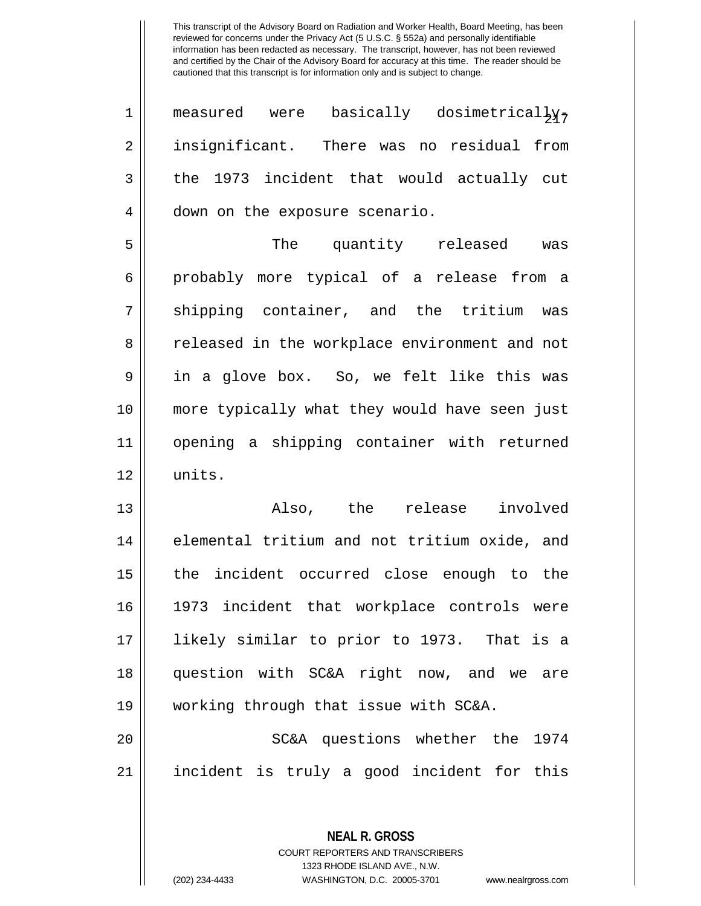measured were basically dosimetrically-insignificant. There was no residual from the 1973 incident that would actually cut down on the exposure scenario.

The quantity released was probably more typical of a release from a shipping container, and the tritium was released in the workplace environment and not in a glove box. So, we felt like this was more typically what they would have seen just opening a shipping container with returned units.

Also, the release involved elemental tritium and not tritium oxide, and the incident occurred close enough to the 1973 incident that workplace controls were likely similar to prior to 1973. That is a question with SC&A right now, and we are working through that issue with SC&A.

SC&A questions whether the 1974 incident is truly a good incident for this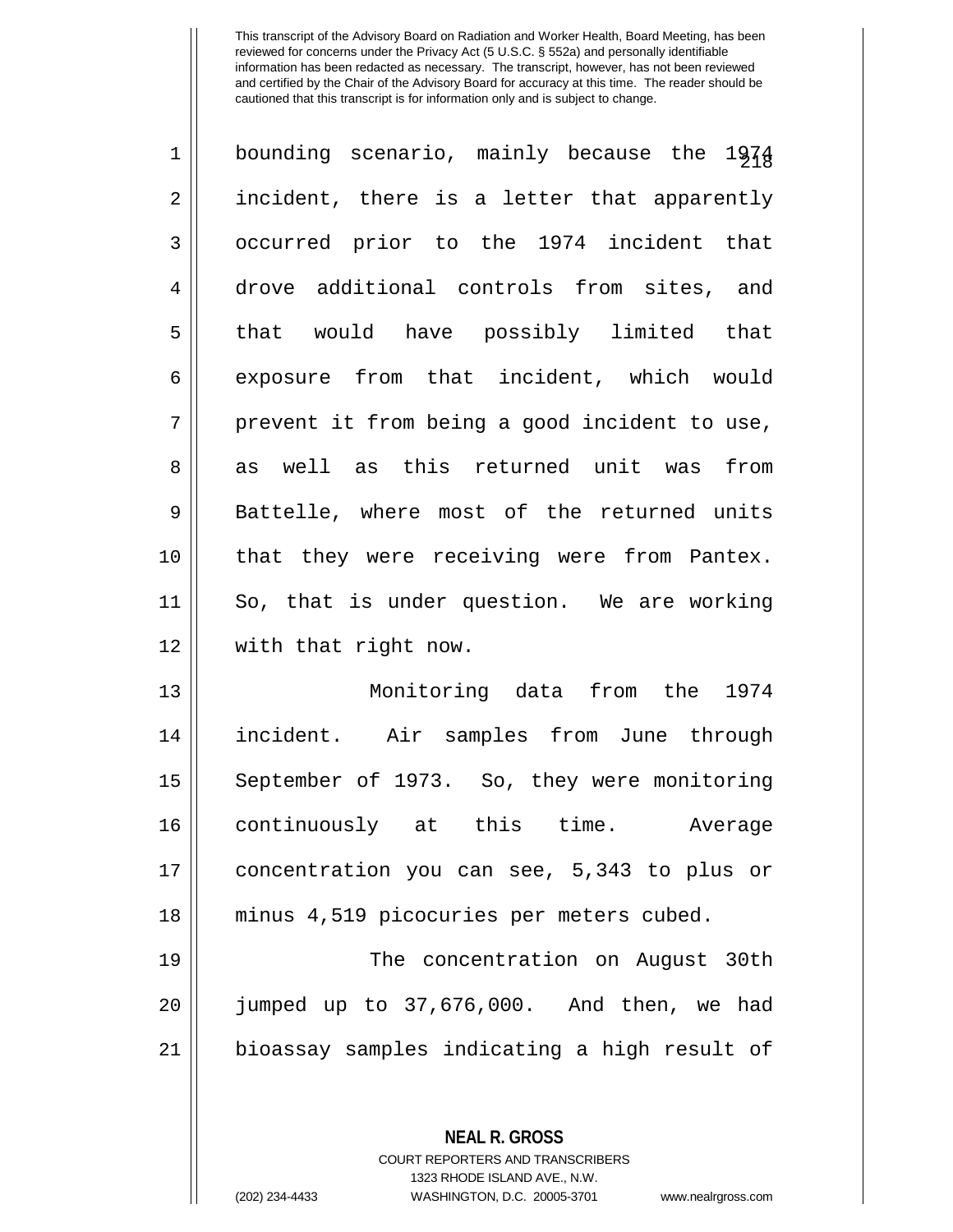bounding scenario, mainly because the 1974 incident, there is a letter that apparently occurred prior to the 1974 incident that drove additional controls from sites, and that would have possibly limited that exposure from that incident, which would prevent it from being a good incident to use, as well as this returned unit was from Battelle, where most of the returned units that they were receiving were from Pantex. So, that is under question. We are working with that right now.

Monitoring data from the 1974 incident. Air samples from June through September of 1973. So, they were monitoring continuously at this time. Average concentration you can see, 5,343 to plus or minus 4,519 picocuries per meters cubed.

The concentration on August 30th jumped up to 37,676,000. And then, we had bioassay samples indicating a high result of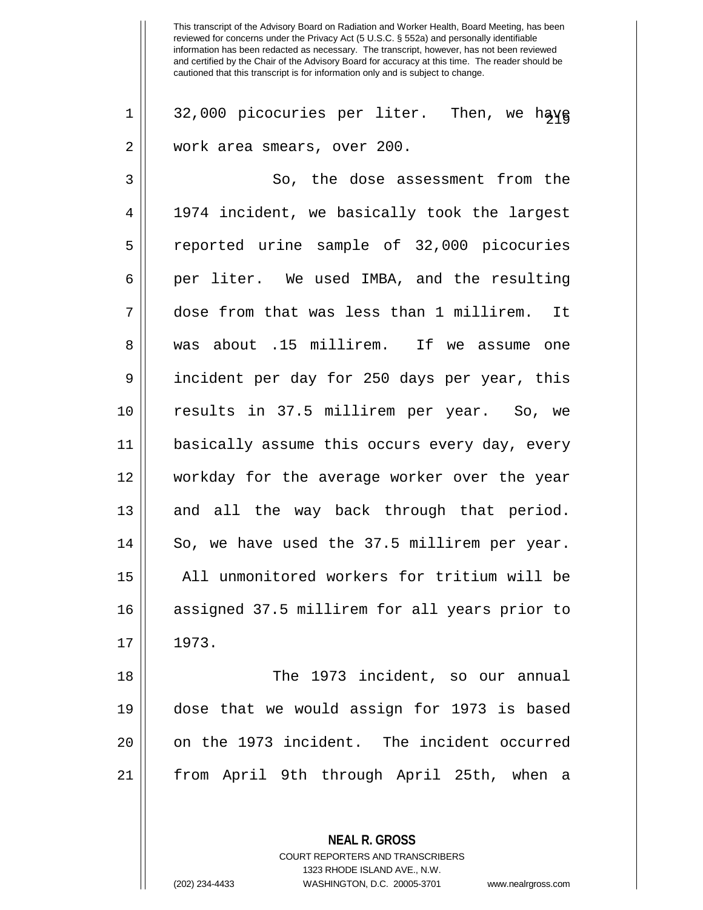32,000 picocuries per liter. Then, we have work area smears, over 200.

So, the dose assessment from the 1974 incident, we basically took the largest reported urine sample of 32,000 picocuries per liter. We used IMBA, and the resulting dose from that was less than 1 millirem. It was about .15 millirem. If we assume one incident per day for 250 days per year, this results in 37.5 millirem per year. So, we basically assume this occurs every day, every workday for the average worker over the year and all the way back through that period. So, we have used the 37.5 millirem per year. All unmonitored workers for tritium will be assigned 37.5 millirem for all years prior to 1973.

The 1973 incident, so our annual dose that we would assign for 1973 is based on the 1973 incident. The incident occurred from April 9th through April 25th, when a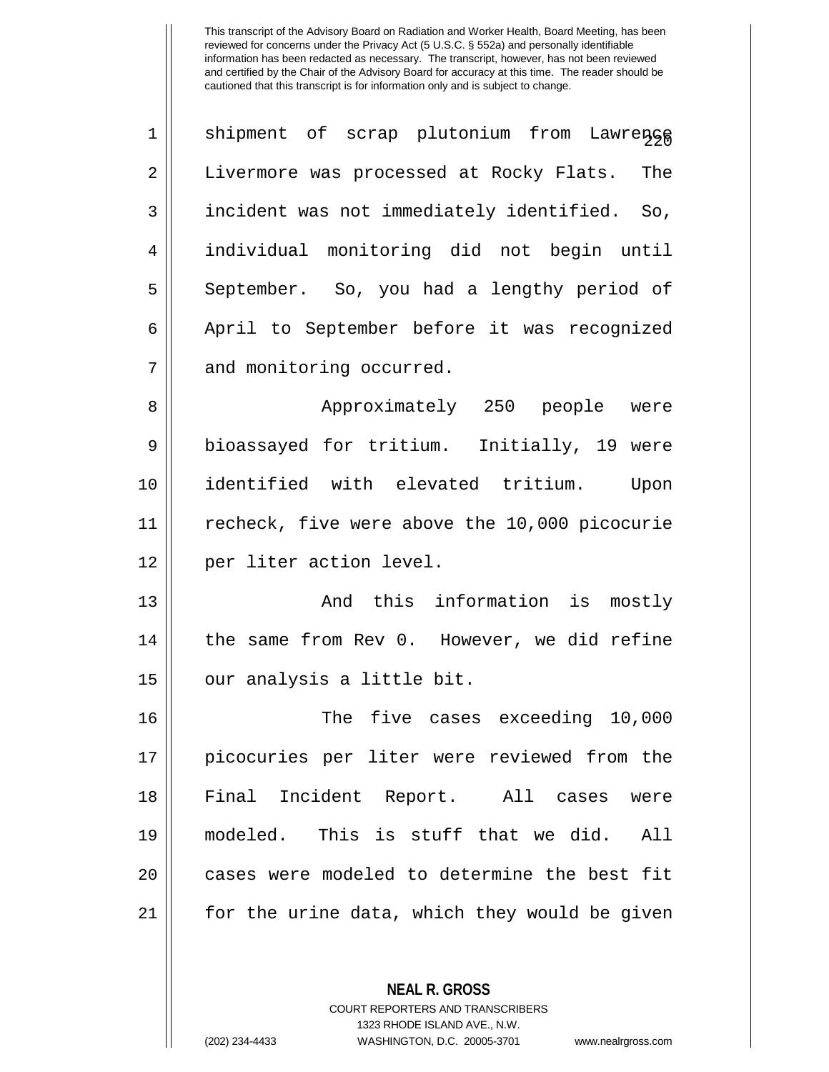This transcript of the Advisory Board on Radiation and Worker Health, Board Meeting, has been reviewed for concerns under the Privacy Act (5 U.S.C. § 552a) and personally identifiable information has been redacted as necessary. The transcript, however, has not been reviewed and certified by the Chair of the Advisory Board for accuracy at this time. The reader should be cautioned that this transcript is for information only and is subject to change.

shipment of scrap plutonium from Lawrence Livermore was processed at Rocky Flats. The incident was not immediately identified. So, individual monitoring did not begin until September. So, you had a lengthy period of April to September before it was recognized and monitoring occurred.

Approximately 250 people were bioassayed for tritium. Initially, 19 were identified with elevated tritium. Upon recheck, five were above the 10,000 picocurie per liter action level.

And this information is mostly the same from Rev 0. However, we did refine our analysis a little bit.

The five cases exceeding 10,000 picocuries per liter were reviewed from the Final Incident Report. All cases were modeled. This is stuff that we did. All cases were modeled to determine the best fit for the urine data, which they would be given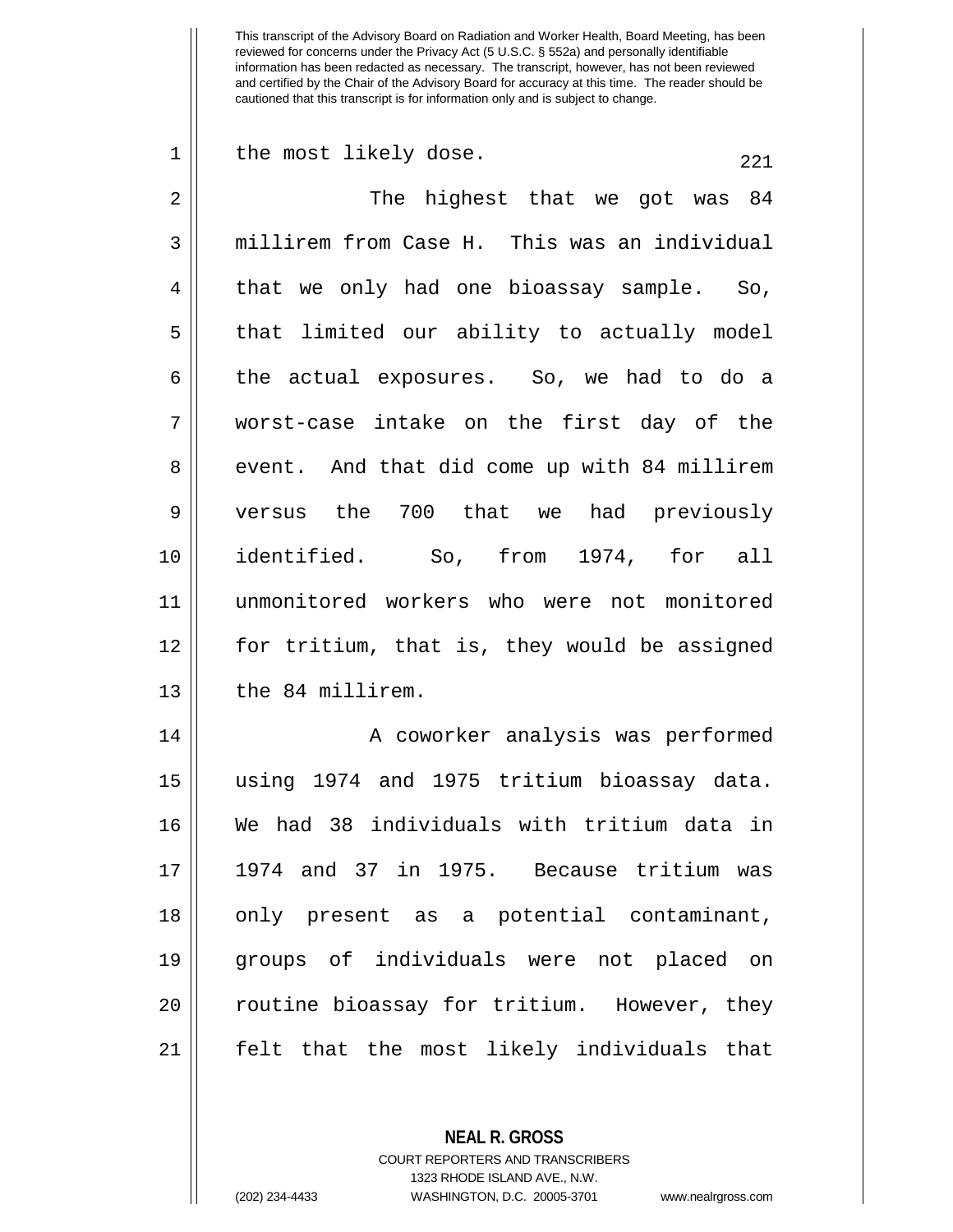the most likely dose.

The highest that we got was 84 millirem from Case H. This was an individual that we only had one bioassay sample. So, that limited our ability to actually model the actual exposures. So, we had to do a worst-case intake on the first day of the event. And that did come up with 84 millirem versus the 700 that we had previously identified. So, from 1974, for all unmonitored workers who were not monitored for tritium, that is, they would be assigned the 84 millirem.

A coworker analysis was performed using 1974 and 1975 tritium bioassay data. We had 38 individuals with tritium data in 1974 and 37 in 1975. Because tritium was only present as a potential contaminant, groups of individuals were not placed on routine bioassay for tritium. However, they felt that the most likely individuals that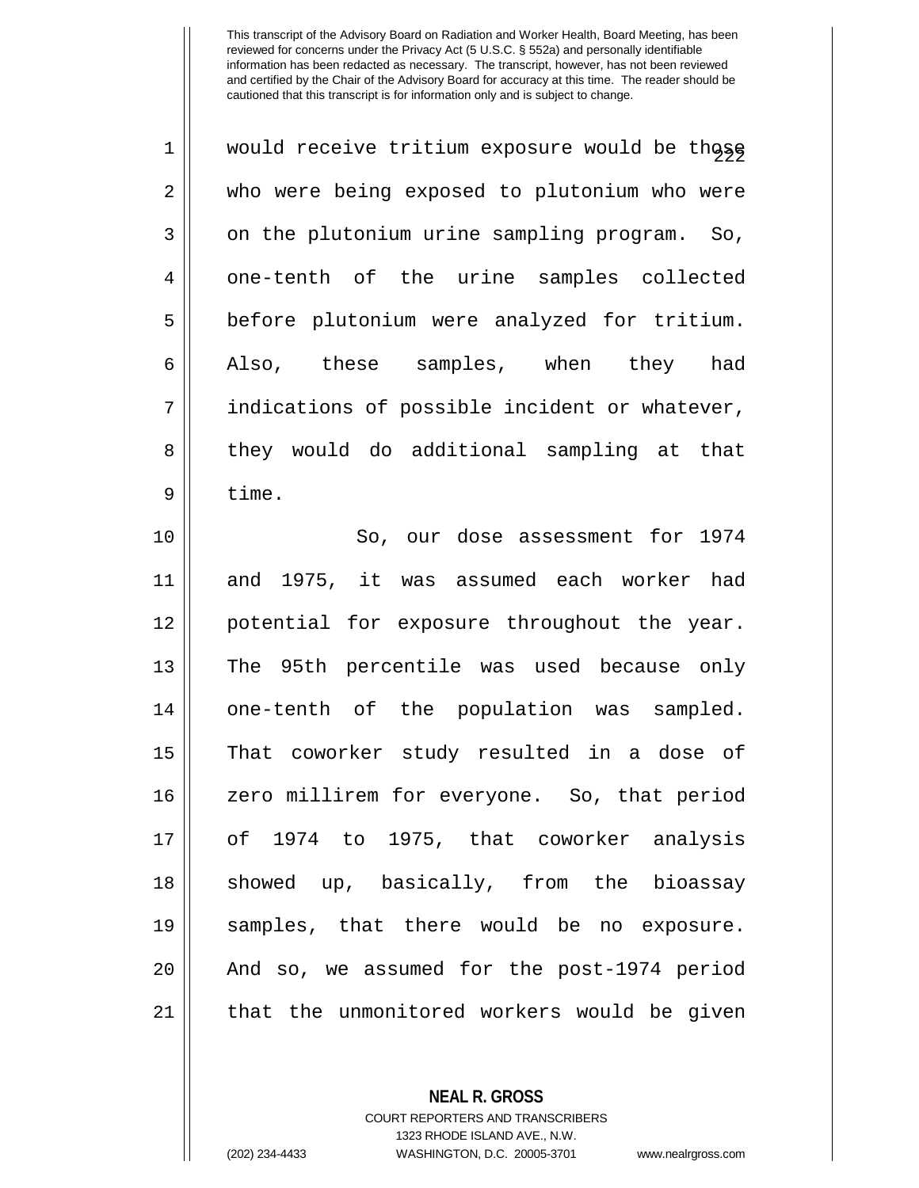This transcript of the Advisory Board on Radiation and Worker Health, Board Meeting, has been reviewed for concerns under the Privacy Act (5 U.S.C. § 552a) and personally identifiable information has been redacted as necessary. The transcript, however, has not been reviewed and certified by the Chair of the Advisory Board for accuracy at this time. The reader should be cautioned that this transcript is for information only and is subject to change.

would receive tritium exposure would be those who were being exposed to plutonium who were on the plutonium urine sampling program. So, one-tenth of the urine samples collected before plutonium were analyzed for tritium. Also, these samples, when they had indications of possible incident or whatever, they would do additional sampling at that time.

So, our dose assessment for 1974 and 1975, it was assumed each worker had potential for exposure throughout the year. The 95th percentile was used because only one-tenth of the population was sampled. That coworker study resulted in a dose of zero millirem for everyone. So, that period of 1974 to 1975, that coworker analysis showed up, basically, from the bioassay samples, that there would be no exposure. And so, we assumed for the post-1974 period that the unmonitored workers would be given

**NEAL R. GROSS**
COURT REPORTERS AND TRANSCRIBERS
1323 RHODE ISLAND AVE., N.W.
(202) 234-4433 WASHINGTON, D.C. 20005-3701 www.nealrgross.com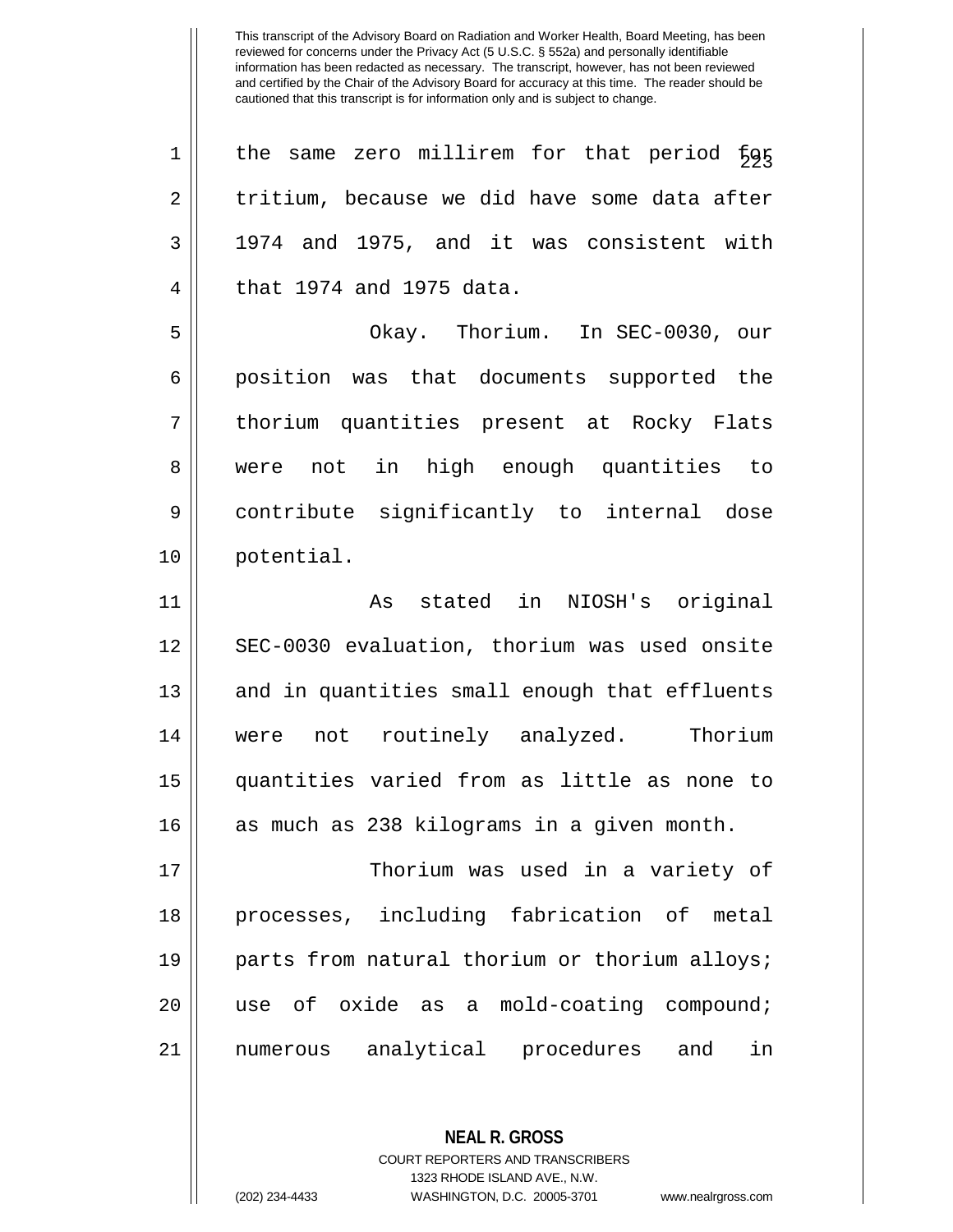the same zero millirem for that period for tritium, because we did have some data after 1974 and 1975, and it was consistent with that 1974 and 1975 data.

Okay. Thorium. In SEC-0030, our position was that documents supported the thorium quantities present at Rocky Flats were not in high enough quantities to contribute significantly to internal dose potential.

As stated in NIOSH's original SEC-0030 evaluation, thorium was used onsite and in quantities small enough that effluents were not routinely analyzed. Thorium quantities varied from as little as none to as much as 238 kilograms in a given month.

Thorium was used in a variety of processes, including fabrication of metal parts from natural thorium or thorium alloys; use of oxide as a mold-coating compound; numerous analytical procedures and in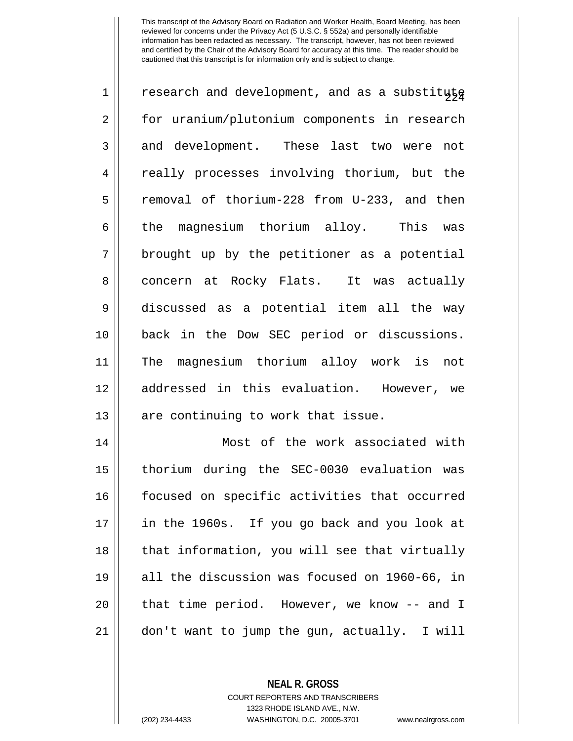research and development, and as a substitute for uranium/plutonium components in research and development. These last two were not really processes involving thorium, but the removal of thorium-228 from U-233, and then the magnesium thorium alloy. This was brought up by the petitioner as a potential concern at Rocky Flats. It was actually discussed as a potential item all the way back in the Dow SEC period or discussions. The magnesium thorium alloy work is not addressed in this evaluation. However, we are continuing to work that issue.

Most of the work associated with thorium during the SEC-0030 evaluation was focused on specific activities that occurred in the 1960s. If you go back and you look at that information, you will see that virtually all the discussion was focused on 1960-66, in that time period. However, we know -- and I don't want to jump the gun, actually. I will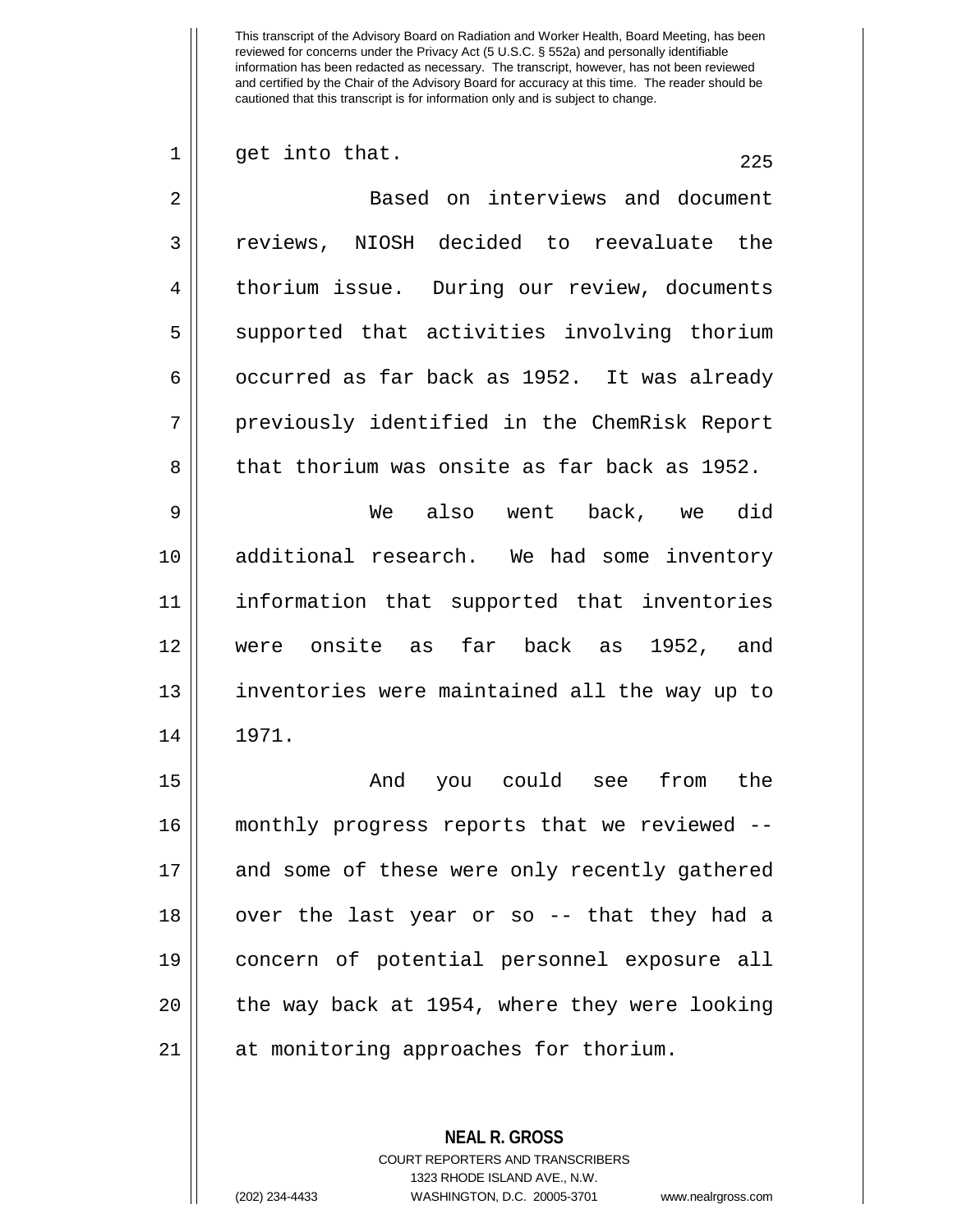get into that.

Based on interviews and document reviews, NIOSH decided to reevaluate the thorium issue. During our review, documents supported that activities involving thorium occurred as far back as 1952. It was already previously identified in the ChemRisk Report that thorium was onsite as far back as 1952.

We also went back, we did additional research. We had some inventory information that supported that inventories were onsite as far back as 1952, and inventories were maintained all the way up to 1971.

And you could see from the monthly progress reports that we reviewed -- and some of these were only recently gathered over the last year or so -- that they had a concern of potential personnel exposure all the way back at 1954, where they were looking at monitoring approaches for thorium.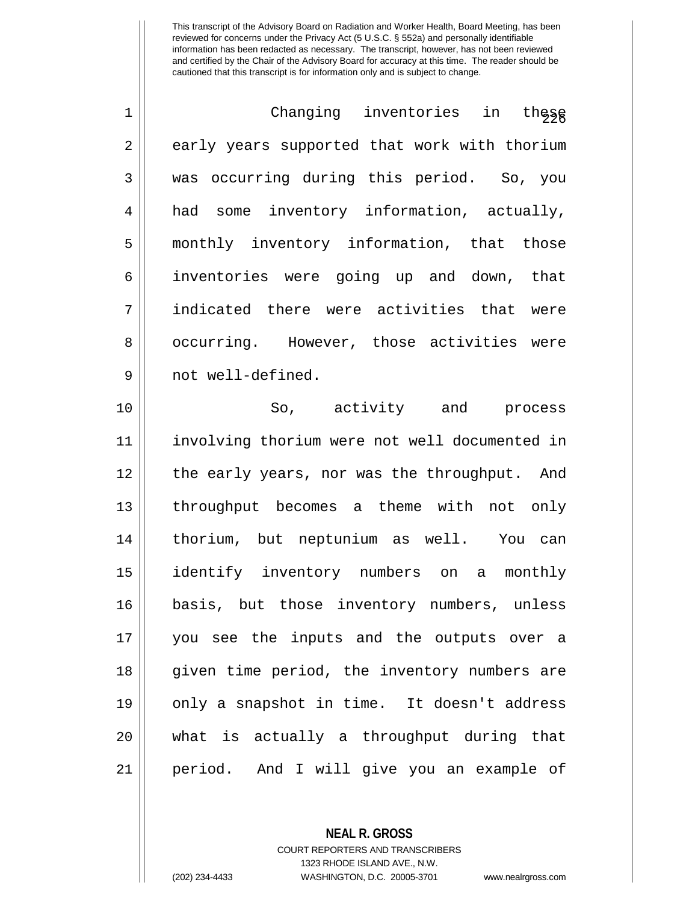Changing inventories in these early years supported that work with thorium was occurring during this period. So, you had some inventory information, actually, monthly inventory information, that those inventories were going up and down, that indicated there were activities that were occurring. However, those activities were not well-defined.

So, activity and process involving thorium were not well documented in the early years, nor was the throughput. And throughput becomes a theme with not only thorium, but neptunium as well. You can identify inventory numbers on a monthly basis, but those inventory numbers, unless you see the inputs and the outputs over a given time period, the inventory numbers are only a snapshot in time. It doesn't address what is actually a throughput during that period. And I will give you an example of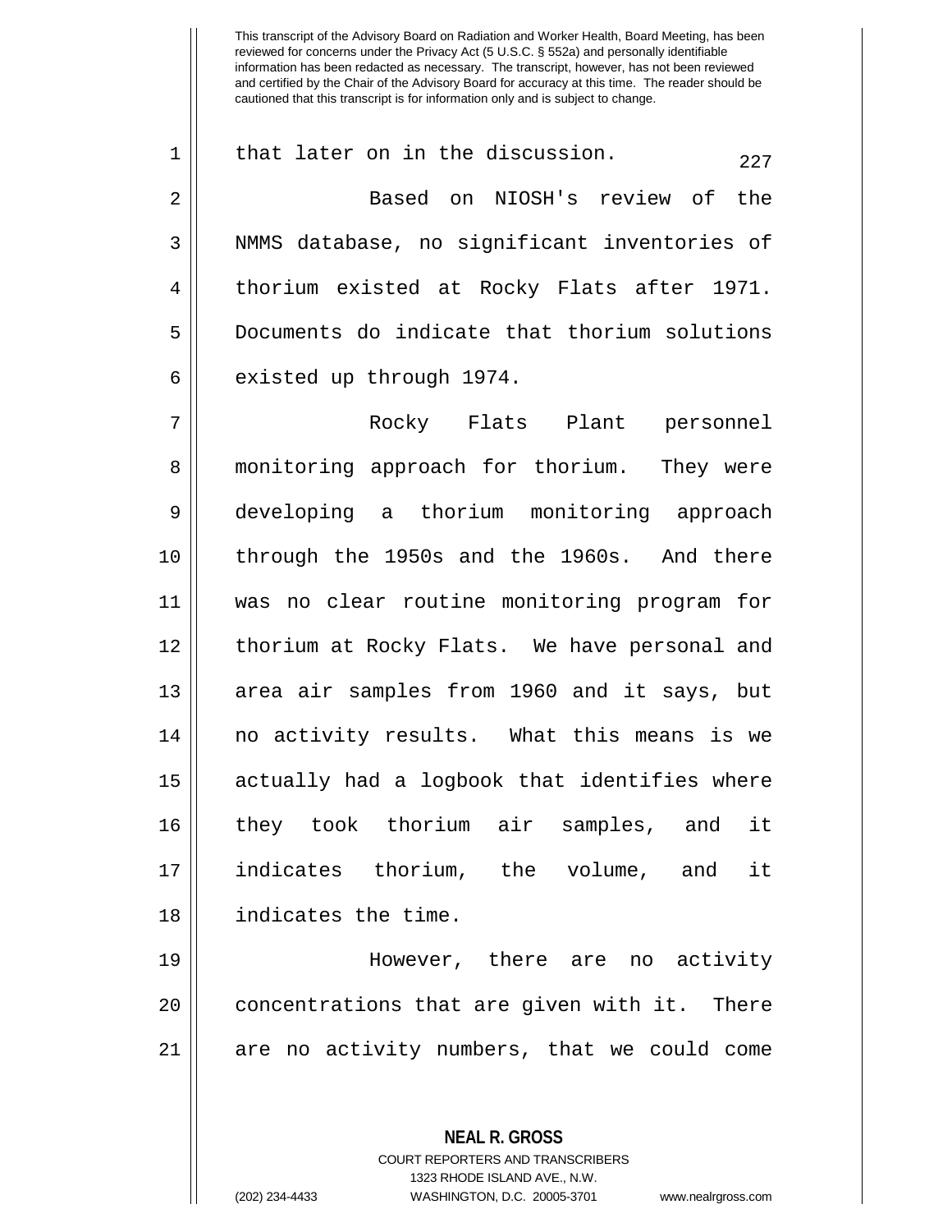This transcript of the Advisory Board on Radiation and Worker Health, Board Meeting, has been reviewed for concerns under the Privacy Act (5 U.S.C. § 552a) and personally identifiable information has been redacted as necessary. The transcript, however, has not been reviewed and certified by the Chair of the Advisory Board for accuracy at this time. The reader should be cautioned that this transcript is for information only and is subject to change.

that later on in the discussion.

Based on NIOSH's review of the NMMS database, no significant inventories of thorium existed at Rocky Flats after 1971. Documents do indicate that thorium solutions existed up through 1974.

Rocky Flats Plant personnel monitoring approach for thorium. They were developing a thorium monitoring approach through the 1950s and the 1960s. And there was no clear routine monitoring program for thorium at Rocky Flats. We have personal and area air samples from 1960 and it says, but no activity results. What this means is we actually had a logbook that identifies where they took thorium air samples, and it indicates thorium, the volume, and it indicates the time.

However, there are no activity concentrations that are given with it. There are no activity numbers, that we could come

**NEAL R. GROSS**
COURT REPORTERS AND TRANSCRIBERS
1323 RHODE ISLAND AVE., N.W.
(202) 234-4433 WASHINGTON, D.C. 20005-3701 www.nealrgross.com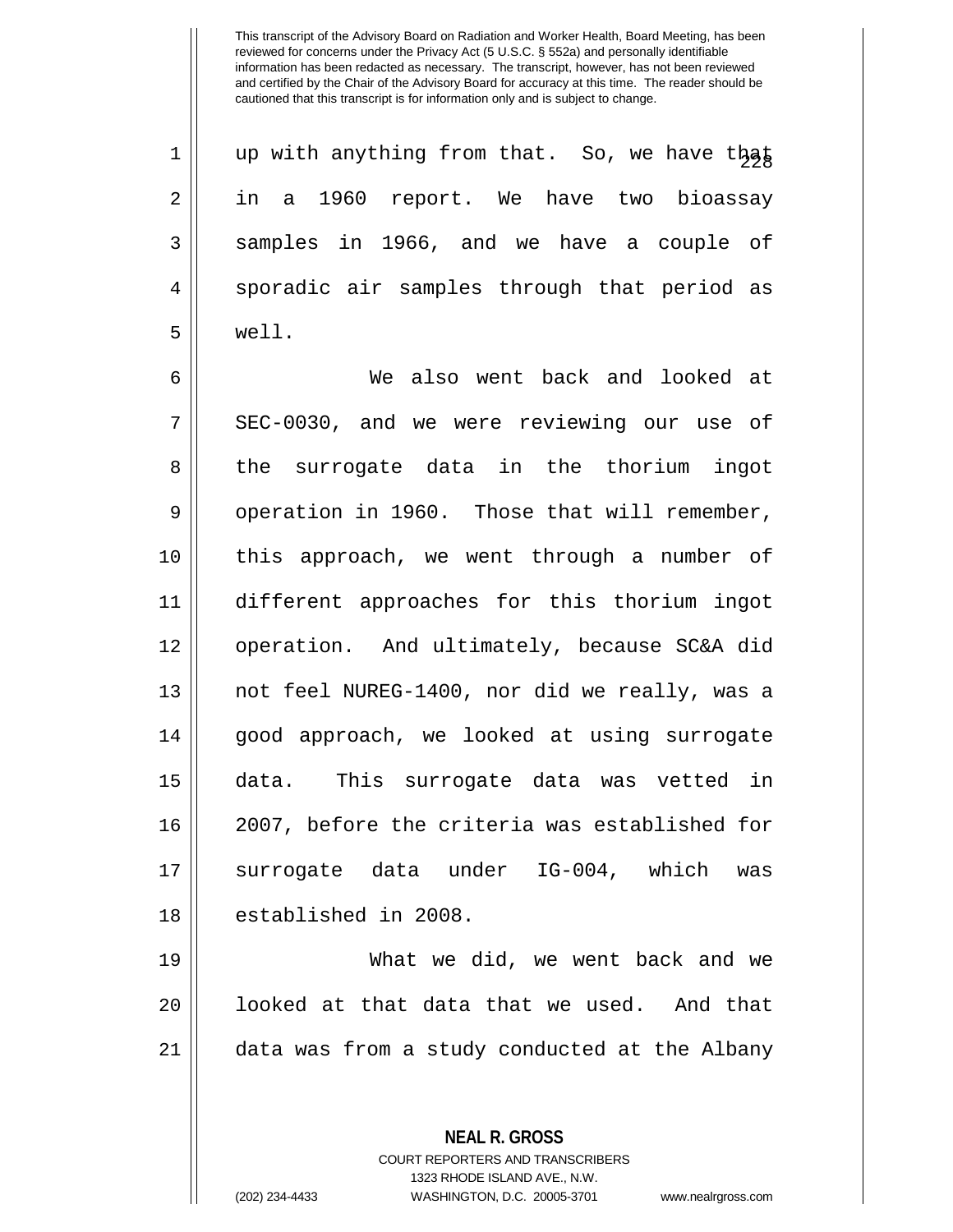up with anything from that. So, we have that in a 1960 report. We have two bioassay samples in 1966, and we have a couple of sporadic air samples through that period as well.

We also went back and looked at SEC-0030, and we were reviewing our use of the surrogate data in the thorium ingot operation in 1960. Those that will remember, this approach, we went through a number of different approaches for this thorium ingot operation. And ultimately, because SC&A did not feel NUREG-1400, nor did we really, was a good approach, we looked at using surrogate data. This surrogate data was vetted in 2007, before the criteria was established for surrogate data under IG-004, which was established in 2008.

What we did, we went back and we looked at that data that we used. And that data was from a study conducted at the Albany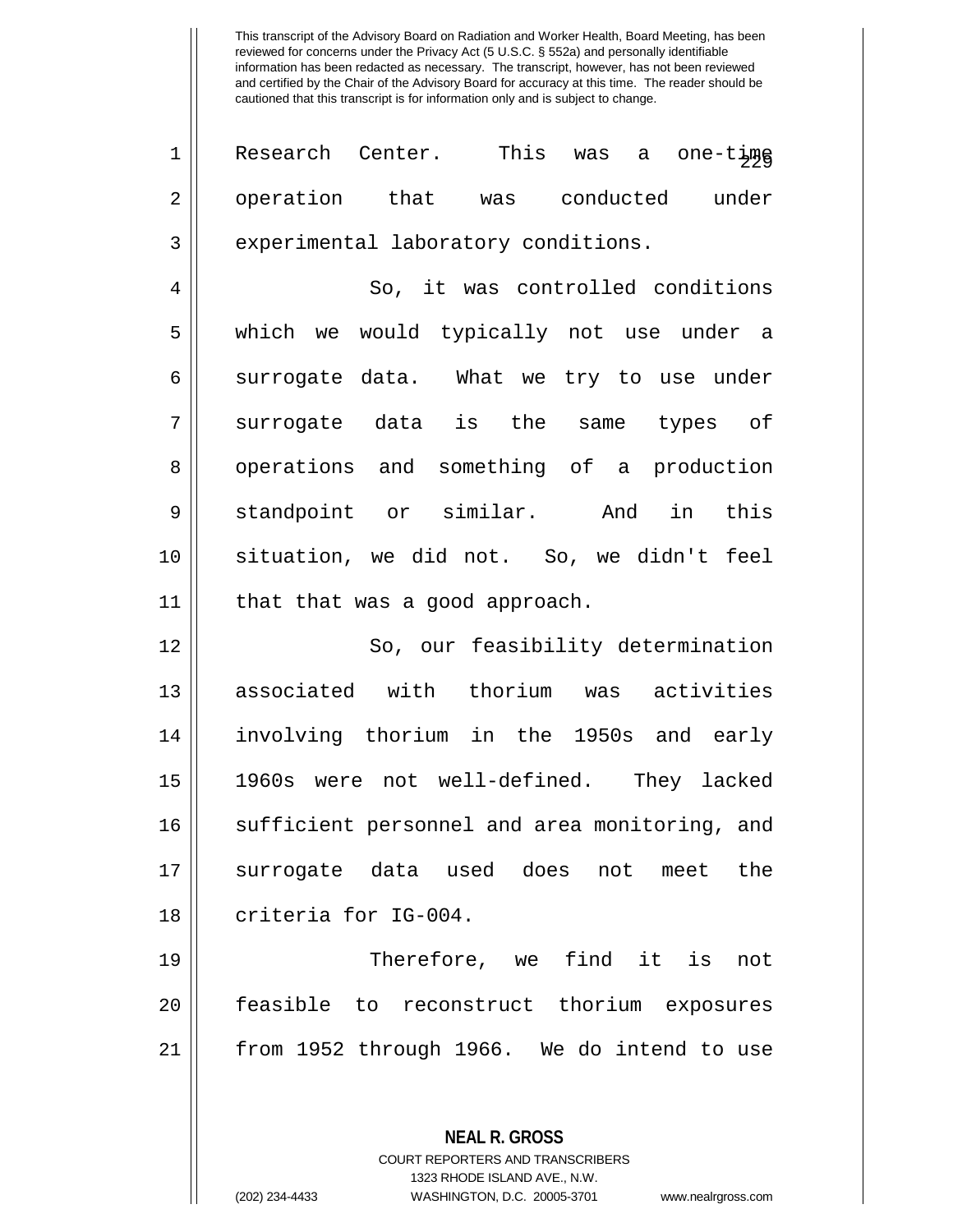Research Center. This was a one-time operation that was conducted under experimental laboratory conditions.

So, it was controlled conditions which we would typically not use under a surrogate data. What we try to use under surrogate data is the same types of operations and something of a production standpoint or similar. And in this situation, we did not. So, we didn't feel that that was a good approach.

So, our feasibility determination associated with thorium was activities involving thorium in the 1950s and early 1960s were not well-defined. They lacked sufficient personnel and area monitoring, and surrogate data used does not meet the criteria for IG-004.

Therefore, we find it is not feasible to reconstruct thorium exposures from 1952 through 1966. We do intend to use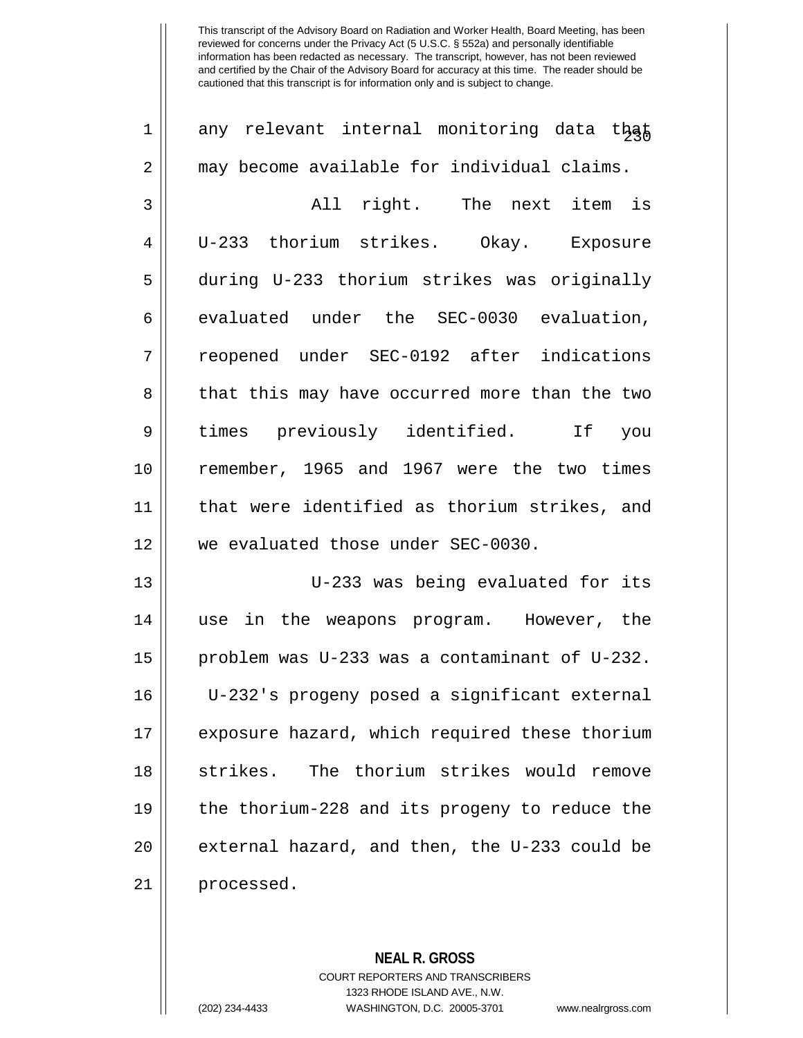any relevant internal monitoring data that may become available for individual claims.

All right. The next item is U-233 thorium strikes. Okay. Exposure during U-233 thorium strikes was originally evaluated under the SEC-0030 evaluation, reopened under SEC-0192 after indications that this may have occurred more than the two times previously identified. If you remember, 1965 and 1967 were the two times that were identified as thorium strikes, and we evaluated those under SEC-0030.

U-233 was being evaluated for its use in the weapons program. However, the problem was U-233 was a contaminant of U-232. U-232's progeny posed a significant external exposure hazard, which required these thorium strikes. The thorium strikes would remove the thorium-228 and its progeny to reduce the external hazard, and then, the U-233 could be processed.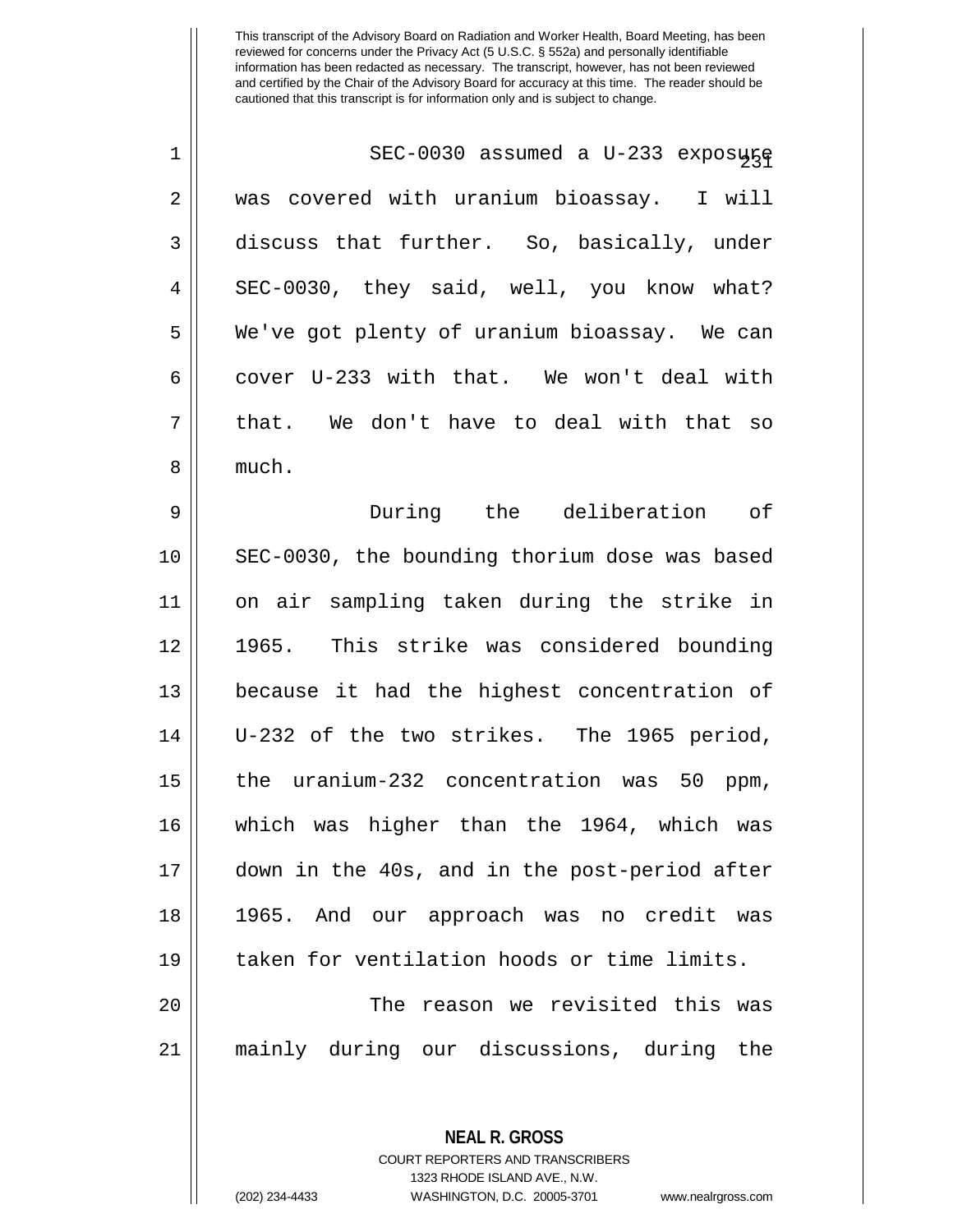This transcript of the Advisory Board on Radiation and Worker Health, Board Meeting, has been reviewed for concerns under the Privacy Act (5 U.S.C. § 552a) and personally identifiable information has been redacted as necessary. The transcript, however, has not been reviewed and certified by the Chair of the Advisory Board for accuracy at this time. The reader should be cautioned that this transcript is for information only and is subject to change.

SEC-0030 assumed a U-233 exposure was covered with uranium bioassay. I will discuss that further. So, basically, under SEC-0030, they said, well, you know what? We've got plenty of uranium bioassay. We can cover U-233 with that. We won't deal with that. We don't have to deal with that so much.

During the deliberation of SEC-0030, the bounding thorium dose was based on air sampling taken during the strike in 1965. This strike was considered bounding because it had the highest concentration of U-232 of the two strikes. The 1965 period, the uranium-232 concentration was 50 ppm, which was higher than the 1964, which was down in the 40s, and in the post-period after 1965. And our approach was no credit was taken for ventilation hoods or time limits.

The reason we revisited this was mainly during our discussions, during the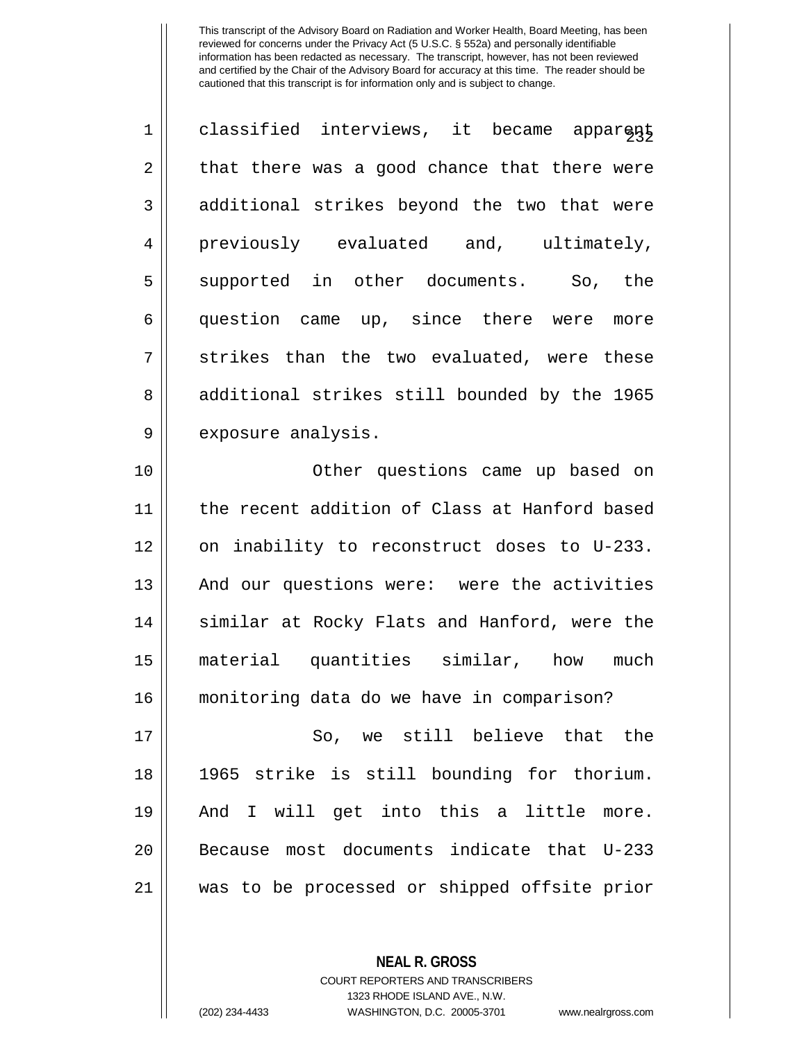classified interviews, it became apparent that there was a good chance that there were additional strikes beyond the two that were previously evaluated and, ultimately, supported in other documents. So, the question came up, since there were more strikes than the two evaluated, were these additional strikes still bounded by the 1965 exposure analysis.

Other questions came up based on the recent addition of Class at Hanford based on inability to reconstruct doses to U-233. And our questions were: were the activities similar at Rocky Flats and Hanford, were the material quantities similar, how much monitoring data do we have in comparison?

So, we still believe that the 1965 strike is still bounding for thorium. And I will get into this a little more. Because most documents indicate that U-233 was to be processed or shipped offsite prior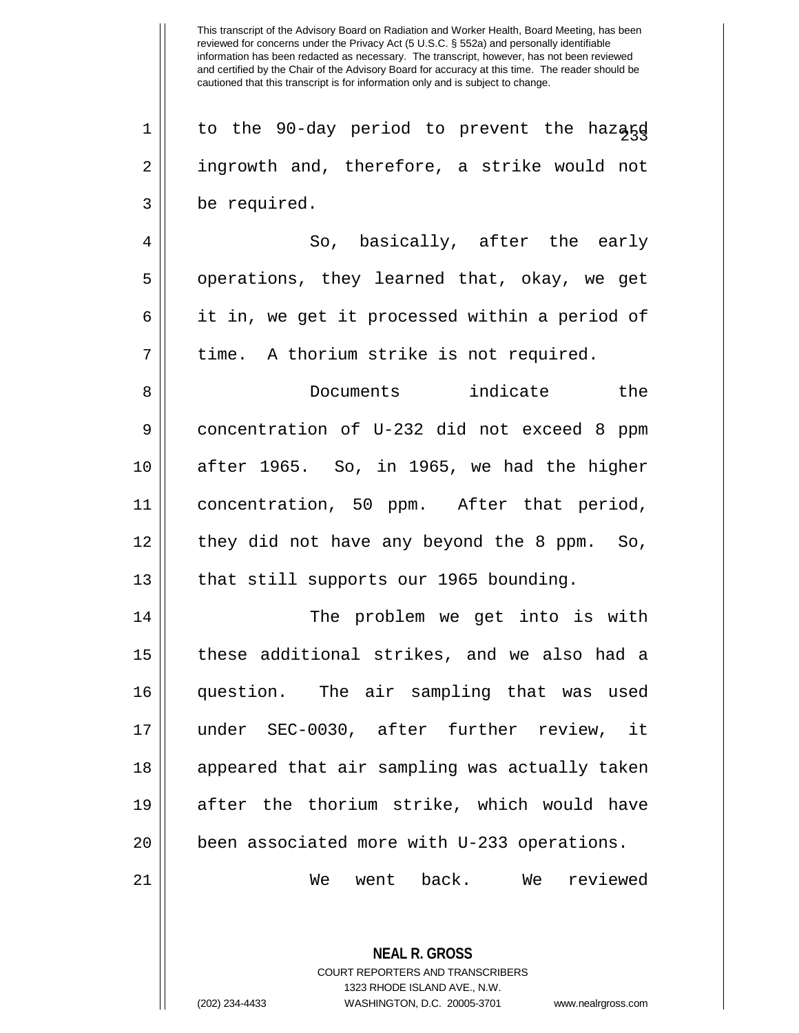to the 90-day period to prevent the hazard ingrowth and, therefore, a strike would not be required.

So, basically, after the early operations, they learned that, okay, we get it in, we get it processed within a period of time. A thorium strike is not required.

Documents indicate the concentration of U-232 did not exceed 8 ppm after 1965. So, in 1965, we had the higher concentration, 50 ppm. After that period, they did not have any beyond the 8 ppm. So, that still supports our 1965 bounding.

The problem we get into is with these additional strikes, and we also had a question. The air sampling that was used under SEC-0030, after further review, it appeared that air sampling was actually taken after the thorium strike, which would have been associated more with U-233 operations.

We went back. We reviewed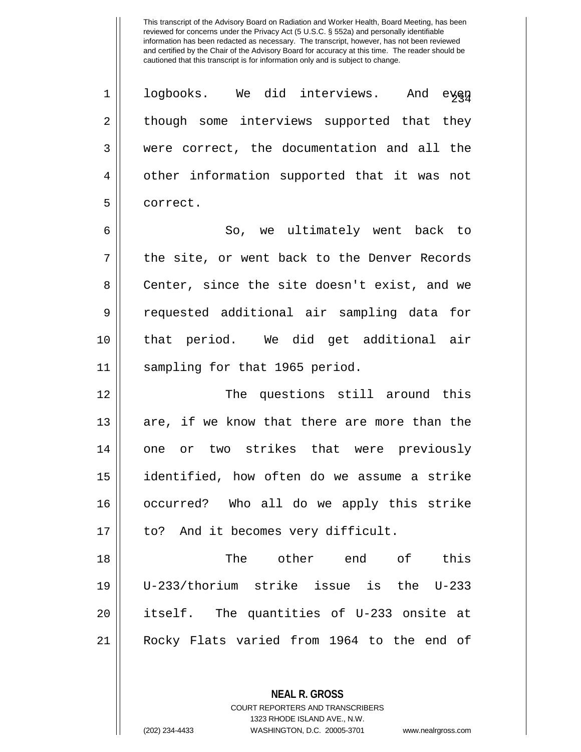logbooks. We did interviews. And even though some interviews supported that they were correct, the documentation and all the other information supported that it was not correct.

So, we ultimately went back to the site, or went back to the Denver Records Center, since the site doesn't exist, and we requested additional air sampling data for that period. We did get additional air sampling for that 1965 period.

The questions still around this are, if we know that there are more than the one or two strikes that were previously identified, how often do we assume a strike occurred? Who all do we apply this strike to? And it becomes very difficult.

The other end of this U-233/thorium strike issue is the U-233 itself. The quantities of U-233 onsite at Rocky Flats varied from 1964 to the end of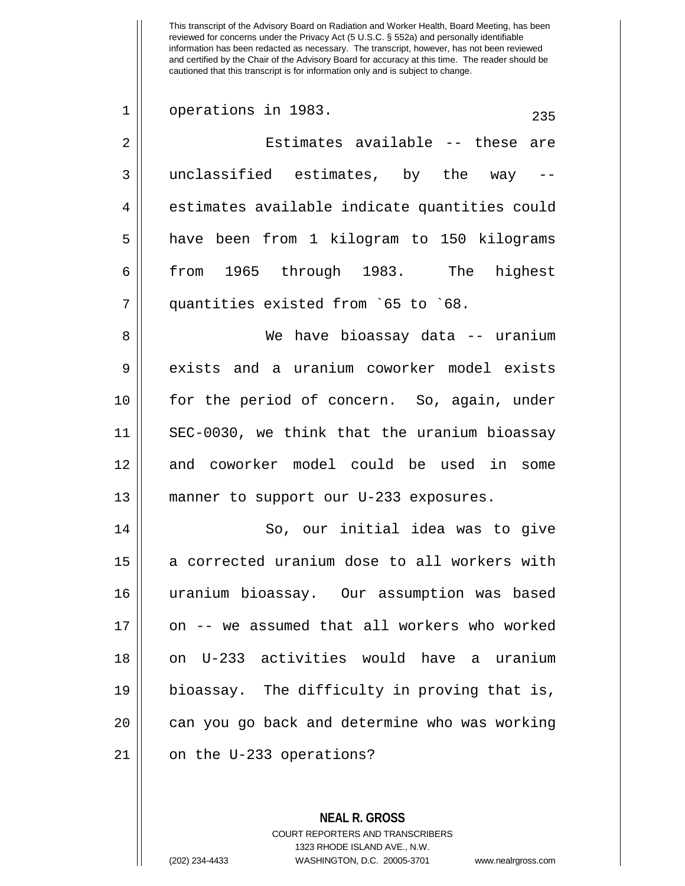operations in 1983.

Estimates available -- these are unclassified estimates, by the way -- estimates available indicate quantities could have been from 1 kilogram to 150 kilograms from 1965 through 1983. The highest quantities existed from `65 to `68.

We have bioassay data -- uranium exists and a uranium coworker model exists for the period of concern. So, again, under SEC-0030, we think that the uranium bioassay and coworker model could be used in some manner to support our U-233 exposures.

So, our initial idea was to give a corrected uranium dose to all workers with uranium bioassay. Our assumption was based on -- we assumed that all workers who worked on U-233 activities would have a uranium bioassay. The difficulty in proving that is, can you go back and determine who was working on the U-233 operations?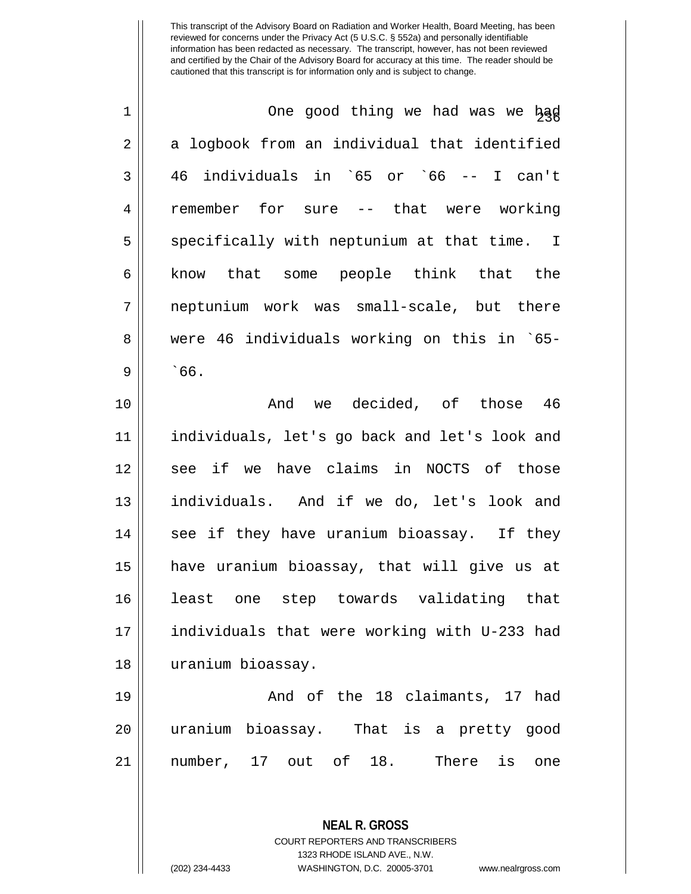One good thing we had was we had a logbook from an individual that identified 46 individuals in `65 or `66 -- I can't remember for sure -- that were working specifically with neptunium at that time. I know that some people think that the neptunium work was small-scale, but there were 46 individuals working on this in `65-`66.

And we decided, of those 46 individuals, let's go back and let's look and see if we have claims in NOCTS of those individuals. And if we do, let's look and see if they have uranium bioassay. If they have uranium bioassay, that will give us at least one step towards validating that individuals that were working with U-233 had uranium bioassay.

And of the 18 claimants, 17 had uranium bioassay. That is a pretty good number, 17 out of 18. There is one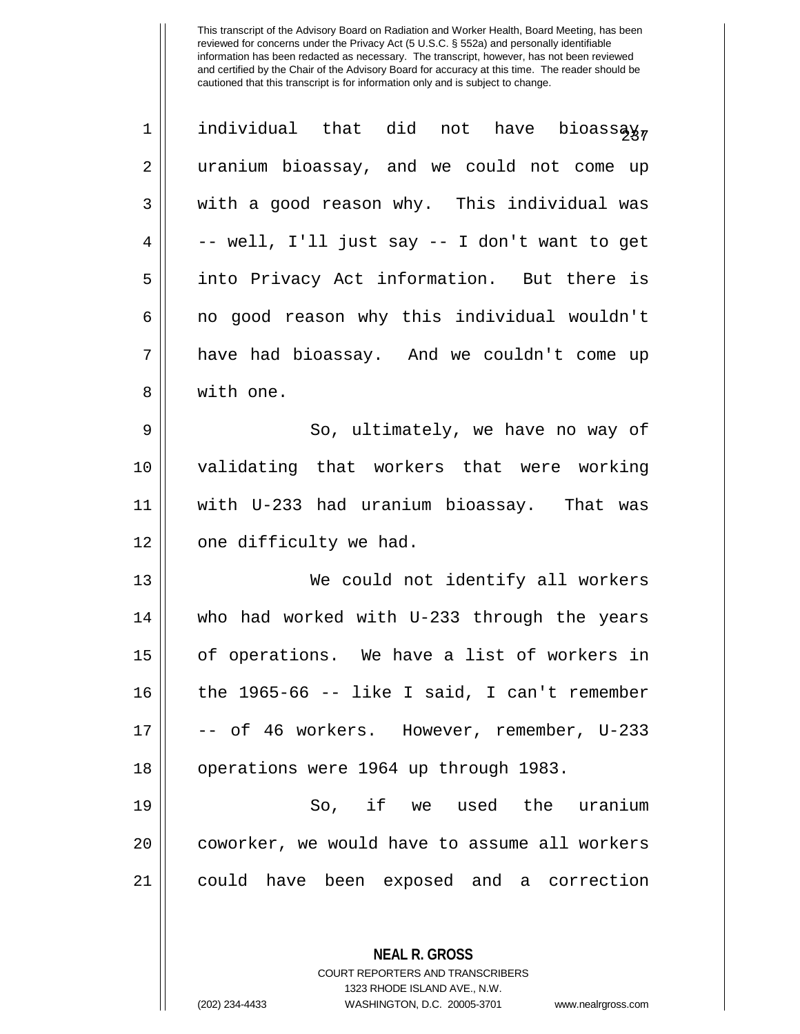individual that did not have bioassay, uranium bioassay, and we could not come up with a good reason why. This individual was -- well, I'll just say -- I don't want to get into Privacy Act information. But there is no good reason why this individual wouldn't have had bioassay. And we couldn't come up with one.

So, ultimately, we have no way of validating that workers that were working with U-233 had uranium bioassay. That was one difficulty we had.

We could not identify all workers who had worked with U-233 through the years of operations. We have a list of workers in the 1965-66 -- like I said, I can't remember -- of 46 workers. However, remember, U-233 operations were 1964 up through 1983.

So, if we used the uranium coworker, we would have to assume all workers could have been exposed and a correction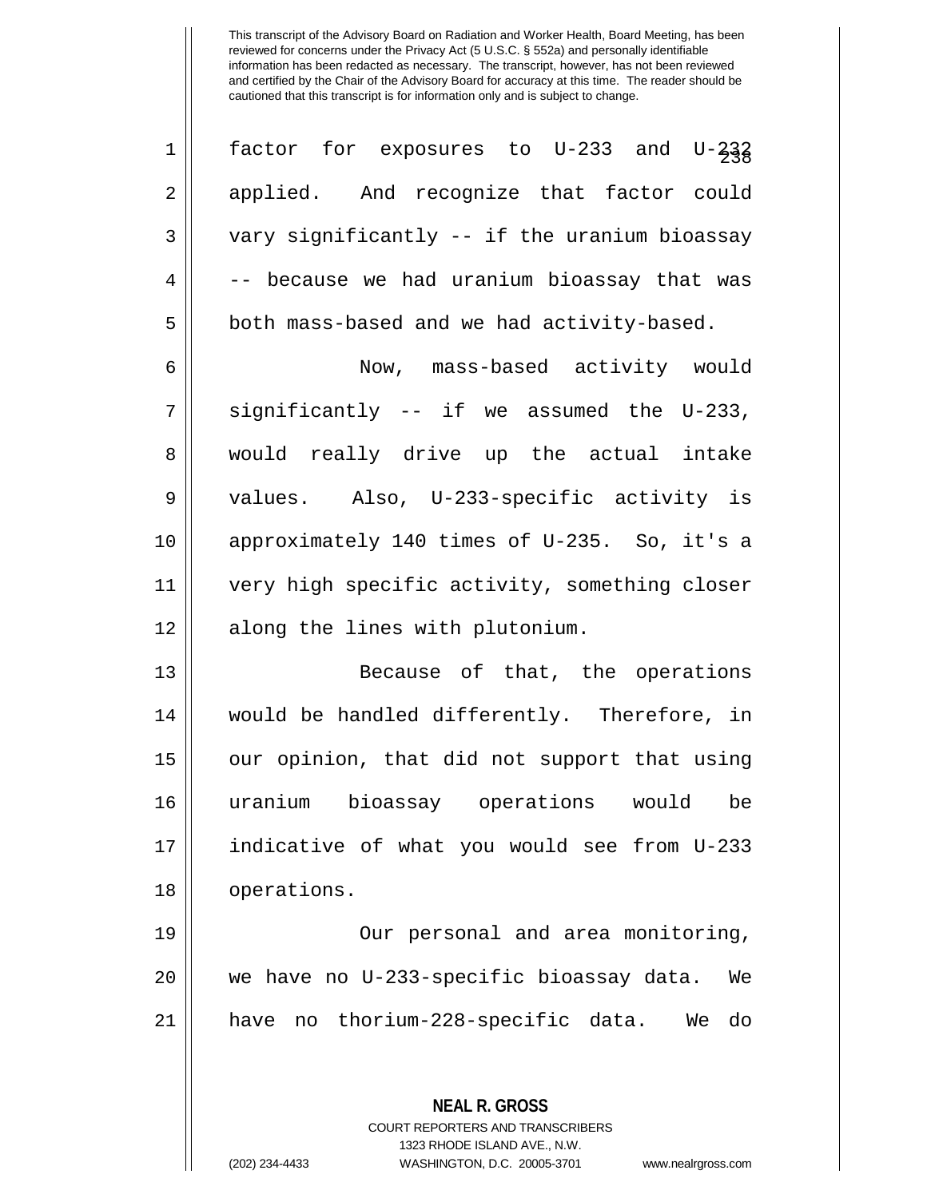factor for exposures to U-233 and U-232 applied. And recognize that factor could vary significantly -- if the uranium bioassay -- because we had uranium bioassay that was both mass-based and we had activity-based.

Now, mass-based activity would significantly -- if we assumed the U-233, would really drive up the actual intake values. Also, U-233-specific activity is approximately 140 times of U-235. So, it's a very high specific activity, something closer along the lines with plutonium.

Because of that, the operations would be handled differently. Therefore, in our opinion, that did not support that using uranium bioassay operations would be indicative of what you would see from U-233 operations.

Our personal and area monitoring, we have no U-233-specific bioassay data. We have no thorium-228-specific data. We do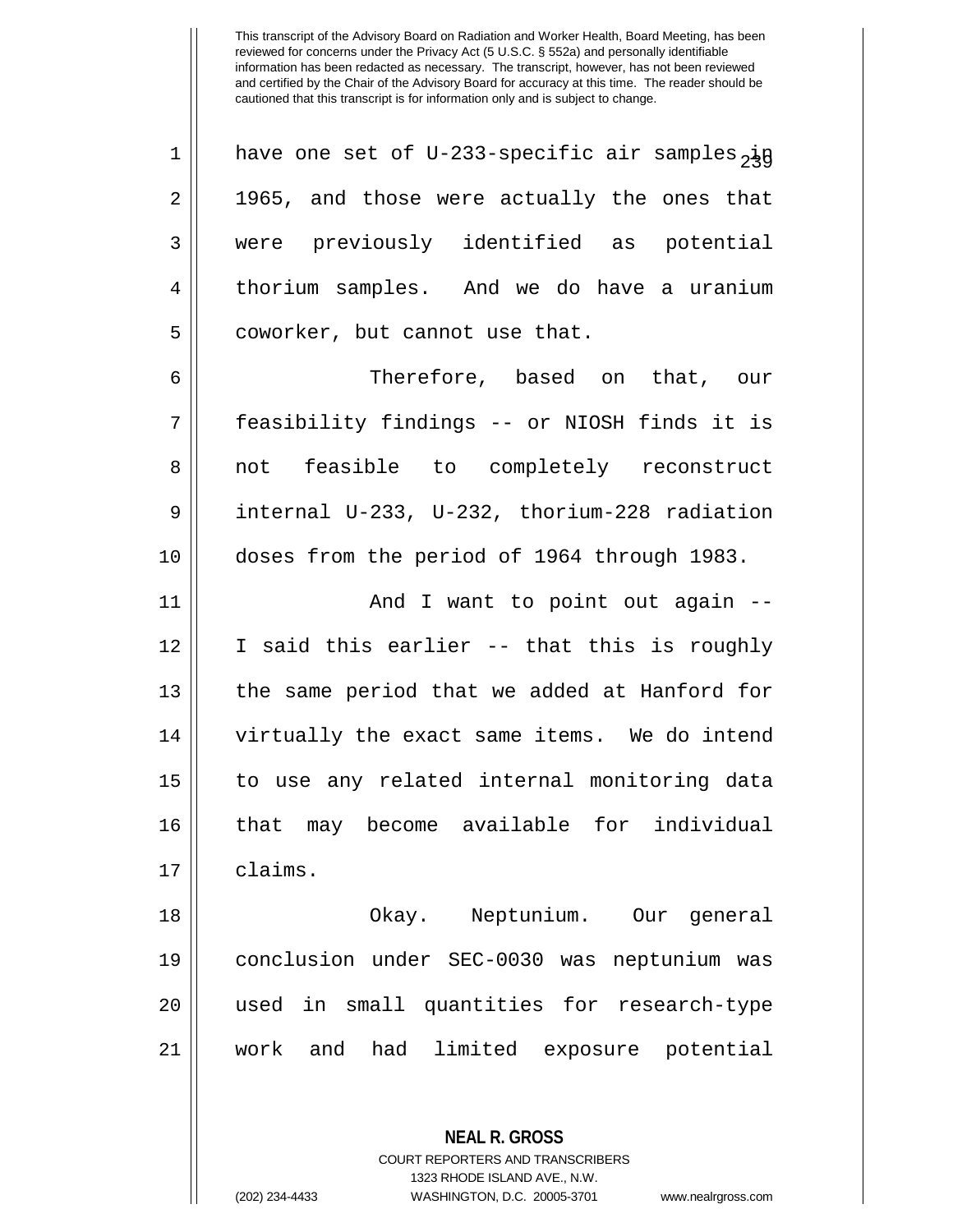have one set of U-233-specific air samples in 1965, and those were actually the ones that were previously identified as potential thorium samples. And we do have a uranium coworker, but cannot use that.

Therefore, based on that, our feasibility findings -- or NIOSH finds it is not feasible to completely reconstruct internal U-233, U-232, thorium-228 radiation doses from the period of 1964 through 1983.

And I want to point out again -- I said this earlier -- that this is roughly the same period that we added at Hanford for virtually the exact same items. We do intend to use any related internal monitoring data that may become available for individual claims.

Okay. Neptunium. Our general conclusion under SEC-0030 was neptunium was used in small quantities for research-type work and had limited exposure potential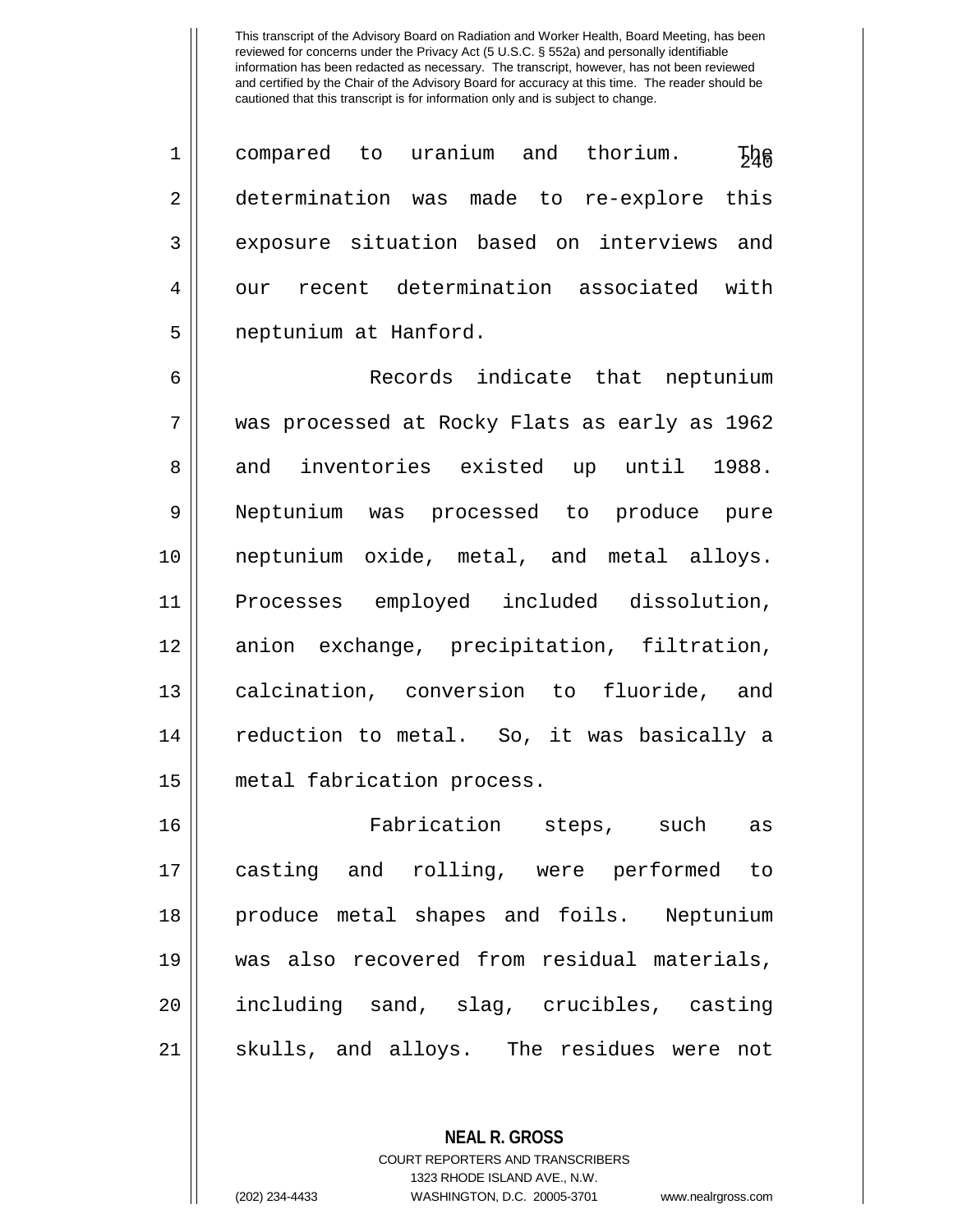compared to uranium and thorium. The determination was made to re-explore this exposure situation based on interviews and our recent determination associated with neptunium at Hanford.

Records indicate that neptunium was processed at Rocky Flats as early as 1962 and inventories existed up until 1988. Neptunium was processed to produce pure neptunium oxide, metal, and metal alloys. Processes employed included dissolution, anion exchange, precipitation, filtration, calcination, conversion to fluoride, and reduction to metal. So, it was basically a metal fabrication process.

Fabrication steps, such as casting and rolling, were performed to produce metal shapes and foils. Neptunium was also recovered from residual materials, including sand, slag, crucibles, casting skulls, and alloys. The residues were not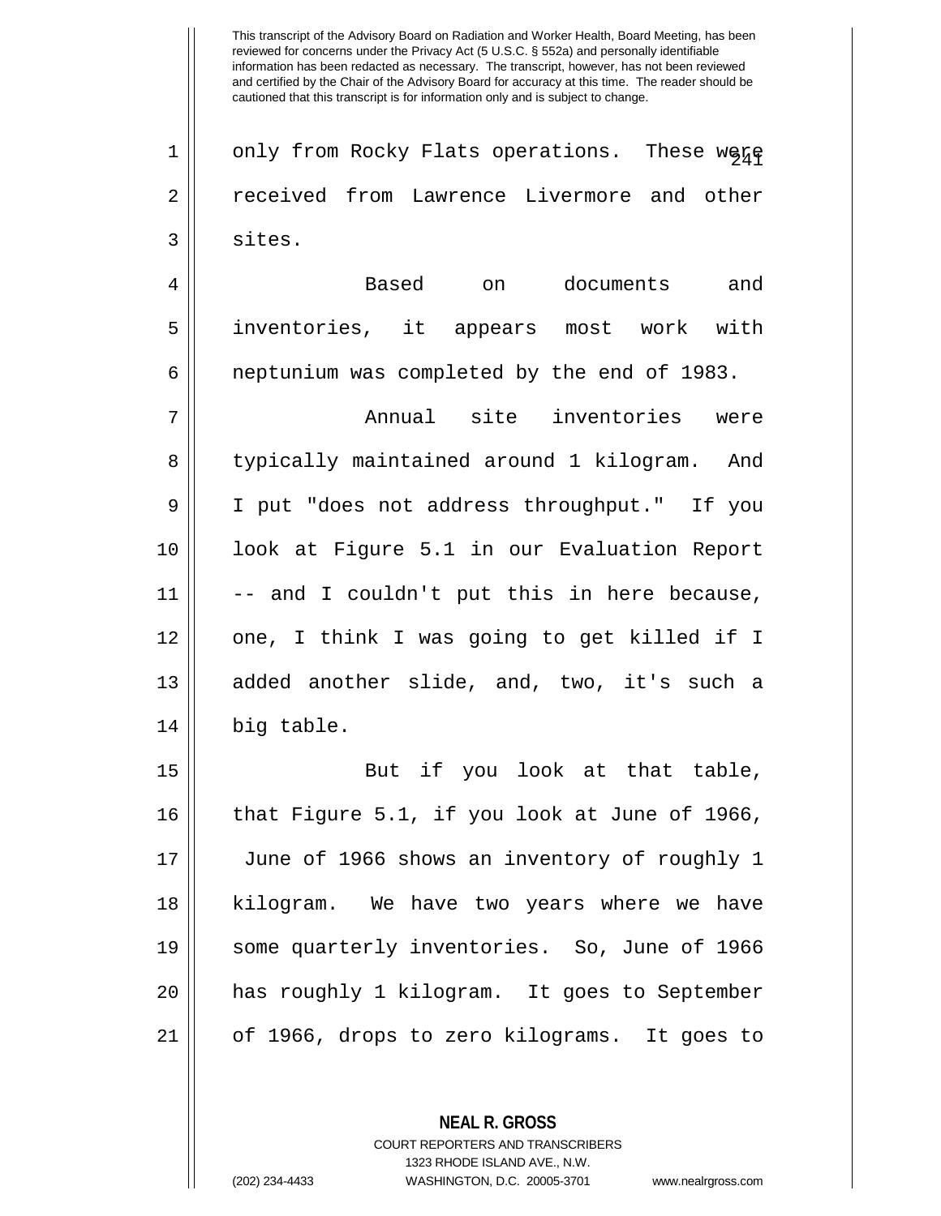only from Rocky Flats operations. These were received from Lawrence Livermore and other sites.

Based on documents and inventories, it appears most work with neptunium was completed by the end of 1983.

Annual site inventories were typically maintained around 1 kilogram. And I put "does not address throughput." If you look at Figure 5.1 in our Evaluation Report -- and I couldn't put this in here because, one, I think I was going to get killed if I added another slide, and, two, it's such a big table.

But if you look at that table, that Figure 5.1, if you look at June of 1966, June of 1966 shows an inventory of roughly 1 kilogram. We have two years where we have some quarterly inventories. So, June of 1966 has roughly 1 kilogram. It goes to September of 1966, drops to zero kilograms. It goes to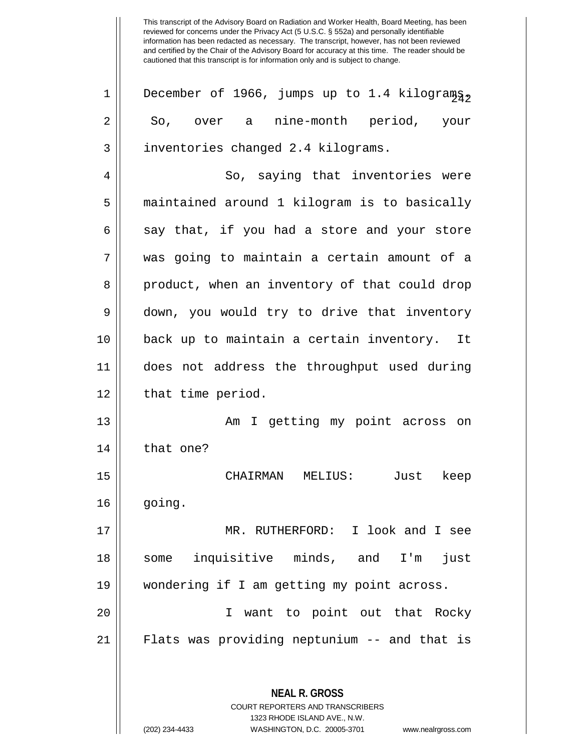December of 1966, jumps up to 1.4 kilograms. So, over a nine-month period, your inventories changed 2.4 kilograms.

So, saying that inventories were maintained around 1 kilogram is to basically say that, if you had a store and your store was going to maintain a certain amount of a product, when an inventory of that could drop down, you would try to drive that inventory back up to maintain a certain inventory. It does not address the throughput used during that time period.

Am I getting my point across on that one?

CHAIRMAN MELIUS: Just keep going.

MR. RUTHERFORD: I look and I see some inquisitive minds, and I'm just wondering if I am getting my point across.

I want to point out that Rocky Flats was providing neptunium -- and that is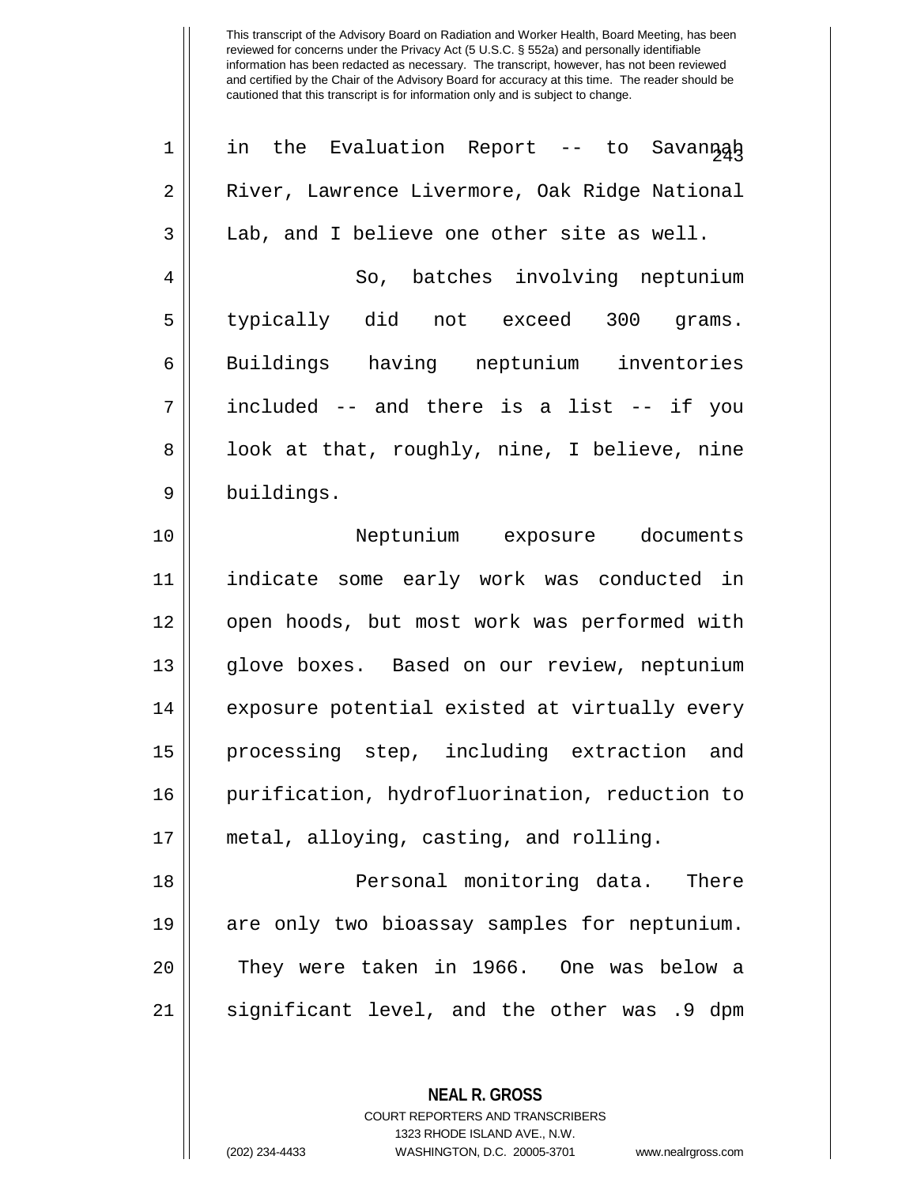in the Evaluation Report -- to Savannah River, Lawrence Livermore, Oak Ridge National Lab, and I believe one other site as well.

So, batches involving neptunium typically did not exceed 300 grams. Buildings having neptunium inventories included -- and there is a list -- if you look at that, roughly, nine, I believe, nine buildings.

Neptunium exposure documents indicate some early work was conducted in open hoods, but most work was performed with glove boxes. Based on our review, neptunium exposure potential existed at virtually every processing step, including extraction and purification, hydrofluorination, reduction to metal, alloying, casting, and rolling.

Personal monitoring data. There are only two bioassay samples for neptunium. They were taken in 1966. One was below a significant level, and the other was .9 dpm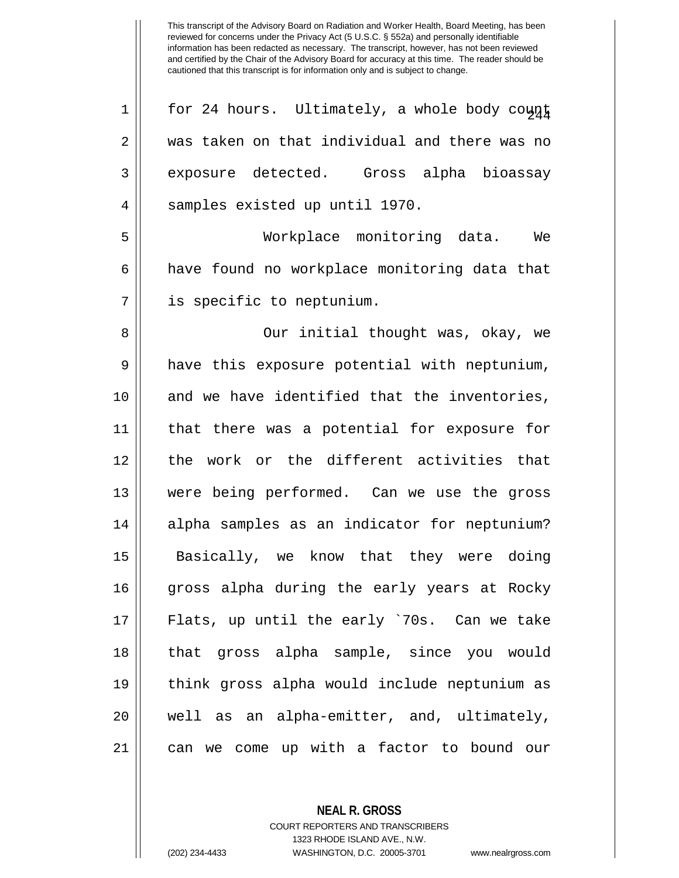for 24 hours. Ultimately, a whole body count was taken on that individual and there was no exposure detected. Gross alpha bioassay samples existed up until 1970.

Workplace monitoring data. We have found no workplace monitoring data that is specific to neptunium.

Our initial thought was, okay, we have this exposure potential with neptunium, and we have identified that the inventories, that there was a potential for exposure for the work or the different activities that were being performed. Can we use the gross alpha samples as an indicator for neptunium? Basically, we know that they were doing gross alpha during the early years at Rocky Flats, up until the early `70s. Can we take that gross alpha sample, since you would think gross alpha would include neptunium as well as an alpha-emitter, and, ultimately, can we come up with a factor to bound our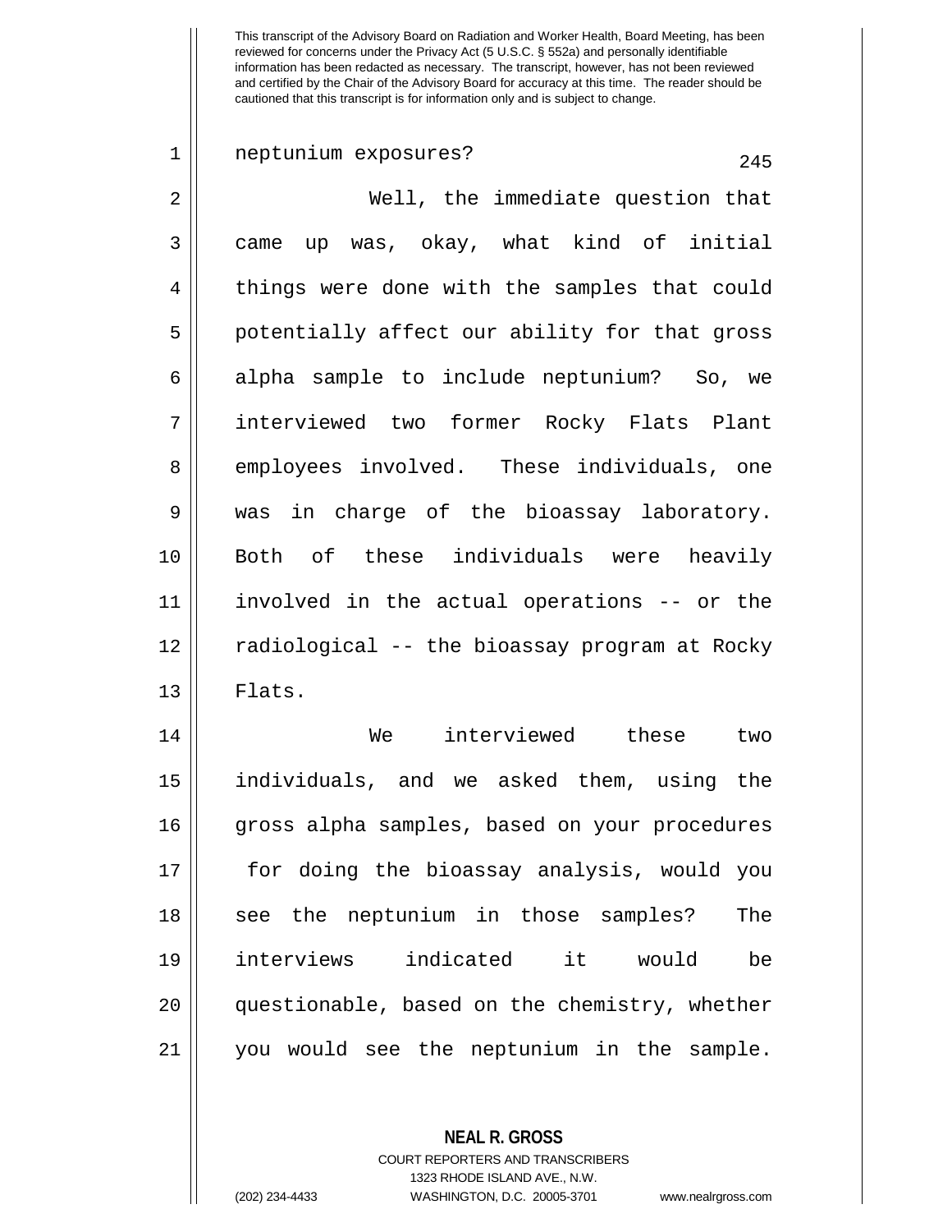This transcript of the Advisory Board on Radiation and Worker Health, Board Meeting, has been reviewed for concerns under the Privacy Act (5 U.S.C. § 552a) and personally identifiable information has been redacted as necessary. The transcript, however, has not been reviewed and certified by the Chair of the Advisory Board for accuracy at this time. The reader should be cautioned that this transcript is for information only and is subject to change.

neptunium exposures?

Well, the immediate question that came up was, okay, what kind of initial things were done with the samples that could potentially affect our ability for that gross alpha sample to include neptunium? So, we interviewed two former Rocky Flats Plant employees involved. These individuals, one was in charge of the bioassay laboratory. Both of these individuals were heavily involved in the actual operations -- or the radiological -- the bioassay program at Rocky Flats.

We interviewed these two individuals, and we asked them, using the gross alpha samples, based on your procedures for doing the bioassay analysis, would you see the neptunium in those samples? The interviews indicated it would be questionable, based on the chemistry, whether you would see the neptunium in the sample.

**NEAL R. GROSS**
COURT REPORTERS AND TRANSCRIBERS
1323 RHODE ISLAND AVE., N.W.
(202) 234-4433 WASHINGTON, D.C. 20005-3701 www.nealrgross.com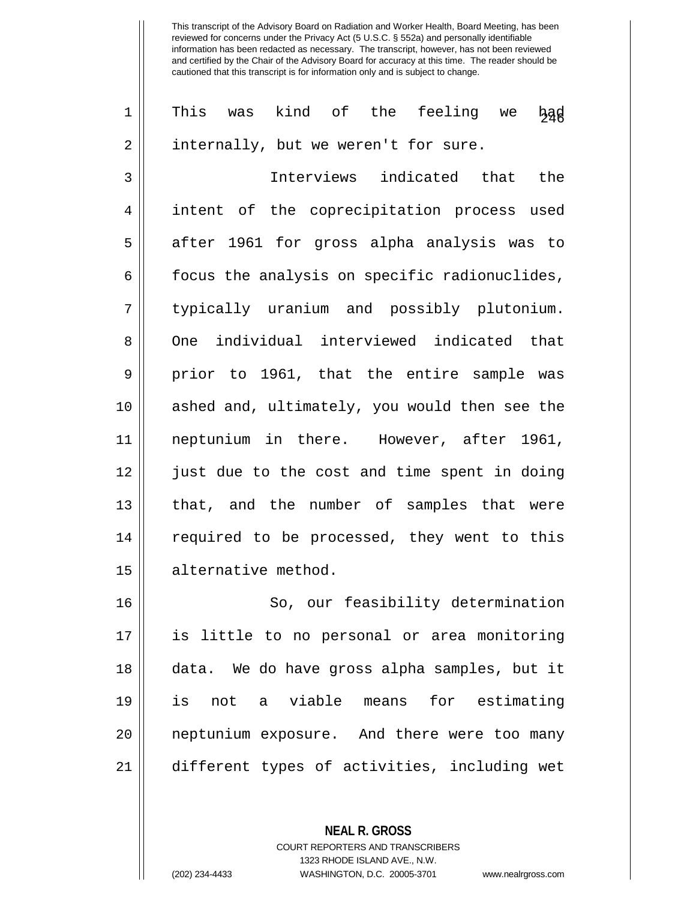This was kind of the feeling we had internally, but we weren't for sure.

Interviews indicated that the intent of the coprecipitation process used after 1961 for gross alpha analysis was to focus the analysis on specific radionuclides, typically uranium and possibly plutonium. One individual interviewed indicated that prior to 1961, that the entire sample was ashed and, ultimately, you would then see the neptunium in there. However, after 1961, just due to the cost and time spent in doing that, and the number of samples that were required to be processed, they went to this alternative method.

So, our feasibility determination is little to no personal or area monitoring data. We do have gross alpha samples, but it is not a viable means for estimating neptunium exposure. And there were too many different types of activities, including wet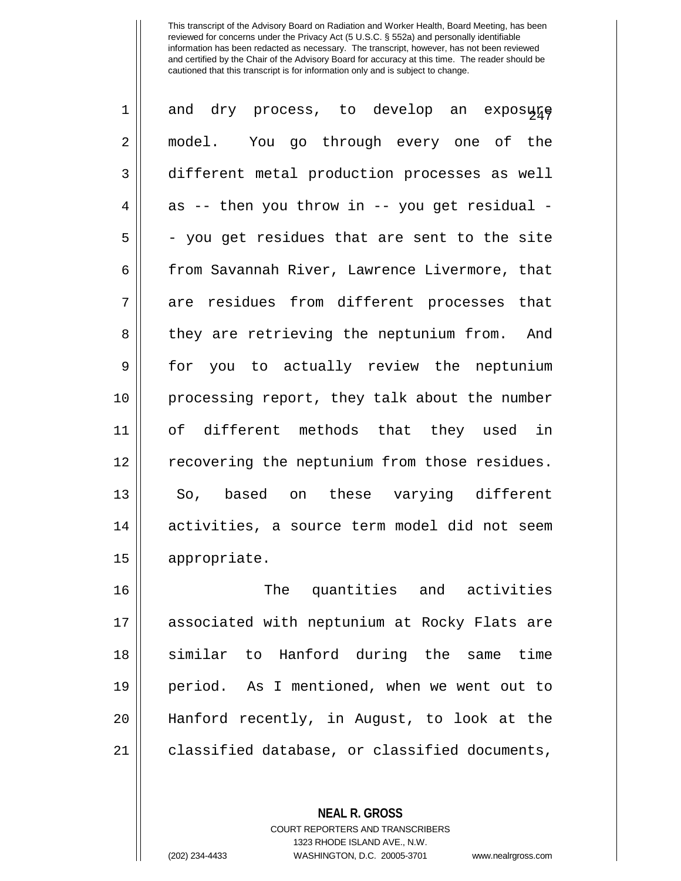and dry process, to develop an exposure model. You go through every one of the different metal production processes as well as -- then you throw in -- you get residual -- you get residues that are sent to the site from Savannah River, Lawrence Livermore, that are residues from different processes that they are retrieving the neptunium from. And for you to actually review the neptunium processing report, they talk about the number of different methods that they used in recovering the neptunium from those residues. So, based on these varying different activities, a source term model did not seem appropriate.

The quantities and activities associated with neptunium at Rocky Flats are similar to Hanford during the same time period. As I mentioned, when we went out to Hanford recently, in August, to look at the classified database, or classified documents,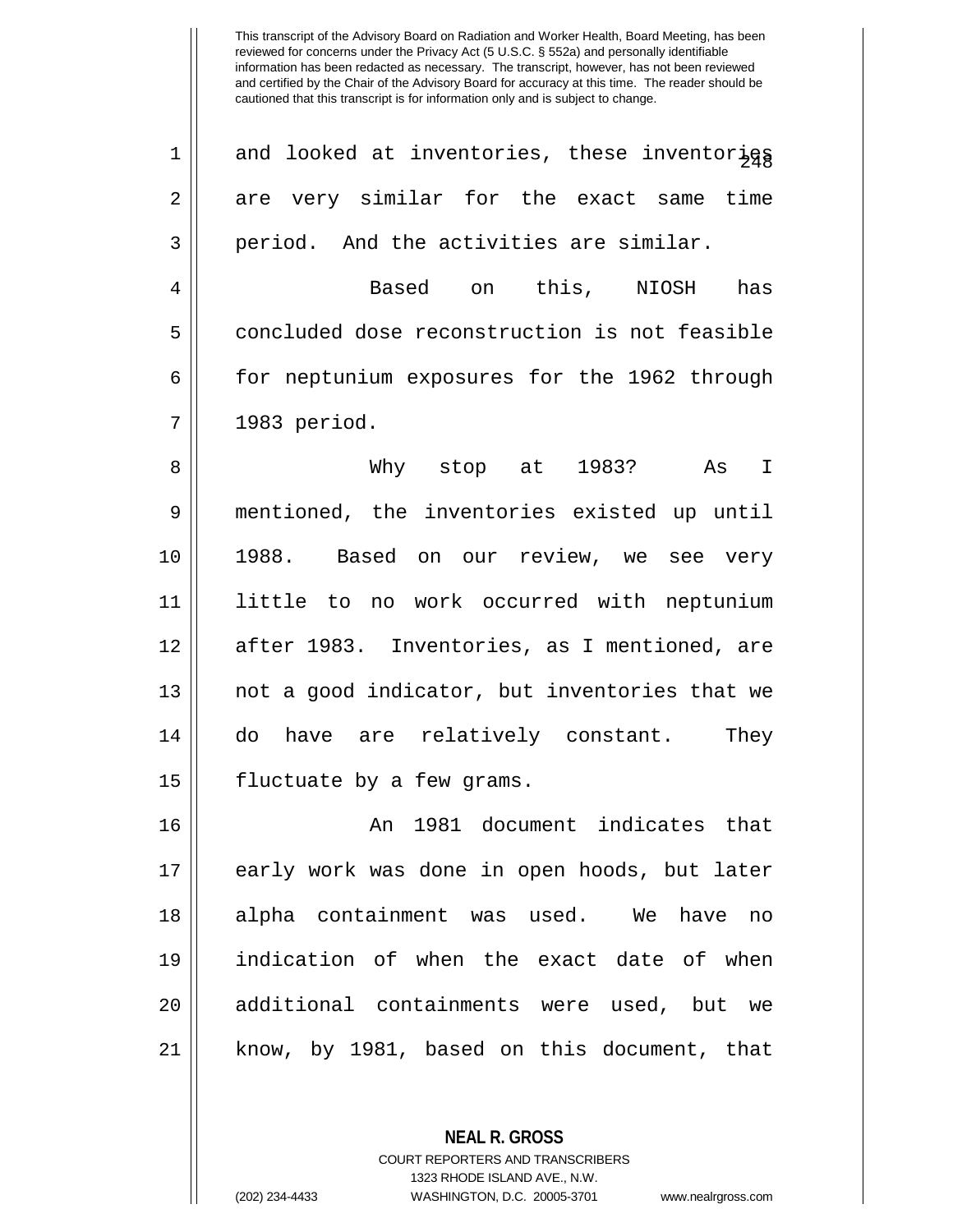and looked at inventories, these inventories are very similar for the exact same time period. And the activities are similar.

Based on this, NIOSH has concluded dose reconstruction is not feasible for neptunium exposures for the 1962 through 1983 period.

Why stop at 1983? As I mentioned, the inventories existed up until 1988. Based on our review, we see very little to no work occurred with neptunium after 1983. Inventories, as I mentioned, are not a good indicator, but inventories that we do have are relatively constant. They fluctuate by a few grams.

An 1981 document indicates that early work was done in open hoods, but later alpha containment was used. We have no indication of when the exact date of when additional containments were used, but we know, by 1981, based on this document, that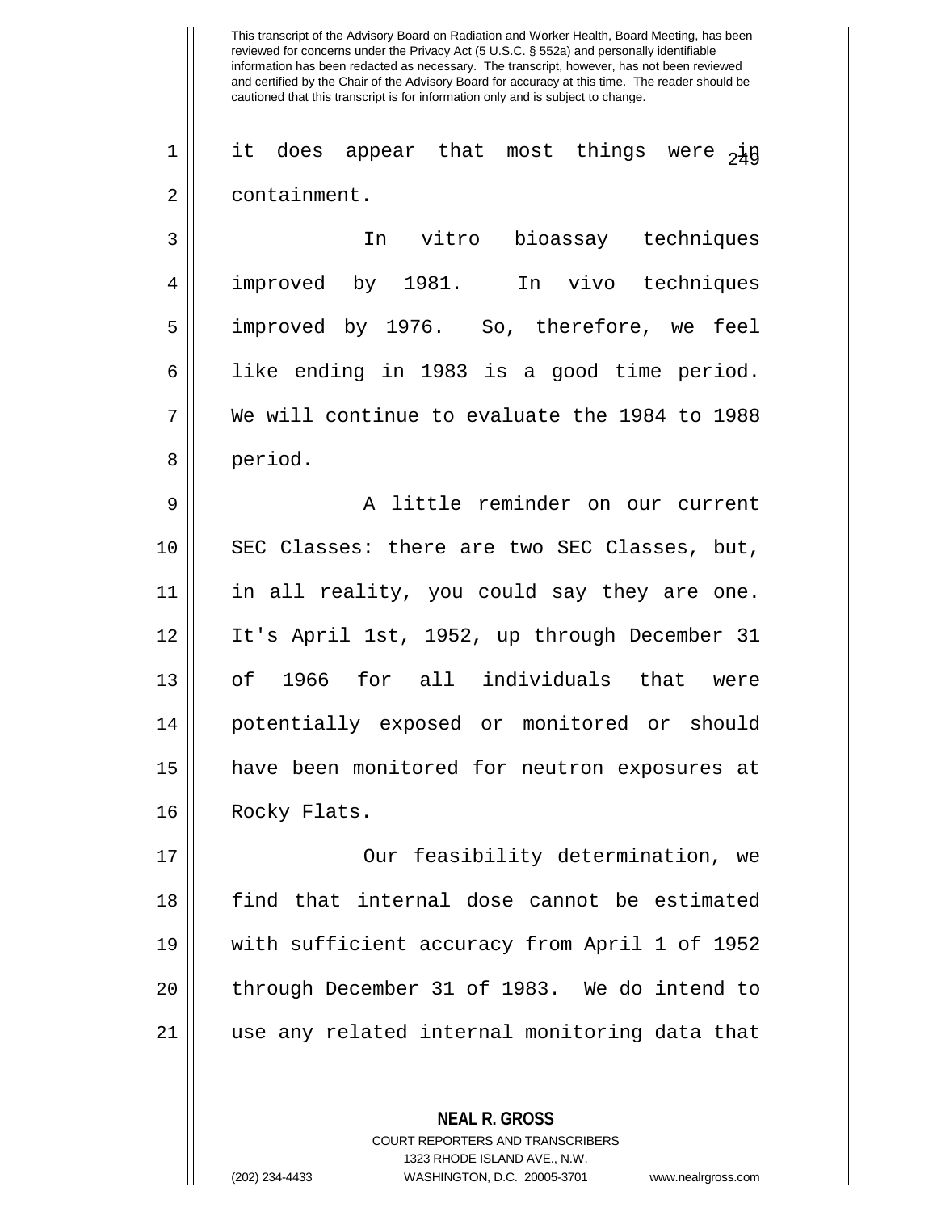This transcript of the Advisory Board on Radiation and Worker Health, Board Meeting, has been reviewed for concerns under the Privacy Act (5 U.S.C. § 552a) and personally identifiable information has been redacted as necessary. The transcript, however, has not been reviewed and certified by the Chair of the Advisory Board for accuracy at this time. The reader should be cautioned that this transcript is for information only and is subject to change.

it does appear that most things were in containment.

In vitro bioassay techniques improved by 1981. In vivo techniques improved by 1976. So, therefore, we feel like ending in 1983 is a good time period. We will continue to evaluate the 1984 to 1988 period.

A little reminder on our current SEC Classes: there are two SEC Classes, but, in all reality, you could say they are one. It's April 1st, 1952, up through December 31 of 1966 for all individuals that were potentially exposed or monitored or should have been monitored for neutron exposures at Rocky Flats.

Our feasibility determination, we find that internal dose cannot be estimated with sufficient accuracy from April 1 of 1952 through December 31 of 1983. We do intend to use any related internal monitoring data that

**NEAL R. GROSS**
COURT REPORTERS AND TRANSCRIBERS
1323 RHODE ISLAND AVE., N.W.
(202) 234-4433 WASHINGTON, D.C. 20005-3701 www.nealrgross.com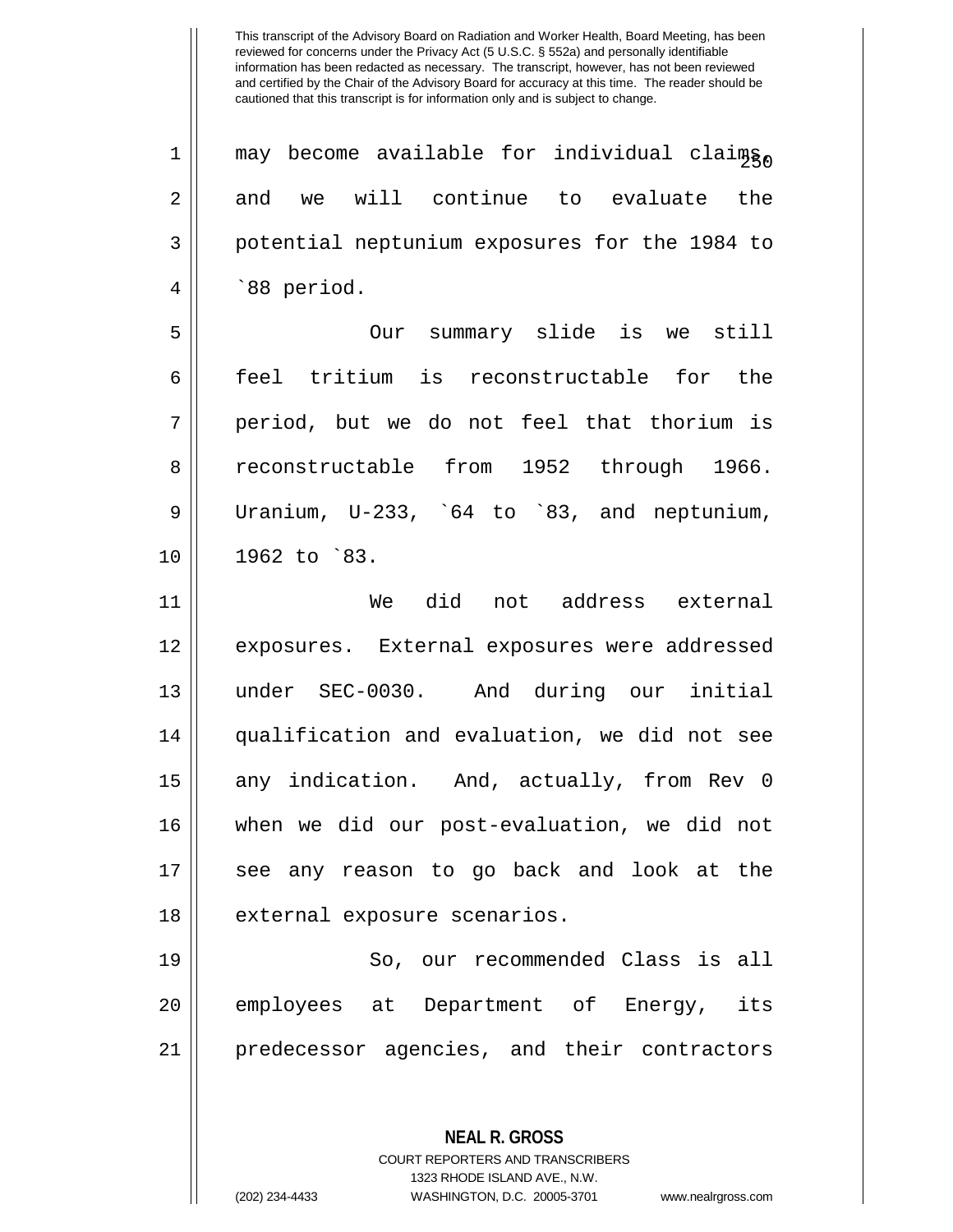This transcript of the Advisory Board on Radiation and Worker Health, Board Meeting, has been reviewed for concerns under the Privacy Act (5 U.S.C. § 552a) and personally identifiable information has been redacted as necessary. The transcript, however, has not been reviewed and certified by the Chair of the Advisory Board for accuracy at this time. The reader should be cautioned that this transcript is for information only and is subject to change.

1 may become available for individual claims,
2 and we will continue to evaluate the
3 potential neptunium exposures for the 1984 to
4 `88 period.

5 Our summary slide is we still
6 feel tritium is reconstructable for the
7 period, but we do not feel that thorium is
8 reconstructable from 1952 through 1966.
9 Uranium, U-233, `64 to `83, and neptunium,
10 1962 to `83.

11 We did not address external
12 exposures. External exposures were addressed
13 under SEC-0030. And during our initial
14 qualification and evaluation, we did not see
15 any indication. And, actually, from Rev 0
16 when we did our post-evaluation, we did not
17 see any reason to go back and look at the
18 external exposure scenarios.

19 So, our recommended Class is all
20 employees at Department of Energy, its
21 predecessor agencies, and their contractors

**NEAL R. GROSS**
COURT REPORTERS AND TRANSCRIBERS
1323 RHODE ISLAND AVE., N.W.
(202) 234-4433 WASHINGTON, D.C. 20005-3701 www.nealrgross.com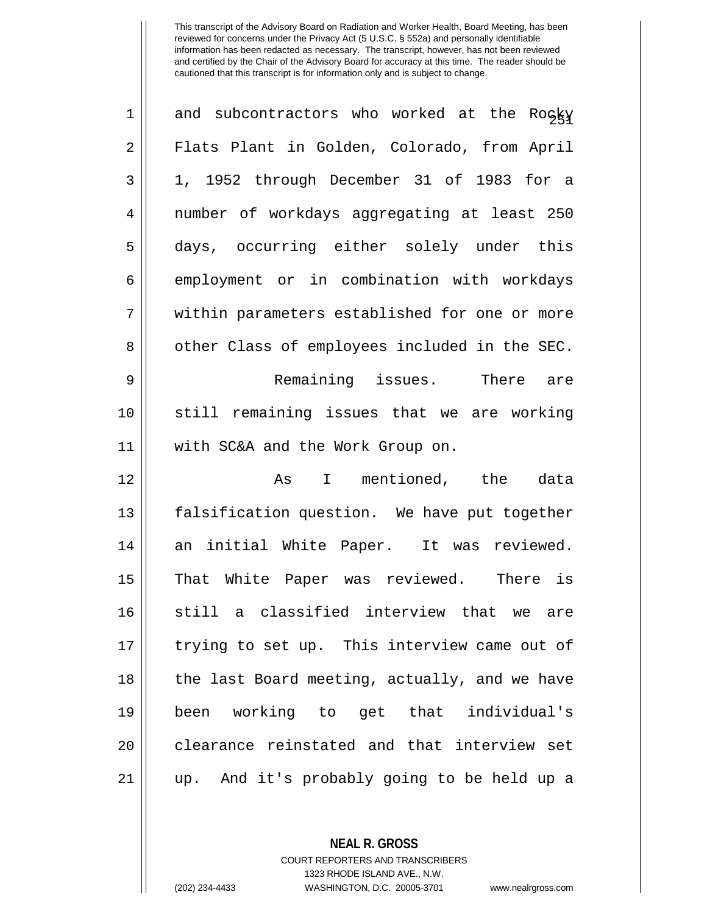and subcontractors who worked at the Rocky Flats Plant in Golden, Colorado, from April 1, 1952 through December 31 of 1983 for a number of workdays aggregating at least 250 days, occurring either solely under this employment or in combination with workdays within parameters established for one or more other Class of employees included in the SEC.

Remaining issues. There are still remaining issues that we are working with SC&A and the Work Group on.

As I mentioned, the data falsification question. We have put together an initial White Paper. It was reviewed. That White Paper was reviewed. There is still a classified interview that we are trying to set up. This interview came out of the last Board meeting, actually, and we have been working to get that individual's clearance reinstated and that interview set up. And it's probably going to be held up a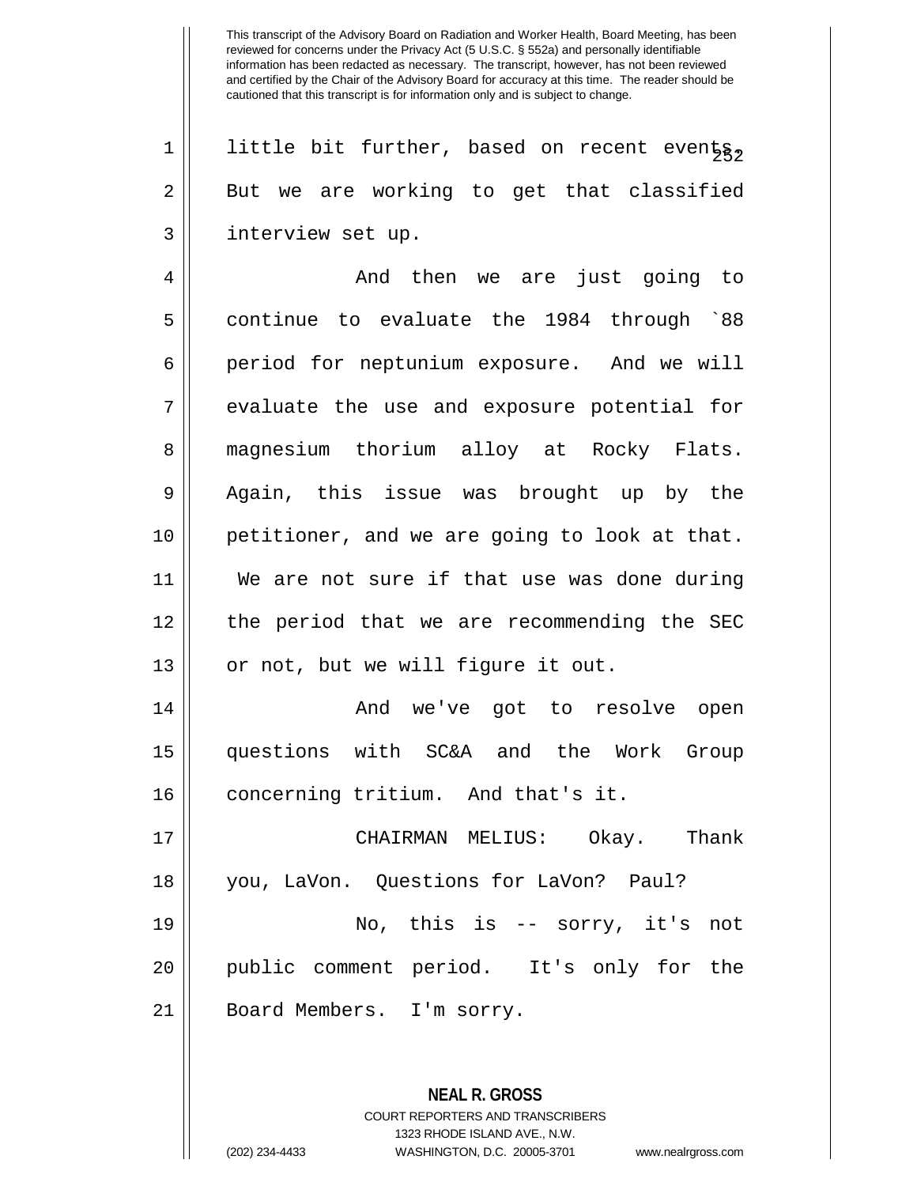little bit further, based on recent events. But we are working to get that classified interview set up.

And then we are just going to continue to evaluate the 1984 through `88 period for neptunium exposure. And we will evaluate the use and exposure potential for magnesium thorium alloy at Rocky Flats. Again, this issue was brought up by the petitioner, and we are going to look at that. We are not sure if that use was done during the period that we are recommending the SEC or not, but we will figure it out.

And we've got to resolve open questions with SC&A and the Work Group concerning tritium. And that's it.

CHAIRMAN MELIUS: Okay. Thank you, LaVon. Questions for LaVon? Paul?

No, this is -- sorry, it's not public comment period. It's only for the Board Members. I'm sorry.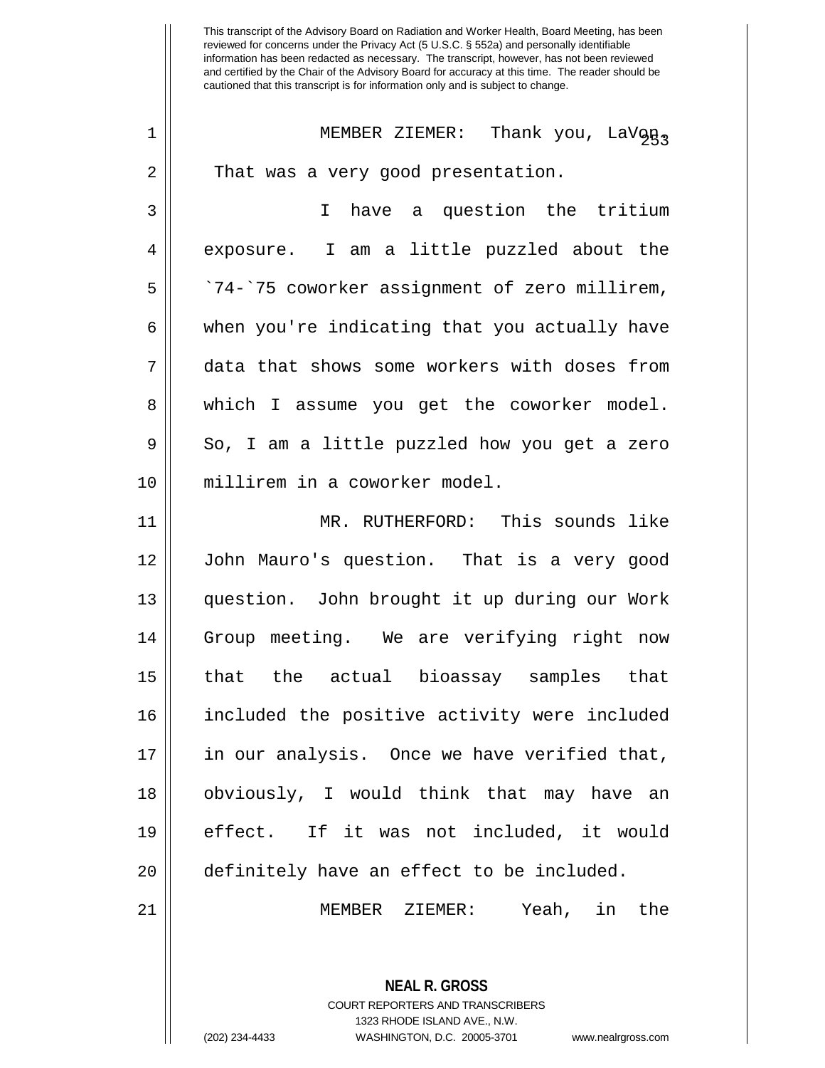MEMBER ZIEMER: Thank you, LaVon. That was a very good presentation.

I have a question the tritium exposure. I am a little puzzled about the `74-`75 coworker assignment of zero millirem, when you're indicating that you actually have data that shows some workers with doses from which I assume you get the coworker model. So, I am a little puzzled how you get a zero millirem in a coworker model.

MR. RUTHERFORD: This sounds like John Mauro's question. That is a very good question. John brought it up during our Work Group meeting. We are verifying right now that the actual bioassay samples that included the positive activity were included in our analysis. Once we have verified that, obviously, I would think that may have an effect. If it was not included, it would definitely have an effect to be included.

MEMBER ZIEMER: Yeah, in the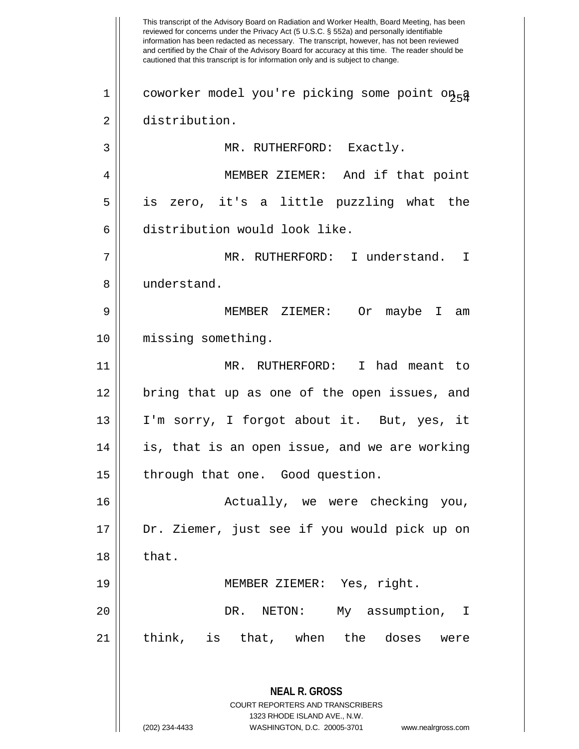coworker model you're picking some point on a distribution.

MR. RUTHERFORD: Exactly.

MEMBER ZIEMER: And if that point is zero, it's a little puzzling what the distribution would look like.

MR. RUTHERFORD: I understand. I understand.

MEMBER ZIEMER: Or maybe I am missing something.

MR. RUTHERFORD: I had meant to bring that up as one of the open issues, and I'm sorry, I forgot about it. But, yes, it is, that is an open issue, and we are working through that one. Good question.

Actually, we were checking you, Dr. Ziemer, just see if you would pick up on that.

MEMBER ZIEMER: Yes, right.

DR. NETON: My assumption, I think, is that, when the doses were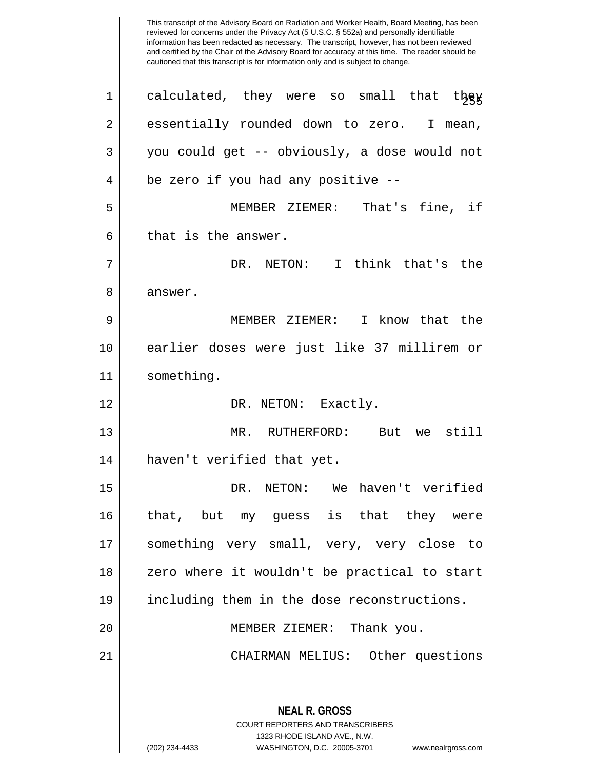calculated, they were so small that they essentially rounded down to zero. I mean, you could get -- obviously, a dose would not be zero if you had any positive --

MEMBER ZIEMER: That's fine, if that is the answer.

DR. NETON: I think that's the answer.

MEMBER ZIEMER: I know that the earlier doses were just like 37 millirem or something.

DR. NETON: Exactly.

MR. RUTHERFORD: But we still haven't verified that yet.

DR. NETON: We haven't verified that, but my guess is that they were something very small, very, very close to zero where it wouldn't be practical to start including them in the dose reconstructions.

MEMBER ZIEMER: Thank you.

CHAIRMAN MELIUS: Other questions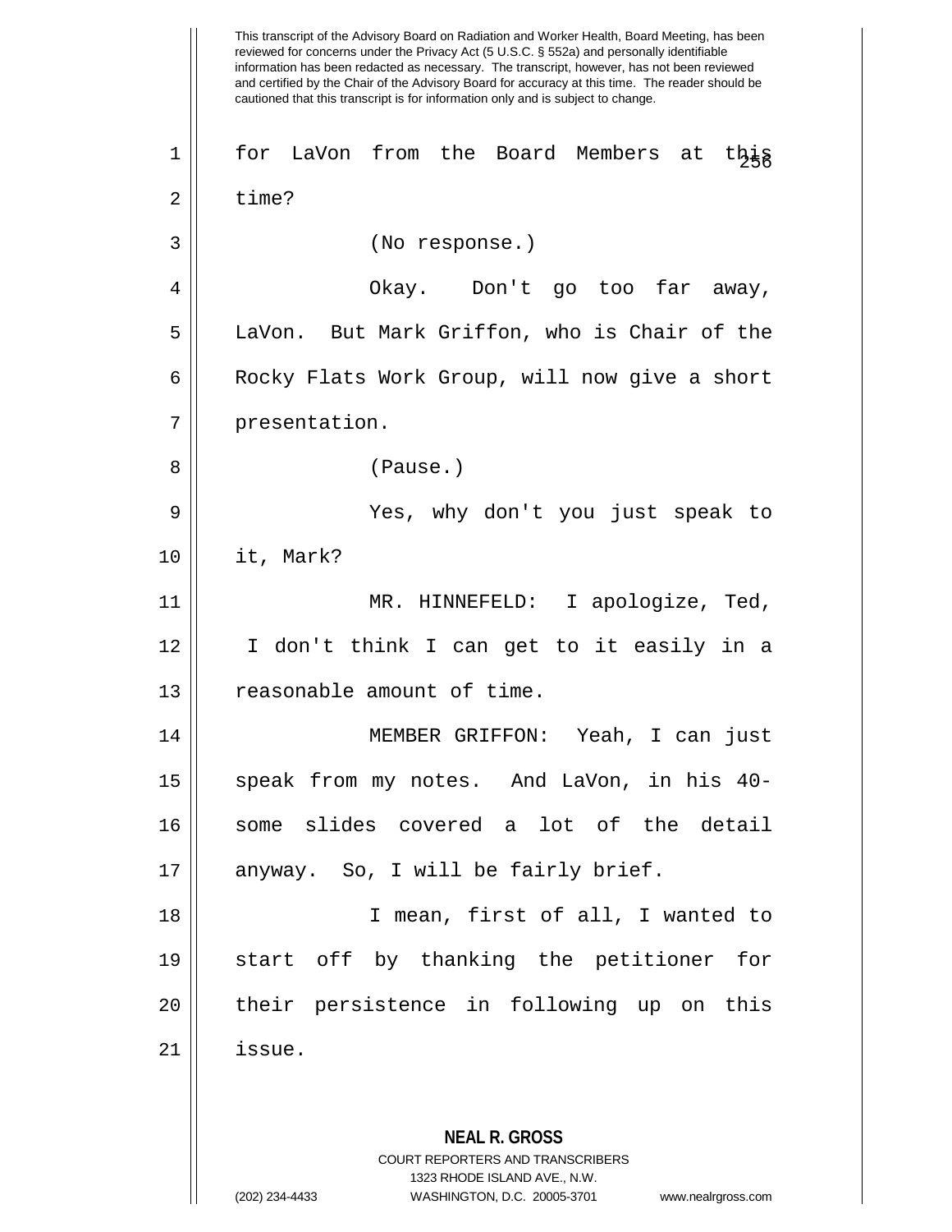This transcript of the Advisory Board on Radiation and Worker Health, Board Meeting, has been reviewed for concerns under the Privacy Act (5 U.S.C. § 552a) and personally identifiable information has been redacted as necessary. The transcript, however, has not been reviewed and certified by the Chair of the Advisory Board for accuracy at this time. The reader should be cautioned that this transcript is for information only and is subject to change.

for LaVon from the Board Members at this time?

(No response.)

Okay. Don't go too far away, LaVon. But Mark Griffon, who is Chair of the Rocky Flats Work Group, will now give a short presentation.

(Pause.)

Yes, why don't you just speak to it, Mark?

MR. HINNEFELD: I apologize, Ted, I don't think I can get to it easily in a reasonable amount of time.

MEMBER GRIFFON: Yeah, I can just speak from my notes. And LaVon, in his 40-some slides covered a lot of the detail anyway. So, I will be fairly brief.

I mean, first of all, I wanted to start off by thanking the petitioner for their persistence in following up on this issue.

**NEAL R. GROSS**
COURT REPORTERS AND TRANSCRIBERS
1323 RHODE ISLAND AVE., N.W.
(202) 234-4433 WASHINGTON, D.C. 20005-3701 www.nealrgross.com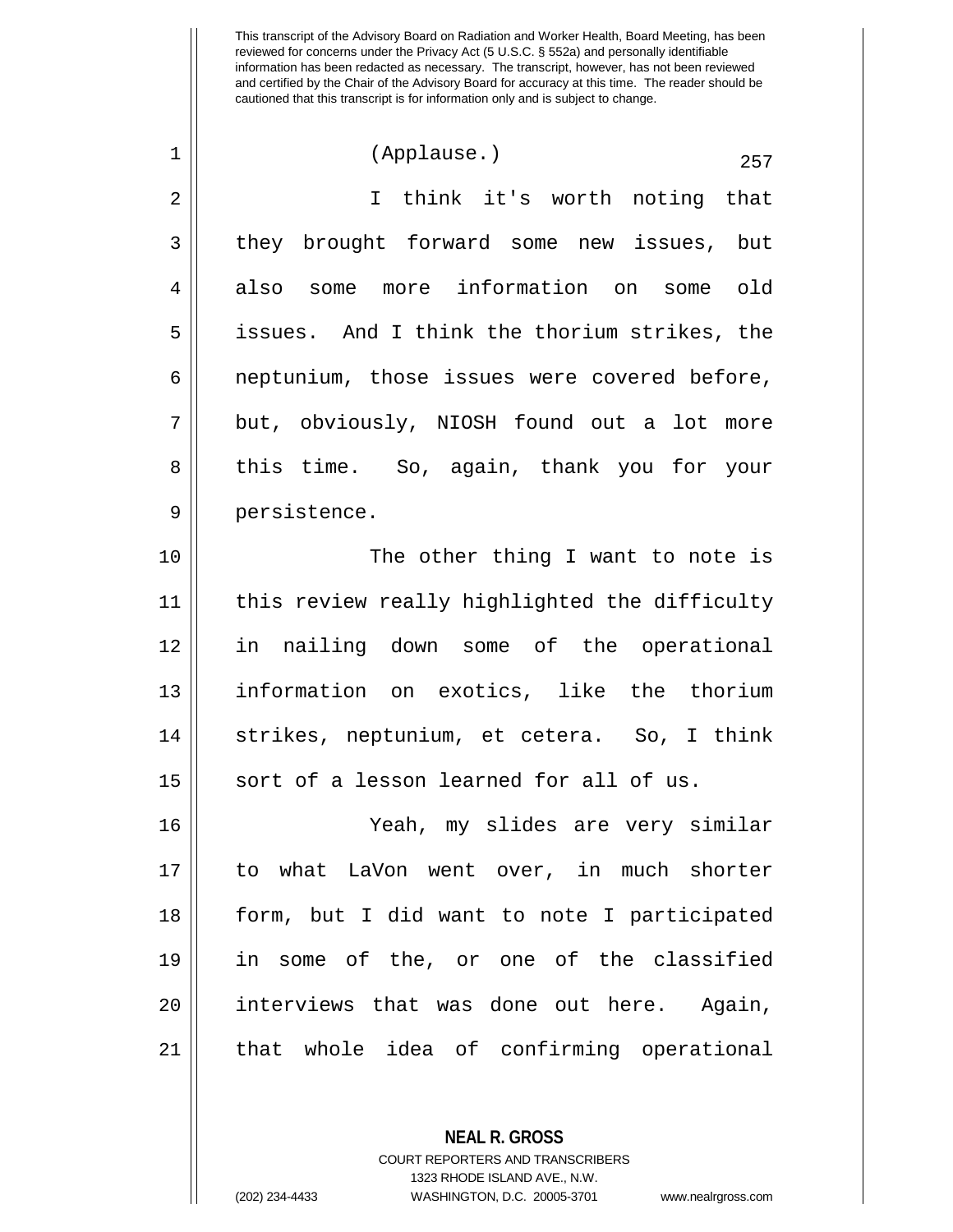(Applause.)

I think it's worth noting that they brought forward some new issues, but also some more information on some old issues. And I think the thorium strikes, the neptunium, those issues were covered before, but, obviously, NIOSH found out a lot more this time. So, again, thank you for your persistence.

The other thing I want to note is this review really highlighted the difficulty in nailing down some of the operational information on exotics, like the thorium strikes, neptunium, et cetera. So, I think sort of a lesson learned for all of us.

Yeah, my slides are very similar to what LaVon went over, in much shorter form, but I did want to note I participated in some of the, or one of the classified interviews that was done out here. Again, that whole idea of confirming operational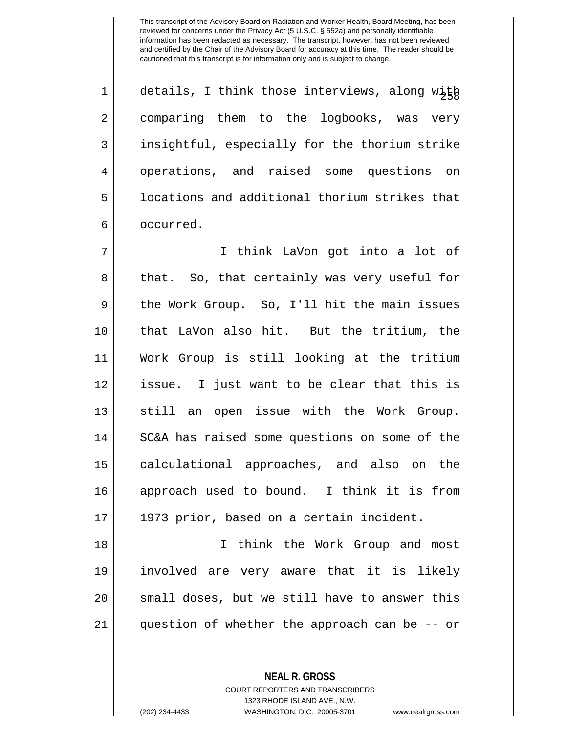details, I think those interviews, along with comparing them to the logbooks, was very insightful, especially for the thorium strike operations, and raised some questions on locations and additional thorium strikes that occurred.

I think LaVon got into a lot of that. So, that certainly was very useful for the Work Group. So, I'll hit the main issues that LaVon also hit. But the tritium, the Work Group is still looking at the tritium issue. I just want to be clear that this is still an open issue with the Work Group. SC&A has raised some questions on some of the calculational approaches, and also on the approach used to bound. I think it is from 1973 prior, based on a certain incident.

I think the Work Group and most involved are very aware that it is likely small doses, but we still have to answer this question of whether the approach can be -- or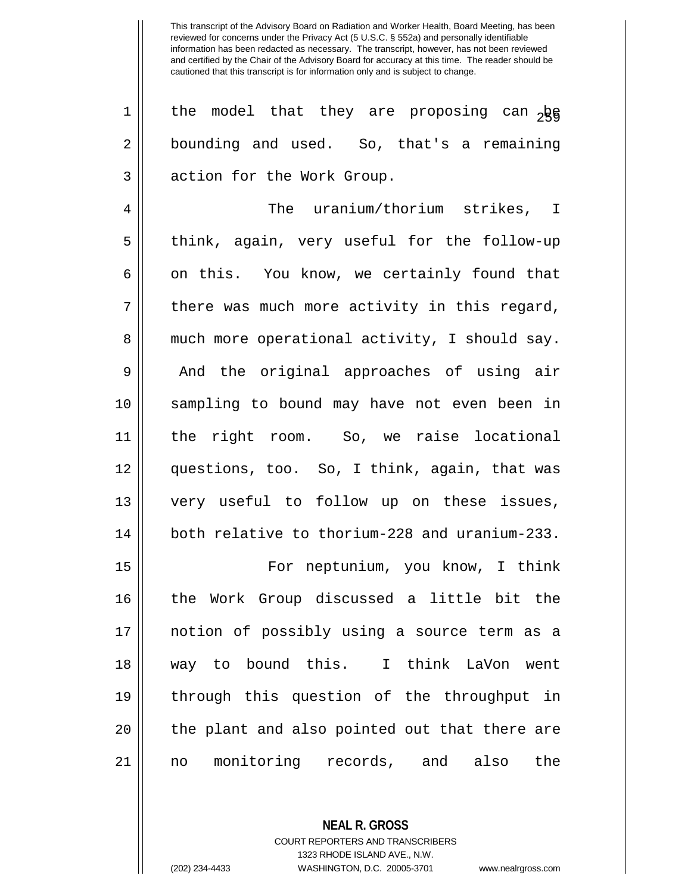the model that they are proposing can be bounding and used. So, that's a remaining action for the Work Group.

The uranium/thorium strikes, I think, again, very useful for the follow-up on this. You know, we certainly found that there was much more activity in this regard, much more operational activity, I should say. And the original approaches of using air sampling to bound may have not even been in the right room. So, we raise locational questions, too. So, I think, again, that was very useful to follow up on these issues, both relative to thorium-228 and uranium-233.

For neptunium, you know, I think the Work Group discussed a little bit the notion of possibly using a source term as a way to bound this. I think LaVon went through this question of the throughput in the plant and also pointed out that there are no monitoring records, and also the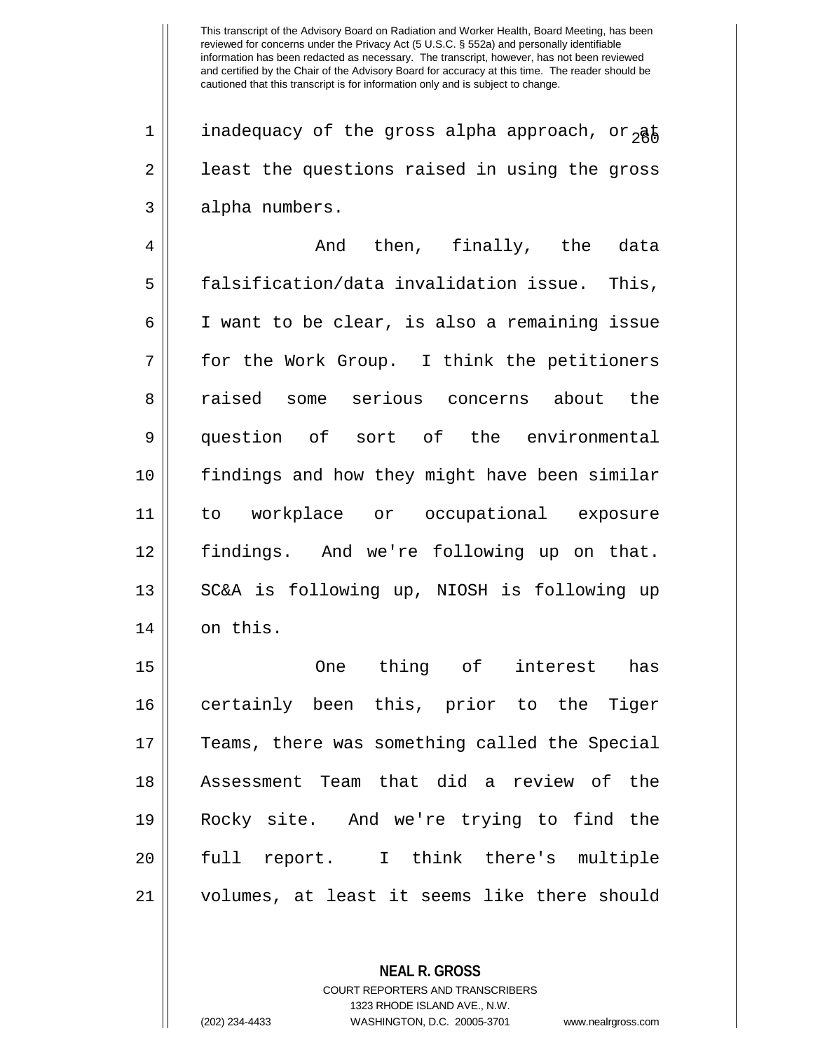inadequacy of the gross alpha approach, or at least the questions raised in using the gross alpha numbers.

And then, finally, the data falsification/data invalidation issue. This, I want to be clear, is also a remaining issue for the Work Group. I think the petitioners raised some serious concerns about the question of sort of the environmental findings and how they might have been similar to workplace or occupational exposure findings. And we're following up on that. SC&A is following up, NIOSH is following up on this.

One thing of interest has certainly been this, prior to the Tiger Teams, there was something called the Special Assessment Team that did a review of the Rocky site. And we're trying to find the full report. I think there's multiple volumes, at least it seems like there should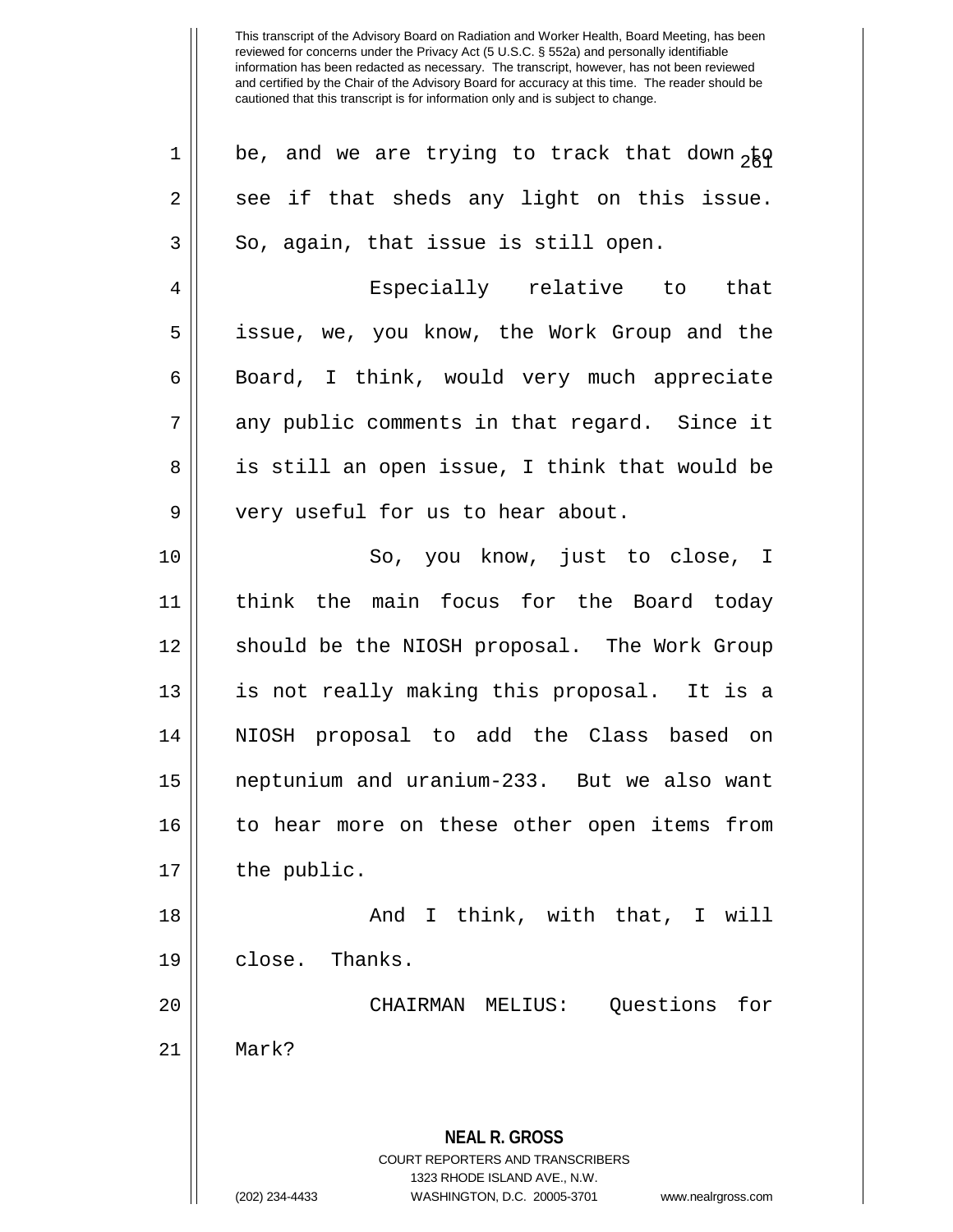be, and we are trying to track that down to see if that sheds any light on this issue. So, again, that issue is still open.

Especially relative to that issue, we, you know, the Work Group and the Board, I think, would very much appreciate any public comments in that regard. Since it is still an open issue, I think that would be very useful for us to hear about.

So, you know, just to close, I think the main focus for the Board today should be the NIOSH proposal. The Work Group is not really making this proposal. It is a NIOSH proposal to add the Class based on neptunium and uranium-233. But we also want to hear more on these other open items from the public.

And I think, with that, I will close. Thanks.

CHAIRMAN MELIUS: Questions for Mark?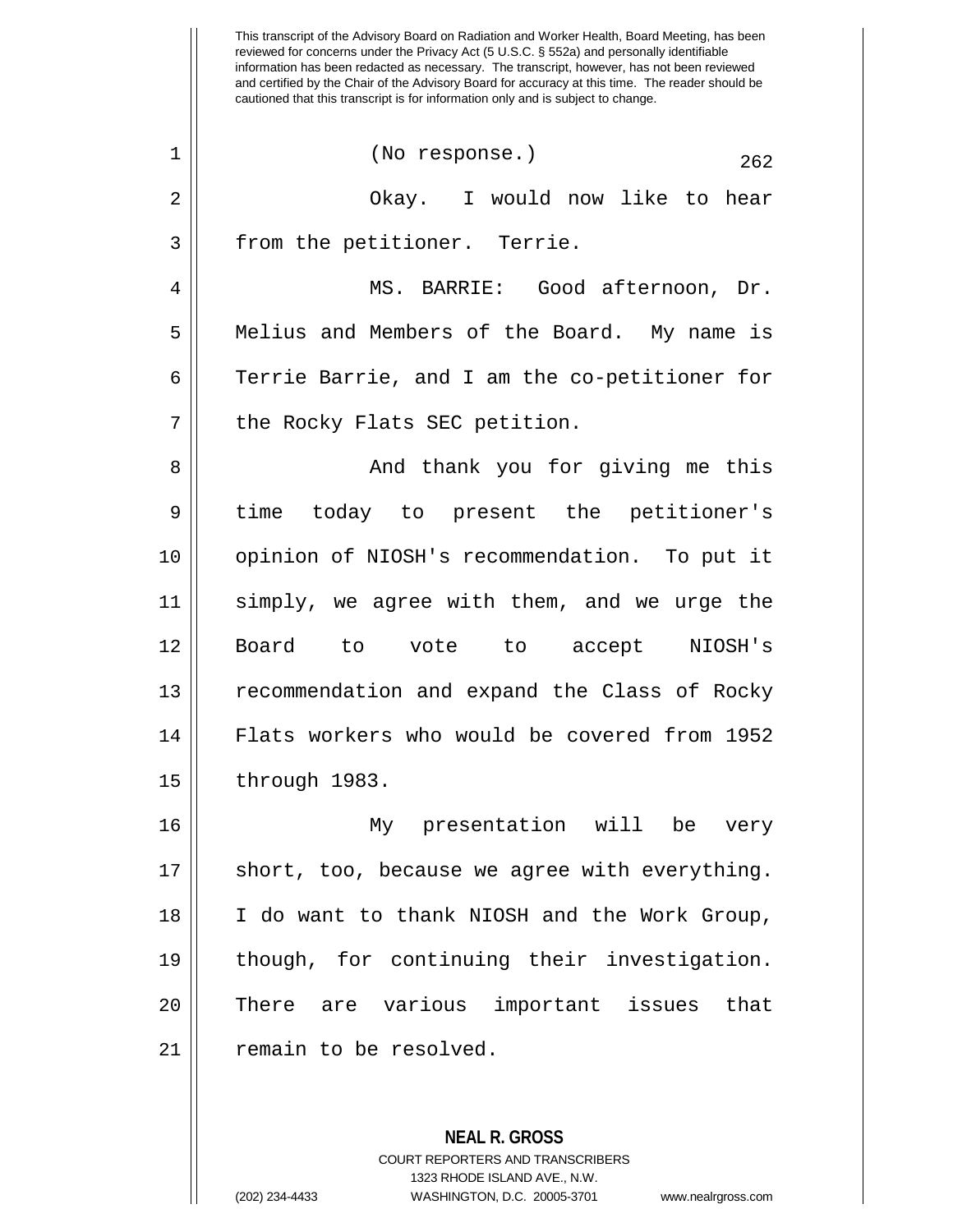(No response.)

Okay. I would now like to hear from the petitioner. Terrie.

MS. BARRIE: Good afternoon, Dr. Melius and Members of the Board. My name is Terrie Barrie, and I am the co-petitioner for the Rocky Flats SEC petition.

And thank you for giving me this time today to present the petitioner's opinion of NIOSH's recommendation. To put it simply, we agree with them, and we urge the Board to vote to accept NIOSH's recommendation and expand the Class of Rocky Flats workers who would be covered from 1952 through 1983.

My presentation will be very short, too, because we agree with everything. I do want to thank NIOSH and the Work Group, though, for continuing their investigation. There are various important issues that remain to be resolved.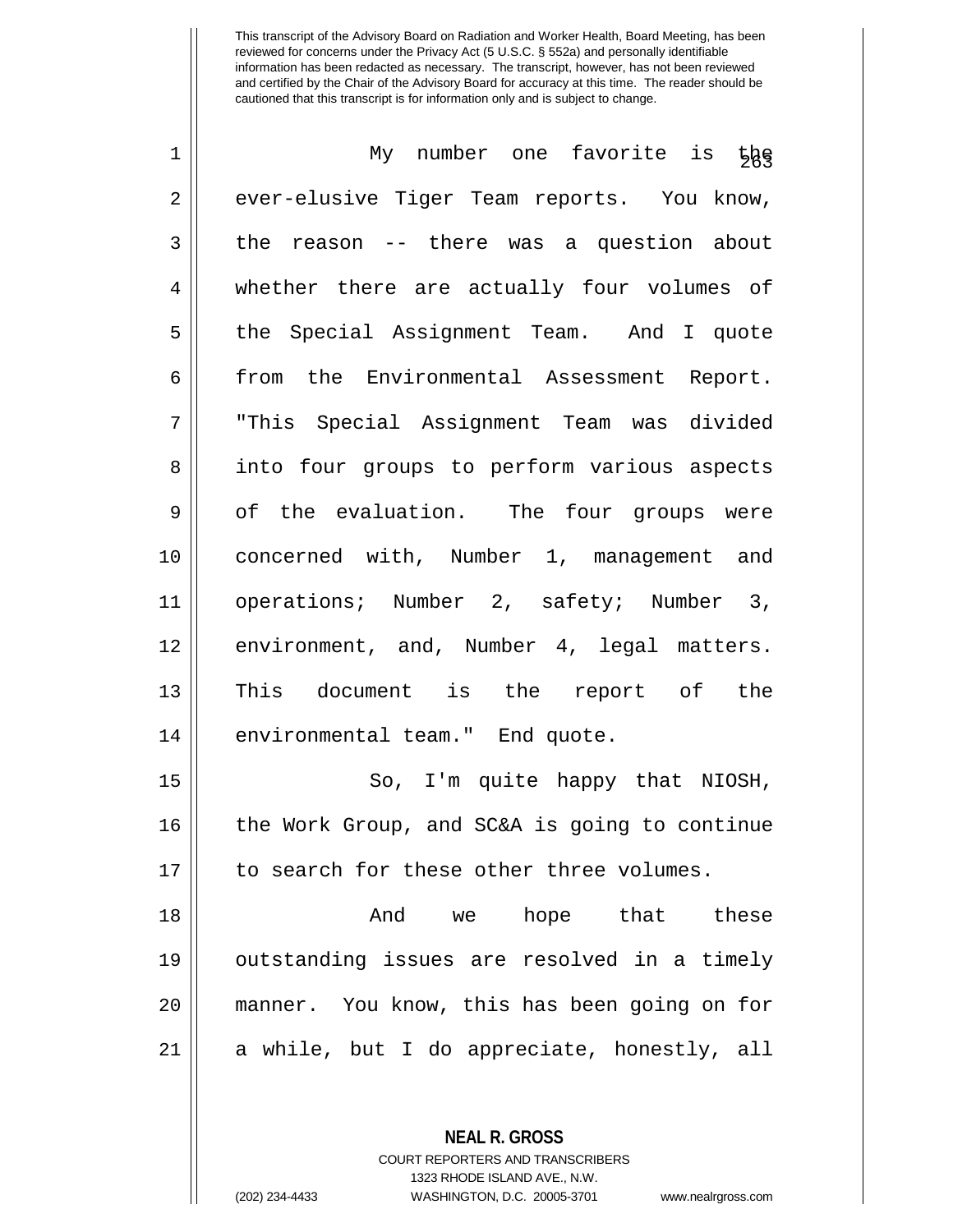This transcript of the Advisory Board on Radiation and Worker Health, Board Meeting, has been reviewed for concerns under the Privacy Act (5 U.S.C. § 552a) and personally identifiable information has been redacted as necessary. The transcript, however, has not been reviewed and certified by the Chair of the Advisory Board for accuracy at this time. The reader should be cautioned that this transcript is for information only and is subject to change.

My number one favorite is the ever-elusive Tiger Team reports. You know, the reason -- there was a question about whether there are actually four volumes of the Special Assignment Team. And I quote from the Environmental Assessment Report. "This Special Assignment Team was divided into four groups to perform various aspects of the evaluation. The four groups were concerned with, Number 1, management and operations; Number 2, safety; Number 3, environment, and, Number 4, legal matters. This document is the report of the environmental team." End quote.

So, I'm quite happy that NIOSH, the Work Group, and SC&A is going to continue to search for these other three volumes.

And we hope that these outstanding issues are resolved in a timely manner. You know, this has been going on for a while, but I do appreciate, honestly, all

**NEAL R. GROSS**
COURT REPORTERS AND TRANSCRIBERS
1323 RHODE ISLAND AVE., N.W.
(202) 234-4433 WASHINGTON, D.C. 20005-3701 www.nealrgross.com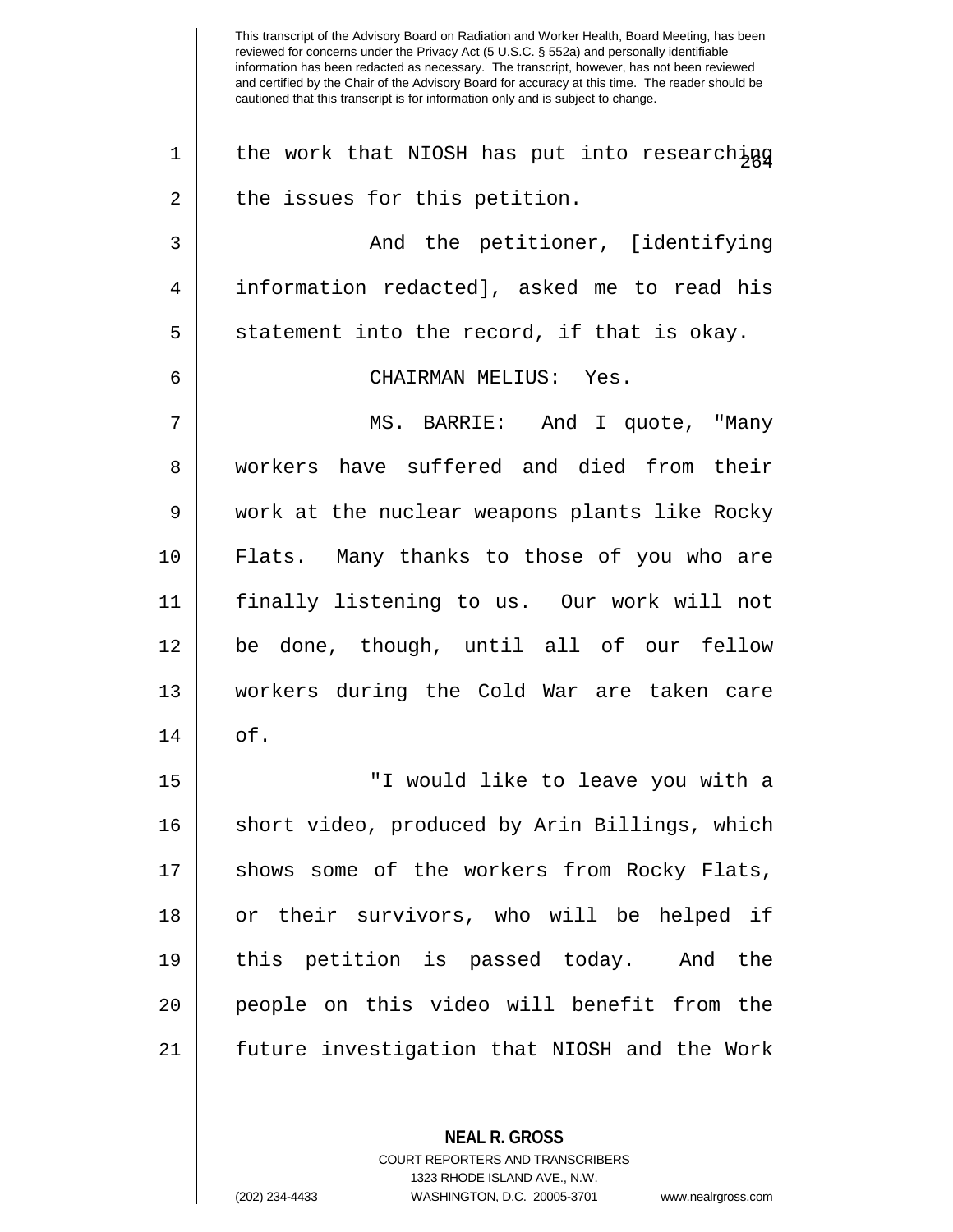This transcript of the Advisory Board on Radiation and Worker Health, Board Meeting, has been reviewed for concerns under the Privacy Act (5 U.S.C. § 552a) and personally identifiable information has been redacted as necessary. The transcript, however, has not been reviewed and certified by the Chair of the Advisory Board for accuracy at this time. The reader should be cautioned that this transcript is for information only and is subject to change.

the work that NIOSH has put into researching the issues for this petition.

And the petitioner, [identifying information redacted], asked me to read his statement into the record, if that is okay.

CHAIRMAN MELIUS: Yes.

MS. BARRIE: And I quote, "Many workers have suffered and died from their work at the nuclear weapons plants like Rocky Flats. Many thanks to those of you who are finally listening to us. Our work will not be done, though, until all of our fellow workers during the Cold War are taken care of.

"I would like to leave you with a short video, produced by Arin Billings, which shows some of the workers from Rocky Flats, or their survivors, who will be helped if this petition is passed today. And the people on this video will benefit from the future investigation that NIOSH and the Work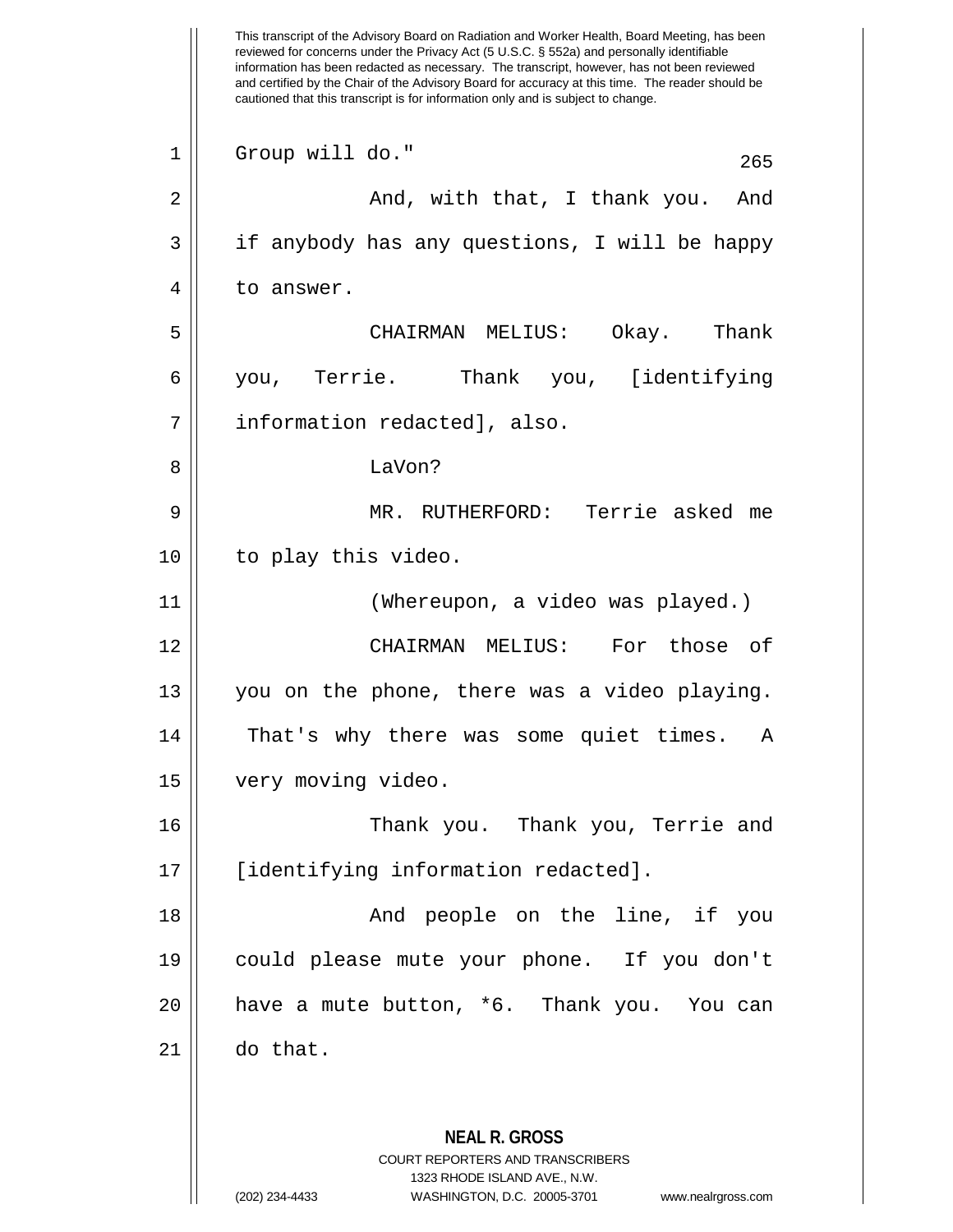Group will do."

And, with that, I thank you. And if anybody has any questions, I will be happy to answer.

CHAIRMAN MELIUS: Okay. Thank you, Terrie. Thank you, [identifying information redacted], also.

LaVon?

MR. RUTHERFORD: Terrie asked me to play this video.

(Whereupon, a video was played.)

CHAIRMAN MELIUS: For those of you on the phone, there was a video playing. That's why there was some quiet times. A very moving video.

Thank you. Thank you, Terrie and [identifying information redacted].

And people on the line, if you could please mute your phone. If you don't have a mute button, *6. Thank you. You can do that.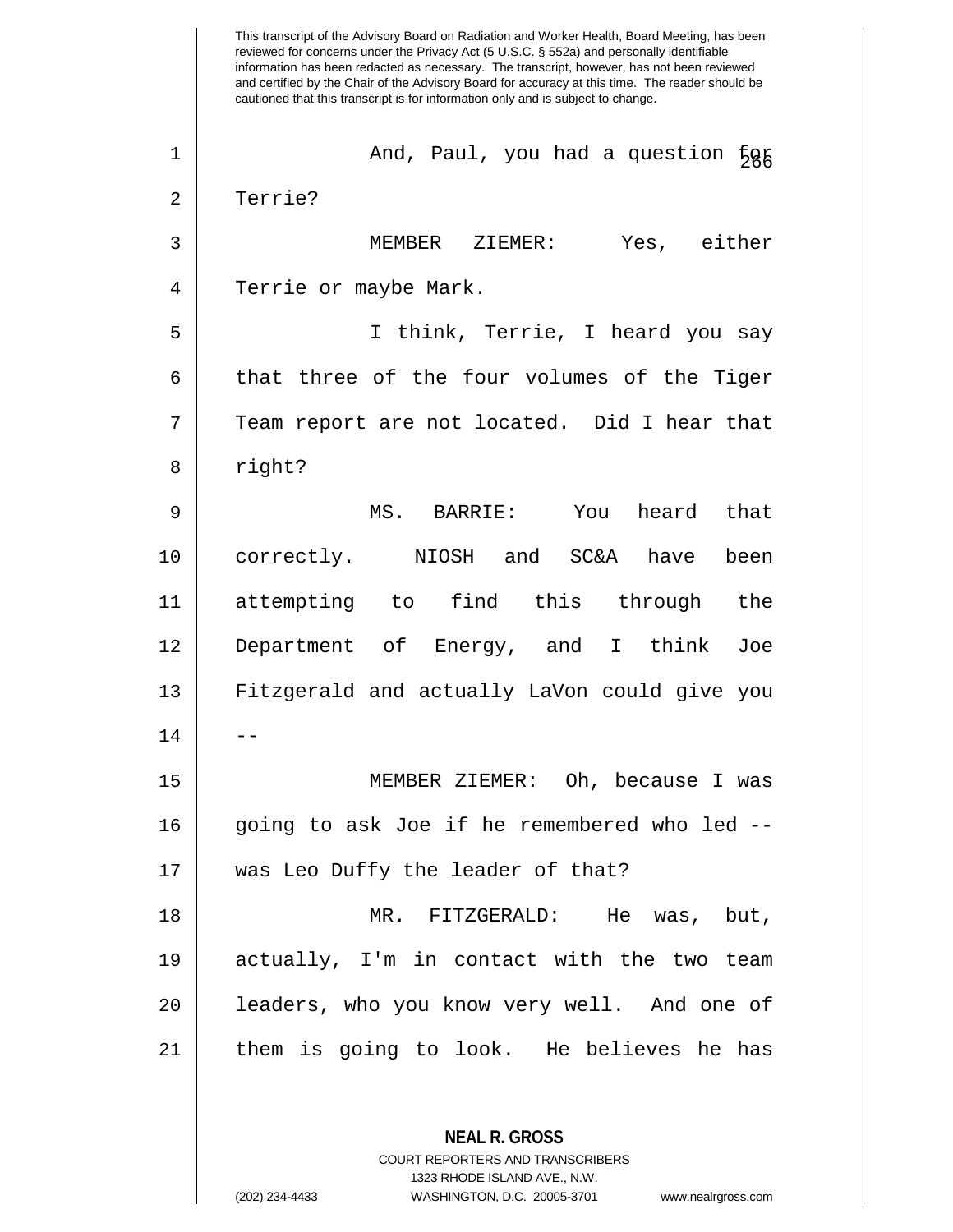This transcript of the Advisory Board on Radiation and Worker Health, Board Meeting, has been reviewed for concerns under the Privacy Act (5 U.S.C. § 552a) and personally identifiable information has been redacted as necessary. The transcript, however, has not been reviewed and certified by the Chair of the Advisory Board for accuracy at this time. The reader should be cautioned that this transcript is for information only and is subject to change.

And, Paul, you had a question for Terrie?

MEMBER ZIEMER: Yes, either Terrie or maybe Mark.

I think, Terrie, I heard you say that three of the four volumes of the Tiger Team report are not located. Did I hear that right?

MS. BARRIE: You heard that correctly. NIOSH and SC&A have been attempting to find this through the Department of Energy, and I think Joe Fitzgerald and actually LaVon could give you --

MEMBER ZIEMER: Oh, because I was going to ask Joe if he remembered who led -- was Leo Duffy the leader of that?

MR. FITZGERALD: He was, but, actually, I'm in contact with the two team leaders, who you know very well. And one of them is going to look. He believes he has

**NEAL R. GROSS**
COURT REPORTERS AND TRANSCRIBERS
1323 RHODE ISLAND AVE., N.W.
(202) 234-4433 WASHINGTON, D.C. 20005-3701 www.nealrgross.com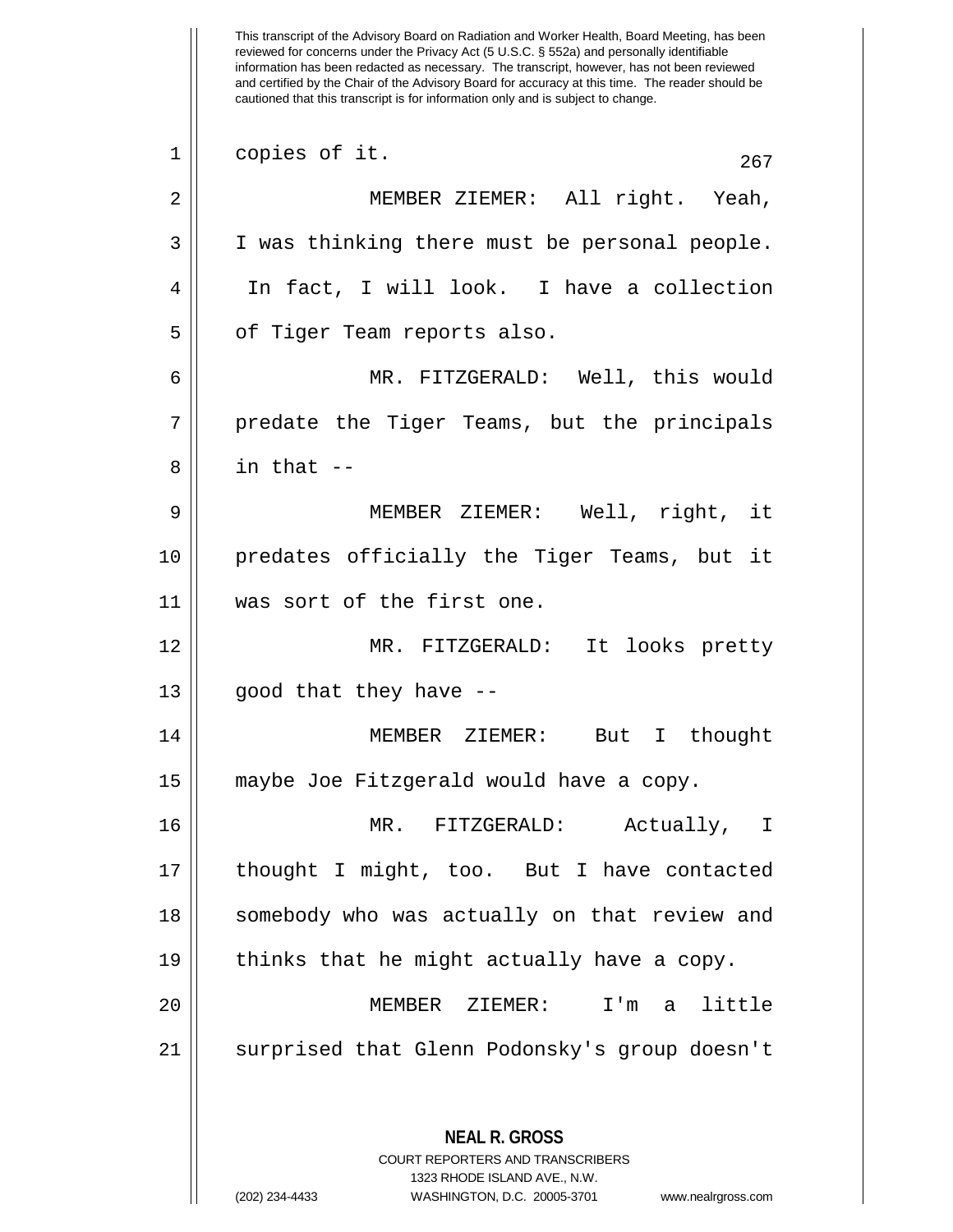This transcript of the Advisory Board on Radiation and Worker Health, Board Meeting, has been reviewed for concerns under the Privacy Act (5 U.S.C. § 552a) and personally identifiable information has been redacted as necessary. The transcript, however, has not been reviewed and certified by the Chair of the Advisory Board for accuracy at this time. The reader should be cautioned that this transcript is for information only and is subject to change.

copies of it.

MEMBER ZIEMER: All right. Yeah, I was thinking there must be personal people. In fact, I will look. I have a collection of Tiger Team reports also.

MR. FITZGERALD: Well, this would predate the Tiger Teams, but the principals in that --

MEMBER ZIEMER: Well, right, it predates officially the Tiger Teams, but it was sort of the first one.

MR. FITZGERALD: It looks pretty good that they have --

MEMBER ZIEMER: But I thought maybe Joe Fitzgerald would have a copy.

MR. FITZGERALD: Actually, I thought I might, too. But I have contacted somebody who was actually on that review and thinks that he might actually have a copy.

MEMBER ZIEMER: I'm a little surprised that Glenn Podonsky's group doesn't

**NEAL R. GROSS**
COURT REPORTERS AND TRANSCRIBERS
1323 RHODE ISLAND AVE., N.W.
(202) 234-4433 WASHINGTON, D.C. 20005-3701 www.nealrgross.com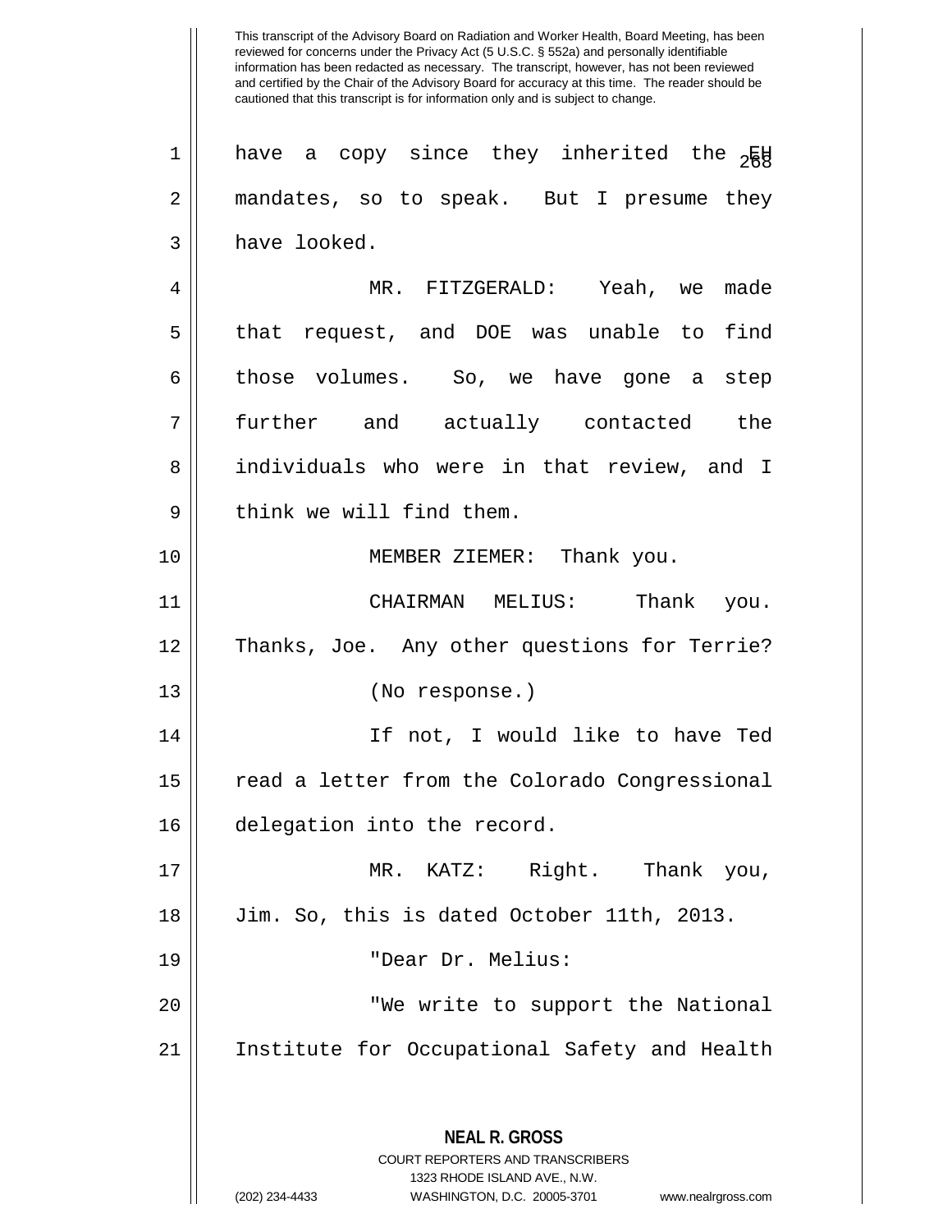have a copy since they inherited the EH mandates, so to speak. But I presume they have looked.

MR. FITZGERALD: Yeah, we made that request, and DOE was unable to find those volumes. So, we have gone a step further and actually contacted the individuals who were in that review, and I think we will find them.

MEMBER ZIEMER: Thank you.

CHAIRMAN MELIUS: Thank you. Thanks, Joe. Any other questions for Terrie?

(No response.)

If not, I would like to have Ted read a letter from the Colorado Congressional delegation into the record.

MR. KATZ: Right. Thank you, Jim. So, this is dated October 11th, 2013.

"Dear Dr. Melius:

"We write to support the National Institute for Occupational Safety and Health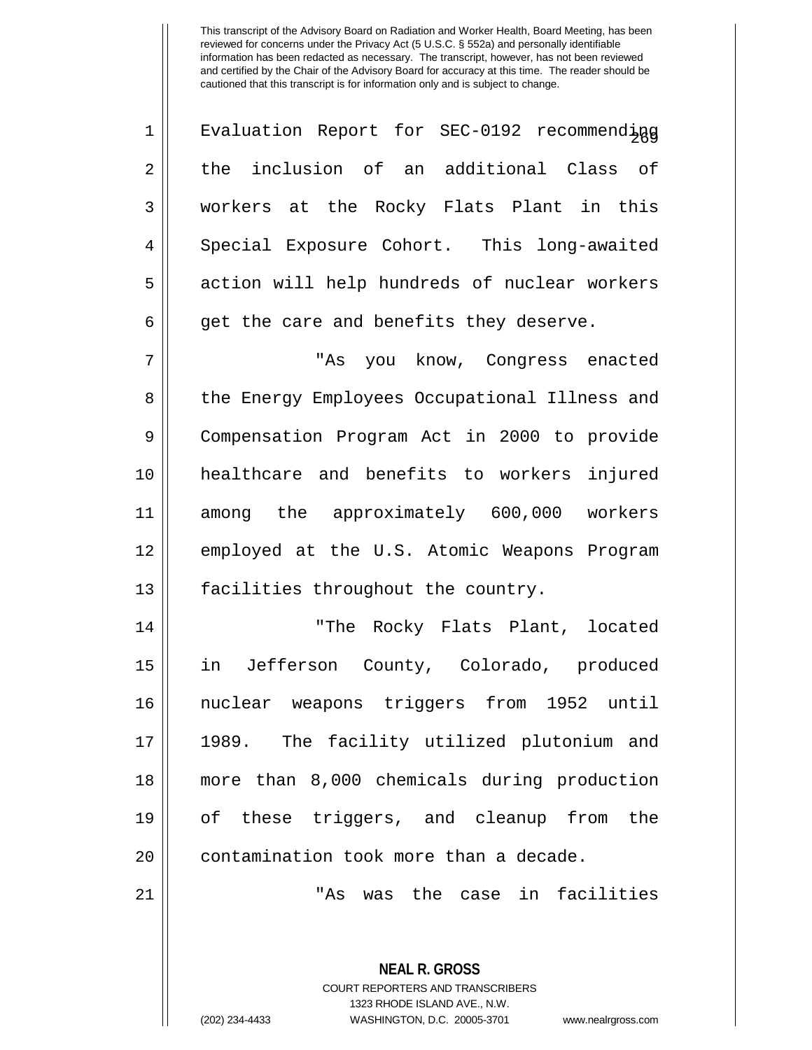Evaluation Report for SEC-0192 recommending the inclusion of an additional Class of workers at the Rocky Flats Plant in this Special Exposure Cohort. This long-awaited action will help hundreds of nuclear workers get the care and benefits they deserve.

"As you know, Congress enacted the Energy Employees Occupational Illness and Compensation Program Act in 2000 to provide healthcare and benefits to workers injured among the approximately 600,000 workers employed at the U.S. Atomic Weapons Program facilities throughout the country.

"The Rocky Flats Plant, located in Jefferson County, Colorado, produced nuclear weapons triggers from 1952 until 1989. The facility utilized plutonium and more than 8,000 chemicals during production of these triggers, and cleanup from the contamination took more than a decade.

"As was the case in facilities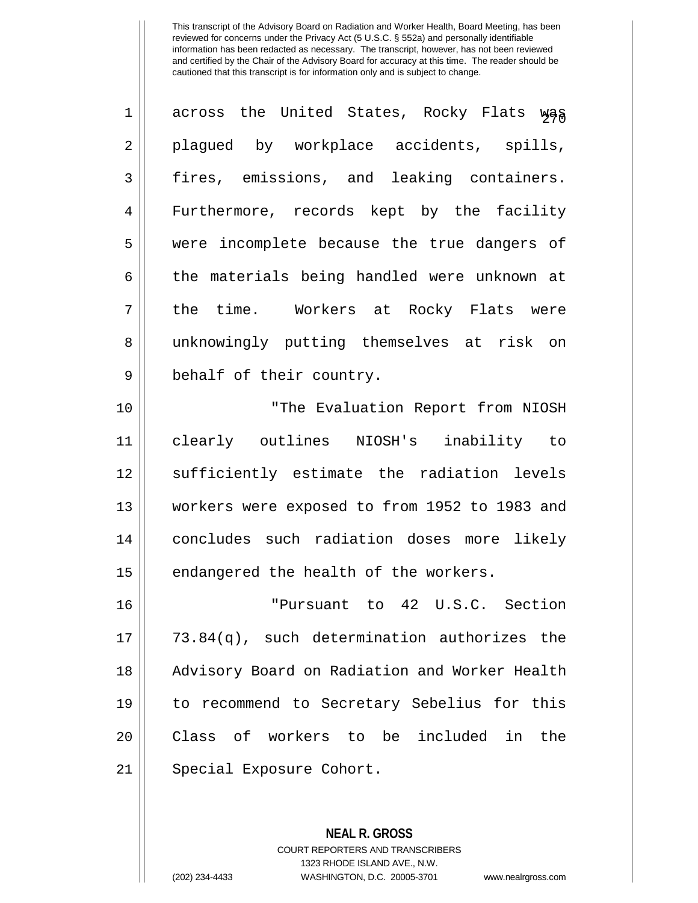across the United States, Rocky Flats was plagued by workplace accidents, spills, fires, emissions, and leaking containers. Furthermore, records kept by the facility were incomplete because the true dangers of the materials being handled were unknown at the time. Workers at Rocky Flats were unknowingly putting themselves at risk on behalf of their country.

"The Evaluation Report from NIOSH clearly outlines NIOSH's inability to sufficiently estimate the radiation levels workers were exposed to from 1952 to 1983 and concludes such radiation doses more likely endangered the health of the workers.

"Pursuant to 42 U.S.C. Section 73.84(q), such determination authorizes the Advisory Board on Radiation and Worker Health to recommend to Secretary Sebelius for this Class of workers to be included in the Special Exposure Cohort.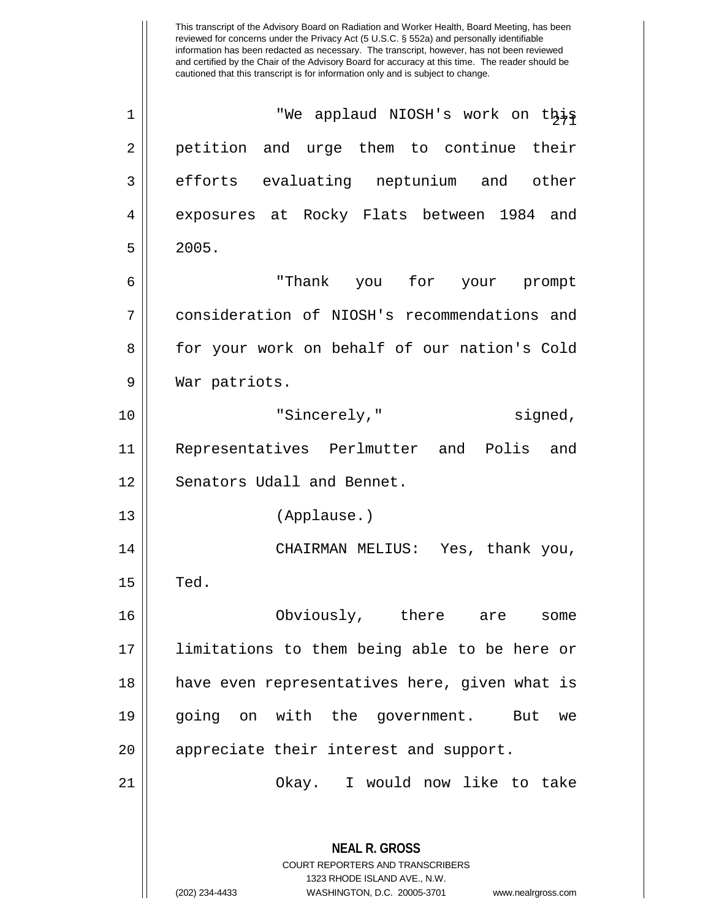"We applaud NIOSH's work on this petition and urge them to continue their efforts evaluating neptunium and other exposures at Rocky Flats between 1984 and 2005.

"Thank you for your prompt consideration of NIOSH's recommendations and for your work on behalf of our nation's Cold War patriots.

"Sincerely," signed, Representatives Perlmutter and Polis and Senators Udall and Bennet.

(Applause.)

CHAIRMAN MELIUS: Yes, thank you, Ted.

Obviously, there are some limitations to them being able to be here or have even representatives here, given what is going on with the government. But we appreciate their interest and support.

Okay. I would now like to take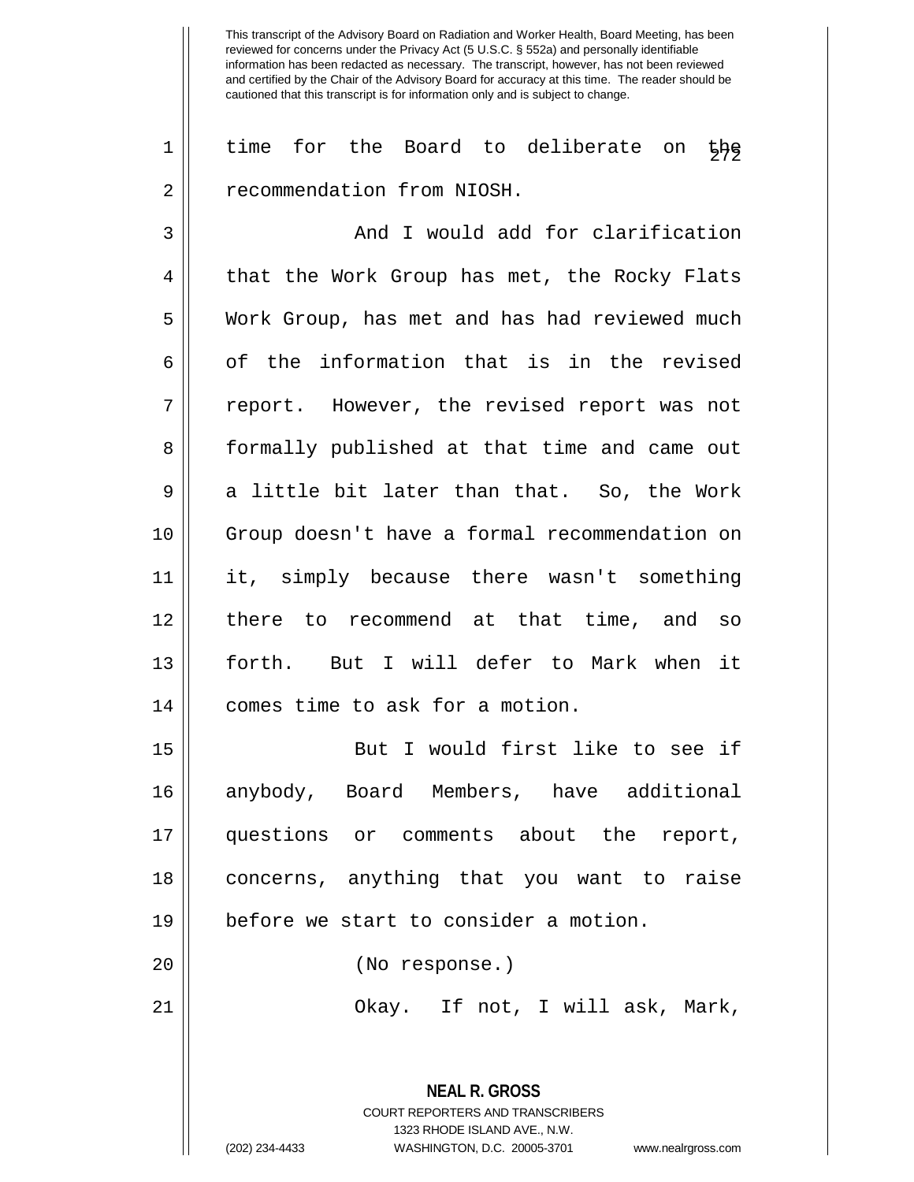time for the Board to deliberate on the recommendation from NIOSH.

And I would add for clarification that the Work Group has met, the Rocky Flats Work Group, has met and has had reviewed much of the information that is in the revised report. However, the revised report was not formally published at that time and came out a little bit later than that. So, the Work Group doesn't have a formal recommendation on it, simply because there wasn't something there to recommend at that time, and so forth. But I will defer to Mark when it comes time to ask for a motion.

But I would first like to see if anybody, Board Members, have additional questions or comments about the report, concerns, anything that you want to raise before we start to consider a motion.

(No response.)

Okay. If not, I will ask, Mark,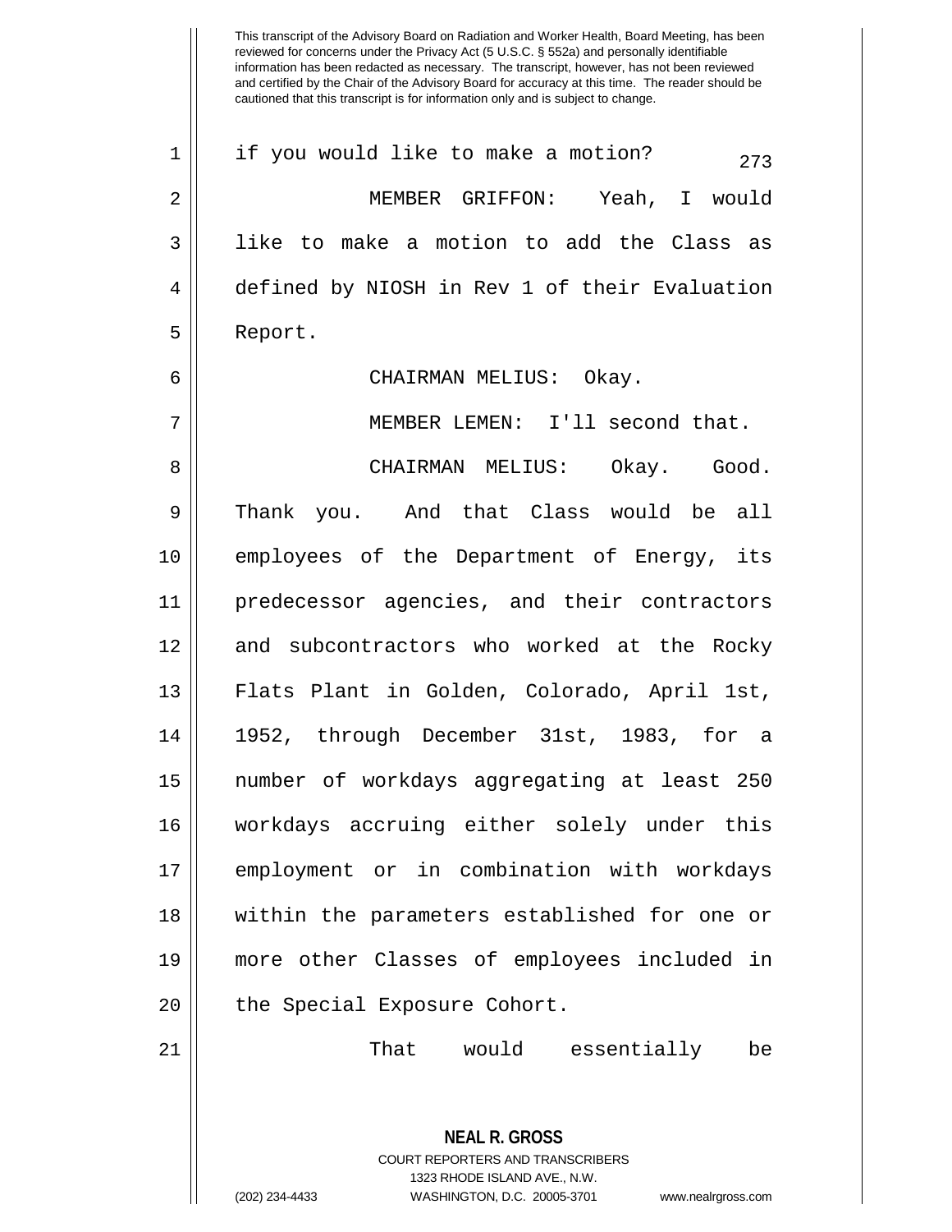if you would like to make a motion?

MEMBER GRIFFON: Yeah, I would like to make a motion to add the Class as defined by NIOSH in Rev 1 of their Evaluation Report.

CHAIRMAN MELIUS: Okay.

MEMBER LEMEN: I'll second that.

CHAIRMAN MELIUS: Okay. Good. Thank you. And that Class would be all employees of the Department of Energy, its predecessor agencies, and their contractors and subcontractors who worked at the Rocky Flats Plant in Golden, Colorado, April 1st, 1952, through December 31st, 1983, for a number of workdays aggregating at least 250 workdays accruing either solely under this employment or in combination with workdays within the parameters established for one or more other Classes of employees included in the Special Exposure Cohort.

That would essentially be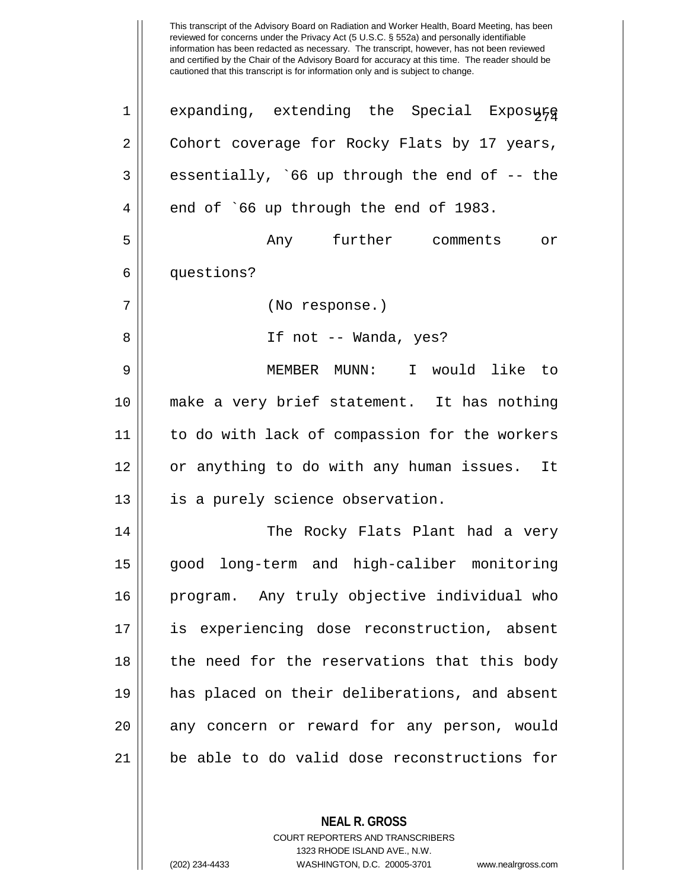expanding, extending the Special Exposure Cohort coverage for Rocky Flats by 17 years, essentially, `66 up through the end of -- the end of `66 up through the end of 1983.

Any further comments or questions?

(No response.)

If not -- Wanda, yes?

MEMBER MUNN: I would like to make a very brief statement. It has nothing to do with lack of compassion for the workers or anything to do with any human issues. It is a purely science observation.

The Rocky Flats Plant had a very good long-term and high-caliber monitoring program. Any truly objective individual who is experiencing dose reconstruction, absent the need for the reservations that this body has placed on their deliberations, and absent any concern or reward for any person, would be able to do valid dose reconstructions for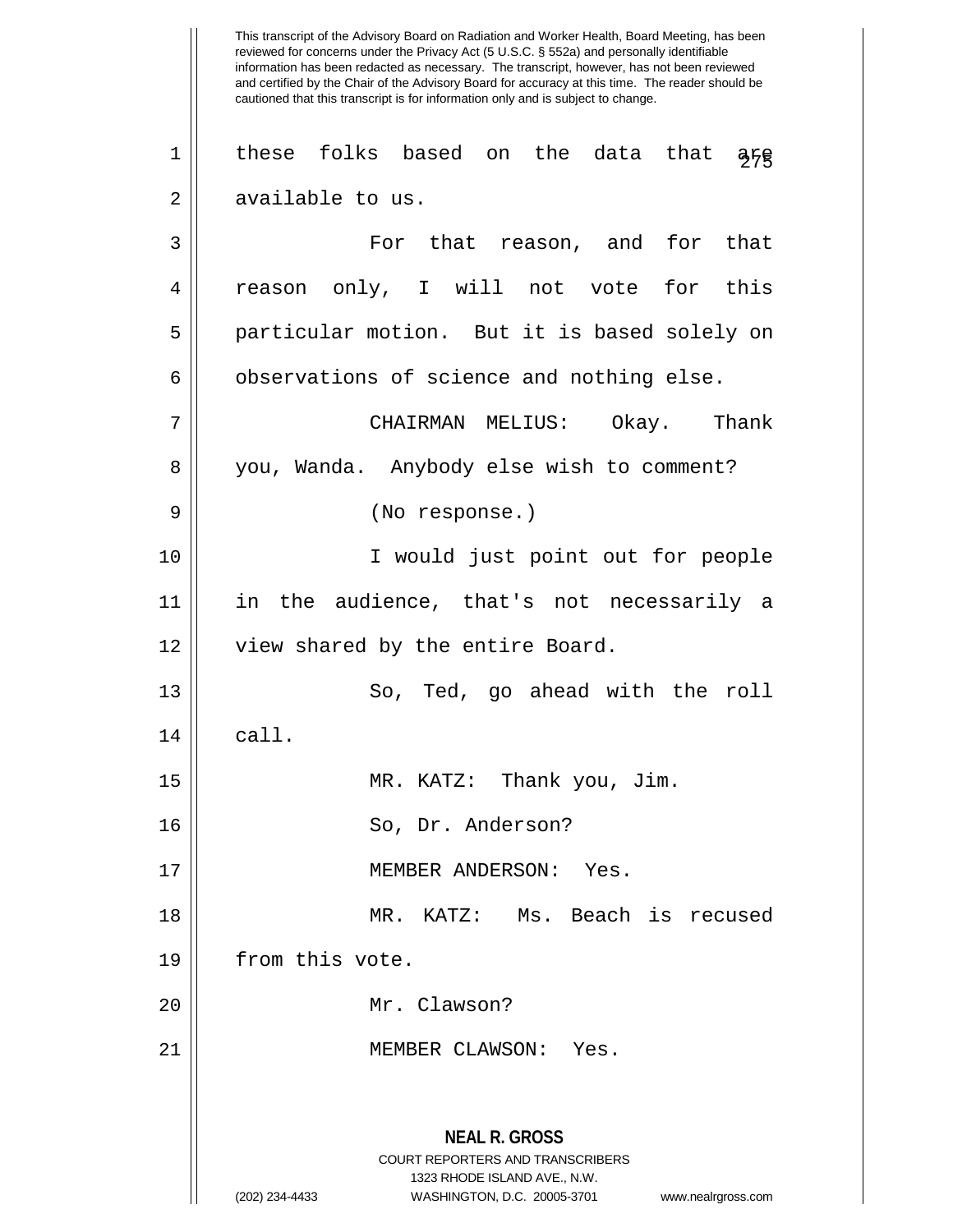these folks based on the data that are available to us.

For that reason, and for that reason only, I will not vote for this particular motion. But it is based solely on observations of science and nothing else.

CHAIRMAN MELIUS: Okay. Thank you, Wanda. Anybody else wish to comment?

(No response.)

I would just point out for people in the audience, that's not necessarily a view shared by the entire Board.

So, Ted, go ahead with the roll call.

MR. KATZ: Thank you, Jim.

So, Dr. Anderson?

MEMBER ANDERSON: Yes.

MR. KATZ: Ms. Beach is recused from this vote.

Mr. Clawson?

MEMBER CLAWSON: Yes.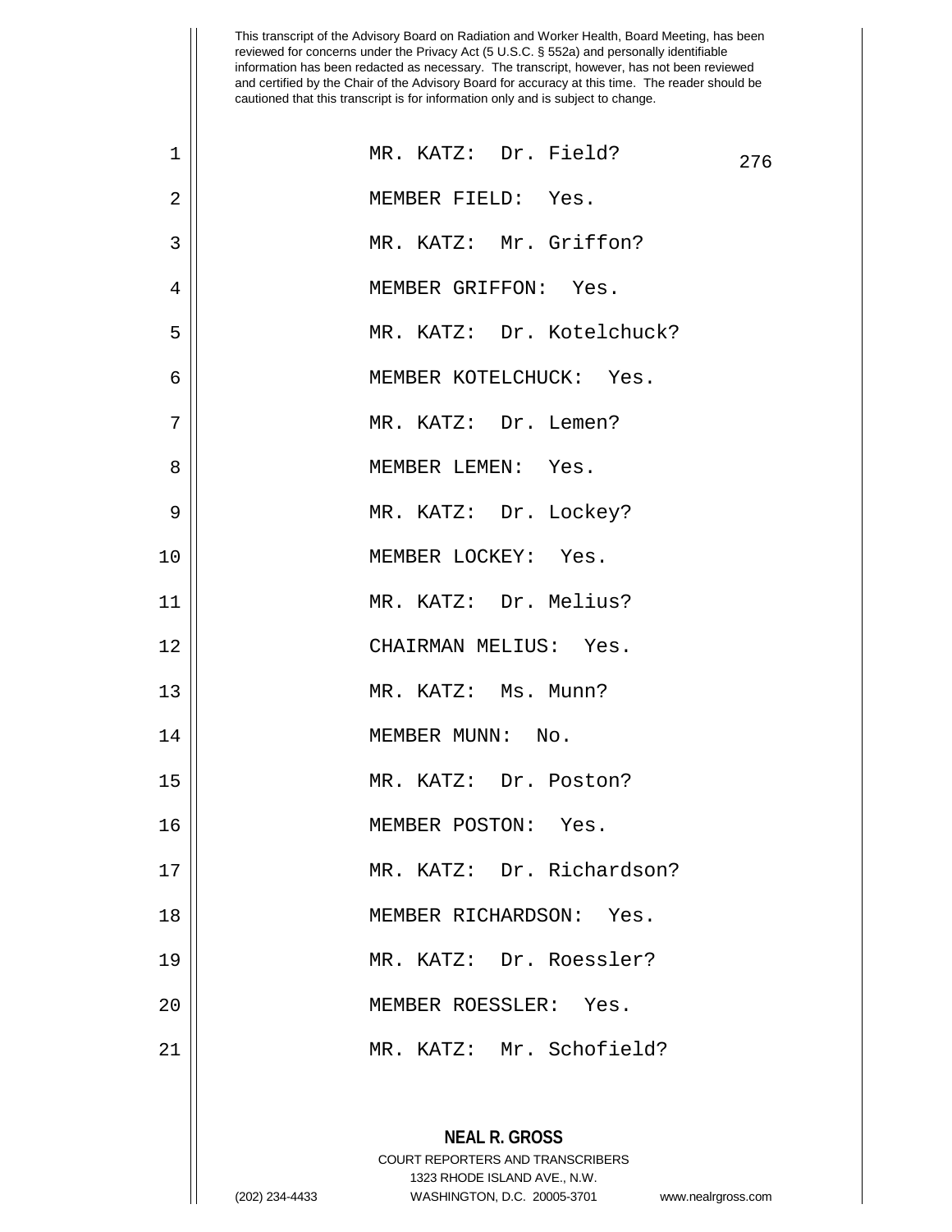This transcript of the Advisory Board on Radiation and Worker Health, Board Meeting, has been reviewed for concerns under the Privacy Act (5 U.S.C. § 552a) and personally identifiable information has been redacted as necessary. The transcript, however, has not been reviewed and certified by the Chair of the Advisory Board for accuracy at this time. The reader should be cautioned that this transcript is for information only and is subject to change.

1 MR. KATZ: Dr. Field?

2 MEMBER FIELD: Yes.

3 MR. KATZ: Mr. Griffon?

4 MEMBER GRIFFON: Yes.

5 MR. KATZ: Dr. Kotelchuck?

6 MEMBER KOTELCHUCK: Yes.

7 MR. KATZ: Dr. Lemen?

8 MEMBER LEMEN: Yes.

9 MR. KATZ: Dr. Lockey?

10 MEMBER LOCKEY: Yes.

11 MR. KATZ: Dr. Melius?

12 CHAIRMAN MELIUS: Yes.

13 MR. KATZ: Ms. Munn?

14 MEMBER MUNN: No.

15 MR. KATZ: Dr. Poston?

16 MEMBER POSTON: Yes.

17 MR. KATZ: Dr. Richardson?

18 MEMBER RICHARDSON: Yes.

19 MR. KATZ: Dr. Roessler?

20 MEMBER ROESSLER: Yes.

21 MR. KATZ: Mr. Schofield?

**NEAL R. GROSS**
COURT REPORTERS AND TRANSCRIBERS
1323 RHODE ISLAND AVE., N.W.
(202) 234-4433 WASHINGTON, D.C. 20005-3701 www.nealrgross.com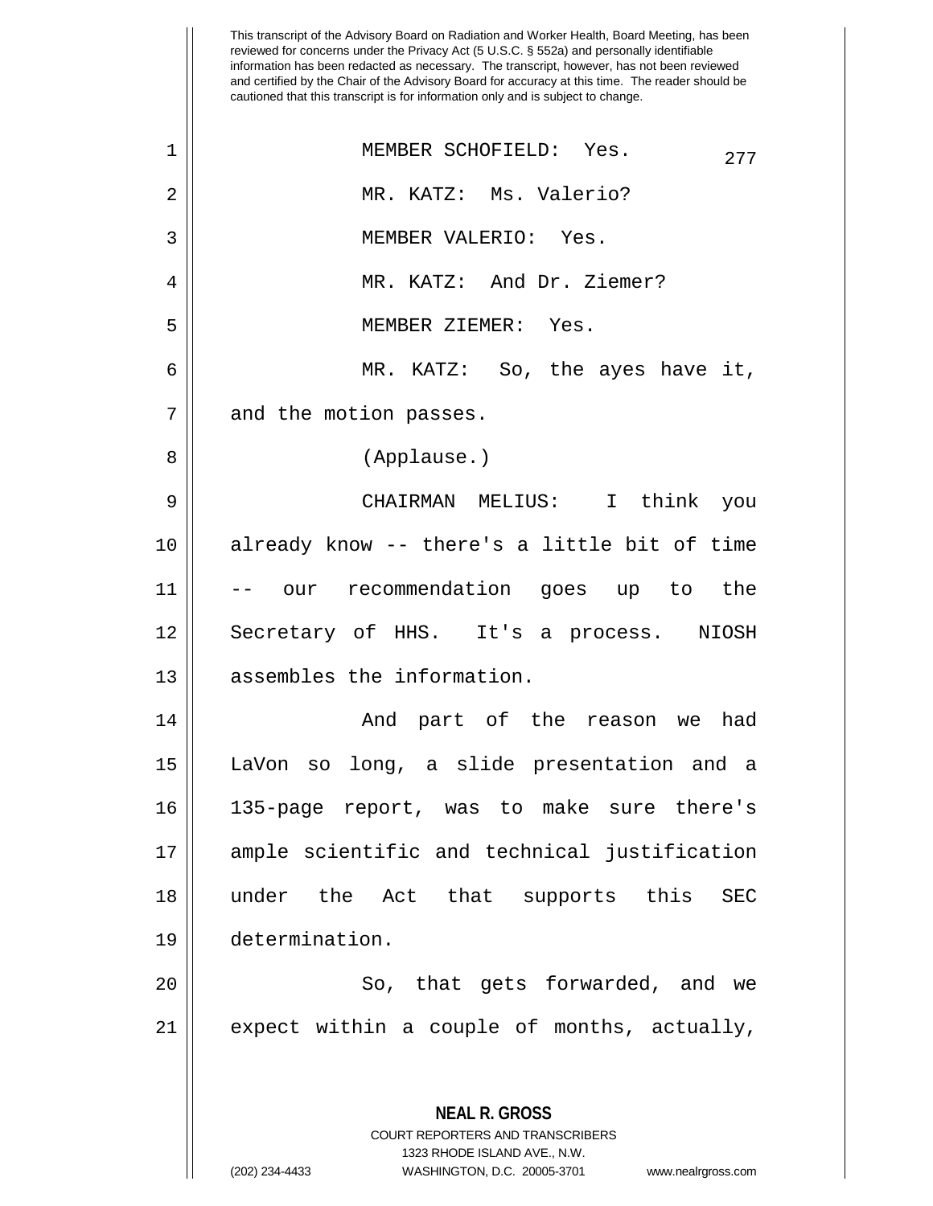MEMBER SCHOFIELD: Yes.

MR. KATZ: Ms. Valerio?

MEMBER VALERIO: Yes.

MR. KATZ: And Dr. Ziemer?

MEMBER ZIEMER: Yes.

MR. KATZ: So, the ayes have it, and the motion passes.

(Applause.)

CHAIRMAN MELIUS: I think you already know -- there's a little bit of time -- our recommendation goes up to the Secretary of HHS. It's a process. NIOSH assembles the information.

And part of the reason we had LaVon so long, a slide presentation and a 135-page report, was to make sure there's ample scientific and technical justification under the Act that supports this SEC determination.

So, that gets forwarded, and we expect within a couple of months, actually,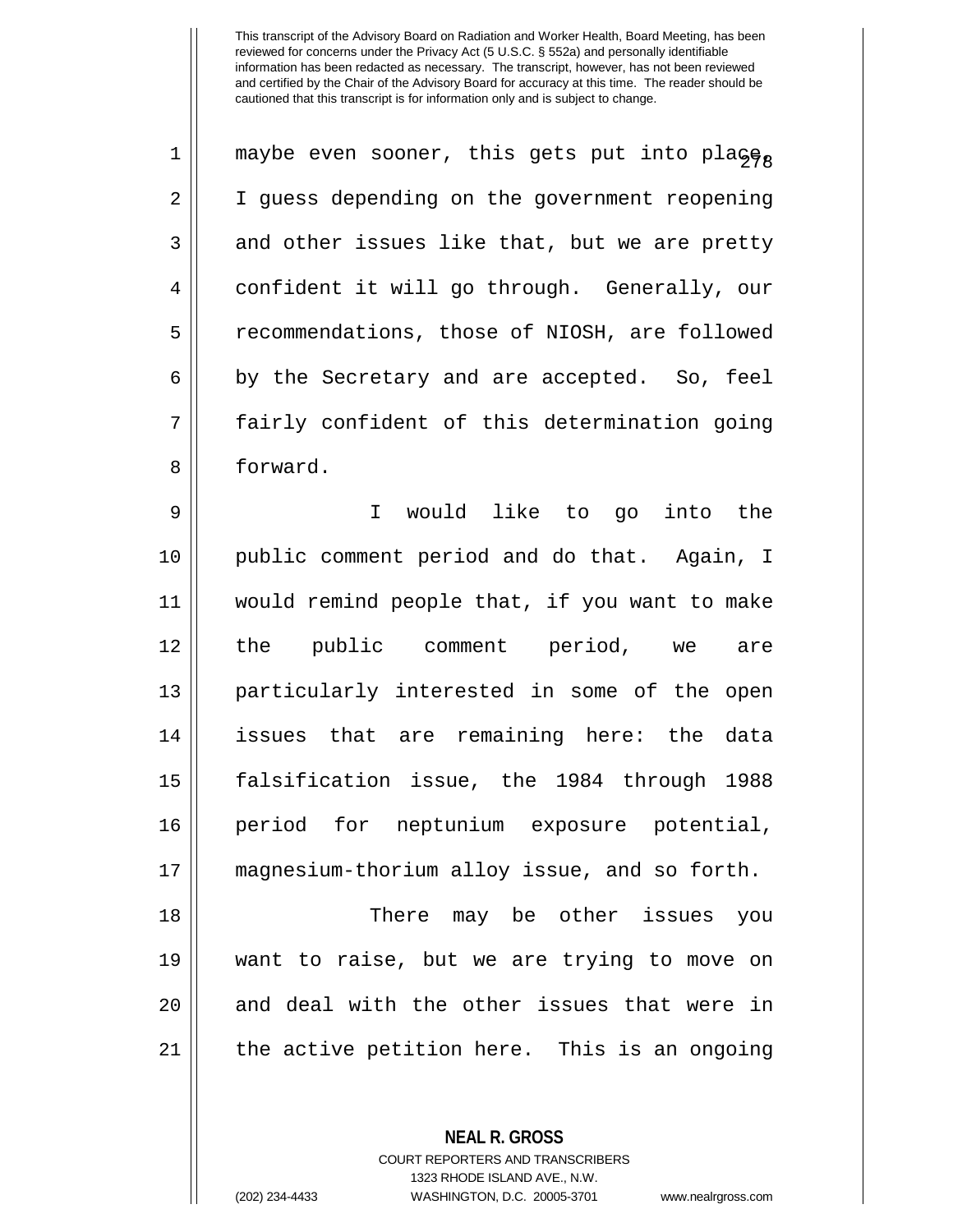maybe even sooner, this gets put into place, I guess depending on the government reopening and other issues like that, but we are pretty confident it will go through. Generally, our recommendations, those of NIOSH, are followed by the Secretary and are accepted. So, feel fairly confident of this determination going forward.

I would like to go into the public comment period and do that. Again, I would remind people that, if you want to make the public comment period, we are particularly interested in some of the open issues that are remaining here: the data falsification issue, the 1984 through 1988 period for neptunium exposure potential, magnesium-thorium alloy issue, and so forth.

There may be other issues you want to raise, but we are trying to move on and deal with the other issues that were in the active petition here. This is an ongoing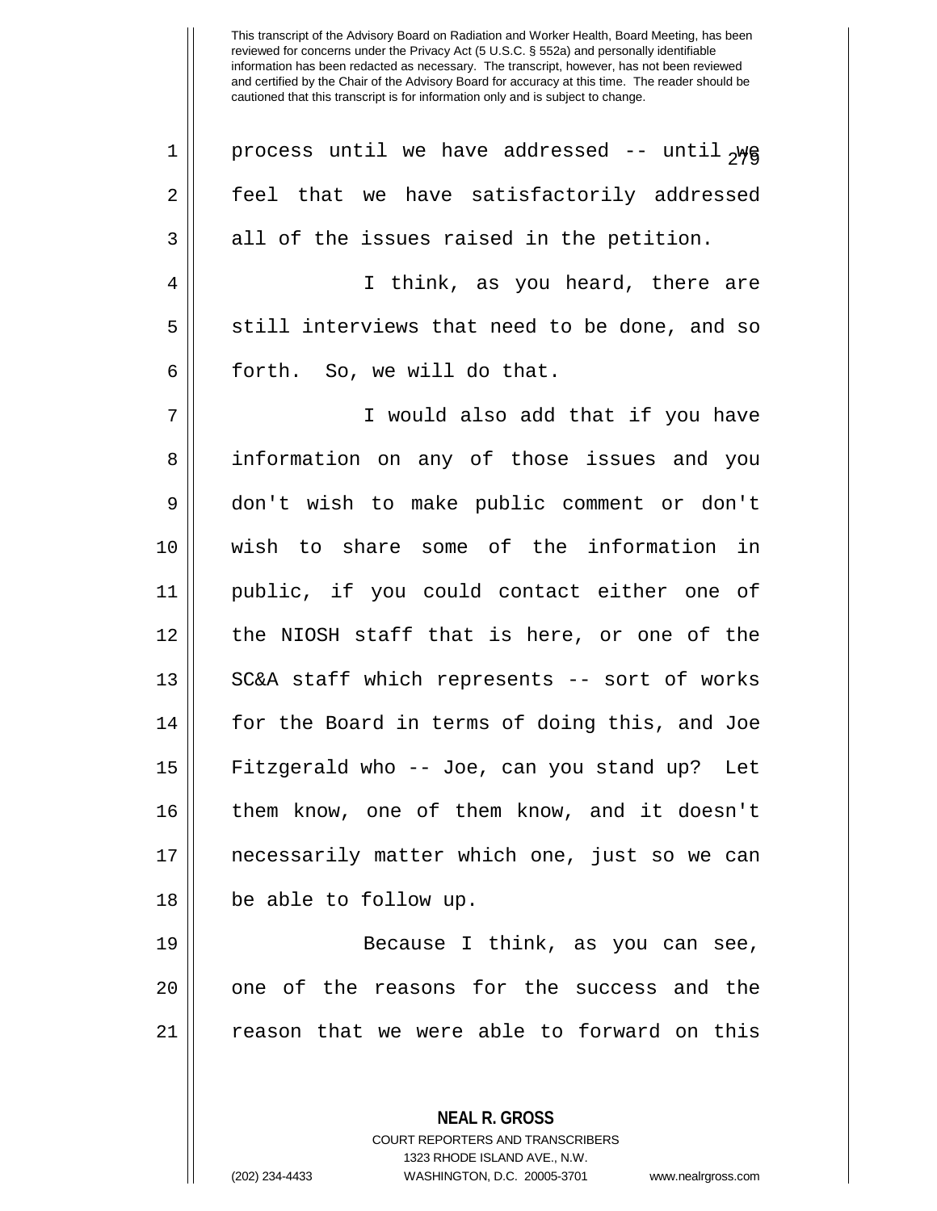process until we have addressed -- until we feel that we have satisfactorily addressed all of the issues raised in the petition.

I think, as you heard, there are still interviews that need to be done, and so forth. So, we will do that.

I would also add that if you have information on any of those issues and you don't wish to make public comment or don't wish to share some of the information in public, if you could contact either one of the NIOSH staff that is here, or one of the SC&A staff which represents -- sort of works for the Board in terms of doing this, and Joe Fitzgerald who -- Joe, can you stand up? Let them know, one of them know, and it doesn't necessarily matter which one, just so we can be able to follow up.

Because I think, as you can see, one of the reasons for the success and the reason that we were able to forward on this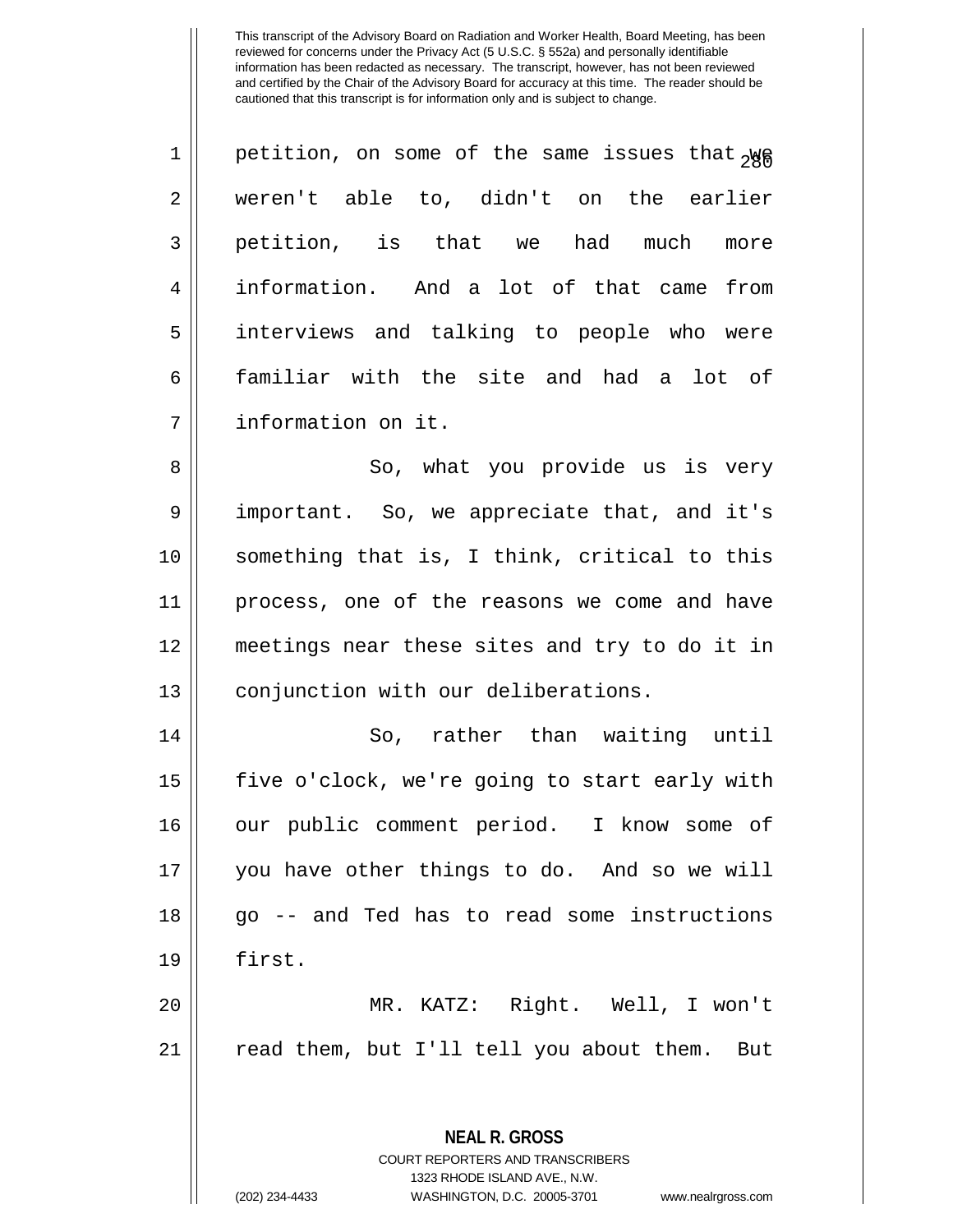petition, on some of the same issues that we weren't able to, didn't on the earlier petition, is that we had much more information. And a lot of that came from interviews and talking to people who were familiar with the site and had a lot of information on it.

So, what you provide us is very important. So, we appreciate that, and it's something that is, I think, critical to this process, one of the reasons we come and have meetings near these sites and try to do it in conjunction with our deliberations.

So, rather than waiting until five o'clock, we're going to start early with our public comment period. I know some of you have other things to do. And so we will go -- and Ted has to read some instructions first.

MR. KATZ: Right. Well, I won't read them, but I'll tell you about them. But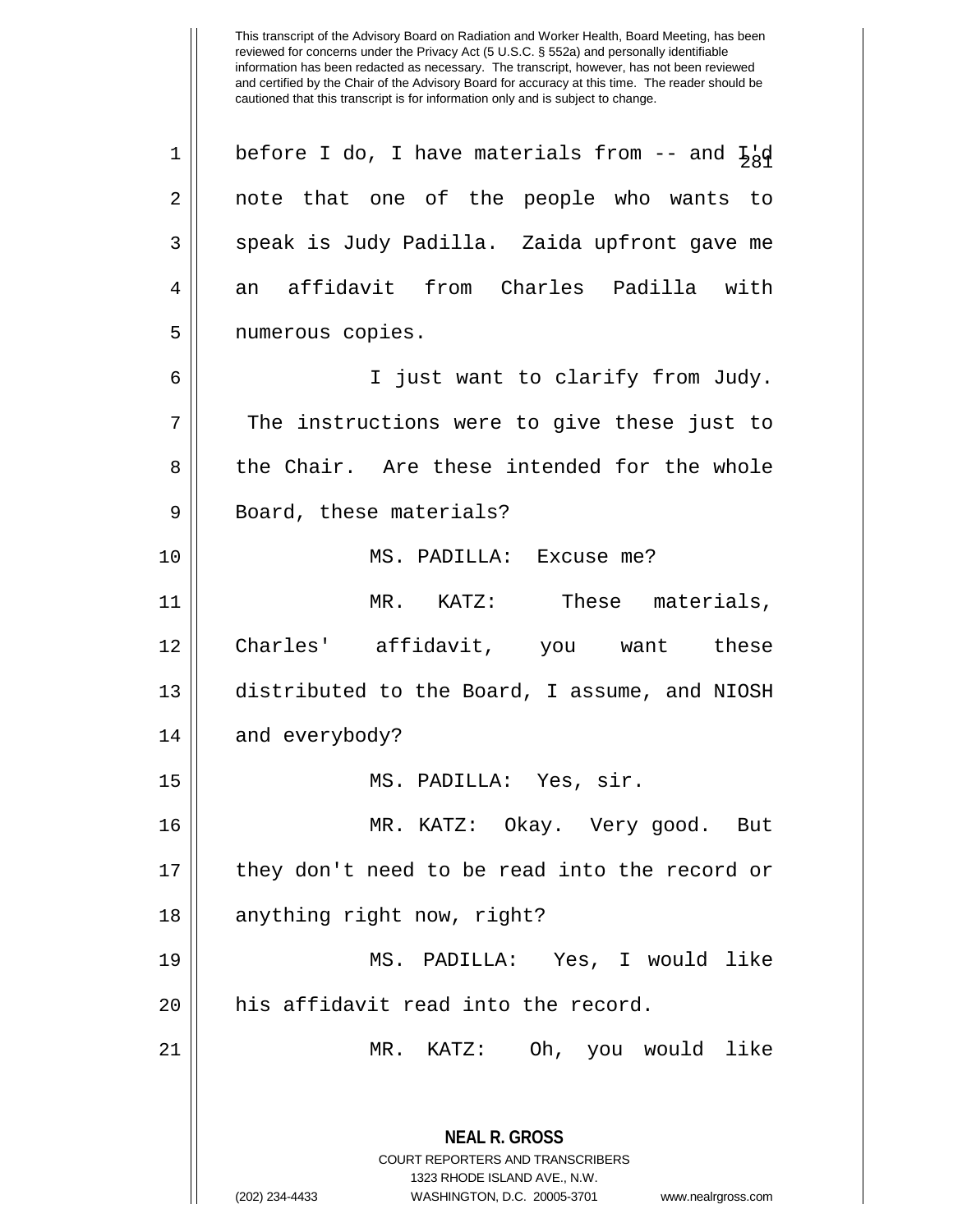before I do, I have materials from -- and I'd note that one of the people who wants to speak is Judy Padilla. Zaida upfront gave me an affidavit from Charles Padilla with numerous copies.

I just want to clarify from Judy. The instructions were to give these just to the Chair. Are these intended for the whole Board, these materials?

MS. PADILLA: Excuse me?

MR. KATZ: These materials, Charles' affidavit, you want these distributed to the Board, I assume, and NIOSH and everybody?

MS. PADILLA: Yes, sir.

MR. KATZ: Okay. Very good. But they don't need to be read into the record or anything right now, right?

MS. PADILLA: Yes, I would like his affidavit read into the record.

MR. KATZ: Oh, you would like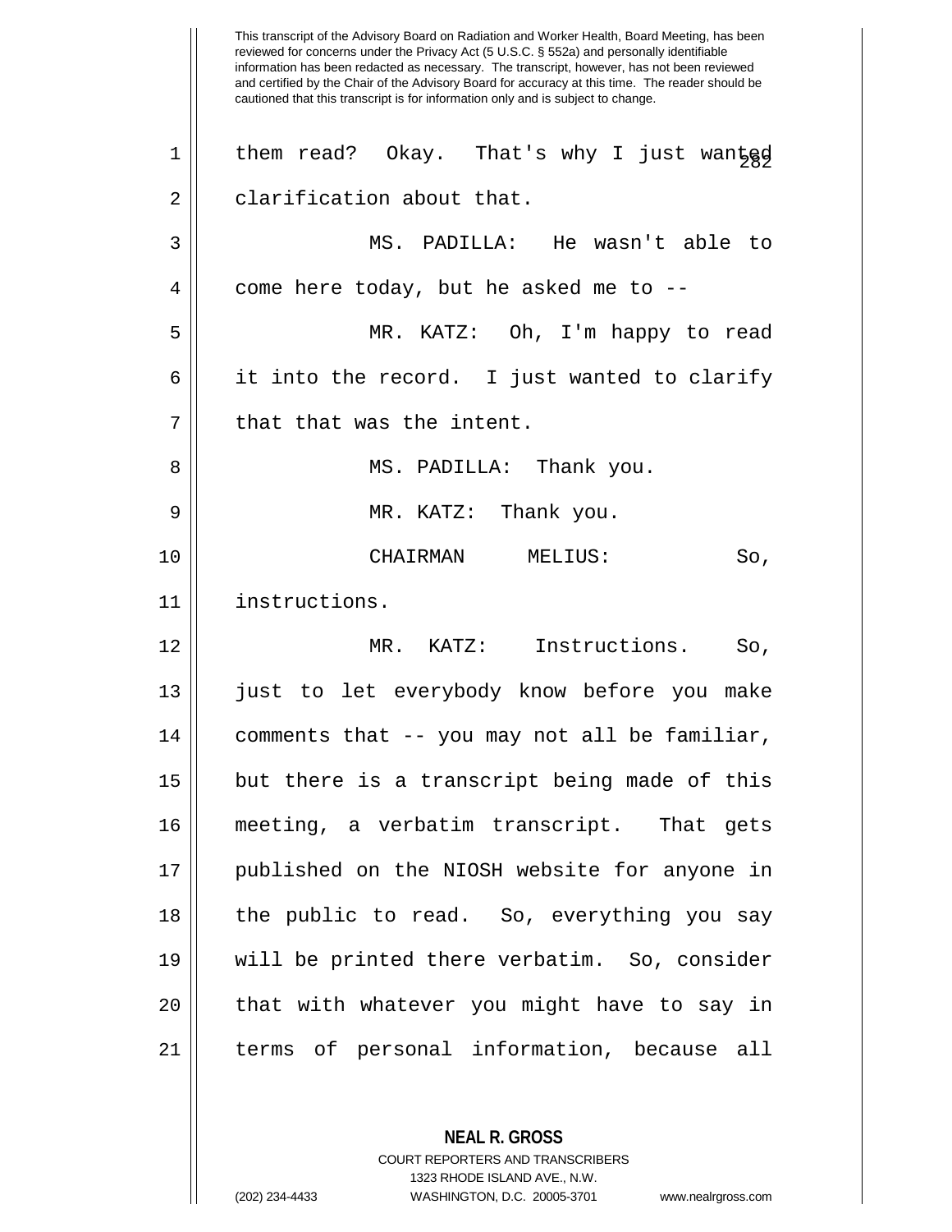This transcript of the Advisory Board on Radiation and Worker Health, Board Meeting, has been reviewed for concerns under the Privacy Act (5 U.S.C. § 552a) and personally identifiable information has been redacted as necessary. The transcript, however, has not been reviewed and certified by the Chair of the Advisory Board for accuracy at this time. The reader should be cautioned that this transcript is for information only and is subject to change.

them read? Okay. That's why I just wanted clarification about that.

MS. PADILLA: He wasn't able to come here today, but he asked me to --

MR. KATZ: Oh, I'm happy to read it into the record. I just wanted to clarify that that was the intent.

MS. PADILLA: Thank you.

MR. KATZ: Thank you.

CHAIRMAN MELIUS: So, instructions.

MR. KATZ: Instructions. So, just to let everybody know before you make comments that -- you may not all be familiar, but there is a transcript being made of this meeting, a verbatim transcript. That gets published on the NIOSH website for anyone in the public to read. So, everything you say will be printed there verbatim. So, consider that with whatever you might have to say in terms of personal information, because all

**NEAL R. GROSS**
COURT REPORTERS AND TRANSCRIBERS
1323 RHODE ISLAND AVE., N.W.
(202) 234-4433 WASHINGTON, D.C. 20005-3701 www.nealrgross.com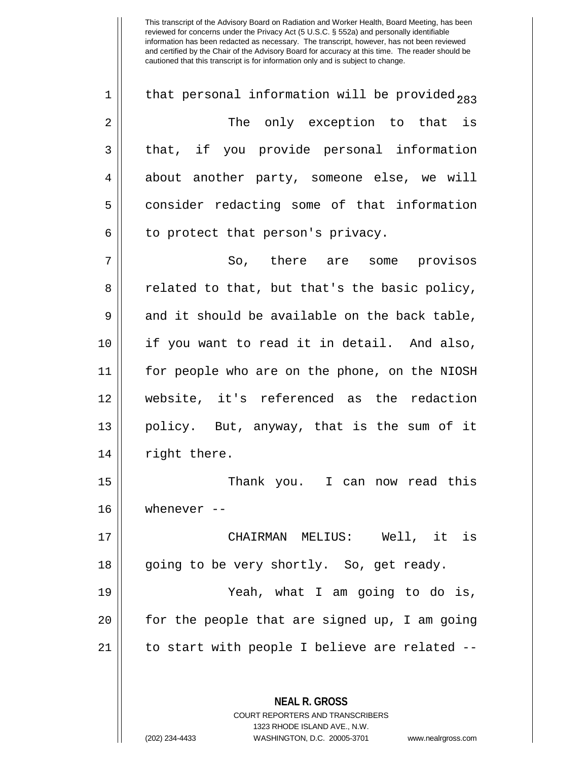that personal information will be provided.

The only exception to that is that, if you provide personal information about another party, someone else, we will consider redacting some of that information to protect that person's privacy.

So, there are some provisos related to that, but that's the basic policy, and it should be available on the back table, if you want to read it in detail. And also, for people who are on the phone, on the NIOSH website, it's referenced as the redaction policy. But, anyway, that is the sum of it right there.

Thank you. I can now read this whenever --

CHAIRMAN MELIUS: Well, it is going to be very shortly. So, get ready.

Yeah, what I am going to do is, for the people that are signed up, I am going to start with people I believe are related --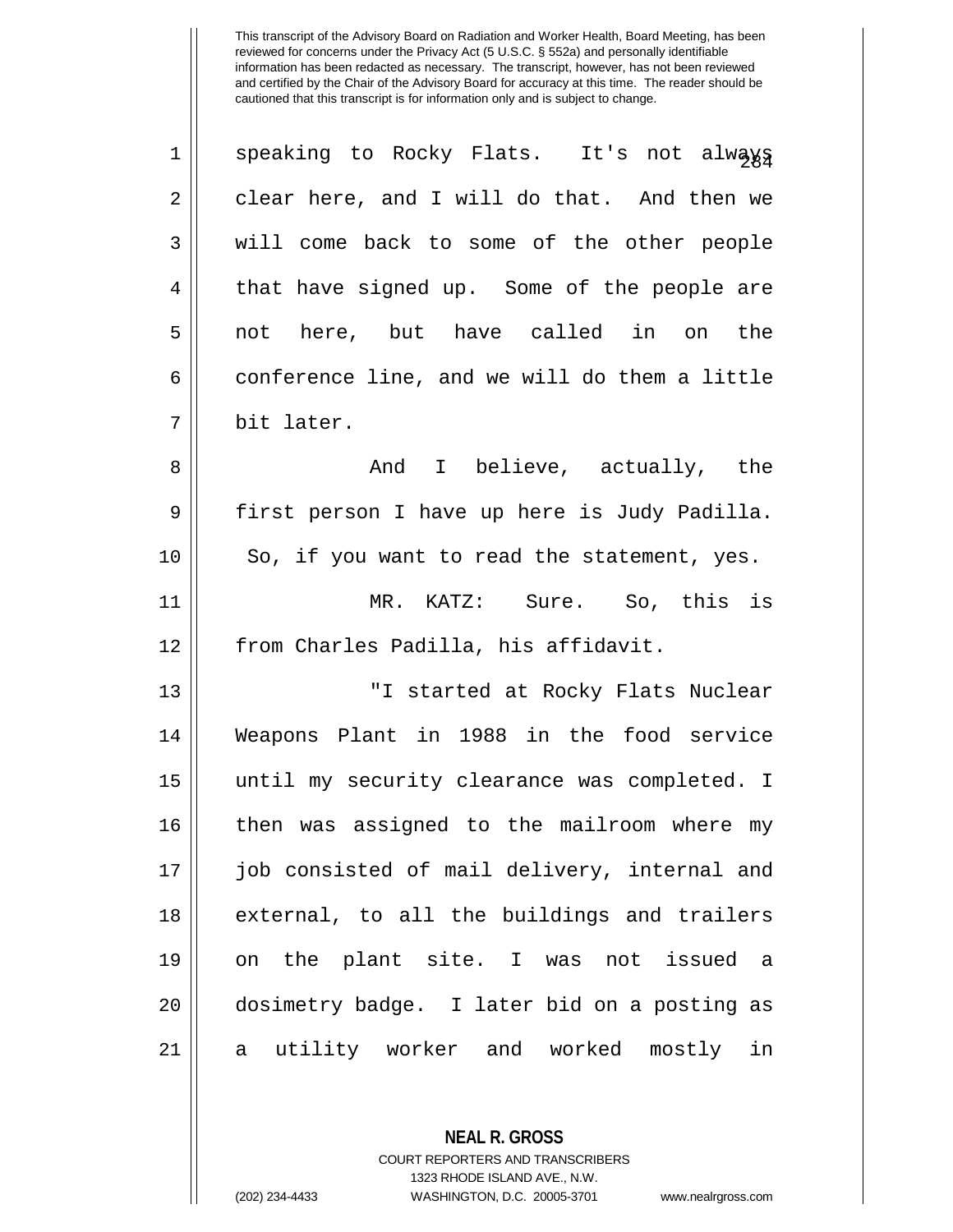speaking to Rocky Flats. It's not always clear here, and I will do that. And then we will come back to some of the other people that have signed up. Some of the people are not here, but have called in on the conference line, and we will do them a little bit later.

And I believe, actually, the first person I have up here is Judy Padilla. So, if you want to read the statement, yes.

MR. KATZ: Sure. So, this is from Charles Padilla, his affidavit.

"I started at Rocky Flats Nuclear Weapons Plant in 1988 in the food service until my security clearance was completed. I then was assigned to the mailroom where my job consisted of mail delivery, internal and external, to all the buildings and trailers on the plant site. I was not issued a dosimetry badge. I later bid on a posting as a utility worker and worked mostly in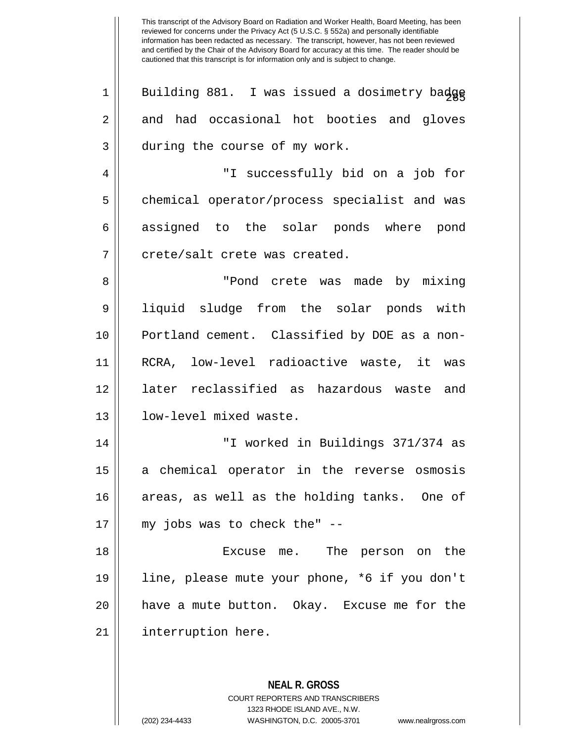Building 881. I was issued a dosimetry badge and had occasional hot booties and gloves during the course of my work.

"I successfully bid on a job for chemical operator/process specialist and was assigned to the solar ponds where pond crete/salt crete was created.

"Pond crete was made by mixing liquid sludge from the solar ponds with Portland cement. Classified by DOE as a non-RCRA, low-level radioactive waste, it was later reclassified as hazardous waste and low-level mixed waste.

"I worked in Buildings 371/374 as a chemical operator in the reverse osmosis areas, as well as the holding tanks. One of my jobs was to check the" --

Excuse me. The person on the line, please mute your phone, *6 if you don't have a mute button. Okay. Excuse me for the interruption here.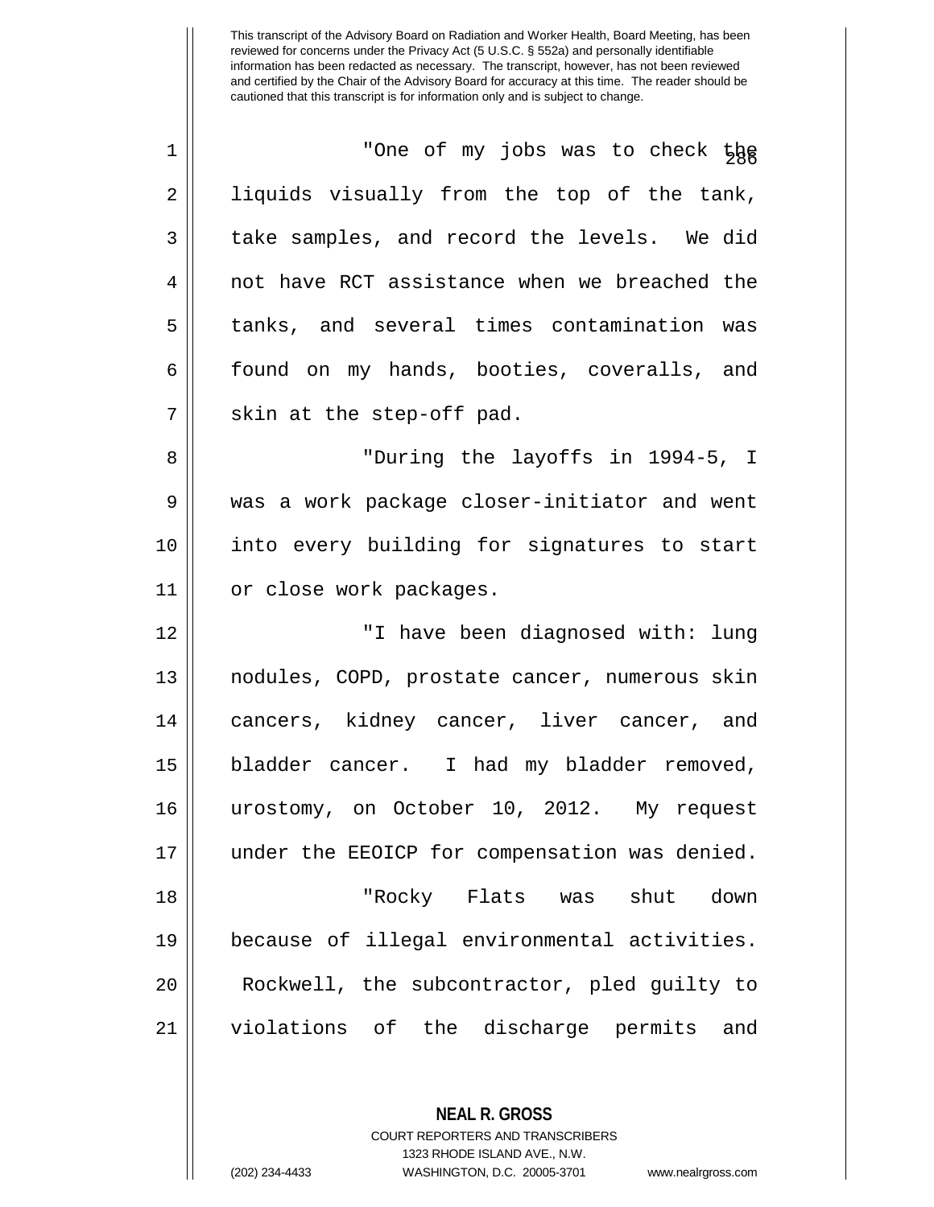"One of my jobs was to check the liquids visually from the top of the tank, take samples, and record the levels. We did not have RCT assistance when we breached the tanks, and several times contamination was found on my hands, booties, coveralls, and skin at the step-off pad.

"During the layoffs in 1994-5, I was a work package closer-initiator and went into every building for signatures to start or close work packages.

"I have been diagnosed with: lung nodules, COPD, prostate cancer, numerous skin cancers, kidney cancer, liver cancer, and bladder cancer. I had my bladder removed, urostomy, on October 10, 2012. My request under the EEOICP for compensation was denied.

"Rocky Flats was shut down because of illegal environmental activities. Rockwell, the subcontractor, pled guilty to violations of the discharge permits and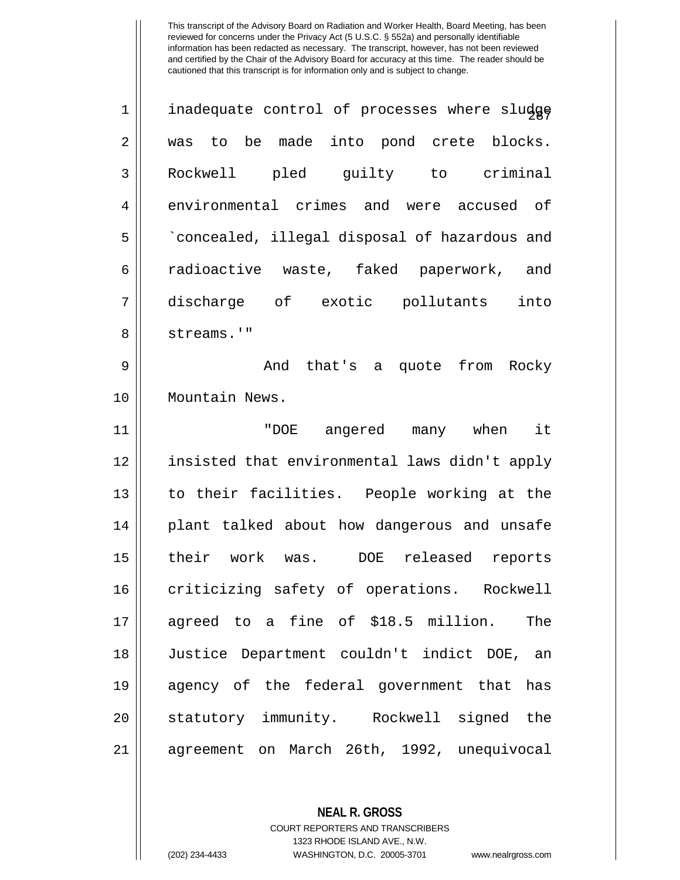inadequate control of processes where sludge was to be made into pond crete blocks. Rockwell pled guilty to criminal environmental crimes and were accused of `concealed, illegal disposal of hazardous and radioactive waste, faked paperwork, and discharge of exotic pollutants into streams.'"

And that's a quote from Rocky Mountain News.

"DOE angered many when it insisted that environmental laws didn't apply to their facilities. People working at the plant talked about how dangerous and unsafe their work was. DOE released reports criticizing safety of operations. Rockwell agreed to a fine of $18.5 million. The Justice Department couldn't indict DOE, an agency of the federal government that has statutory immunity. Rockwell signed the agreement on March 26th, 1992, unequivocal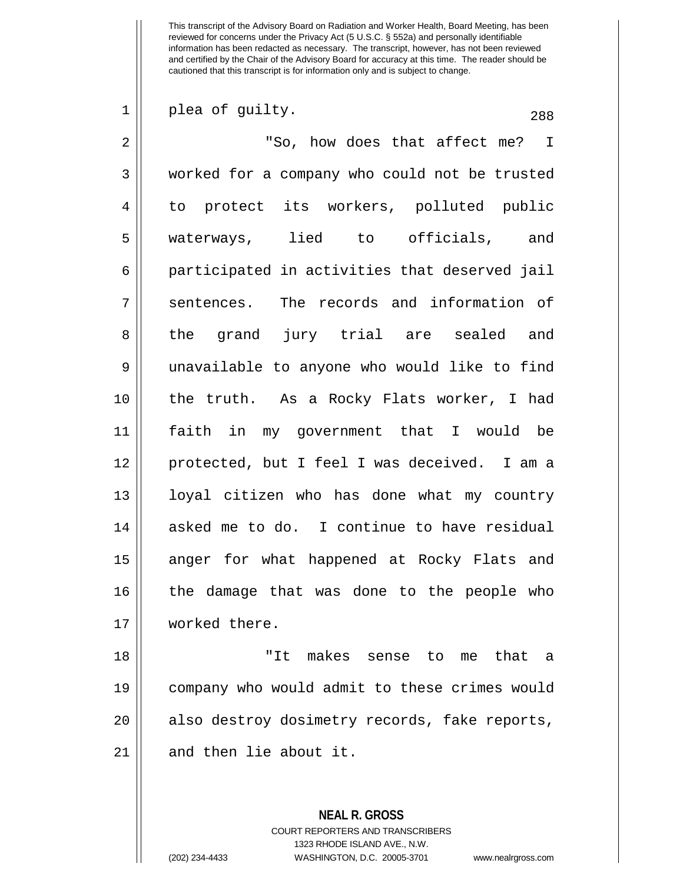plea of guilty.

"So, how does that affect me? I worked for a company who could not be trusted to protect its workers, polluted public waterways, lied to officials, and participated in activities that deserved jail sentences. The records and information of the grand jury trial are sealed and unavailable to anyone who would like to find the truth. As a Rocky Flats worker, I had faith in my government that I would be protected, but I feel I was deceived. I am a loyal citizen who has done what my country asked me to do. I continue to have residual anger for what happened at Rocky Flats and the damage that was done to the people who worked there.

"It makes sense to me that a company who would admit to these crimes would also destroy dosimetry records, fake reports, and then lie about it.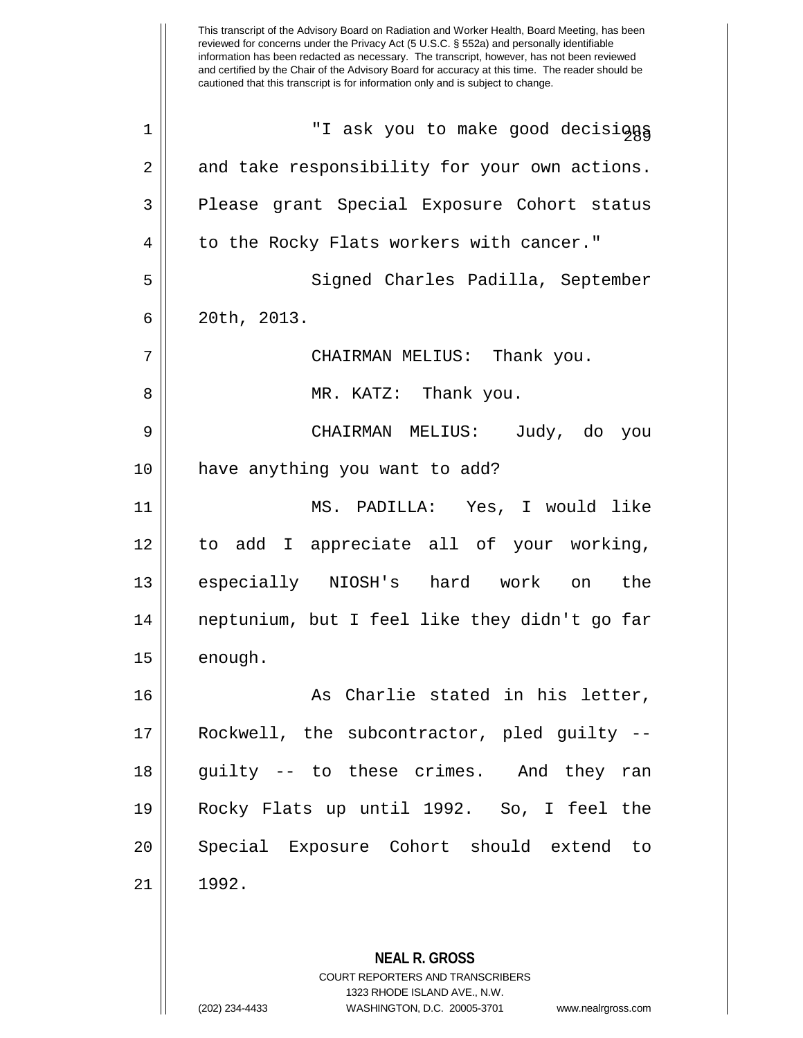This transcript of the Advisory Board on Radiation and Worker Health, Board Meeting, has been reviewed for concerns under the Privacy Act (5 U.S.C. § 552a) and personally identifiable information has been redacted as necessary. The transcript, however, has not been reviewed and certified by the Chair of the Advisory Board for accuracy at this time. The reader should be cautioned that this transcript is for information only and is subject to change.

"I ask you to make good decisions and take responsibility for your own actions. Please grant Special Exposure Cohort status to the Rocky Flats workers with cancer."

Signed Charles Padilla, September 20th, 2013.

CHAIRMAN MELIUS: Thank you.

MR. KATZ: Thank you.

CHAIRMAN MELIUS: Judy, do you have anything you want to add?

MS. PADILLA: Yes, I would like to add I appreciate all of your working, especially NIOSH's hard work on the neptunium, but I feel like they didn't go far enough.

As Charlie stated in his letter, Rockwell, the subcontractor, pled guilty -- guilty -- to these crimes. And they ran Rocky Flats up until 1992. So, I feel the Special Exposure Cohort should extend to 1992.

**NEAL R. GROSS**
COURT REPORTERS AND TRANSCRIBERS
1323 RHODE ISLAND AVE., N.W.
(202) 234-4433 WASHINGTON, D.C. 20005-3701 www.nealrgross.com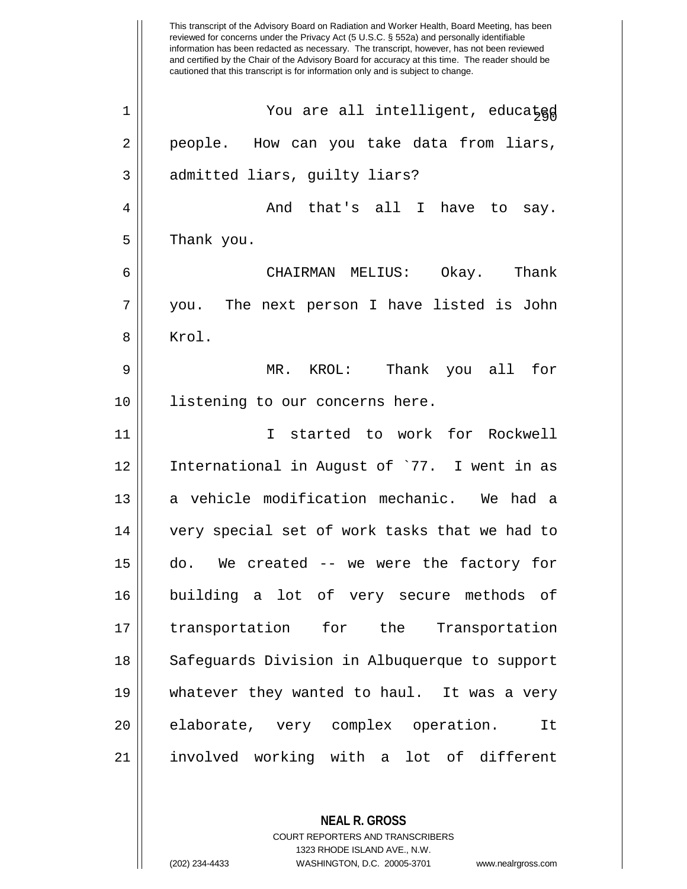You are all intelligent, educated people. How can you take data from liars, admitted liars, guilty liars?

And that's all I have to say. Thank you.

CHAIRMAN MELIUS: Okay. Thank you. The next person I have listed is John Krol.

MR. KROL: Thank you all for listening to our concerns here.

I started to work for Rockwell International in August of `77. I went in as a vehicle modification mechanic. We had a very special set of work tasks that we had to do. We created -- we were the factory for building a lot of very secure methods of transportation for the Transportation Safeguards Division in Albuquerque to support whatever they wanted to haul. It was a very elaborate, very complex operation. It involved working with a lot of different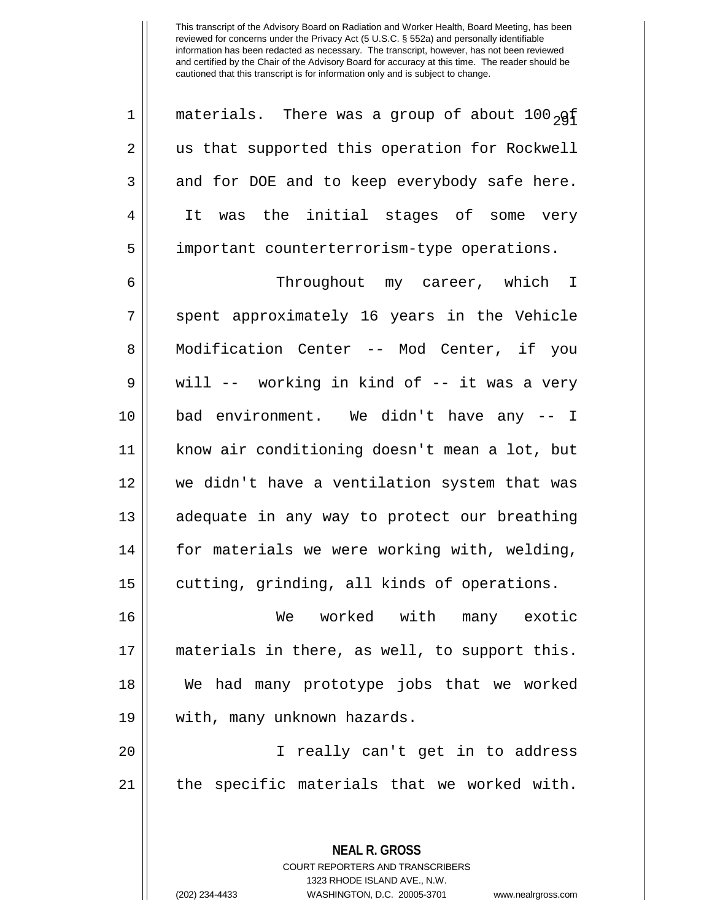This transcript of the Advisory Board on Radiation and Worker Health, Board Meeting, has been reviewed for concerns under the Privacy Act (5 U.S.C. § 552a) and personally identifiable information has been redacted as necessary. The transcript, however, has not been reviewed and certified by the Chair of the Advisory Board for accuracy at this time. The reader should be cautioned that this transcript is for information only and is subject to change.

materials. There was a group of about 100 of us that supported this operation for Rockwell and for DOE and to keep everybody safe here. It was the initial stages of some very important counterterrorism-type operations.

Throughout my career, which I spent approximately 16 years in the Vehicle Modification Center -- Mod Center, if you will -- working in kind of -- it was a very bad environment. We didn't have any -- I know air conditioning doesn't mean a lot, but we didn't have a ventilation system that was adequate in any way to protect our breathing for materials we were working with, welding, cutting, grinding, all kinds of operations.

We worked with many exotic materials in there, as well, to support this. We had many prototype jobs that we worked with, many unknown hazards.

I really can't get in to address the specific materials that we worked with.

**NEAL R. GROSS**
COURT REPORTERS AND TRANSCRIBERS
1323 RHODE ISLAND AVE., N.W.
(202) 234-4433 WASHINGTON, D.C. 20005-3701 www.nealrgross.com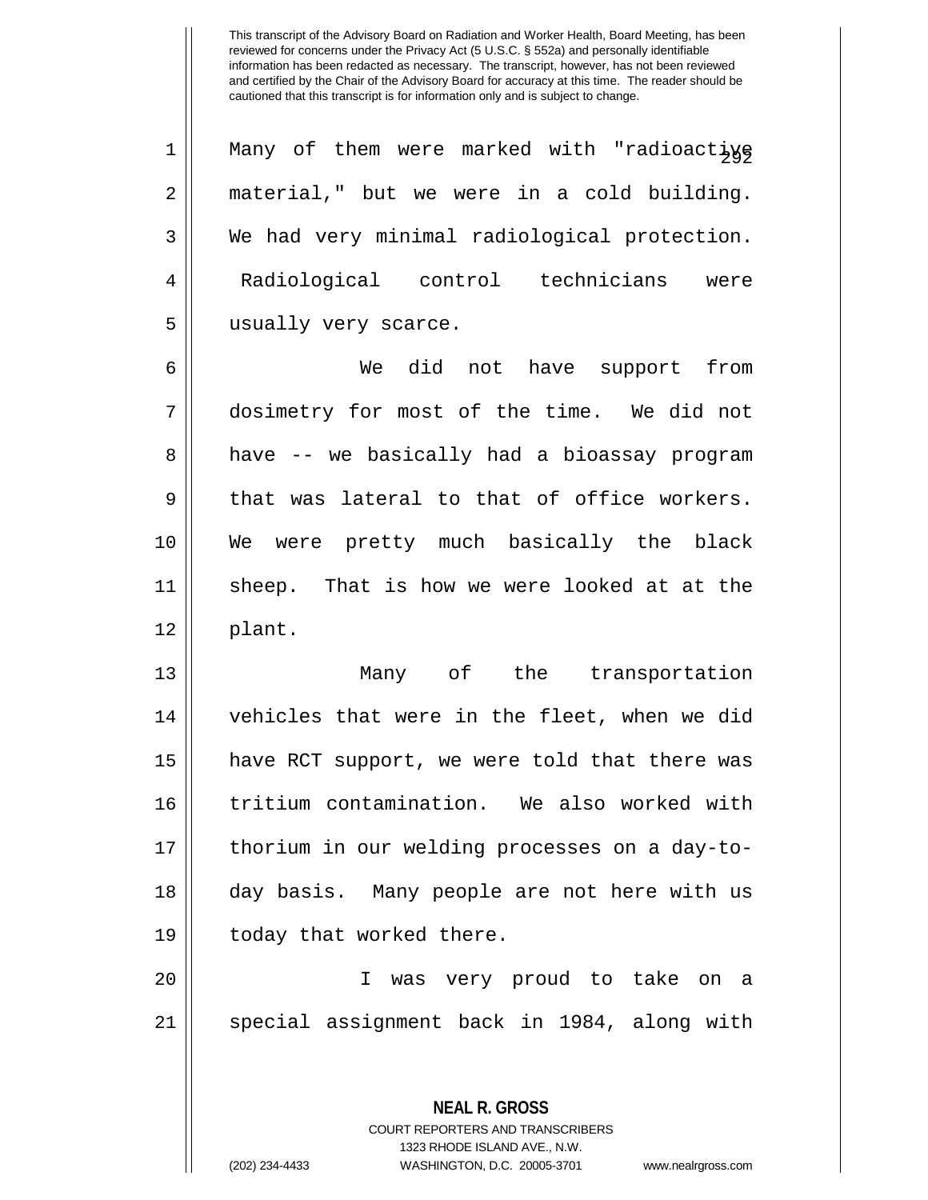This transcript of the Advisory Board on Radiation and Worker Health, Board Meeting, has been reviewed for concerns under the Privacy Act (5 U.S.C. § 552a) and personally identifiable information has been redacted as necessary. The transcript, however, has not been reviewed and certified by the Chair of the Advisory Board for accuracy at this time. The reader should be cautioned that this transcript is for information only and is subject to change.

Many of them were marked with "radioactive material," but we were in a cold building. We had very minimal radiological protection. Radiological control technicians were usually very scarce.

We did not have support from dosimetry for most of the time. We did not have -- we basically had a bioassay program that was lateral to that of office workers. We were pretty much basically the black sheep. That is how we were looked at at the plant.

Many of the transportation vehicles that were in the fleet, when we did have RCT support, we were told that there was tritium contamination. We also worked with thorium in our welding processes on a day-to-day basis. Many people are not here with us today that worked there.

I was very proud to take on a special assignment back in 1984, along with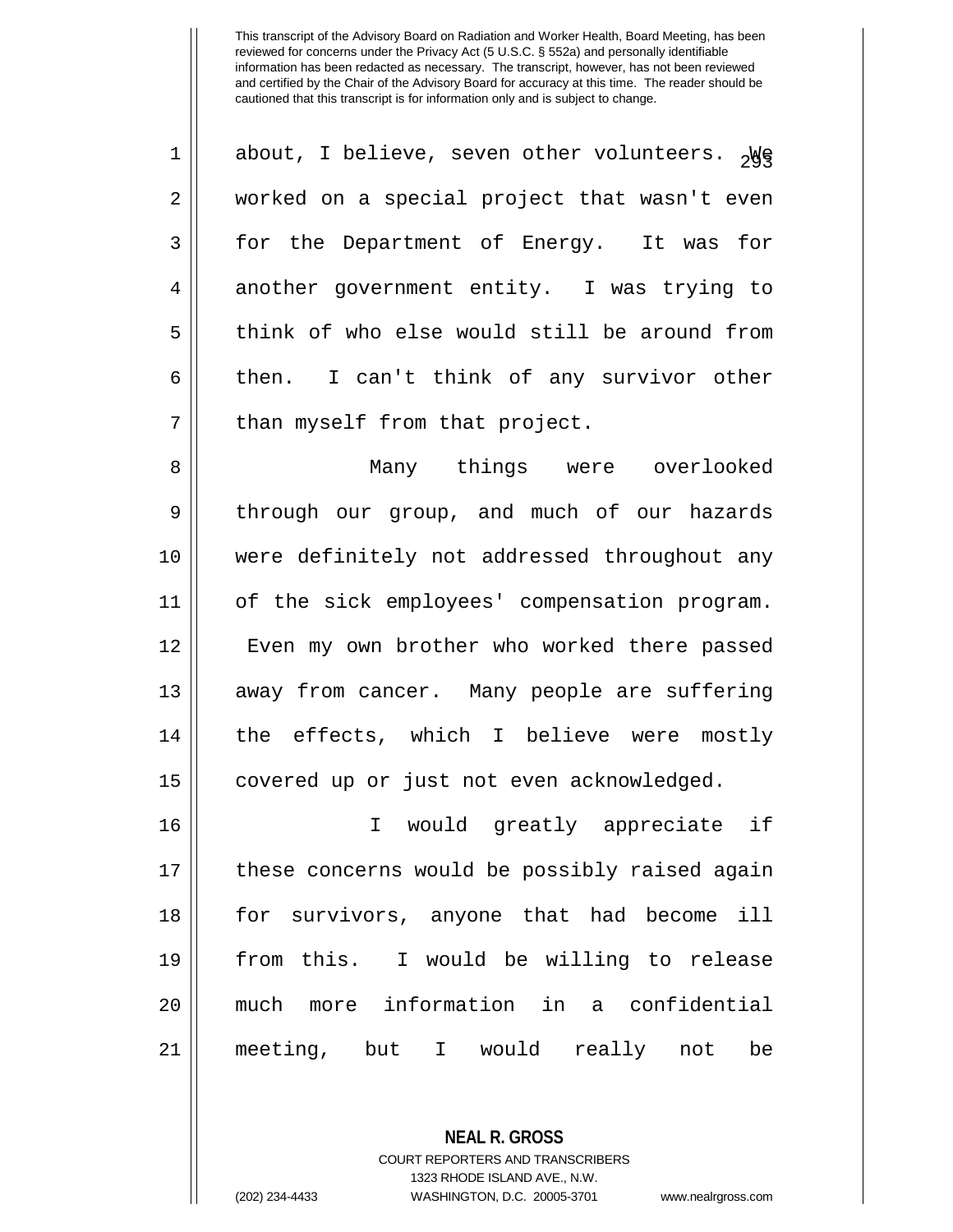about, I believe, seven other volunteers. We worked on a special project that wasn't even for the Department of Energy. It was for another government entity. I was trying to think of who else would still be around from then. I can't think of any survivor other than myself from that project.

Many things were overlooked through our group, and much of our hazards were definitely not addressed throughout any of the sick employees' compensation program. Even my own brother who worked there passed away from cancer. Many people are suffering the effects, which I believe were mostly covered up or just not even acknowledged.

I would greatly appreciate if these concerns would be possibly raised again for survivors, anyone that had become ill from this. I would be willing to release much more information in a confidential meeting, but I would really not be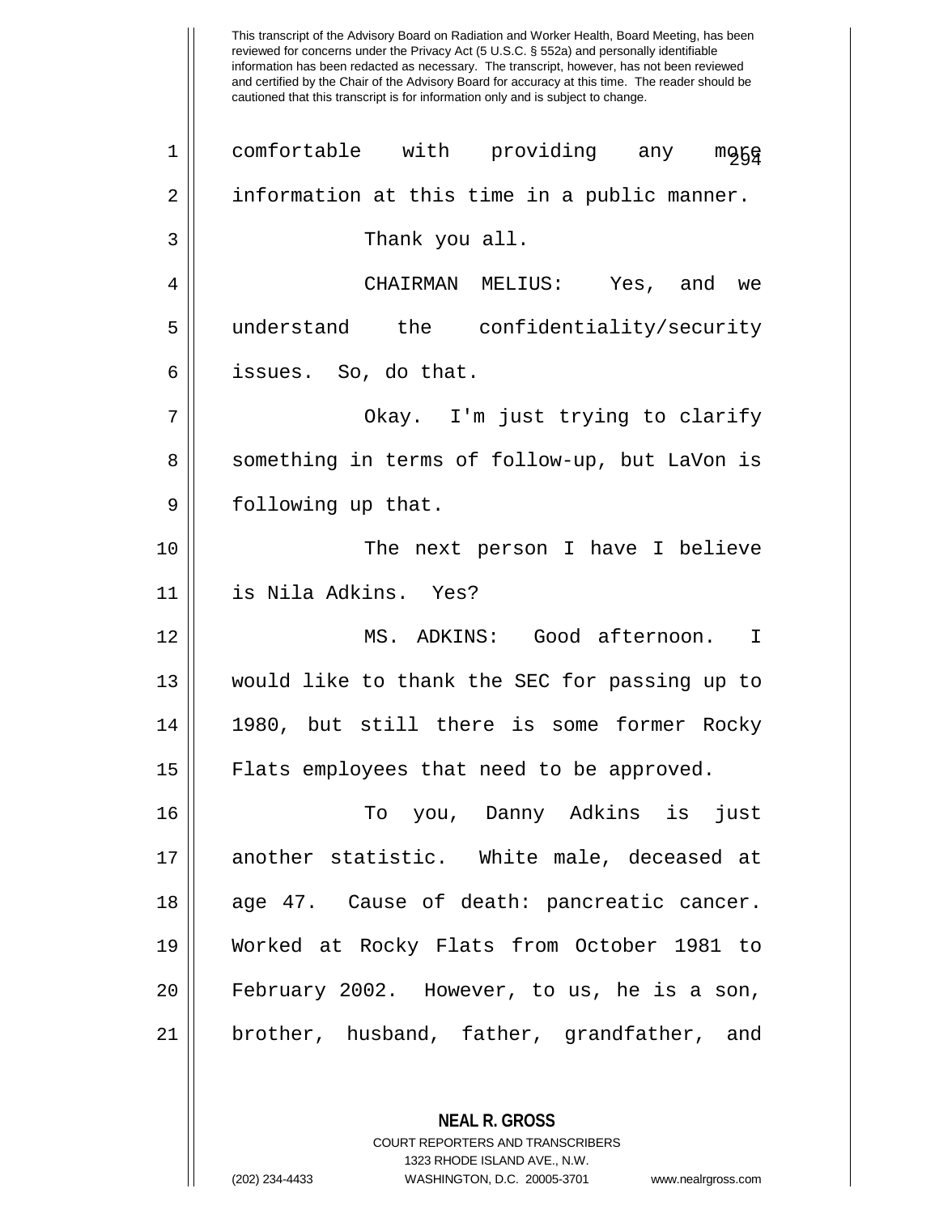comfortable with providing any more information at this time in a public manner.

Thank you all.

CHAIRMAN MELIUS: Yes, and we understand the confidentiality/security issues. So, do that.

Okay. I'm just trying to clarify something in terms of follow-up, but LaVon is following up that.

The next person I have I believe is Nila Adkins. Yes?

MS. ADKINS: Good afternoon. I would like to thank the SEC for passing up to 1980, but still there is some former Rocky Flats employees that need to be approved.

To you, Danny Adkins is just another statistic. White male, deceased at age 47. Cause of death: pancreatic cancer. Worked at Rocky Flats from October 1981 to February 2002. However, to us, he is a son, brother, husband, father, grandfather, and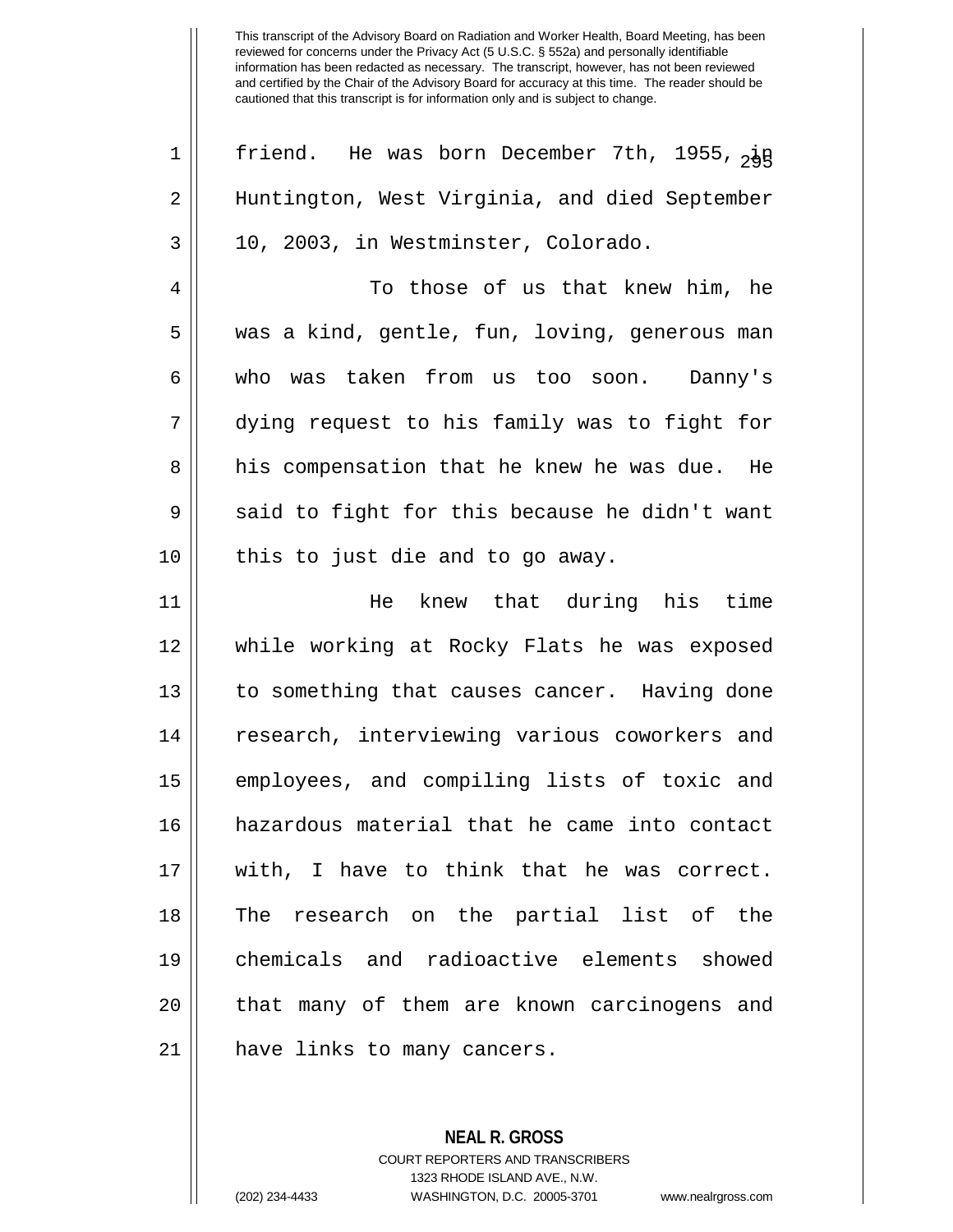friend. He was born December 7th, 1955, in Huntington, West Virginia, and died September 10, 2003, in Westminster, Colorado.

To those of us that knew him, he was a kind, gentle, fun, loving, generous man who was taken from us too soon. Danny's dying request to his family was to fight for his compensation that he knew he was due. He said to fight for this because he didn't want this to just die and to go away.

He knew that during his time while working at Rocky Flats he was exposed to something that causes cancer. Having done research, interviewing various coworkers and employees, and compiling lists of toxic and hazardous material that he came into contact with, I have to think that he was correct. The research on the partial list of the chemicals and radioactive elements showed that many of them are known carcinogens and have links to many cancers.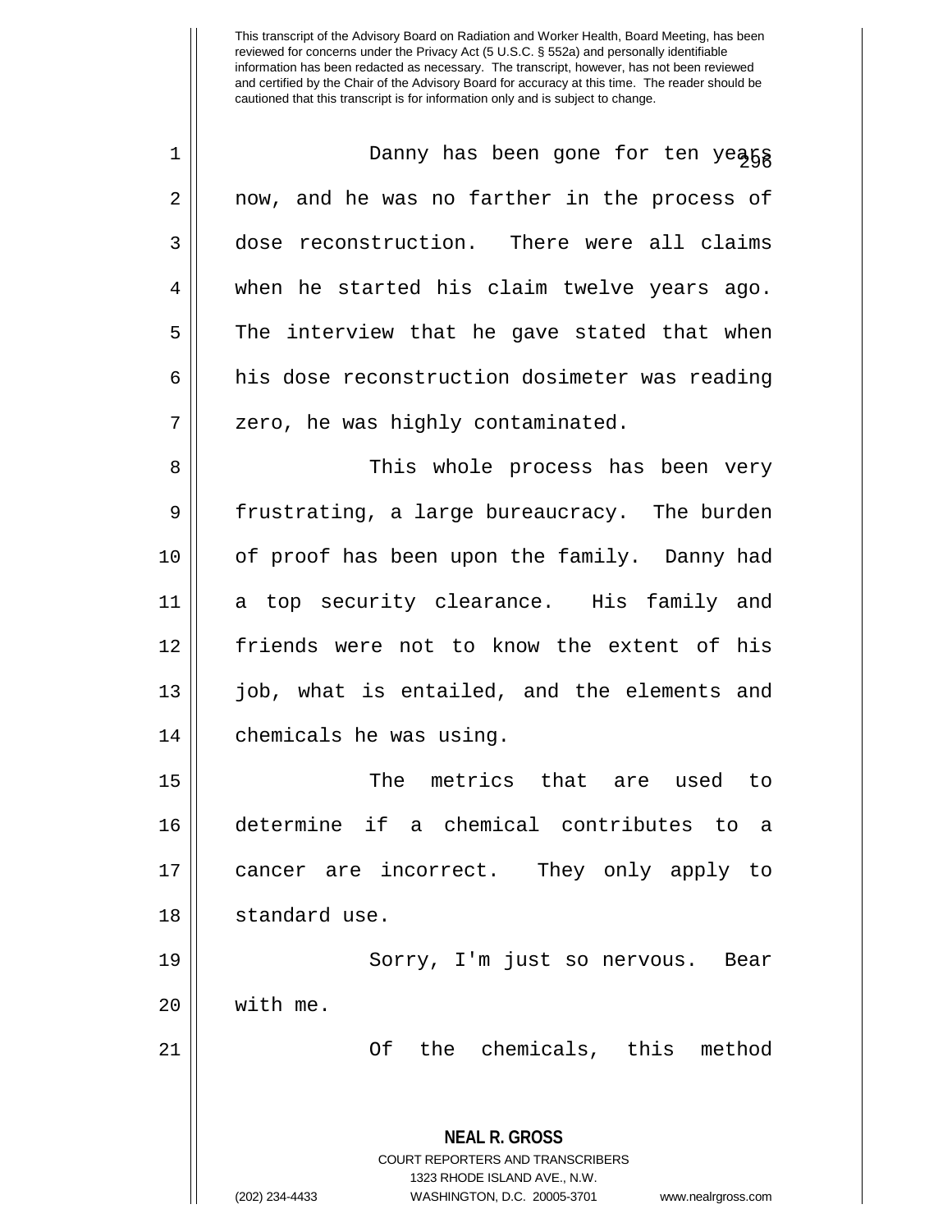This transcript of the Advisory Board on Radiation and Worker Health, Board Meeting, has been reviewed for concerns under the Privacy Act (5 U.S.C. § 552a) and personally identifiable information has been redacted as necessary. The transcript, however, has not been reviewed and certified by the Chair of the Advisory Board for accuracy at this time. The reader should be cautioned that this transcript is for information only and is subject to change.

Danny has been gone for ten years now, and he was no farther in the process of dose reconstruction. There were all claims when he started his claim twelve years ago. The interview that he gave stated that when his dose reconstruction dosimeter was reading zero, he was highly contaminated.

This whole process has been very frustrating, a large bureaucracy. The burden of proof has been upon the family. Danny had a top security clearance. His family and friends were not to know the extent of his job, what is entailed, and the elements and chemicals he was using.

The metrics that are used to determine if a chemical contributes to a cancer are incorrect. They only apply to standard use.

Sorry, I'm just so nervous. Bear with me.

Of the chemicals, this method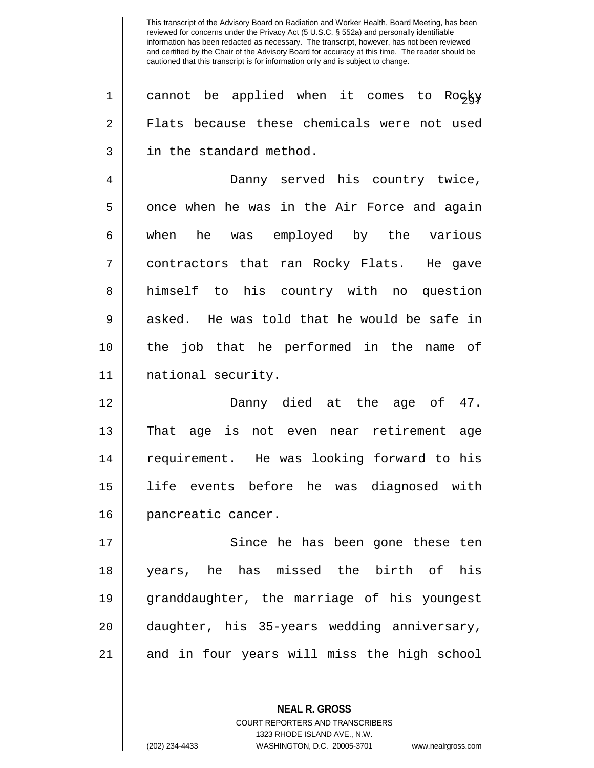cannot be applied when it comes to Rocky Flats because these chemicals were not used in the standard method.

Danny served his country twice, once when he was in the Air Force and again when he was employed by the various contractors that ran Rocky Flats. He gave himself to his country with no question asked. He was told that he would be safe in the job that he performed in the name of national security.

Danny died at the age of 47. That age is not even near retirement age requirement. He was looking forward to his life events before he was diagnosed with pancreatic cancer.

Since he has been gone these ten years, he has missed the birth of his granddaughter, the marriage of his youngest daughter, his 35-years wedding anniversary, and in four years will miss the high school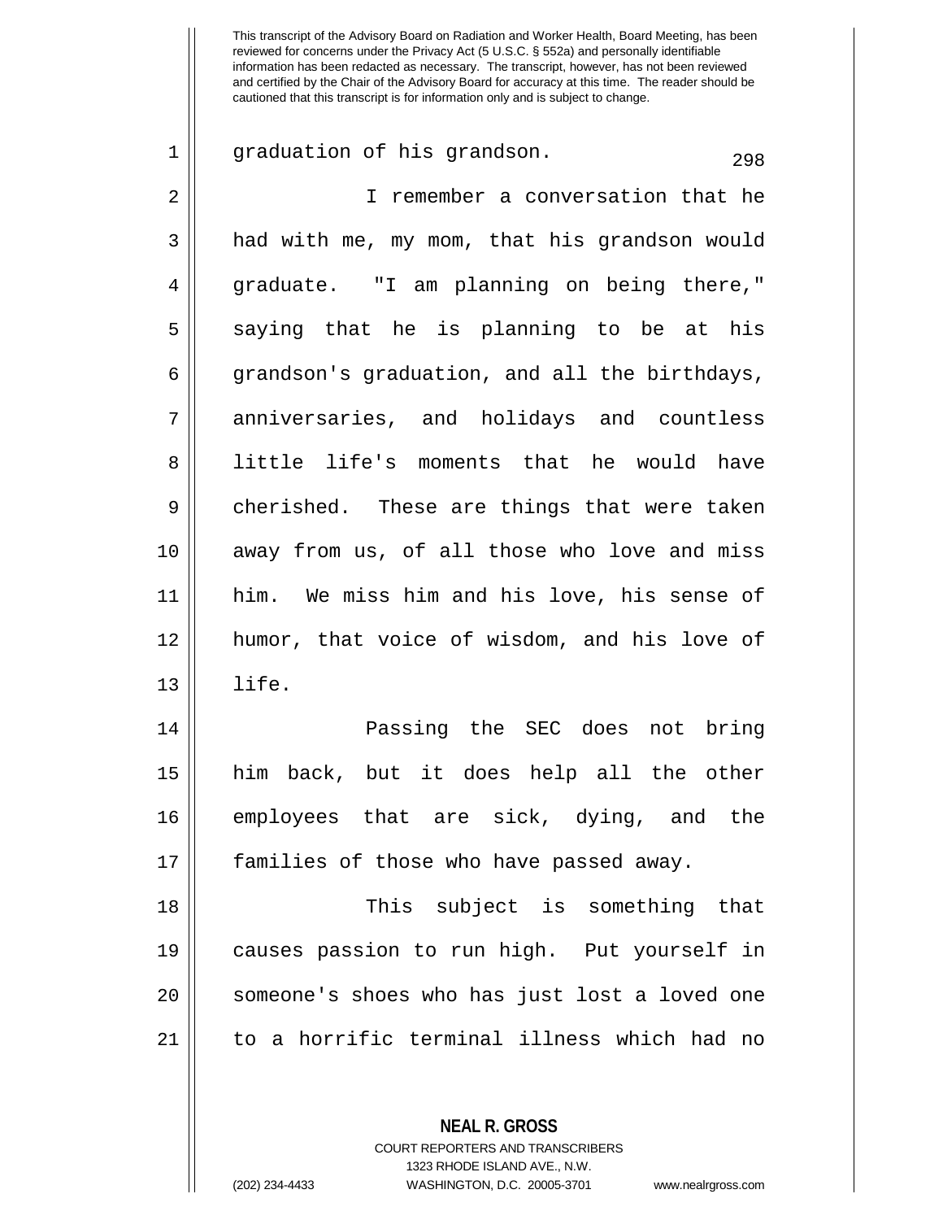graduation of his grandson.

I remember a conversation that he had with me, my mom, that his grandson would graduate. "I am planning on being there," saying that he is planning to be at his grandson's graduation, and all the birthdays, anniversaries, and holidays and countless little life's moments that he would have cherished. These are things that were taken away from us, of all those who love and miss him. We miss him and his love, his sense of humor, that voice of wisdom, and his love of life.

Passing the SEC does not bring him back, but it does help all the other employees that are sick, dying, and the families of those who have passed away.

This subject is something that causes passion to run high. Put yourself in someone's shoes who has just lost a loved one to a horrific terminal illness which had no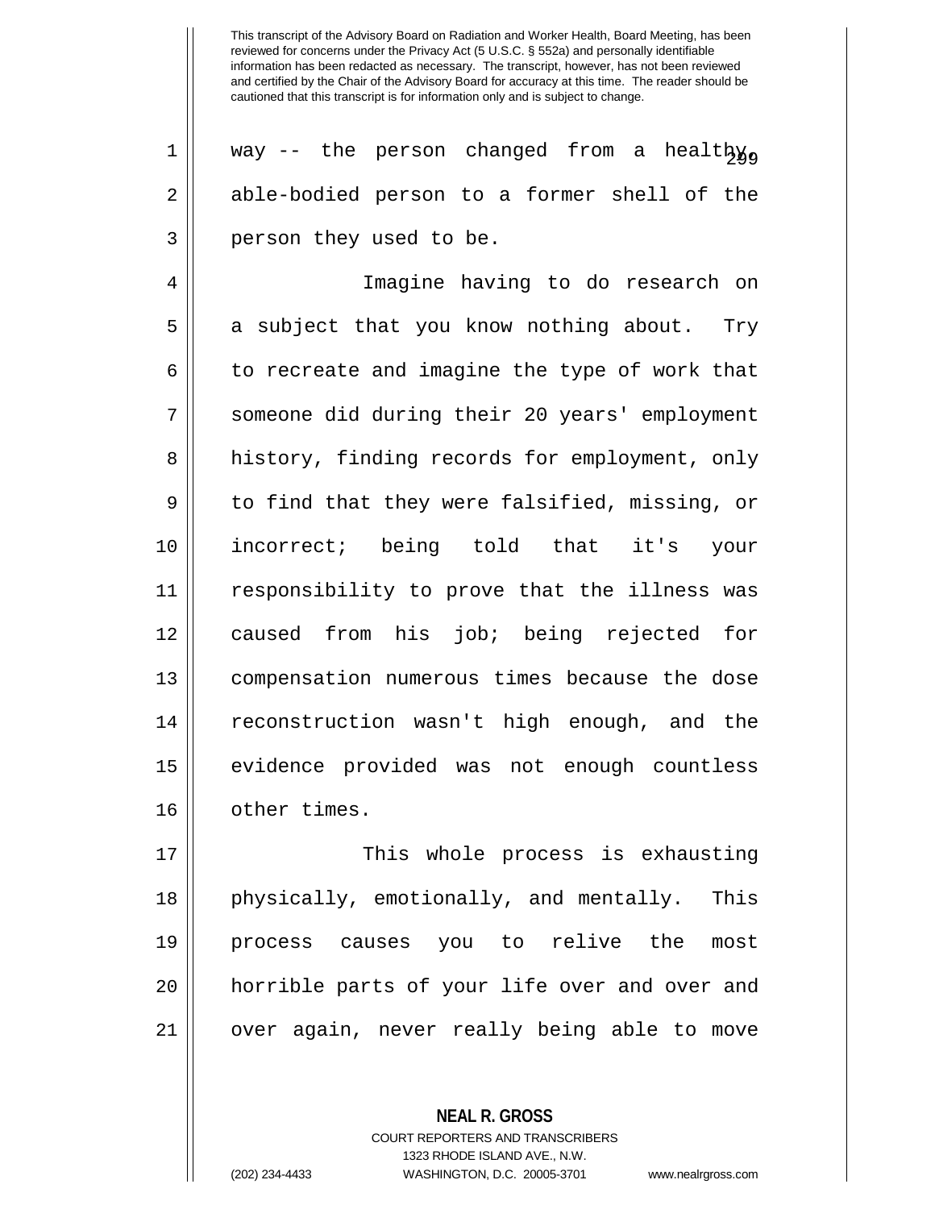way -- the person changed from a healthy, able-bodied person to a former shell of the person they used to be.

Imagine having to do research on a subject that you know nothing about. Try to recreate and imagine the type of work that someone did during their 20 years' employment history, finding records for employment, only to find that they were falsified, missing, or incorrect; being told that it's your responsibility to prove that the illness was caused from his job; being rejected for compensation numerous times because the dose reconstruction wasn't high enough, and the evidence provided was not enough countless other times.

This whole process is exhausting physically, emotionally, and mentally. This process causes you to relive the most horrible parts of your life over and over and over again, never really being able to move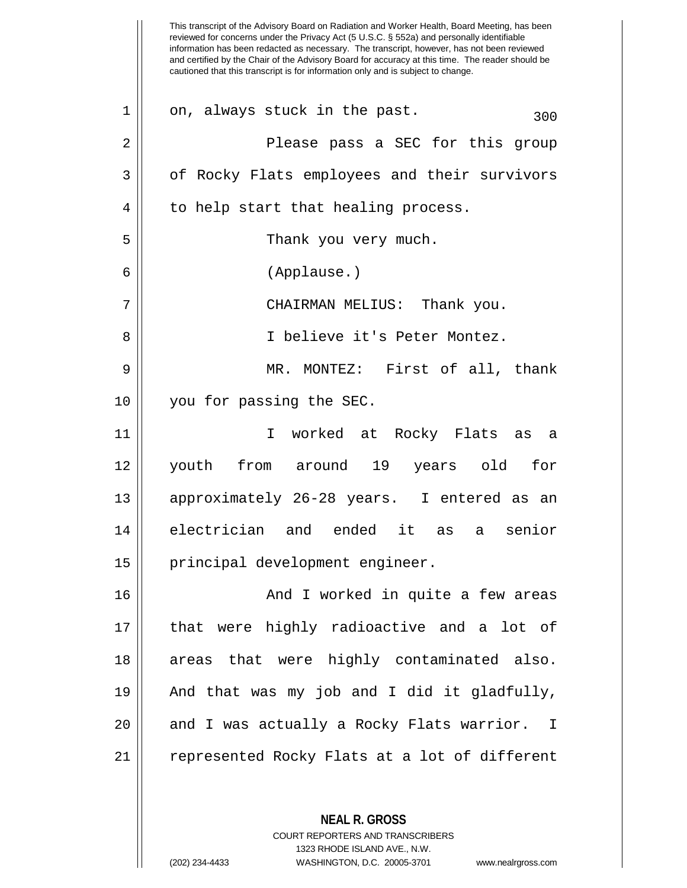on, always stuck in the past.

Please pass a SEC for this group of Rocky Flats employees and their survivors to help start that healing process.

Thank you very much.

(Applause.)

CHAIRMAN MELIUS: Thank you.

I believe it's Peter Montez.

MR. MONTEZ: First of all, thank you for passing the SEC.

I worked at Rocky Flats as a youth from around 19 years old for approximately 26-28 years. I entered as an electrician and ended it as a senior principal development engineer.

And I worked in quite a few areas that were highly radioactive and a lot of areas that were highly contaminated also. And that was my job and I did it gladfully, and I was actually a Rocky Flats warrior. I represented Rocky Flats at a lot of different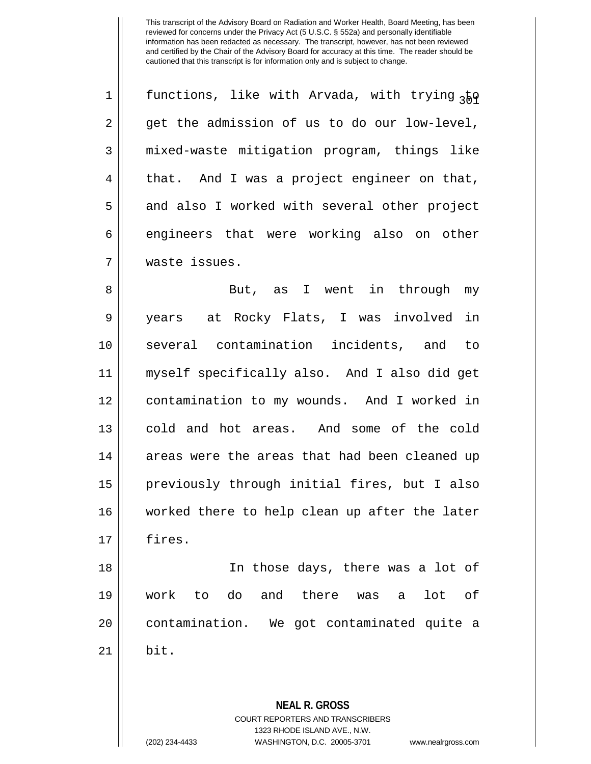This transcript of the Advisory Board on Radiation and Worker Health, Board Meeting, has been reviewed for concerns under the Privacy Act (5 U.S.C. § 552a) and personally identifiable information has been redacted as necessary. The transcript, however, has not been reviewed and certified by the Chair of the Advisory Board for accuracy at this time. The reader should be cautioned that this transcript is for information only and is subject to change.

functions, like with Arvada, with trying to get the admission of us to do our low-level, mixed-waste mitigation program, things like that. And I was a project engineer on that, and also I worked with several other project engineers that were working also on other waste issues.

But, as I went in through my years at Rocky Flats, I was involved in several contamination incidents, and to myself specifically also. And I also did get contamination to my wounds. And I worked in cold and hot areas. And some of the cold areas were the areas that had been cleaned up previously through initial fires, but I also worked there to help clean up after the later fires.

In those days, there was a lot of work to do and there was a lot of contamination. We got contaminated quite a bit.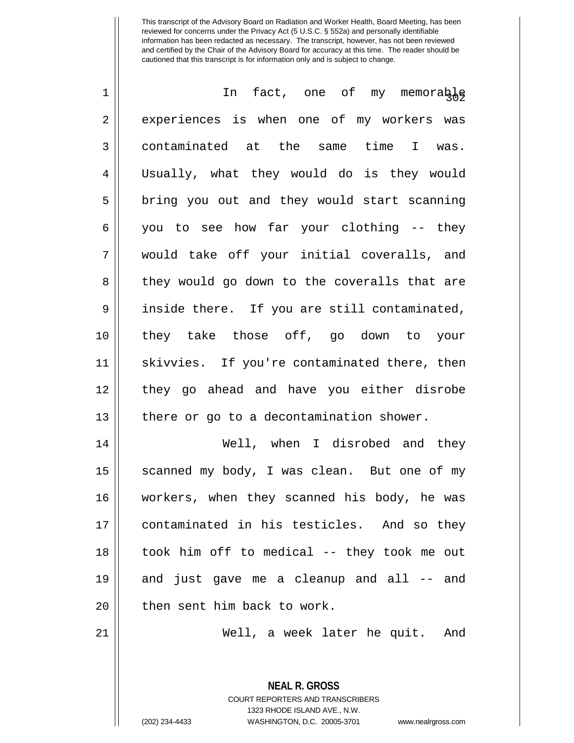In fact, one of my memorable experiences is when one of my workers was contaminated at the same time I was. Usually, what they would do is they would bring you out and they would start scanning you to see how far your clothing -- they would take off your initial coveralls, and they would go down to the coveralls that are inside there. If you are still contaminated, they take those off, go down to your skivvies. If you're contaminated there, then they go ahead and have you either disrobe there or go to a decontamination shower.

Well, when I disrobed and they scanned my body, I was clean. But one of my workers, when they scanned his body, he was contaminated in his testicles. And so they took him off to medical -- they took me out and just gave me a cleanup and all -- and then sent him back to work.

Well, a week later he quit. And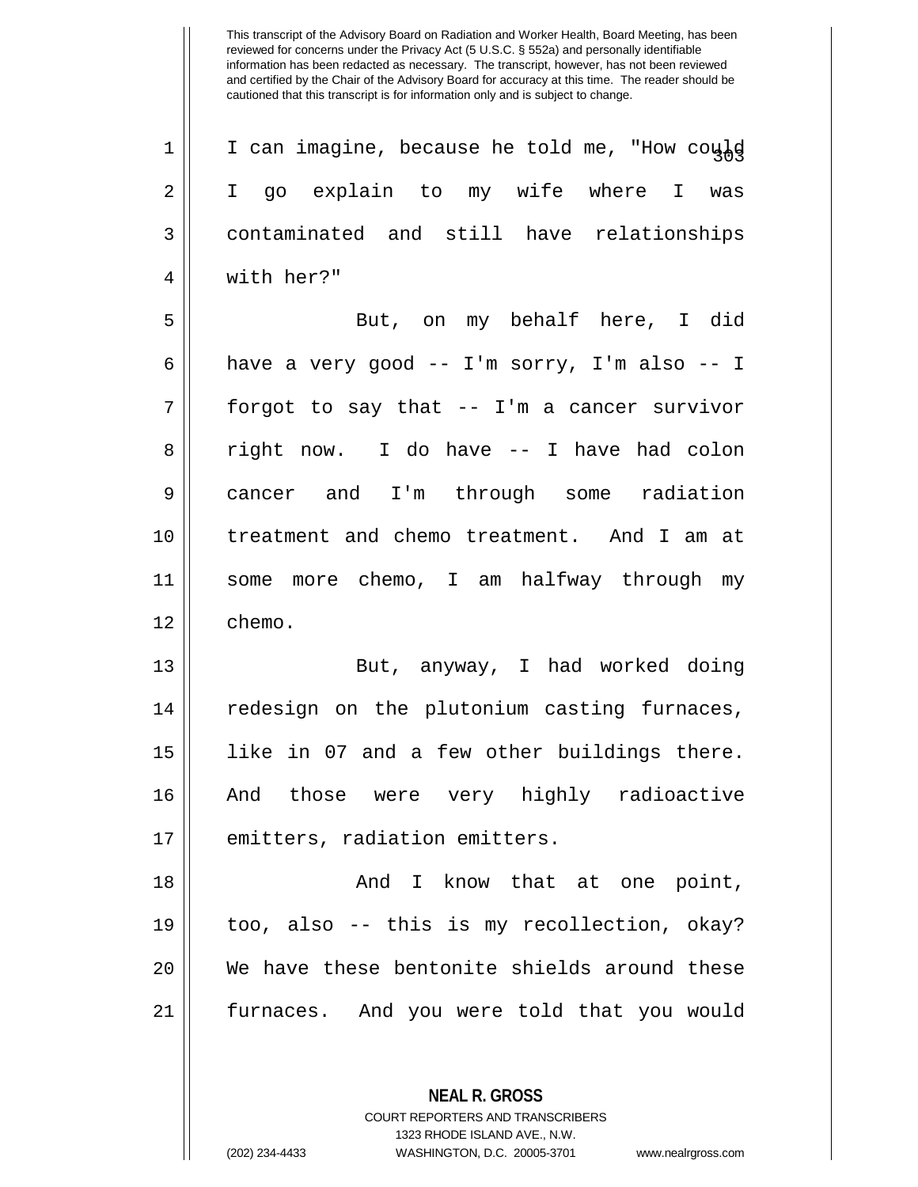This transcript of the Advisory Board on Radiation and Worker Health, Board Meeting, has been reviewed for concerns under the Privacy Act (5 U.S.C. § 552a) and personally identifiable information has been redacted as necessary. The transcript, however, has not been reviewed and certified by the Chair of the Advisory Board for accuracy at this time. The reader should be cautioned that this transcript is for information only and is subject to change.

I can imagine, because he told me, "How could I go explain to my wife where I was contaminated and still have relationships with her?"

But, on my behalf here, I did have a very good -- I'm sorry, I'm also -- I forgot to say that -- I'm a cancer survivor right now. I do have -- I have had colon cancer and I'm through some radiation treatment and chemo treatment. And I am at some more chemo, I am halfway through my chemo.

But, anyway, I had worked doing redesign on the plutonium casting furnaces, like in 07 and a few other buildings there. And those were very highly radioactive emitters, radiation emitters.

And I know that at one point, too, also -- this is my recollection, okay? We have these bentonite shields around these furnaces. And you were told that you would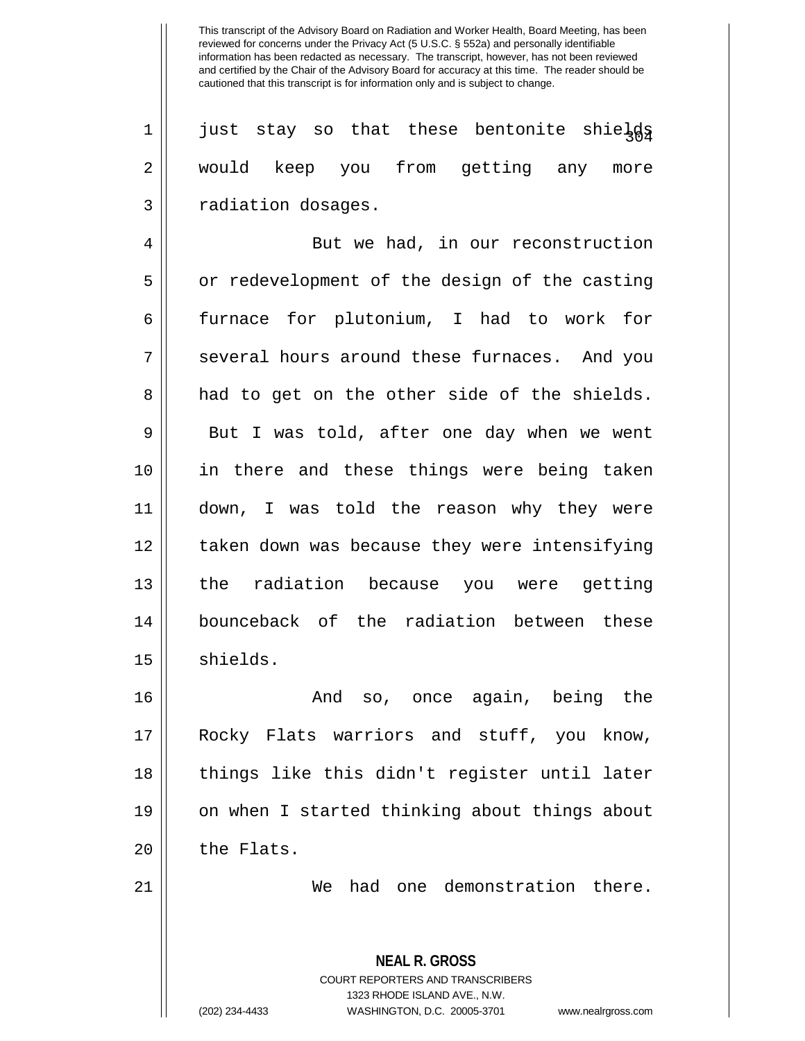just stay so that these bentonite shields would keep you from getting any more radiation dosages.

But we had, in our reconstruction or redevelopment of the design of the casting furnace for plutonium, I had to work for several hours around these furnaces. And you had to get on the other side of the shields. But I was told, after one day when we went in there and these things were being taken down, I was told the reason why they were taken down was because they were intensifying the radiation because you were getting bounceback of the radiation between these shields.

And so, once again, being the Rocky Flats warriors and stuff, you know, things like this didn't register until later on when I started thinking about things about the Flats.

We had one demonstration there.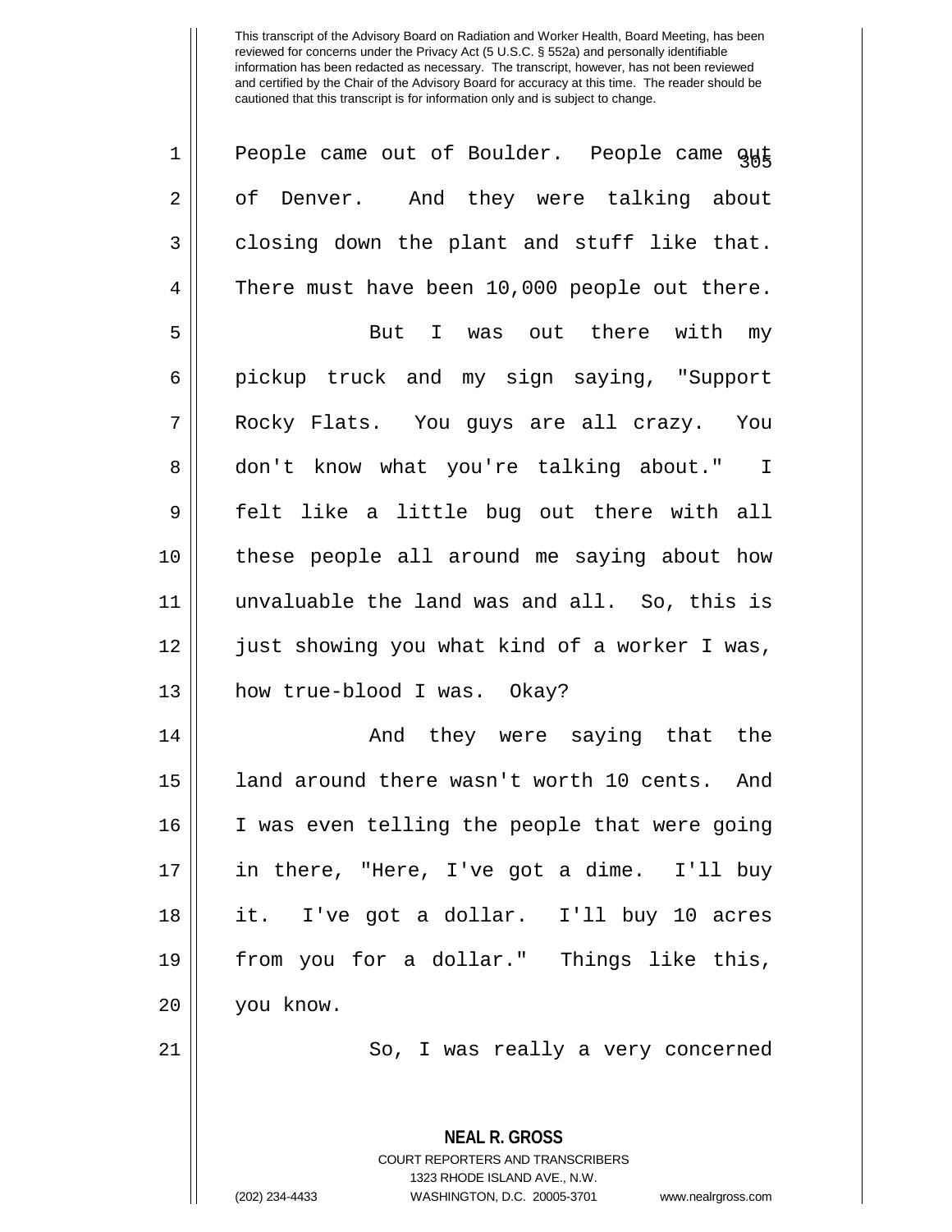People came out of Boulder. People came out of Denver. And they were talking about closing down the plant and stuff like that. There must have been 10,000 people out there.

But I was out there with my pickup truck and my sign saying, "Support Rocky Flats. You guys are all crazy. You don't know what you're talking about." I felt like a little bug out there with all these people all around me saying about how unvaluable the land was and all. So, this is just showing you what kind of a worker I was, how true-blood I was. Okay?

And they were saying that the land around there wasn't worth 10 cents. And I was even telling the people that were going in there, "Here, I've got a dime. I'll buy it. I've got a dollar. I'll buy 10 acres from you for a dollar." Things like this, you know.

So, I was really a very concerned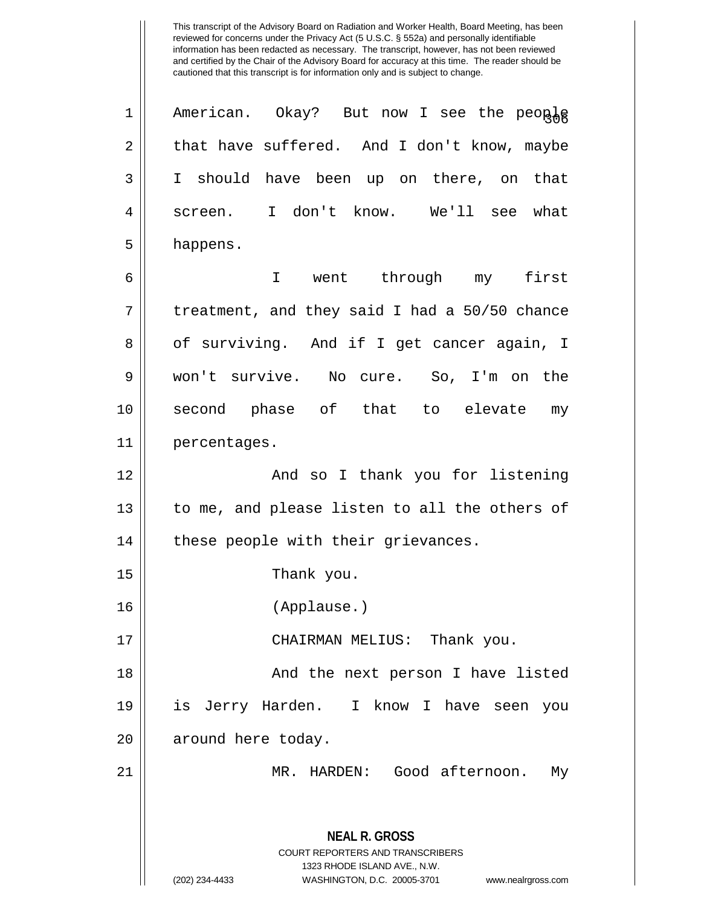American. Okay? But now I see the people that have suffered. And I don't know, maybe I should have been up on there, on that screen. I don't know. We'll see what happens.

I went through my first treatment, and they said I had a 50/50 chance of surviving. And if I get cancer again, I won't survive. No cure. So, I'm on the second phase of that to elevate my percentages.

And so I thank you for listening to me, and please listen to all the others of these people with their grievances.

Thank you.

(Applause.)

CHAIRMAN MELIUS: Thank you.

And the next person I have listed is Jerry Harden. I know I have seen you around here today.

MR. HARDEN: Good afternoon. My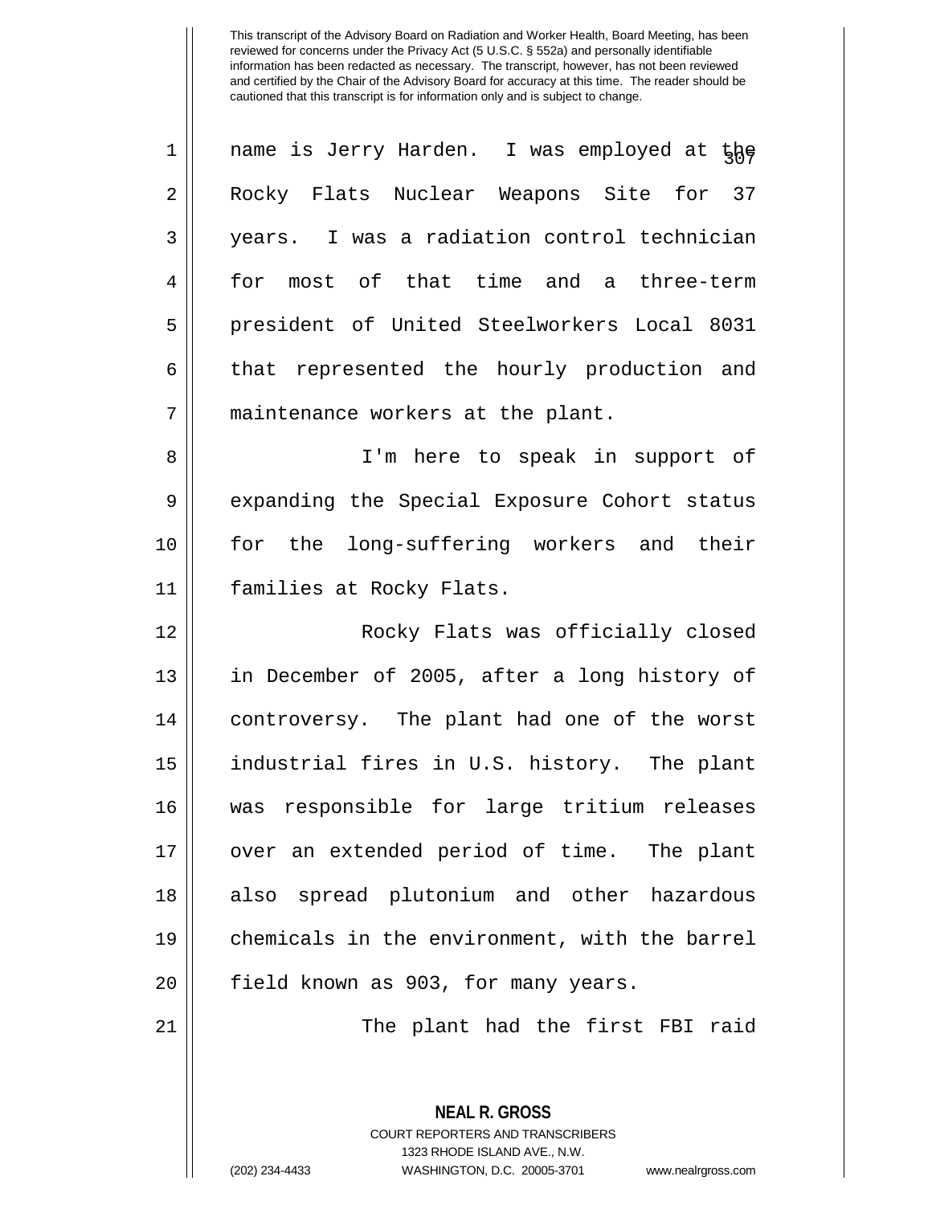name is Jerry Harden. I was employed at the Rocky Flats Nuclear Weapons Site for 37 years. I was a radiation control technician for most of that time and a three-term president of United Steelworkers Local 8031 that represented the hourly production and maintenance workers at the plant.

I'm here to speak in support of expanding the Special Exposure Cohort status for the long-suffering workers and their families at Rocky Flats.

Rocky Flats was officially closed in December of 2005, after a long history of controversy. The plant had one of the worst industrial fires in U.S. history. The plant was responsible for large tritium releases over an extended period of time. The plant also spread plutonium and other hazardous chemicals in the environment, with the barrel field known as 903, for many years.

The plant had the first FBI raid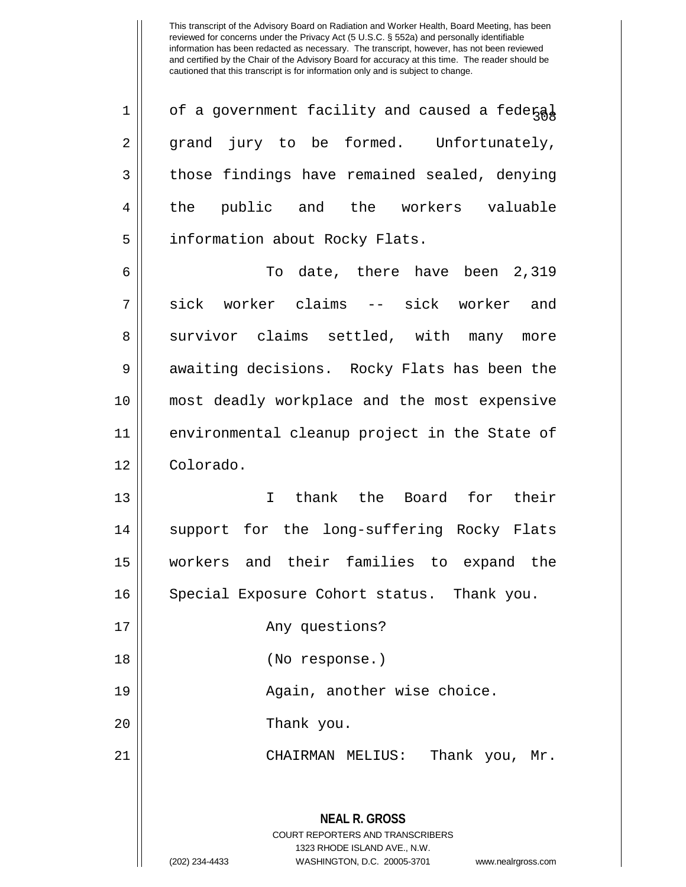of a government facility and caused a federal grand jury to be formed. Unfortunately, those findings have remained sealed, denying the public and the workers valuable information about Rocky Flats.

To date, there have been 2,319 sick worker claims -- sick worker and survivor claims settled, with many more awaiting decisions. Rocky Flats has been the most deadly workplace and the most expensive environmental cleanup project in the State of Colorado.

I thank the Board for their support for the long-suffering Rocky Flats workers and their families to expand the Special Exposure Cohort status. Thank you.

Any questions?

(No response.)

Again, another wise choice.

Thank you.

CHAIRMAN MELIUS: Thank you, Mr.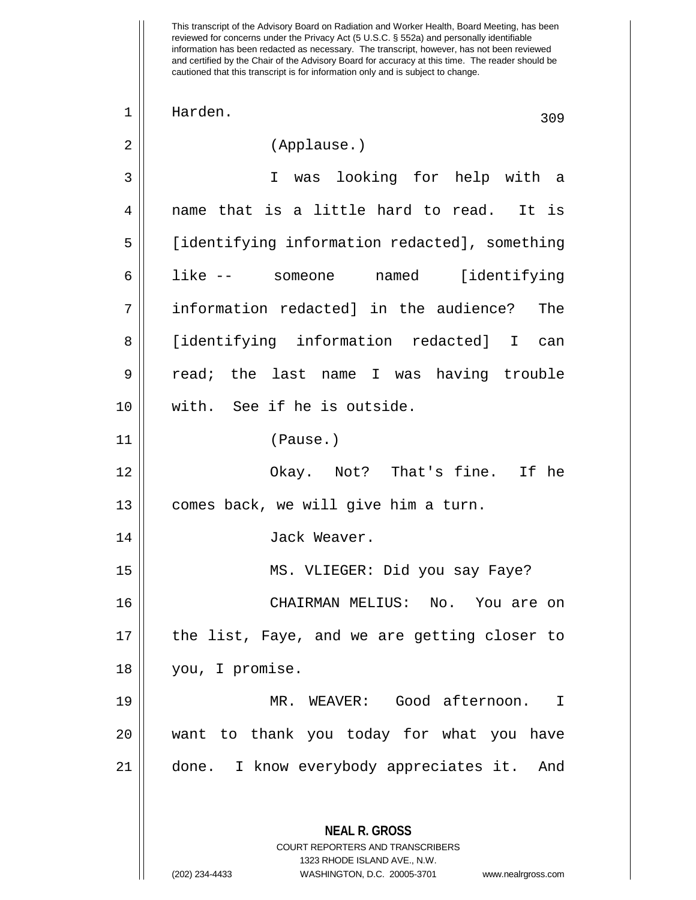This transcript of the Advisory Board on Radiation and Worker Health, Board Meeting, has been reviewed for concerns under the Privacy Act (5 U.S.C. § 552a) and personally identifiable information has been redacted as necessary. The transcript, however, has not been reviewed and certified by the Chair of the Advisory Board for accuracy at this time. The reader should be cautioned that this transcript is for information only and is subject to change.

Harden.

(Applause.)

I was looking for help with a name that is a little hard to read. It is [identifying information redacted], something like -- someone named [identifying information redacted] in the audience? The [identifying information redacted] I can read; the last name I was having trouble with. See if he is outside.

(Pause.)

Okay. Not? That's fine. If he comes back, we will give him a turn.

Jack Weaver.

MS. VLIEGER: Did you say Faye?

CHAIRMAN MELIUS: No. You are on the list, Faye, and we are getting closer to you, I promise.

MR. WEAVER: Good afternoon. I want to thank you today for what you have done. I know everybody appreciates it. And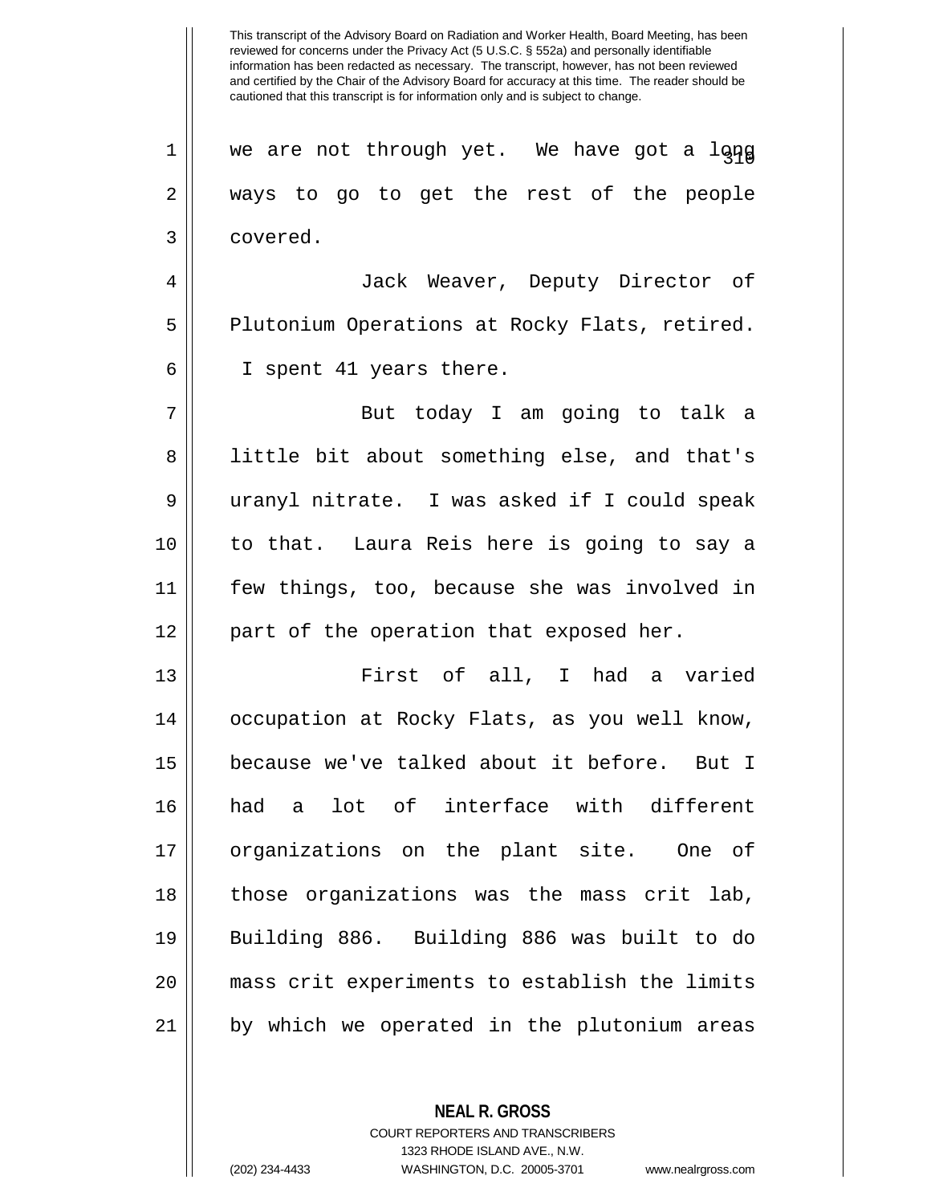we are not through yet. We have got a long ways to go to get the rest of the people covered.

Jack Weaver, Deputy Director of Plutonium Operations at Rocky Flats, retired. I spent 41 years there.

But today I am going to talk a little bit about something else, and that's uranyl nitrate. I was asked if I could speak to that. Laura Reis here is going to say a few things, too, because she was involved in part of the operation that exposed her.

First of all, I had a varied occupation at Rocky Flats, as you well know, because we've talked about it before. But I had a lot of interface with different organizations on the plant site. One of those organizations was the mass crit lab, Building 886. Building 886 was built to do mass crit experiments to establish the limits by which we operated in the plutonium areas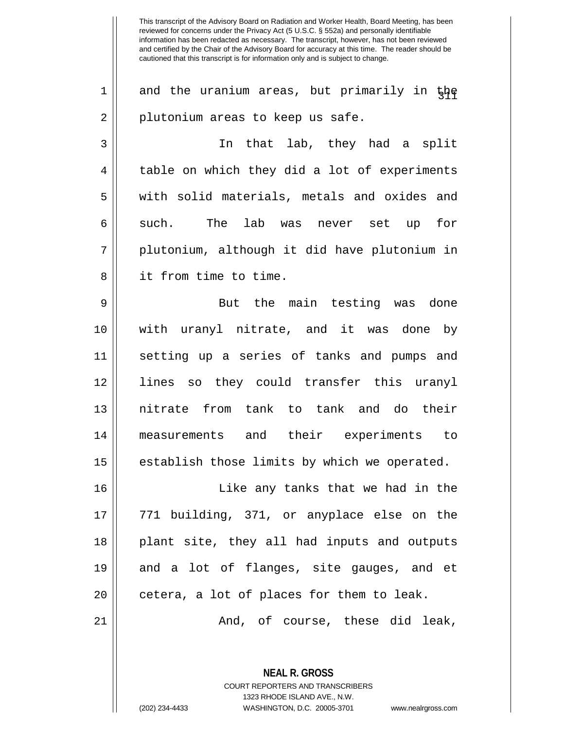and the uranium areas, but primarily in the plutonium areas to keep us safe.

In that lab, they had a split table on which they did a lot of experiments with solid materials, metals and oxides and such. The lab was never set up for plutonium, although it did have plutonium in it from time to time.

But the main testing was done with uranyl nitrate, and it was done by setting up a series of tanks and pumps and lines so they could transfer this uranyl nitrate from tank to tank and do their measurements and their experiments to establish those limits by which we operated.

Like any tanks that we had in the 771 building, 371, or anyplace else on the plant site, they all had inputs and outputs and a lot of flanges, site gauges, and et cetera, a lot of places for them to leak.

And, of course, these did leak,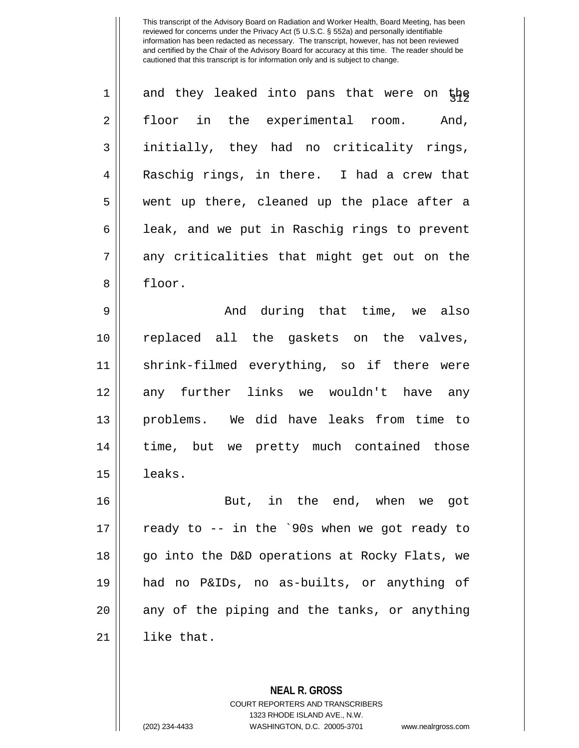This transcript of the Advisory Board on Radiation and Worker Health, Board Meeting, has been reviewed for concerns under the Privacy Act (5 U.S.C. § 552a) and personally identifiable information has been redacted as necessary. The transcript, however, has not been reviewed and certified by the Chair of the Advisory Board for accuracy at this time. The reader should be cautioned that this transcript is for information only and is subject to change.

and they leaked into pans that were on the floor in the experimental room. And, initially, they had no criticality rings, Raschig rings, in there. I had a crew that went up there, cleaned up the place after a leak, and we put in Raschig rings to prevent any criticalities that might get out on the floor.

And during that time, we also replaced all the gaskets on the valves, shrink-filmed everything, so if there were any further links we wouldn't have any problems. We did have leaks from time to time, but we pretty much contained those leaks.

But, in the end, when we got ready to -- in the `90s when we got ready to go into the D&D operations at Rocky Flats, we had no P&IDs, no as-builts, or anything of any of the piping and the tanks, or anything like that.

**NEAL R. GROSS**
COURT REPORTERS AND TRANSCRIBERS
1323 RHODE ISLAND AVE., N.W.
(202) 234-4433 WASHINGTON, D.C. 20005-3701 www.nealrgross.com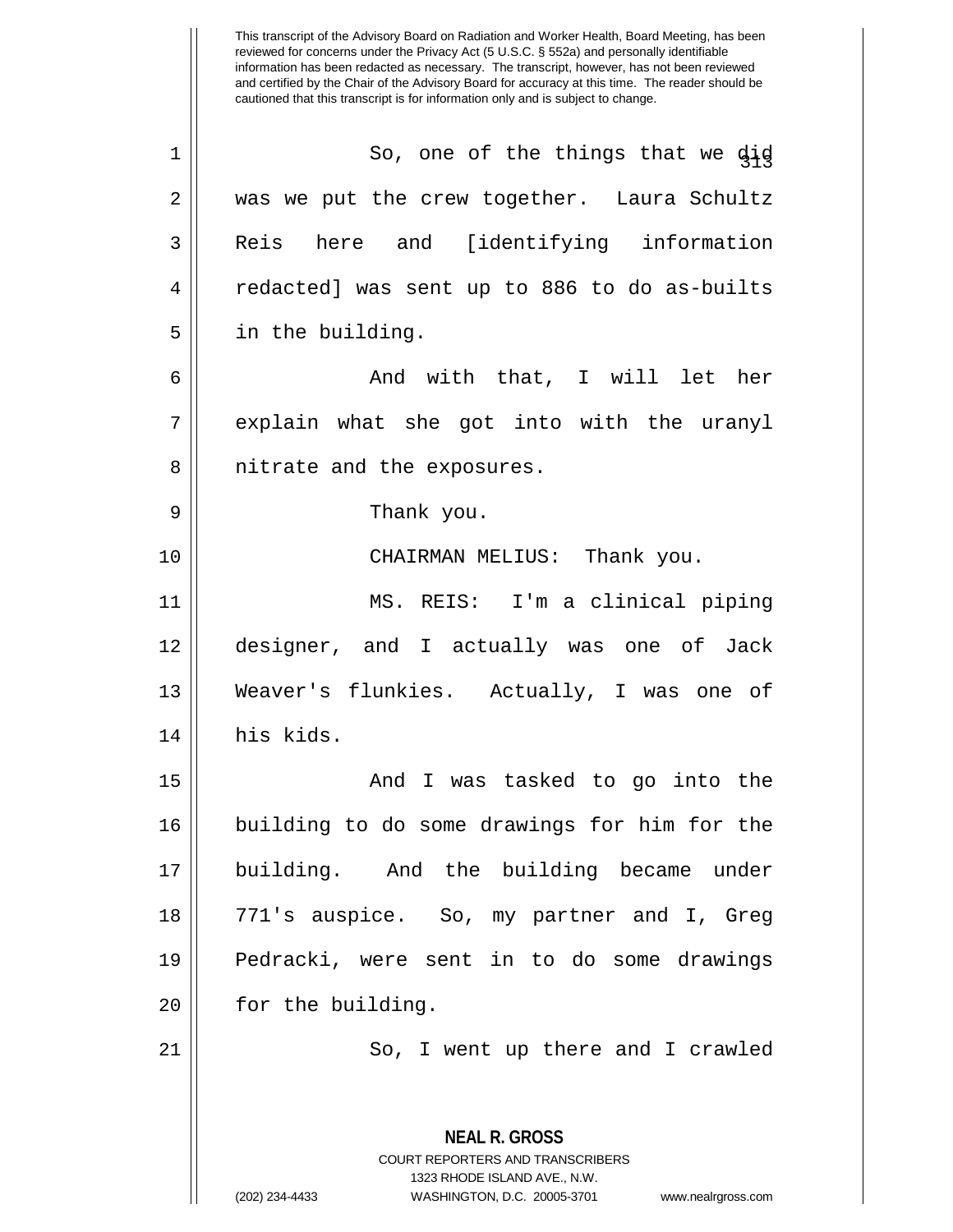So, one of the things that we did was we put the crew together. Laura Schultz Reis here and [identifying information redacted] was sent up to 886 to do as-builts in the building.

And with that, I will let her explain what she got into with the uranyl nitrate and the exposures.

Thank you.

CHAIRMAN MELIUS: Thank you.

MS. REIS: I'm a clinical piping designer, and I actually was one of Jack Weaver's flunkies. Actually, I was one of his kids.

And I was tasked to go into the building to do some drawings for him for the building. And the building became under 771's auspice. So, my partner and I, Greg Pedracki, were sent in to do some drawings for the building.

So, I went up there and I crawled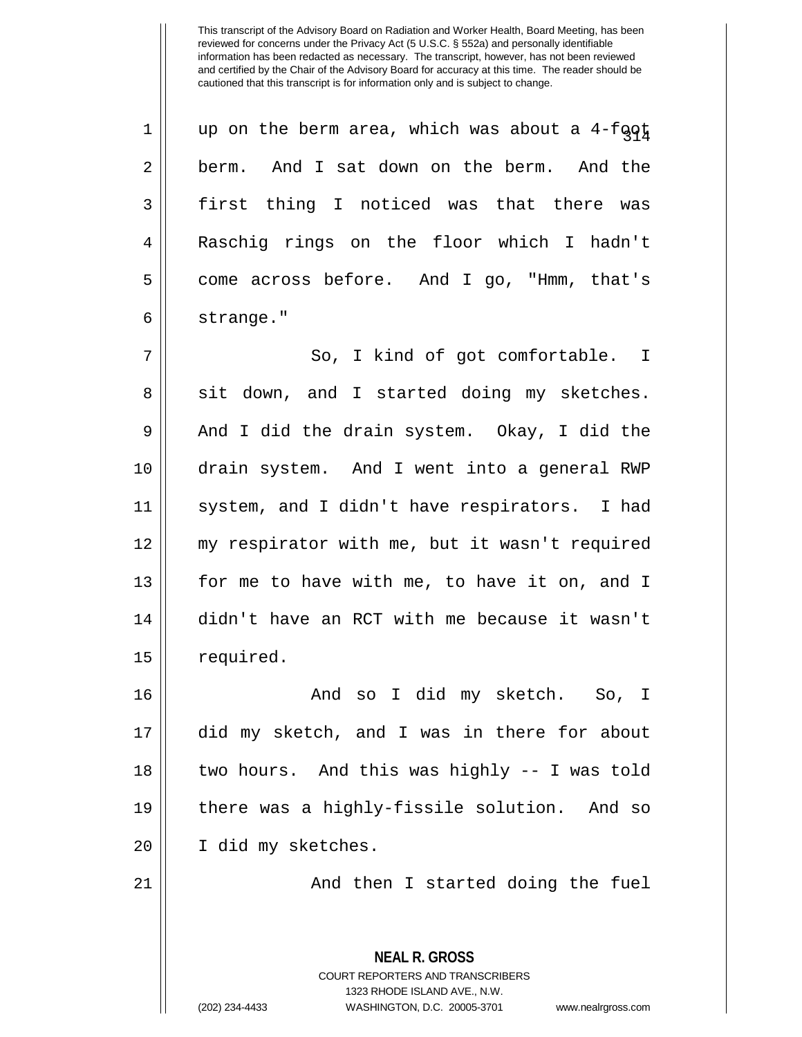up on the berm area, which was about a 4-foot berm. And I sat down on the berm. And the first thing I noticed was that there was Raschig rings on the floor which I hadn't come across before. And I go, "Hmm, that's strange."

So, I kind of got comfortable. I sit down, and I started doing my sketches. And I did the drain system. Okay, I did the drain system. And I went into a general RWP system, and I didn't have respirators. I had my respirator with me, but it wasn't required for me to have with me, to have it on, and I didn't have an RCT with me because it wasn't required.

And so I did my sketch. So, I did my sketch, and I was in there for about two hours. And this was highly -- I was told there was a highly-fissile solution. And so I did my sketches.

And then I started doing the fuel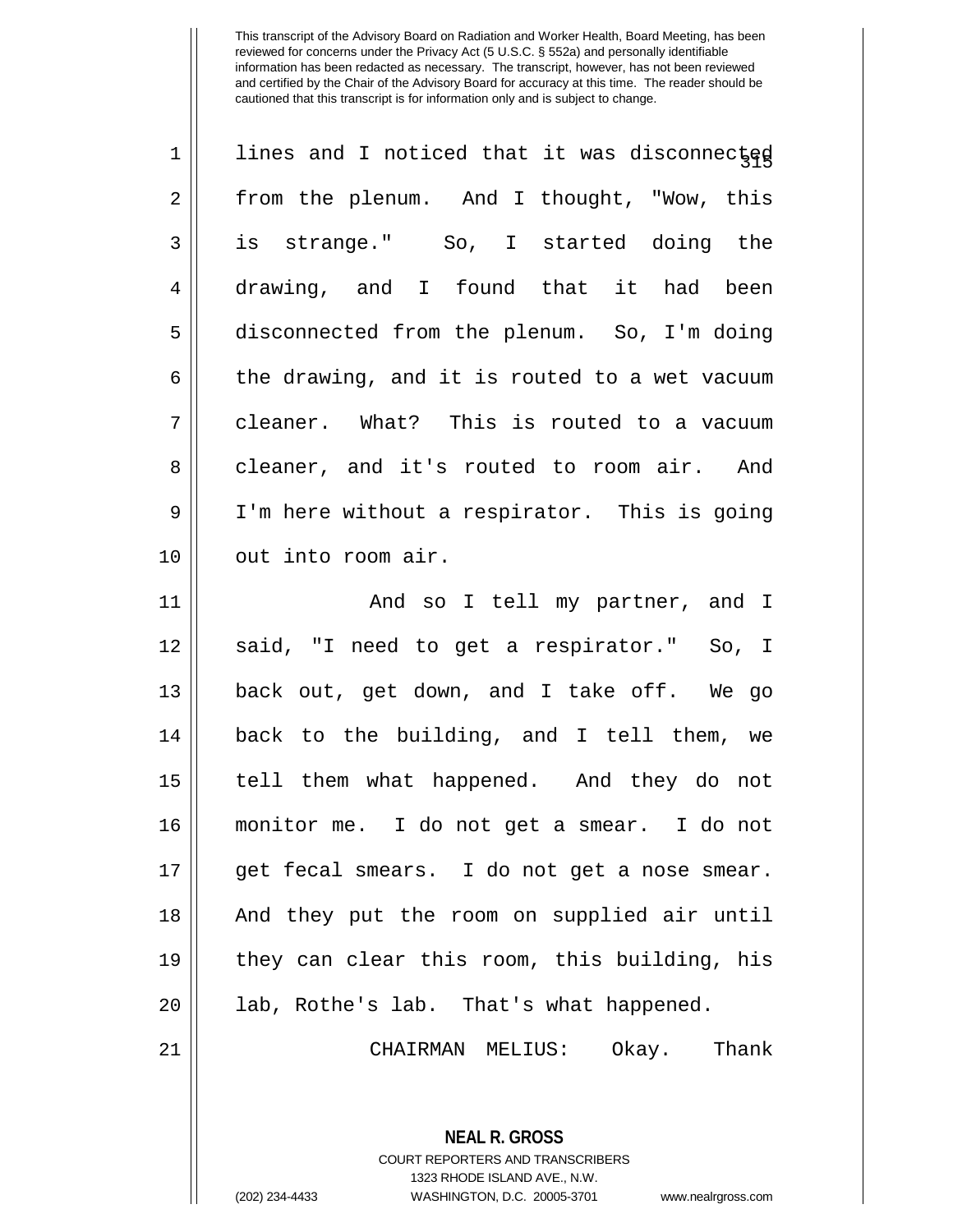lines and I noticed that it was disconnected from the plenum. And I thought, "Wow, this is strange." So, I started doing the drawing, and I found that it had been disconnected from the plenum. So, I'm doing the drawing, and it is routed to a wet vacuum cleaner. What? This is routed to a vacuum cleaner, and it's routed to room air. And I'm here without a respirator. This is going out into room air.

And so I tell my partner, and I said, "I need to get a respirator." So, I back out, get down, and I take off. We go back to the building, and I tell them, we tell them what happened. And they do not monitor me. I do not get a smear. I do not get fecal smears. I do not get a nose smear. And they put the room on supplied air until they can clear this room, this building, his lab, Rothe's lab. That's what happened.

CHAIRMAN MELIUS: Okay. Thank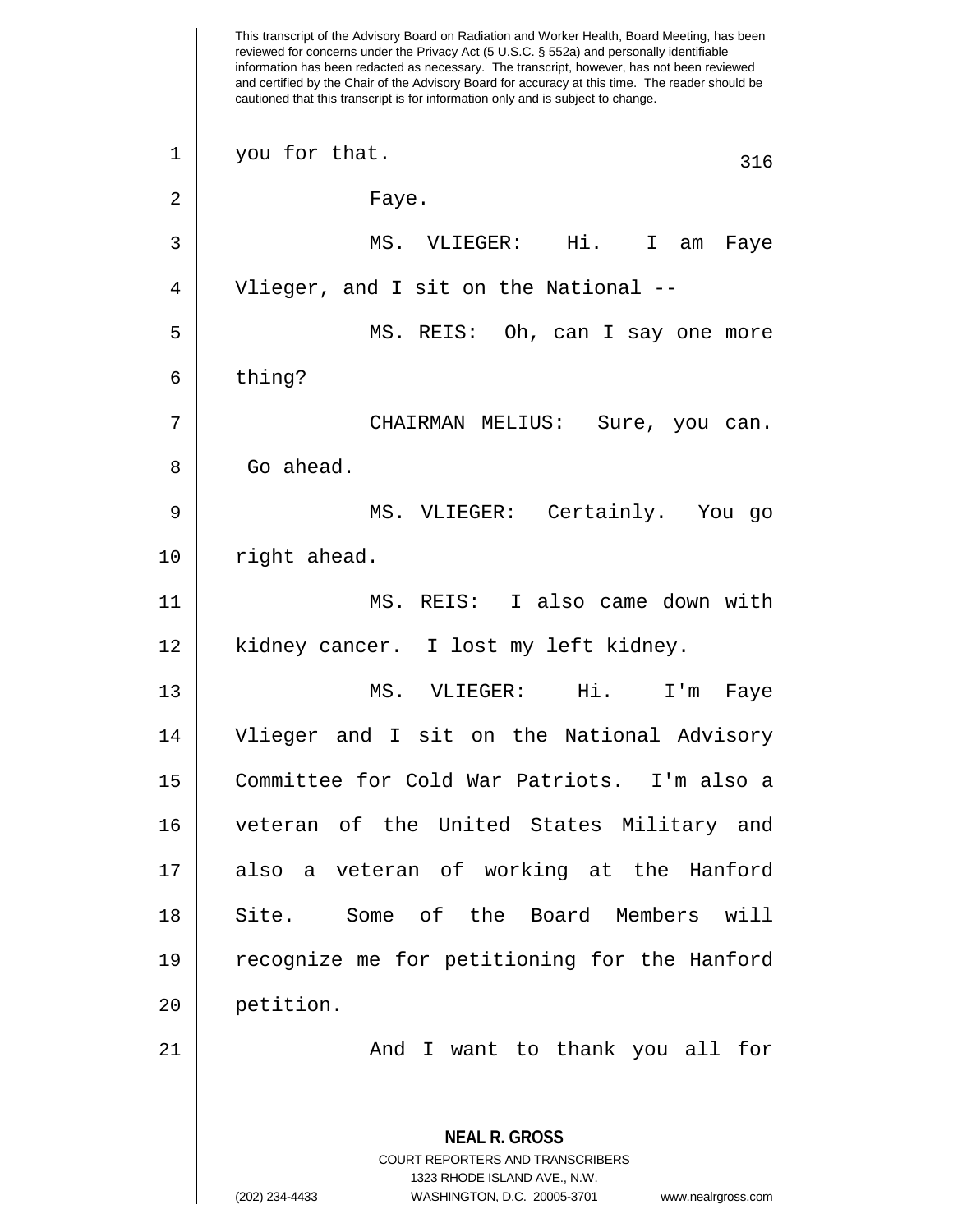you for that.

Faye.

MS. VLIEGER: Hi. I am Faye Vlieger, and I sit on the National --

MS. REIS: Oh, can I say one more thing?

CHAIRMAN MELIUS: Sure, you can. Go ahead.

MS. VLIEGER: Certainly. You go right ahead.

MS. REIS: I also came down with kidney cancer. I lost my left kidney.

MS. VLIEGER: Hi. I'm Faye Vlieger and I sit on the National Advisory Committee for Cold War Patriots. I'm also a veteran of the United States Military and also a veteran of working at the Hanford Site. Some of the Board Members will recognize me for petitioning for the Hanford petition.

And I want to thank you all for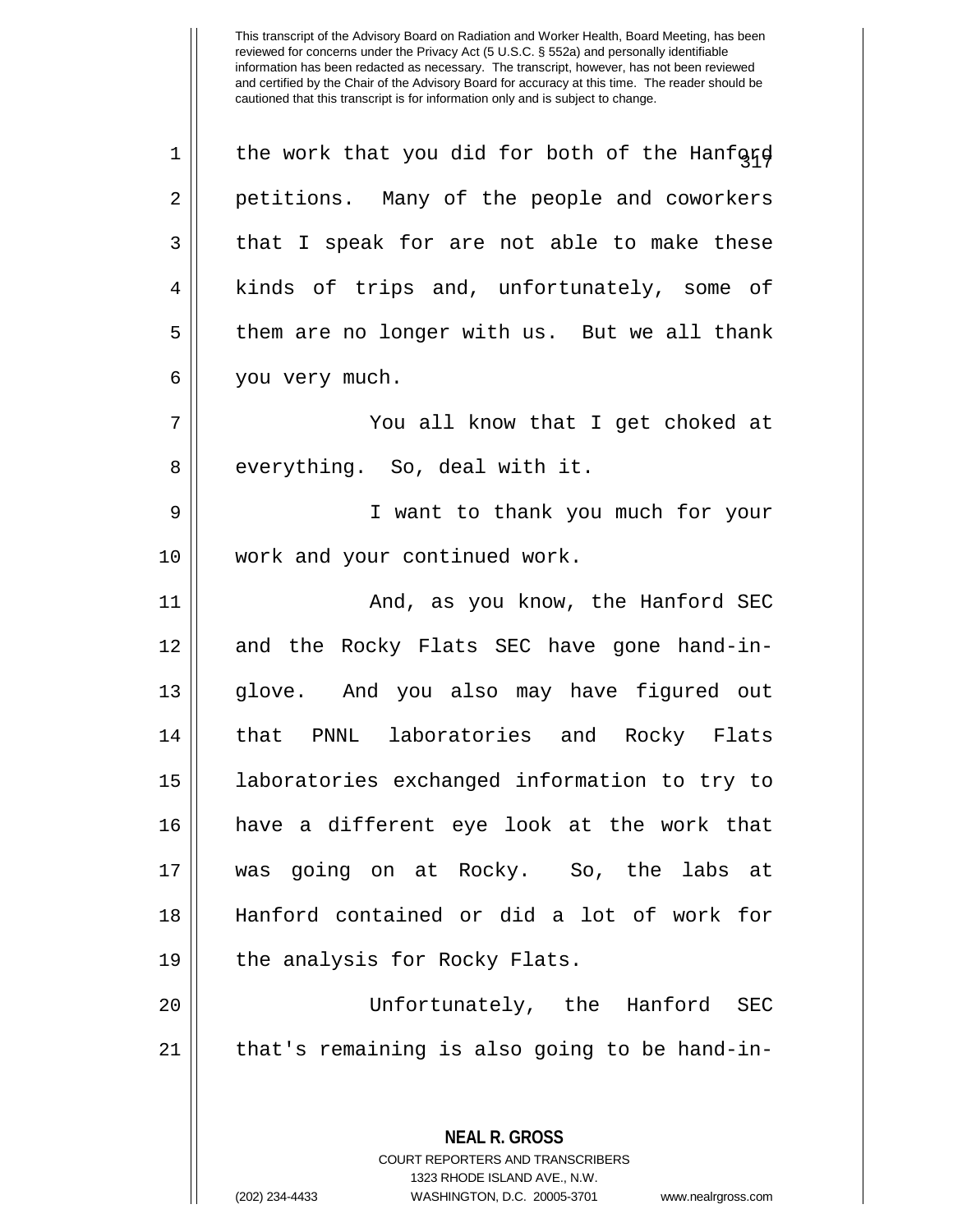This transcript of the Advisory Board on Radiation and Worker Health, Board Meeting, has been reviewed for concerns under the Privacy Act (5 U.S.C. § 552a) and personally identifiable information has been redacted as necessary. The transcript, however, has not been reviewed and certified by the Chair of the Advisory Board for accuracy at this time. The reader should be cautioned that this transcript is for information only and is subject to change.

the work that you did for both of the Hanford petitions. Many of the people and coworkers that I speak for are not able to make these kinds of trips and, unfortunately, some of them are no longer with us. But we all thank you very much.

You all know that I get choked at everything. So, deal with it.

I want to thank you much for your work and your continued work.

And, as you know, the Hanford SEC and the Rocky Flats SEC have gone hand-in-glove. And you also may have figured out that PNNL laboratories and Rocky Flats laboratories exchanged information to try to have a different eye look at the work that was going on at Rocky. So, the labs at Hanford contained or did a lot of work for the analysis for Rocky Flats.

Unfortunately, the Hanford SEC that's remaining is also going to be hand-in-

**NEAL R. GROSS**
COURT REPORTERS AND TRANSCRIBERS
1323 RHODE ISLAND AVE., N.W.
(202) 234-4433 WASHINGTON, D.C. 20005-3701 www.nealrgross.com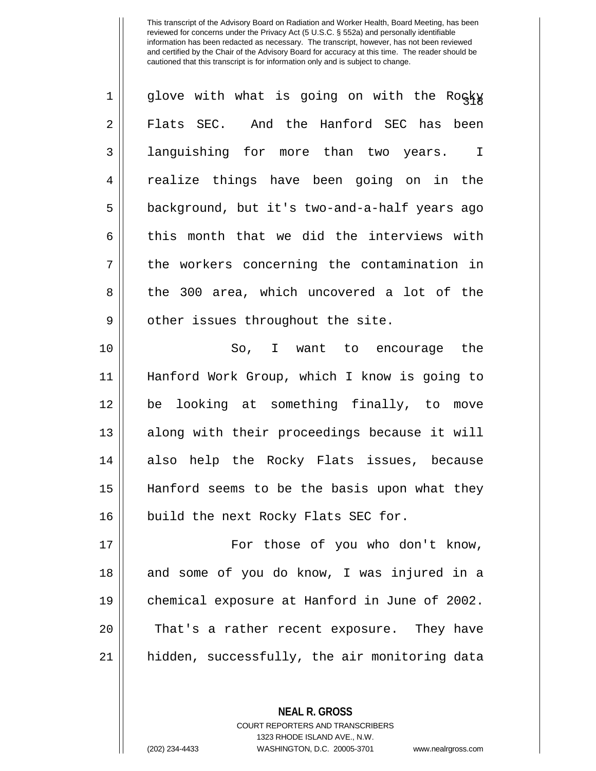glove with what is going on with the Rocky Flats SEC. And the Hanford SEC has been languishing for more than two years. I realize things have been going on in the background, but it's two-and-a-half years ago this month that we did the interviews with the workers concerning the contamination in the 300 area, which uncovered a lot of the other issues throughout the site.

So, I want to encourage the Hanford Work Group, which I know is going to be looking at something finally, to move along with their proceedings because it will also help the Rocky Flats issues, because Hanford seems to be the basis upon what they build the next Rocky Flats SEC for.

For those of you who don't know, and some of you do know, I was injured in a chemical exposure at Hanford in June of 2002. That's a rather recent exposure. They have hidden, successfully, the air monitoring data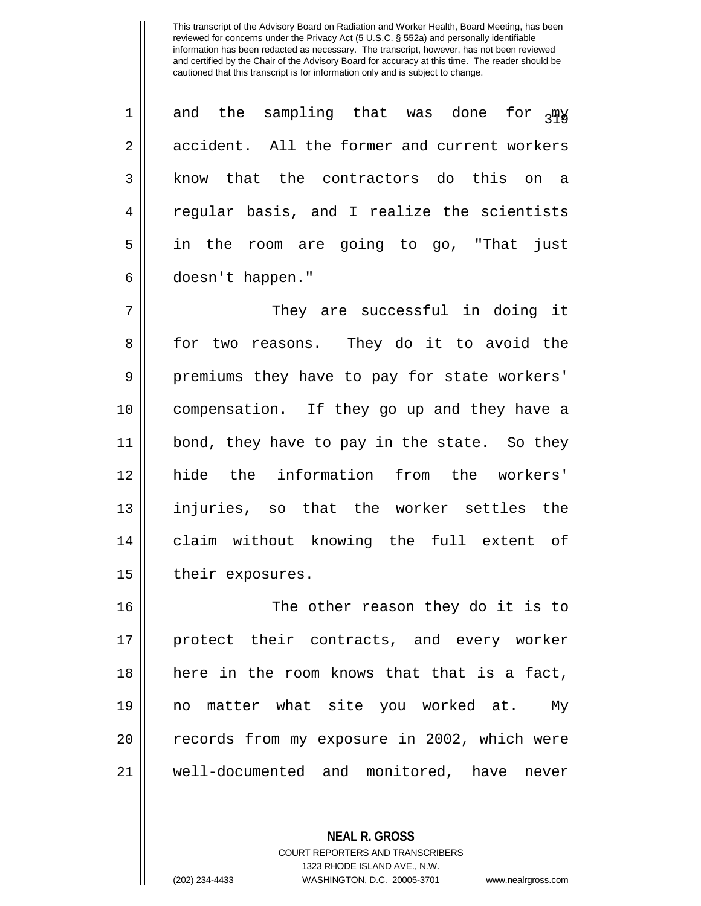and the sampling that was done for my accident. All the former and current workers know that the contractors do this on a regular basis, and I realize the scientists in the room are going to go, "That just doesn't happen."

They are successful in doing it for two reasons. They do it to avoid the premiums they have to pay for state workers' compensation. If they go up and they have a bond, they have to pay in the state. So they hide the information from the workers' injuries, so that the worker settles the claim without knowing the full extent of their exposures.

The other reason they do it is to protect their contracts, and every worker here in the room knows that that is a fact, no matter what site you worked at. My records from my exposure in 2002, which were well-documented and monitored, have never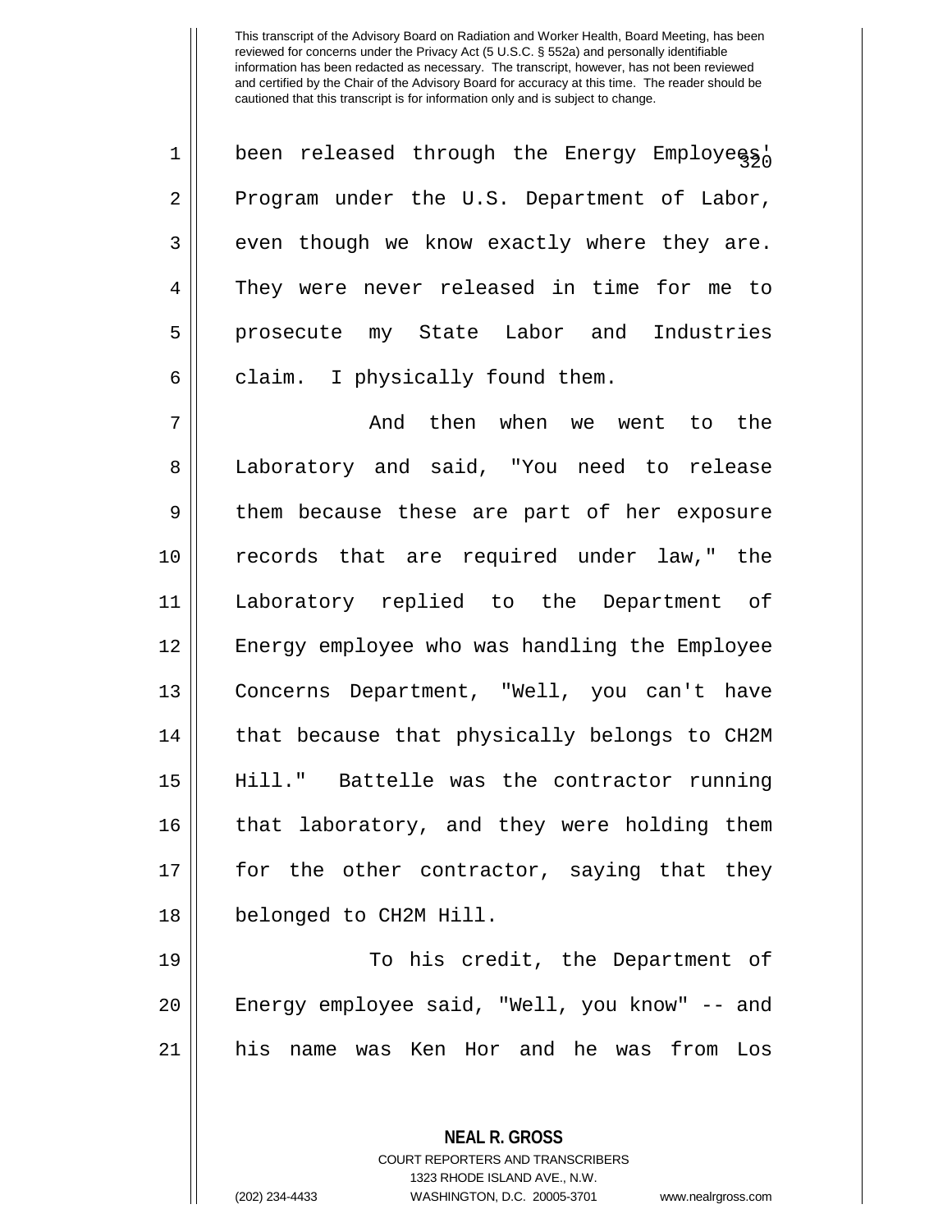been released through the Energy Employees' Program under the U.S. Department of Labor, even though we know exactly where they are. They were never released in time for me to prosecute my State Labor and Industries claim. I physically found them.

And then when we went to the Laboratory and said, "You need to release them because these are part of her exposure records that are required under law," the Laboratory replied to the Department of Energy employee who was handling the Employee Concerns Department, "Well, you can't have that because that physically belongs to CH2M Hill." Battelle was the contractor running that laboratory, and they were holding them for the other contractor, saying that they belonged to CH2M Hill.

To his credit, the Department of Energy employee said, "Well, you know" -- and his name was Ken Hor and he was from Los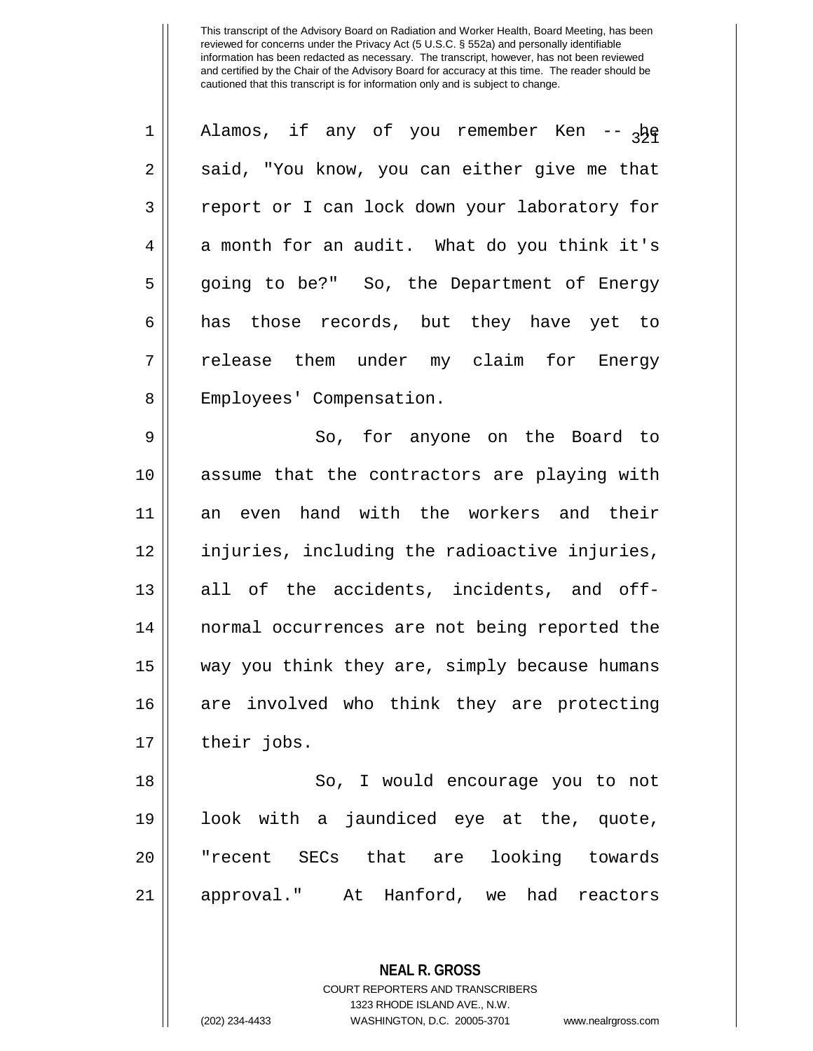Alamos, if any of you remember Ken -- he said, "You know, you can either give me that report or I can lock down your laboratory for a month for an audit. What do you think it's going to be?" So, the Department of Energy has those records, but they have yet to release them under my claim for Energy Employees' Compensation.

So, for anyone on the Board to assume that the contractors are playing with an even hand with the workers and their injuries, including the radioactive injuries, all of the accidents, incidents, and off-normal occurrences are not being reported the way you think they are, simply because humans are involved who think they are protecting their jobs.

So, I would encourage you to not look with a jaundiced eye at the, quote, "recent SECs that are looking towards approval." At Hanford, we had reactors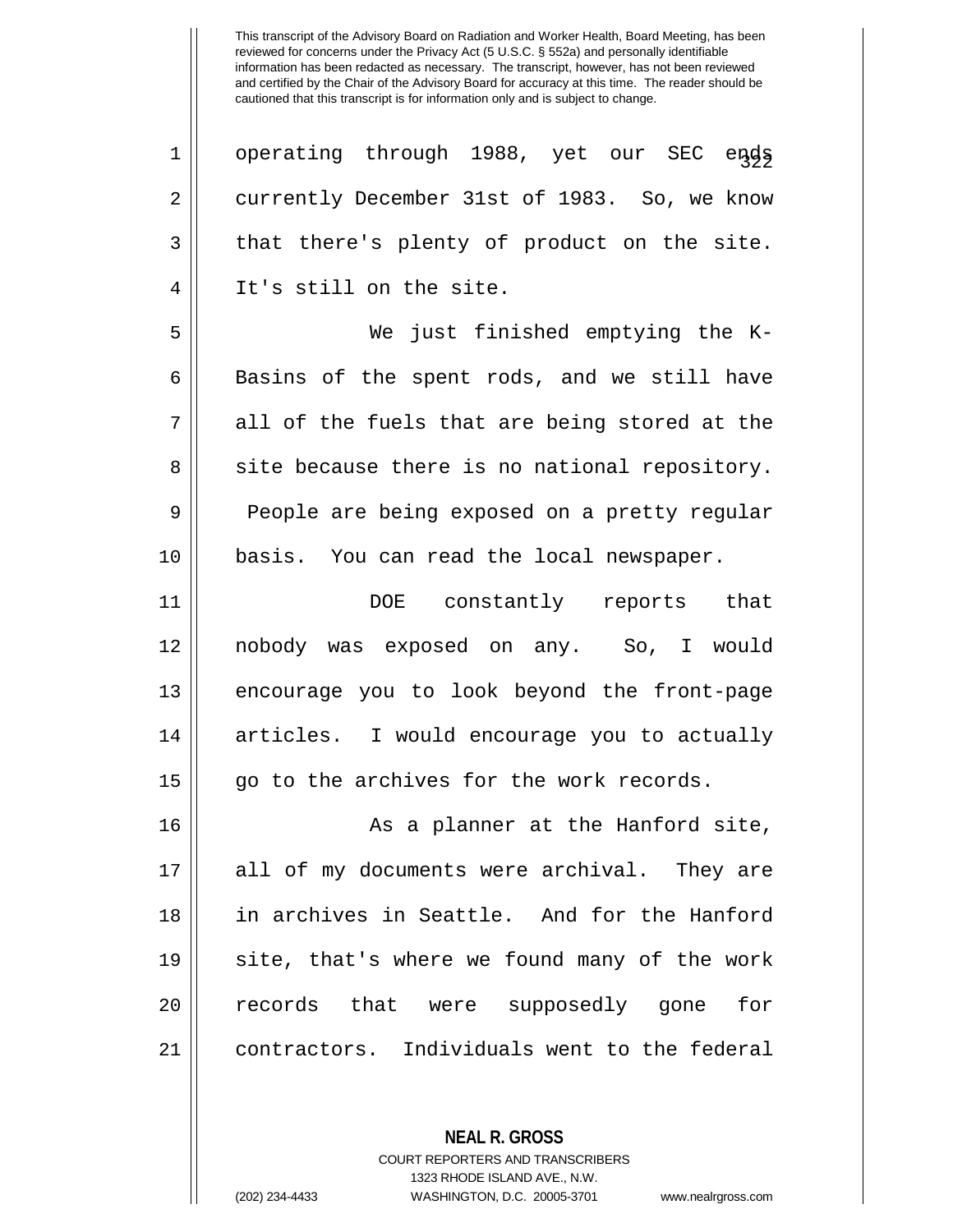operating through 1988, yet our SEC ends currently December 31st of 1983. So, we know that there's plenty of product on the site. It's still on the site.

We just finished emptying the K-Basins of the spent rods, and we still have all of the fuels that are being stored at the site because there is no national repository. People are being exposed on a pretty regular basis. You can read the local newspaper.

DOE constantly reports that nobody was exposed on any. So, I would encourage you to look beyond the front-page articles. I would encourage you to actually go to the archives for the work records.

As a planner at the Hanford site, all of my documents were archival. They are in archives in Seattle. And for the Hanford site, that's where we found many of the work records that were supposedly gone for contractors. Individuals went to the federal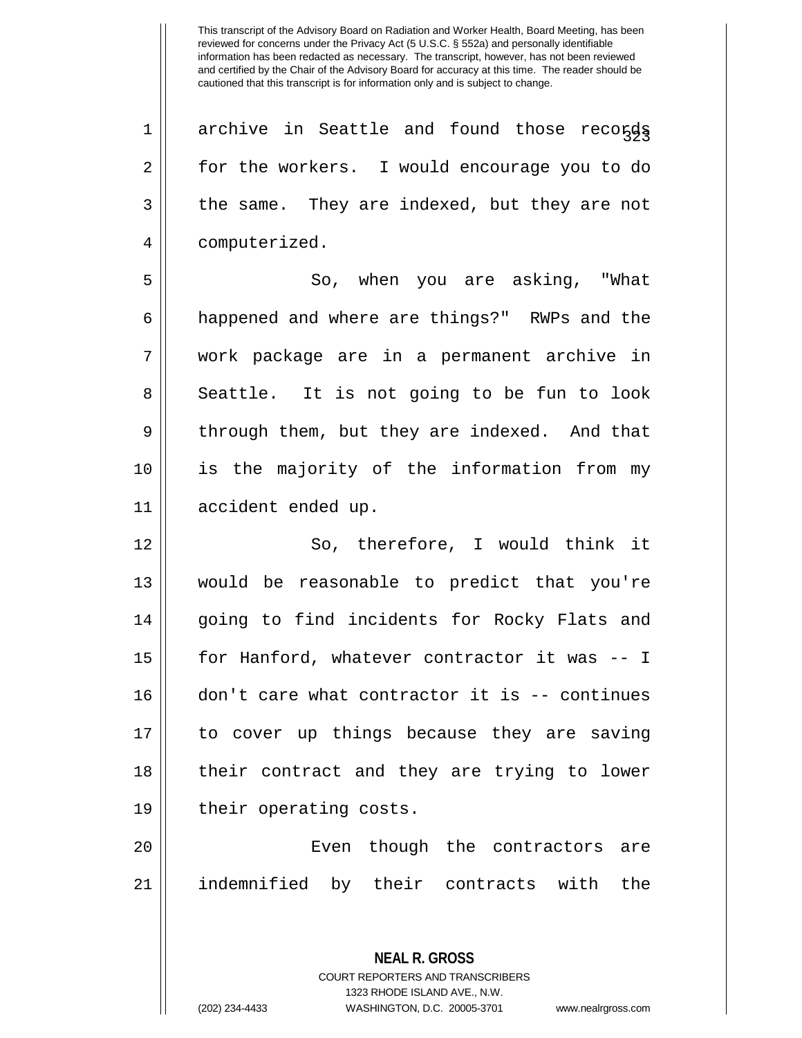archive in Seattle and found those records for the workers. I would encourage you to do the same. They are indexed, but they are not computerized.

So, when you are asking, "What happened and where are things?" RWPs and the work package are in a permanent archive in Seattle. It is not going to be fun to look through them, but they are indexed. And that is the majority of the information from my accident ended up.

So, therefore, I would think it would be reasonable to predict that you're going to find incidents for Rocky Flats and for Hanford, whatever contractor it was -- I don't care what contractor it is -- continues to cover up things because they are saving their contract and they are trying to lower their operating costs.

Even though the contractors are indemnified by their contracts with the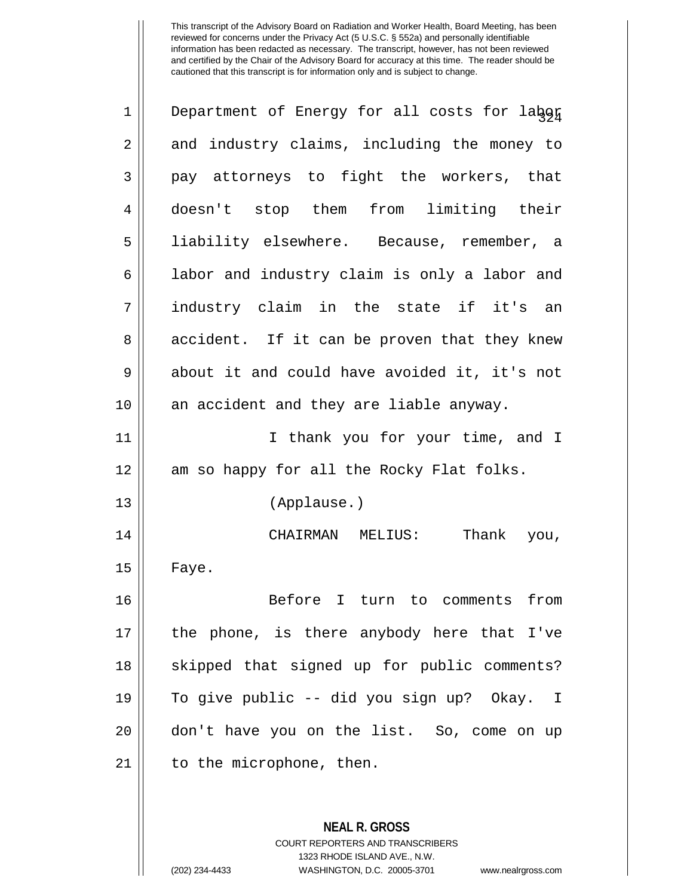Department of Energy for all costs for labor and industry claims, including the money to pay attorneys to fight the workers, that doesn't stop them from limiting their liability elsewhere. Because, remember, a labor and industry claim is only a labor and industry claim in the state if it's an accident. If it can be proven that they knew about it and could have avoided it, it's not an accident and they are liable anyway.

I thank you for your time, and I am so happy for all the Rocky Flat folks.

(Applause.)

CHAIRMAN MELIUS: Thank you, Faye.

Before I turn to comments from the phone, is there anybody here that I've skipped that signed up for public comments? To give public -- did you sign up? Okay. I don't have you on the list. So, come on up to the microphone, then.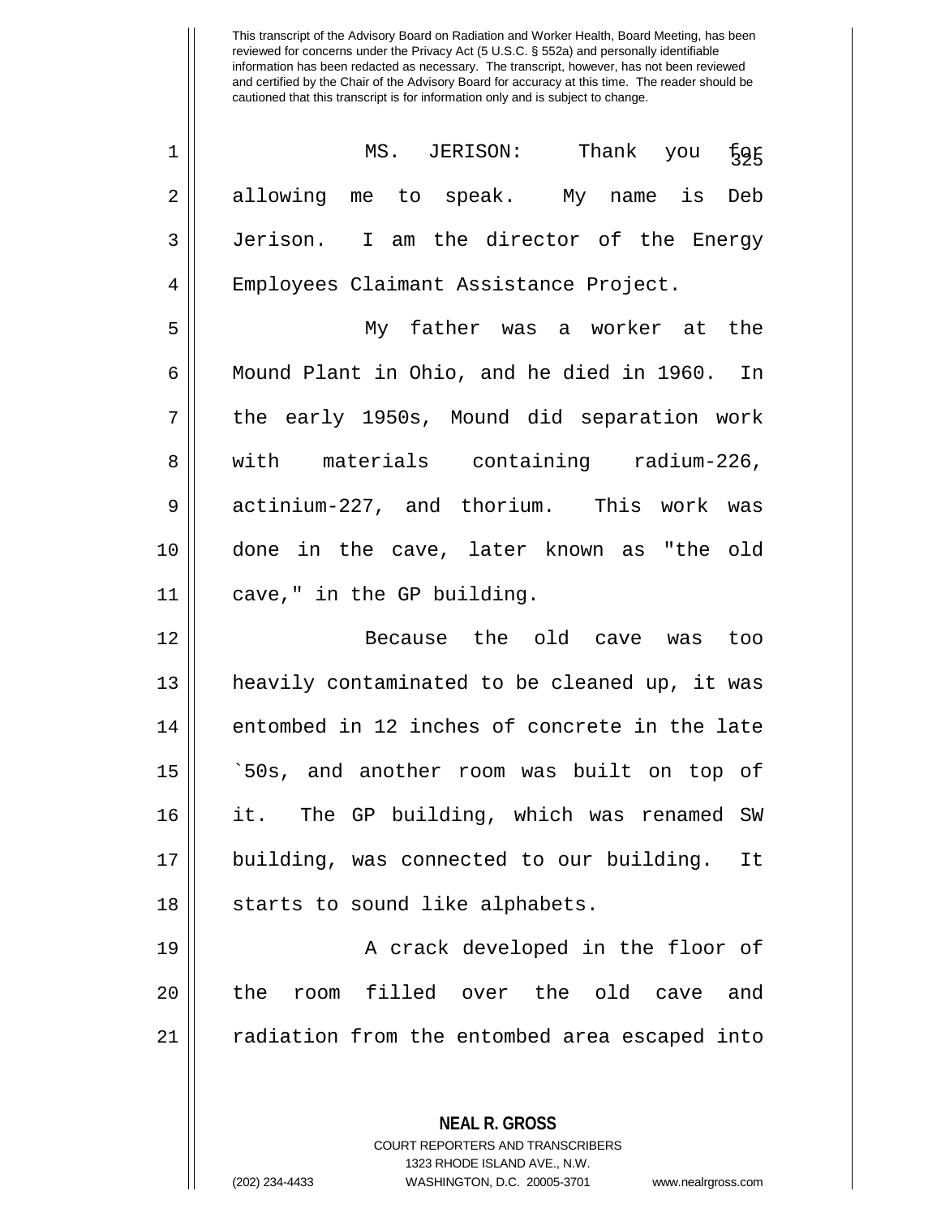This transcript of the Advisory Board on Radiation and Worker Health, Board Meeting, has been reviewed for concerns under the Privacy Act (5 U.S.C. § 552a) and personally identifiable information has been redacted as necessary. The transcript, however, has not been reviewed and certified by the Chair of the Advisory Board for accuracy at this time. The reader should be cautioned that this transcript is for information only and is subject to change.

MS. JERISON: Thank you for allowing me to speak. My name is Deb Jerison. I am the director of the Energy Employees Claimant Assistance Project.

My father was a worker at the Mound Plant in Ohio, and he died in 1960. In the early 1950s, Mound did separation work with materials containing radium-226, actinium-227, and thorium. This work was done in the cave, later known as "the old cave," in the GP building.

Because the old cave was too heavily contaminated to be cleaned up, it was entombed in 12 inches of concrete in the late `50s, and another room was built on top of it. The GP building, which was renamed SW building, was connected to our building. It starts to sound like alphabets.

A crack developed in the floor of the room filled over the old cave and radiation from the entombed area escaped into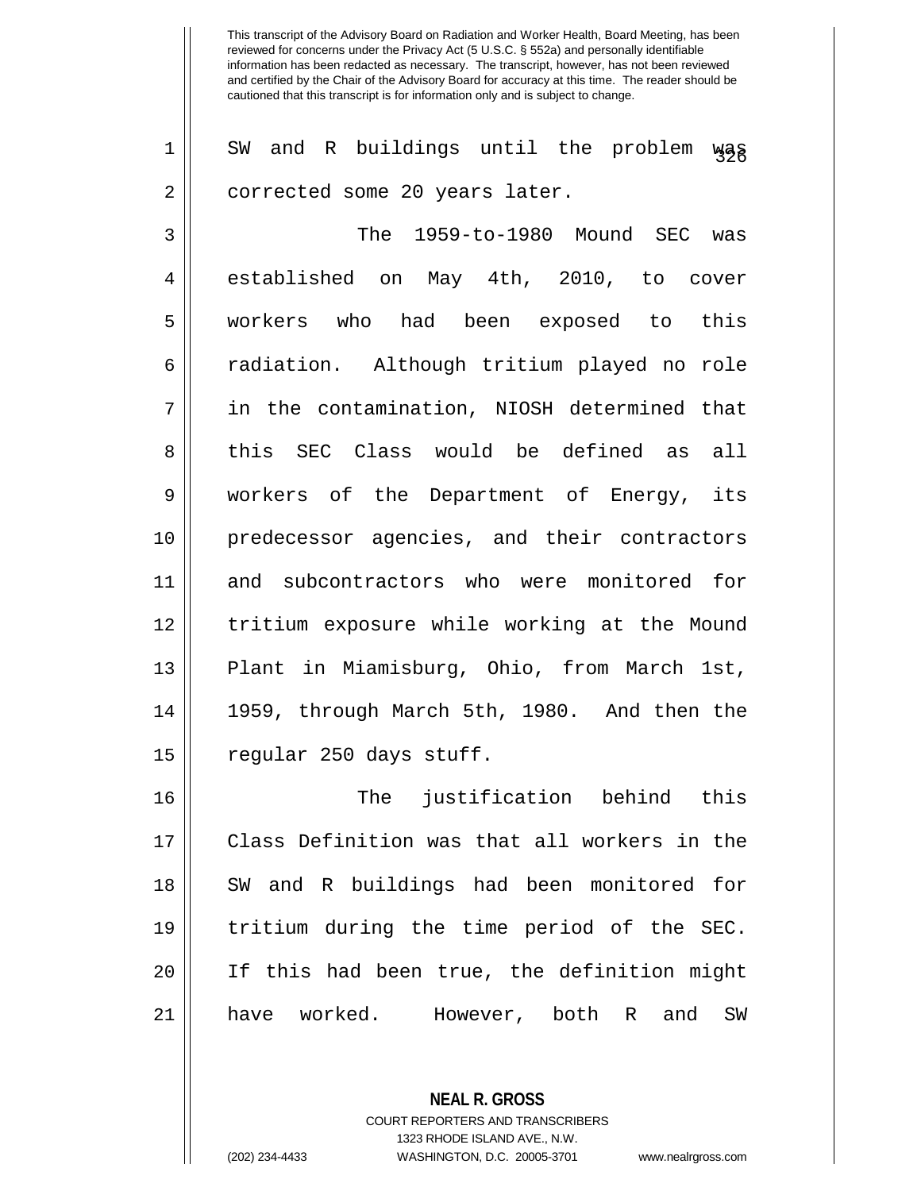SW and R buildings until the problem was corrected some 20 years later.

The 1959-to-1980 Mound SEC was established on May 4th, 2010, to cover workers who had been exposed to this radiation. Although tritium played no role in the contamination, NIOSH determined that this SEC Class would be defined as all workers of the Department of Energy, its predecessor agencies, and their contractors and subcontractors who were monitored for tritium exposure while working at the Mound Plant in Miamisburg, Ohio, from March 1st, 1959, through March 5th, 1980. And then the regular 250 days stuff.

The justification behind this Class Definition was that all workers in the SW and R buildings had been monitored for tritium during the time period of the SEC. If this had been true, the definition might have worked. However, both R and SW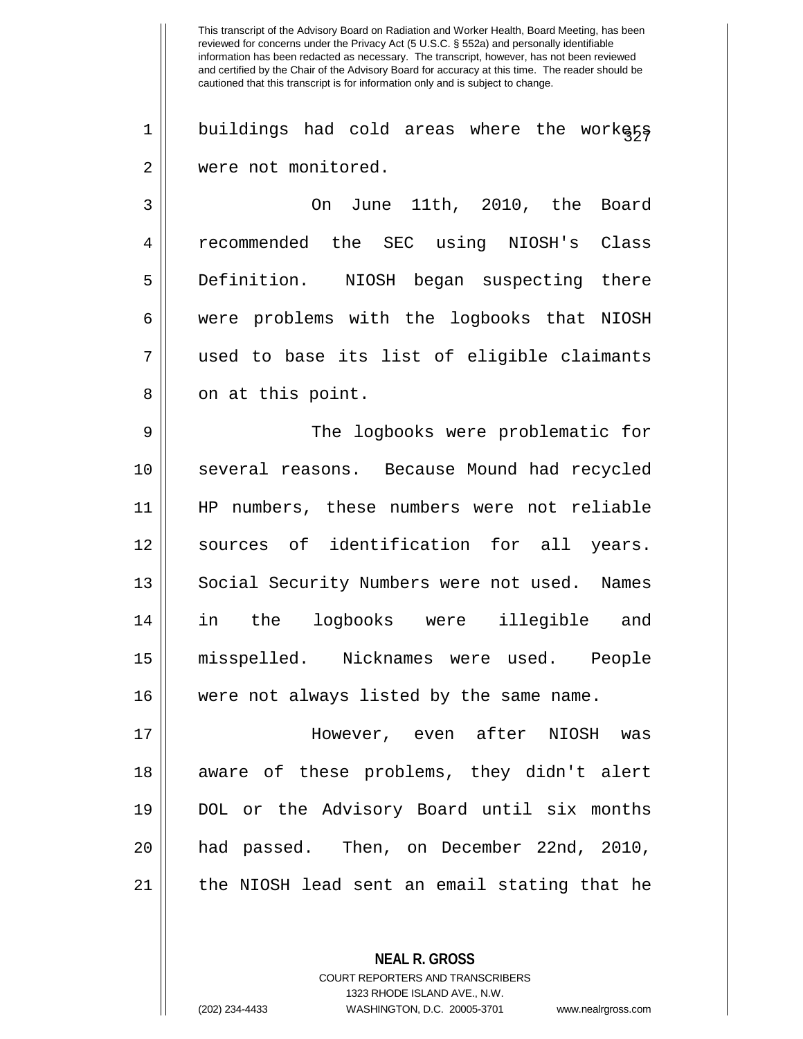buildings had cold areas where the workers were not monitored.

On June 11th, 2010, the Board recommended the SEC using NIOSH's Class Definition. NIOSH began suspecting there were problems with the logbooks that NIOSH used to base its list of eligible claimants on at this point.

The logbooks were problematic for several reasons. Because Mound had recycled HP numbers, these numbers were not reliable sources of identification for all years. Social Security Numbers were not used. Names in the logbooks were illegible and misspelled. Nicknames were used. People were not always listed by the same name.

However, even after NIOSH was aware of these problems, they didn't alert DOL or the Advisory Board until six months had passed. Then, on December 22nd, 2010, the NIOSH lead sent an email stating that he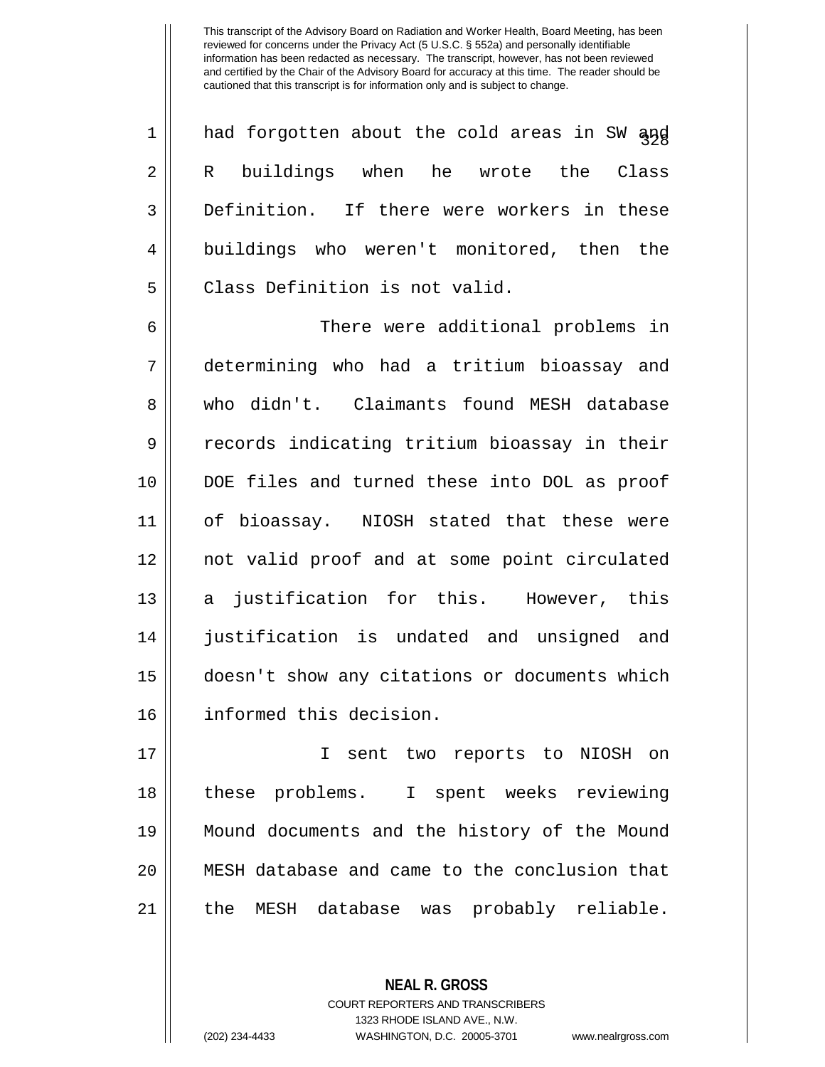had forgotten about the cold areas in SW and R buildings when he wrote the Class Definition. If there were workers in these buildings who weren't monitored, then the Class Definition is not valid.

There were additional problems in determining who had a tritium bioassay and who didn't. Claimants found MESH database records indicating tritium bioassay in their DOE files and turned these into DOL as proof of bioassay. NIOSH stated that these were not valid proof and at some point circulated a justification for this. However, this justification is undated and unsigned and doesn't show any citations or documents which informed this decision.

I sent two reports to NIOSH on these problems. I spent weeks reviewing Mound documents and the history of the Mound MESH database and came to the conclusion that the MESH database was probably reliable.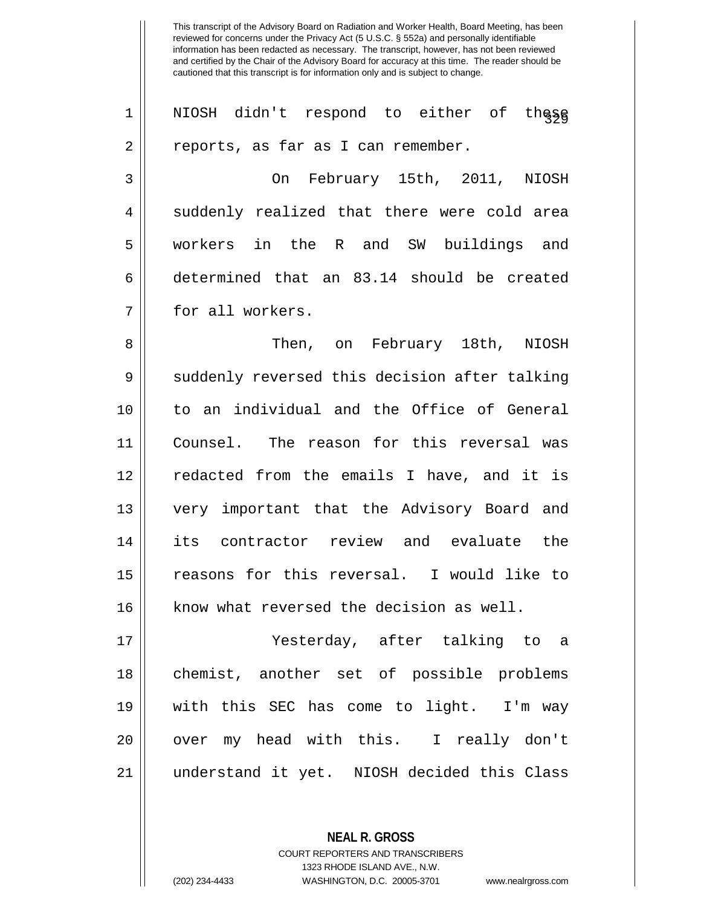This transcript of the Advisory Board on Radiation and Worker Health, Board Meeting, has been reviewed for concerns under the Privacy Act (5 U.S.C. § 552a) and personally identifiable information has been redacted as necessary. The transcript, however, has not been reviewed and certified by the Chair of the Advisory Board for accuracy at this time. The reader should be cautioned that this transcript is for information only and is subject to change.

NIOSH didn't respond to either of these reports, as far as I can remember.

On February 15th, 2011, NIOSH suddenly realized that there were cold area workers in the R and SW buildings and determined that an 83.14 should be created for all workers.

Then, on February 18th, NIOSH suddenly reversed this decision after talking to an individual and the Office of General Counsel. The reason for this reversal was redacted from the emails I have, and it is very important that the Advisory Board and its contractor review and evaluate the reasons for this reversal. I would like to know what reversed the decision as well.

Yesterday, after talking to a chemist, another set of possible problems with this SEC has come to light. I'm way over my head with this. I really don't understand it yet. NIOSH decided this Class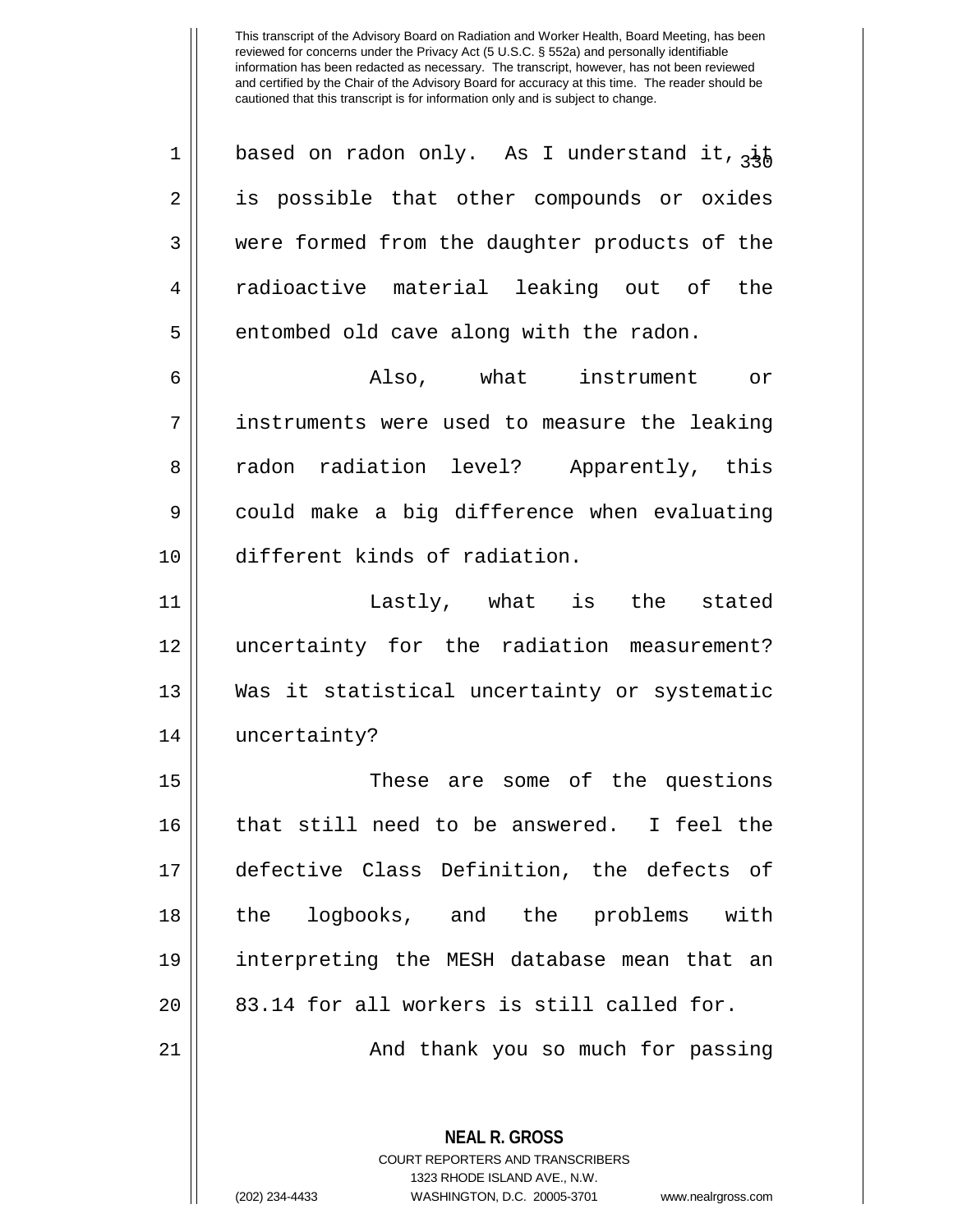based on radon only. As I understand it, it is possible that other compounds or oxides were formed from the daughter products of the radioactive material leaking out of the entombed old cave along with the radon.

Also, what instrument or instruments were used to measure the leaking radon radiation level? Apparently, this could make a big difference when evaluating different kinds of radiation.

Lastly, what is the stated uncertainty for the radiation measurement? Was it statistical uncertainty or systematic uncertainty?

These are some of the questions that still need to be answered. I feel the defective Class Definition, the defects of the logbooks, and the problems with interpreting the MESH database mean that an 83.14 for all workers is still called for.

And thank you so much for passing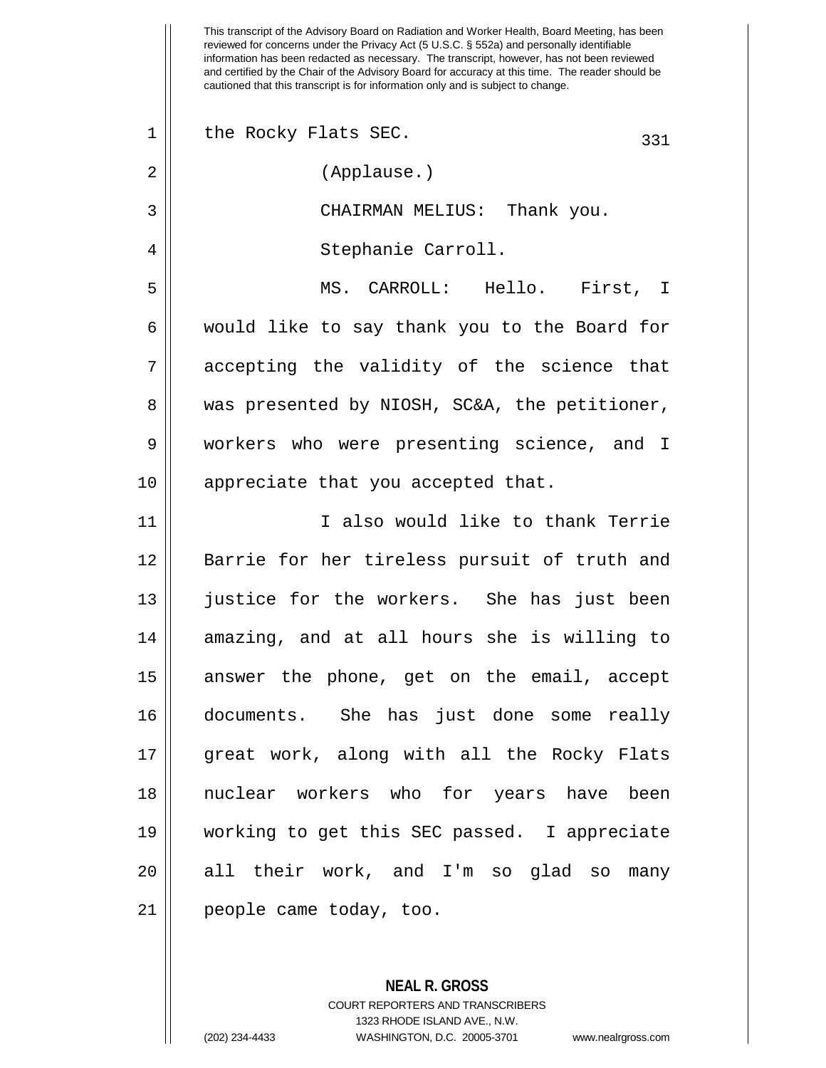This transcript of the Advisory Board on Radiation and Worker Health, Board Meeting, has been reviewed for concerns under the Privacy Act (5 U.S.C. § 552a) and personally identifiable information has been redacted as necessary. The transcript, however, has not been reviewed and certified by the Chair of the Advisory Board for accuracy at this time. The reader should be cautioned that this transcript is for information only and is subject to change.

the Rocky Flats SEC.

(Applause.)

CHAIRMAN MELIUS: Thank you.

Stephanie Carroll.

MS. CARROLL: Hello. First, I would like to say thank you to the Board for accepting the validity of the science that was presented by NIOSH, SC&A, the petitioner, workers who were presenting science, and I appreciate that you accepted that.

I also would like to thank Terrie Barrie for her tireless pursuit of truth and justice for the workers. She has just been amazing, and at all hours she is willing to answer the phone, get on the email, accept documents. She has just done some really great work, along with all the Rocky Flats nuclear workers who for years have been working to get this SEC passed. I appreciate all their work, and I'm so glad so many people came today, too.

**NEAL R. GROSS**
COURT REPORTERS AND TRANSCRIBERS
1323 RHODE ISLAND AVE., N.W.
(202) 234-4433 WASHINGTON, D.C. 20005-3701 www.nealrgross.com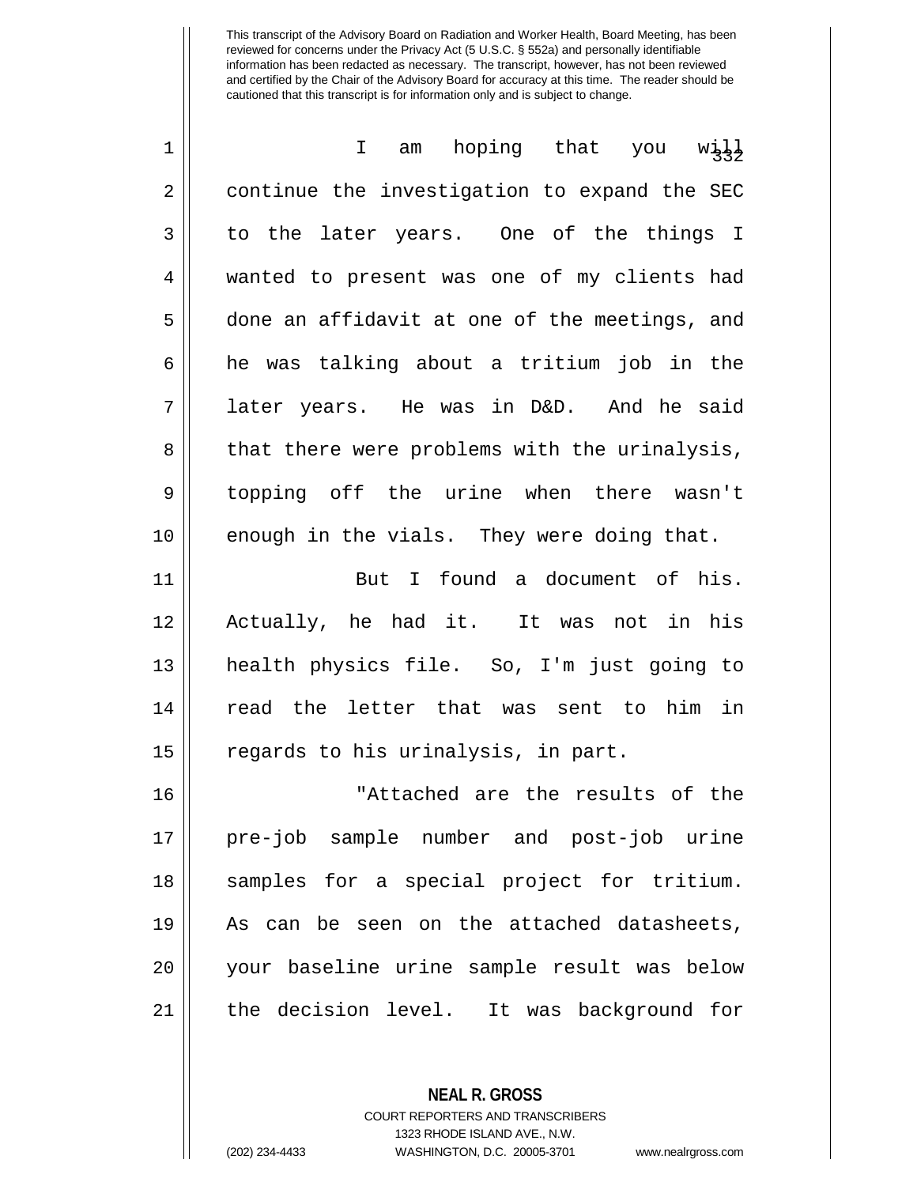This transcript of the Advisory Board on Radiation and Worker Health, Board Meeting, has been reviewed for concerns under the Privacy Act (5 U.S.C. § 552a) and personally identifiable information has been redacted as necessary. The transcript, however, has not been reviewed and certified by the Chair of the Advisory Board for accuracy at this time. The reader should be cautioned that this transcript is for information only and is subject to change.

I am hoping that you will continue the investigation to expand the SEC to the later years. One of the things I wanted to present was one of my clients had done an affidavit at one of the meetings, and he was talking about a tritium job in the later years. He was in D&D. And he said that there were problems with the urinalysis, topping off the urine when there wasn't enough in the vials. They were doing that.

But I found a document of his. Actually, he had it. It was not in his health physics file. So, I'm just going to read the letter that was sent to him in regards to his urinalysis, in part.

"Attached are the results of the pre-job sample number and post-job urine samples for a special project for tritium. As can be seen on the attached datasheets, your baseline urine sample result was below the decision level. It was background for

**NEAL R. GROSS**
COURT REPORTERS AND TRANSCRIBERS
1323 RHODE ISLAND AVE., N.W.
(202) 234-4433 WASHINGTON, D.C. 20005-3701 www.nealrgross.com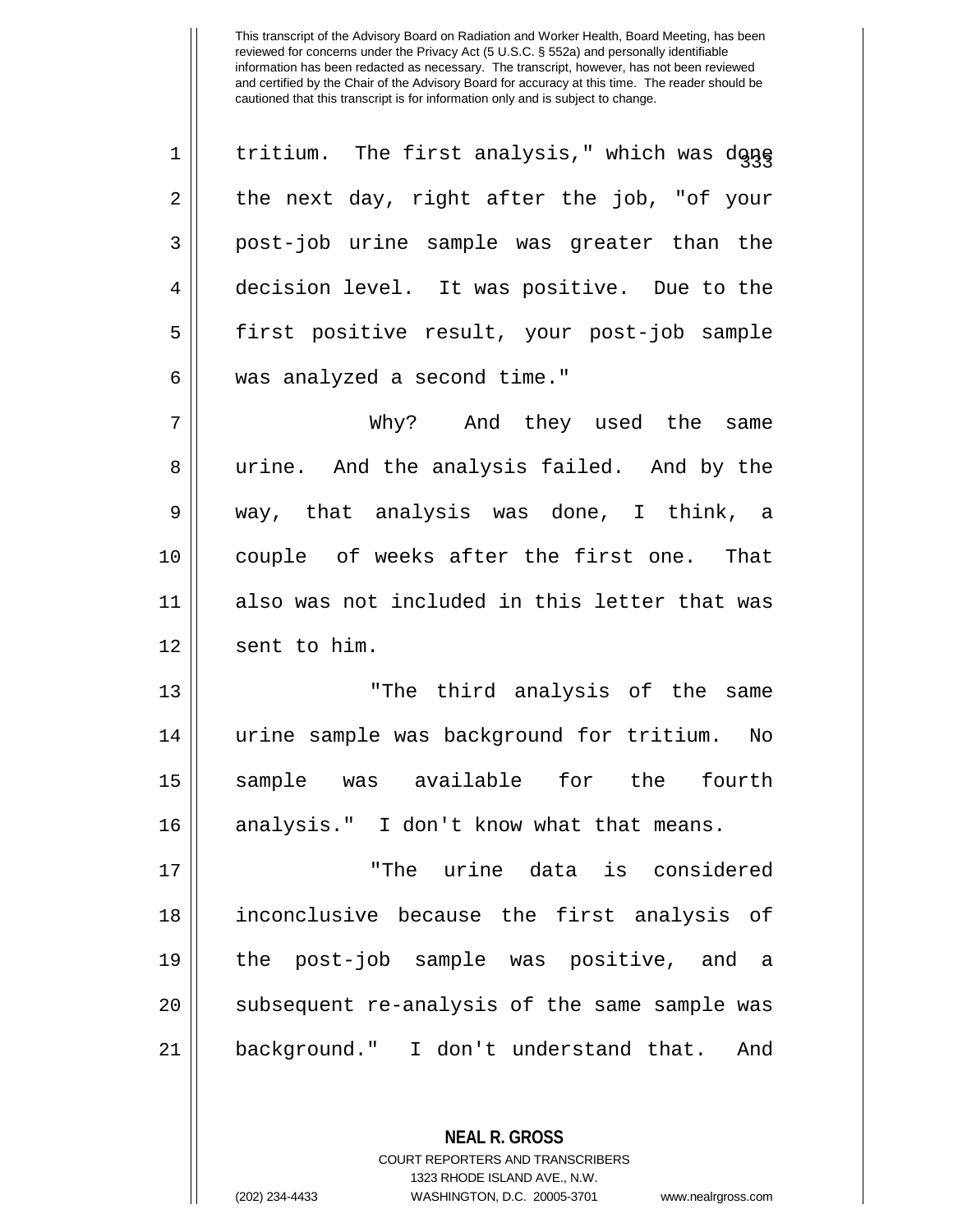tritium. The first analysis," which was done the next day, right after the job, "of your post-job urine sample was greater than the decision level. It was positive. Due to the first positive result, your post-job sample was analyzed a second time."

Why? And they used the same urine. And the analysis failed. And by the way, that analysis was done, I think, a couple of weeks after the first one. That also was not included in this letter that was sent to him.

"The third analysis of the same urine sample was background for tritium. No sample was available for the fourth analysis." I don't know what that means.

"The urine data is considered inconclusive because the first analysis of the post-job sample was positive, and a subsequent re-analysis of the same sample was background." I don't understand that. And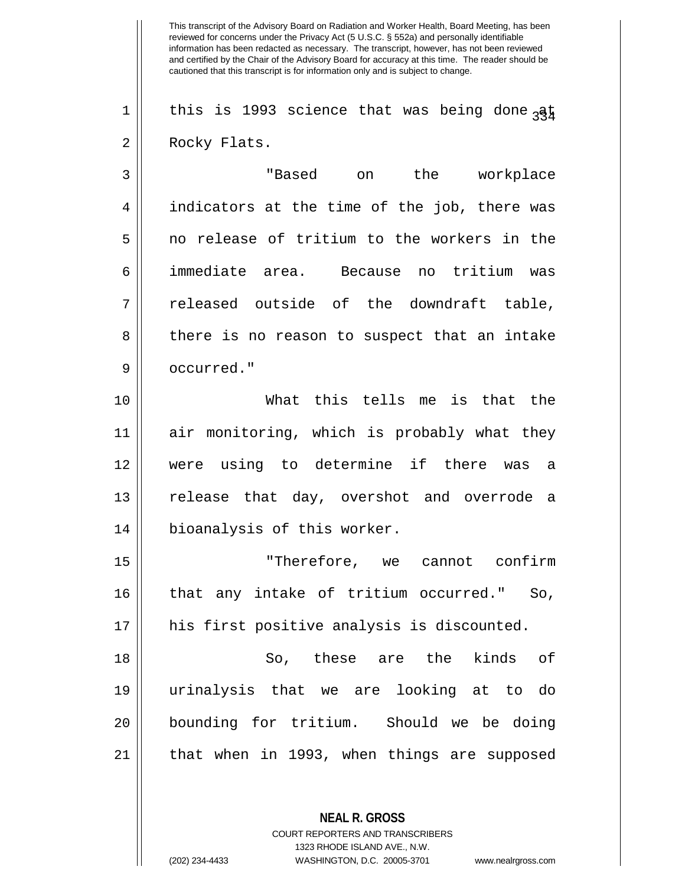this is 1993 science that was being done at Rocky Flats.

"Based on the workplace indicators at the time of the job, there was no release of tritium to the workers in the immediate area. Because no tritium was released outside of the downdraft table, there is no reason to suspect that an intake occurred."

What this tells me is that the air monitoring, which is probably what they were using to determine if there was a release that day, overshot and overrode a bioanalysis of this worker.

"Therefore, we cannot confirm that any intake of tritium occurred." So, his first positive analysis is discounted.

So, these are the kinds of urinalysis that we are looking at to do bounding for tritium. Should we be doing that when in 1993, when things are supposed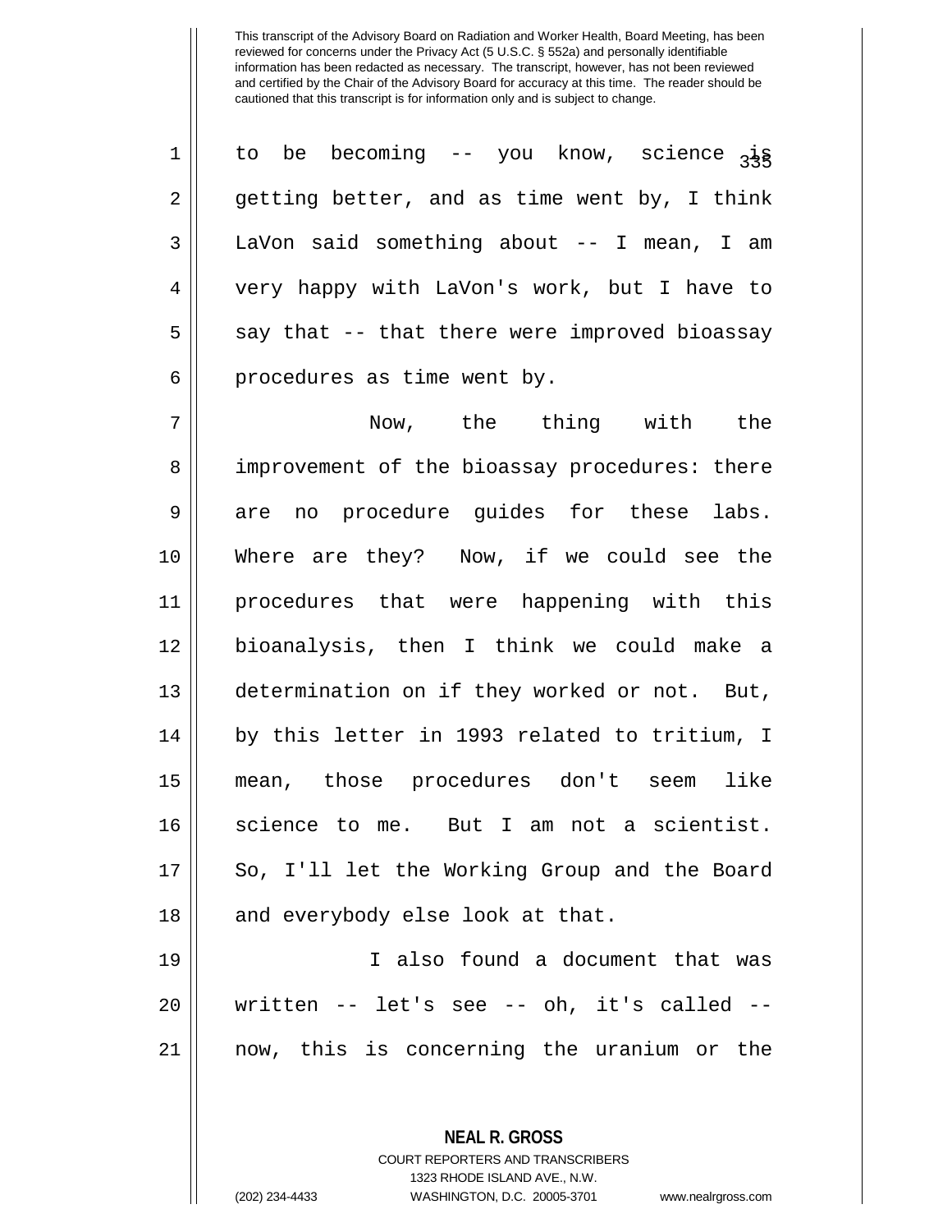to be becoming -- you know, science is getting better, and as time went by, I think LaVon said something about -- I mean, I am very happy with LaVon's work, but I have to say that -- that there were improved bioassay procedures as time went by.

Now, the thing with the improvement of the bioassay procedures: there are no procedure guides for these labs. Where are they? Now, if we could see the procedures that were happening with this bioanalysis, then I think we could make a determination on if they worked or not. But, by this letter in 1993 related to tritium, I mean, those procedures don't seem like science to me. But I am not a scientist. So, I'll let the Working Group and the Board and everybody else look at that.

I also found a document that was written -- let's see -- oh, it's called -- now, this is concerning the uranium or the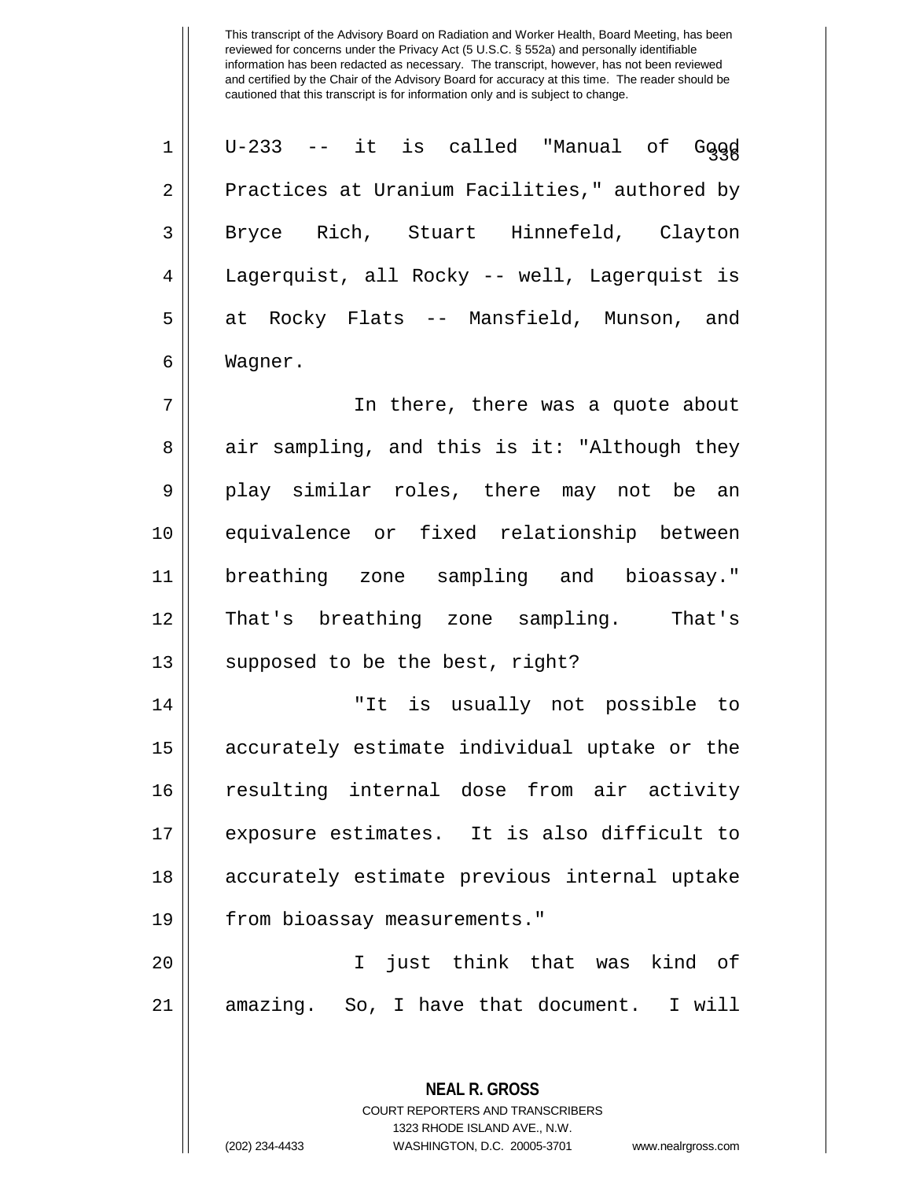U-233 -- it is called "Manual of Good Practices at Uranium Facilities," authored by Bryce Rich, Stuart Hinnefeld, Clayton Lagerquist, all Rocky -- well, Lagerquist is at Rocky Flats -- Mansfield, Munson, and Wagner.

In there, there was a quote about air sampling, and this is it: "Although they play similar roles, there may not be an equivalence or fixed relationship between breathing zone sampling and bioassay." That's breathing zone sampling. That's supposed to be the best, right?

"It is usually not possible to accurately estimate individual uptake or the resulting internal dose from air activity exposure estimates. It is also difficult to accurately estimate previous internal uptake from bioassay measurements."

I just think that was kind of amazing. So, I have that document. I will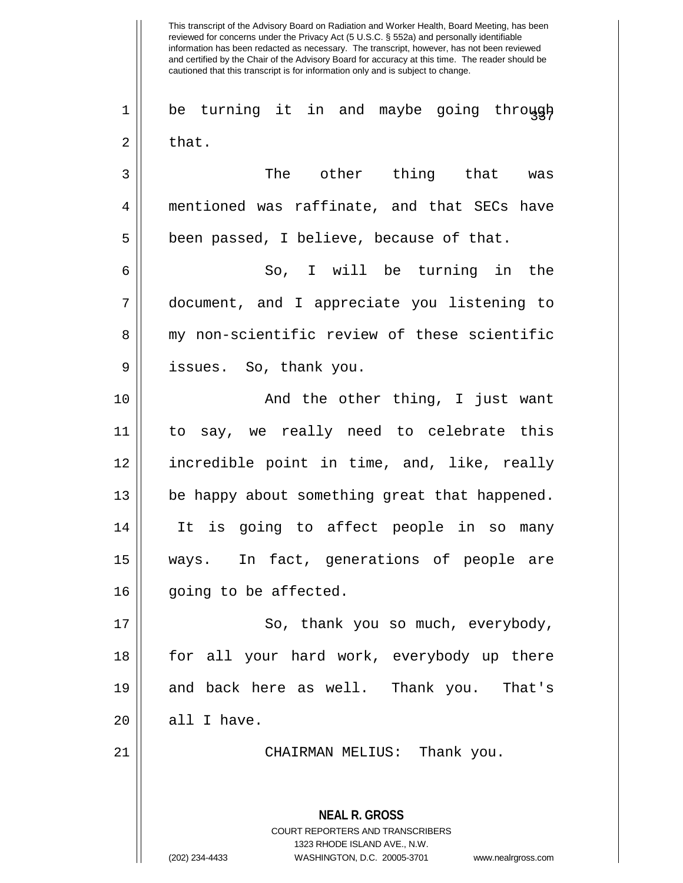This transcript of the Advisory Board on Radiation and Worker Health, Board Meeting, has been reviewed for concerns under the Privacy Act (5 U.S.C. § 552a) and personally identifiable information has been redacted as necessary. The transcript, however, has not been reviewed and certified by the Chair of the Advisory Board for accuracy at this time. The reader should be cautioned that this transcript is for information only and is subject to change.

be turning it in and maybe going through that.

The other thing that was mentioned was raffinate, and that SECs have been passed, I believe, because of that.

So, I will be turning in the document, and I appreciate you listening to my non-scientific review of these scientific issues. So, thank you.

And the other thing, I just want to say, we really need to celebrate this incredible point in time, and, like, really be happy about something great that happened. It is going to affect people in so many ways. In fact, generations of people are going to be affected.

So, thank you so much, everybody, for all your hard work, everybody up there and back here as well. Thank you. That's all I have.

CHAIRMAN MELIUS: Thank you.

**NEAL R. GROSS**
COURT REPORTERS AND TRANSCRIBERS
1323 RHODE ISLAND AVE., N.W.
(202) 234-4433 WASHINGTON, D.C. 20005-3701 www.nealrgross.com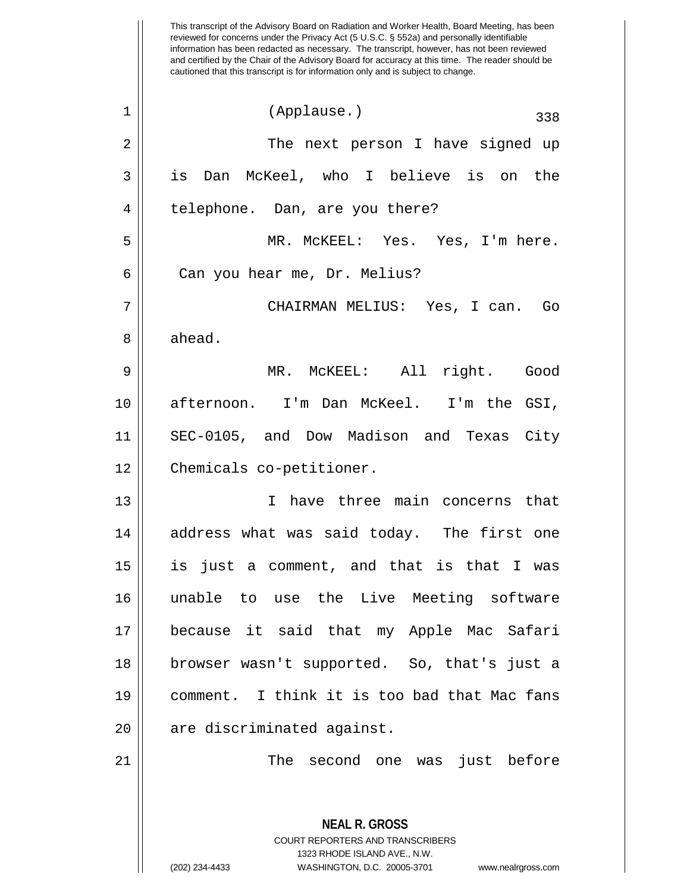This transcript of the Advisory Board on Radiation and Worker Health, Board Meeting, has been reviewed for concerns under the Privacy Act (5 U.S.C. § 552a) and personally identifiable information has been redacted as necessary. The transcript, however, has not been reviewed and certified by the Chair of the Advisory Board for accuracy at this time. The reader should be cautioned that this transcript is for information only and is subject to change.

(Applause.)

The next person I have signed up is Dan McKeel, who I believe is on the telephone. Dan, are you there?

MR. McKEEL: Yes. Yes, I'm here. Can you hear me, Dr. Melius?

CHAIRMAN MELIUS: Yes, I can. Go ahead.

MR. McKEEL: All right. Good afternoon. I'm Dan McKeel. I'm the GSI, SEC-0105, and Dow Madison and Texas City Chemicals co-petitioner.

I have three main concerns that address what was said today. The first one is just a comment, and that is that I was unable to use the Live Meeting software because it said that my Apple Mac Safari browser wasn't supported. So, that's just a comment. I think it is too bad that Mac fans are discriminated against.

The second one was just before

NEAL R. GROSS
COURT REPORTERS AND TRANSCRIBERS
1323 RHODE ISLAND AVE., N.W.
(202) 234-4433 WASHINGTON, D.C. 20005-3701 www.nealrgross.com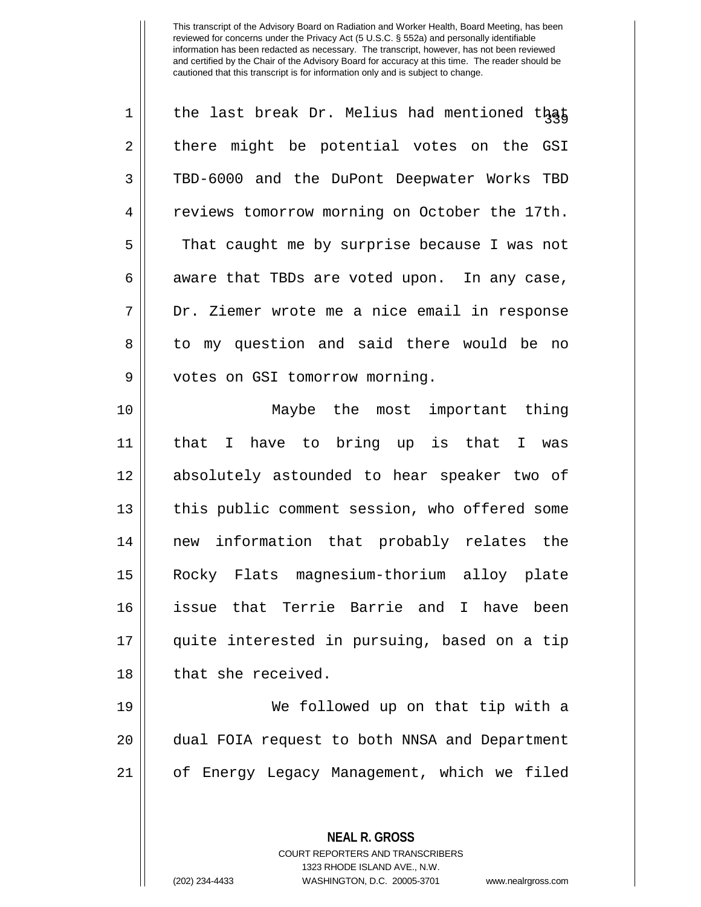This transcript of the Advisory Board on Radiation and Worker Health, Board Meeting, has been reviewed for concerns under the Privacy Act (5 U.S.C. § 552a) and personally identifiable information has been redacted as necessary. The transcript, however, has not been reviewed and certified by the Chair of the Advisory Board for accuracy at this time. The reader should be cautioned that this transcript is for information only and is subject to change.

the last break Dr. Melius had mentioned that there might be potential votes on the GSI TBD-6000 and the DuPont Deepwater Works TBD reviews tomorrow morning on October the 17th. That caught me by surprise because I was not aware that TBDs are voted upon. In any case, Dr. Ziemer wrote me a nice email in response to my question and said there would be no votes on GSI tomorrow morning.

Maybe the most important thing that I have to bring up is that I was absolutely astounded to hear speaker two of this public comment session, who offered some new information that probably relates the Rocky Flats magnesium-thorium alloy plate issue that Terrie Barrie and I have been quite interested in pursuing, based on a tip that she received.

We followed up on that tip with a dual FOIA request to both NNSA and Department of Energy Legacy Management, which we filed

**NEAL R. GROSS**
COURT REPORTERS AND TRANSCRIBERS
1323 RHODE ISLAND AVE., N.W.
(202) 234-4433 WASHINGTON, D.C. 20005-3701 www.nealrgross.com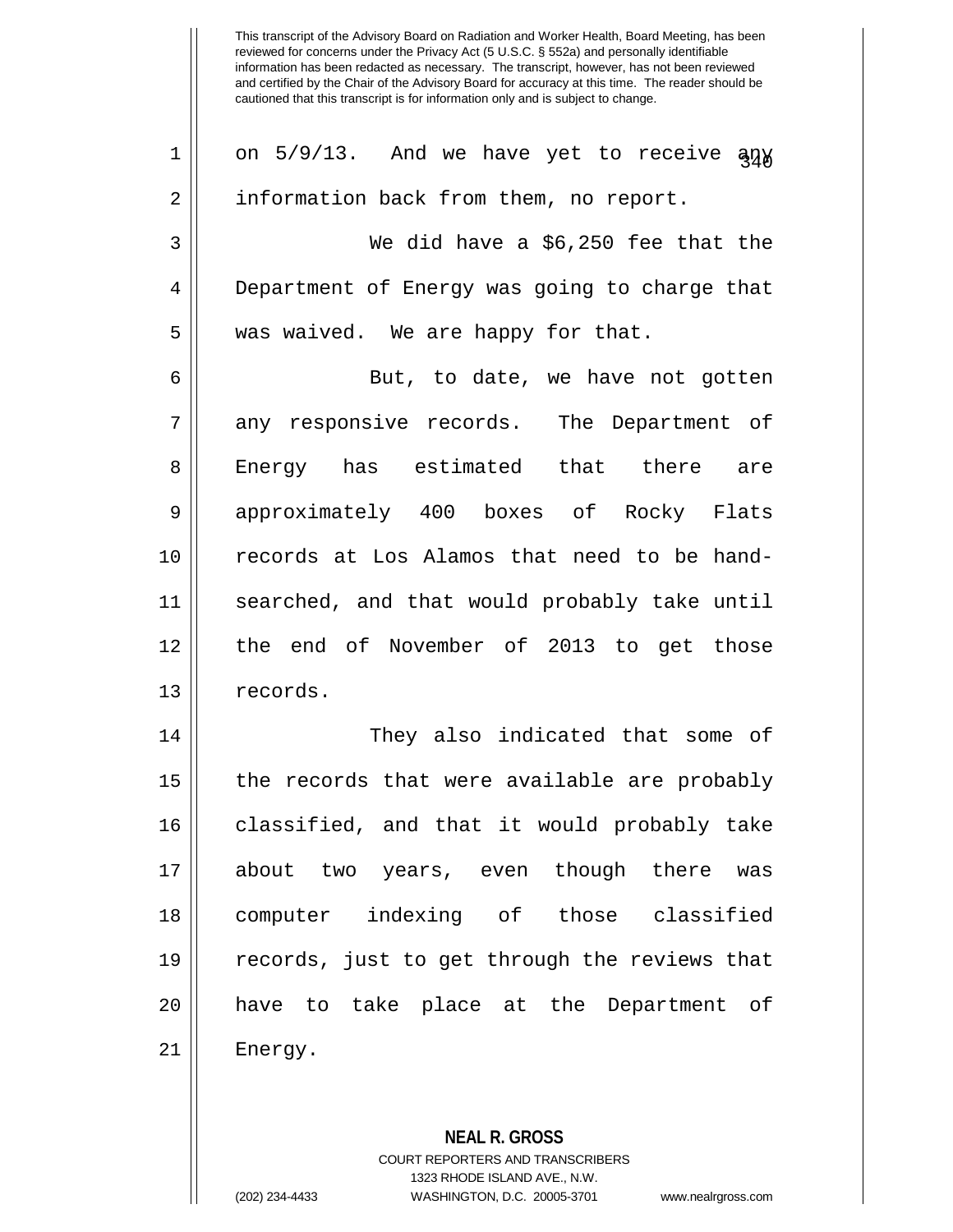on 5/9/13. And we have yet to receive any information back from them, no report.

We did have a $6,250 fee that the Department of Energy was going to charge that was waived. We are happy for that.

But, to date, we have not gotten any responsive records. The Department of Energy has estimated that there are approximately 400 boxes of Rocky Flats records at Los Alamos that need to be hand-searched, and that would probably take until the end of November of 2013 to get those records.

They also indicated that some of the records that were available are probably classified, and that it would probably take about two years, even though there was computer indexing of those classified records, just to get through the reviews that have to take place at the Department of Energy.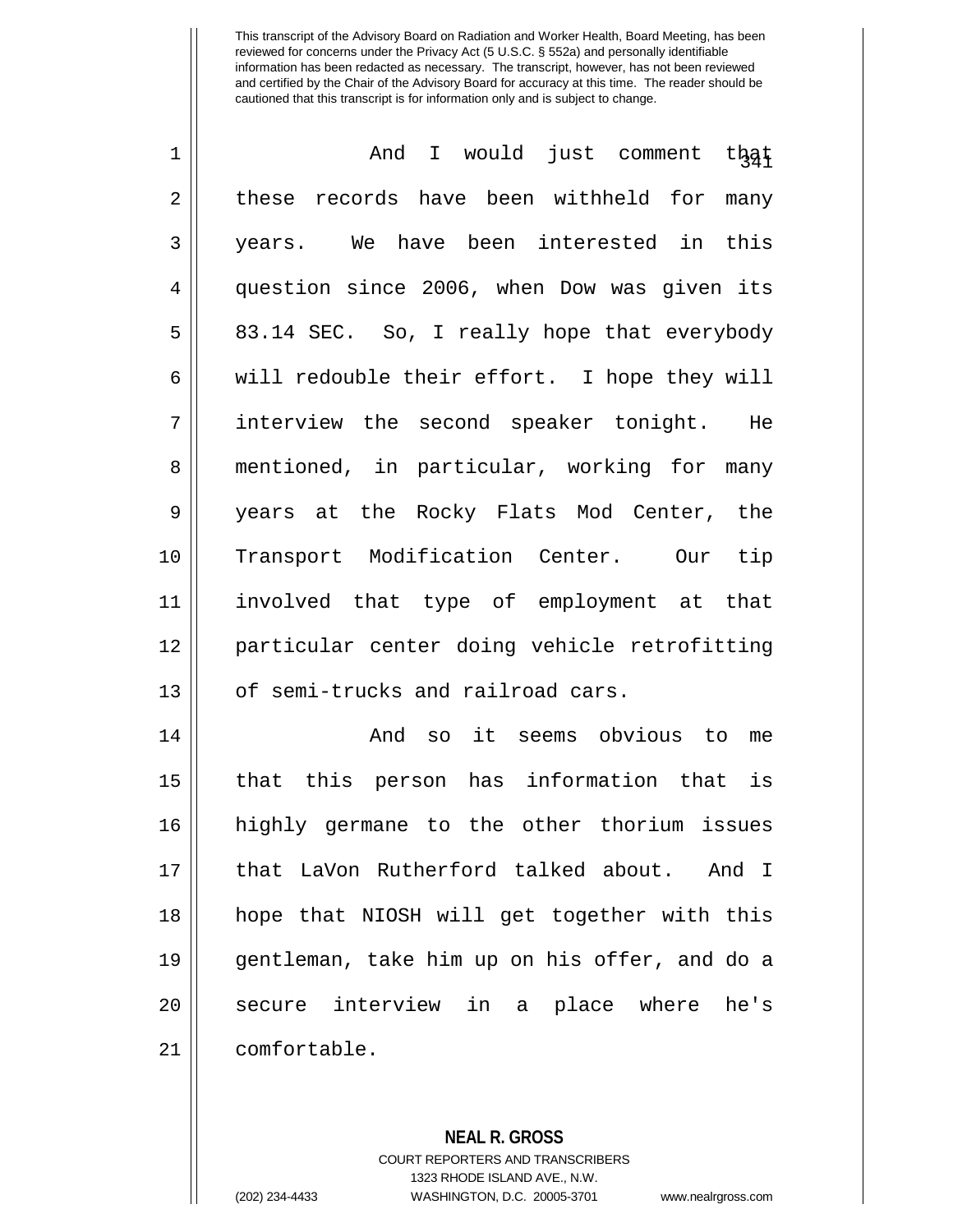This transcript of the Advisory Board on Radiation and Worker Health, Board Meeting, has been reviewed for concerns under the Privacy Act (5 U.S.C. § 552a) and personally identifiable information has been redacted as necessary. The transcript, however, has not been reviewed and certified by the Chair of the Advisory Board for accuracy at this time. The reader should be cautioned that this transcript is for information only and is subject to change.

And I would just comment that these records have been withheld for many years. We have been interested in this question since 2006, when Dow was given its 83.14 SEC. So, I really hope that everybody will redouble their effort. I hope they will interview the second speaker tonight. He mentioned, in particular, working for many years at the Rocky Flats Mod Center, the Transport Modification Center. Our tip involved that type of employment at that particular center doing vehicle retrofitting of semi-trucks and railroad cars.

And so it seems obvious to me that this person has information that is highly germane to the other thorium issues that LaVon Rutherford talked about. And I hope that NIOSH will get together with this gentleman, take him up on his offer, and do a secure interview in a place where he's comfortable.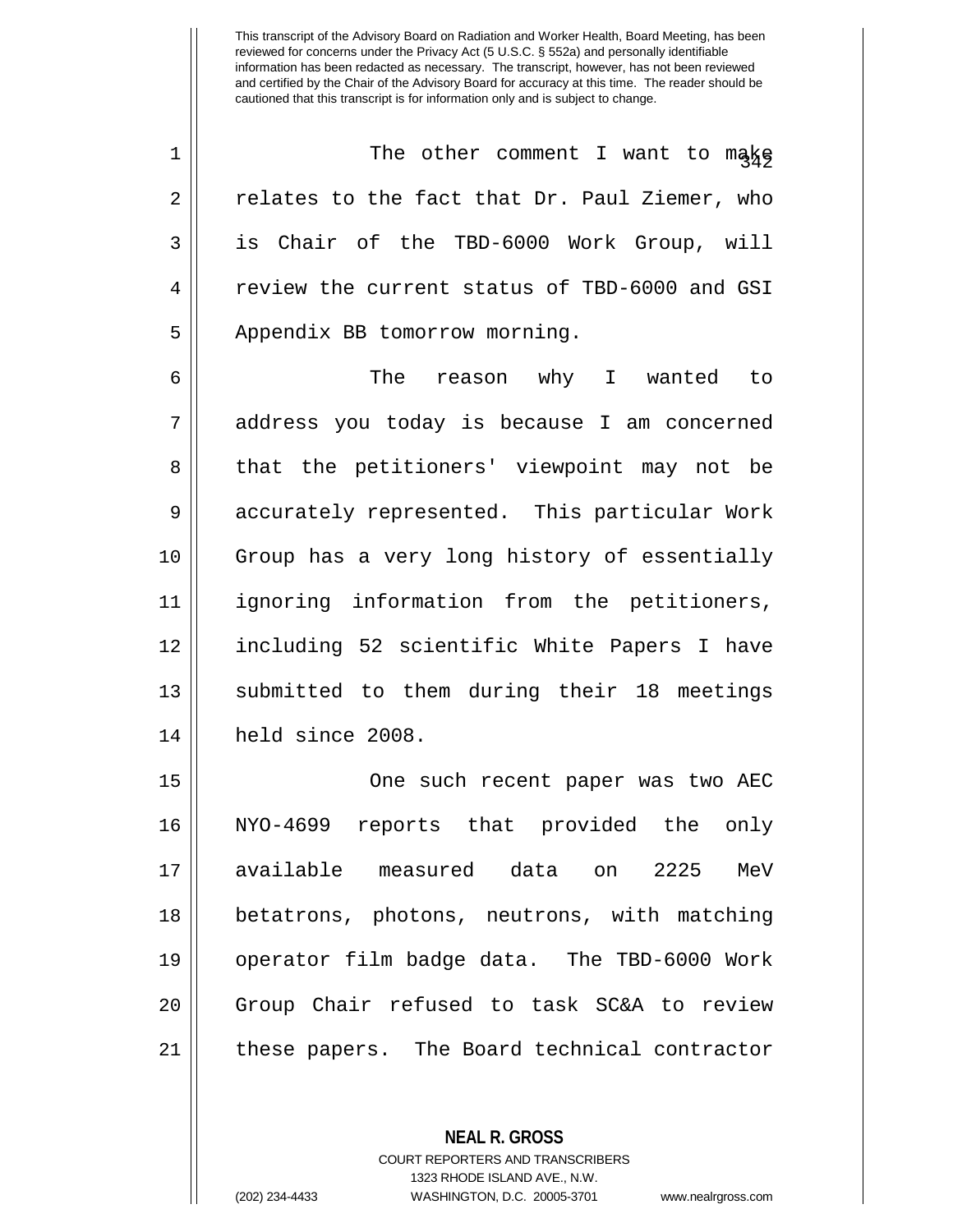This transcript of the Advisory Board on Radiation and Worker Health, Board Meeting, has been reviewed for concerns under the Privacy Act (5 U.S.C. § 552a) and personally identifiable information has been redacted as necessary. The transcript, however, has not been reviewed and certified by the Chair of the Advisory Board for accuracy at this time. The reader should be cautioned that this transcript is for information only and is subject to change.

The other comment I want to make relates to the fact that Dr. Paul Ziemer, who is Chair of the TBD-6000 Work Group, will review the current status of TBD-6000 and GSI Appendix BB tomorrow morning.

The reason why I wanted to address you today is because I am concerned that the petitioners' viewpoint may not be accurately represented. This particular Work Group has a very long history of essentially ignoring information from the petitioners, including 52 scientific White Papers I have submitted to them during their 18 meetings held since 2008.

One such recent paper was two AEC NYO-4699 reports that provided the only available measured data on 2225 MeV betatrons, photons, neutrons, with matching operator film badge data. The TBD-6000 Work Group Chair refused to task SC&A to review these papers. The Board technical contractor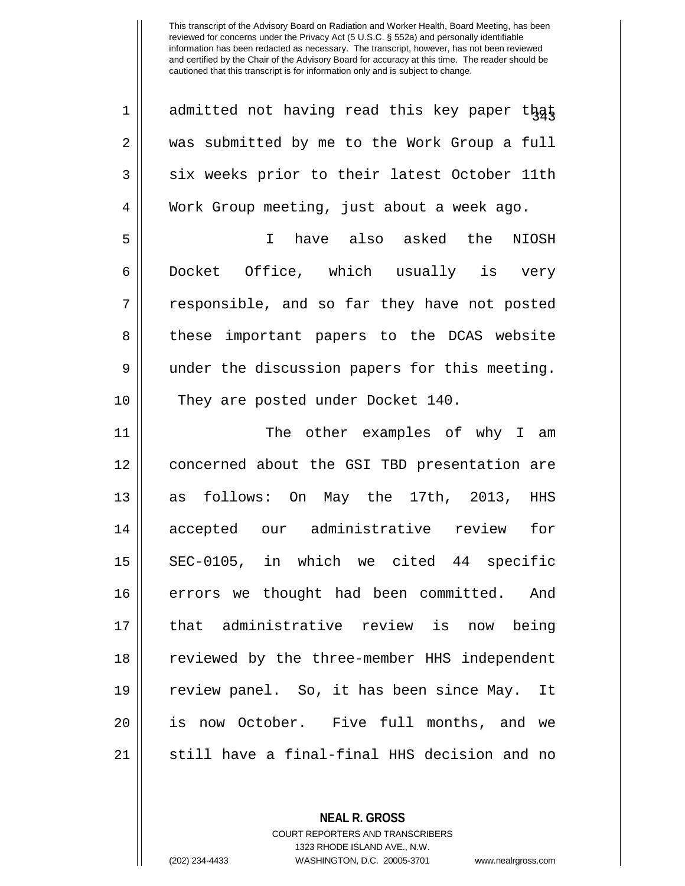admitted not having read this key paper that was submitted by me to the Work Group a full six weeks prior to their latest October 11th Work Group meeting, just about a week ago.

I have also asked the NIOSH Docket Office, which usually is very responsible, and so far they have not posted these important papers to the DCAS website under the discussion papers for this meeting. They are posted under Docket 140.

The other examples of why I am concerned about the GSI TBD presentation are as follows: On May the 17th, 2013, HHS accepted our administrative review for SEC-0105, in which we cited 44 specific errors we thought had been committed. And that administrative review is now being reviewed by the three-member HHS independent review panel. So, it has been since May. It is now October. Five full months, and we still have a final-final HHS decision and no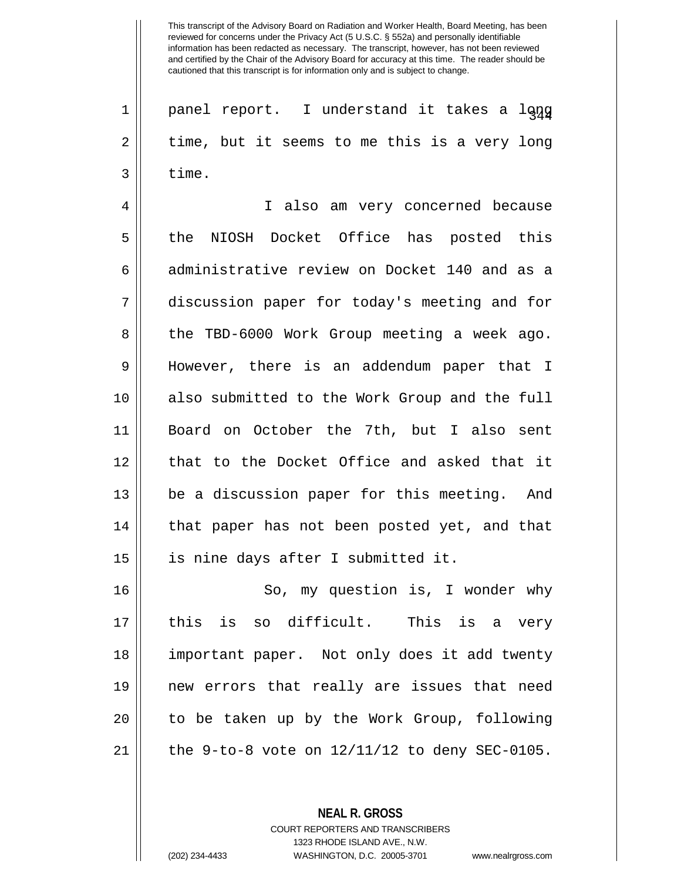panel report. I understand it takes a long time, but it seems to me this is a very long time.

I also am very concerned because the NIOSH Docket Office has posted this administrative review on Docket 140 and as a discussion paper for today's meeting and for the TBD-6000 Work Group meeting a week ago. However, there is an addendum paper that I also submitted to the Work Group and the full Board on October the 7th, but I also sent that to the Docket Office and asked that it be a discussion paper for this meeting. And that paper has not been posted yet, and that is nine days after I submitted it.

So, my question is, I wonder why this is so difficult. This is a very important paper. Not only does it add twenty new errors that really are issues that need to be taken up by the Work Group, following the 9-to-8 vote on 12/11/12 to deny SEC-0105.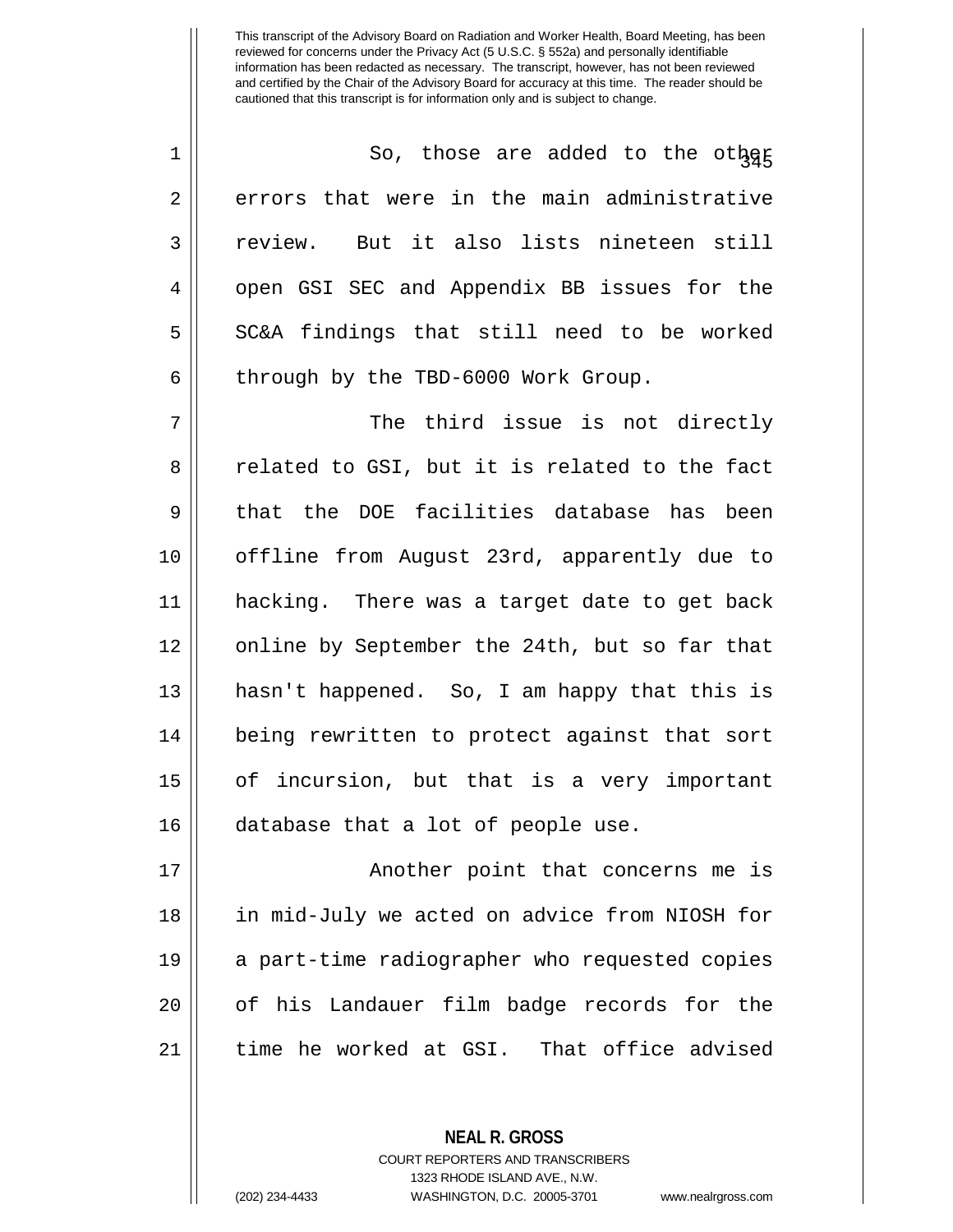So, those are added to the other errors that were in the main administrative review. But it also lists nineteen still open GSI SEC and Appendix BB issues for the SC&A findings that still need to be worked through by the TBD-6000 Work Group.

The third issue is not directly related to GSI, but it is related to the fact that the DOE facilities database has been offline from August 23rd, apparently due to hacking. There was a target date to get back online by September the 24th, but so far that hasn't happened. So, I am happy that this is being rewritten to protect against that sort of incursion, but that is a very important database that a lot of people use.

Another point that concerns me is in mid-July we acted on advice from NIOSH for a part-time radiographer who requested copies of his Landauer film badge records for the time he worked at GSI. That office advised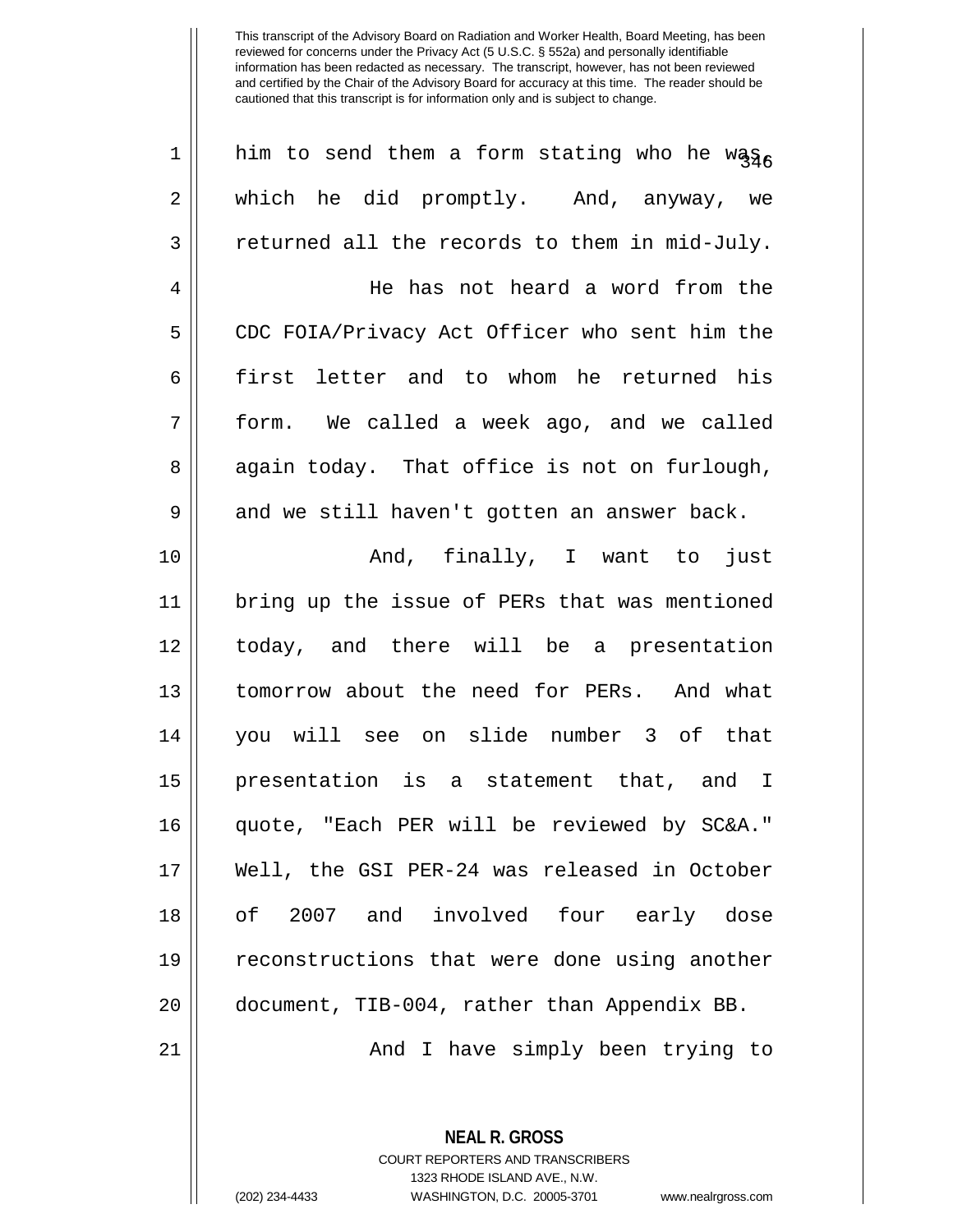him to send them a form stating who he was, which he did promptly. And, anyway, we returned all the records to them in mid-July.

He has not heard a word from the CDC FOIA/Privacy Act Officer who sent him the first letter and to whom he returned his form. We called a week ago, and we called again today. That office is not on furlough, and we still haven't gotten an answer back.

And, finally, I want to just bring up the issue of PERs that was mentioned today, and there will be a presentation tomorrow about the need for PERs. And what you will see on slide number 3 of that presentation is a statement that, and I quote, "Each PER will be reviewed by SC&A." Well, the GSI PER-24 was released in October of 2007 and involved four early dose reconstructions that were done using another document, TIB-004, rather than Appendix BB.

And I have simply been trying to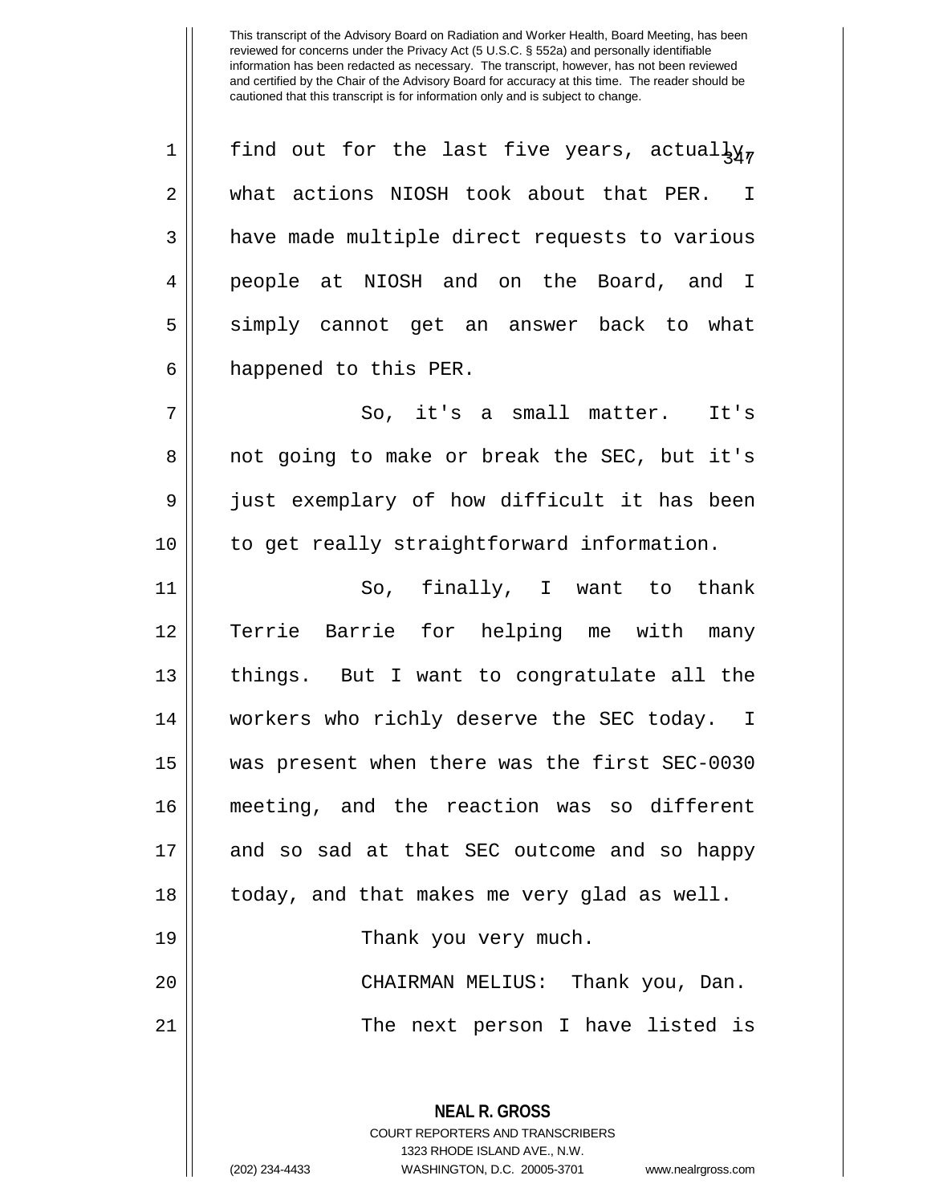find out for the last five years, actually, what actions NIOSH took about that PER. I have made multiple direct requests to various people at NIOSH and on the Board, and I simply cannot get an answer back to what happened to this PER.

So, it's a small matter. It's not going to make or break the SEC, but it's just exemplary of how difficult it has been to get really straightforward information.

So, finally, I want to thank Terrie Barrie for helping me with many things. But I want to congratulate all the workers who richly deserve the SEC today. I was present when there was the first SEC-0030 meeting, and the reaction was so different and so sad at that SEC outcome and so happy today, and that makes me very glad as well.

Thank you very much.

CHAIRMAN MELIUS: Thank you, Dan.

The next person I have listed is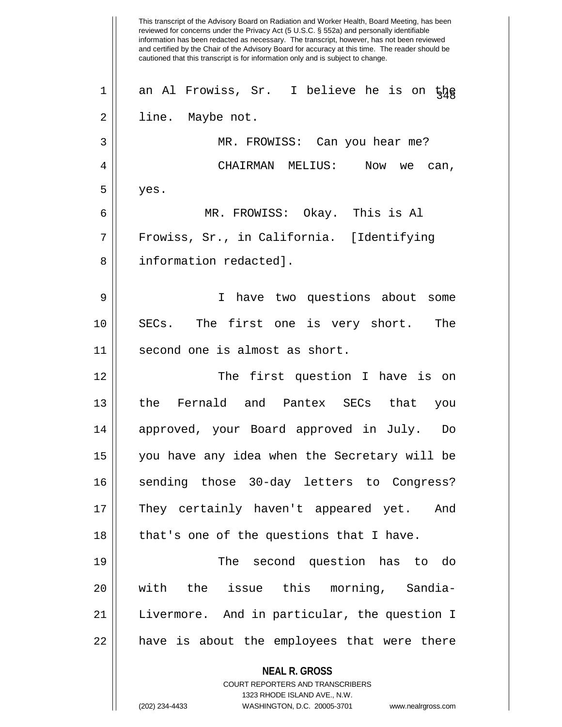an Al Frowiss, Sr. I believe he is on the line. Maybe not.

MR. FROWISS: Can you hear me?

CHAIRMAN MELIUS: Now we can, yes.

MR. FROWISS: Okay. This is Al Frowiss, Sr., in California. [Identifying information redacted].

I have two questions about some SECs. The first one is very short. The second one is almost as short.

The first question I have is on the Fernald and Pantex SECs that you approved, your Board approved in July. Do you have any idea when the Secretary will be sending those 30-day letters to Congress? They certainly haven't appeared yet. And that's one of the questions that I have.

The second question has to do with the issue this morning, Sandia-Livermore. And in particular, the question I have is about the employees that were there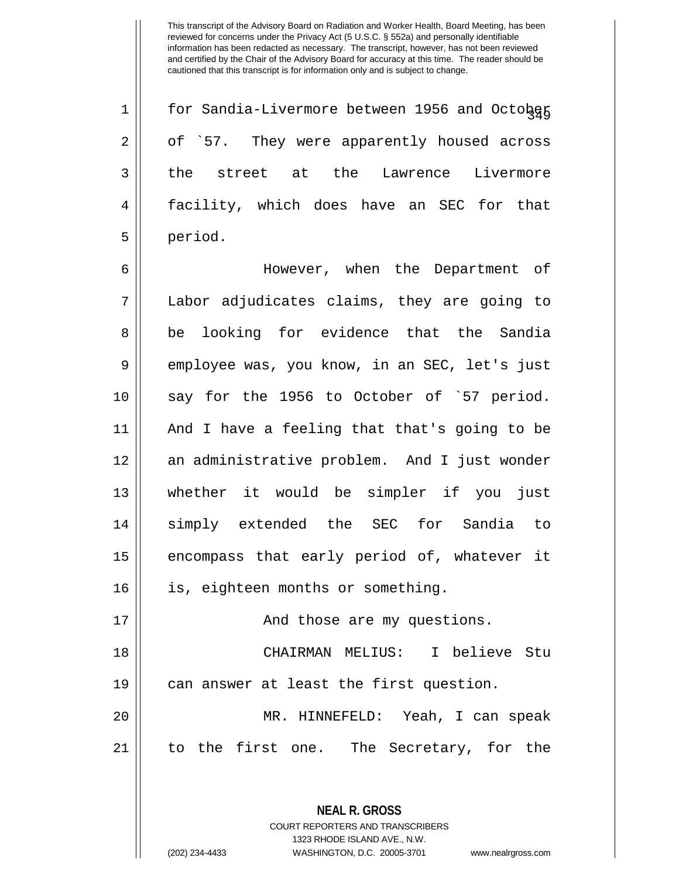for Sandia-Livermore between 1956 and October of `57. They were apparently housed across the street at the Lawrence Livermore facility, which does have an SEC for that period.

However, when the Department of Labor adjudicates claims, they are going to be looking for evidence that the Sandia employee was, you know, in an SEC, let's just say for the 1956 to October of `57 period. And I have a feeling that that's going to be an administrative problem. And I just wonder whether it would be simpler if you just simply extended the SEC for Sandia to encompass that early period of, whatever it is, eighteen months or something.

And those are my questions.

CHAIRMAN MELIUS: I believe Stu can answer at least the first question.

MR. HINNEFELD: Yeah, I can speak to the first one. The Secretary, for the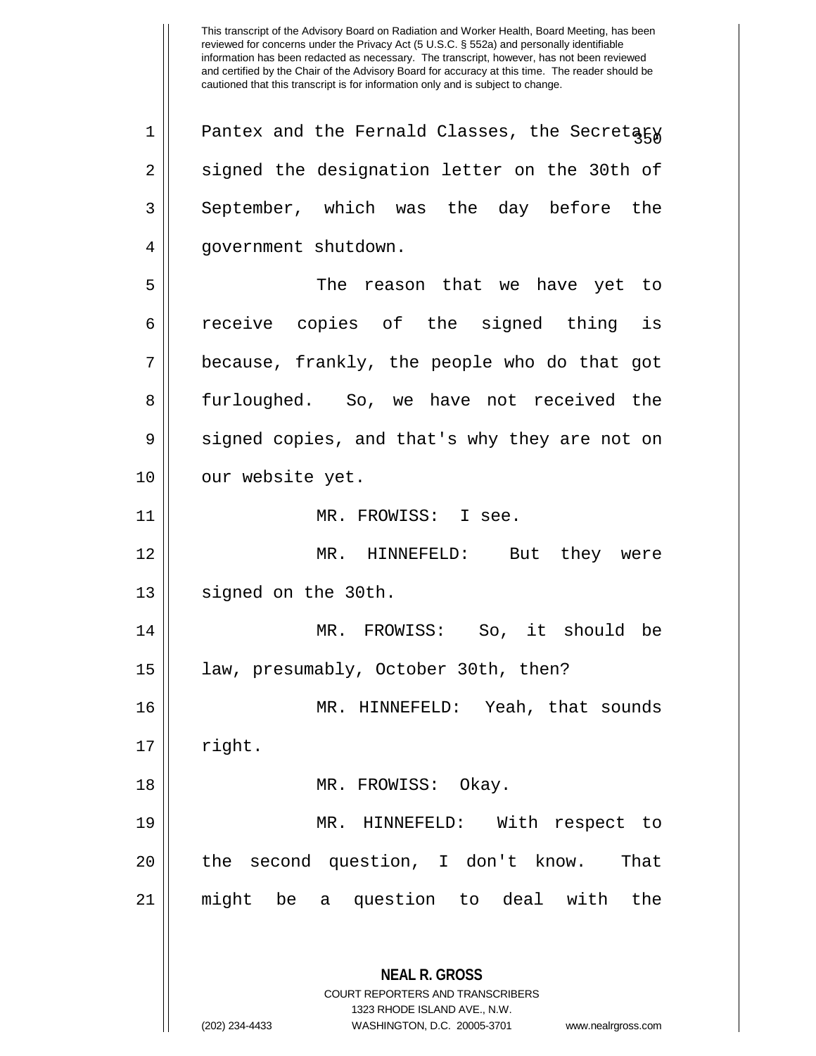Pantex and the Fernald Classes, the Secretary signed the designation letter on the 30th of September, which was the day before the government shutdown.

The reason that we have yet to receive copies of the signed thing is because, frankly, the people who do that got furloughed. So, we have not received the signed copies, and that's why they are not on our website yet.

MR. FROWISS: I see.

MR. HINNEFELD: But they were signed on the 30th.

MR. FROWISS: So, it should be law, presumably, October 30th, then?

MR. HINNEFELD: Yeah, that sounds right.

MR. FROWISS: Okay.

MR. HINNEFELD: With respect to the second question, I don't know. That might be a question to deal with the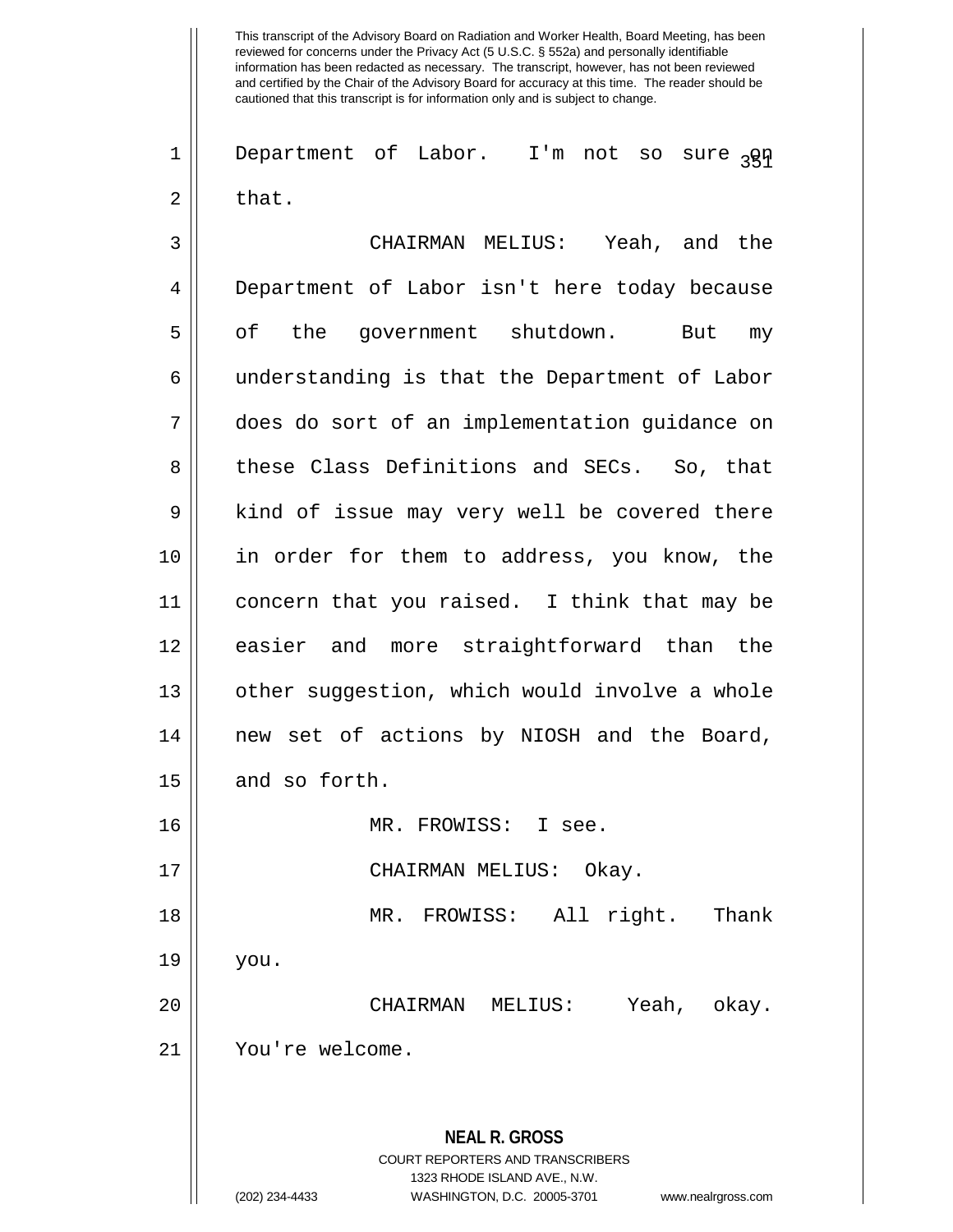Department of Labor. I'm not so sure on that.

CHAIRMAN MELIUS: Yeah, and the Department of Labor isn't here today because of the government shutdown. But my understanding is that the Department of Labor does do sort of an implementation guidance on these Class Definitions and SECs. So, that kind of issue may very well be covered there in order for them to address, you know, the concern that you raised. I think that may be easier and more straightforward than the other suggestion, which would involve a whole new set of actions by NIOSH and the Board, and so forth.

MR. FROWISS: I see.

CHAIRMAN MELIUS: Okay.

MR. FROWISS: All right. Thank you.

CHAIRMAN MELIUS: Yeah, okay. You're welcome.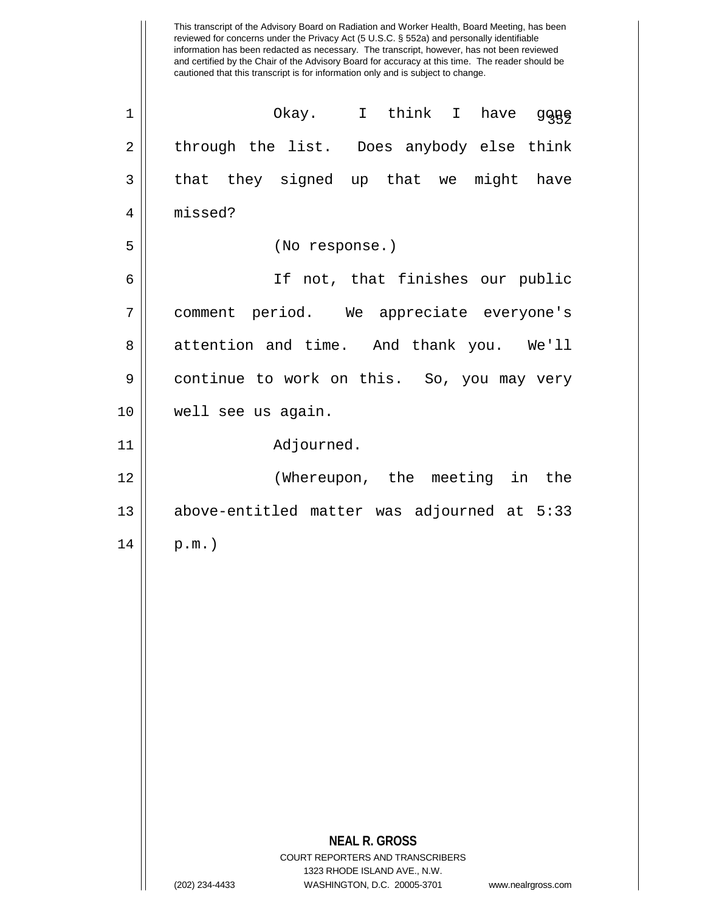This transcript of the Advisory Board on Radiation and Worker Health, Board Meeting, has been reviewed for concerns under the Privacy Act (5 U.S.C. § 552a) and personally identifiable information has been redacted as necessary. The transcript, however, has not been reviewed and certified by the Chair of the Advisory Board for accuracy at this time. The reader should be cautioned that this transcript is for information only and is subject to change.

Okay. I think I have gone through the list. Does anybody else think that they signed up that we might have missed?

(No response.)

If not, that finishes our public comment period. We appreciate everyone's attention and time. And thank you. We'll continue to work on this. So, you may very well see us again.

Adjourned.

(Whereupon, the meeting in the above-entitled matter was adjourned at 5:33 p.m.)